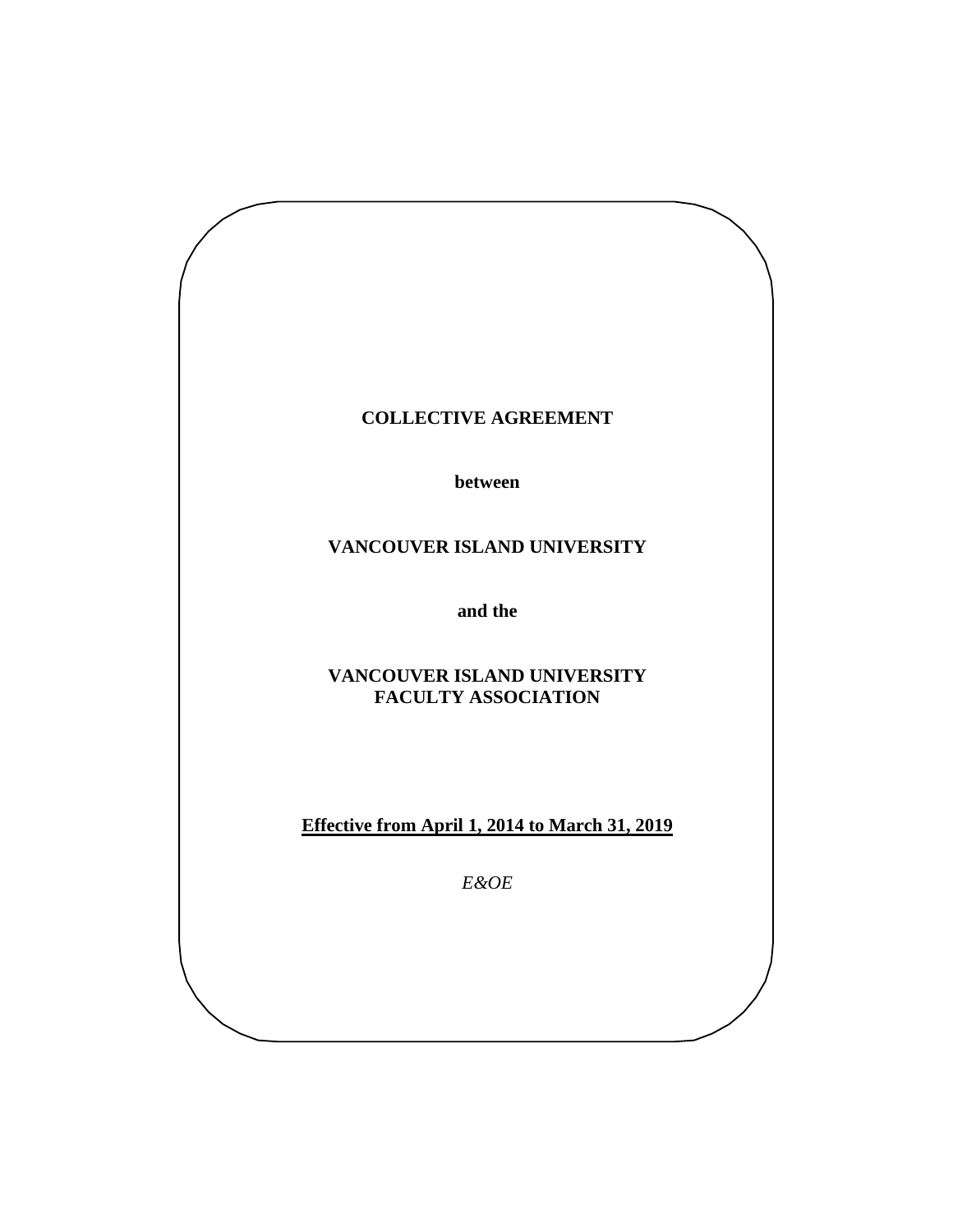# COLLECTIVE AGREEMENT

**between**

**VANCOUVER ISLAND UNIVERSITY**

**and the**

**VANCOUVER ISLAND UNIVERSITY FACULTY ASSOCIATION**

**Effective from April 1, 2014 to March 31, 2019**

*E&OE*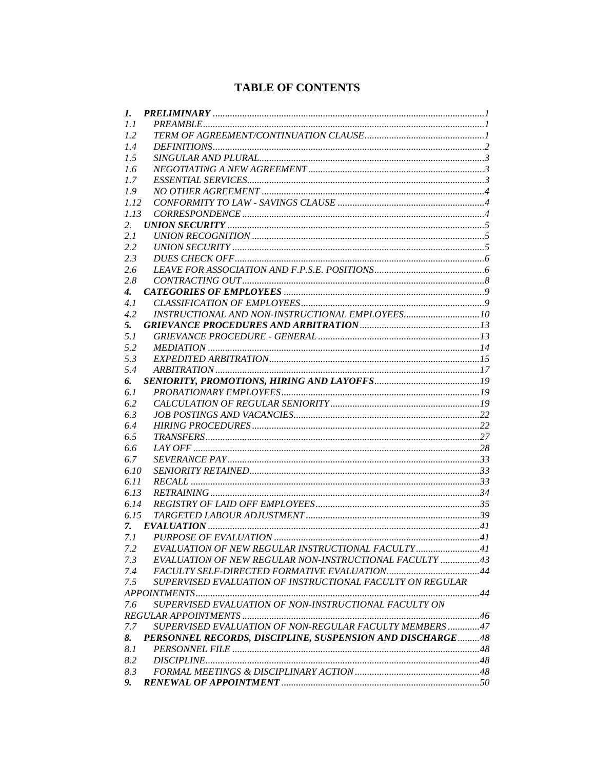# TABLE OF CONTENTS

| | | |
|---|---|---|
| ***1.*** | ***PRELIMINARY*** | *1* |
| *1.1* | *PREAMBLE* | *1* |
| *1.2* | *TERM OF AGREEMENT/CONTINUATION CLAUSE* | *1* |
| *1.4* | *DEFINITIONS* | *2* |
| *1.5* | *SINGULAR AND PLURAL* | *3* |
| *1.6* | *NEGOTIATING A NEW AGREEMENT* | *3* |
| *1.7* | *ESSENTIAL SERVICES* | *3* |
| *1.9* | *NO OTHER AGREEMENT* | *4* |
| *1.12* | *CONFORMITY TO LAW - SAVINGS CLAUSE* | *4* |
| *1.13* | *CORRESPONDENCE* | *4* |
| *2.* | ***UNION SECURITY*** | *5* |
| *2.1* | *UNION RECOGNITION* | *5* |
| *2.2* | *UNION SECURITY* | *5* |
| *2.3* | *DUES CHECK OFF* | *6* |
| *2.6* | *LEAVE FOR ASSOCIATION AND F.P.S.E. POSITIONS* | *6* |
| *2.8* | *CONTRACTING OUT* | *8* |
| ***4.*** | ***CATEGORIES OF EMPLOYEES*** | *9* |
| *4.1* | *CLASSIFICATION OF EMPLOYEES* | *9* |
| *4.2* | *INSTRUCTIONAL AND NON-INSTRUCTIONAL EMPLOYEES* | *10* |
| ***5.*** | ***GRIEVANCE PROCEDURES AND ARBITRATION*** | *13* |
| *5.1* | *GRIEVANCE PROCEDURE - GENERAL* | *13* |
| *5.2* | *MEDIATION* | *14* |
| *5.3* | *EXPEDITED ARBITRATION* | *15* |
| *5.4* | *ARBITRATION* | *17* |
| ***6.*** | ***SENIORITY, PROMOTIONS, HIRING AND LAYOFFS*** | *19* |
| *6.1* | *PROBATIONARY EMPLOYEES* | *19* |
| *6.2* | *CALCULATION OF REGULAR SENIORITY* | *19* |
| *6.3* | *JOB POSTINGS AND VACANCIES* | *22* |
| *6.4* | *HIRING PROCEDURES* | *22* |
| *6.5* | *TRANSFERS* | *27* |
| *6.6* | *LAY OFF* | *28* |
| *6.7* | *SEVERANCE PAY* | *33* |
| *6.10* | *SENIORITY RETAINED* | *33* |
| *6.11* | *RECALL* | *33* |
| *6.13* | *RETRAINING* | *34* |
| *6.14* | *REGISTRY OF LAID OFF EMPLOYEES* | *35* |
| *6.15* | *TARGETED LABOUR ADJUSTMENT* | *39* |
| ***7.*** | ***EVALUATION*** | *41* |
| *7.1* | *PURPOSE OF EVALUATION* | *41* |
| *7.2* | *EVALUATION OF NEW REGULAR INSTRUCTIONAL FACULTY* | *41* |
| *7.3* | *EVALUATION OF NEW REGULAR NON-INSTRUCTIONAL FACULTY* | *43* |
| *7.4* | *FACULTY SELF-DIRECTED FORMATIVE EVALUATION* | *44* |
| *7.5* | *SUPERVISED EVALUATION OF INSTRUCTIONAL FACULTY ON REGULAR APPOINTMENTS* | *44* |
| *7.6* | *SUPERVISED EVALUATION OF NON-INSTRUCTIONAL FACULTY ON REGULAR APPOINTMENTS* | *46* |
| *7.7* | *SUPERVISED EVALUATION OF NON-REGULAR FACULTY MEMBERS* | *47* |
| ***8.*** | ***PERSONNEL RECORDS, DISCIPLINE, SUSPENSION AND DISCHARGE*** | *48* |
| *8.1* | *PERSONNEL FILE* | *48* |
| *8.2* | *DISCIPLINE* | *48* |
| *8.3* | *FORMAL MEETINGS & DISCIPLINARY ACTION* | *48* |
| ***9.*** | ***RENEWAL OF APPOINTMENT*** | *50* |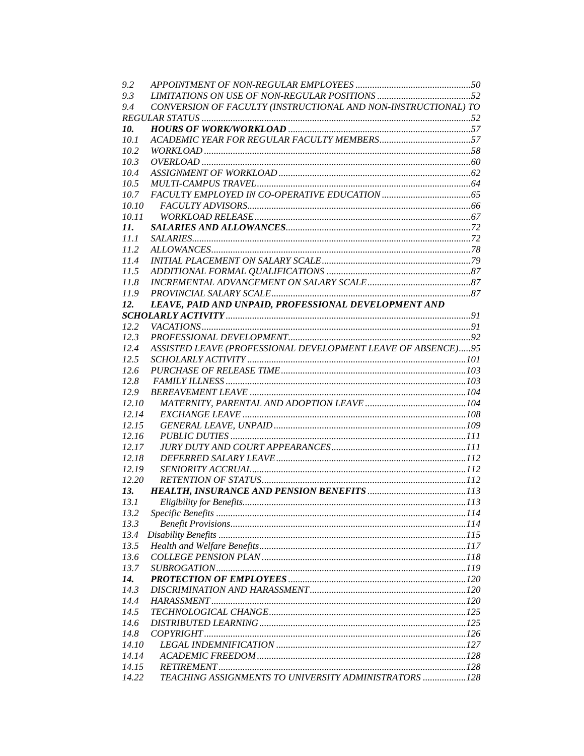| | | |
|---|---|---|
| *9.2* | *APPOINTMENT OF NON-REGULAR EMPLOYEES* | *50* |
| *9.3* | *LIMITATIONS ON USE OF NON-REGULAR POSITIONS* | *52* |
| *9.4* | *CONVERSION OF FACULTY (INSTRUCTIONAL AND NON-INSTRUCTIONAL) TO REGULAR STATUS* | *52* |
| ***10.*** | ***HOURS OF WORK/WORKLOAD*** | ***57*** |
| *10.1* | *ACADEMIC YEAR FOR REGULAR FACULTY MEMBERS* | *57* |
| *10.2* | *WORKLOAD* | *58* |
| *10.3* | *OVERLOAD* | *60* |
| *10.4* | *ASSIGNMENT OF WORKLOAD* | *62* |
| *10.5* | *MULTI-CAMPUS TRAVEL* | *64* |
| *10.7* | *FACULTY EMPLOYED IN CO-OPERATIVE EDUCATION* | *65* |
| *10.10* | *FACULTY ADVISORS* | *66* |
| *10.11* | *WORKLOAD RELEASE* | *67* |
| ***11.*** | ***SALARIES AND ALLOWANCES*** | ***72*** |
| *11.1* | *SALARIES* | *72* |
| *11.2* | *ALLOWANCES* | *78* |
| *11.4* | *INITIAL PLACEMENT ON SALARY SCALE* | *79* |
| *11.5* | *ADDITIONAL FORMAL QUALIFICATIONS* | *87* |
| *11.8* | *INCREMENTAL ADVANCEMENT ON SALARY SCALE* | *87* |
| *11.9* | *PROVINCIAL SALARY SCALE* | *87* |
| ***12.*** | ***LEAVE, PAID AND UNPAID, PROFESSIONAL DEVELOPMENT AND SCHOLARLY ACTIVITY*** | ***91*** |
| *12.2* | *VACATIONS* | *91* |
| *12.3* | *PROFESSIONAL DEVELOPMENT* | *92* |
| *12.4* | *ASSISTED LEAVE (PROFESSIONAL DEVELOPMENT LEAVE OF ABSENCE)* | *95* |
| *12.5* | *SCHOLARLY ACTIVITY* | *101* |
| *12.6* | *PURCHASE OF RELEASE TIME* | *103* |
| *12.8* | *FAMILY ILLNESS* | *103* |
| *12.9* | *BEREAVEMENT LEAVE* | *104* |
| *12.10* | *MATERNITY, PARENTAL AND ADOPTION LEAVE* | *104* |
| *12.14* | *EXCHANGE LEAVE* | *108* |
| *12.15* | *GENERAL LEAVE, UNPAID* | *109* |
| *12.16* | *PUBLIC DUTIES* | *111* |
| *12.17* | *JURY DUTY AND COURT APPEARANCES* | *111* |
| *12.18* | *DEFERRED SALARY LEAVE* | *112* |
| *12.19* | *SENIORITY ACCRUAL* | *112* |
| *12.20* | *RETENTION OF STATUS* | *112* |
| ***13.*** | ***HEALTH, INSURANCE AND PENSION BENEFITS*** | ***113*** |
| *13.1* | *Eligibility for Benefits* | *113* |
| *13.2* | *Specific Benefits* | *114* |
| *13.3* | *Benefit Provisions* | *114* |
| *13.4* | *Disability Benefits* | *115* |
| *13.5* | *Health and Welfare Benefits* | *117* |
| *13.6* | *COLLEGE PENSION PLAN* | *118* |
| *13.7* | *SUBROGATION* | *119* |
| ***14.*** | ***PROTECTION OF EMPLOYEES*** | ***120*** |
| *14.3* | *DISCRIMINATION AND HARASSMENT* | *120* |
| *14.4* | *HARASSMENT* | *120* |
| *14.5* | *TECHNOLOGICAL CHANGE* | *125* |
| *14.6* | *DISTRIBUTED LEARNING* | *125* |
| *14.8* | *COPYRIGHT* | *126* |
| *14.10* | *LEGAL INDEMNIFICATION* | *127* |
| *14.14* | *ACADEMIC FREEDOM* | *128* |
| *14.15* | *RETIREMENT* | *128* |
| *14.22* | *TEACHING ASSIGNMENTS TO UNIVERSITY ADMINISTRATORS* | *128* |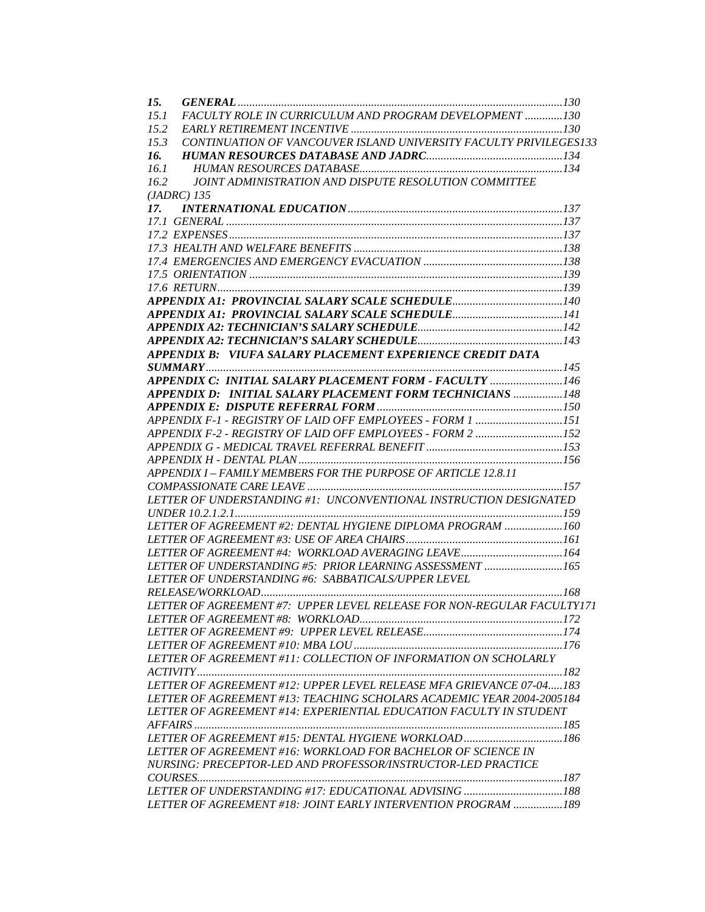***15. GENERAL***...130
*15.1 FACULTY ROLE IN CURRICULUM AND PROGRAM DEVELOPMENT*...130
*15.2 EARLY RETIREMENT INCENTIVE*...130
*15.3 CONTINUATION OF VANCOUVER ISLAND UNIVERSITY FACULTY PRIVILEGES*133
***16. HUMAN RESOURCES DATABASE AND JADRC***...134
*16.1 HUMAN RESOURCES DATABASE*...134
*16.2 JOINT ADMINISTRATION AND DISPUTE RESOLUTION COMMITTEE (JADRC)* 135
***17. INTERNATIONAL EDUCATION***...137
*17.1 GENERAL*...137
*17.2 EXPENSES*...137
*17.3 HEALTH AND WELFARE BENEFITS*...138
*17.4 EMERGENCIES AND EMERGENCY EVACUATION*...138
*17.5 ORIENTATION*...139
*17.6 RETURN*...139
***APPENDIX A1: PROVINCIAL SALARY SCALE SCHEDULE***...140
***APPENDIX A1: PROVINCIAL SALARY SCALE SCHEDULE***...141
***APPENDIX A2: TECHNICIAN'S SALARY SCHEDULE***...142
***APPENDIX A2: TECHNICIAN'S SALARY SCHEDULE***...143
***APPENDIX B: VIUFA SALARY PLACEMENT EXPERIENCE CREDIT DATA SUMMARY***...145
***APPENDIX C: INITIAL SALARY PLACEMENT FORM - FACULTY***...146
***APPENDIX D: INITIAL SALARY PLACEMENT FORM TECHNICIANS***...148
***APPENDIX E: DISPUTE REFERRAL FORM***...150
*APPENDIX F-1 - REGISTRY OF LAID OFF EMPLOYEES - FORM 1*...151
*APPENDIX F-2 - REGISTRY OF LAID OFF EMPLOYEES - FORM 2*...152
*APPENDIX G - MEDICAL TRAVEL REFERRAL BENEFIT*...153
*APPENDIX H - DENTAL PLAN*...156
*APPENDIX I – FAMILY MEMBERS FOR THE PURPOSE OF ARTICLE 12.8.11 COMPASSIONATE CARE LEAVE*...157
*LETTER OF UNDERSTANDING #1: UNCONVENTIONAL INSTRUCTION DESIGNATED UNDER 10.2.1.2.1*...159
*LETTER OF AGREEMENT #2: DENTAL HYGIENE DIPLOMA PROGRAM*...160
*LETTER OF AGREEMENT #3: USE OF AREA CHAIRS*...161
*LETTER OF AGREEMENT #4: WORKLOAD AVERAGING LEAVE*...164
*LETTER OF UNDERSTANDING #5: PRIOR LEARNING ASSESSMENT*...165
*LETTER OF UNDERSTANDING #6: SABBATICALS/UPPER LEVEL RELEASE/WORKLOAD*...168
*LETTER OF AGREEMENT #7: UPPER LEVEL RELEASE FOR NON-REGULAR FACULTY*171
*LETTER OF AGREEMENT #8: WORKLOAD*...172
*LETTER OF AGREEMENT #9: UPPER LEVEL RELEASE*...174
*LETTER OF AGREEMENT #10: MBA LOU*...176
*LETTER OF AGREEMENT #11: COLLECTION OF INFORMATION ON SCHOLARLY ACTIVITY*...182
*LETTER OF AGREEMENT #12: UPPER LEVEL RELEASE MFA GRIEVANCE 07-04*...183
*LETTER OF AGREEMENT #13: TEACHING SCHOLARS ACADEMIC YEAR 2004-2005*184
*LETTER OF AGREEMENT #14: EXPERIENTIAL EDUCATION FACULTY IN STUDENT AFFAIRS*...185
*LETTER OF AGREEMENT #15: DENTAL HYGIENE WORKLOAD*...186
*LETTER OF AGREEMENT #16: WORKLOAD FOR BACHELOR OF SCIENCE IN NURSING: PRECEPTOR-LED AND PROFESSOR/INSTRUCTOR-LED PRACTICE COURSES*...187
*LETTER OF UNDERSTANDING #17: EDUCATIONAL ADVISING*...188
*LETTER OF AGREEMENT #18: JOINT EARLY INTERVENTION PROGRAM*...189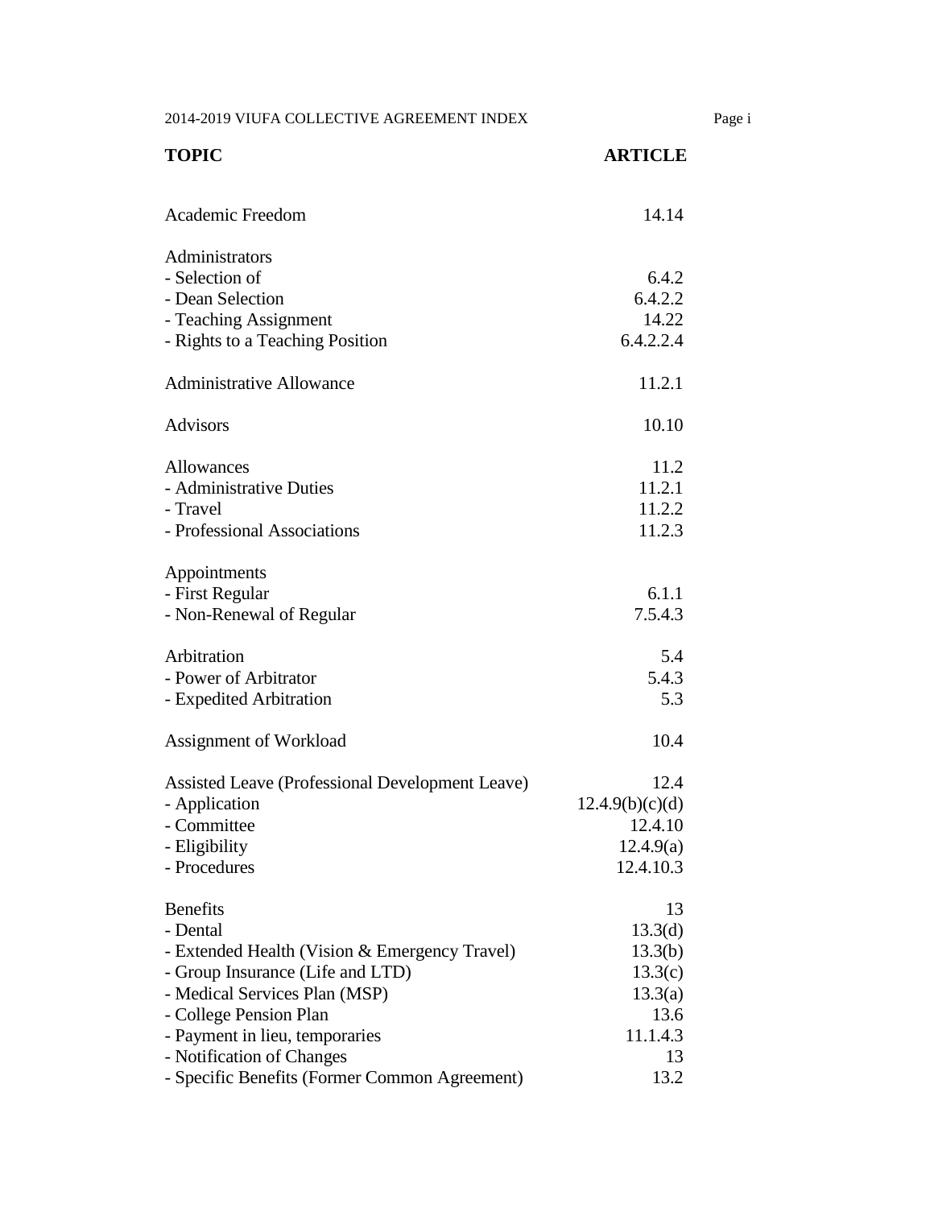| TOPIC | ARTICLE |
|---|---|
| Academic Freedom | 14.14 |
| Administrators | |
| - Selection of | 6.4.2 |
| - Dean Selection | 6.4.2.2 |
| - Teaching Assignment | 14.22 |
| - Rights to a Teaching Position | 6.4.2.2.4 |
| Administrative Allowance | 11.2.1 |
| Advisors | 10.10 |
| Allowances | 11.2 |
| - Administrative Duties | 11.2.1 |
| - Travel | 11.2.2 |
| - Professional Associations | 11.2.3 |
| Appointments | |
| - First Regular | 6.1.1 |
| - Non-Renewal of Regular | 7.5.4.3 |
| Arbitration | 5.4 |
| - Power of Arbitrator | 5.4.3 |
| - Expedited Arbitration | 5.3 |
| Assignment of Workload | 10.4 |
| Assisted Leave (Professional Development Leave) | 12.4 |
| - Application | 12.4.9(b)(c)(d) |
| - Committee | 12.4.10 |
| - Eligibility | 12.4.9(a) |
| - Procedures | 12.4.10.3 |
| Benefits | 13 |
| - Dental | 13.3(d) |
| - Extended Health (Vision & Emergency Travel) | 13.3(b) |
| - Group Insurance (Life and LTD) | 13.3(c) |
| - Medical Services Plan (MSP) | 13.3(a) |
| - College Pension Plan | 13.6 |
| - Payment in lieu, temporaries | 11.1.4.3 |
| - Notification of Changes | 13 |
| - Specific Benefits (Former Common Agreement) | 13.2 |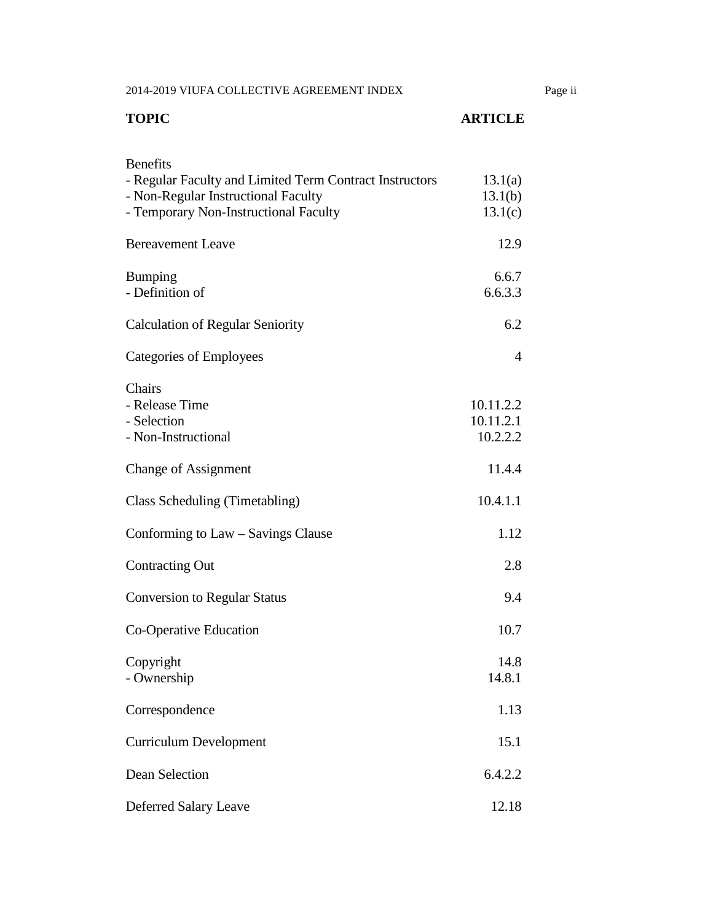| TOPIC | ARTICLE |
|---|---|
| Benefits | |
| - Regular Faculty and Limited Term Contract Instructors | 13.1(a) |
| - Non-Regular Instructional Faculty | 13.1(b) |
| - Temporary Non-Instructional Faculty | 13.1(c) |
| Bereavement Leave | 12.9 |
| Bumping | 6.6.7 |
| - Definition of | 6.6.3.3 |
| Calculation of Regular Seniority | 6.2 |
| Categories of Employees | 4 |
| Chairs | |
| - Release Time | 10.11.2.2 |
| - Selection | 10.11.2.1 |
| - Non-Instructional | 10.2.2.2 |
| Change of Assignment | 11.4.4 |
| Class Scheduling (Timetabling) | 10.4.1.1 |
| Conforming to Law – Savings Clause | 1.12 |
| Contracting Out | 2.8 |
| Conversion to Regular Status | 9.4 |
| Co-Operative Education | 10.7 |
| Copyright | 14.8 |
| - Ownership | 14.8.1 |
| Correspondence | 1.13 |
| Curriculum Development | 15.1 |
| Dean Selection | 6.4.2.2 |
| Deferred Salary Leave | 12.18 |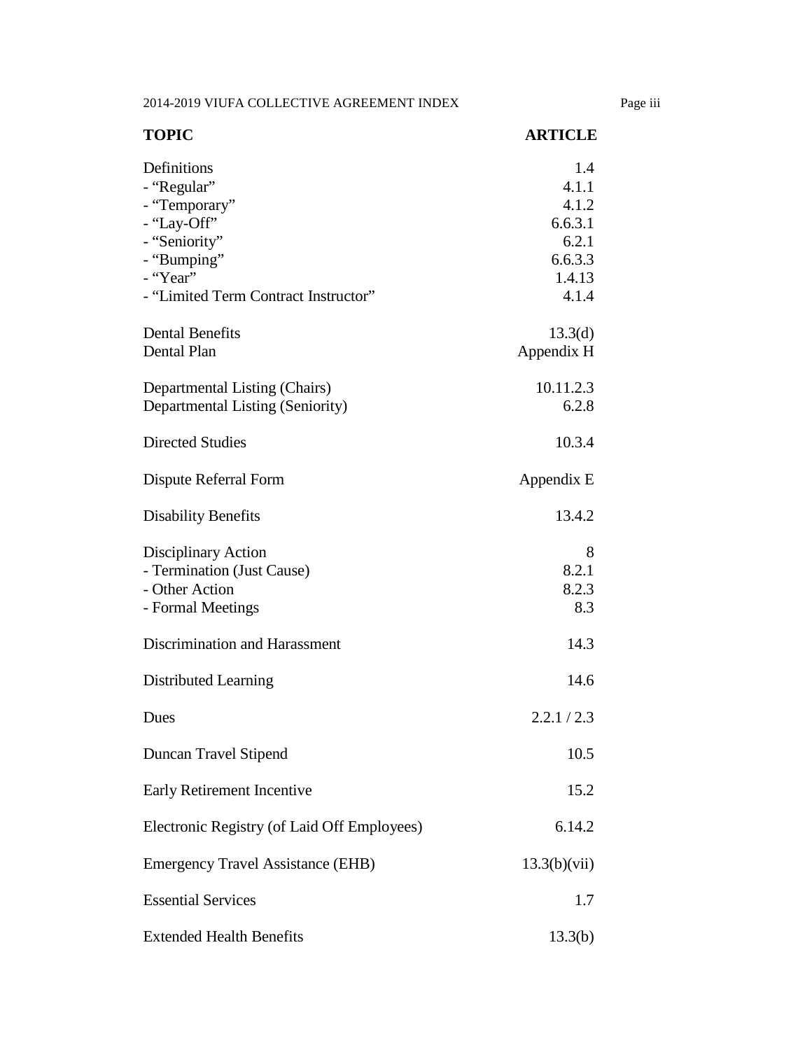| TOPIC | ARTICLE |
|---|---|
| Definitions | 1.4 |
| - "Regular" | 4.1.1 |
| - "Temporary" | 4.1.2 |
| - "Lay-Off" | 6.6.3.1 |
| - "Seniority" | 6.2.1 |
| - "Bumping" | 6.6.3.3 |
| - "Year" | 1.4.13 |
| - "Limited Term Contract Instructor" | 4.1.4 |
| Dental Benefits | 13.3(d) |
| Dental Plan | Appendix H |
| Departmental Listing (Chairs) | 10.11.2.3 |
| Departmental Listing (Seniority) | 6.2.8 |
| Directed Studies | 10.3.4 |
| Dispute Referral Form | Appendix E |
| Disability Benefits | 13.4.2 |
| Disciplinary Action | 8 |
| - Termination (Just Cause) | 8.2.1 |
| - Other Action | 8.2.3 |
| - Formal Meetings | 8.3 |
| Discrimination and Harassment | 14.3 |
| Distributed Learning | 14.6 |
| Dues | 2.2.1 / 2.3 |
| Duncan Travel Stipend | 10.5 |
| Early Retirement Incentive | 15.2 |
| Electronic Registry (of Laid Off Employees) | 6.14.2 |
| Emergency Travel Assistance (EHB) | 13.3(b)(vii) |
| Essential Services | 1.7 |
| Extended Health Benefits | 13.3(b) |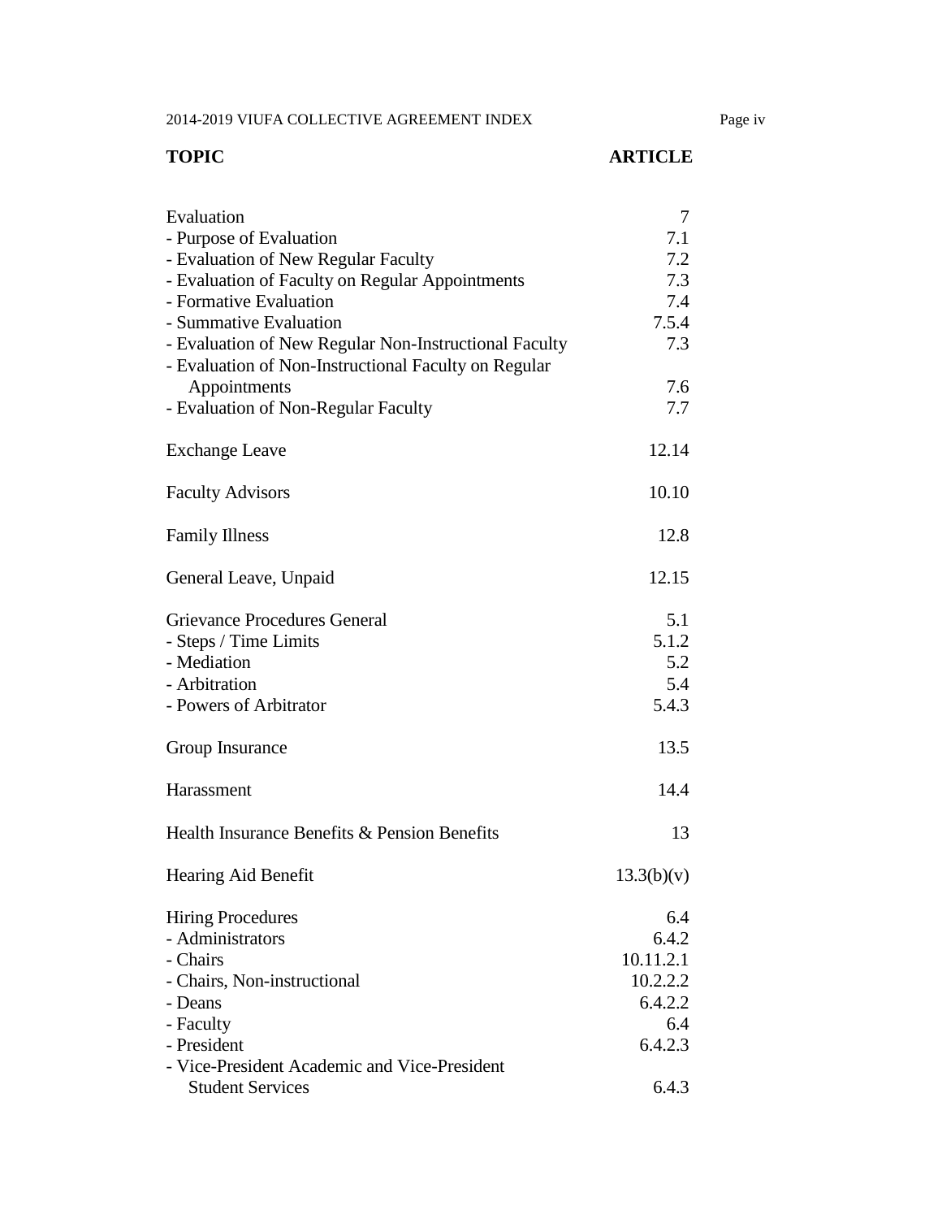| TOPIC | ARTICLE |
|---|---|
| Evaluation | 7 |
| - Purpose of Evaluation | 7.1 |
| - Evaluation of New Regular Faculty | 7.2 |
| - Evaluation of Faculty on Regular Appointments | 7.3 |
| - Formative Evaluation | 7.4 |
| - Summative Evaluation | 7.5.4 |
| - Evaluation of New Regular Non-Instructional Faculty | 7.3 |
| - Evaluation of Non-Instructional Faculty on Regular Appointments | 7.6 |
| - Evaluation of Non-Regular Faculty | 7.7 |
| Exchange Leave | 12.14 |
| Faculty Advisors | 10.10 |
| Family Illness | 12.8 |
| General Leave, Unpaid | 12.15 |
| Grievance Procedures General | 5.1 |
| - Steps / Time Limits | 5.1.2 |
| - Mediation | 5.2 |
| - Arbitration | 5.4 |
| - Powers of Arbitrator | 5.4.3 |
| Group Insurance | 13.5 |
| Harassment | 14.4 |
| Health Insurance Benefits & Pension Benefits | 13 |
| Hearing Aid Benefit | 13.3(b)(v) |
| Hiring Procedures | 6.4 |
| - Administrators | 6.4.2 |
| - Chairs | 10.11.2.1 |
| - Chairs, Non-instructional | 10.2.2.2 |
| - Deans | 6.4.2.2 |
| - Faculty | 6.4 |
| - President | 6.4.2.3 |
| - Vice-President Academic and Vice-President Student Services | 6.4.3 |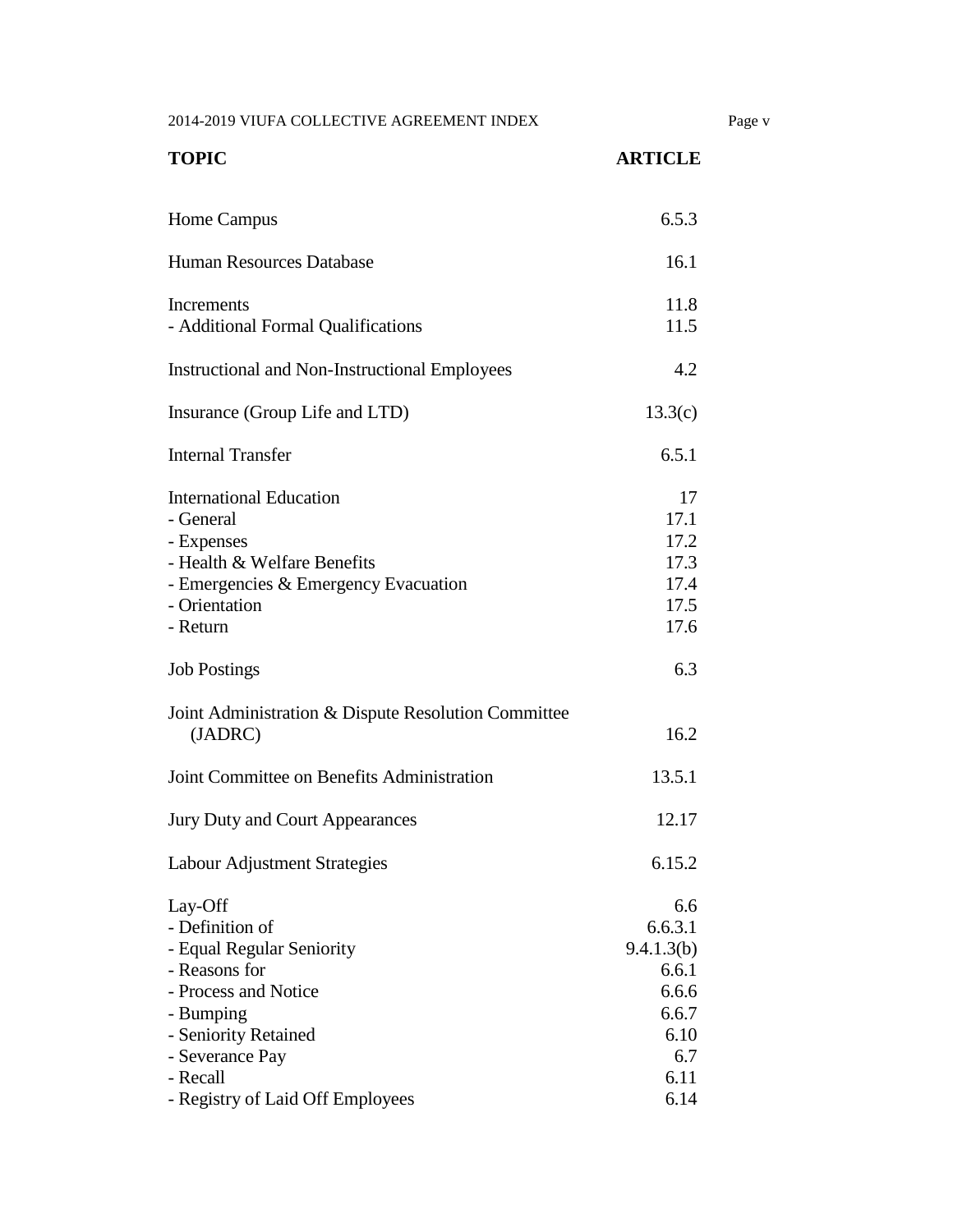| TOPIC | ARTICLE |
| --- | --- |
| Home Campus | 6.5.3 |
| Human Resources Database | 16.1 |
| Increments | 11.8 |
| - Additional Formal Qualifications | 11.5 |
| Instructional and Non-Instructional Employees | 4.2 |
| Insurance (Group Life and LTD) | 13.3(c) |
| Internal Transfer | 6.5.1 |
| International Education | 17 |
| - General | 17.1 |
| - Expenses | 17.2 |
| - Health & Welfare Benefits | 17.3 |
| - Emergencies & Emergency Evacuation | 17.4 |
| - Orientation | 17.5 |
| - Return | 17.6 |
| Job Postings | 6.3 |
| Joint Administration & Dispute Resolution Committee (JADRC) | 16.2 |
| Joint Committee on Benefits Administration | 13.5.1 |
| Jury Duty and Court Appearances | 12.17 |
| Labour Adjustment Strategies | 6.15.2 |
| Lay-Off | 6.6 |
| - Definition of | 6.6.3.1 |
| - Equal Regular Seniority | 9.4.1.3(b) |
| - Reasons for | 6.6.1 |
| - Process and Notice | 6.6.6 |
| - Bumping | 6.6.7 |
| - Seniority Retained | 6.10 |
| - Severance Pay | 6.7 |
| - Recall | 6.11 |
| - Registry of Laid Off Employees | 6.14 |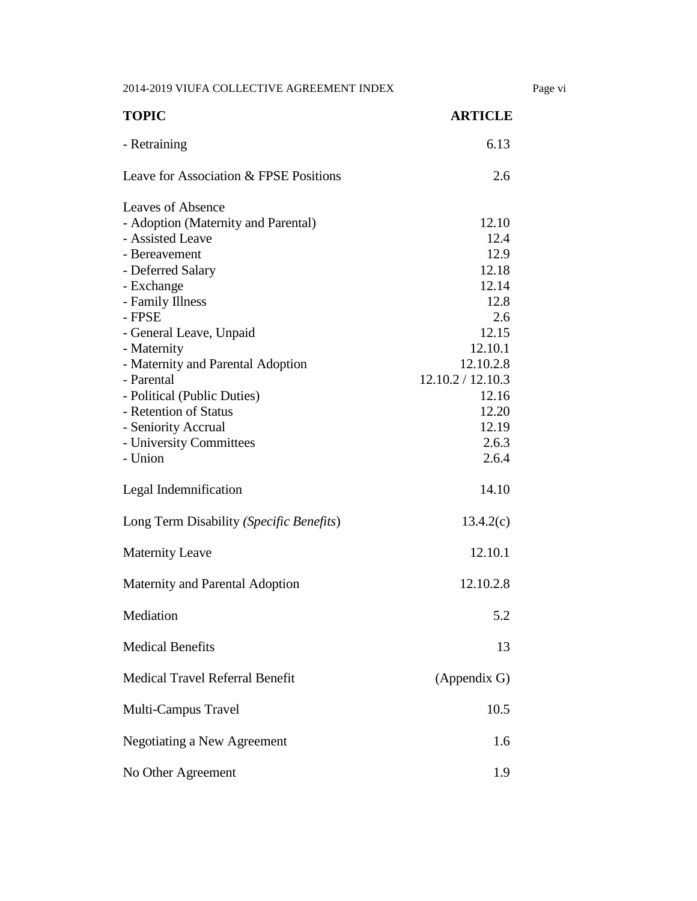| TOPIC | ARTICLE |
|---|---|
| - Retraining | 6.13 |
| Leave for Association & FPSE Positions | 2.6 |
| Leaves of Absence | |
| - Adoption (Maternity and Parental) | 12.10 |
| - Assisted Leave | 12.4 |
| - Bereavement | 12.9 |
| - Deferred Salary | 12.18 |
| - Exchange | 12.14 |
| - Family Illness | 12.8 |
| - FPSE | 2.6 |
| - General Leave, Unpaid | 12.15 |
| - Maternity | 12.10.1 |
| - Maternity and Parental Adoption | 12.10.2.8 |
| - Parental | 12.10.2 / 12.10.3 |
| - Political (Public Duties) | 12.16 |
| - Retention of Status | 12.20 |
| - Seniority Accrual | 12.19 |
| - University Committees | 2.6.3 |
| - Union | 2.6.4 |
| Legal Indemnification | 14.10 |
| Long Term Disability *(Specific Benefits*) | 13.4.2(c) |
| Maternity Leave | 12.10.1 |
| Maternity and Parental Adoption | 12.10.2.8 |
| Mediation | 5.2 |
| Medical Benefits | 13 |
| Medical Travel Referral Benefit | (Appendix G) |
| Multi-Campus Travel | 10.5 |
| Negotiating a New Agreement | 1.6 |
| No Other Agreement | 1.9 |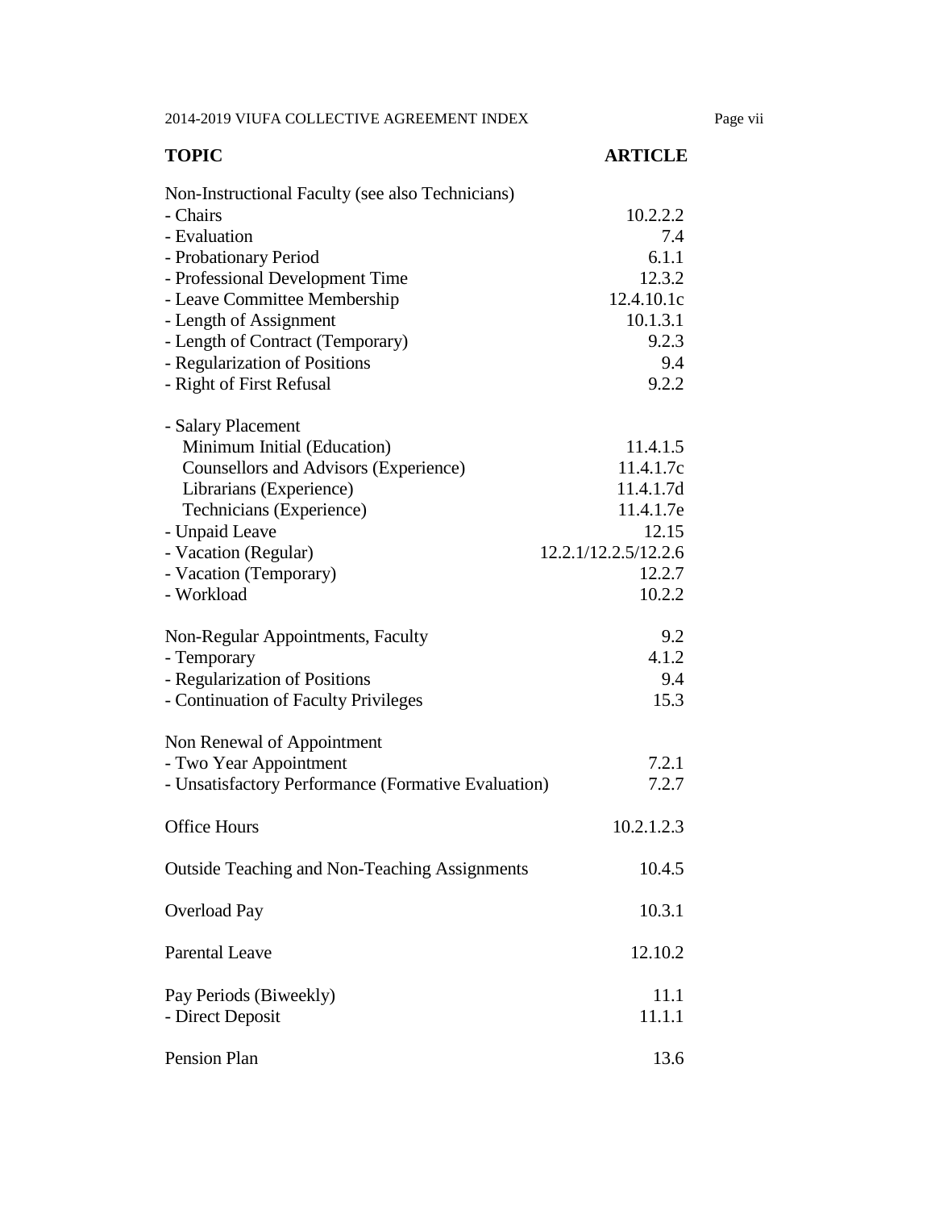| TOPIC | ARTICLE |
|---|---|
| Non-Instructional Faculty (see also Technicians) | |
| - Chairs | 10.2.2.2 |
| - Evaluation | 7.4 |
| - Probationary Period | 6.1.1 |
| - Professional Development Time | 12.3.2 |
| - Leave Committee Membership | 12.4.10.1c |
| - Length of Assignment | 10.1.3.1 |
| - Length of Contract (Temporary) | 9.2.3 |
| - Regularization of Positions | 9.4 |
| - Right of First Refusal | 9.2.2 |
| | |
| - Salary Placement | |
| Minimum Initial (Education) | 11.4.1.5 |
| Counsellors and Advisors (Experience) | 11.4.1.7c |
| Librarians (Experience) | 11.4.1.7d |
| Technicians (Experience) | 11.4.1.7e |
| - Unpaid Leave | 12.15 |
| - Vacation (Regular) | 12.2.1/12.2.5/12.2.6 |
| - Vacation (Temporary) | 12.2.7 |
| - Workload | 10.2.2 |
| | |
| Non-Regular Appointments, Faculty | 9.2 |
| - Temporary | 4.1.2 |
| - Regularization of Positions | 9.4 |
| - Continuation of Faculty Privileges | 15.3 |
| | |
| Non Renewal of Appointment | |
| - Two Year Appointment | 7.2.1 |
| - Unsatisfactory Performance (Formative Evaluation) | 7.2.7 |
| | |
| Office Hours | 10.2.1.2.3 |
| | |
| Outside Teaching and Non-Teaching Assignments | 10.4.5 |
| | |
| Overload Pay | 10.3.1 |
| | |
| Parental Leave | 12.10.2 |
| | |
| Pay Periods (Biweekly) | 11.1 |
| - Direct Deposit | 11.1.1 |
| | |
| Pension Plan | 13.6 |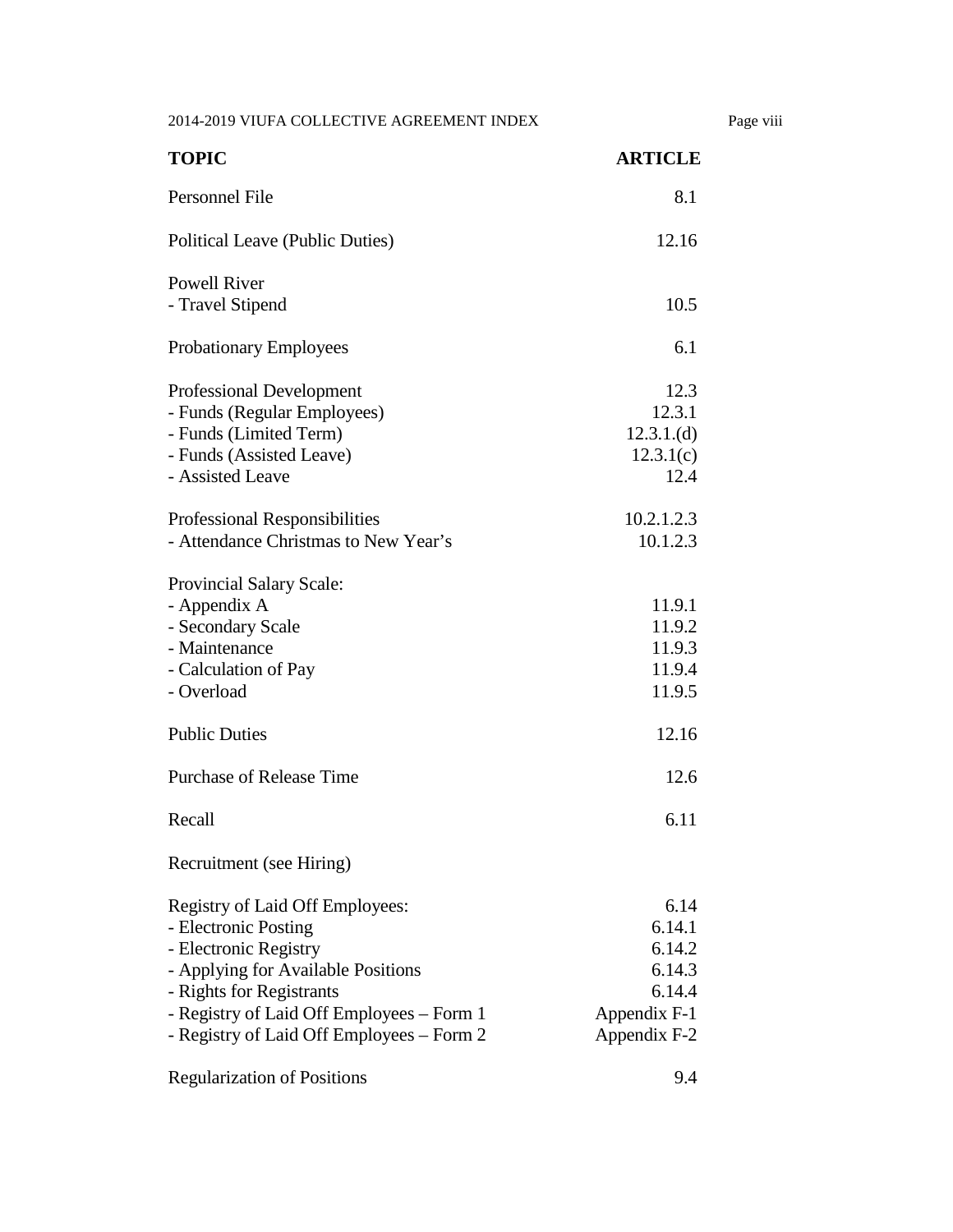| TOPIC | ARTICLE |
| --- | --- |
| Personnel File | 8.1 |
| Political Leave (Public Duties) | 12.16 |
| Powell River | |
| - Travel Stipend | 10.5 |
| Probationary Employees | 6.1 |
| Professional Development | 12.3 |
| - Funds (Regular Employees) | 12.3.1 |
| - Funds (Limited Term) | 12.3.1.(d) |
| - Funds (Assisted Leave) | 12.3.1(c) |
| - Assisted Leave | 12.4 |
| Professional Responsibilities | 10.2.1.2.3 |
| - Attendance Christmas to New Year's | 10.1.2.3 |
| Provincial Salary Scale: | |
| - Appendix A | 11.9.1 |
| - Secondary Scale | 11.9.2 |
| - Maintenance | 11.9.3 |
| - Calculation of Pay | 11.9.4 |
| - Overload | 11.9.5 |
| Public Duties | 12.16 |
| Purchase of Release Time | 12.6 |
| Recall | 6.11 |
| Recruitment (see Hiring) | |
| Registry of Laid Off Employees: | 6.14 |
| - Electronic Posting | 6.14.1 |
| - Electronic Registry | 6.14.2 |
| - Applying for Available Positions | 6.14.3 |
| - Rights for Registrants | 6.14.4 |
| - Registry of Laid Off Employees – Form 1 | Appendix F-1 |
| - Registry of Laid Off Employees – Form 2 | Appendix F-2 |
| Regularization of Positions | 9.4 |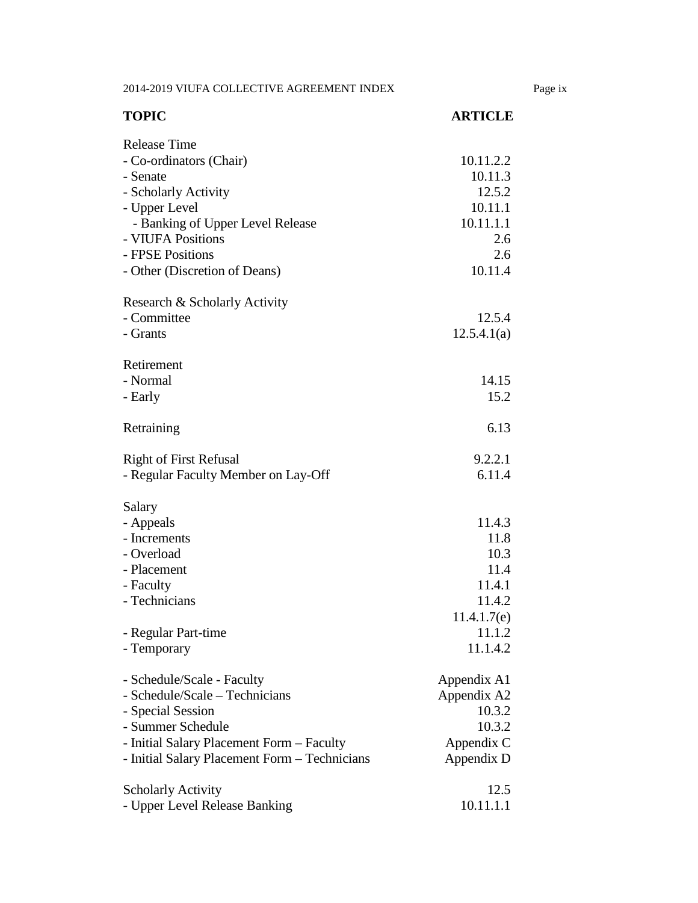| TOPIC | ARTICLE |
| --- | --- |
| Release Time | |
| - Co-ordinators (Chair) | 10.11.2.2 |
| - Senate | 10.11.3 |
| - Scholarly Activity | 12.5.2 |
| - Upper Level | 10.11.1 |
| - Banking of Upper Level Release | 10.11.1.1 |
| - VIUFA Positions | 2.6 |
| - FPSE Positions | 2.6 |
| - Other (Discretion of Deans) | 10.11.4 |
| | |
| Research & Scholarly Activity | |
| - Committee | 12.5.4 |
| - Grants | 12.5.4.1(a) |
| | |
| Retirement | |
| - Normal | 14.15 |
| - Early | 15.2 |
| | |
| Retraining | 6.13 |
| | |
| Right of First Refusal | 9.2.2.1 |
| - Regular Faculty Member on Lay-Off | 6.11.4 |
| | |
| Salary | |
| - Appeals | 11.4.3 |
| - Increments | 11.8 |
| - Overload | 10.3 |
| - Placement | 11.4 |
| - Faculty | 11.4.1 |
| - Technicians | 11.4.2 |
| | 11.4.1.7(e) |
| - Regular Part-time | 11.1.2 |
| - Temporary | 11.1.4.2 |
| | |
| - Schedule/Scale - Faculty | Appendix A1 |
| - Schedule/Scale – Technicians | Appendix A2 |
| - Special Session | 10.3.2 |
| - Summer Schedule | 10.3.2 |
| - Initial Salary Placement Form – Faculty | Appendix C |
| - Initial Salary Placement Form – Technicians | Appendix D |
| | |
| Scholarly Activity | 12.5 |
| - Upper Level Release Banking | 10.11.1.1 |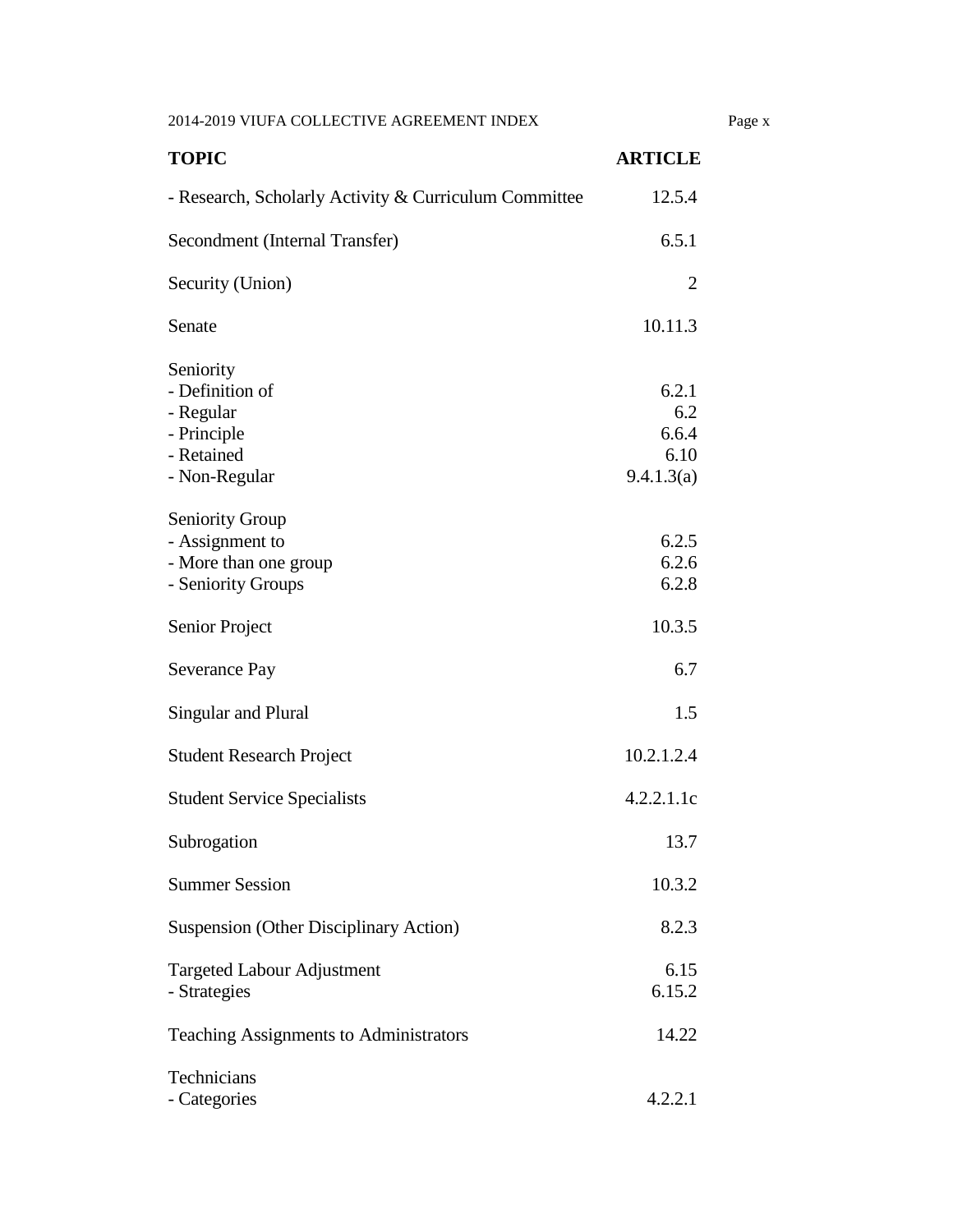| TOPIC | ARTICLE |
|---|---|
| - Research, Scholarly Activity & Curriculum Committee | 12.5.4 |
| Secondment (Internal Transfer) | 6.5.1 |
| Security (Union) | 2 |
| Senate | 10.11.3 |
| Seniority | |
| - Definition of | 6.2.1 |
| - Regular | 6.2 |
| - Principle | 6.6.4 |
| - Retained | 6.10 |
| - Non-Regular | 9.4.1.3(a) |
| Seniority Group | |
| - Assignment to | 6.2.5 |
| - More than one group | 6.2.6 |
| - Seniority Groups | 6.2.8 |
| Senior Project | 10.3.5 |
| Severance Pay | 6.7 |
| Singular and Plural | 1.5 |
| Student Research Project | 10.2.1.2.4 |
| Student Service Specialists | 4.2.2.1.1c |
| Subrogation | 13.7 |
| Summer Session | 10.3.2 |
| Suspension (Other Disciplinary Action) | 8.2.3 |
| Targeted Labour Adjustment | 6.15 |
| - Strategies | 6.15.2 |
| Teaching Assignments to Administrators | 14.22 |
| Technicians | |
| - Categories | 4.2.2.1 |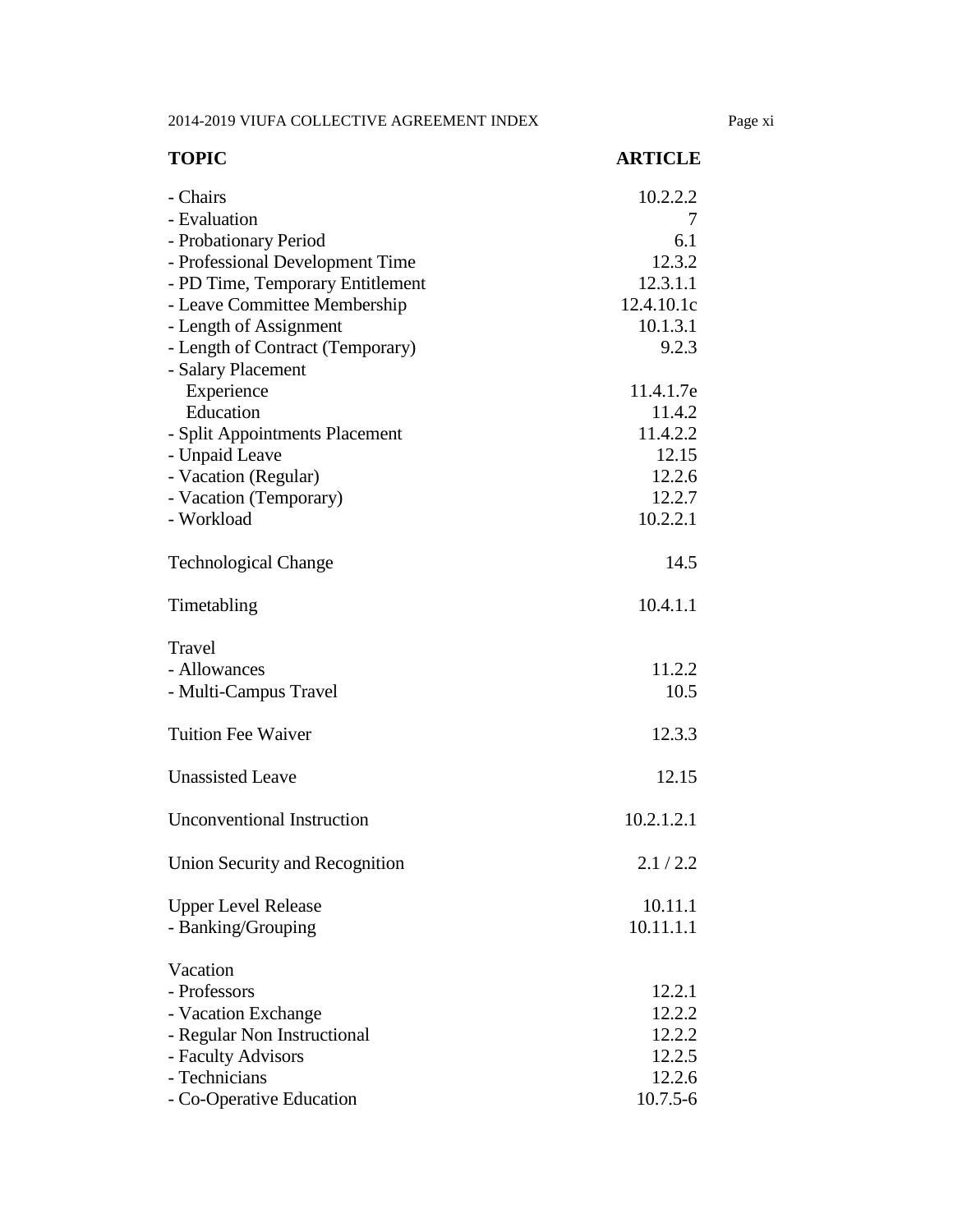| TOPIC | ARTICLE |
| --- | --- |
| - Chairs | 10.2.2.2 |
| - Evaluation | 7 |
| - Probationary Period | 6.1 |
| - Professional Development Time | 12.3.2 |
| - PD Time, Temporary Entitlement | 12.3.1.1 |
| - Leave Committee Membership | 12.4.10.1c |
| - Length of Assignment | 10.1.3.1 |
| - Length of Contract (Temporary) | 9.2.3 |
| - Salary Placement | |
| Experience | 11.4.1.7e |
| Education | 11.4.2 |
| - Split Appointments Placement | 11.4.2.2 |
| - Unpaid Leave | 12.15 |
| - Vacation (Regular) | 12.2.6 |
| - Vacation (Temporary) | 12.2.7 |
| - Workload | 10.2.2.1 |
| | |
| Technological Change | 14.5 |
| | |
| Timetabling | 10.4.1.1 |
| | |
| Travel | |
| - Allowances | 11.2.2 |
| - Multi-Campus Travel | 10.5 |
| | |
| Tuition Fee Waiver | 12.3.3 |
| | |
| Unassisted Leave | 12.15 |
| | |
| Unconventional Instruction | 10.2.1.2.1 |
| | |
| Union Security and Recognition | 2.1 / 2.2 |
| | |
| Upper Level Release | 10.11.1 |
| - Banking/Grouping | 10.11.1.1 |
| | |
| Vacation | |
| - Professors | 12.2.1 |
| - Vacation Exchange | 12.2.2 |
| - Regular Non Instructional | 12.2.2 |
| - Faculty Advisors | 12.2.5 |
| - Technicians | 12.2.6 |
| - Co-Operative Education | 10.7.5-6 |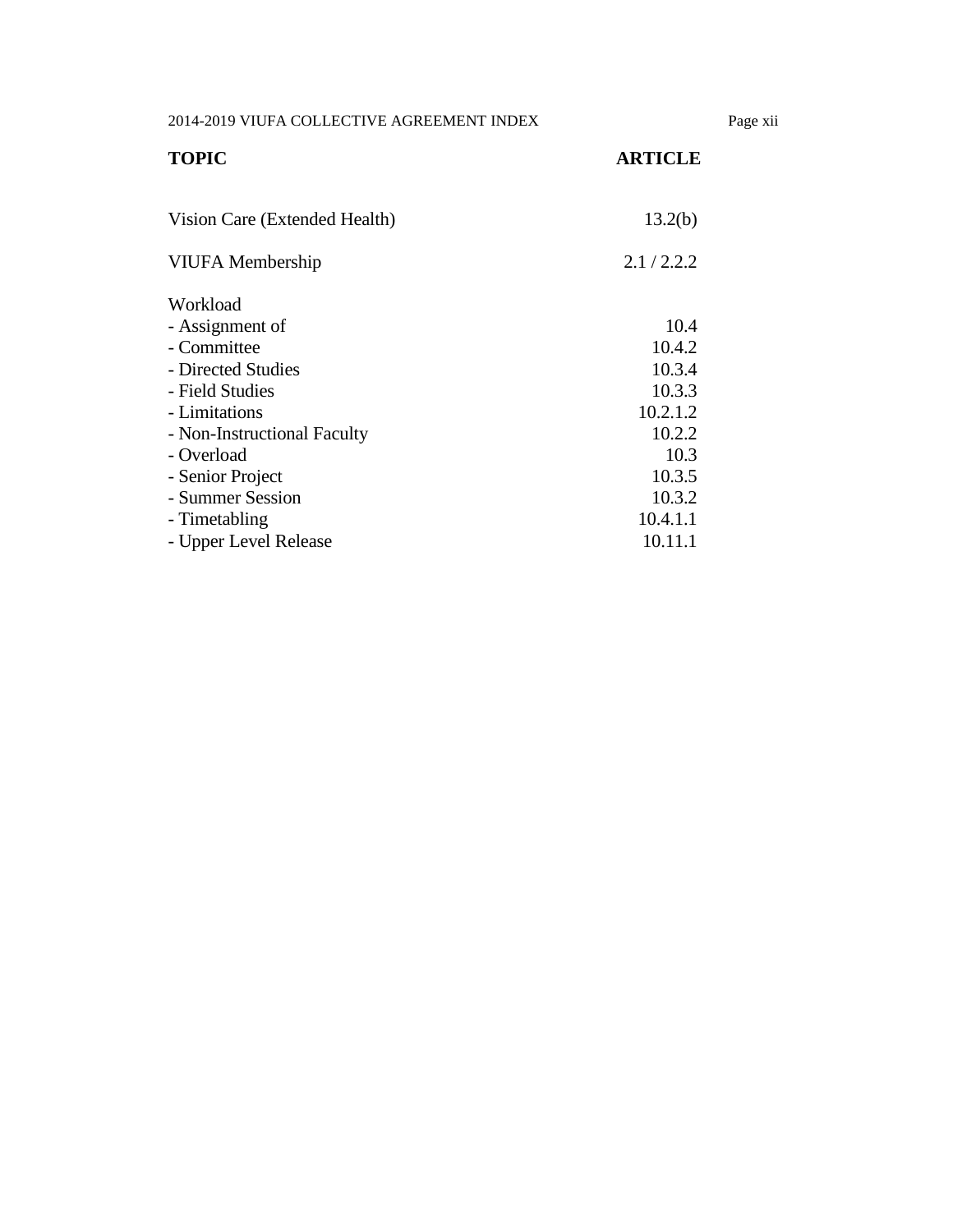| TOPIC | ARTICLE |
|---|---|
| Vision Care (Extended Health) | 13.2(b) |
| VIUFA Membership | 2.1 / 2.2.2 |
| Workload | |
| - Assignment of | 10.4 |
| - Committee | 10.4.2 |
| - Directed Studies | 10.3.4 |
| - Field Studies | 10.3.3 |
| - Limitations | 10.2.1.2 |
| - Non-Instructional Faculty | 10.2.2 |
| - Overload | 10.3 |
| - Senior Project | 10.3.5 |
| - Summer Session | 10.3.2 |
| - Timetabling | 10.4.1.1 |
| - Upper Level Release | 10.11.1 |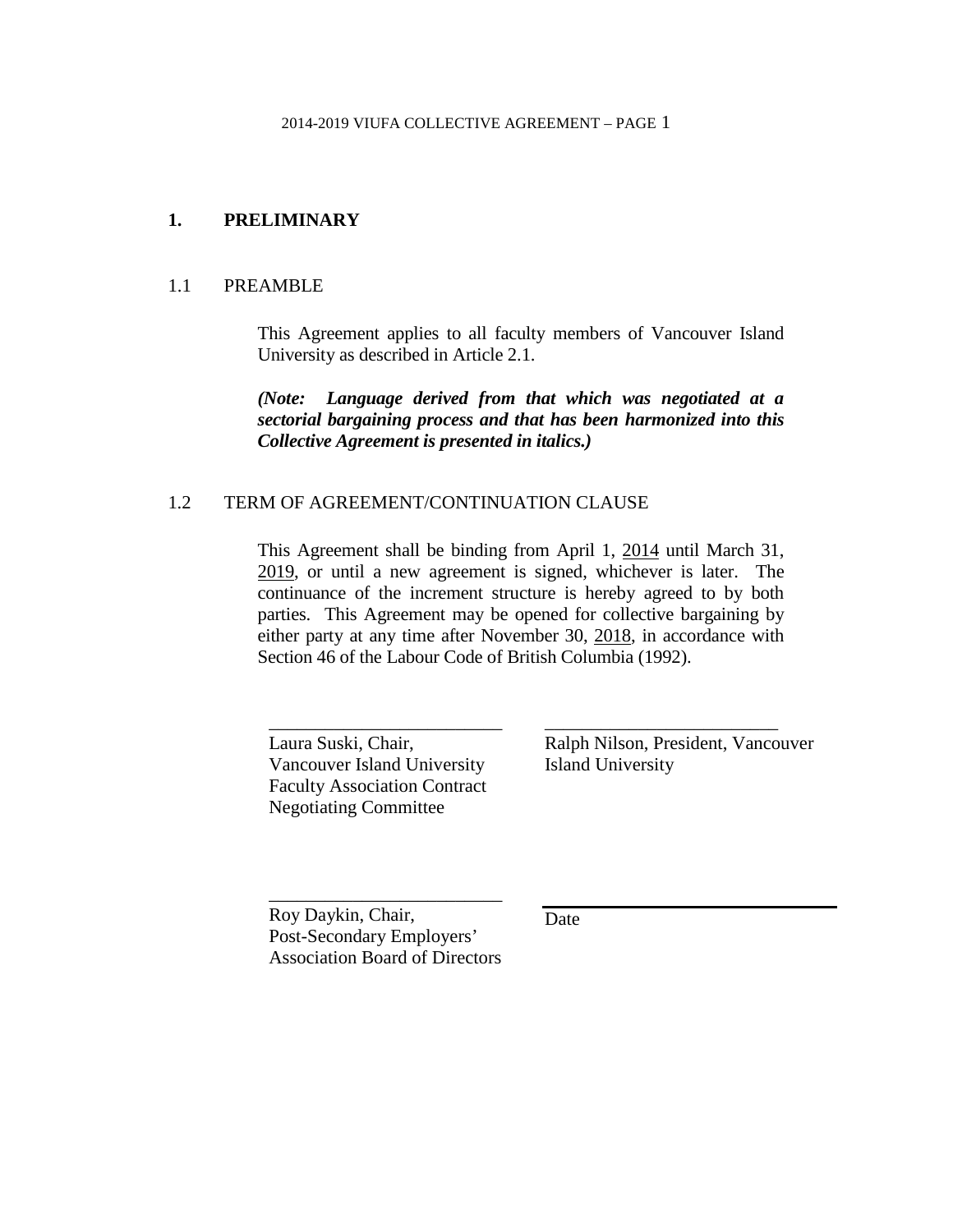# 1. PRELIMINARY

## 1.1 PREAMBLE

This Agreement applies to all faculty members of Vancouver Island University as described in Article 2.1.

***(Note: Language derived from that which was negotiated at a sectorial bargaining process and that has been harmonized into this Collective Agreement is presented in italics.)***

## 1.2 TERM OF AGREEMENT/CONTINUATION CLAUSE

This Agreement shall be binding from April 1, 2014 until March 31, 2019, or until a new agreement is signed, whichever is later. The continuance of the increment structure is hereby agreed to by both parties. This Agreement may be opened for collective bargaining by either party at any time after November 30, 2018, in accordance with Section 46 of the Labour Code of British Columbia (1992).

\_\_\_\_\_\_\_\_\_\_\_\_\_\_\_\_\_\_\_\_\_\_\_\_\_\_
Laura Suski, Chair,
Vancouver Island University
Faculty Association Contract
Negotiating Committee

\_\_\_\_\_\_\_\_\_\_\_\_\_\_\_\_\_\_\_\_\_\_\_\_\_\_
Ralph Nilson, President, Vancouver
Island University

\_\_\_\_\_\_\_\_\_\_\_\_\_\_\_\_\_\_\_\_\_\_\_\_\_\_
Roy Daykin, Chair,
Post-Secondary Employers'
Association Board of Directors

\_\_\_\_\_\_\_\_\_\_\_\_\_\_\_\_\_\_\_\_\_\_\_\_\_\_
Date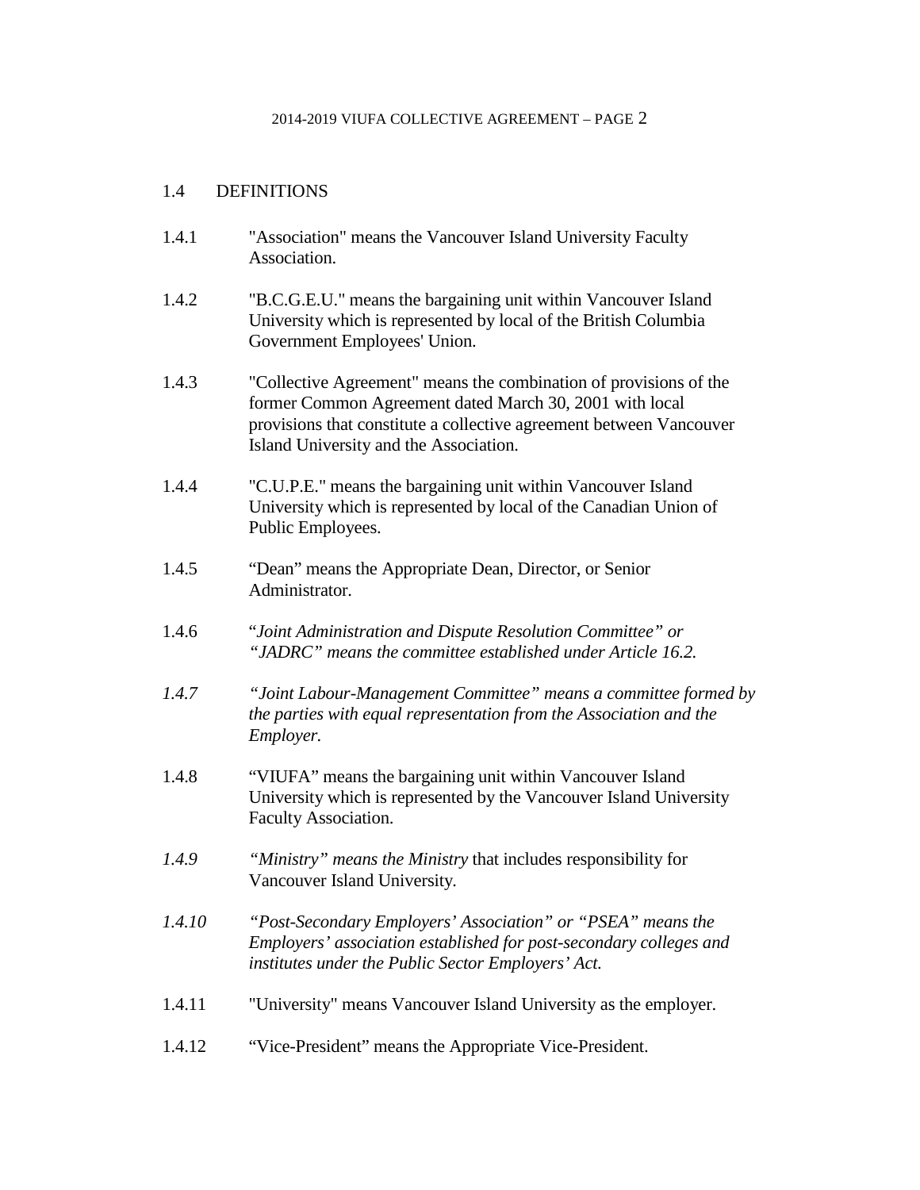## 1.4 DEFINITIONS

1.4.1 "Association" means the Vancouver Island University Faculty Association.

1.4.2 "B.C.G.E.U." means the bargaining unit within Vancouver Island University which is represented by local of the British Columbia Government Employees' Union.

1.4.3 "Collective Agreement" means the combination of provisions of the former Common Agreement dated March 30, 2001 with local provisions that constitute a collective agreement between Vancouver Island University and the Association.

1.4.4 "C.U.P.E." means the bargaining unit within Vancouver Island University which is represented by local of the Canadian Union of Public Employees.

1.4.5 "Dean" means the Appropriate Dean, Director, or Senior Administrator.

1.4.6 "*Joint Administration and Dispute Resolution Committee" or "JADRC" means the committee established under Article 16.2.*

*1.4.7 "Joint Labour-Management Committee" means a committee formed by the parties with equal representation from the Association and the Employer.*

1.4.8 "VIUFA" means the bargaining unit within Vancouver Island University which is represented by the Vancouver Island University Faculty Association.

*1.4.9 "Ministry" means the Ministry* that includes responsibility for Vancouver Island University.

*1.4.10 "Post-Secondary Employers' Association" or "PSEA" means the Employers' association established for post-secondary colleges and institutes under the Public Sector Employers' Act.*

1.4.11 "University" means Vancouver Island University as the employer.

1.4.12 "Vice-President" means the Appropriate Vice-President.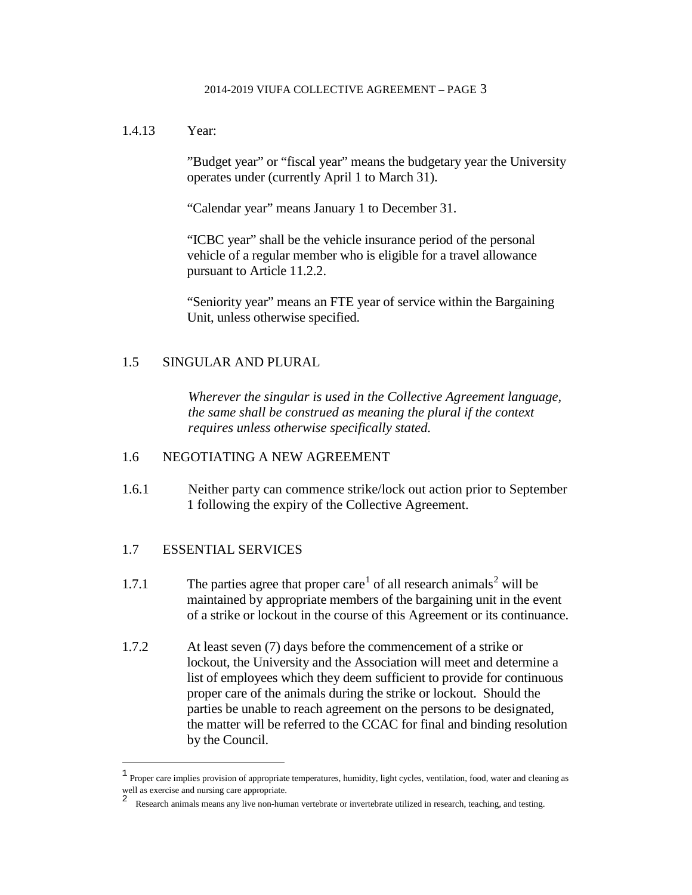1.4.13 Year:

”Budget year” or “fiscal year” means the budgetary year the University operates under (currently April 1 to March 31).

“Calendar year” means January 1 to December 31.

“ICBC year” shall be the vehicle insurance period of the personal vehicle of a regular member who is eligible for a travel allowance pursuant to Article 11.2.2.

“Seniority year” means an FTE year of service within the Bargaining Unit, unless otherwise specified.

## 1.5 SINGULAR AND PLURAL

*Wherever the singular is used in the Collective Agreement language, the same shall be construed as meaning the plural if the context requires unless otherwise specifically stated.*

## 1.6 NEGOTIATING A NEW AGREEMENT

1.6.1 Neither party can commence strike/lock out action prior to September 1 following the expiry of the Collective Agreement.

## 1.7 ESSENTIAL SERVICES

1.7.1 The parties agree that proper care[1] of all research animals[2] will be maintained by appropriate members of the bargaining unit in the event of a strike or lockout in the course of this Agreement or its continuance.

1.7.2 At least seven (7) days before the commencement of a strike or lockout, the University and the Association will meet and determine a list of employees which they deem sufficient to provide for continuous proper care of the animals during the strike or lockout. Should the parties be unable to reach agreement on the persons to be designated, the matter will be referred to the CCAC for final and binding resolution by the Council.

---

[1] Proper care implies provision of appropriate temperatures, humidity, light cycles, ventilation, food, water and cleaning as well as exercise and nursing care appropriate.

[2] Research animals means any live non-human vertebrate or invertebrate utilized in research, teaching, and testing.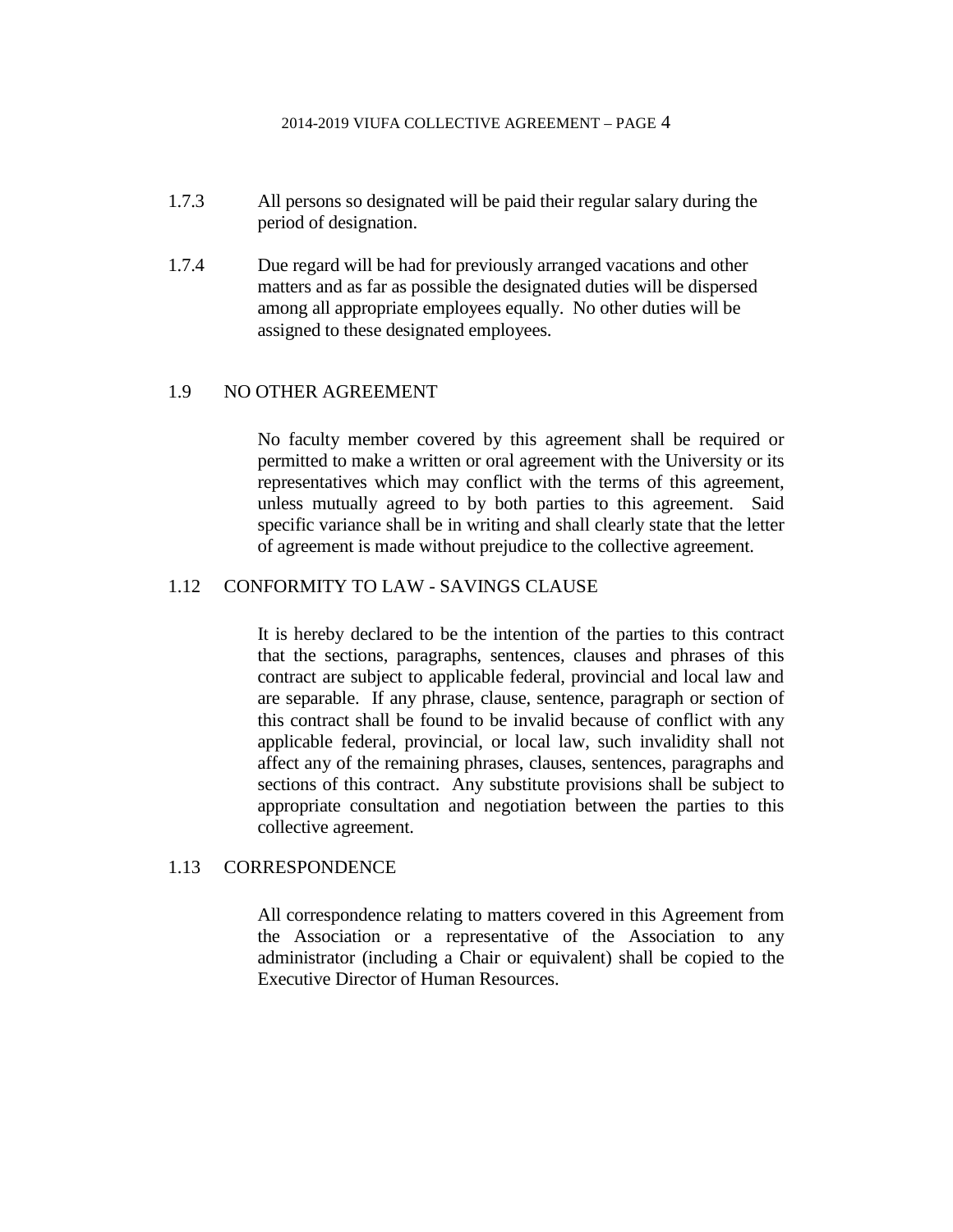1.7.3 All persons so designated will be paid their regular salary during the period of designation.

1.7.4 Due regard will be had for previously arranged vacations and other matters and as far as possible the designated duties will be dispersed among all appropriate employees equally. No other duties will be assigned to these designated employees.

## 1.9 NO OTHER AGREEMENT

No faculty member covered by this agreement shall be required or permitted to make a written or oral agreement with the University or its representatives which may conflict with the terms of this agreement, unless mutually agreed to by both parties to this agreement. Said specific variance shall be in writing and shall clearly state that the letter of agreement is made without prejudice to the collective agreement.

## 1.12 CONFORMITY TO LAW - SAVINGS CLAUSE

It is hereby declared to be the intention of the parties to this contract that the sections, paragraphs, sentences, clauses and phrases of this contract are subject to applicable federal, provincial and local law and are separable. If any phrase, clause, sentence, paragraph or section of this contract shall be found to be invalid because of conflict with any applicable federal, provincial, or local law, such invalidity shall not affect any of the remaining phrases, clauses, sentences, paragraphs and sections of this contract. Any substitute provisions shall be subject to appropriate consultation and negotiation between the parties to this collective agreement.

## 1.13 CORRESPONDENCE

All correspondence relating to matters covered in this Agreement from the Association or a representative of the Association to any administrator (including a Chair or equivalent) shall be copied to the Executive Director of Human Resources.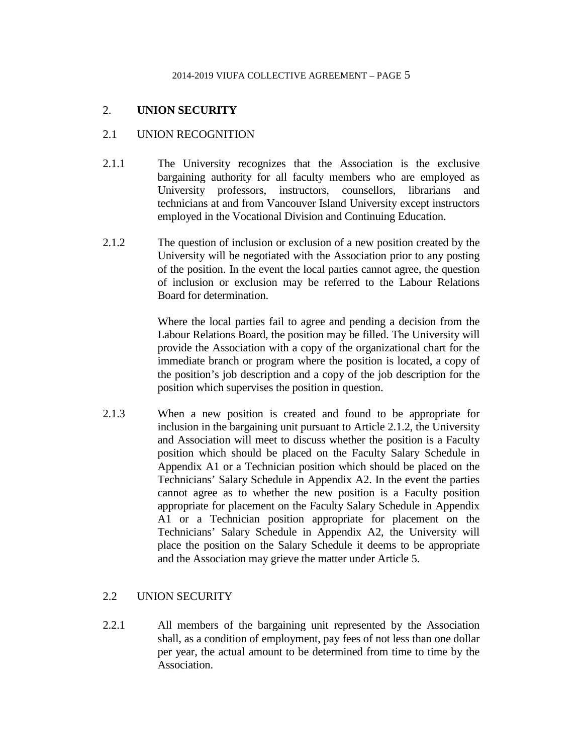## 2. **UNION SECURITY**

### 2.1 UNION RECOGNITION

2.1.1 The University recognizes that the Association is the exclusive bargaining authority for all faculty members who are employed as University professors, instructors, counsellors, librarians and technicians at and from Vancouver Island University except instructors employed in the Vocational Division and Continuing Education.

2.1.2 The question of inclusion or exclusion of a new position created by the University will be negotiated with the Association prior to any posting of the position. In the event the local parties cannot agree, the question of inclusion or exclusion may be referred to the Labour Relations Board for determination.

Where the local parties fail to agree and pending a decision from the Labour Relations Board, the position may be filled. The University will provide the Association with a copy of the organizational chart for the immediate branch or program where the position is located, a copy of the position's job description and a copy of the job description for the position which supervises the position in question.

2.1.3 When a new position is created and found to be appropriate for inclusion in the bargaining unit pursuant to Article 2.1.2, the University and Association will meet to discuss whether the position is a Faculty position which should be placed on the Faculty Salary Schedule in Appendix A1 or a Technician position which should be placed on the Technicians' Salary Schedule in Appendix A2. In the event the parties cannot agree as to whether the new position is a Faculty position appropriate for placement on the Faculty Salary Schedule in Appendix A1 or a Technician position appropriate for placement on the Technicians' Salary Schedule in Appendix A2, the University will place the position on the Salary Schedule it deems to be appropriate and the Association may grieve the matter under Article 5.

### 2.2 UNION SECURITY

2.2.1 All members of the bargaining unit represented by the Association shall, as a condition of employment, pay fees of not less than one dollar per year, the actual amount to be determined from time to time by the Association.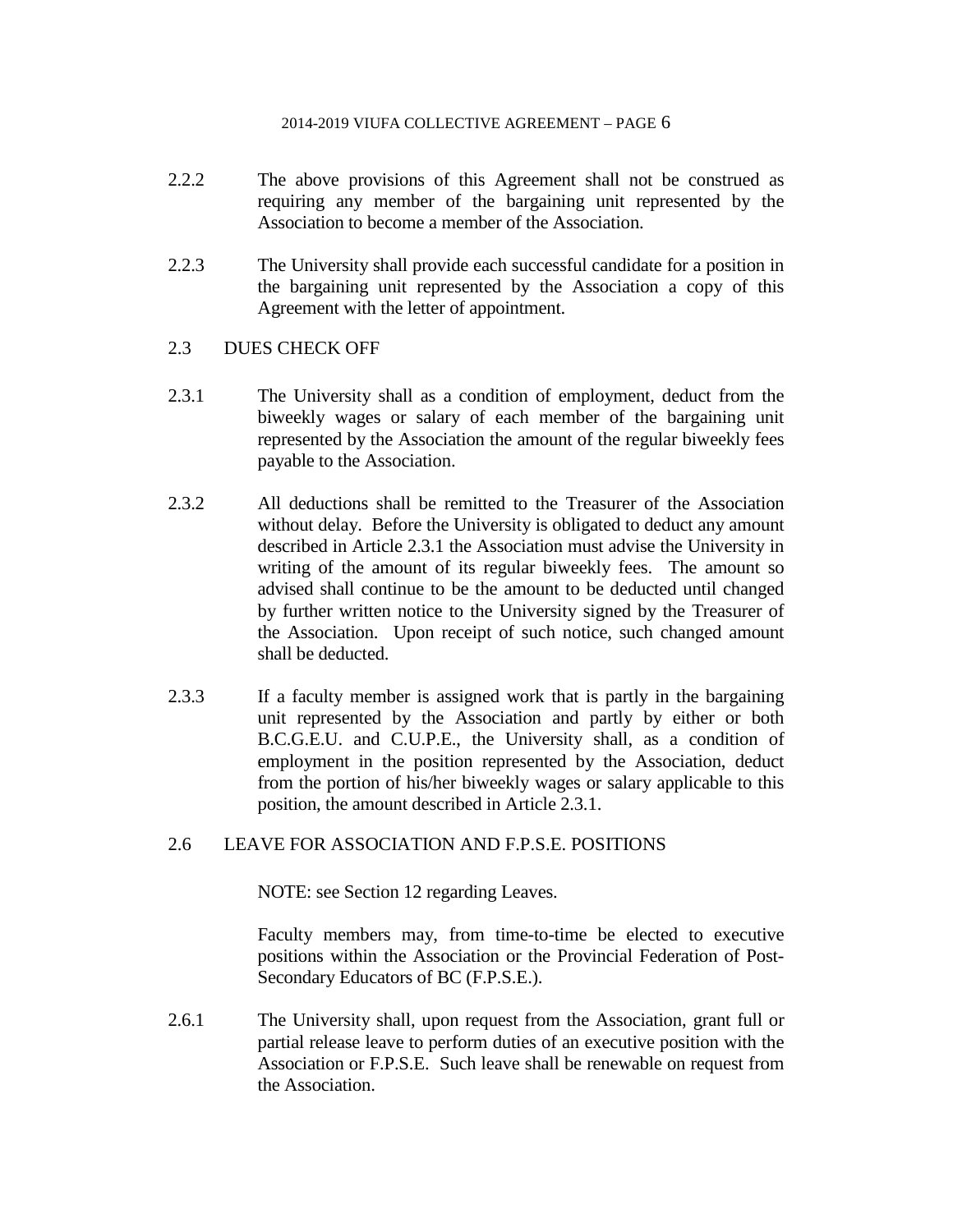2.2.2 The above provisions of this Agreement shall not be construed as requiring any member of the bargaining unit represented by the Association to become a member of the Association.

2.2.3 The University shall provide each successful candidate for a position in the bargaining unit represented by the Association a copy of this Agreement with the letter of appointment.

## 2.3 DUES CHECK OFF

2.3.1 The University shall as a condition of employment, deduct from the biweekly wages or salary of each member of the bargaining unit represented by the Association the amount of the regular biweekly fees payable to the Association.

2.3.2 All deductions shall be remitted to the Treasurer of the Association without delay. Before the University is obligated to deduct any amount described in Article 2.3.1 the Association must advise the University in writing of the amount of its regular biweekly fees. The amount so advised shall continue to be the amount to be deducted until changed by further written notice to the University signed by the Treasurer of the Association. Upon receipt of such notice, such changed amount shall be deducted.

2.3.3 If a faculty member is assigned work that is partly in the bargaining unit represented by the Association and partly by either or both B.C.G.E.U. and C.U.P.E., the University shall, as a condition of employment in the position represented by the Association, deduct from the portion of his/her biweekly wages or salary applicable to this position, the amount described in Article 2.3.1.

## 2.6 LEAVE FOR ASSOCIATION AND F.P.S.E. POSITIONS

NOTE: see Section 12 regarding Leaves.

Faculty members may, from time-to-time be elected to executive positions within the Association or the Provincial Federation of Post-Secondary Educators of BC (F.P.S.E.).

2.6.1 The University shall, upon request from the Association, grant full or partial release leave to perform duties of an executive position with the Association or F.P.S.E. Such leave shall be renewable on request from the Association.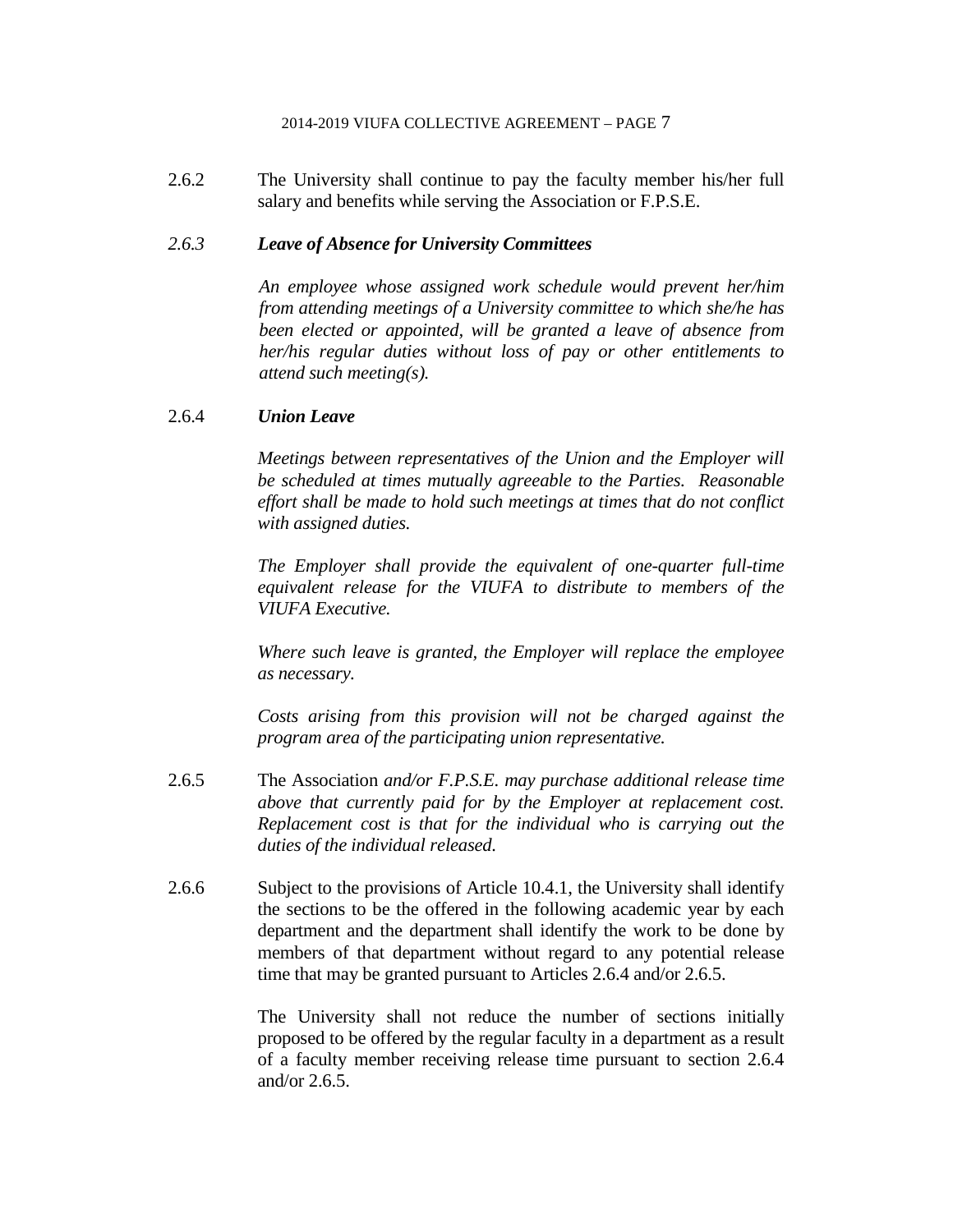2.6.2 The University shall continue to pay the faculty member his/her full salary and benefits while serving the Association or F.P.S.E.

*2.6.3* ***Leave of Absence for University Committees***

*An employee whose assigned work schedule would prevent her/him from attending meetings of a University committee to which she/he has been elected or appointed, will be granted a leave of absence from her/his regular duties without loss of pay or other entitlements to attend such meeting(s).*

2.6.4 ***Union Leave***

*Meetings between representatives of the Union and the Employer will be scheduled at times mutually agreeable to the Parties. Reasonable effort shall be made to hold such meetings at times that do not conflict with assigned duties.*

*The Employer shall provide the equivalent of one-quarter full-time equivalent release for the VIUFA to distribute to members of the VIUFA Executive.*

*Where such leave is granted, the Employer will replace the employee as necessary.*

*Costs arising from this provision will not be charged against the program area of the participating union representative.*

2.6.5 The Association *and/or F.P.S.E. may purchase additional release time above that currently paid for by the Employer at replacement cost. Replacement cost is that for the individual who is carrying out the duties of the individual released.*

2.6.6 Subject to the provisions of Article 10.4.1, the University shall identify the sections to be the offered in the following academic year by each department and the department shall identify the work to be done by members of that department without regard to any potential release time that may be granted pursuant to Articles 2.6.4 and/or 2.6.5.

The University shall not reduce the number of sections initially proposed to be offered by the regular faculty in a department as a result of a faculty member receiving release time pursuant to section 2.6.4 and/or 2.6.5.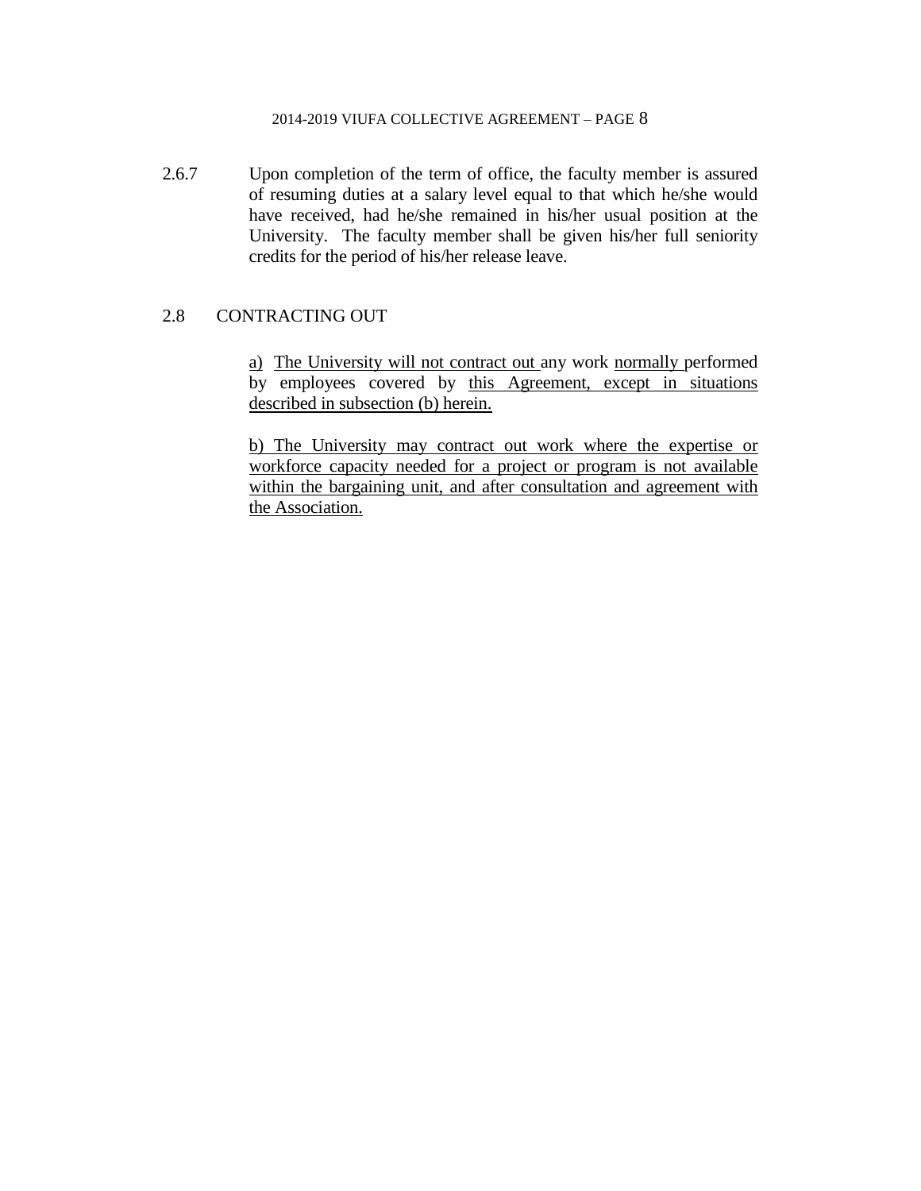2.6.7 Upon completion of the term of office, the faculty member is assured of resuming duties at a salary level equal to that which he/she would have received, had he/she remained in his/her usual position at the University. The faculty member shall be given his/her full seniority credits for the period of his/her release leave.

## 2.8 CONTRACTING OUT

<u>a)</u> <u>The University will not contract out</u> any work <u>normally</u> performed by employees covered by <u>this Agreement, except in situations described in subsection (b) herein.</u>

<u>b) The University may contract out work where the expertise or workforce capacity needed for a project or program is not available within the bargaining unit, and after consultation and agreement with the Association.</u>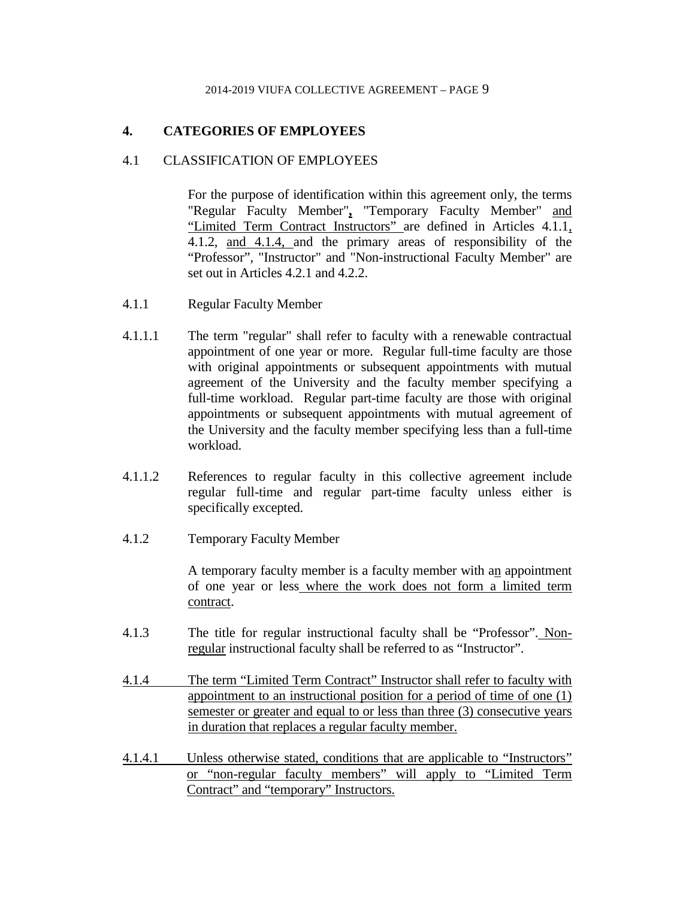## 4. CATEGORIES OF EMPLOYEES

### 4.1 CLASSIFICATION OF EMPLOYEES

For the purpose of identification within this agreement only, the terms "Regular Faculty Member", "Temporary Faculty Member" and "Limited Term Contract Instructors" are defined in Articles 4.1.1, 4.1.2, and 4.1.4, and the primary areas of responsibility of the "Professor", "Instructor" and "Non-instructional Faculty Member" are set out in Articles 4.2.1 and 4.2.2.

4.1.1 Regular Faculty Member

4.1.1.1 The term "regular" shall refer to faculty with a renewable contractual appointment of one year or more. Regular full-time faculty are those with original appointments or subsequent appointments with mutual agreement of the University and the faculty member specifying a full-time workload. Regular part-time faculty are those with original appointments or subsequent appointments with mutual agreement of the University and the faculty member specifying less than a full-time workload.

4.1.1.2 References to regular faculty in this collective agreement include regular full-time and regular part-time faculty unless either is specifically excepted.

4.1.2 Temporary Faculty Member

A temporary faculty member is a faculty member with an appointment of one year or less where the work does not form a limited term contract.

4.1.3 The title for regular instructional faculty shall be "Professor". Non-regular instructional faculty shall be referred to as "Instructor".

4.1.4 The term "Limited Term Contract" Instructor shall refer to faculty with appointment to an instructional position for a period of time of one (1) semester or greater and equal to or less than three (3) consecutive years in duration that replaces a regular faculty member.

4.1.4.1 Unless otherwise stated, conditions that are applicable to "Instructors" or "non-regular faculty members" will apply to "Limited Term Contract" and "temporary" Instructors.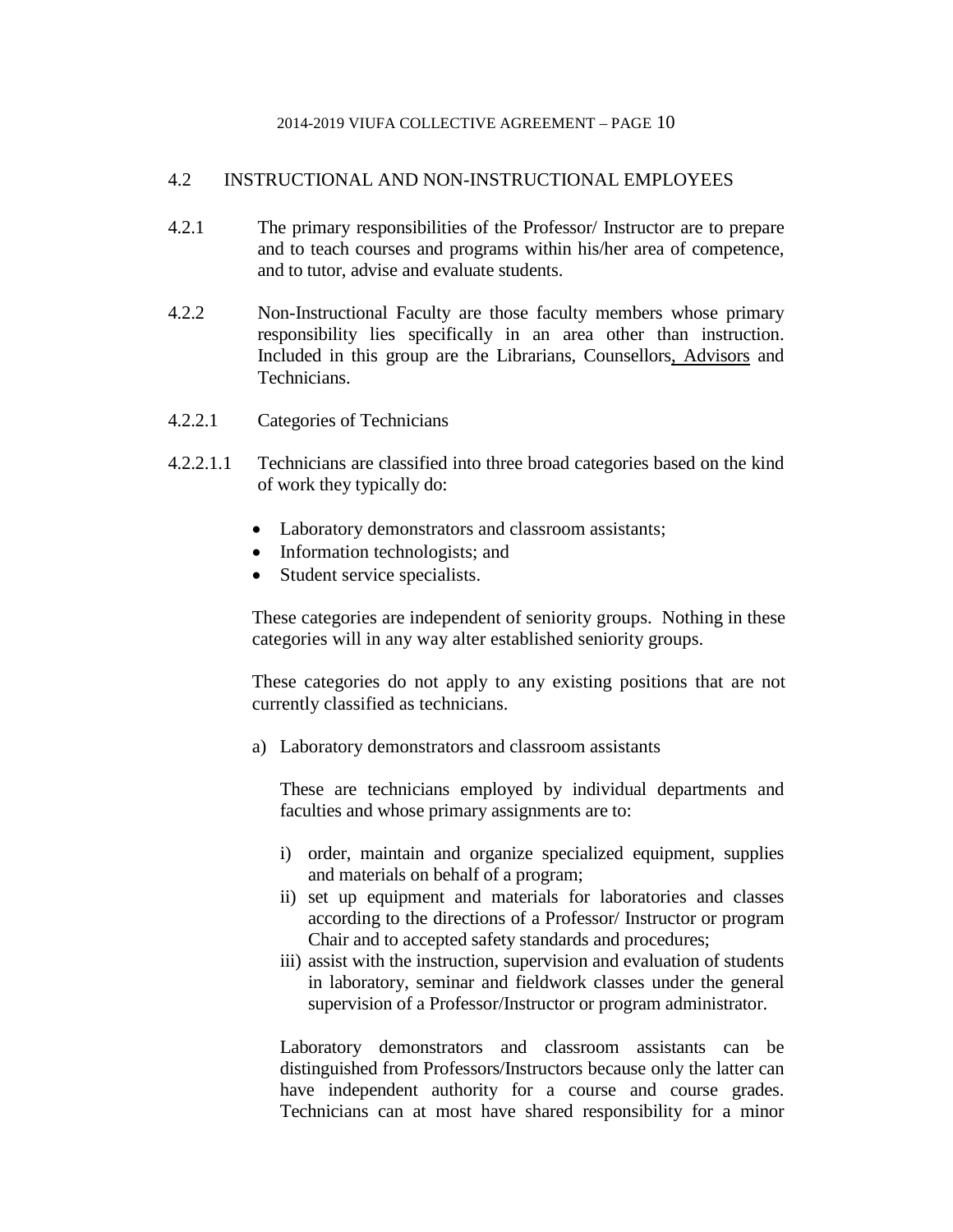## 4.2 INSTRUCTIONAL AND NON-INSTRUCTIONAL EMPLOYEES

4.2.1 The primary responsibilities of the Professor/ Instructor are to prepare and to teach courses and programs within his/her area of competence, and to tutor, advise and evaluate students.

4.2.2 Non-Instructional Faculty are those faculty members whose primary responsibility lies specifically in an area other than instruction. Included in this group are the Librarians, Counsellors, Advisors and Technicians.

4.2.2.1 Categories of Technicians

4.2.2.1.1 Technicians are classified into three broad categories based on the kind of work they typically do:

- Laboratory demonstrators and classroom assistants;
- Information technologists; and
- Student service specialists.

These categories are independent of seniority groups. Nothing in these categories will in any way alter established seniority groups.

These categories do not apply to any existing positions that are not currently classified as technicians.

a) Laboratory demonstrators and classroom assistants

These are technicians employed by individual departments and faculties and whose primary assignments are to:

i) order, maintain and organize specialized equipment, supplies and materials on behalf of a program;
ii) set up equipment and materials for laboratories and classes according to the directions of a Professor/ Instructor or program Chair and to accepted safety standards and procedures;
iii) assist with the instruction, supervision and evaluation of students in laboratory, seminar and fieldwork classes under the general supervision of a Professor/Instructor or program administrator.

Laboratory demonstrators and classroom assistants can be distinguished from Professors/Instructors because only the latter can have independent authority for a course and course grades. Technicians can at most have shared responsibility for a minor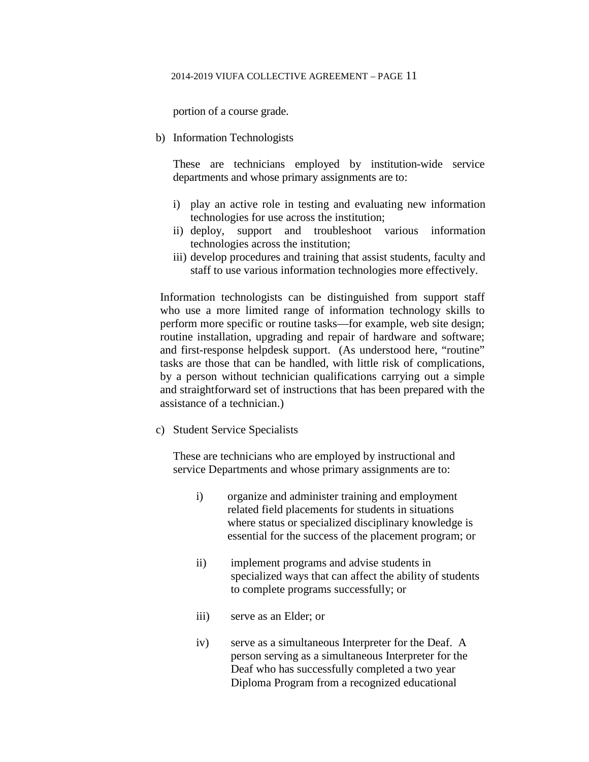portion of a course grade.

b) Information Technologists

These are technicians employed by institution-wide service departments and whose primary assignments are to:

i) play an active role in testing and evaluating new information technologies for use across the institution;
ii) deploy, support and troubleshoot various information technologies across the institution;
iii) develop procedures and training that assist students, faculty and staff to use various information technologies more effectively.

Information technologists can be distinguished from support staff who use a more limited range of information technology skills to perform more specific or routine tasks—for example, web site design; routine installation, upgrading and repair of hardware and software; and first-response helpdesk support. (As understood here, "routine" tasks are those that can be handled, with little risk of complications, by a person without technician qualifications carrying out a simple and straightforward set of instructions that has been prepared with the assistance of a technician.)

c) Student Service Specialists

These are technicians who are employed by instructional and service Departments and whose primary assignments are to:

i) organize and administer training and employment related field placements for students in situations where status or specialized disciplinary knowledge is essential for the success of the placement program; or

ii) implement programs and advise students in specialized ways that can affect the ability of students to complete programs successfully; or

iii) serve as an Elder; or

iv) serve as a simultaneous Interpreter for the Deaf. A person serving as a simultaneous Interpreter for the Deaf who has successfully completed a two year Diploma Program from a recognized educational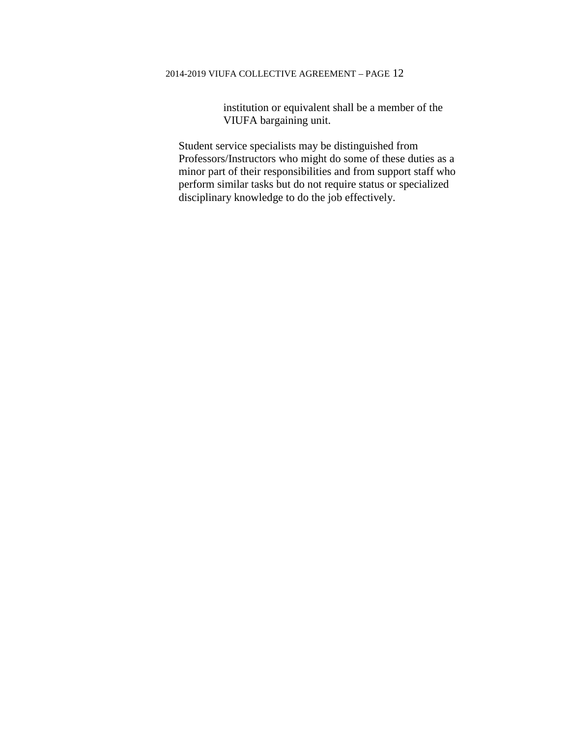institution or equivalent shall be a member of the VIUFA bargaining unit.

Student service specialists may be distinguished from Professors/Instructors who might do some of these duties as a minor part of their responsibilities and from support staff who perform similar tasks but do not require status or specialized disciplinary knowledge to do the job effectively.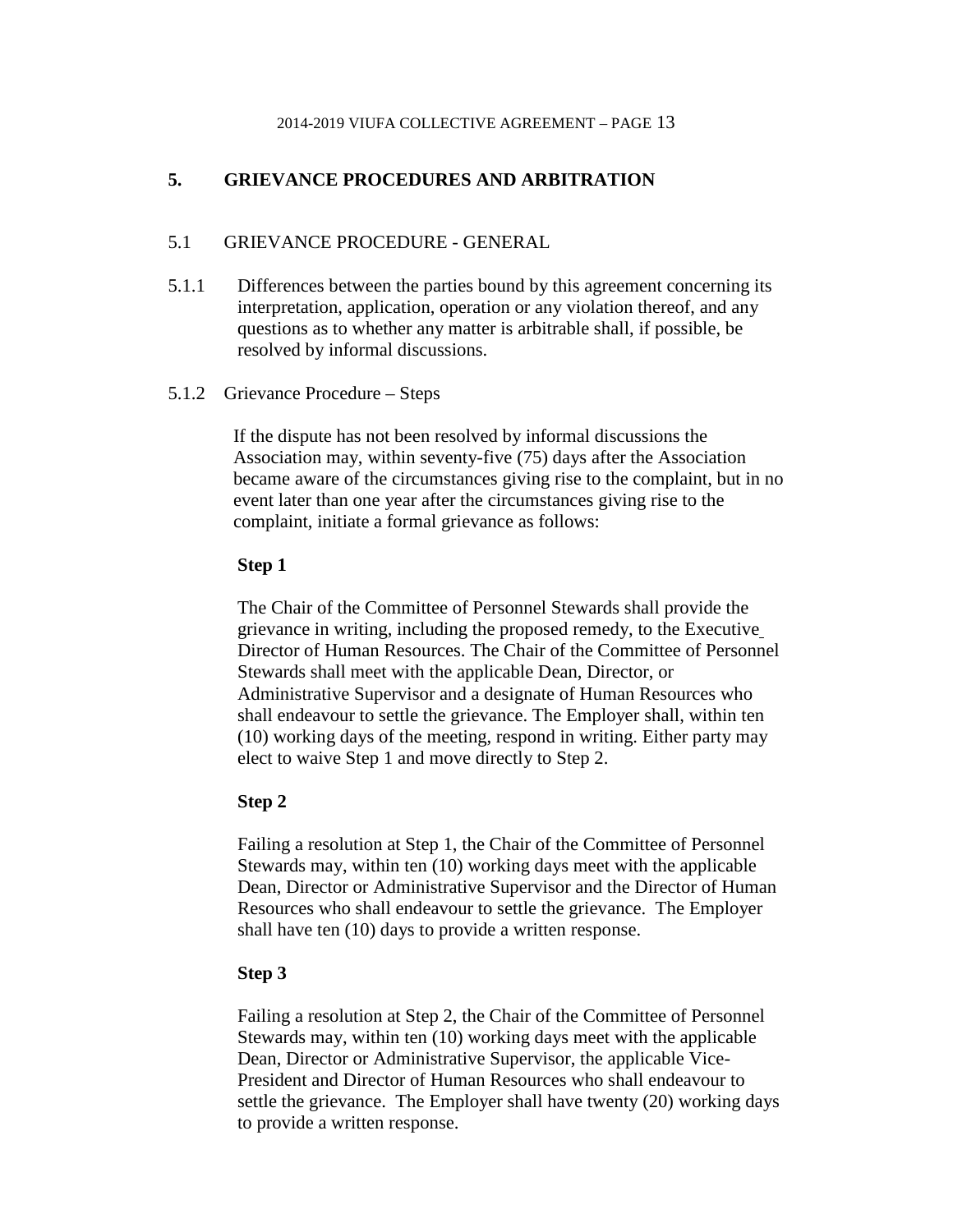## 5. GRIEVANCE PROCEDURES AND ARBITRATION

### 5.1 GRIEVANCE PROCEDURE - GENERAL

5.1.1 Differences between the parties bound by this agreement concerning its interpretation, application, operation or any violation thereof, and any questions as to whether any matter is arbitrable shall, if possible, be resolved by informal discussions.

5.1.2 Grievance Procedure – Steps

If the dispute has not been resolved by informal discussions the Association may, within seventy-five (75) days after the Association became aware of the circumstances giving rise to the complaint, but in no event later than one year after the circumstances giving rise to the complaint, initiate a formal grievance as follows:

**Step 1**

The Chair of the Committee of Personnel Stewards shall provide the grievance in writing, including the proposed remedy, to the Executive Director of Human Resources. The Chair of the Committee of Personnel Stewards shall meet with the applicable Dean, Director, or Administrative Supervisor and a designate of Human Resources who shall endeavour to settle the grievance. The Employer shall, within ten (10) working days of the meeting, respond in writing. Either party may elect to waive Step 1 and move directly to Step 2.

**Step 2**

Failing a resolution at Step 1, the Chair of the Committee of Personnel Stewards may, within ten (10) working days meet with the applicable Dean, Director or Administrative Supervisor and the Director of Human Resources who shall endeavour to settle the grievance. The Employer shall have ten (10) days to provide a written response.

**Step 3**

Failing a resolution at Step 2, the Chair of the Committee of Personnel Stewards may, within ten (10) working days meet with the applicable Dean, Director or Administrative Supervisor, the applicable Vice-President and Director of Human Resources who shall endeavour to settle the grievance. The Employer shall have twenty (20) working days to provide a written response.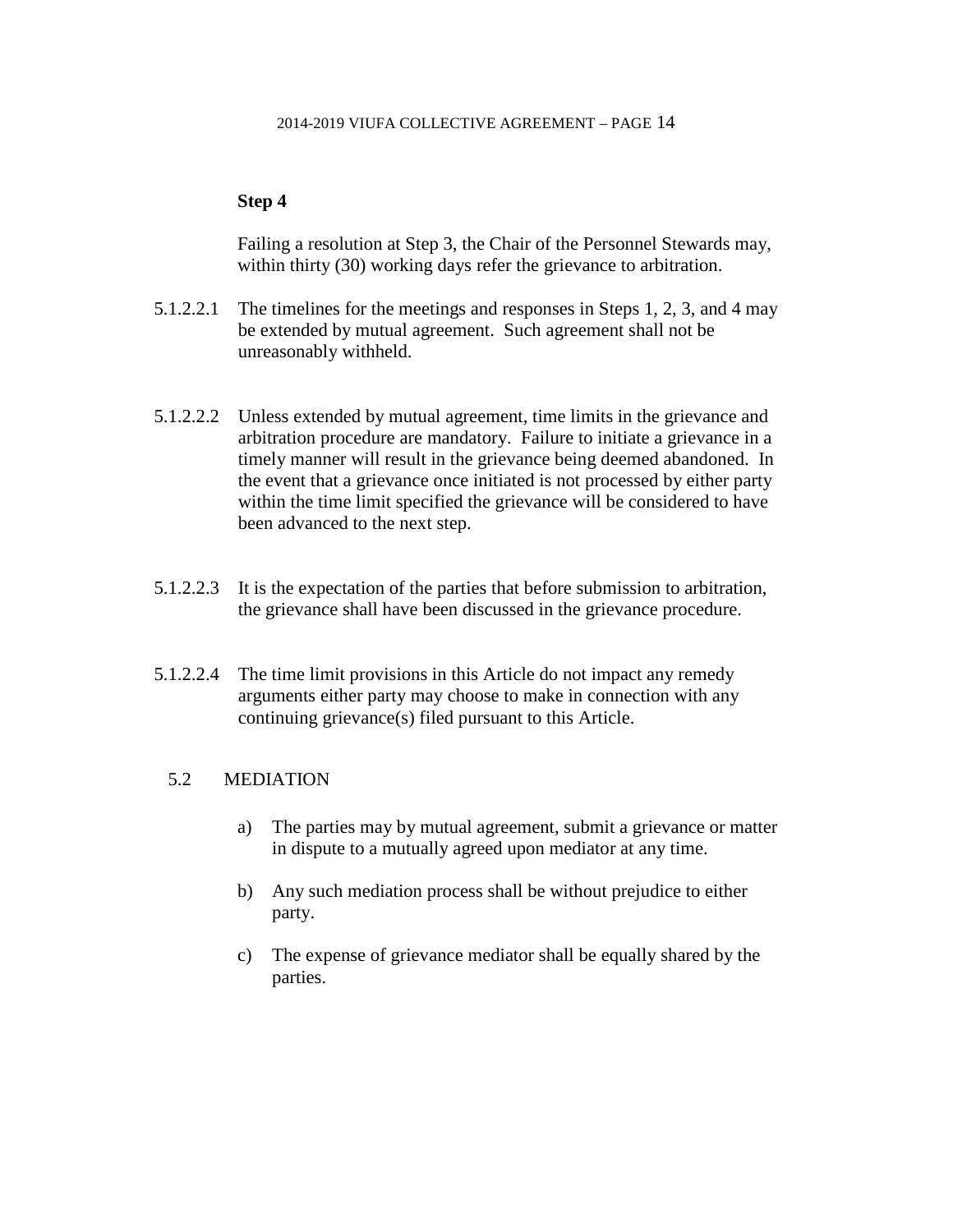**Step 4**

Failing a resolution at Step 3, the Chair of the Personnel Stewards may, within thirty (30) working days refer the grievance to arbitration.

5.1.2.2.1 The timelines for the meetings and responses in Steps 1, 2, 3, and 4 may be extended by mutual agreement. Such agreement shall not be unreasonably withheld.

5.1.2.2.2 Unless extended by mutual agreement, time limits in the grievance and arbitration procedure are mandatory. Failure to initiate a grievance in a timely manner will result in the grievance being deemed abandoned. In the event that a grievance once initiated is not processed by either party within the time limit specified the grievance will be considered to have been advanced to the next step.

5.1.2.2.3 It is the expectation of the parties that before submission to arbitration, the grievance shall have been discussed in the grievance procedure.

5.1.2.2.4 The time limit provisions in this Article do not impact any remedy arguments either party may choose to make in connection with any continuing grievance(s) filed pursuant to this Article.

## 5.2 MEDIATION

a) The parties may by mutual agreement, submit a grievance or matter in dispute to a mutually agreed upon mediator at any time.

b) Any such mediation process shall be without prejudice to either party.

c) The expense of grievance mediator shall be equally shared by the parties.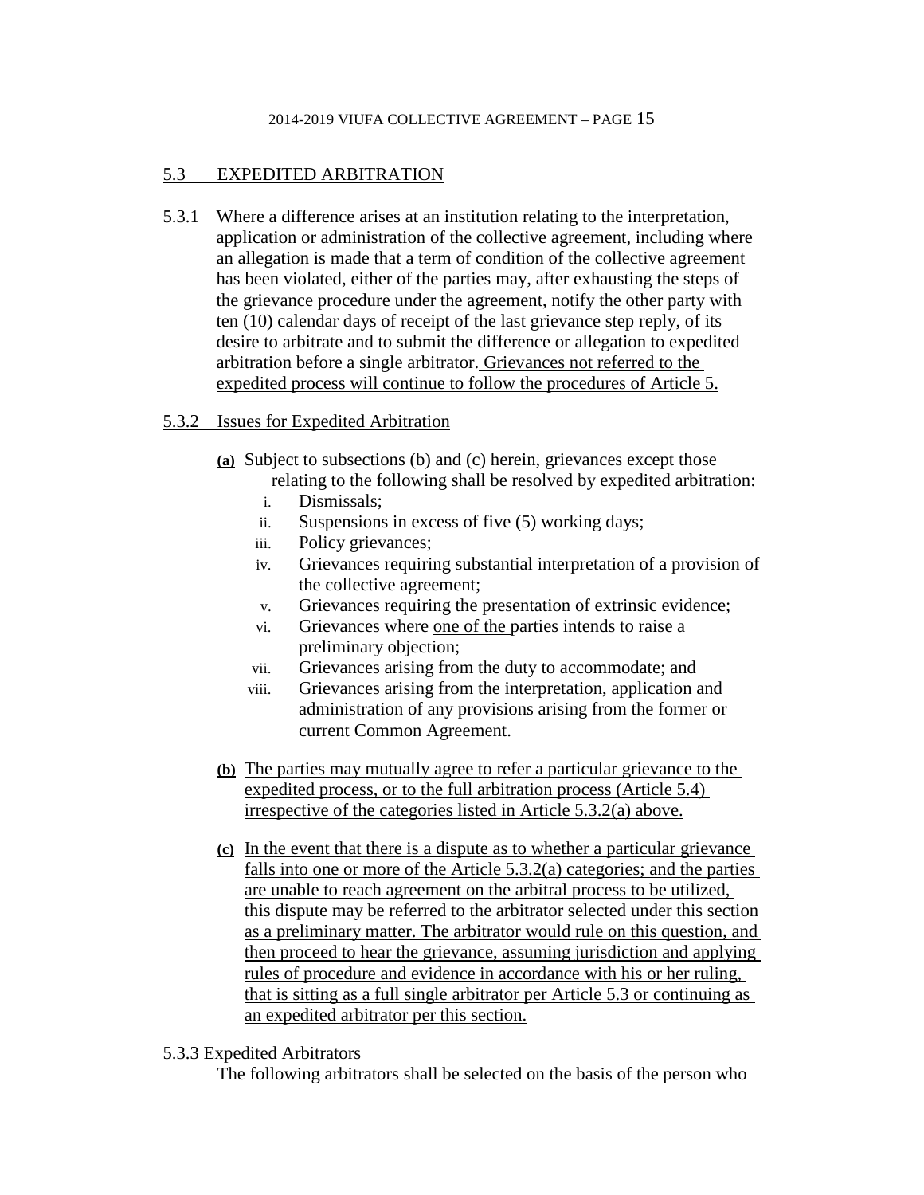## 5.3 EXPEDITED ARBITRATION

5.3.1 Where a difference arises at an institution relating to the interpretation, application or administration of the collective agreement, including where an allegation is made that a term of condition of the collective agreement has been violated, either of the parties may, after exhausting the steps of the grievance procedure under the agreement, notify the other party with ten (10) calendar days of receipt of the last grievance step reply, of its desire to arbitrate and to submit the difference or allegation to expedited arbitration before a single arbitrator. Grievances not referred to the expedited process will continue to follow the procedures of Article 5.

5.3.2 Issues for Expedited Arbitration

**(a)** Subject to subsections (b) and (c) herein, grievances except those relating to the following shall be resolved by expedited arbitration:

i. Dismissals;
ii. Suspensions in excess of five (5) working days;
iii. Policy grievances;
iv. Grievances requiring substantial interpretation of a provision of the collective agreement;
v. Grievances requiring the presentation of extrinsic evidence;
vi. Grievances where one of the parties intends to raise a preliminary objection;
vii. Grievances arising from the duty to accommodate; and
viii. Grievances arising from the interpretation, application and administration of any provisions arising from the former or current Common Agreement.

**(b)** The parties may mutually agree to refer a particular grievance to the expedited process, or to the full arbitration process (Article 5.4) irrespective of the categories listed in Article 5.3.2(a) above.

**(c)** In the event that there is a dispute as to whether a particular grievance falls into one or more of the Article 5.3.2(a) categories; and the parties are unable to reach agreement on the arbitral process to be utilized, this dispute may be referred to the arbitrator selected under this section as a preliminary matter. The arbitrator would rule on this question, and then proceed to hear the grievance, assuming jurisdiction and applying rules of procedure and evidence in accordance with his or her ruling, that is sitting as a full single arbitrator per Article 5.3 or continuing as an expedited arbitrator per this section.

5.3.3 Expedited Arbitrators

The following arbitrators shall be selected on the basis of the person who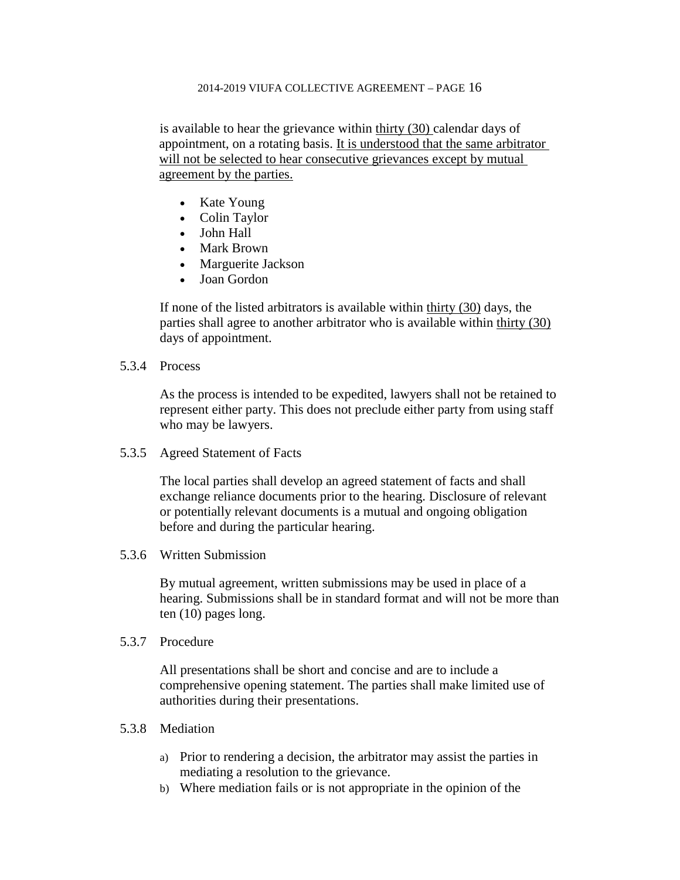is available to hear the grievance within thirty (30) calendar days of appointment, on a rotating basis. It is understood that the same arbitrator will not be selected to hear consecutive grievances except by mutual agreement by the parties.

- Kate Young
- Colin Taylor
- John Hall
- Mark Brown
- Marguerite Jackson
- Joan Gordon

If none of the listed arbitrators is available within thirty (30) days, the parties shall agree to another arbitrator who is available within thirty (30) days of appointment.

5.3.4 Process

As the process is intended to be expedited, lawyers shall not be retained to represent either party. This does not preclude either party from using staff who may be lawyers.

5.3.5 Agreed Statement of Facts

The local parties shall develop an agreed statement of facts and shall exchange reliance documents prior to the hearing. Disclosure of relevant or potentially relevant documents is a mutual and ongoing obligation before and during the particular hearing.

5.3.6 Written Submission

By mutual agreement, written submissions may be used in place of a hearing. Submissions shall be in standard format and will not be more than ten (10) pages long.

5.3.7 Procedure

All presentations shall be short and concise and are to include a comprehensive opening statement. The parties shall make limited use of authorities during their presentations.

5.3.8 Mediation

a) Prior to rendering a decision, the arbitrator may assist the parties in mediating a resolution to the grievance.
b) Where mediation fails or is not appropriate in the opinion of the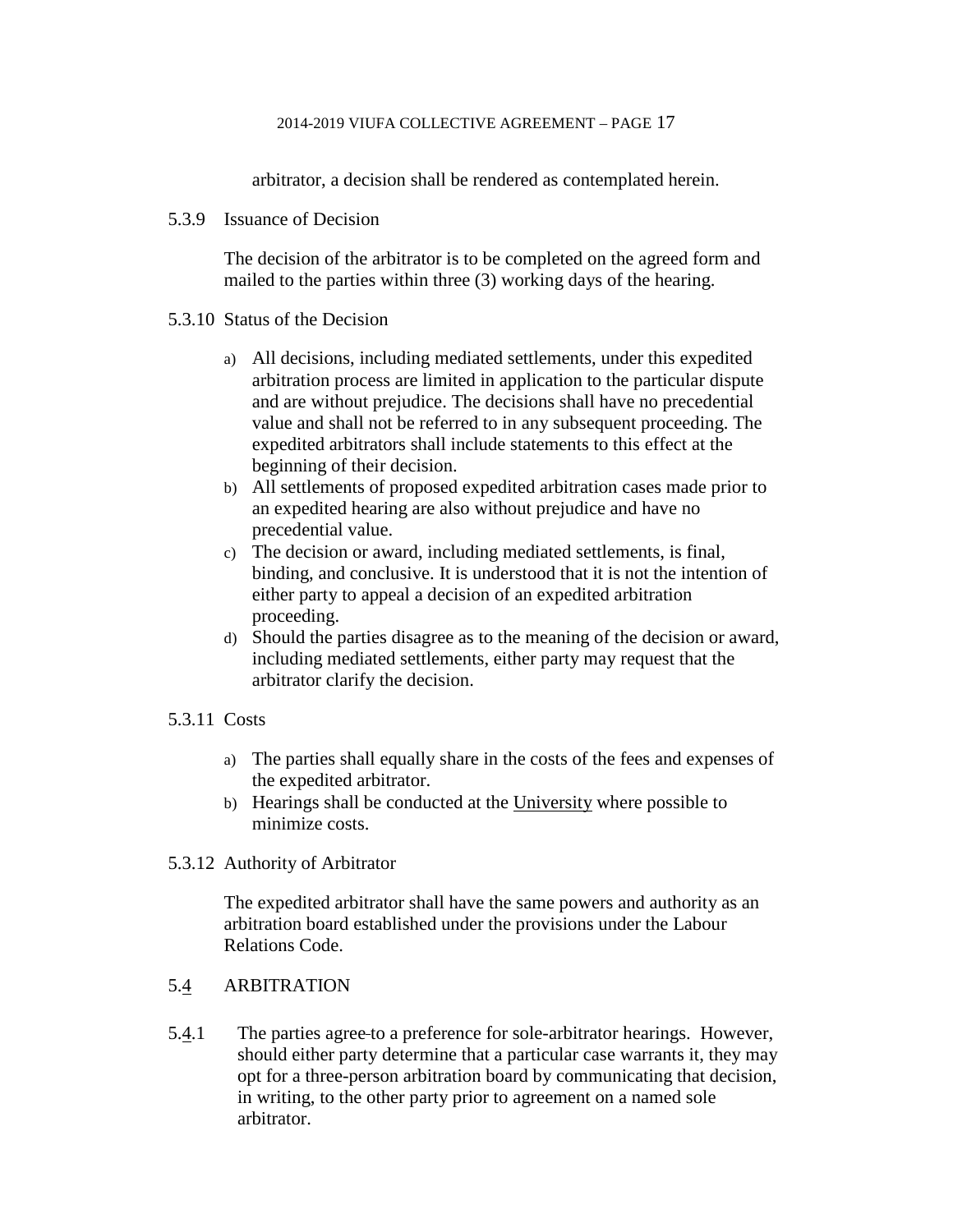arbitrator, a decision shall be rendered as contemplated herein.

5.3.9 Issuance of Decision

The decision of the arbitrator is to be completed on the agreed form and mailed to the parties within three (3) working days of the hearing.

5.3.10 Status of the Decision

a) All decisions, including mediated settlements, under this expedited arbitration process are limited in application to the particular dispute and are without prejudice. The decisions shall have no precedential value and shall not be referred to in any subsequent proceeding. The expedited arbitrators shall include statements to this effect at the beginning of their decision.
b) All settlements of proposed expedited arbitration cases made prior to an expedited hearing are also without prejudice and have no precedential value.
c) The decision or award, including mediated settlements, is final, binding, and conclusive. It is understood that it is not the intention of either party to appeal a decision of an expedited arbitration proceeding.
d) Should the parties disagree as to the meaning of the decision or award, including mediated settlements, either party may request that the arbitrator clarify the decision.

5.3.11 Costs

a) The parties shall equally share in the costs of the fees and expenses of the expedited arbitrator.
b) Hearings shall be conducted at the University where possible to minimize costs.

5.3.12 Authority of Arbitrator

The expedited arbitrator shall have the same powers and authority as an arbitration board established under the provisions under the Labour Relations Code.

## 5.4 ARBITRATION

5.4.1 The parties agree to a preference for sole-arbitrator hearings. However, should either party determine that a particular case warrants it, they may opt for a three-person arbitration board by communicating that decision, in writing, to the other party prior to agreement on a named sole arbitrator.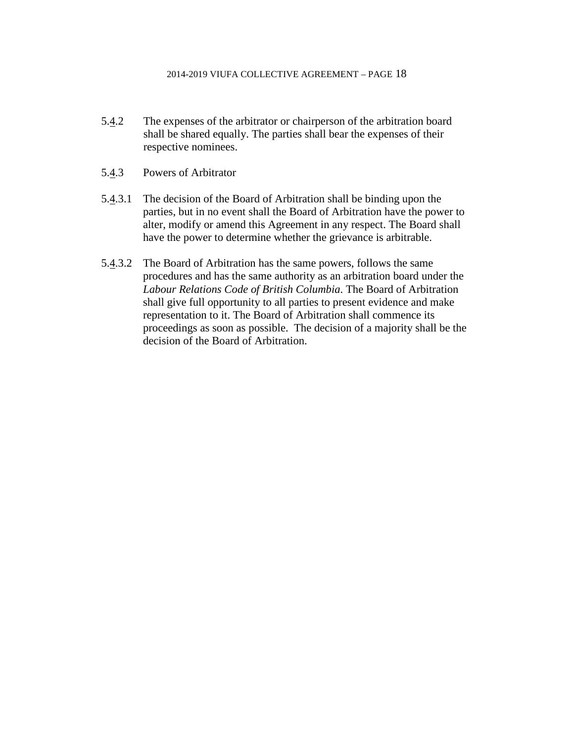5.4.2 The expenses of the arbitrator or chairperson of the arbitration board shall be shared equally. The parties shall bear the expenses of their respective nominees.

5.4.3 Powers of Arbitrator

5.4.3.1 The decision of the Board of Arbitration shall be binding upon the parties, but in no event shall the Board of Arbitration have the power to alter, modify or amend this Agreement in any respect. The Board shall have the power to determine whether the grievance is arbitrable.

5.4.3.2 The Board of Arbitration has the same powers, follows the same procedures and has the same authority as an arbitration board under the *Labour Relations Code of British Columbia*. The Board of Arbitration shall give full opportunity to all parties to present evidence and make representation to it. The Board of Arbitration shall commence its proceedings as soon as possible. The decision of a majority shall be the decision of the Board of Arbitration.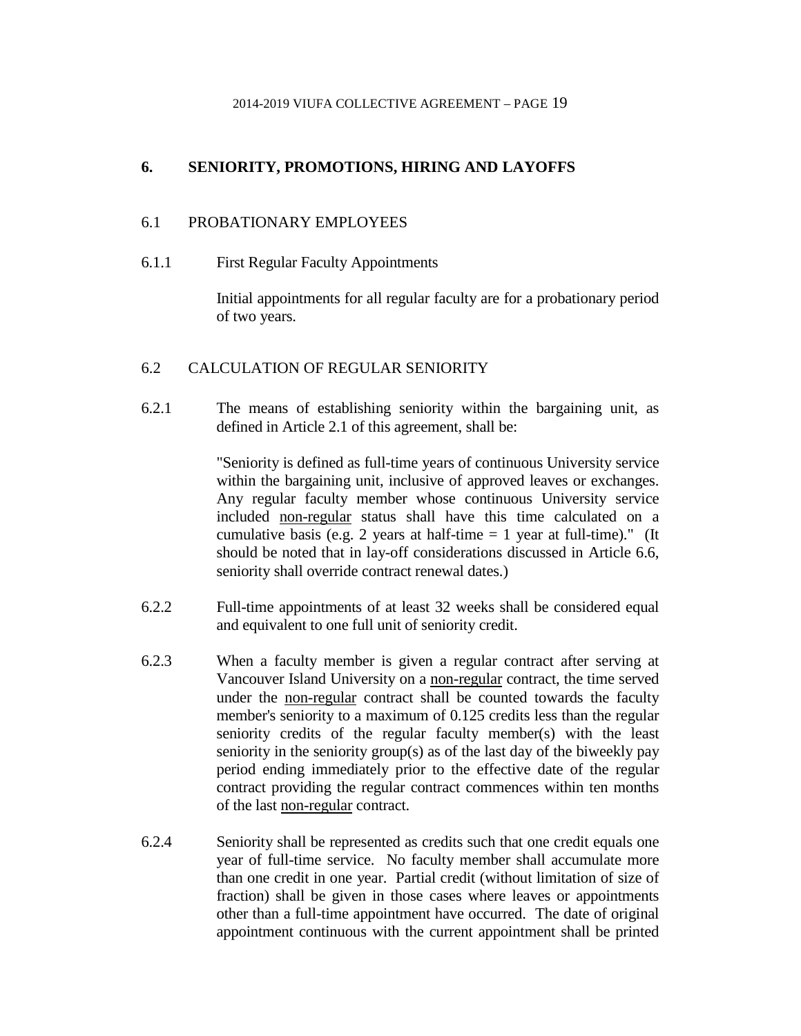## 6. SENIORITY, PROMOTIONS, HIRING AND LAYOFFS

### 6.1 PROBATIONARY EMPLOYEES

6.1.1 First Regular Faculty Appointments

Initial appointments for all regular faculty are for a probationary period of two years.

### 6.2 CALCULATION OF REGULAR SENIORITY

6.2.1 The means of establishing seniority within the bargaining unit, as defined in Article 2.1 of this agreement, shall be:

"Seniority is defined as full-time years of continuous University service within the bargaining unit, inclusive of approved leaves or exchanges. Any regular faculty member whose continuous University service included <u>non-regular</u> status shall have this time calculated on a cumulative basis (e.g. 2 years at half-time = 1 year at full-time)." (It should be noted that in lay-off considerations discussed in Article 6.6, seniority shall override contract renewal dates.)

6.2.2 Full-time appointments of at least 32 weeks shall be considered equal and equivalent to one full unit of seniority credit.

6.2.3 When a faculty member is given a regular contract after serving at Vancouver Island University on a <u>non-regular</u> contract, the time served under the <u>non-regular</u> contract shall be counted towards the faculty member's seniority to a maximum of 0.125 credits less than the regular seniority credits of the regular faculty member(s) with the least seniority in the seniority group(s) as of the last day of the biweekly pay period ending immediately prior to the effective date of the regular contract providing the regular contract commences within ten months of the last <u>non-regular</u> contract.

6.2.4 Seniority shall be represented as credits such that one credit equals one year of full-time service. No faculty member shall accumulate more than one credit in one year. Partial credit (without limitation of size of fraction) shall be given in those cases where leaves or appointments other than a full-time appointment have occurred. The date of original appointment continuous with the current appointment shall be printed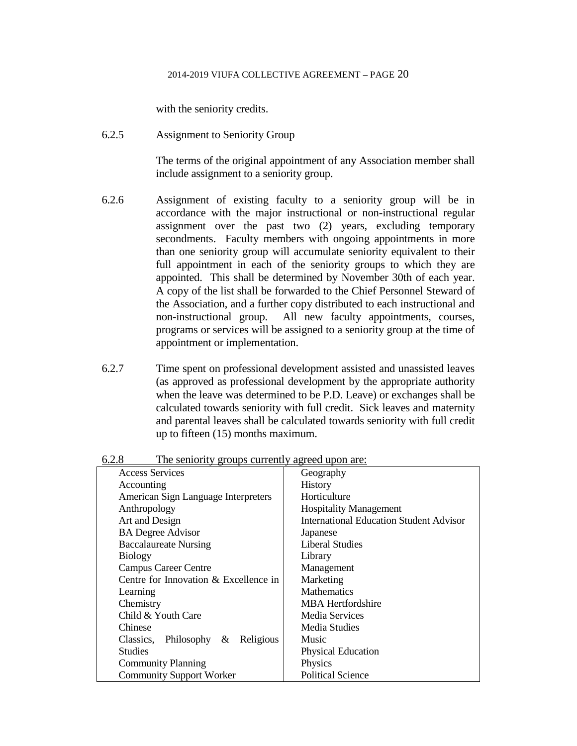with the seniority credits.

6.2.5 Assignment to Seniority Group

The terms of the original appointment of any Association member shall include assignment to a seniority group.

6.2.6 Assignment of existing faculty to a seniority group will be in accordance with the major instructional or non-instructional regular assignment over the past two (2) years, excluding temporary secondments. Faculty members with ongoing appointments in more than one seniority group will accumulate seniority equivalent to their full appointment in each of the seniority groups to which they are appointed. This shall be determined by November 30th of each year. A copy of the list shall be forwarded to the Chief Personnel Steward of the Association, and a further copy distributed to each instructional and non-instructional group. All new faculty appointments, courses, programs or services will be assigned to a seniority group at the time of appointment or implementation.

6.2.7 Time spent on professional development assisted and unassisted leaves (as approved as professional development by the appropriate authority when the leave was determined to be P.D. Leave) or exchanges shall be calculated towards seniority with full credit. Sick leaves and maternity and parental leaves shall be calculated towards seniority with full credit up to fifteen (15) months maximum.

6.2.8 The seniority groups currently agreed upon are:

| | |
|---|---|
| Access Services | Geography |
| Accounting | History |
| American Sign Language Interpreters | Horticulture |
| Anthropology | Hospitality Management |
| Art and Design | International Education Student Advisor |
| BA Degree Advisor | Japanese |
| Baccalaureate Nursing | Liberal Studies |
| Biology | Library |
| Campus Career Centre | Management |
| Centre for Innovation & Excellence in Learning | Marketing |
| Chemistry | Mathematics |
| Child & Youth Care | MBA Hertfordshire |
| Chinese | Media Services |
| Classics, Philosophy & Religious Studies | Media Studies |
| Community Planning | Music |
| Community Support Worker | Physical Education |
| | Physics |
| | Political Science |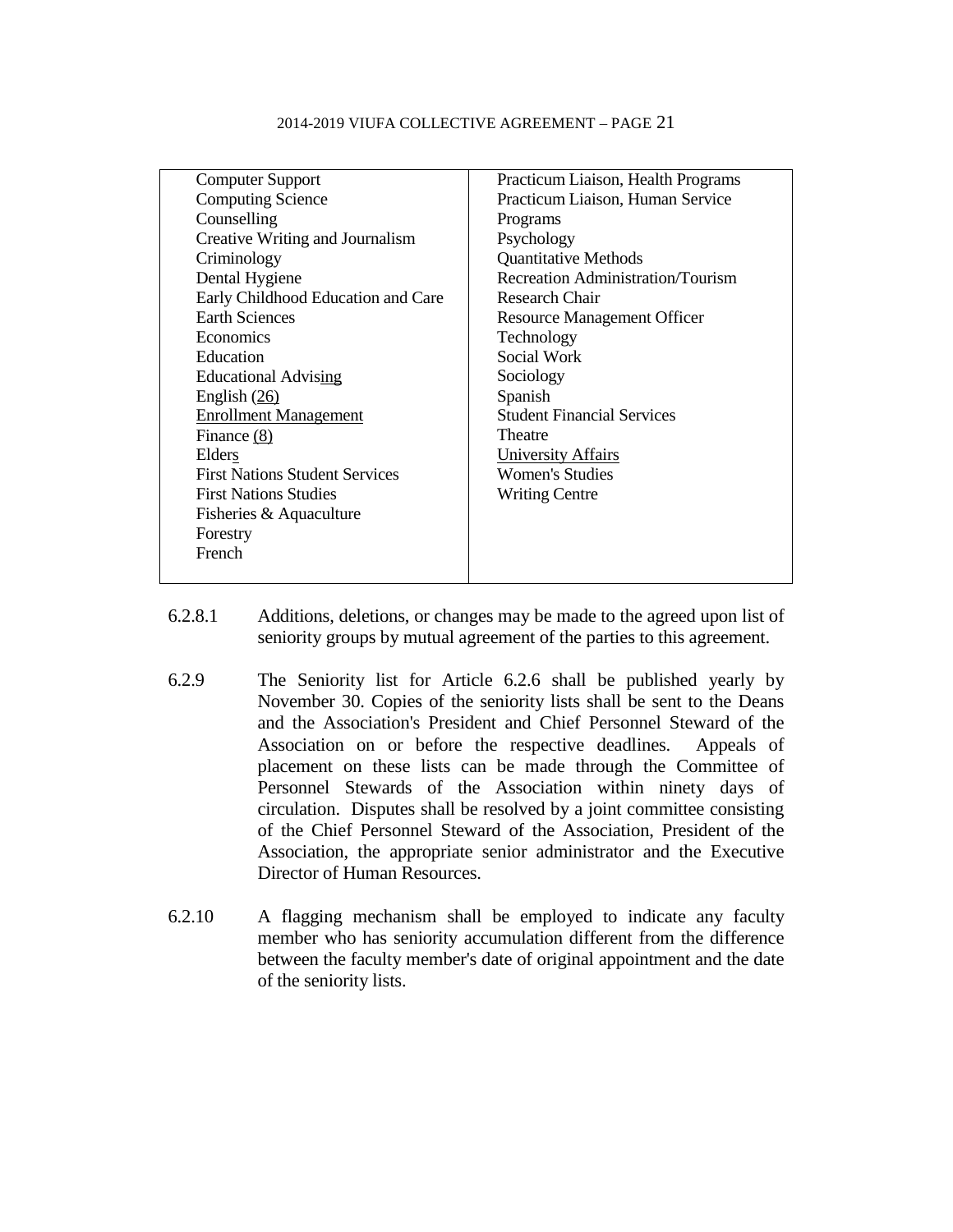| | |
|---|---|
| Computer Support | Practicum Liaison, Health Programs |
| Computing Science | Practicum Liaison, Human Service Programs |
| Counselling | Psychology |
| Creative Writing and Journalism | Quantitative Methods |
| Criminology | Recreation Administration/Tourism |
| Dental Hygiene | Research Chair |
| Early Childhood Education and Care | Resource Management Officer |
| Earth Sciences | Technology |
| Economics | Social Work |
| Education | Sociology |
| Educational Advising | Spanish |
| English (26) | Student Financial Services |
| Enrollment Management | Theatre |
| Finance (8) | University Affairs |
| Elders | Women's Studies |
| First Nations Student Services | Writing Centre |
| First Nations Studies | |
| Fisheries & Aquaculture | |
| Forestry | |
| French | |

6.2.8.1 Additions, deletions, or changes may be made to the agreed upon list of seniority groups by mutual agreement of the parties to this agreement.

6.2.9 The Seniority list for Article 6.2.6 shall be published yearly by November 30. Copies of the seniority lists shall be sent to the Deans and the Association's President and Chief Personnel Steward of the Association on or before the respective deadlines. Appeals of placement on these lists can be made through the Committee of Personnel Stewards of the Association within ninety days of circulation. Disputes shall be resolved by a joint committee consisting of the Chief Personnel Steward of the Association, President of the Association, the appropriate senior administrator and the Executive Director of Human Resources.

6.2.10 A flagging mechanism shall be employed to indicate any faculty member who has seniority accumulation different from the difference between the faculty member's date of original appointment and the date of the seniority lists.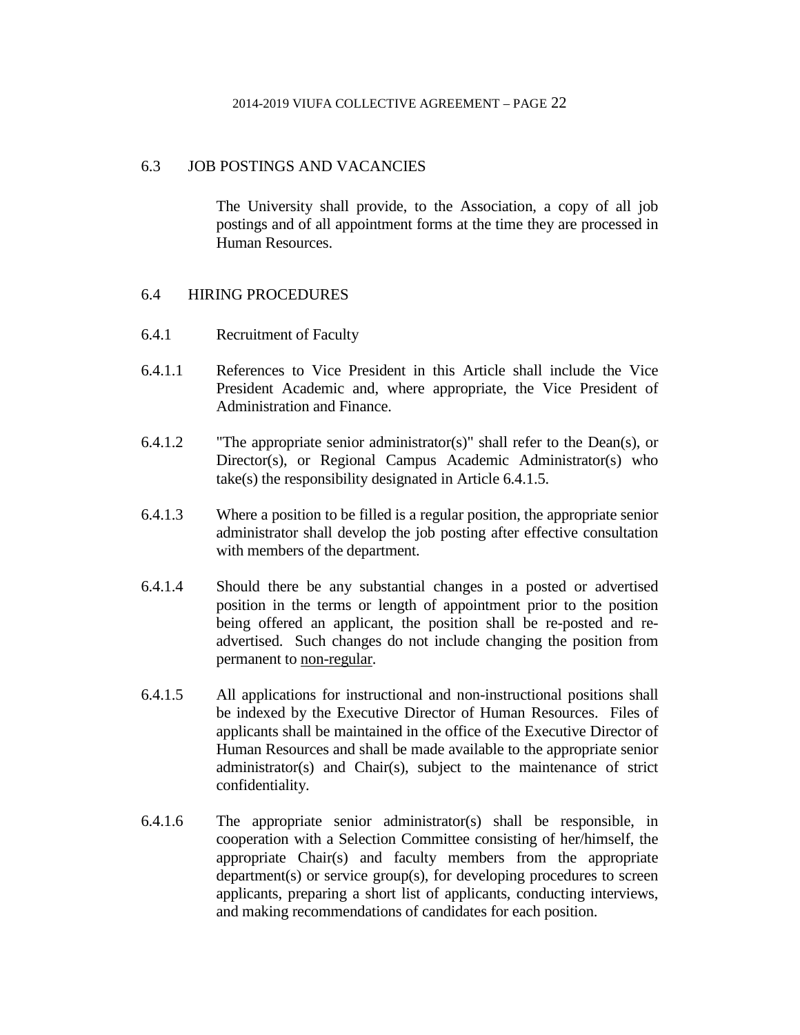## 6.3 JOB POSTINGS AND VACANCIES

The University shall provide, to the Association, a copy of all job postings and of all appointment forms at the time they are processed in Human Resources.

## 6.4 HIRING PROCEDURES

### 6.4.1 Recruitment of Faculty

6.4.1.1 References to Vice President in this Article shall include the Vice President Academic and, where appropriate, the Vice President of Administration and Finance.

6.4.1.2 "The appropriate senior administrator(s)" shall refer to the Dean(s), or Director(s), or Regional Campus Academic Administrator(s) who take(s) the responsibility designated in Article 6.4.1.5.

6.4.1.3 Where a position to be filled is a regular position, the appropriate senior administrator shall develop the job posting after effective consultation with members of the department.

6.4.1.4 Should there be any substantial changes in a posted or advertised position in the terms or length of appointment prior to the position being offered an applicant, the position shall be re-posted and re-advertised. Such changes do not include changing the position from permanent to non-regular.

6.4.1.5 All applications for instructional and non-instructional positions shall be indexed by the Executive Director of Human Resources. Files of applicants shall be maintained in the office of the Executive Director of Human Resources and shall be made available to the appropriate senior administrator(s) and Chair(s), subject to the maintenance of strict confidentiality.

6.4.1.6 The appropriate senior administrator(s) shall be responsible, in cooperation with a Selection Committee consisting of her/himself, the appropriate Chair(s) and faculty members from the appropriate department(s) or service group(s), for developing procedures to screen applicants, preparing a short list of applicants, conducting interviews, and making recommendations of candidates for each position.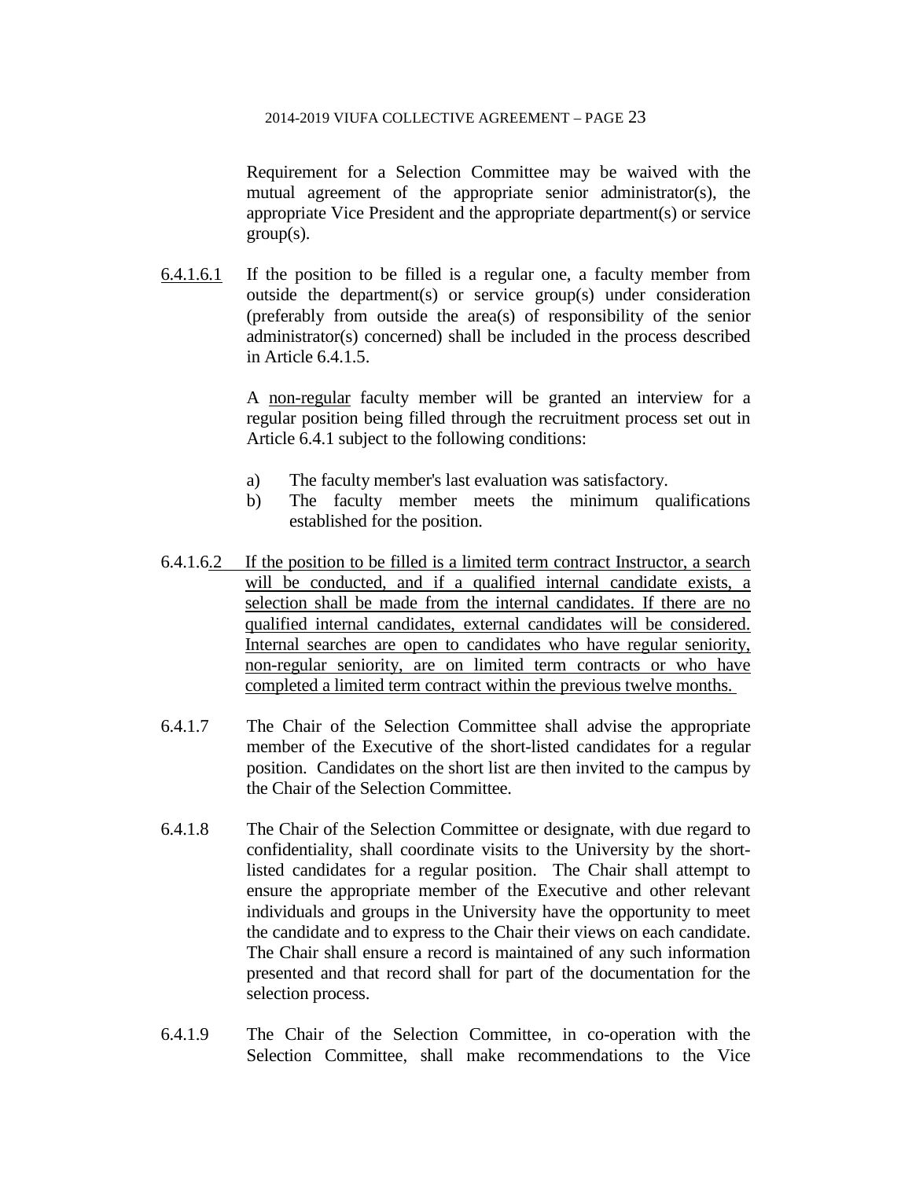Requirement for a Selection Committee may be waived with the mutual agreement of the appropriate senior administrator(s), the appropriate Vice President and the appropriate department(s) or service group(s).

6.4.1.6.1 If the position to be filled is a regular one, a faculty member from outside the department(s) or service group(s) under consideration (preferably from outside the area(s) of responsibility of the senior administrator(s) concerned) shall be included in the process described in Article 6.4.1.5.

A non-regular faculty member will be granted an interview for a regular position being filled through the recruitment process set out in Article 6.4.1 subject to the following conditions:

a) The faculty member's last evaluation was satisfactory.
b) The faculty member meets the minimum qualifications established for the position.

6.4.1.6.2 If the position to be filled is a limited term contract Instructor, a search will be conducted, and if a qualified internal candidate exists, a selection shall be made from the internal candidates. If there are no qualified internal candidates, external candidates will be considered. Internal searches are open to candidates who have regular seniority, non-regular seniority, are on limited term contracts or who have completed a limited term contract within the previous twelve months.

6.4.1.7 The Chair of the Selection Committee shall advise the appropriate member of the Executive of the short-listed candidates for a regular position. Candidates on the short list are then invited to the campus by the Chair of the Selection Committee.

6.4.1.8 The Chair of the Selection Committee or designate, with due regard to confidentiality, shall coordinate visits to the University by the short-listed candidates for a regular position. The Chair shall attempt to ensure the appropriate member of the Executive and other relevant individuals and groups in the University have the opportunity to meet the candidate and to express to the Chair their views on each candidate. The Chair shall ensure a record is maintained of any such information presented and that record shall for part of the documentation for the selection process.

6.4.1.9 The Chair of the Selection Committee, in co-operation with the Selection Committee, shall make recommendations to the Vice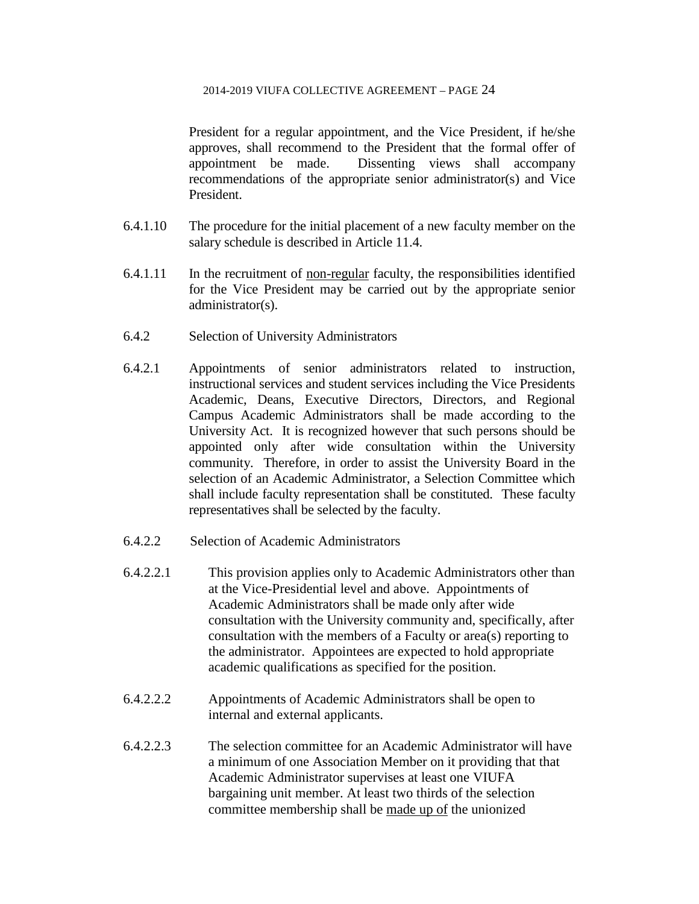President for a regular appointment, and the Vice President, if he/she approves, shall recommend to the President that the formal offer of appointment be made. Dissenting views shall accompany recommendations of the appropriate senior administrator(s) and Vice President.

6.4.1.10 The procedure for the initial placement of a new faculty member on the salary schedule is described in Article 11.4.

6.4.1.11 In the recruitment of <u>non-regular</u> faculty, the responsibilities identified for the Vice President may be carried out by the appropriate senior administrator(s).

6.4.2 Selection of University Administrators

6.4.2.1 Appointments of senior administrators related to instruction, instructional services and student services including the Vice Presidents Academic, Deans, Executive Directors, Directors, and Regional Campus Academic Administrators shall be made according to the University Act. It is recognized however that such persons should be appointed only after wide consultation within the University community. Therefore, in order to assist the University Board in the selection of an Academic Administrator, a Selection Committee which shall include faculty representation shall be constituted. These faculty representatives shall be selected by the faculty.

6.4.2.2 Selection of Academic Administrators

6.4.2.2.1 This provision applies only to Academic Administrators other than at the Vice-Presidential level and above. Appointments of Academic Administrators shall be made only after wide consultation with the University community and, specifically, after consultation with the members of a Faculty or area(s) reporting to the administrator. Appointees are expected to hold appropriate academic qualifications as specified for the position.

6.4.2.2.2 Appointments of Academic Administrators shall be open to internal and external applicants.

6.4.2.2.3 The selection committee for an Academic Administrator will have a minimum of one Association Member on it providing that that Academic Administrator supervises at least one VIUFA bargaining unit member. At least two thirds of the selection committee membership shall be <u>made up of</u> the unionized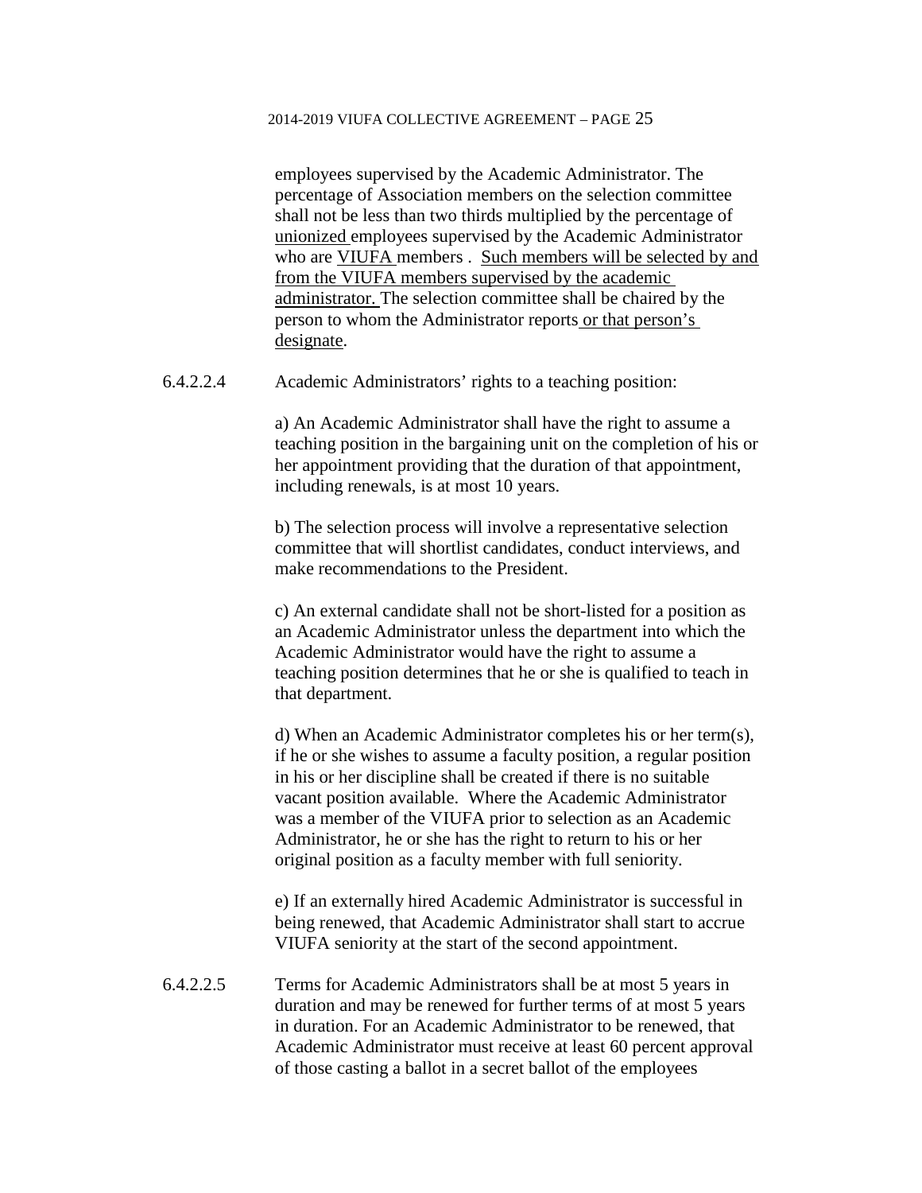employees supervised by the Academic Administrator. The percentage of Association members on the selection committee shall not be less than two thirds multiplied by the percentage of unionized employees supervised by the Academic Administrator who are VIUFA members . Such members will be selected by and from the VIUFA members supervised by the academic administrator. The selection committee shall be chaired by the person to whom the Administrator reports or that person's designate.

6.4.2.2.4 Academic Administrators' rights to a teaching position:

a) An Academic Administrator shall have the right to assume a teaching position in the bargaining unit on the completion of his or her appointment providing that the duration of that appointment, including renewals, is at most 10 years.

b) The selection process will involve a representative selection committee that will shortlist candidates, conduct interviews, and make recommendations to the President.

c) An external candidate shall not be short-listed for a position as an Academic Administrator unless the department into which the Academic Administrator would have the right to assume a teaching position determines that he or she is qualified to teach in that department.

d) When an Academic Administrator completes his or her term(s), if he or she wishes to assume a faculty position, a regular position in his or her discipline shall be created if there is no suitable vacant position available. Where the Academic Administrator was a member of the VIUFA prior to selection as an Academic Administrator, he or she has the right to return to his or her original position as a faculty member with full seniority.

e) If an externally hired Academic Administrator is successful in being renewed, that Academic Administrator shall start to accrue VIUFA seniority at the start of the second appointment.

6.4.2.2.5 Terms for Academic Administrators shall be at most 5 years in duration and may be renewed for further terms of at most 5 years in duration. For an Academic Administrator to be renewed, that Academic Administrator must receive at least 60 percent approval of those casting a ballot in a secret ballot of the employees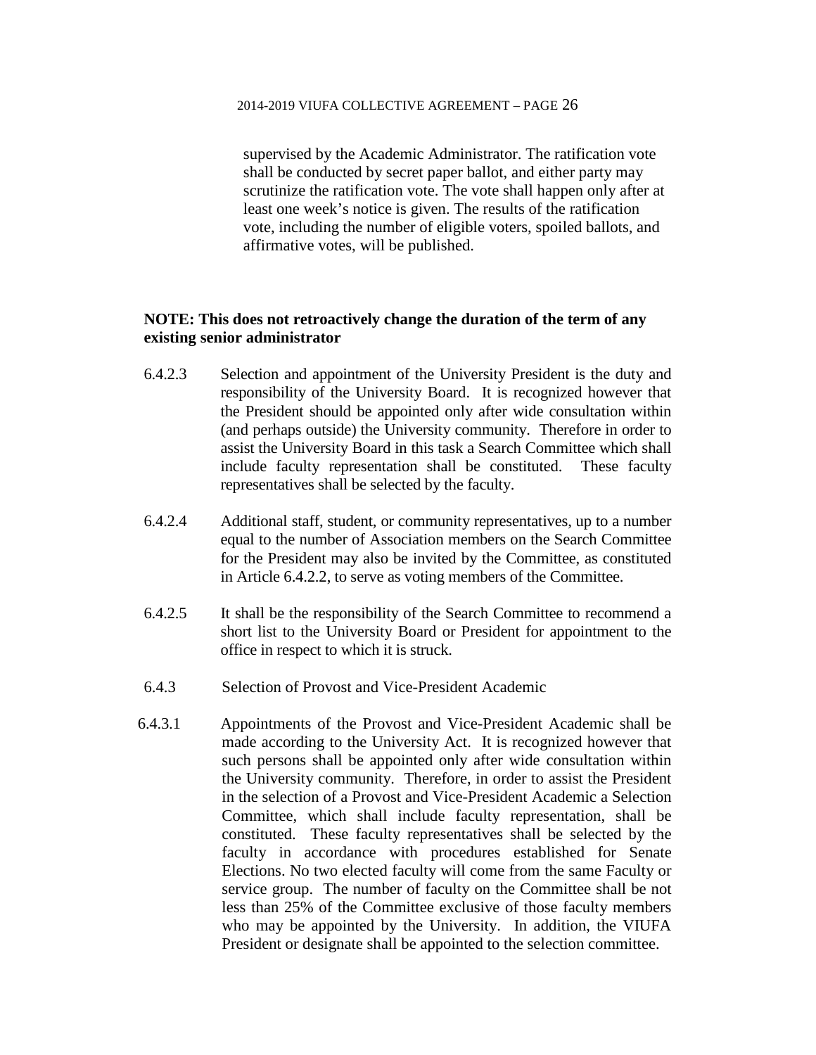supervised by the Academic Administrator. The ratification vote shall be conducted by secret paper ballot, and either party may scrutinize the ratification vote. The vote shall happen only after at least one week's notice is given. The results of the ratification vote, including the number of eligible voters, spoiled ballots, and affirmative votes, will be published.

**NOTE: This does not retroactively change the duration of the term of any existing senior administrator**

6.4.2.3 Selection and appointment of the University President is the duty and responsibility of the University Board. It is recognized however that the President should be appointed only after wide consultation within (and perhaps outside) the University community. Therefore in order to assist the University Board in this task a Search Committee which shall include faculty representation shall be constituted. These faculty representatives shall be selected by the faculty.

6.4.2.4 Additional staff, student, or community representatives, up to a number equal to the number of Association members on the Search Committee for the President may also be invited by the Committee, as constituted in Article 6.4.2.2, to serve as voting members of the Committee.

6.4.2.5 It shall be the responsibility of the Search Committee to recommend a short list to the University Board or President for appointment to the office in respect to which it is struck.

6.4.3 Selection of Provost and Vice-President Academic

6.4.3.1 Appointments of the Provost and Vice-President Academic shall be made according to the University Act. It is recognized however that such persons shall be appointed only after wide consultation within the University community. Therefore, in order to assist the President in the selection of a Provost and Vice-President Academic a Selection Committee, which shall include faculty representation, shall be constituted. These faculty representatives shall be selected by the faculty in accordance with procedures established for Senate Elections. No two elected faculty will come from the same Faculty or service group. The number of faculty on the Committee shall be not less than 25% of the Committee exclusive of those faculty members who may be appointed by the University. In addition, the VIUFA President or designate shall be appointed to the selection committee.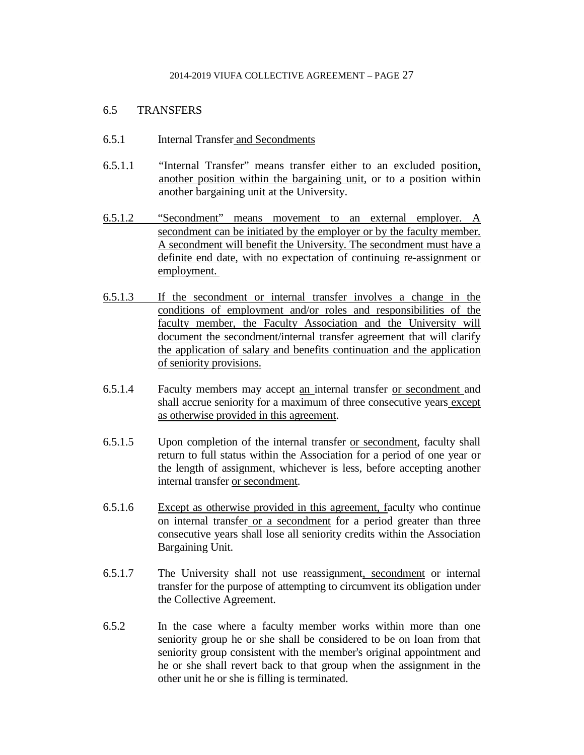## 6.5 TRANSFERS

### 6.5.1 Internal Transfer and Secondments

6.5.1.1 "Internal Transfer" means transfer either to an excluded position, another position within the bargaining unit, or to a position within another bargaining unit at the University.

6.5.1.2 "Secondment" means movement to an external employer. A secondment can be initiated by the employer or by the faculty member. A secondment will benefit the University. The secondment must have a definite end date, with no expectation of continuing re-assignment or employment.

6.5.1.3 If the secondment or internal transfer involves a change in the conditions of employment and/or roles and responsibilities of the faculty member, the Faculty Association and the University will document the secondment/internal transfer agreement that will clarify the application of salary and benefits continuation and the application of seniority provisions.

6.5.1.4 Faculty members may accept an internal transfer or secondment and shall accrue seniority for a maximum of three consecutive years except as otherwise provided in this agreement.

6.5.1.5 Upon completion of the internal transfer or secondment, faculty shall return to full status within the Association for a period of one year or the length of assignment, whichever is less, before accepting another internal transfer or secondment.

6.5.1.6 Except as otherwise provided in this agreement, faculty who continue on internal transfer or a secondment for a period greater than three consecutive years shall lose all seniority credits within the Association Bargaining Unit.

6.5.1.7 The University shall not use reassignment, secondment or internal transfer for the purpose of attempting to circumvent its obligation under the Collective Agreement.

6.5.2 In the case where a faculty member works within more than one seniority group he or she shall be considered to be on loan from that seniority group consistent with the member's original appointment and he or she shall revert back to that group when the assignment in the other unit he or she is filling is terminated.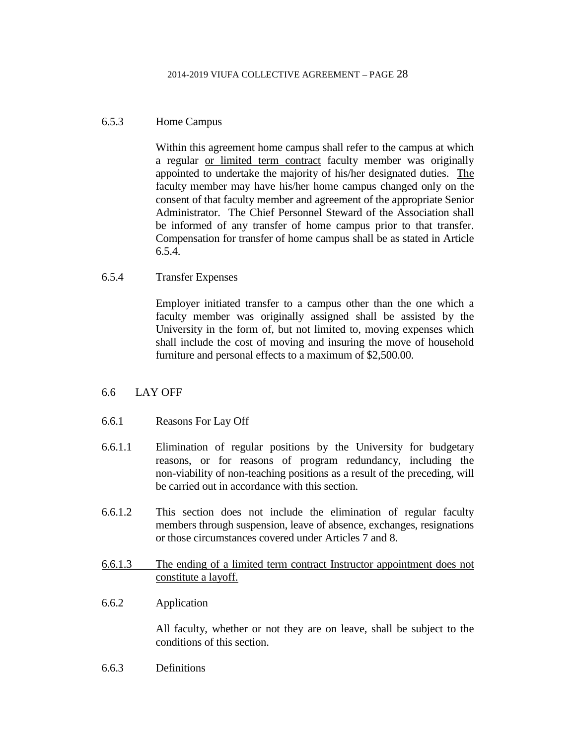### 6.5.3 Home Campus

Within this agreement home campus shall refer to the campus at which a regular <u>or limited term contract</u> faculty member was originally appointed to undertake the majority of his/her designated duties. <u>The</u> faculty member may have his/her home campus changed only on the consent of that faculty member and agreement of the appropriate Senior Administrator. The Chief Personnel Steward of the Association shall be informed of any transfer of home campus prior to that transfer. Compensation for transfer of home campus shall be as stated in Article 6.5.4.

### 6.5.4 Transfer Expenses

Employer initiated transfer to a campus other than the one which a faculty member was originally assigned shall be assisted by the University in the form of, but not limited to, moving expenses which shall include the cost of moving and insuring the move of household furniture and personal effects to a maximum of $2,500.00.

## 6.6 LAY OFF

### 6.6.1 Reasons For Lay Off

6.6.1.1 Elimination of regular positions by the University for budgetary reasons, or for reasons of program redundancy, including the non-viability of non-teaching positions as a result of the preceding, will be carried out in accordance with this section.

6.6.1.2 This section does not include the elimination of regular faculty members through suspension, leave of absence, exchanges, resignations or those circumstances covered under Articles 7 and 8.

<u>6.6.1.3 The ending of a limited term contract Instructor appointment does not constitute a layoff.</u>

### 6.6.2 Application

All faculty, whether or not they are on leave, shall be subject to the conditions of this section.

### 6.6.3 Definitions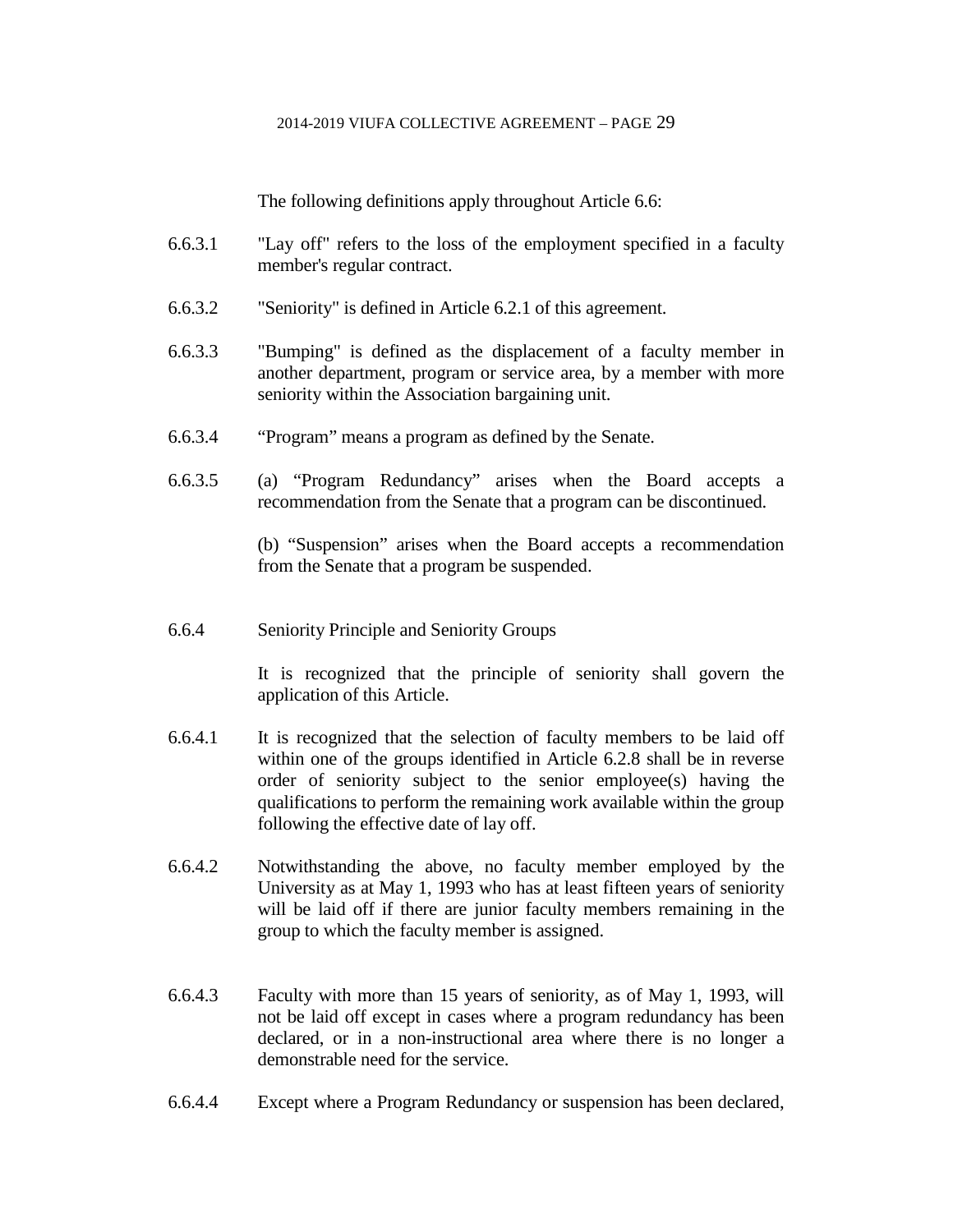The following definitions apply throughout Article 6.6:

6.6.3.1 "Lay off" refers to the loss of the employment specified in a faculty member's regular contract.

6.6.3.2 "Seniority" is defined in Article 6.2.1 of this agreement.

6.6.3.3 "Bumping" is defined as the displacement of a faculty member in another department, program or service area, by a member with more seniority within the Association bargaining unit.

6.6.3.4 “Program” means a program as defined by the Senate.

6.6.3.5 (a) “Program Redundancy” arises when the Board accepts a recommendation from the Senate that a program can be discontinued.

(b) “Suspension” arises when the Board accepts a recommendation from the Senate that a program be suspended.

6.6.4 Seniority Principle and Seniority Groups

It is recognized that the principle of seniority shall govern the application of this Article.

6.6.4.1 It is recognized that the selection of faculty members to be laid off within one of the groups identified in Article 6.2.8 shall be in reverse order of seniority subject to the senior employee(s) having the qualifications to perform the remaining work available within the group following the effective date of lay off.

6.6.4.2 Notwithstanding the above, no faculty member employed by the University as at May 1, 1993 who has at least fifteen years of seniority will be laid off if there are junior faculty members remaining in the group to which the faculty member is assigned.

6.6.4.3 Faculty with more than 15 years of seniority, as of May 1, 1993, will not be laid off except in cases where a program redundancy has been declared, or in a non-instructional area where there is no longer a demonstrable need for the service.

6.6.4.4 Except where a Program Redundancy or suspension has been declared,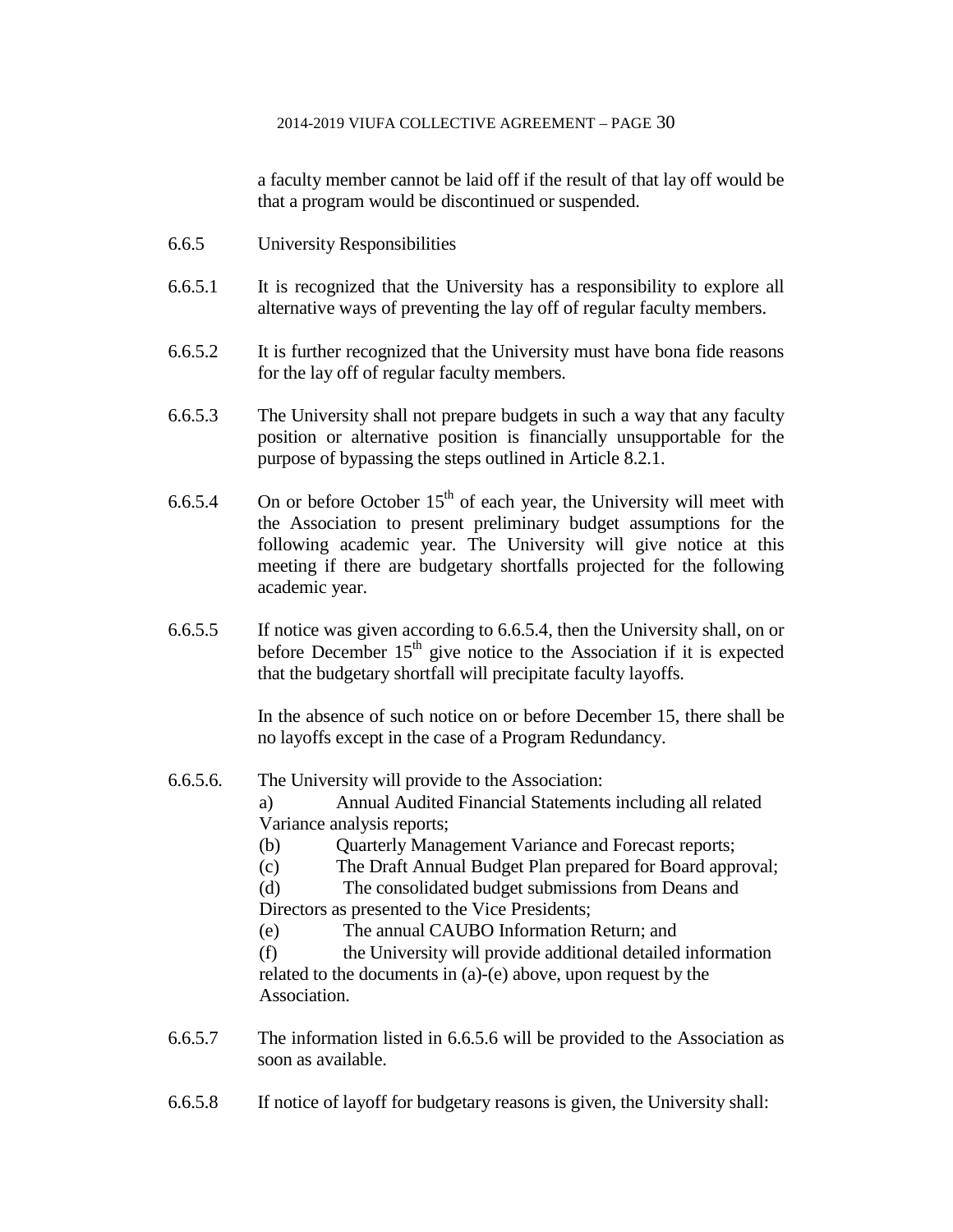a faculty member cannot be laid off if the result of that lay off would be that a program would be discontinued or suspended.

6.6.5 University Responsibilities

6.6.5.1 It is recognized that the University has a responsibility to explore all alternative ways of preventing the lay off of regular faculty members.

6.6.5.2 It is further recognized that the University must have bona fide reasons for the lay off of regular faculty members.

6.6.5.3 The University shall not prepare budgets in such a way that any faculty position or alternative position is financially unsupportable for the purpose of bypassing the steps outlined in Article 8.2.1.

6.6.5.4 On or before October 15th of each year, the University will meet with the Association to present preliminary budget assumptions for the following academic year. The University will give notice at this meeting if there are budgetary shortfalls projected for the following academic year.

6.6.5.5 If notice was given according to 6.6.5.4, then the University shall, on or before December 15th give notice to the Association if it is expected that the budgetary shortfall will precipitate faculty layoffs.

In the absence of such notice on or before December 15, there shall be no layoffs except in the case of a Program Redundancy.

6.6.5.6. The University will provide to the Association:

a) Annual Audited Financial Statements including all related Variance analysis reports;

(b) Quarterly Management Variance and Forecast reports;

(c) The Draft Annual Budget Plan prepared for Board approval;

(d) The consolidated budget submissions from Deans and Directors as presented to the Vice Presidents;

(e) The annual CAUBO Information Return; and

(f) the University will provide additional detailed information related to the documents in (a)-(e) above, upon request by the Association.

6.6.5.7 The information listed in 6.6.5.6 will be provided to the Association as soon as available.

6.6.5.8 If notice of layoff for budgetary reasons is given, the University shall: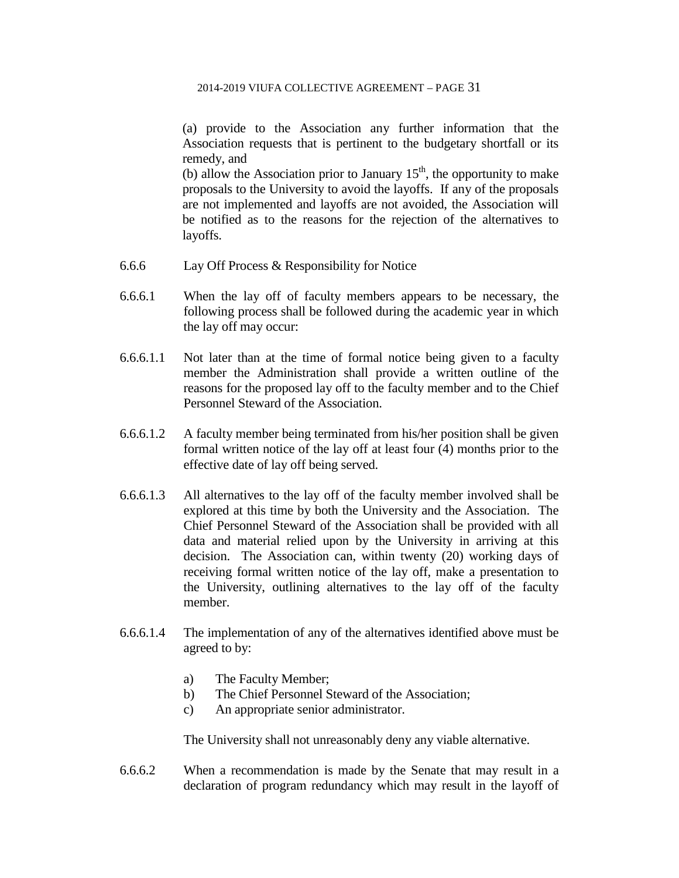(a) provide to the Association any further information that the Association requests that is pertinent to the budgetary shortfall or its remedy, and

(b) allow the Association prior to January 15th, the opportunity to make proposals to the University to avoid the layoffs. If any of the proposals are not implemented and layoffs are not avoided, the Association will be notified as to the reasons for the rejection of the alternatives to layoffs.

6.6.6 Lay Off Process & Responsibility for Notice

6.6.6.1 When the lay off of faculty members appears to be necessary, the following process shall be followed during the academic year in which the lay off may occur:

6.6.6.1.1 Not later than at the time of formal notice being given to a faculty member the Administration shall provide a written outline of the reasons for the proposed lay off to the faculty member and to the Chief Personnel Steward of the Association.

6.6.6.1.2 A faculty member being terminated from his/her position shall be given formal written notice of the lay off at least four (4) months prior to the effective date of lay off being served.

6.6.6.1.3 All alternatives to the lay off of the faculty member involved shall be explored at this time by both the University and the Association. The Chief Personnel Steward of the Association shall be provided with all data and material relied upon by the University in arriving at this decision. The Association can, within twenty (20) working days of receiving formal written notice of the lay off, make a presentation to the University, outlining alternatives to the lay off of the faculty member.

6.6.6.1.4 The implementation of any of the alternatives identified above must be agreed to by:

a) The Faculty Member;
b) The Chief Personnel Steward of the Association;
c) An appropriate senior administrator.

The University shall not unreasonably deny any viable alternative.

6.6.6.2 When a recommendation is made by the Senate that may result in a declaration of program redundancy which may result in the layoff of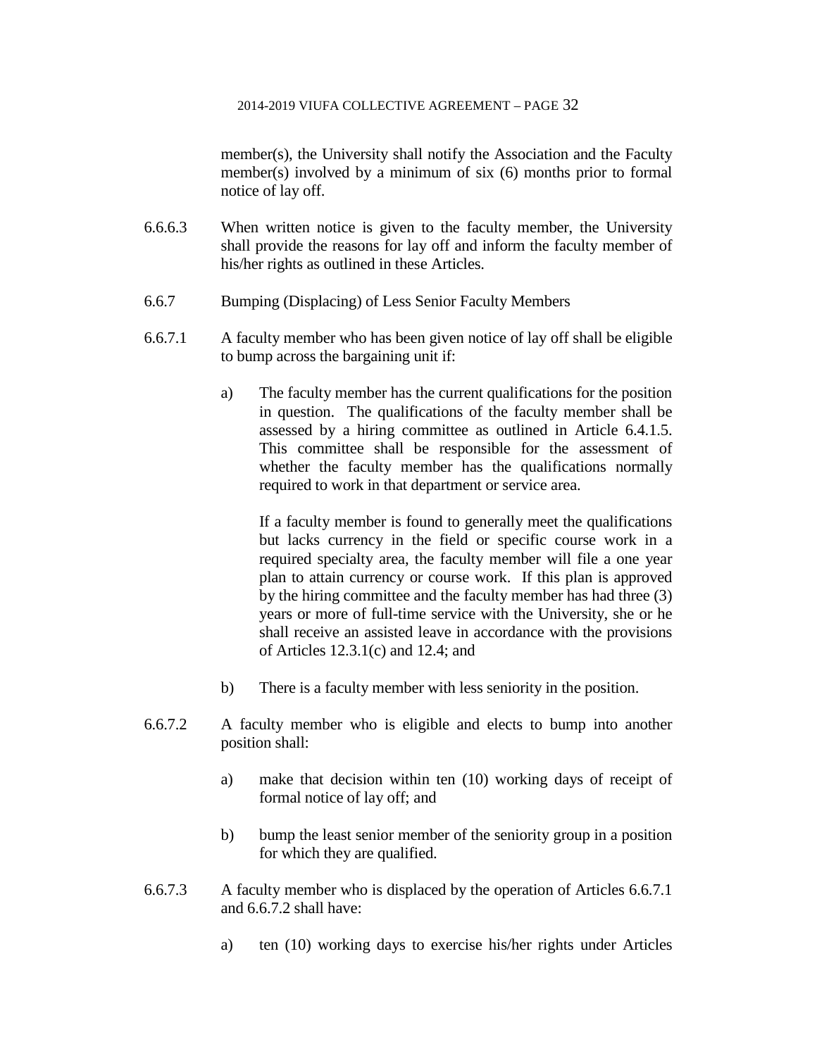member(s), the University shall notify the Association and the Faculty member(s) involved by a minimum of six (6) months prior to formal notice of lay off.

6.6.6.3 When written notice is given to the faculty member, the University shall provide the reasons for lay off and inform the faculty member of his/her rights as outlined in these Articles.

6.6.7 Bumping (Displacing) of Less Senior Faculty Members

6.6.7.1 A faculty member who has been given notice of lay off shall be eligible to bump across the bargaining unit if:

a) The faculty member has the current qualifications for the position in question. The qualifications of the faculty member shall be assessed by a hiring committee as outlined in Article 6.4.1.5. This committee shall be responsible for the assessment of whether the faculty member has the qualifications normally required to work in that department or service area.

If a faculty member is found to generally meet the qualifications but lacks currency in the field or specific course work in a required specialty area, the faculty member will file a one year plan to attain currency or course work. If this plan is approved by the hiring committee and the faculty member has had three (3) years or more of full-time service with the University, she or he shall receive an assisted leave in accordance with the provisions of Articles 12.3.1(c) and 12.4; and

b) There is a faculty member with less seniority in the position.

6.6.7.2 A faculty member who is eligible and elects to bump into another position shall:

a) make that decision within ten (10) working days of receipt of formal notice of lay off; and

b) bump the least senior member of the seniority group in a position for which they are qualified.

6.6.7.3 A faculty member who is displaced by the operation of Articles 6.6.7.1 and 6.6.7.2 shall have:

a) ten (10) working days to exercise his/her rights under Articles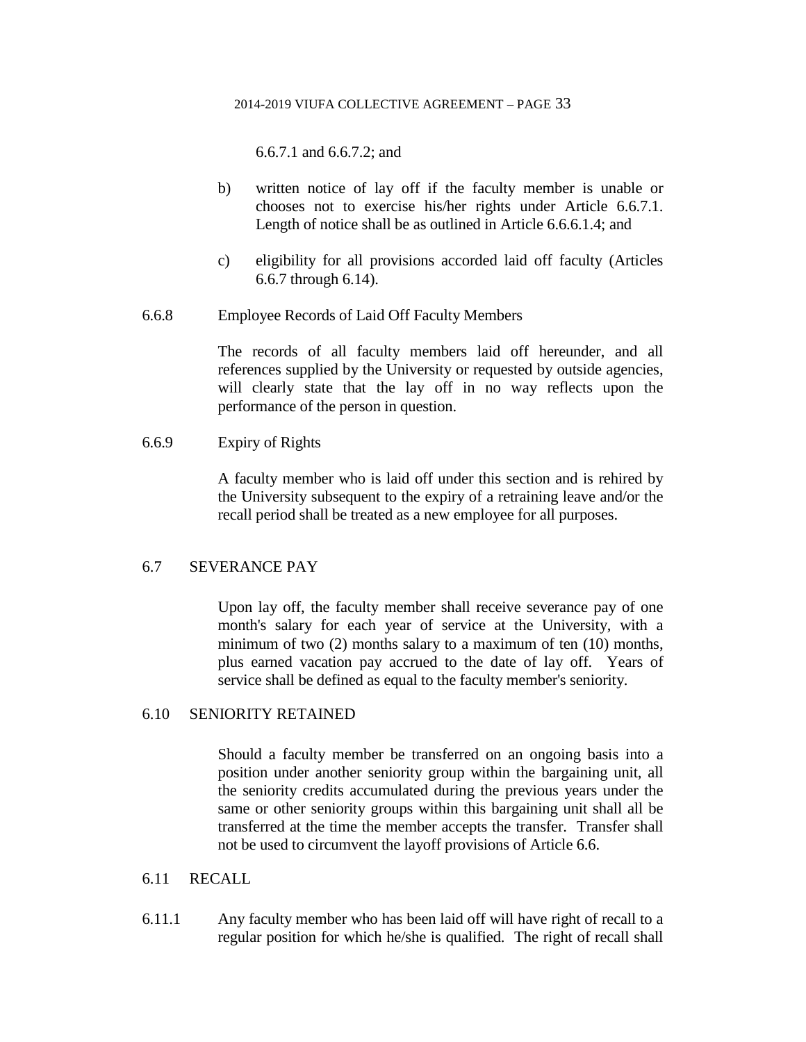6.6.7.1 and 6.6.7.2; and

b) written notice of lay off if the faculty member is unable or chooses not to exercise his/her rights under Article 6.6.7.1. Length of notice shall be as outlined in Article 6.6.6.1.4; and

c) eligibility for all provisions accorded laid off faculty (Articles 6.6.7 through 6.14).

6.6.8 Employee Records of Laid Off Faculty Members

The records of all faculty members laid off hereunder, and all references supplied by the University or requested by outside agencies, will clearly state that the lay off in no way reflects upon the performance of the person in question.

6.6.9 Expiry of Rights

A faculty member who is laid off under this section and is rehired by the University subsequent to the expiry of a retraining leave and/or the recall period shall be treated as a new employee for all purposes.

## 6.7 SEVERANCE PAY

Upon lay off, the faculty member shall receive severance pay of one month's salary for each year of service at the University, with a minimum of two (2) months salary to a maximum of ten (10) months, plus earned vacation pay accrued to the date of lay off. Years of service shall be defined as equal to the faculty member's seniority.

## 6.10 SENIORITY RETAINED

Should a faculty member be transferred on an ongoing basis into a position under another seniority group within the bargaining unit, all the seniority credits accumulated during the previous years under the same or other seniority groups within this bargaining unit shall all be transferred at the time the member accepts the transfer. Transfer shall not be used to circumvent the layoff provisions of Article 6.6.

## 6.11 RECALL

6.11.1 Any faculty member who has been laid off will have right of recall to a regular position for which he/she is qualified. The right of recall shall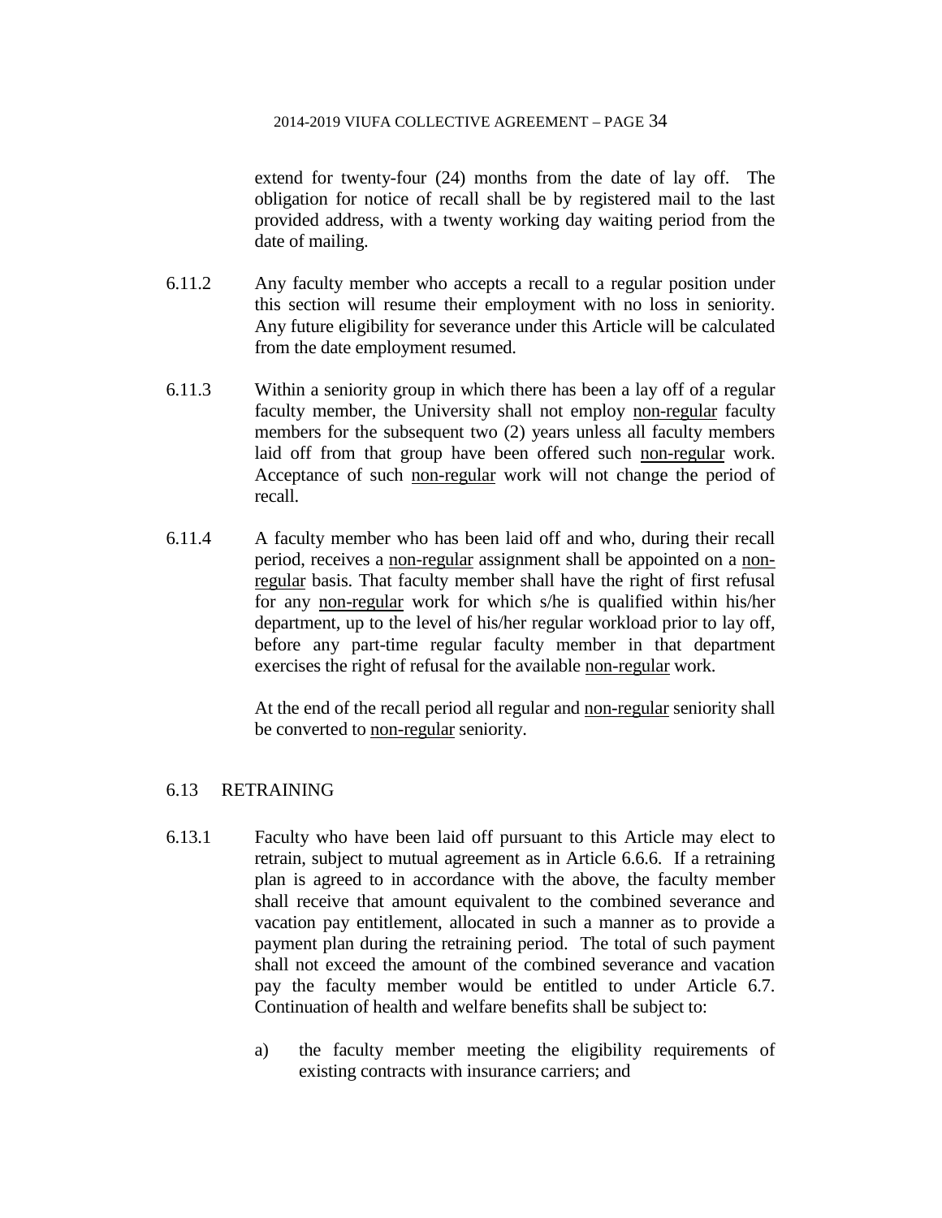extend for twenty-four (24) months from the date of lay off. The obligation for notice of recall shall be by registered mail to the last provided address, with a twenty working day waiting period from the date of mailing.

6.11.2 Any faculty member who accepts a recall to a regular position under this section will resume their employment with no loss in seniority. Any future eligibility for severance under this Article will be calculated from the date employment resumed.

6.11.3 Within a seniority group in which there has been a lay off of a regular faculty member, the University shall not employ non-regular faculty members for the subsequent two (2) years unless all faculty members laid off from that group have been offered such non-regular work. Acceptance of such non-regular work will not change the period of recall.

6.11.4 A faculty member who has been laid off and who, during their recall period, receives a non-regular assignment shall be appointed on a non-regular basis. That faculty member shall have the right of first refusal for any non-regular work for which s/he is qualified within his/her department, up to the level of his/her regular workload prior to lay off, before any part-time regular faculty member in that department exercises the right of refusal for the available non-regular work.

At the end of the recall period all regular and non-regular seniority shall be converted to non-regular seniority.

## 6.13 RETRAINING

6.13.1 Faculty who have been laid off pursuant to this Article may elect to retrain, subject to mutual agreement as in Article 6.6.6. If a retraining plan is agreed to in accordance with the above, the faculty member shall receive that amount equivalent to the combined severance and vacation pay entitlement, allocated in such a manner as to provide a payment plan during the retraining period. The total of such payment shall not exceed the amount of the combined severance and vacation pay the faculty member would be entitled to under Article 6.7. Continuation of health and welfare benefits shall be subject to:

a) the faculty member meeting the eligibility requirements of existing contracts with insurance carriers; and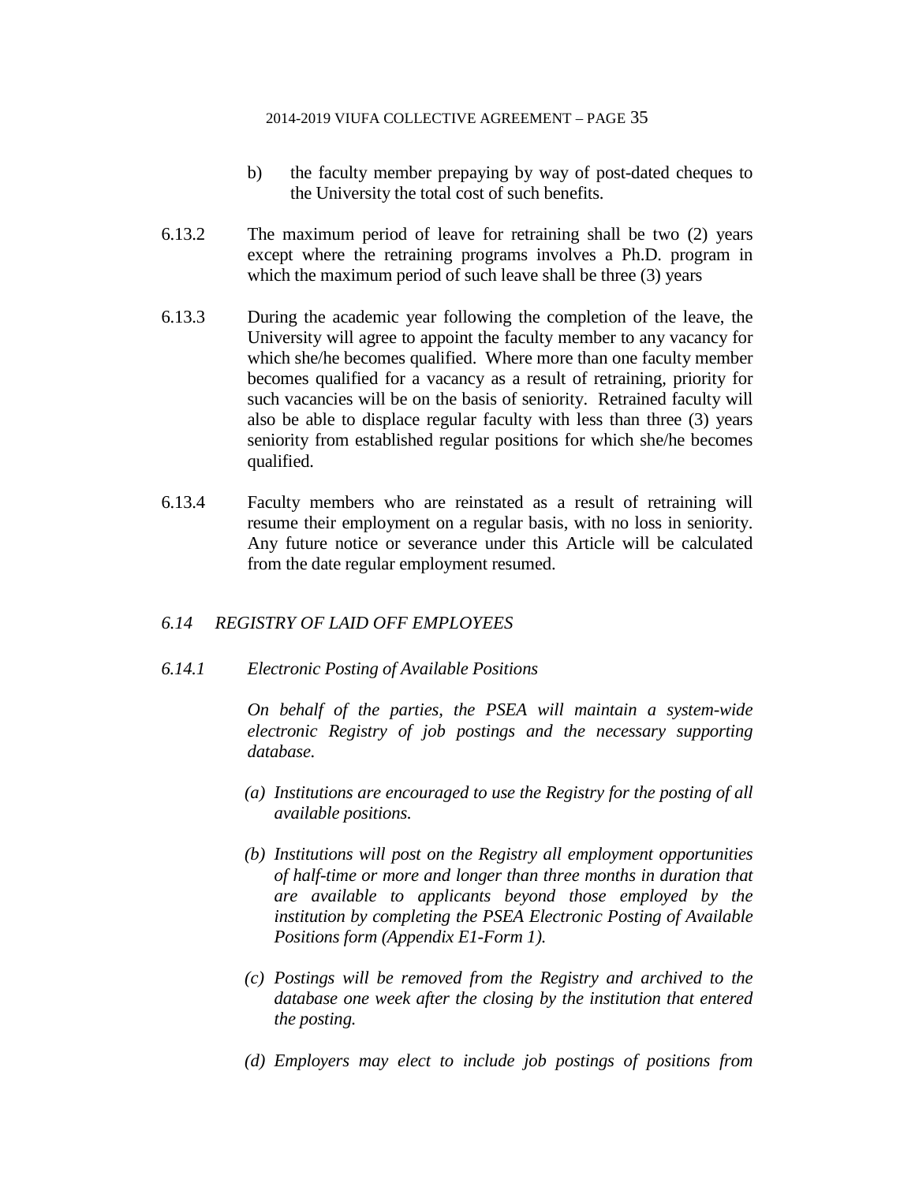b) the faculty member prepaying by way of post-dated cheques to the University the total cost of such benefits.

6.13.2 The maximum period of leave for retraining shall be two (2) years except where the retraining programs involves a Ph.D. program in which the maximum period of such leave shall be three (3) years

6.13.3 During the academic year following the completion of the leave, the University will agree to appoint the faculty member to any vacancy for which she/he becomes qualified. Where more than one faculty member becomes qualified for a vacancy as a result of retraining, priority for such vacancies will be on the basis of seniority. Retrained faculty will also be able to displace regular faculty with less than three (3) years seniority from established regular positions for which she/he becomes qualified.

6.13.4 Faculty members who are reinstated as a result of retraining will resume their employment on a regular basis, with no loss in seniority. Any future notice or severance under this Article will be calculated from the date regular employment resumed.

### *6.14 REGISTRY OF LAID OFF EMPLOYEES*

#### *6.14.1 Electronic Posting of Available Positions*

*On behalf of the parties, the PSEA will maintain a system-wide electronic Registry of job postings and the necessary supporting database.*

*(a) Institutions are encouraged to use the Registry for the posting of all available positions.*

*(b) Institutions will post on the Registry all employment opportunities of half-time or more and longer than three months in duration that are available to applicants beyond those employed by the institution by completing the PSEA Electronic Posting of Available Positions form (Appendix E1-Form 1).*

*(c) Postings will be removed from the Registry and archived to the database one week after the closing by the institution that entered the posting.*

*(d) Employers may elect to include job postings of positions from*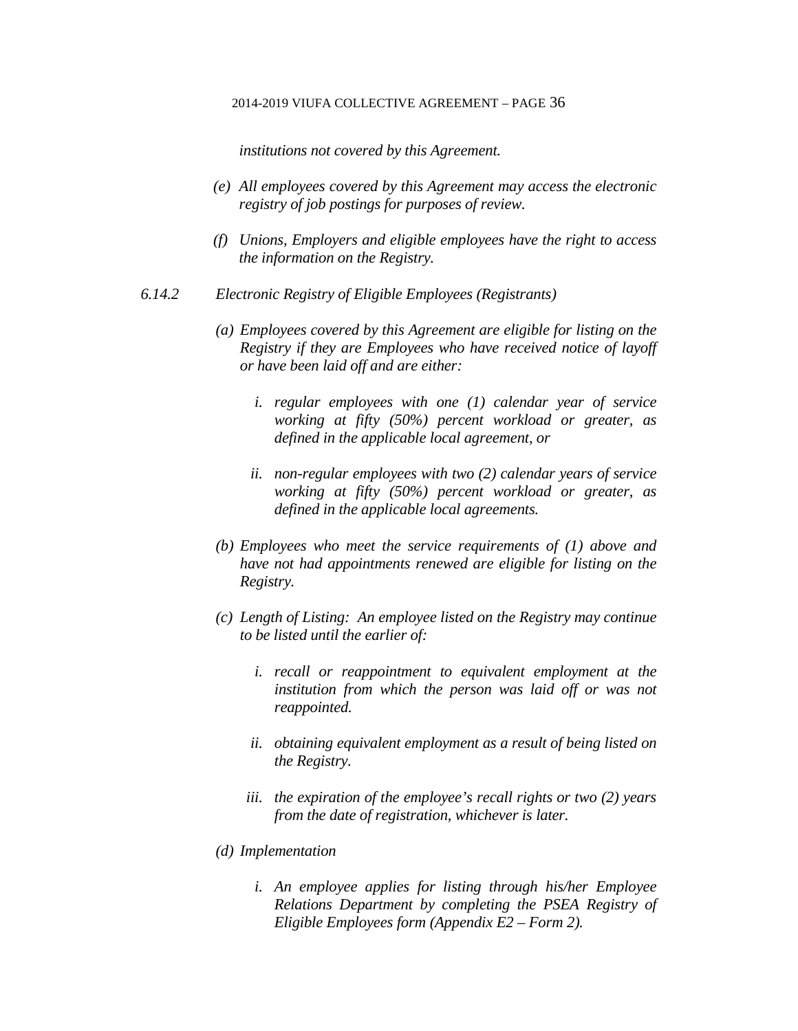*institutions not covered by this Agreement.*

*(e) All employees covered by this Agreement may access the electronic registry of job postings for purposes of review.*

*(f) Unions, Employers and eligible employees have the right to access the information on the Registry.*

*6.14.2 Electronic Registry of Eligible Employees (Registrants)*

*(a) Employees covered by this Agreement are eligible for listing on the Registry if they are Employees who have received notice of layoff or have been laid off and are either:*

*i. regular employees with one (1) calendar year of service working at fifty (50%) percent workload or greater, as defined in the applicable local agreement, or*

*ii. non-regular employees with two (2) calendar years of service working at fifty (50%) percent workload or greater, as defined in the applicable local agreements.*

*(b) Employees who meet the service requirements of (1) above and have not had appointments renewed are eligible for listing on the Registry.*

*(c) Length of Listing: An employee listed on the Registry may continue to be listed until the earlier of:*

*i. recall or reappointment to equivalent employment at the institution from which the person was laid off or was not reappointed.*

*ii. obtaining equivalent employment as a result of being listed on the Registry.*

*iii. the expiration of the employee's recall rights or two (2) years from the date of registration, whichever is later.*

*(d) Implementation*

*i. An employee applies for listing through his/her Employee Relations Department by completing the PSEA Registry of Eligible Employees form (Appendix E2 – Form 2).*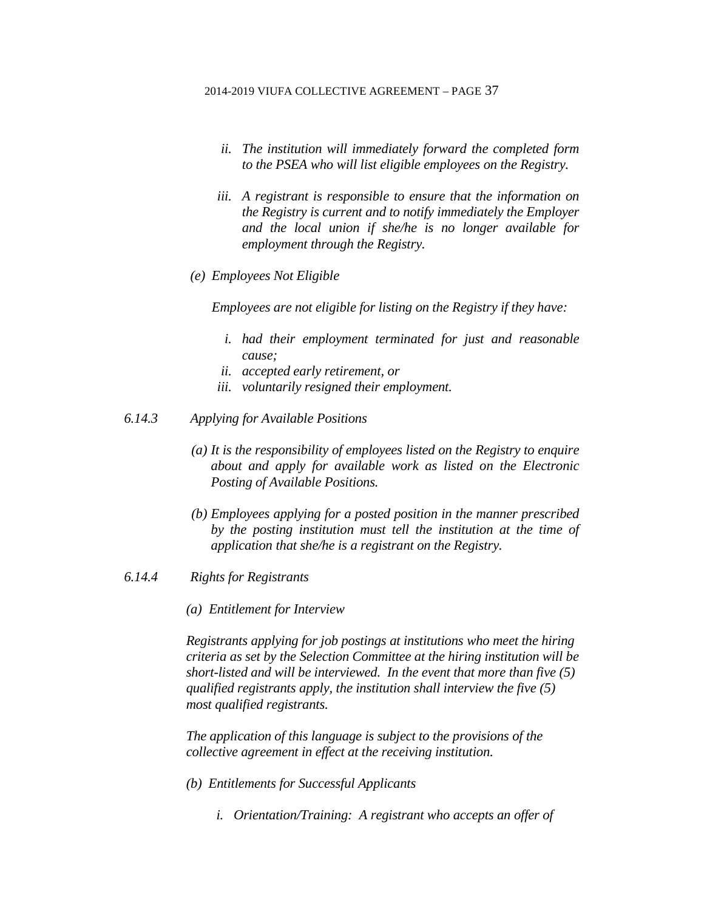*ii. The institution will immediately forward the completed form to the PSEA who will list eligible employees on the Registry.*

*iii. A registrant is responsible to ensure that the information on the Registry is current and to notify immediately the Employer and the local union if she/he is no longer available for employment through the Registry.*

*(e) Employees Not Eligible*

*Employees are not eligible for listing on the Registry if they have:*

*i. had their employment terminated for just and reasonable cause;*
*ii. accepted early retirement, or*
*iii. voluntarily resigned their employment.*

*6.14.3 Applying for Available Positions*

*(a) It is the responsibility of employees listed on the Registry to enquire about and apply for available work as listed on the Electronic Posting of Available Positions.*

*(b) Employees applying for a posted position in the manner prescribed by the posting institution must tell the institution at the time of application that she/he is a registrant on the Registry.*

*6.14.4 Rights for Registrants*

*(a) Entitlement for Interview*

*Registrants applying for job postings at institutions who meet the hiring criteria as set by the Selection Committee at the hiring institution will be short-listed and will be interviewed. In the event that more than five (5) qualified registrants apply, the institution shall interview the five (5) most qualified registrants.*

*The application of this language is subject to the provisions of the collective agreement in effect at the receiving institution.*

*(b) Entitlements for Successful Applicants*

*i. Orientation/Training: A registrant who accepts an offer of*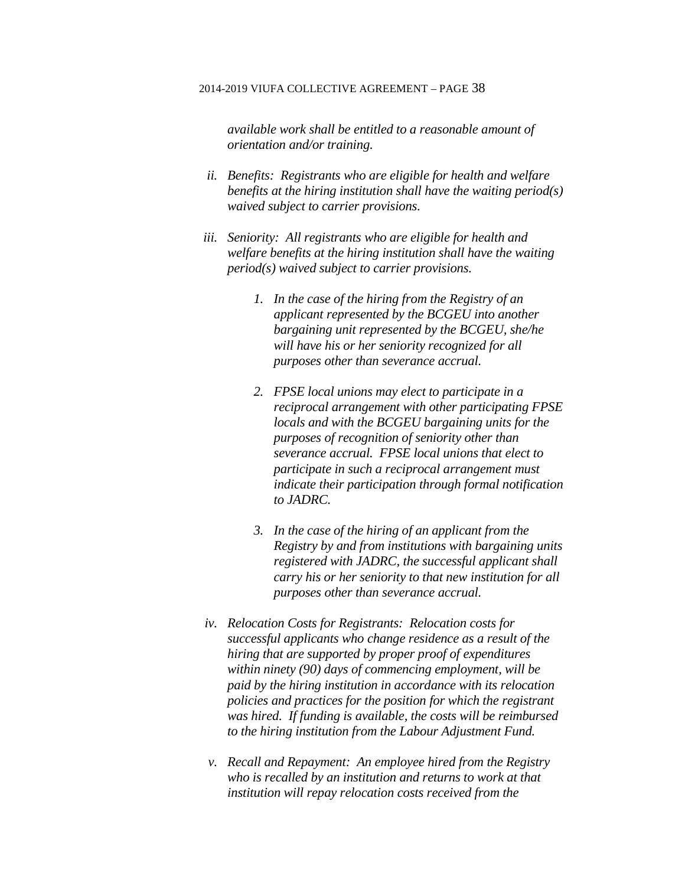*available work shall be entitled to a reasonable amount of orientation and/or training.*

ii. *Benefits: Registrants who are eligible for health and welfare benefits at the hiring institution shall have the waiting period(s) waived subject to carrier provisions.*

iii. *Seniority: All registrants who are eligible for health and welfare benefits at the hiring institution shall have the waiting period(s) waived subject to carrier provisions.*

   1. *In the case of the hiring from the Registry of an applicant represented by the BCGEU into another bargaining unit represented by the BCGEU, she/he will have his or her seniority recognized for all purposes other than severance accrual.*

   2. *FPSE local unions may elect to participate in a reciprocal arrangement with other participating FPSE locals and with the BCGEU bargaining units for the purposes of recognition of seniority other than severance accrual. FPSE local unions that elect to participate in such a reciprocal arrangement must indicate their participation through formal notification to JADRC.*

   3. *In the case of the hiring of an applicant from the Registry by and from institutions with bargaining units registered with JADRC, the successful applicant shall carry his or her seniority to that new institution for all purposes other than severance accrual.*

iv. *Relocation Costs for Registrants: Relocation costs for successful applicants who change residence as a result of the hiring that are supported by proper proof of expenditures within ninety (90) days of commencing employment, will be paid by the hiring institution in accordance with its relocation policies and practices for the position for which the registrant was hired. If funding is available, the costs will be reimbursed to the hiring institution from the Labour Adjustment Fund.*

v. *Recall and Repayment: An employee hired from the Registry who is recalled by an institution and returns to work at that institution will repay relocation costs received from the*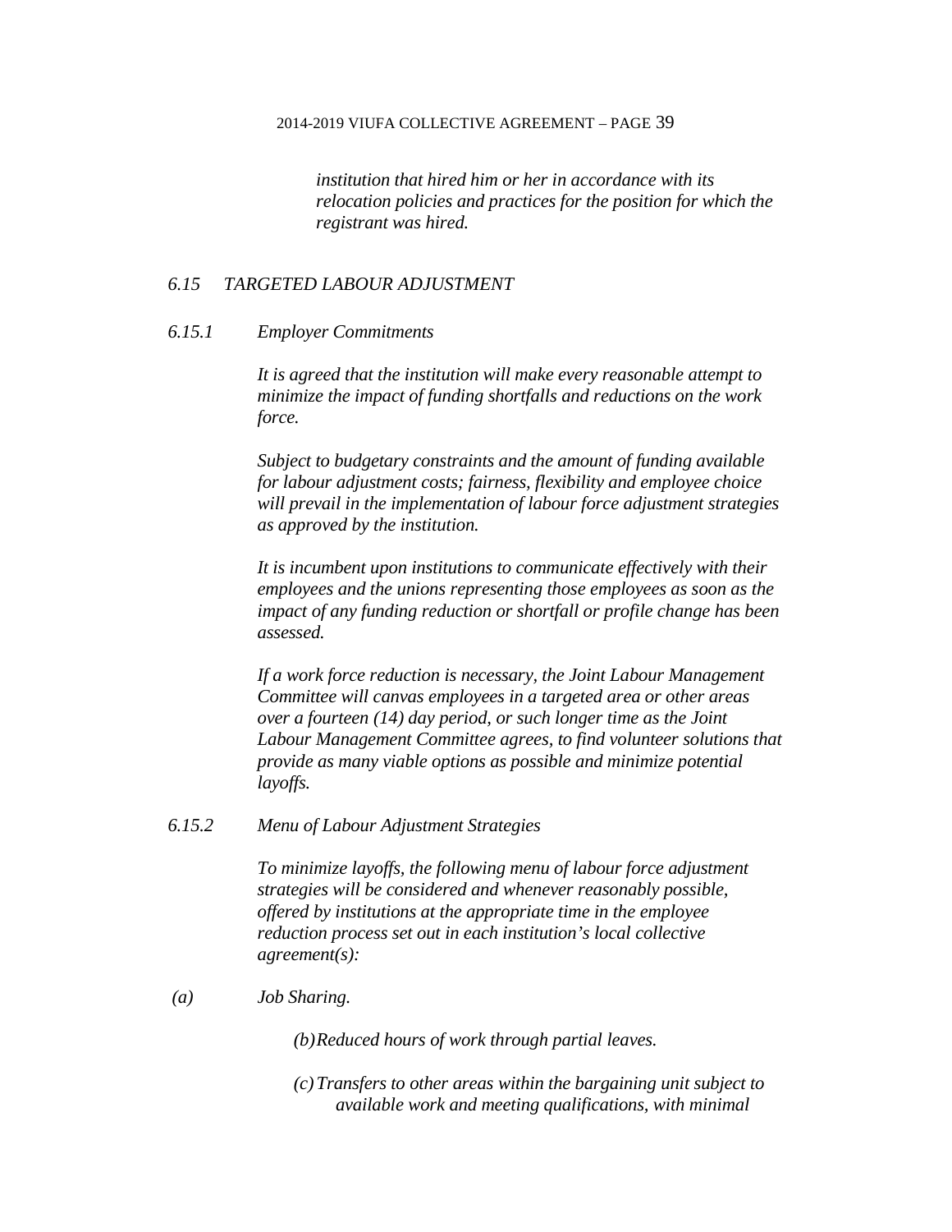*institution that hired him or her in accordance with its relocation policies and practices for the position for which the registrant was hired.*

### *6.15 TARGETED LABOUR ADJUSTMENT*

#### *6.15.1 Employer Commitments*

*It is agreed that the institution will make every reasonable attempt to minimize the impact of funding shortfalls and reductions on the work force.*

*Subject to budgetary constraints and the amount of funding available for labour adjustment costs; fairness, flexibility and employee choice will prevail in the implementation of labour force adjustment strategies as approved by the institution.*

*It is incumbent upon institutions to communicate effectively with their employees and the unions representing those employees as soon as the impact of any funding reduction or shortfall or profile change has been assessed.*

*If a work force reduction is necessary, the Joint Labour Management Committee will canvas employees in a targeted area or other areas over a fourteen (14) day period, or such longer time as the Joint Labour Management Committee agrees, to find volunteer solutions that provide as many viable options as possible and minimize potential layoffs.*

#### *6.15.2 Menu of Labour Adjustment Strategies*

*To minimize layoffs, the following menu of labour force adjustment strategies will be considered and whenever reasonably possible, offered by institutions at the appropriate time in the employee reduction process set out in each institution's local collective agreement(s):*

*(a) Job Sharing.*

*(b) Reduced hours of work through partial leaves.*

*(c) Transfers to other areas within the bargaining unit subject to available work and meeting qualifications, with minimal*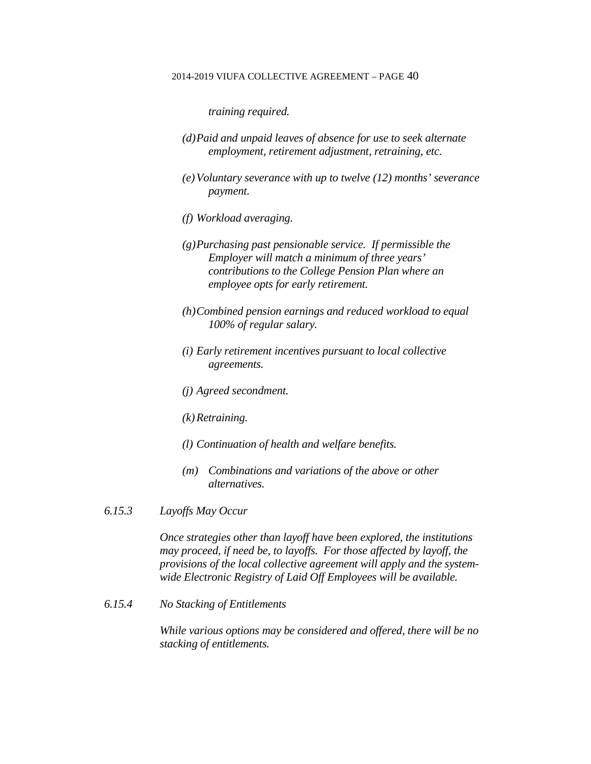*training required.*

*(d) Paid and unpaid leaves of absence for use to seek alternate employment, retirement adjustment, retraining, etc.*

*(e) Voluntary severance with up to twelve (12) months' severance payment.*

*(f) Workload averaging.*

*(g) Purchasing past pensionable service. If permissible the Employer will match a minimum of three years' contributions to the College Pension Plan where an employee opts for early retirement.*

*(h) Combined pension earnings and reduced workload to equal 100% of regular salary.*

*(i) Early retirement incentives pursuant to local collective agreements.*

*(j) Agreed secondment.*

*(k) Retraining.*

*(l) Continuation of health and welfare benefits.*

*(m) Combinations and variations of the above or other alternatives.*

*6.15.3 Layoffs May Occur*

*Once strategies other than layoff have been explored, the institutions may proceed, if need be, to layoffs. For those affected by layoff, the provisions of the local collective agreement will apply and the system-wide Electronic Registry of Laid Off Employees will be available.*

*6.15.4 No Stacking of Entitlements*

*While various options may be considered and offered, there will be no stacking of entitlements.*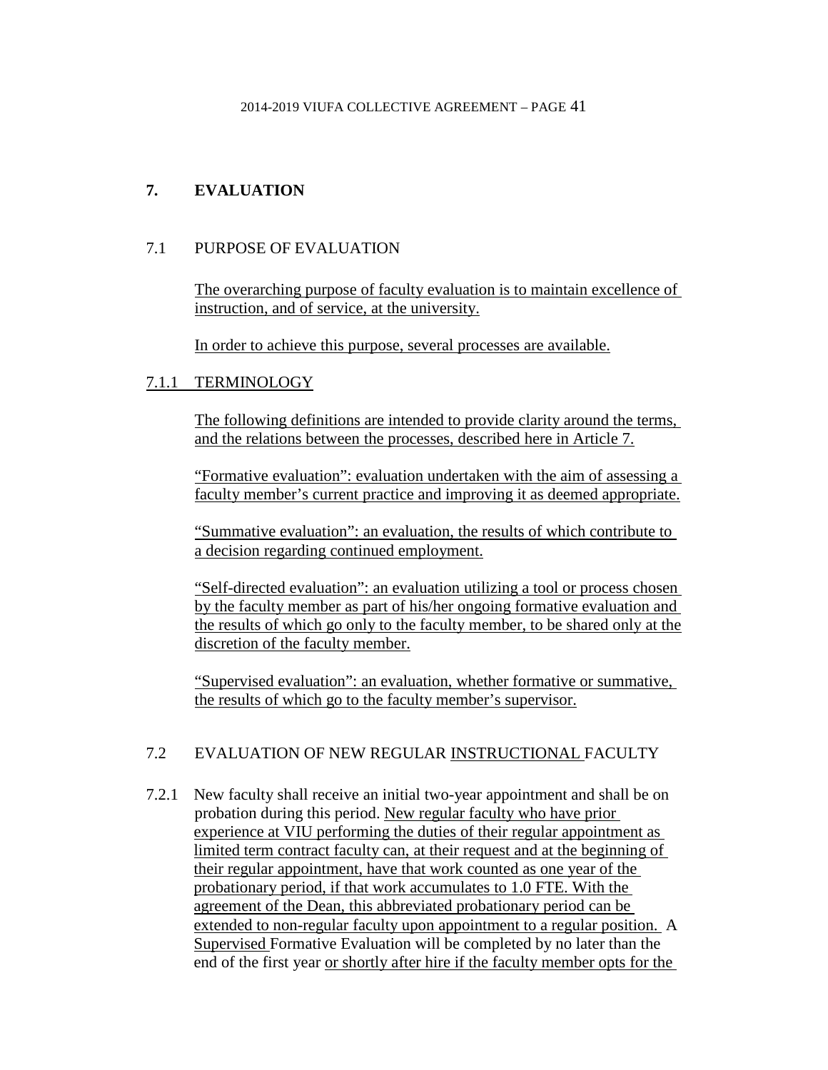## 7. EVALUATION

### 7.1 PURPOSE OF EVALUATION

The overarching purpose of faculty evaluation is to maintain excellence of instruction, and of service, at the university.

In order to achieve this purpose, several processes are available.

### 7.1.1 TERMINOLOGY

The following definitions are intended to provide clarity around the terms, and the relations between the processes, described here in Article 7.

"Formative evaluation": evaluation undertaken with the aim of assessing a faculty member's current practice and improving it as deemed appropriate.

"Summative evaluation": an evaluation, the results of which contribute to a decision regarding continued employment.

"Self-directed evaluation": an evaluation utilizing a tool or process chosen by the faculty member as part of his/her ongoing formative evaluation and the results of which go only to the faculty member, to be shared only at the discretion of the faculty member.

"Supervised evaluation": an evaluation, whether formative or summative, the results of which go to the faculty member's supervisor.

### 7.2 EVALUATION OF NEW REGULAR INSTRUCTIONAL FACULTY

7.2.1 New faculty shall receive an initial two-year appointment and shall be on probation during this period. New regular faculty who have prior experience at VIU performing the duties of their regular appointment as limited term contract faculty can, at their request and at the beginning of their regular appointment, have that work counted as one year of the probationary period, if that work accumulates to 1.0 FTE. With the agreement of the Dean, this abbreviated probationary period can be extended to non-regular faculty upon appointment to a regular position. A Supervised Formative Evaluation will be completed by no later than the end of the first year or shortly after hire if the faculty member opts for the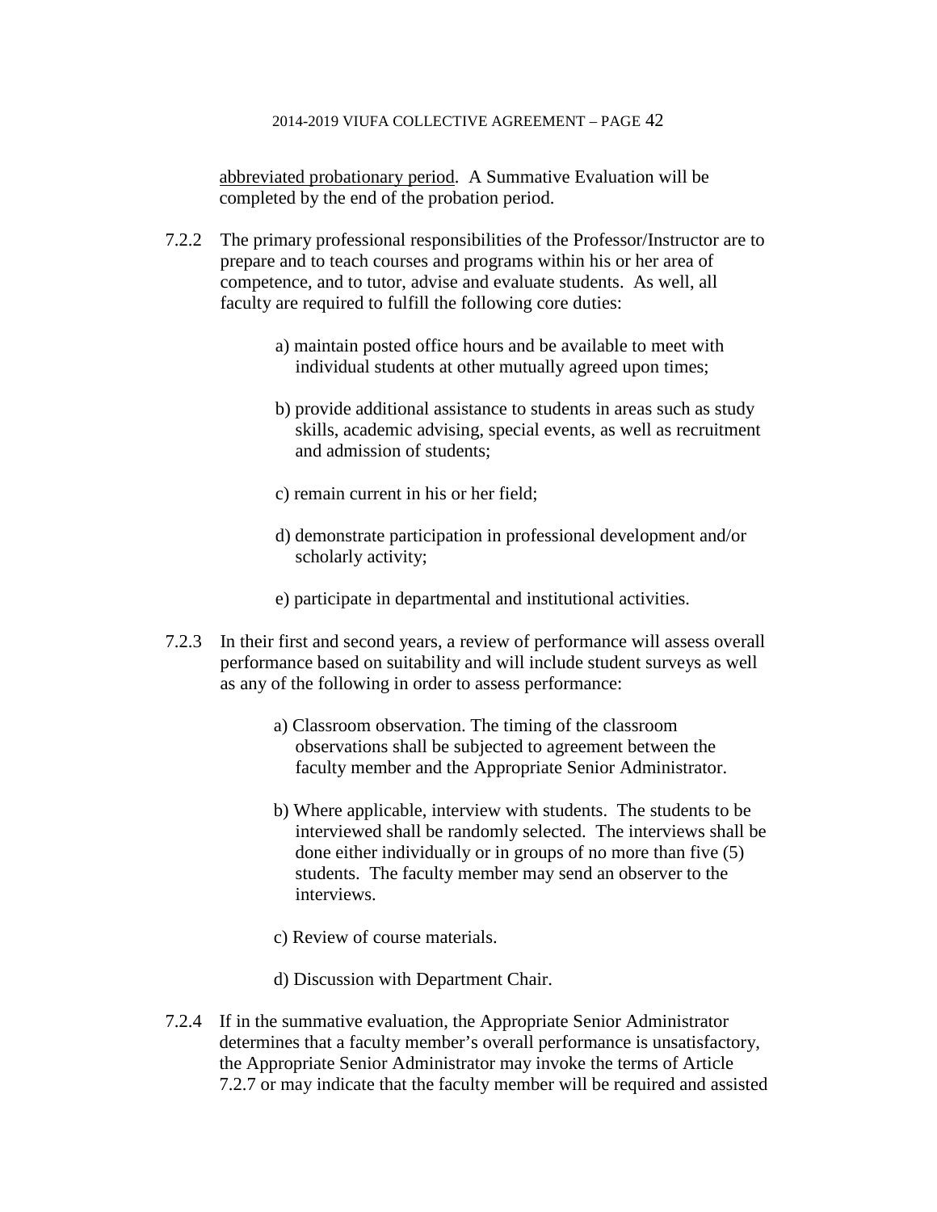abbreviated probationary period. A Summative Evaluation will be completed by the end of the probation period.

7.2.2 The primary professional responsibilities of the Professor/Instructor are to prepare and to teach courses and programs within his or her area of competence, and to tutor, advise and evaluate students. As well, all faculty are required to fulfill the following core duties:

a) maintain posted office hours and be available to meet with individual students at other mutually agreed upon times;

b) provide additional assistance to students in areas such as study skills, academic advising, special events, as well as recruitment and admission of students;

c) remain current in his or her field;

d) demonstrate participation in professional development and/or scholarly activity;

e) participate in departmental and institutional activities.

7.2.3 In their first and second years, a review of performance will assess overall performance based on suitability and will include student surveys as well as any of the following in order to assess performance:

a) Classroom observation. The timing of the classroom observations shall be subjected to agreement between the faculty member and the Appropriate Senior Administrator.

b) Where applicable, interview with students. The students to be interviewed shall be randomly selected. The interviews shall be done either individually or in groups of no more than five (5) students. The faculty member may send an observer to the interviews.

c) Review of course materials.

d) Discussion with Department Chair.

7.2.4 If in the summative evaluation, the Appropriate Senior Administrator determines that a faculty member's overall performance is unsatisfactory, the Appropriate Senior Administrator may invoke the terms of Article 7.2.7 or may indicate that the faculty member will be required and assisted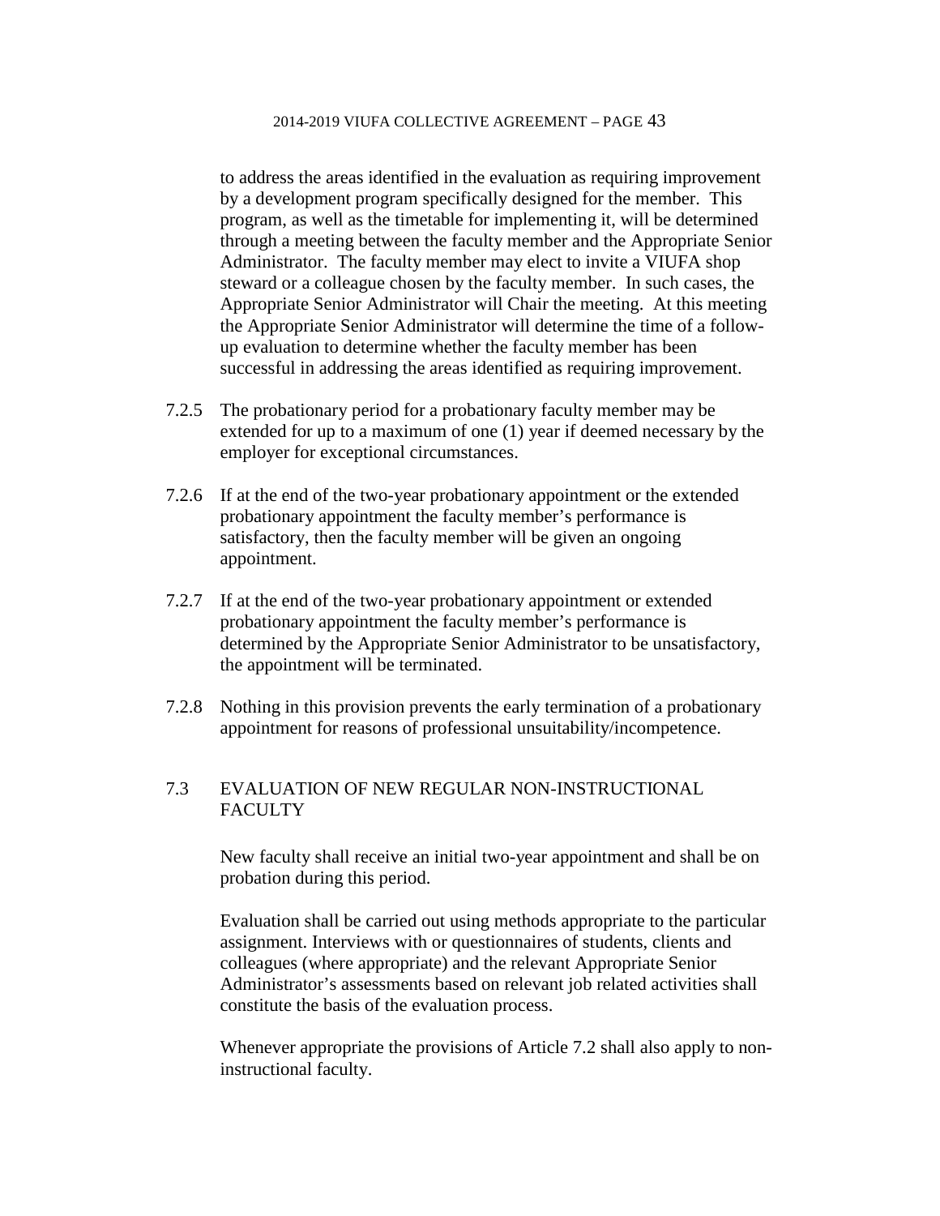to address the areas identified in the evaluation as requiring improvement by a development program specifically designed for the member. This program, as well as the timetable for implementing it, will be determined through a meeting between the faculty member and the Appropriate Senior Administrator. The faculty member may elect to invite a VIUFA shop steward or a colleague chosen by the faculty member. In such cases, the Appropriate Senior Administrator will Chair the meeting. At this meeting the Appropriate Senior Administrator will determine the time of a follow-up evaluation to determine whether the faculty member has been successful in addressing the areas identified as requiring improvement.

7.2.5 The probationary period for a probationary faculty member may be extended for up to a maximum of one (1) year if deemed necessary by the employer for exceptional circumstances.

7.2.6 If at the end of the two-year probationary appointment or the extended probationary appointment the faculty member's performance is satisfactory, then the faculty member will be given an ongoing appointment.

7.2.7 If at the end of the two-year probationary appointment or extended probationary appointment the faculty member's performance is determined by the Appropriate Senior Administrator to be unsatisfactory, the appointment will be terminated.

7.2.8 Nothing in this provision prevents the early termination of a probationary appointment for reasons of professional unsuitability/incompetence.

## 7.3 EVALUATION OF NEW REGULAR NON-INSTRUCTIONAL FACULTY

New faculty shall receive an initial two-year appointment and shall be on probation during this period.

Evaluation shall be carried out using methods appropriate to the particular assignment. Interviews with or questionnaires of students, clients and colleagues (where appropriate) and the relevant Appropriate Senior Administrator's assessments based on relevant job related activities shall constitute the basis of the evaluation process.

Whenever appropriate the provisions of Article 7.2 shall also apply to non-instructional faculty.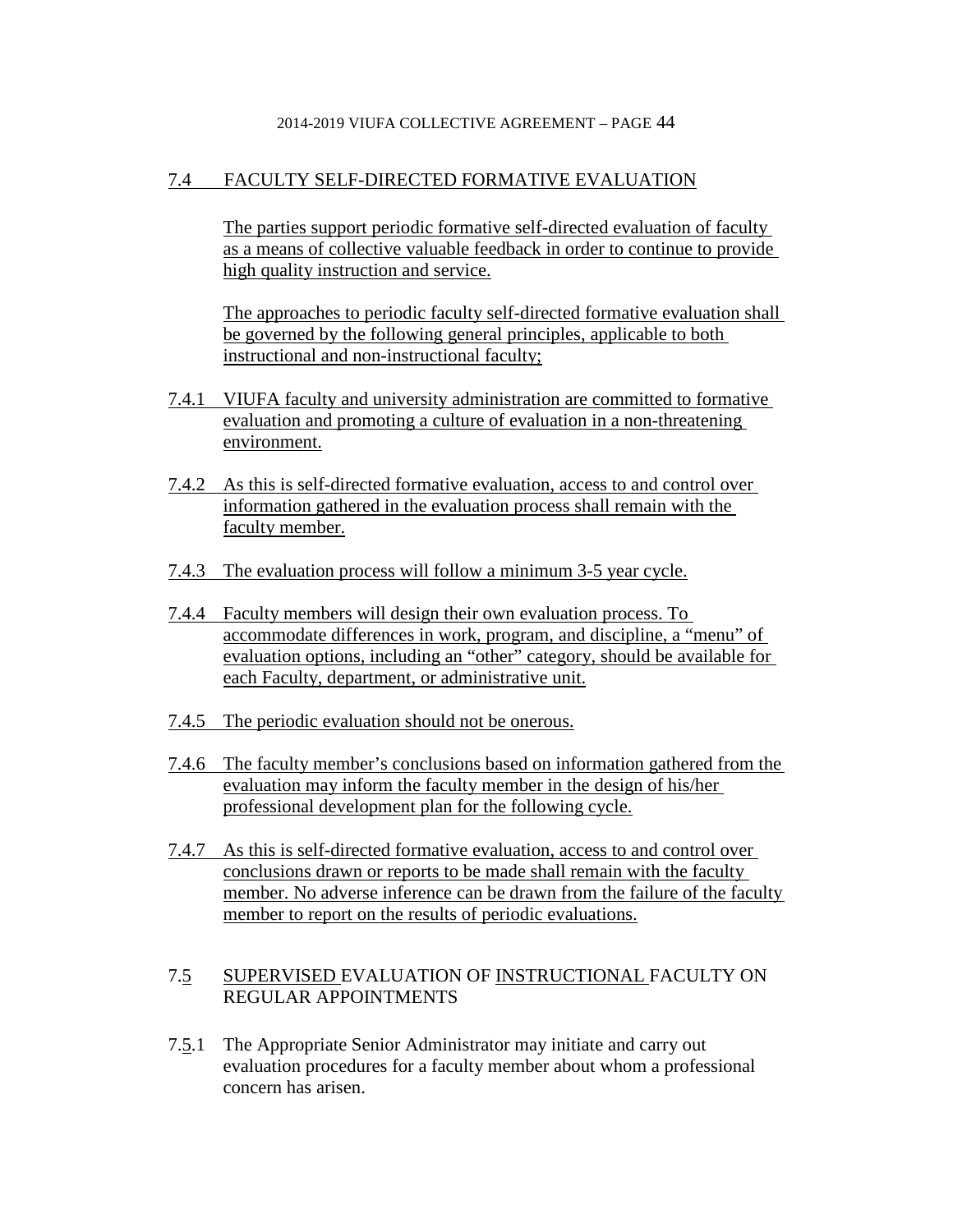## 7.4 FACULTY SELF-DIRECTED FORMATIVE EVALUATION

The parties support periodic formative self-directed evaluation of faculty as a means of collective valuable feedback in order to continue to provide high quality instruction and service.

The approaches to periodic faculty self-directed formative evaluation shall be governed by the following general principles, applicable to both instructional and non-instructional faculty;

7.4.1 VIUFA faculty and university administration are committed to formative evaluation and promoting a culture of evaluation in a non-threatening environment.

7.4.2 As this is self-directed formative evaluation, access to and control over information gathered in the evaluation process shall remain with the faculty member.

7.4.3 The evaluation process will follow a minimum 3-5 year cycle.

7.4.4 Faculty members will design their own evaluation process. To accommodate differences in work, program, and discipline, a "menu" of evaluation options, including an "other" category, should be available for each Faculty, department, or administrative unit.

7.4.5 The periodic evaluation should not be onerous.

7.4.6 The faculty member's conclusions based on information gathered from the evaluation may inform the faculty member in the design of his/her professional development plan for the following cycle.

7.4.7 As this is self-directed formative evaluation, access to and control over conclusions drawn or reports to be made shall remain with the faculty member. No adverse inference can be drawn from the failure of the faculty member to report on the results of periodic evaluations.

## 7.5 SUPERVISED EVALUATION OF INSTRUCTIONAL FACULTY ON REGULAR APPOINTMENTS

7.5.1 The Appropriate Senior Administrator may initiate and carry out evaluation procedures for a faculty member about whom a professional concern has arisen.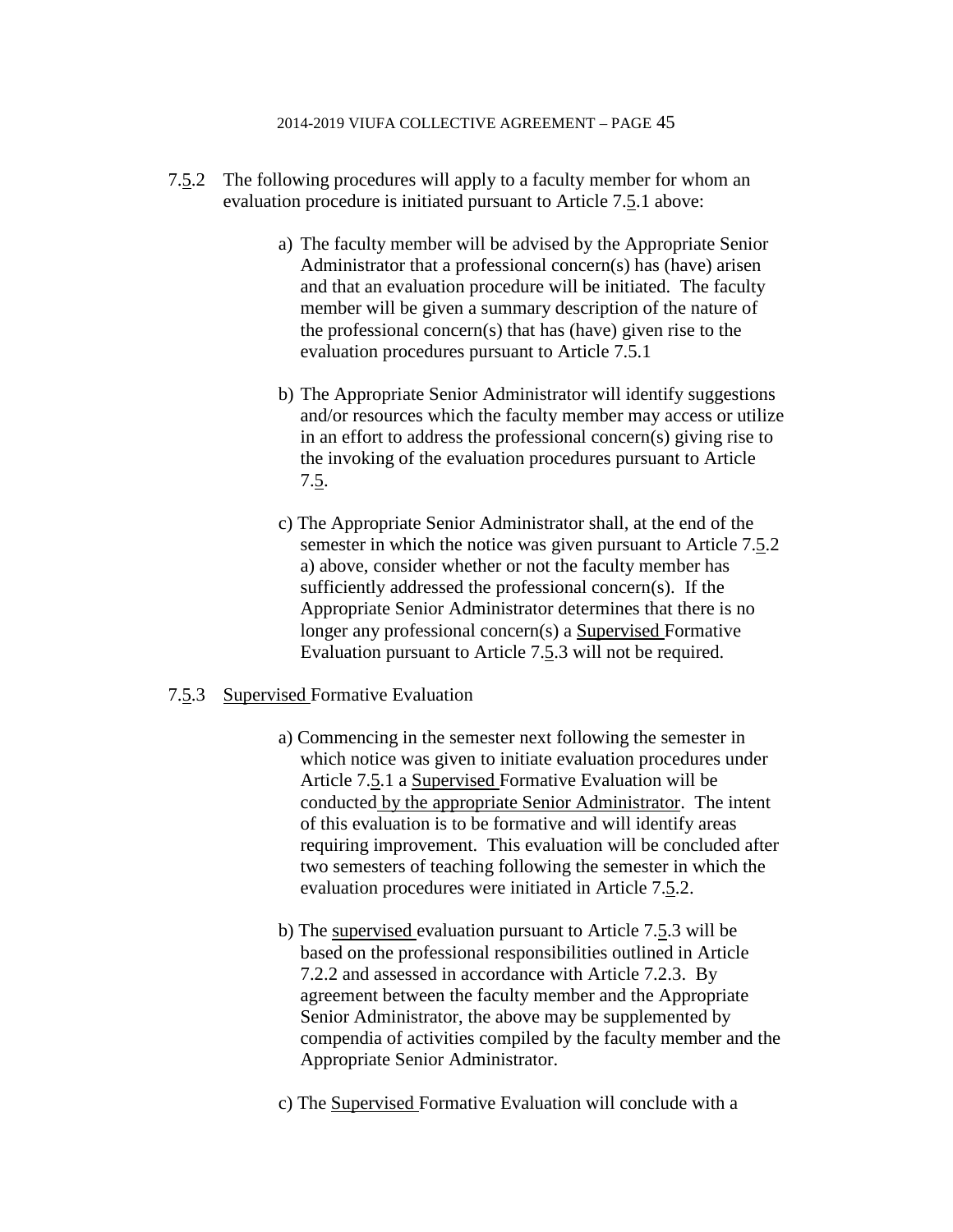7.5.2 The following procedures will apply to a faculty member for whom an evaluation procedure is initiated pursuant to Article 7.5.1 above:

a) The faculty member will be advised by the Appropriate Senior Administrator that a professional concern(s) has (have) arisen and that an evaluation procedure will be initiated. The faculty member will be given a summary description of the nature of the professional concern(s) that has (have) given rise to the evaluation procedures pursuant to Article 7.5.1

b) The Appropriate Senior Administrator will identify suggestions and/or resources which the faculty member may access or utilize in an effort to address the professional concern(s) giving rise to the invoking of the evaluation procedures pursuant to Article 7.5.

c) The Appropriate Senior Administrator shall, at the end of the semester in which the notice was given pursuant to Article 7.5.2 a) above, consider whether or not the faculty member has sufficiently addressed the professional concern(s). If the Appropriate Senior Administrator determines that there is no longer any professional concern(s) a Supervised Formative Evaluation pursuant to Article 7.5.3 will not be required.

7.5.3 Supervised Formative Evaluation

a) Commencing in the semester next following the semester in which notice was given to initiate evaluation procedures under Article 7.5.1 a Supervised Formative Evaluation will be conducted by the appropriate Senior Administrator. The intent of this evaluation is to be formative and will identify areas requiring improvement. This evaluation will be concluded after two semesters of teaching following the semester in which the evaluation procedures were initiated in Article 7.5.2.

b) The supervised evaluation pursuant to Article 7.5.3 will be based on the professional responsibilities outlined in Article 7.2.2 and assessed in accordance with Article 7.2.3. By agreement between the faculty member and the Appropriate Senior Administrator, the above may be supplemented by compendia of activities compiled by the faculty member and the Appropriate Senior Administrator.

c) The Supervised Formative Evaluation will conclude with a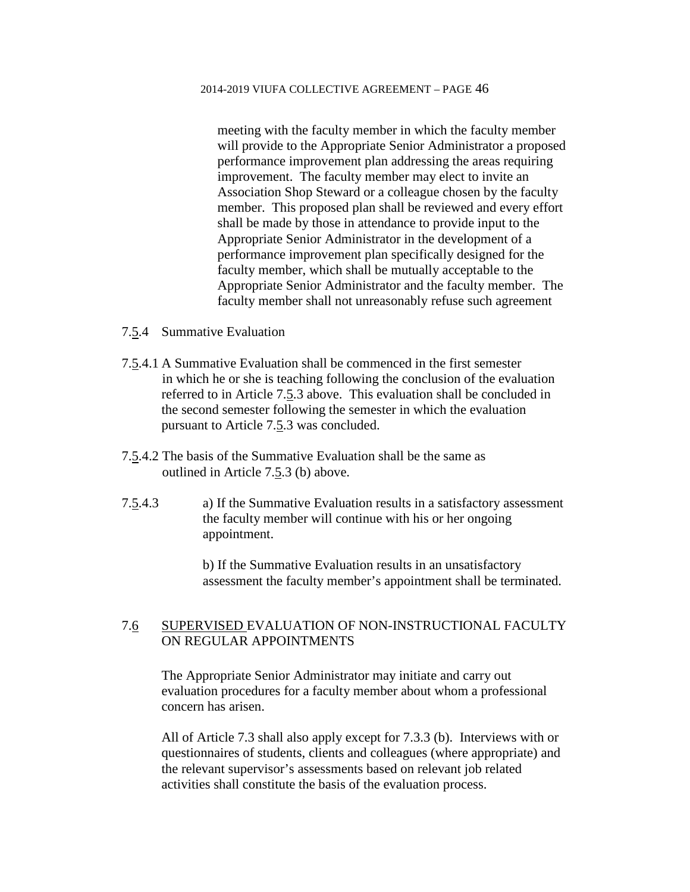meeting with the faculty member in which the faculty member will provide to the Appropriate Senior Administrator a proposed performance improvement plan addressing the areas requiring improvement. The faculty member may elect to invite an Association Shop Steward or a colleague chosen by the faculty member. This proposed plan shall be reviewed and every effort shall be made by those in attendance to provide input to the Appropriate Senior Administrator in the development of a performance improvement plan specifically designed for the faculty member, which shall be mutually acceptable to the Appropriate Senior Administrator and the faculty member. The faculty member shall not unreasonably refuse such agreement

7.5.4 Summative Evaluation

7.5.4.1 A Summative Evaluation shall be commenced in the first semester in which he or she is teaching following the conclusion of the evaluation referred to in Article 7.5.3 above. This evaluation shall be concluded in the second semester following the semester in which the evaluation pursuant to Article 7.5.3 was concluded.

7.5.4.2 The basis of the Summative Evaluation shall be the same as outlined in Article 7.5.3 (b) above.

7.5.4.3 a) If the Summative Evaluation results in a satisfactory assessment the faculty member will continue with his or her ongoing appointment.

b) If the Summative Evaluation results in an unsatisfactory assessment the faculty member's appointment shall be terminated.

## 7.6 SUPERVISED EVALUATION OF NON-INSTRUCTIONAL FACULTY ON REGULAR APPOINTMENTS

The Appropriate Senior Administrator may initiate and carry out evaluation procedures for a faculty member about whom a professional concern has arisen.

All of Article 7.3 shall also apply except for 7.3.3 (b). Interviews with or questionnaires of students, clients and colleagues (where appropriate) and the relevant supervisor's assessments based on relevant job related activities shall constitute the basis of the evaluation process.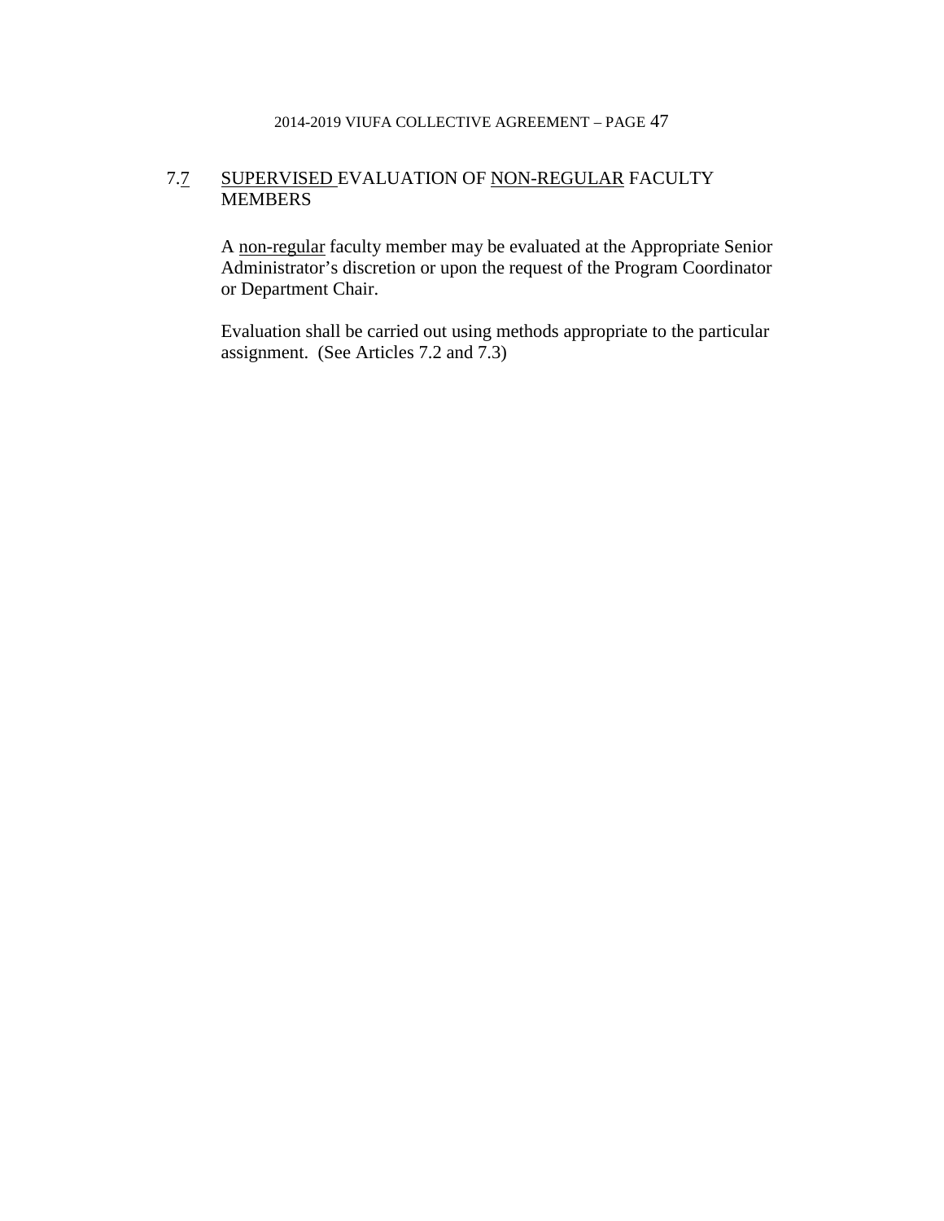## 7.7 SUPERVISED EVALUATION OF NON-REGULAR FACULTY MEMBERS

A non-regular faculty member may be evaluated at the Appropriate Senior Administrator's discretion or upon the request of the Program Coordinator or Department Chair.

Evaluation shall be carried out using methods appropriate to the particular assignment. (See Articles 7.2 and 7.3)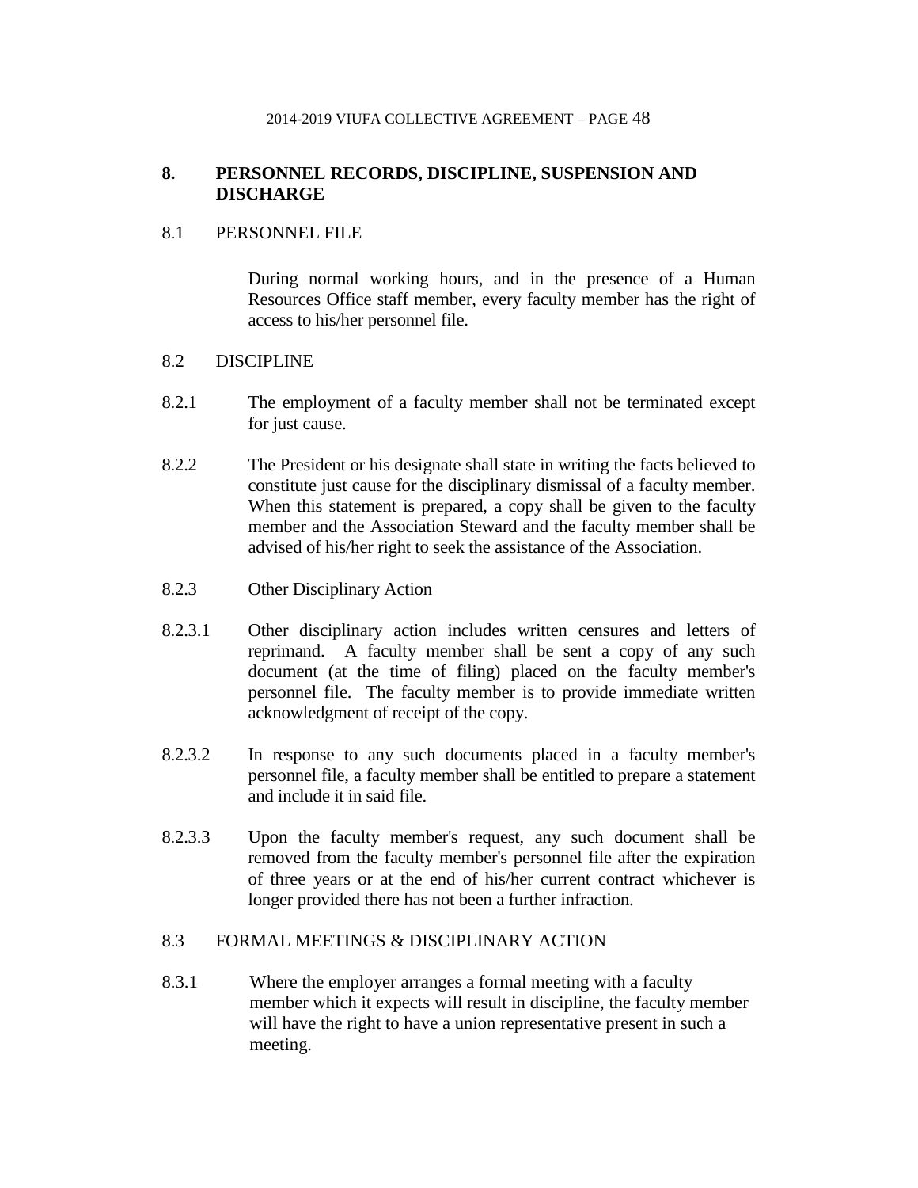## 8. PERSONNEL RECORDS, DISCIPLINE, SUSPENSION AND DISCHARGE

### 8.1 PERSONNEL FILE

During normal working hours, and in the presence of a Human Resources Office staff member, every faculty member has the right of access to his/her personnel file.

### 8.2 DISCIPLINE

8.2.1 The employment of a faculty member shall not be terminated except for just cause.

8.2.2 The President or his designate shall state in writing the facts believed to constitute just cause for the disciplinary dismissal of a faculty member. When this statement is prepared, a copy shall be given to the faculty member and the Association Steward and the faculty member shall be advised of his/her right to seek the assistance of the Association.

8.2.3 Other Disciplinary Action

8.2.3.1 Other disciplinary action includes written censures and letters of reprimand. A faculty member shall be sent a copy of any such document (at the time of filing) placed on the faculty member's personnel file. The faculty member is to provide immediate written acknowledgment of receipt of the copy.

8.2.3.2 In response to any such documents placed in a faculty member's personnel file, a faculty member shall be entitled to prepare a statement and include it in said file.

8.2.3.3 Upon the faculty member's request, any such document shall be removed from the faculty member's personnel file after the expiration of three years or at the end of his/her current contract whichever is longer provided there has not been a further infraction.

### 8.3 FORMAL MEETINGS & DISCIPLINARY ACTION

8.3.1 Where the employer arranges a formal meeting with a faculty member which it expects will result in discipline, the faculty member will have the right to have a union representative present in such a meeting.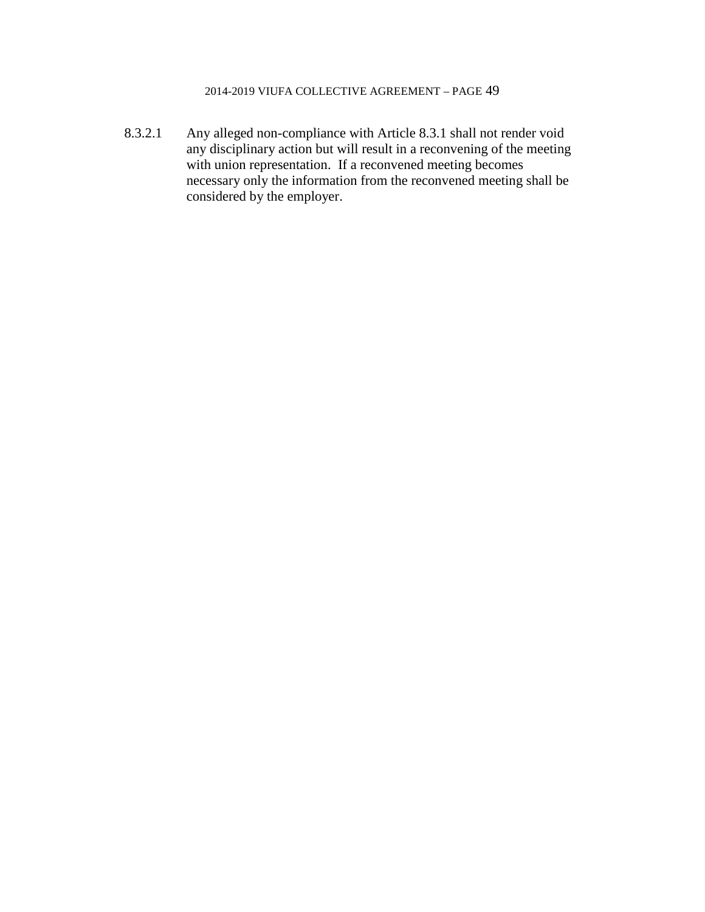8.3.2.1 Any alleged non-compliance with Article 8.3.1 shall not render void any disciplinary action but will result in a reconvening of the meeting with union representation. If a reconvened meeting becomes necessary only the information from the reconvened meeting shall be considered by the employer.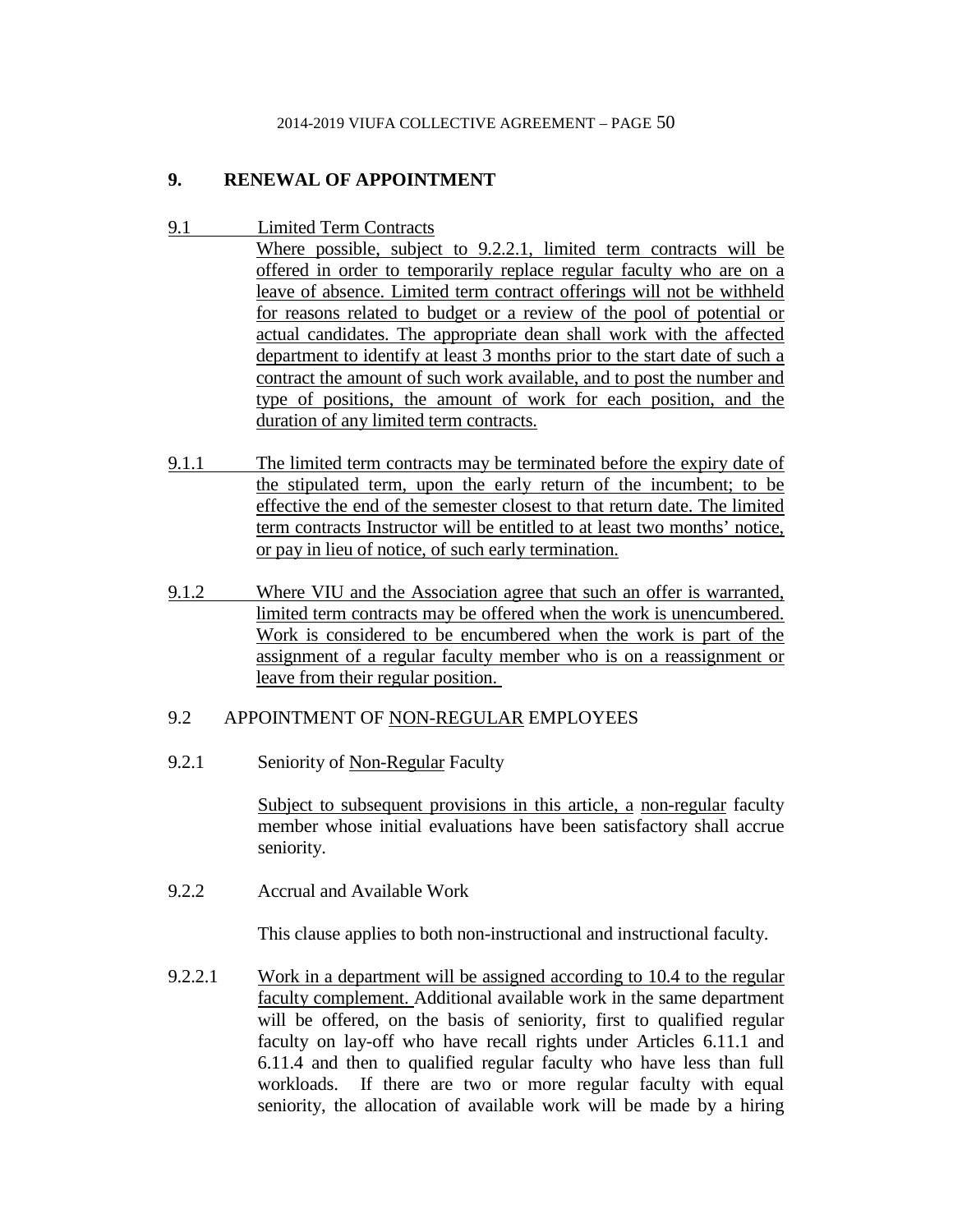## 9. RENEWAL OF APPOINTMENT

9.1 Limited Term Contracts

Where possible, subject to 9.2.2.1, limited term contracts will be offered in order to temporarily replace regular faculty who are on a leave of absence. Limited term contract offerings will not be withheld for reasons related to budget or a review of the pool of potential or actual candidates. The appropriate dean shall work with the affected department to identify at least 3 months prior to the start date of such a contract the amount of such work available, and to post the number and type of positions, the amount of work for each position, and the duration of any limited term contracts.

9.1.1 The limited term contracts may be terminated before the expiry date of the stipulated term, upon the early return of the incumbent; to be effective the end of the semester closest to that return date. The limited term contracts Instructor will be entitled to at least two months' notice, or pay in lieu of notice, of such early termination.

9.1.2 Where VIU and the Association agree that such an offer is warranted, limited term contracts may be offered when the work is unencumbered. Work is considered to be encumbered when the work is part of the assignment of a regular faculty member who is on a reassignment or leave from their regular position.

9.2 APPOINTMENT OF NON-REGULAR EMPLOYEES

9.2.1 Seniority of Non-Regular Faculty

Subject to subsequent provisions in this article, a non-regular faculty member whose initial evaluations have been satisfactory shall accrue seniority.

9.2.2 Accrual and Available Work

This clause applies to both non-instructional and instructional faculty.

9.2.2.1 Work in a department will be assigned according to 10.4 to the regular faculty complement. Additional available work in the same department will be offered, on the basis of seniority, first to qualified regular faculty on lay-off who have recall rights under Articles 6.11.1 and 6.11.4 and then to qualified regular faculty who have less than full workloads. If there are two or more regular faculty with equal seniority, the allocation of available work will be made by a hiring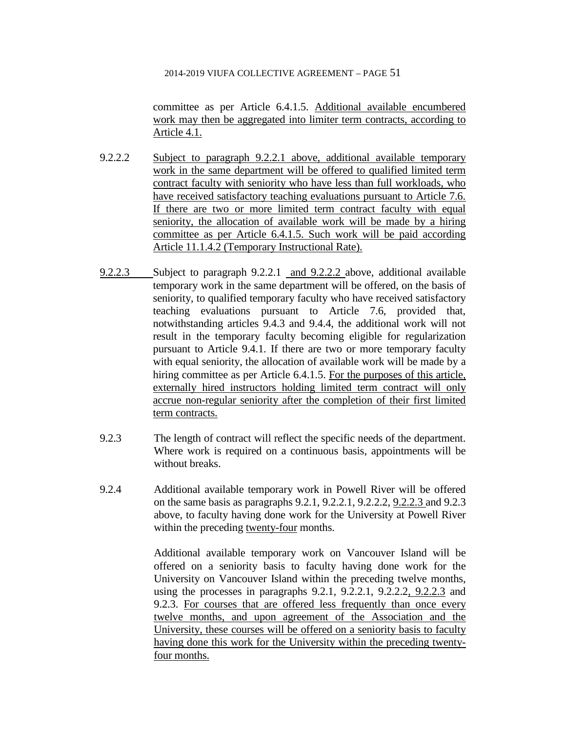committee as per Article 6.4.1.5. Additional available encumbered work may then be aggregated into limiter term contracts, according to Article 4.1.

9.2.2.2 Subject to paragraph 9.2.2.1 above, additional available temporary work in the same department will be offered to qualified limited term contract faculty with seniority who have less than full workloads, who have received satisfactory teaching evaluations pursuant to Article 7.6. If there are two or more limited term contract faculty with equal seniority, the allocation of available work will be made by a hiring committee as per Article 6.4.1.5. Such work will be paid according Article 11.1.4.2 (Temporary Instructional Rate).

9.2.2.3 Subject to paragraph 9.2.2.1 and 9.2.2.2 above, additional available temporary work in the same department will be offered, on the basis of seniority, to qualified temporary faculty who have received satisfactory teaching evaluations pursuant to Article 7.6, provided that, notwithstanding articles 9.4.3 and 9.4.4, the additional work will not result in the temporary faculty becoming eligible for regularization pursuant to Article 9.4.1. If there are two or more temporary faculty with equal seniority, the allocation of available work will be made by a hiring committee as per Article 6.4.1.5. For the purposes of this article, externally hired instructors holding limited term contract will only accrue non-regular seniority after the completion of their first limited term contracts.

9.2.3 The length of contract will reflect the specific needs of the department. Where work is required on a continuous basis, appointments will be without breaks.

9.2.4 Additional available temporary work in Powell River will be offered on the same basis as paragraphs 9.2.1, 9.2.2.1, 9.2.2.2, 9.2.2.3 and 9.2.3 above, to faculty having done work for the University at Powell River within the preceding twenty-four months.

Additional available temporary work on Vancouver Island will be offered on a seniority basis to faculty having done work for the University on Vancouver Island within the preceding twelve months, using the processes in paragraphs 9.2.1, 9.2.2.1, 9.2.2.2, 9.2.2.3 and 9.2.3. For courses that are offered less frequently than once every twelve months, and upon agreement of the Association and the University, these courses will be offered on a seniority basis to faculty having done this work for the University within the preceding twenty-four months.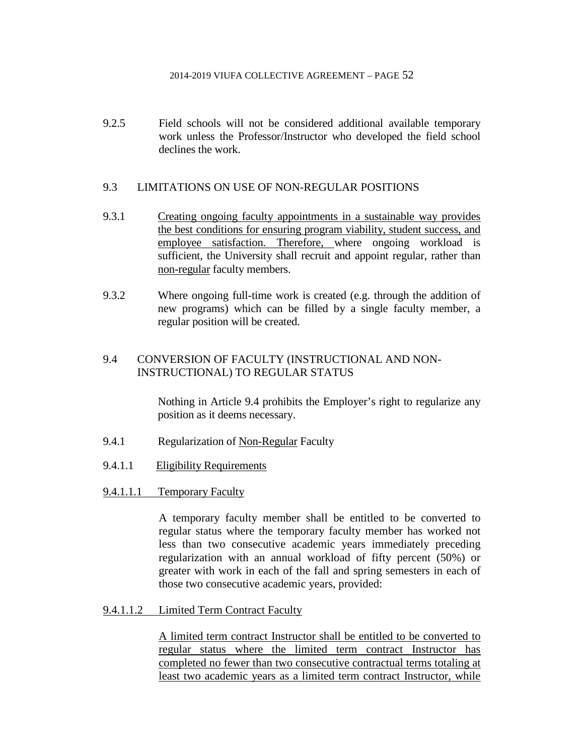9.2.5 Field schools will not be considered additional available temporary work unless the Professor/Instructor who developed the field school declines the work.

## 9.3 LIMITATIONS ON USE OF NON-REGULAR POSITIONS

9.3.1 Creating ongoing faculty appointments in a sustainable way provides the best conditions for ensuring program viability, student success, and employee satisfaction. Therefore, where ongoing workload is sufficient, the University shall recruit and appoint regular, rather than non-regular faculty members.

9.3.2 Where ongoing full-time work is created (e.g. through the addition of new programs) which can be filled by a single faculty member, a regular position will be created.

## 9.4 CONVERSION OF FACULTY (INSTRUCTIONAL AND NON-INSTRUCTIONAL) TO REGULAR STATUS

Nothing in Article 9.4 prohibits the Employer's right to regularize any position as it deems necessary.

9.4.1 Regularization of Non-Regular Faculty

9.4.1.1 Eligibility Requirements

9.4.1.1.1 Temporary Faculty

A temporary faculty member shall be entitled to be converted to regular status where the temporary faculty member has worked not less than two consecutive academic years immediately preceding regularization with an annual workload of fifty percent (50%) or greater with work in each of the fall and spring semesters in each of those two consecutive academic years, provided:

9.4.1.1.2 Limited Term Contract Faculty

A limited term contract Instructor shall be entitled to be converted to regular status where the limited term contract Instructor has completed no fewer than two consecutive contractual terms totaling at least two academic years as a limited term contract Instructor, while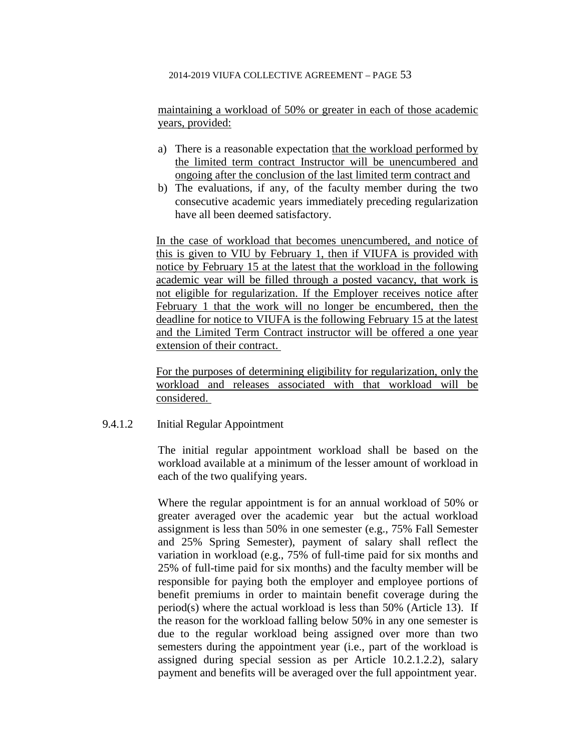maintaining a workload of 50% or greater in each of those academic years, provided:

a) There is a reasonable expectation that the workload performed by the limited term contract Instructor will be unencumbered and ongoing after the conclusion of the last limited term contract and
b) The evaluations, if any, of the faculty member during the two consecutive academic years immediately preceding regularization have all been deemed satisfactory.

In the case of workload that becomes unencumbered, and notice of this is given to VIU by February 1, then if VIUFA is provided with notice by February 15 at the latest that the workload in the following academic year will be filled through a posted vacancy, that work is not eligible for regularization. If the Employer receives notice after February 1 that the work will no longer be encumbered, then the deadline for notice to VIUFA is the following February 15 at the latest and the Limited Term Contract instructor will be offered a one year extension of their contract.

For the purposes of determining eligibility for regularization, only the workload and releases associated with that workload will be considered.

9.4.1.2 Initial Regular Appointment

The initial regular appointment workload shall be based on the workload available at a minimum of the lesser amount of workload in each of the two qualifying years.

Where the regular appointment is for an annual workload of 50% or greater averaged over the academic year but the actual workload assignment is less than 50% in one semester (e.g., 75% Fall Semester and 25% Spring Semester), payment of salary shall reflect the variation in workload (e.g., 75% of full-time paid for six months and 25% of full-time paid for six months) and the faculty member will be responsible for paying both the employer and employee portions of benefit premiums in order to maintain benefit coverage during the period(s) where the actual workload is less than 50% (Article 13). If the reason for the workload falling below 50% in any one semester is due to the regular workload being assigned over more than two semesters during the appointment year (i.e., part of the workload is assigned during special session as per Article 10.2.1.2.2), salary payment and benefits will be averaged over the full appointment year.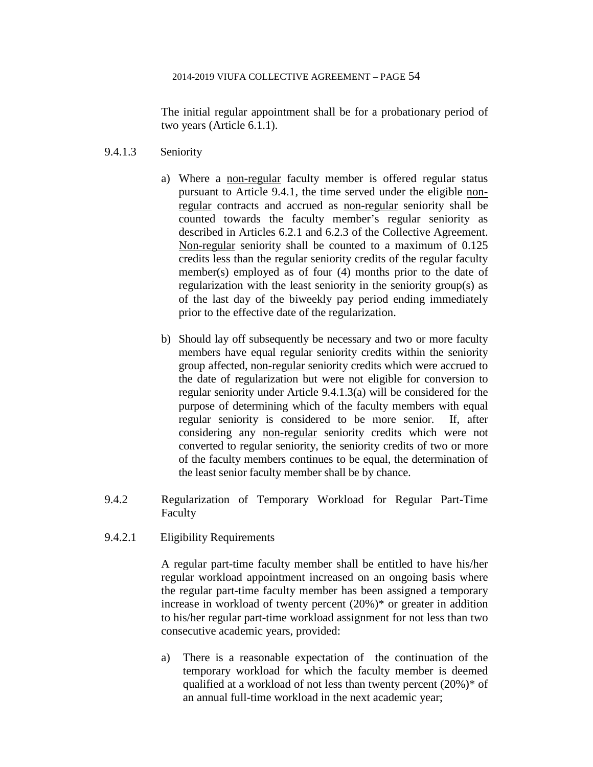The initial regular appointment shall be for a probationary period of two years (Article 6.1.1).

9.4.1.3 Seniority

a) Where a non-regular faculty member is offered regular status pursuant to Article 9.4.1, the time served under the eligible non-regular contracts and accrued as non-regular seniority shall be counted towards the faculty member's regular seniority as described in Articles 6.2.1 and 6.2.3 of the Collective Agreement. Non-regular seniority shall be counted to a maximum of 0.125 credits less than the regular seniority credits of the regular faculty member(s) employed as of four (4) months prior to the date of regularization with the least seniority in the seniority group(s) as of the last day of the biweekly pay period ending immediately prior to the effective date of the regularization.

b) Should lay off subsequently be necessary and two or more faculty members have equal regular seniority credits within the seniority group affected, non-regular seniority credits which were accrued to the date of regularization but were not eligible for conversion to regular seniority under Article 9.4.1.3(a) will be considered for the purpose of determining which of the faculty members with equal regular seniority is considered to be more senior. If, after considering any non-regular seniority credits which were not converted to regular seniority, the seniority credits of two or more of the faculty members continues to be equal, the determination of the least senior faculty member shall be by chance.

9.4.2 Regularization of Temporary Workload for Regular Part-Time Faculty

9.4.2.1 Eligibility Requirements

A regular part-time faculty member shall be entitled to have his/her regular workload appointment increased on an ongoing basis where the regular part-time faculty member has been assigned a temporary increase in workload of twenty percent (20%)* or greater in addition to his/her regular part-time workload assignment for not less than two consecutive academic years, provided:

a) There is a reasonable expectation of the continuation of the temporary workload for which the faculty member is deemed qualified at a workload of not less than twenty percent (20%)* of an annual full-time workload in the next academic year;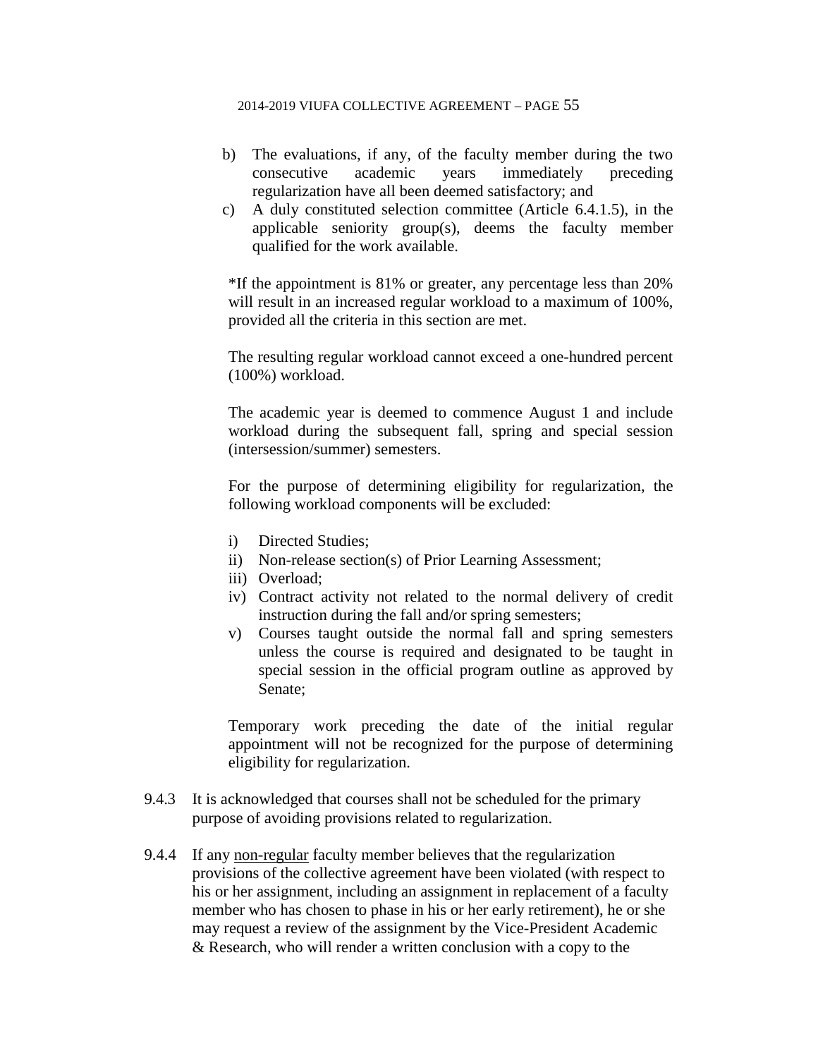b) The evaluations, if any, of the faculty member during the two consecutive academic years immediately preceding regularization have all been deemed satisfactory; and
c) A duly constituted selection committee (Article 6.4.1.5), in the applicable seniority group(s), deems the faculty member qualified for the work available.

*If the appointment is 81% or greater, any percentage less than 20% will result in an increased regular workload to a maximum of 100%, provided all the criteria in this section are met.

The resulting regular workload cannot exceed a one-hundred percent (100%) workload.

The academic year is deemed to commence August 1 and include workload during the subsequent fall, spring and special session (intersession/summer) semesters.

For the purpose of determining eligibility for regularization, the following workload components will be excluded:

i) Directed Studies;
ii) Non-release section(s) of Prior Learning Assessment;
iii) Overload;
iv) Contract activity not related to the normal delivery of credit instruction during the fall and/or spring semesters;
v) Courses taught outside the normal fall and spring semesters unless the course is required and designated to be taught in special session in the official program outline as approved by Senate;

Temporary work preceding the date of the initial regular appointment will not be recognized for the purpose of determining eligibility for regularization.

9.4.3 It is acknowledged that courses shall not be scheduled for the primary purpose of avoiding provisions related to regularization.

9.4.4 If any <u>non-regular</u> faculty member believes that the regularization provisions of the collective agreement have been violated (with respect to his or her assignment, including an assignment in replacement of a faculty member who has chosen to phase in his or her early retirement), he or she may request a review of the assignment by the Vice-President Academic & Research, who will render a written conclusion with a copy to the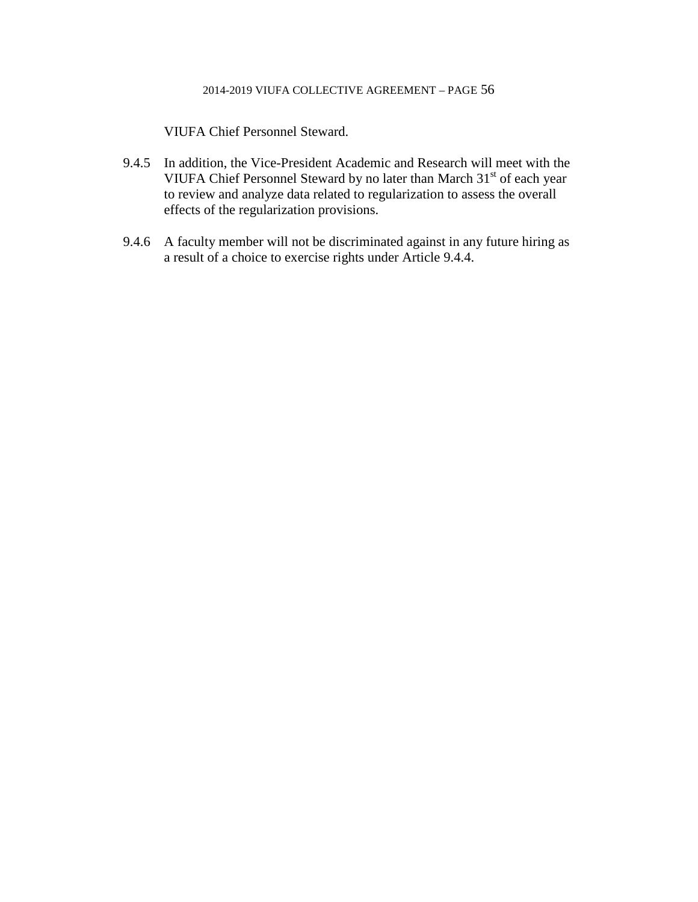VIUFA Chief Personnel Steward.

9.4.5 In addition, the Vice-President Academic and Research will meet with the VIUFA Chief Personnel Steward by no later than March 31st of each year to review and analyze data related to regularization to assess the overall effects of the regularization provisions.

9.4.6 A faculty member will not be discriminated against in any future hiring as a result of a choice to exercise rights under Article 9.4.4.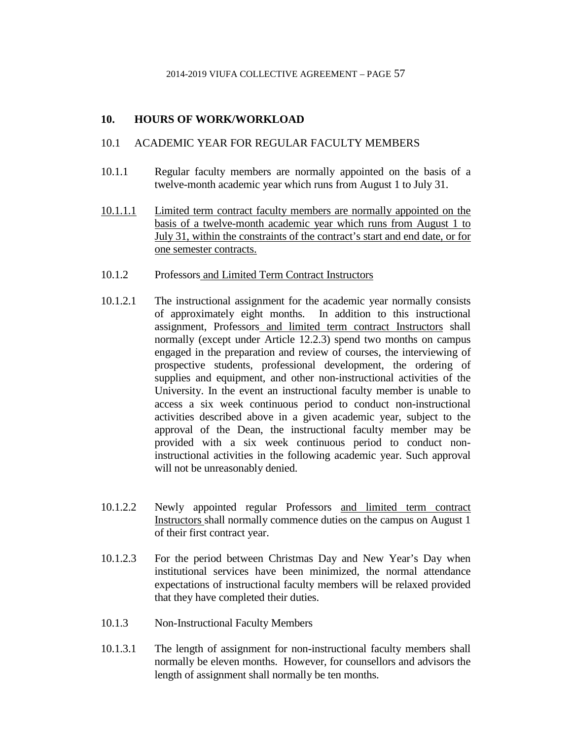## 10. HOURS OF WORK/WORKLOAD

### 10.1 ACADEMIC YEAR FOR REGULAR FACULTY MEMBERS

10.1.1 Regular faculty members are normally appointed on the basis of a twelve-month academic year which runs from August 1 to July 31.

<u>10.1.1.1</u> <u>Limited term contract faculty members are normally appointed on the basis of a twelve-month academic year which runs from August 1 to July 31, within the constraints of the contract's start and end date, or for one semester contracts.</u>

10.1.2 Professors<u> and Limited Term Contract Instructors</u>

10.1.2.1 The instructional assignment for the academic year normally consists of approximately eight months. In addition to this instructional assignment, Professors<u> and limited term contract Instructors</u> shall normally (except under Article 12.2.3) spend two months on campus engaged in the preparation and review of courses, the interviewing of prospective students, professional development, the ordering of supplies and equipment, and other non-instructional activities of the University. In the event an instructional faculty member is unable to access a six week continuous period to conduct non-instructional activities described above in a given academic year, subject to the approval of the Dean, the instructional faculty member may be provided with a six week continuous period to conduct non-instructional activities in the following academic year. Such approval will not be unreasonably denied.

10.1.2.2 Newly appointed regular Professors <u>and limited term contract Instructors</u> shall normally commence duties on the campus on August 1 of their first contract year.

10.1.2.3 For the period between Christmas Day and New Year's Day when institutional services have been minimized, the normal attendance expectations of instructional faculty members will be relaxed provided that they have completed their duties.

10.1.3 Non-Instructional Faculty Members

10.1.3.1 The length of assignment for non-instructional faculty members shall normally be eleven months. However, for counsellors and advisors the length of assignment shall normally be ten months.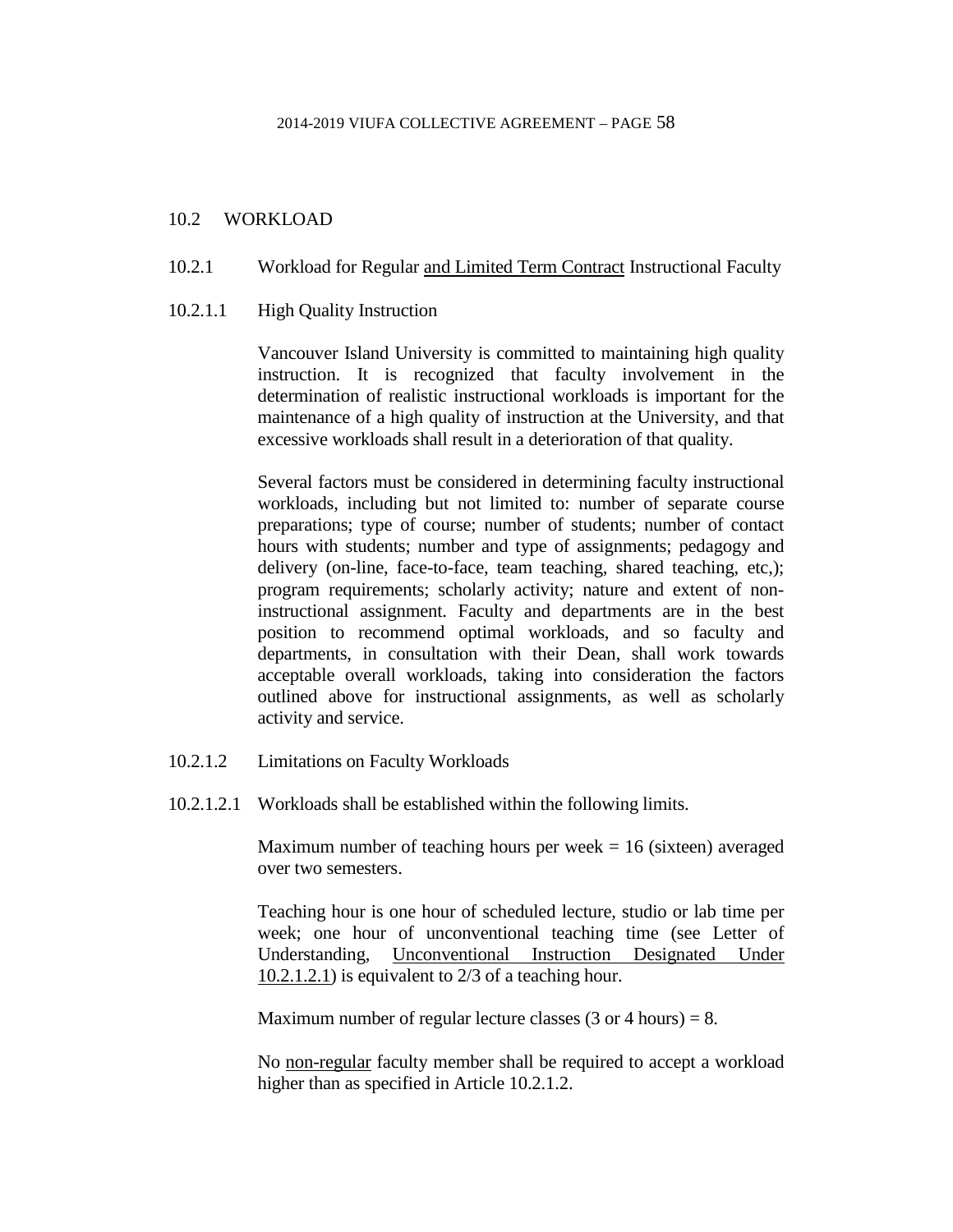## 10.2 WORKLOAD

### 10.2.1 Workload for Regular <u>and Limited Term Contract</u> Instructional Faculty

#### 10.2.1.1 High Quality Instruction

Vancouver Island University is committed to maintaining high quality instruction. It is recognized that faculty involvement in the determination of realistic instructional workloads is important for the maintenance of a high quality of instruction at the University, and that excessive workloads shall result in a deterioration of that quality.

Several factors must be considered in determining faculty instructional workloads, including but not limited to: number of separate course preparations; type of course; number of students; number of contact hours with students; number and type of assignments; pedagogy and delivery (on-line, face-to-face, team teaching, shared teaching, etc,); program requirements; scholarly activity; nature and extent of non-instructional assignment. Faculty and departments are in the best position to recommend optimal workloads, and so faculty and departments, in consultation with their Dean, shall work towards acceptable overall workloads, taking into consideration the factors outlined above for instructional assignments, as well as scholarly activity and service.

#### 10.2.1.2 Limitations on Faculty Workloads

10.2.1.2.1 Workloads shall be established within the following limits.

Maximum number of teaching hours per week = 16 (sixteen) averaged over two semesters.

Teaching hour is one hour of scheduled lecture, studio or lab time per week; one hour of unconventional teaching time (see Letter of Understanding, <u>Unconventional Instruction Designated Under 10.2.1.2.1</u>) is equivalent to 2/3 of a teaching hour.

Maximum number of regular lecture classes (3 or 4 hours) = 8.

No <u>non-regular</u> faculty member shall be required to accept a workload higher than as specified in Article 10.2.1.2.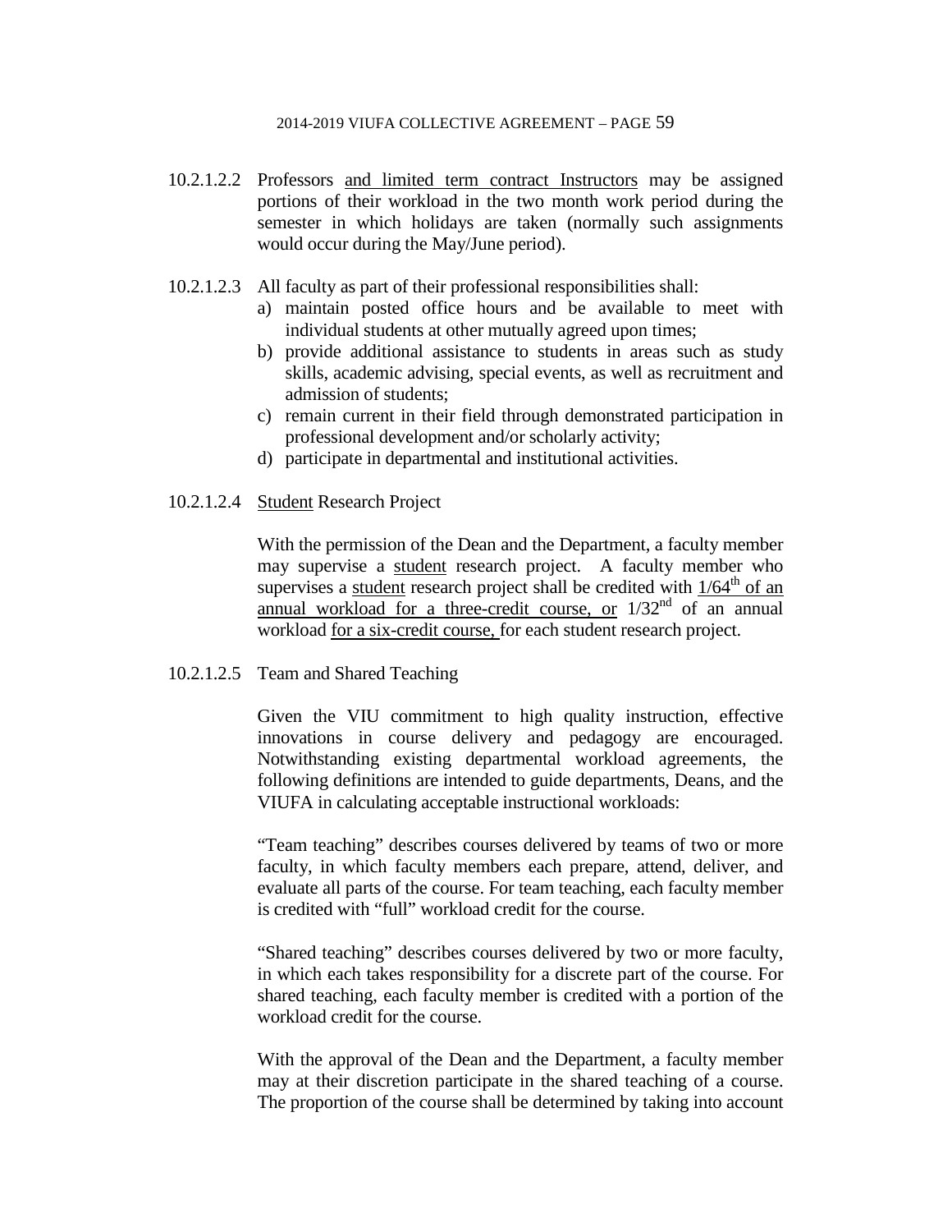10.2.1.2.2 Professors and limited term contract Instructors may be assigned portions of their workload in the two month work period during the semester in which holidays are taken (normally such assignments would occur during the May/June period).

10.2.1.2.3 All faculty as part of their professional responsibilities shall:

a) maintain posted office hours and be available to meet with individual students at other mutually agreed upon times;
b) provide additional assistance to students in areas such as study skills, academic advising, special events, as well as recruitment and admission of students;
c) remain current in their field through demonstrated participation in professional development and/or scholarly activity;
d) participate in departmental and institutional activities.

10.2.1.2.4 Student Research Project

With the permission of the Dean and the Department, a faculty member may supervise a student research project. A faculty member who supervises a student research project shall be credited with 1/64th of an annual workload for a three-credit course, or 1/32nd of an annual workload for a six-credit course, for each student research project.

10.2.1.2.5 Team and Shared Teaching

Given the VIU commitment to high quality instruction, effective innovations in course delivery and pedagogy are encouraged. Notwithstanding existing departmental workload agreements, the following definitions are intended to guide departments, Deans, and the VIUFA in calculating acceptable instructional workloads:

"Team teaching" describes courses delivered by teams of two or more faculty, in which faculty members each prepare, attend, deliver, and evaluate all parts of the course. For team teaching, each faculty member is credited with "full" workload credit for the course.

"Shared teaching" describes courses delivered by two or more faculty, in which each takes responsibility for a discrete part of the course. For shared teaching, each faculty member is credited with a portion of the workload credit for the course.

With the approval of the Dean and the Department, a faculty member may at their discretion participate in the shared teaching of a course. The proportion of the course shall be determined by taking into account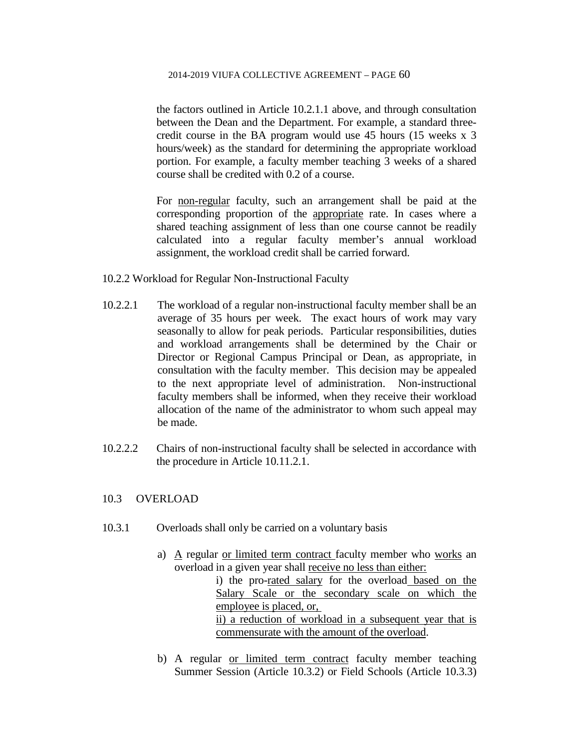the factors outlined in Article 10.2.1.1 above, and through consultation between the Dean and the Department. For example, a standard three-credit course in the BA program would use 45 hours (15 weeks x 3 hours/week) as the standard for determining the appropriate workload portion. For example, a faculty member teaching 3 weeks of a shared course shall be credited with 0.2 of a course.

For non-regular faculty, such an arrangement shall be paid at the corresponding proportion of the appropriate rate. In cases where a shared teaching assignment of less than one course cannot be readily calculated into a regular faculty member's annual workload assignment, the workload credit shall be carried forward.

10.2.2 Workload for Regular Non-Instructional Faculty

10.2.2.1 The workload of a regular non-instructional faculty member shall be an average of 35 hours per week. The exact hours of work may vary seasonally to allow for peak periods. Particular responsibilities, duties and workload arrangements shall be determined by the Chair or Director or Regional Campus Principal or Dean, as appropriate, in consultation with the faculty member. This decision may be appealed to the next appropriate level of administration. Non-instructional faculty members shall be informed, when they receive their workload allocation of the name of the administrator to whom such appeal may be made.

10.2.2.2 Chairs of non-instructional faculty shall be selected in accordance with the procedure in Article 10.11.2.1.

## 10.3 OVERLOAD

10.3.1 Overloads shall only be carried on a voluntary basis

a) A regular or limited term contract faculty member who works an overload in a given year shall receive no less than either:

   i) the pro-rated salary for the overload based on the Salary Scale or the secondary scale on which the employee is placed, or,

   ii) a reduction of workload in a subsequent year that is commensurate with the amount of the overload.

b) A regular or limited term contract faculty member teaching Summer Session (Article 10.3.2) or Field Schools (Article 10.3.3)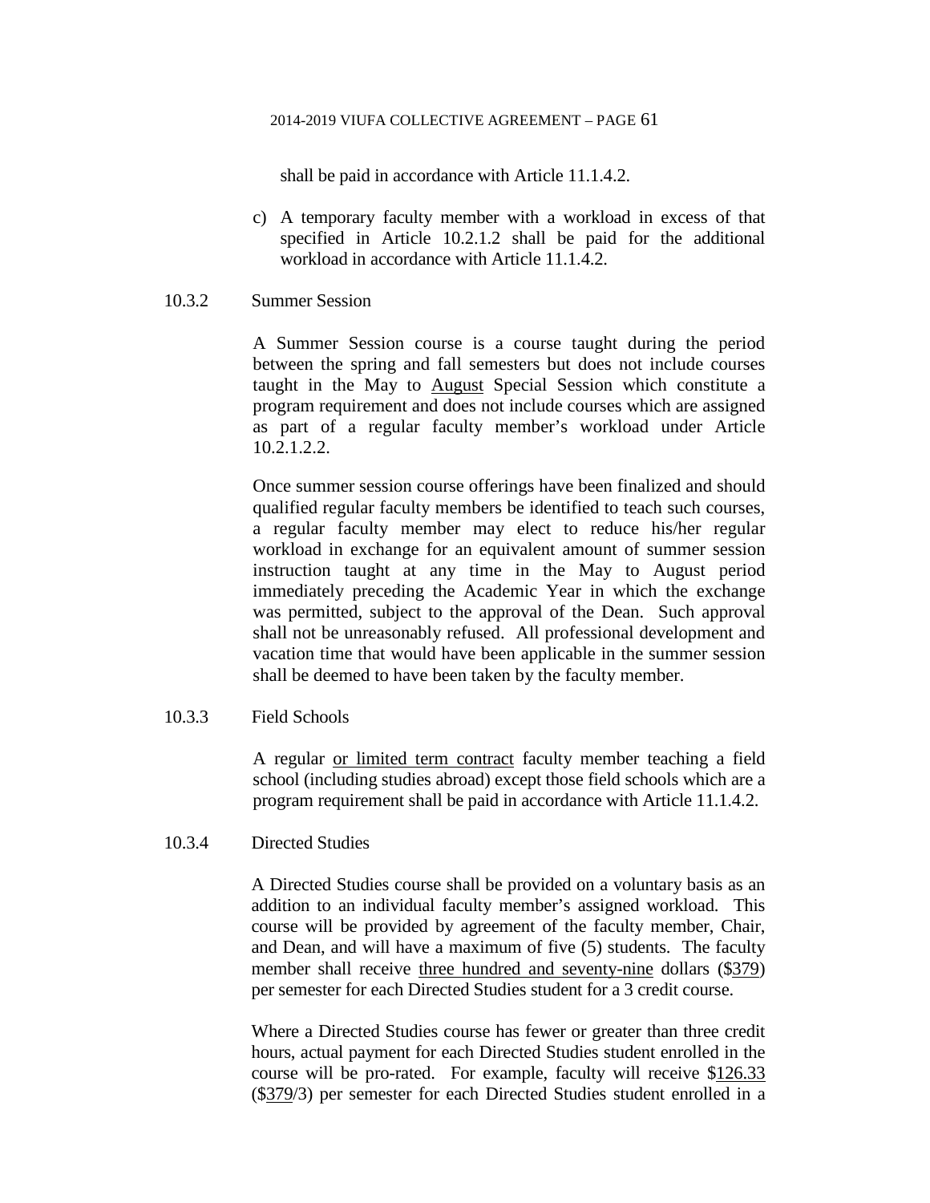shall be paid in accordance with Article 11.1.4.2.

c) A temporary faculty member with a workload in excess of that specified in Article 10.2.1.2 shall be paid for the additional workload in accordance with Article 11.1.4.2.

10.3.2 Summer Session

A Summer Session course is a course taught during the period between the spring and fall semesters but does not include courses taught in the May to <u>August</u> Special Session which constitute a program requirement and does not include courses which are assigned as part of a regular faculty member's workload under Article 10.2.1.2.2.

Once summer session course offerings have been finalized and should qualified regular faculty members be identified to teach such courses, a regular faculty member may elect to reduce his/her regular workload in exchange for an equivalent amount of summer session instruction taught at any time in the May to August period immediately preceding the Academic Year in which the exchange was permitted, subject to the approval of the Dean. Such approval shall not be unreasonably refused. All professional development and vacation time that would have been applicable in the summer session shall be deemed to have been taken by the faculty member.

10.3.3 Field Schools

A regular <u>or limited term contract</u> faculty member teaching a field school (including studies abroad) except those field schools which are a program requirement shall be paid in accordance with Article 11.1.4.2.

10.3.4 Directed Studies

A Directed Studies course shall be provided on a voluntary basis as an addition to an individual faculty member's assigned workload. This course will be provided by agreement of the faculty member, Chair, and Dean, and will have a maximum of five (5) students. The faculty member shall receive <u>three hundred and seventy-nine</u> dollars ($<u>379</u>) per semester for each Directed Studies student for a 3 credit course.

Where a Directed Studies course has fewer or greater than three credit hours, actual payment for each Directed Studies student enrolled in the course will be pro-rated. For example, faculty will receive $<u>126.33</u> ($<u>379</u>/3) per semester for each Directed Studies student enrolled in a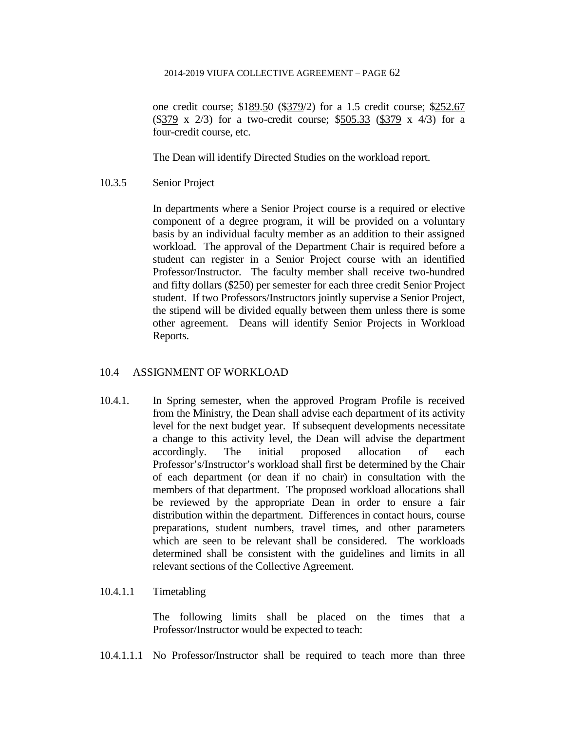one credit course; $189.50 ($379/2) for a 1.5 credit course; $252.67 ($379 x 2/3) for a two-credit course; $505.33 ($379 x 4/3) for a four-credit course, etc.

The Dean will identify Directed Studies on the workload report.

10.3.5 Senior Project

In departments where a Senior Project course is a required or elective component of a degree program, it will be provided on a voluntary basis by an individual faculty member as an addition to their assigned workload. The approval of the Department Chair is required before a student can register in a Senior Project course with an identified Professor/Instructor. The faculty member shall receive two-hundred and fifty dollars ($250) per semester for each three credit Senior Project student. If two Professors/Instructors jointly supervise a Senior Project, the stipend will be divided equally between them unless there is some other agreement. Deans will identify Senior Projects in Workload Reports.

## 10.4 ASSIGNMENT OF WORKLOAD

10.4.1. In Spring semester, when the approved Program Profile is received from the Ministry, the Dean shall advise each department of its activity level for the next budget year. If subsequent developments necessitate a change to this activity level, the Dean will advise the department accordingly. The initial proposed allocation of each Professor's/Instructor's workload shall first be determined by the Chair of each department (or dean if no chair) in consultation with the members of that department. The proposed workload allocations shall be reviewed by the appropriate Dean in order to ensure a fair distribution within the department. Differences in contact hours, course preparations, student numbers, travel times, and other parameters which are seen to be relevant shall be considered. The workloads determined shall be consistent with the guidelines and limits in all relevant sections of the Collective Agreement.

10.4.1.1 Timetabling

The following limits shall be placed on the times that a Professor/Instructor would be expected to teach:

10.4.1.1.1 No Professor/Instructor shall be required to teach more than three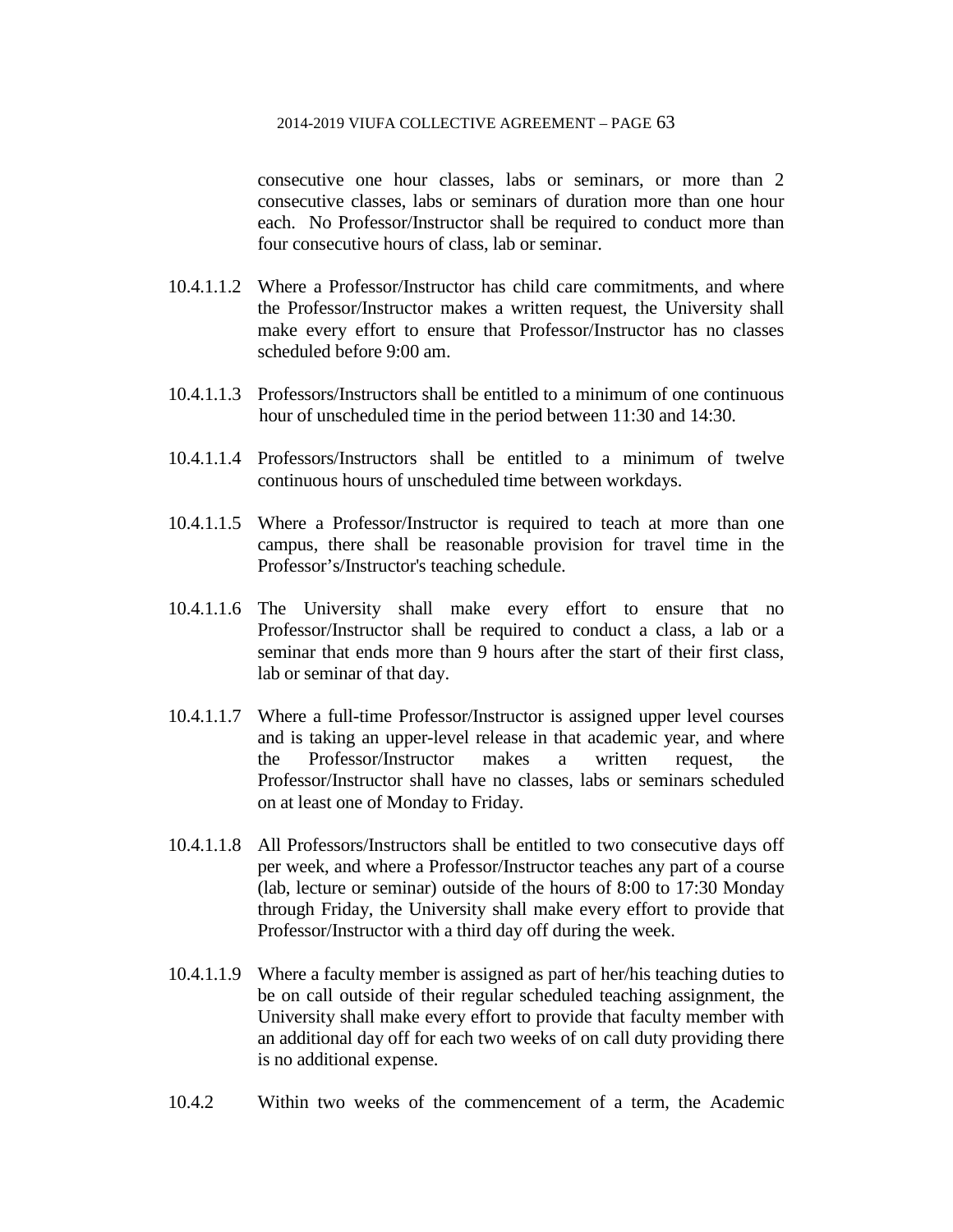consecutive one hour classes, labs or seminars, or more than 2 consecutive classes, labs or seminars of duration more than one hour each. No Professor/Instructor shall be required to conduct more than four consecutive hours of class, lab or seminar.

10.4.1.1.2 Where a Professor/Instructor has child care commitments, and where the Professor/Instructor makes a written request, the University shall make every effort to ensure that Professor/Instructor has no classes scheduled before 9:00 am.

10.4.1.1.3 Professors/Instructors shall be entitled to a minimum of one continuous hour of unscheduled time in the period between 11:30 and 14:30.

10.4.1.1.4 Professors/Instructors shall be entitled to a minimum of twelve continuous hours of unscheduled time between workdays.

10.4.1.1.5 Where a Professor/Instructor is required to teach at more than one campus, there shall be reasonable provision for travel time in the Professor's/Instructor's teaching schedule.

10.4.1.1.6 The University shall make every effort to ensure that no Professor/Instructor shall be required to conduct a class, a lab or a seminar that ends more than 9 hours after the start of their first class, lab or seminar of that day.

10.4.1.1.7 Where a full-time Professor/Instructor is assigned upper level courses and is taking an upper-level release in that academic year, and where the Professor/Instructor makes a written request, the Professor/Instructor shall have no classes, labs or seminars scheduled on at least one of Monday to Friday.

10.4.1.1.8 All Professors/Instructors shall be entitled to two consecutive days off per week, and where a Professor/Instructor teaches any part of a course (lab, lecture or seminar) outside of the hours of 8:00 to 17:30 Monday through Friday, the University shall make every effort to provide that Professor/Instructor with a third day off during the week.

10.4.1.1.9 Where a faculty member is assigned as part of her/his teaching duties to be on call outside of their regular scheduled teaching assignment, the University shall make every effort to provide that faculty member with an additional day off for each two weeks of on call duty providing there is no additional expense.

10.4.2 Within two weeks of the commencement of a term, the Academic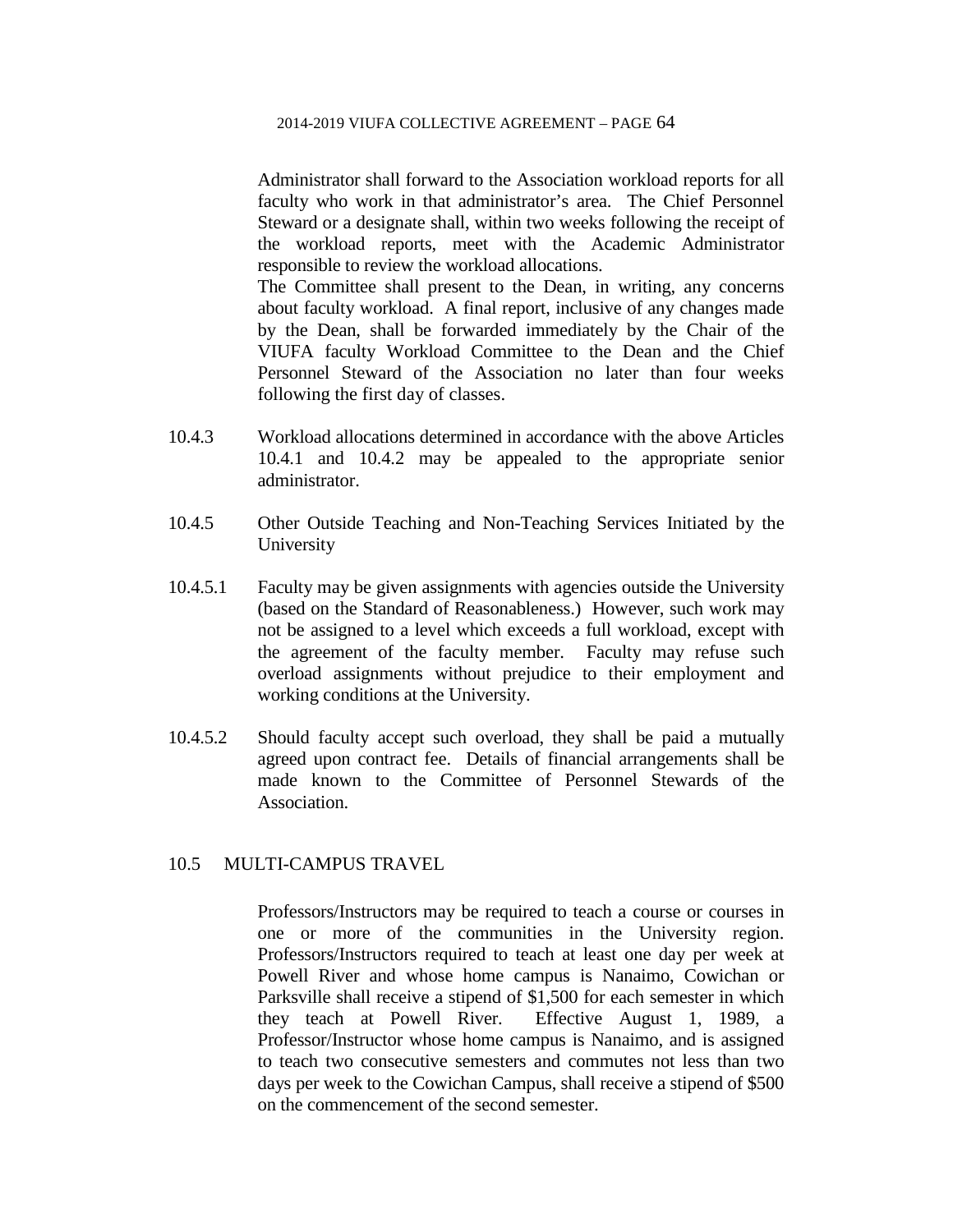Administrator shall forward to the Association workload reports for all faculty who work in that administrator's area. The Chief Personnel Steward or a designate shall, within two weeks following the receipt of the workload reports, meet with the Academic Administrator responsible to review the workload allocations.

The Committee shall present to the Dean, in writing, any concerns about faculty workload. A final report, inclusive of any changes made by the Dean, shall be forwarded immediately by the Chair of the VIUFA faculty Workload Committee to the Dean and the Chief Personnel Steward of the Association no later than four weeks following the first day of classes.

10.4.3 Workload allocations determined in accordance with the above Articles 10.4.1 and 10.4.2 may be appealed to the appropriate senior administrator.

10.4.5 Other Outside Teaching and Non-Teaching Services Initiated by the University

10.4.5.1 Faculty may be given assignments with agencies outside the University (based on the Standard of Reasonableness.) However, such work may not be assigned to a level which exceeds a full workload, except with the agreement of the faculty member. Faculty may refuse such overload assignments without prejudice to their employment and working conditions at the University.

10.4.5.2 Should faculty accept such overload, they shall be paid a mutually agreed upon contract fee. Details of financial arrangements shall be made known to the Committee of Personnel Stewards of the Association.

## 10.5 MULTI-CAMPUS TRAVEL

Professors/Instructors may be required to teach a course or courses in one or more of the communities in the University region. Professors/Instructors required to teach at least one day per week at Powell River and whose home campus is Nanaimo, Cowichan or Parksville shall receive a stipend of $1,500 for each semester in which they teach at Powell River. Effective August 1, 1989, a Professor/Instructor whose home campus is Nanaimo, and is assigned to teach two consecutive semesters and commutes not less than two days per week to the Cowichan Campus, shall receive a stipend of $500 on the commencement of the second semester.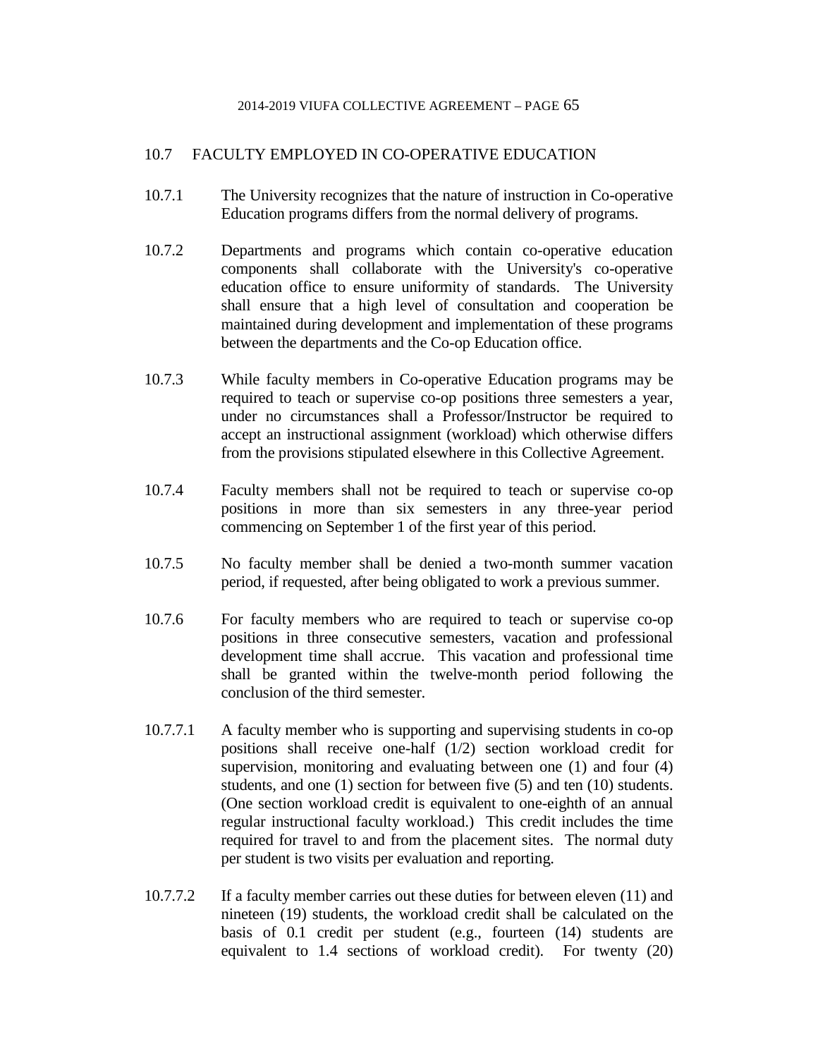## 10.7 FACULTY EMPLOYED IN CO-OPERATIVE EDUCATION

10.7.1 The University recognizes that the nature of instruction in Co-operative Education programs differs from the normal delivery of programs.

10.7.2 Departments and programs which contain co-operative education components shall collaborate with the University's co-operative education office to ensure uniformity of standards. The University shall ensure that a high level of consultation and cooperation be maintained during development and implementation of these programs between the departments and the Co-op Education office.

10.7.3 While faculty members in Co-operative Education programs may be required to teach or supervise co-op positions three semesters a year, under no circumstances shall a Professor/Instructor be required to accept an instructional assignment (workload) which otherwise differs from the provisions stipulated elsewhere in this Collective Agreement.

10.7.4 Faculty members shall not be required to teach or supervise co-op positions in more than six semesters in any three-year period commencing on September 1 of the first year of this period.

10.7.5 No faculty member shall be denied a two-month summer vacation period, if requested, after being obligated to work a previous summer.

10.7.6 For faculty members who are required to teach or supervise co-op positions in three consecutive semesters, vacation and professional development time shall accrue. This vacation and professional time shall be granted within the twelve-month period following the conclusion of the third semester.

10.7.7.1 A faculty member who is supporting and supervising students in co-op positions shall receive one-half (1/2) section workload credit for supervision, monitoring and evaluating between one (1) and four (4) students, and one (1) section for between five (5) and ten (10) students. (One section workload credit is equivalent to one-eighth of an annual regular instructional faculty workload.) This credit includes the time required for travel to and from the placement sites. The normal duty per student is two visits per evaluation and reporting.

10.7.7.2 If a faculty member carries out these duties for between eleven (11) and nineteen (19) students, the workload credit shall be calculated on the basis of 0.1 credit per student (e.g., fourteen (14) students are equivalent to 1.4 sections of workload credit). For twenty (20)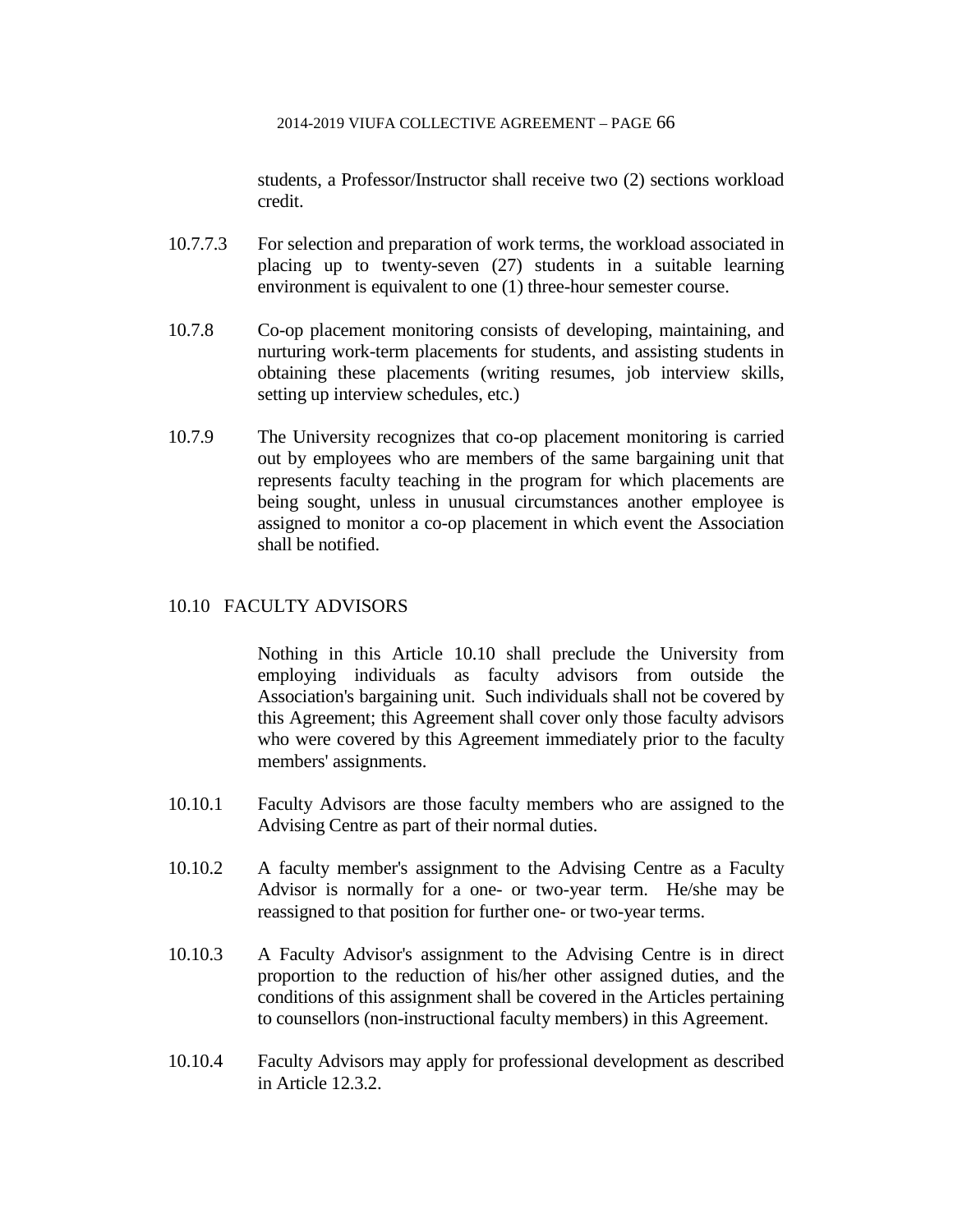students, a Professor/Instructor shall receive two (2) sections workload credit.

10.7.7.3 For selection and preparation of work terms, the workload associated in placing up to twenty-seven (27) students in a suitable learning environment is equivalent to one (1) three-hour semester course.

10.7.8 Co-op placement monitoring consists of developing, maintaining, and nurturing work-term placements for students, and assisting students in obtaining these placements (writing resumes, job interview skills, setting up interview schedules, etc.)

10.7.9 The University recognizes that co-op placement monitoring is carried out by employees who are members of the same bargaining unit that represents faculty teaching in the program for which placements are being sought, unless in unusual circumstances another employee is assigned to monitor a co-op placement in which event the Association shall be notified.

## 10.10 FACULTY ADVISORS

Nothing in this Article 10.10 shall preclude the University from employing individuals as faculty advisors from outside the Association's bargaining unit. Such individuals shall not be covered by this Agreement; this Agreement shall cover only those faculty advisors who were covered by this Agreement immediately prior to the faculty members' assignments.

10.10.1 Faculty Advisors are those faculty members who are assigned to the Advising Centre as part of their normal duties.

10.10.2 A faculty member's assignment to the Advising Centre as a Faculty Advisor is normally for a one- or two-year term. He/she may be reassigned to that position for further one- or two-year terms.

10.10.3 A Faculty Advisor's assignment to the Advising Centre is in direct proportion to the reduction of his/her other assigned duties, and the conditions of this assignment shall be covered in the Articles pertaining to counsellors (non-instructional faculty members) in this Agreement.

10.10.4 Faculty Advisors may apply for professional development as described in Article 12.3.2.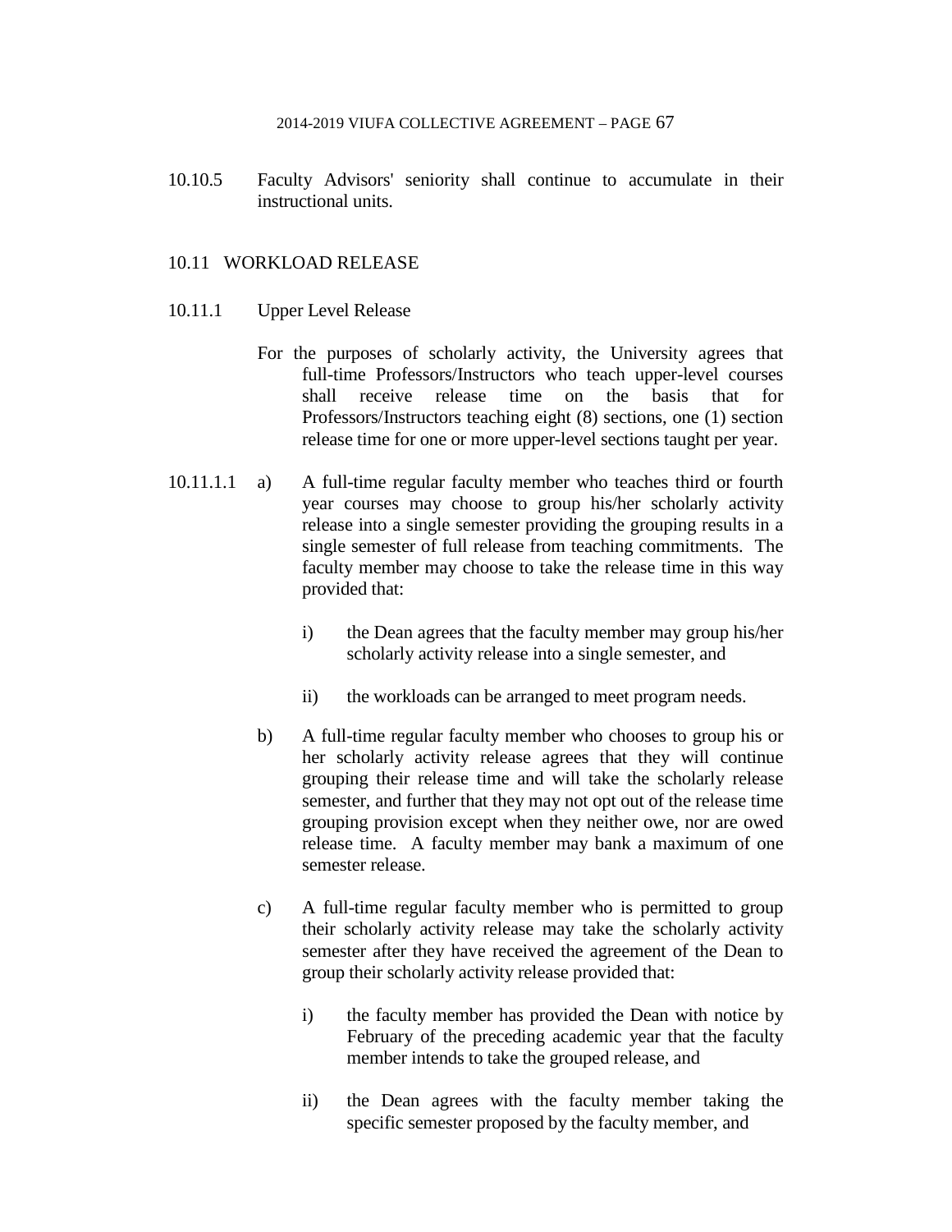10.10.5 Faculty Advisors' seniority shall continue to accumulate in their instructional units.

## 10.11 WORKLOAD RELEASE

### 10.11.1 Upper Level Release

For the purposes of scholarly activity, the University agrees that full-time Professors/Instructors who teach upper-level courses shall receive release time on the basis that for Professors/Instructors teaching eight (8) sections, one (1) section release time for one or more upper-level sections taught per year.

10.11.1.1 a) A full-time regular faculty member who teaches third or fourth year courses may choose to group his/her scholarly activity release into a single semester providing the grouping results in a single semester of full release from teaching commitments. The faculty member may choose to take the release time in this way provided that:

i) the Dean agrees that the faculty member may group his/her scholarly activity release into a single semester, and

ii) the workloads can be arranged to meet program needs.

b) A full-time regular faculty member who chooses to group his or her scholarly activity release agrees that they will continue grouping their release time and will take the scholarly release semester, and further that they may not opt out of the release time grouping provision except when they neither owe, nor are owed release time. A faculty member may bank a maximum of one semester release.

c) A full-time regular faculty member who is permitted to group their scholarly activity release may take the scholarly activity semester after they have received the agreement of the Dean to group their scholarly activity release provided that:

i) the faculty member has provided the Dean with notice by February of the preceding academic year that the faculty member intends to take the grouped release, and

ii) the Dean agrees with the faculty member taking the specific semester proposed by the faculty member, and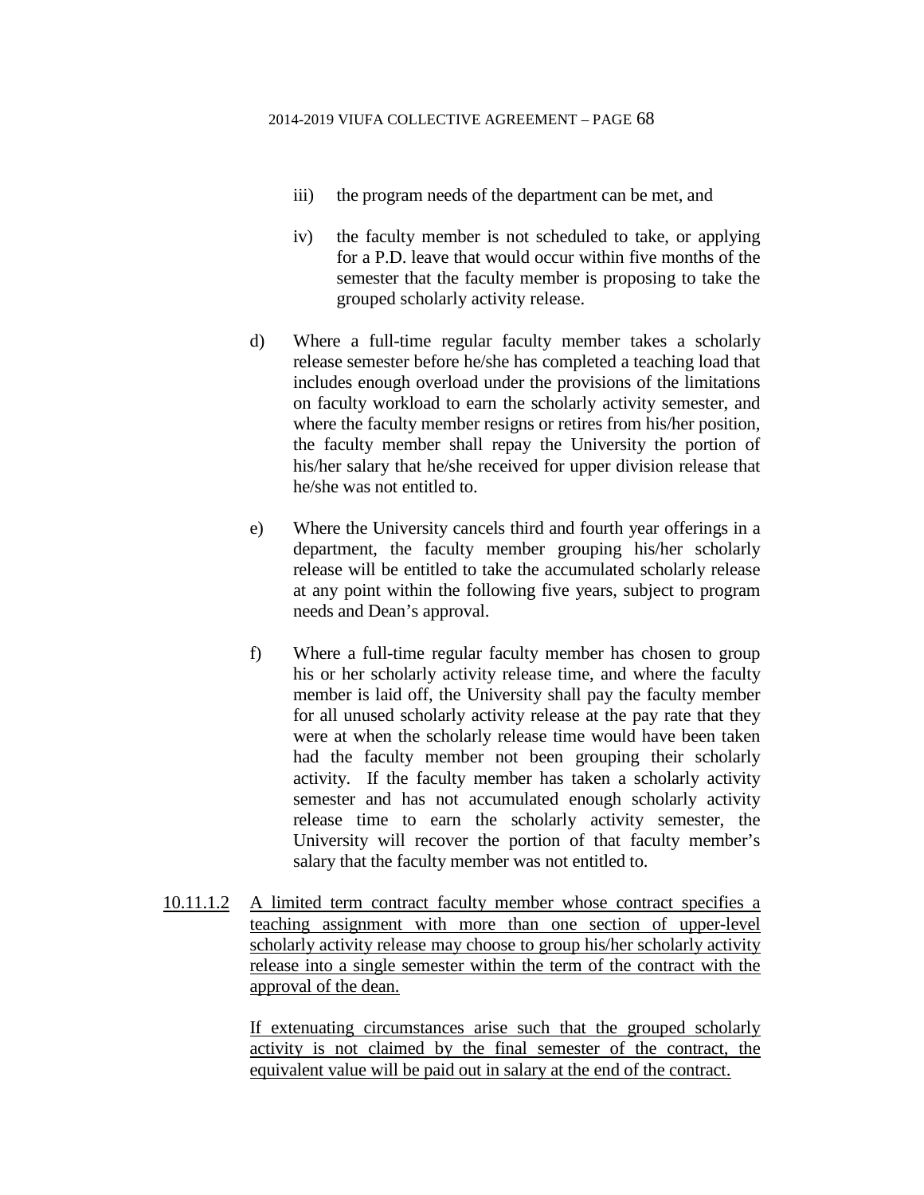iii) the program needs of the department can be met, and

iv) the faculty member is not scheduled to take, or applying for a P.D. leave that would occur within five months of the semester that the faculty member is proposing to take the grouped scholarly activity release.

d) Where a full-time regular faculty member takes a scholarly release semester before he/she has completed a teaching load that includes enough overload under the provisions of the limitations on faculty workload to earn the scholarly activity semester, and where the faculty member resigns or retires from his/her position, the faculty member shall repay the University the portion of his/her salary that he/she received for upper division release that he/she was not entitled to.

e) Where the University cancels third and fourth year offerings in a department, the faculty member grouping his/her scholarly release will be entitled to take the accumulated scholarly release at any point within the following five years, subject to program needs and Dean's approval.

f) Where a full-time regular faculty member has chosen to group his or her scholarly activity release time, and where the faculty member is laid off, the University shall pay the faculty member for all unused scholarly activity release at the pay rate that they were at when the scholarly release time would have been taken had the faculty member not been grouping their scholarly activity. If the faculty member has taken a scholarly activity semester and has not accumulated enough scholarly activity release time to earn the scholarly activity semester, the University will recover the portion of that faculty member's salary that the faculty member was not entitled to.

<u>10.11.1.2</u> <u>A limited term contract faculty member whose contract specifies a teaching assignment with more than one section of upper-level scholarly activity release may choose to group his/her scholarly activity release into a single semester within the term of the contract with the approval of the dean.</u>

<u>If extenuating circumstances arise such that the grouped scholarly activity is not claimed by the final semester of the contract, the equivalent value will be paid out in salary at the end of the contract.</u>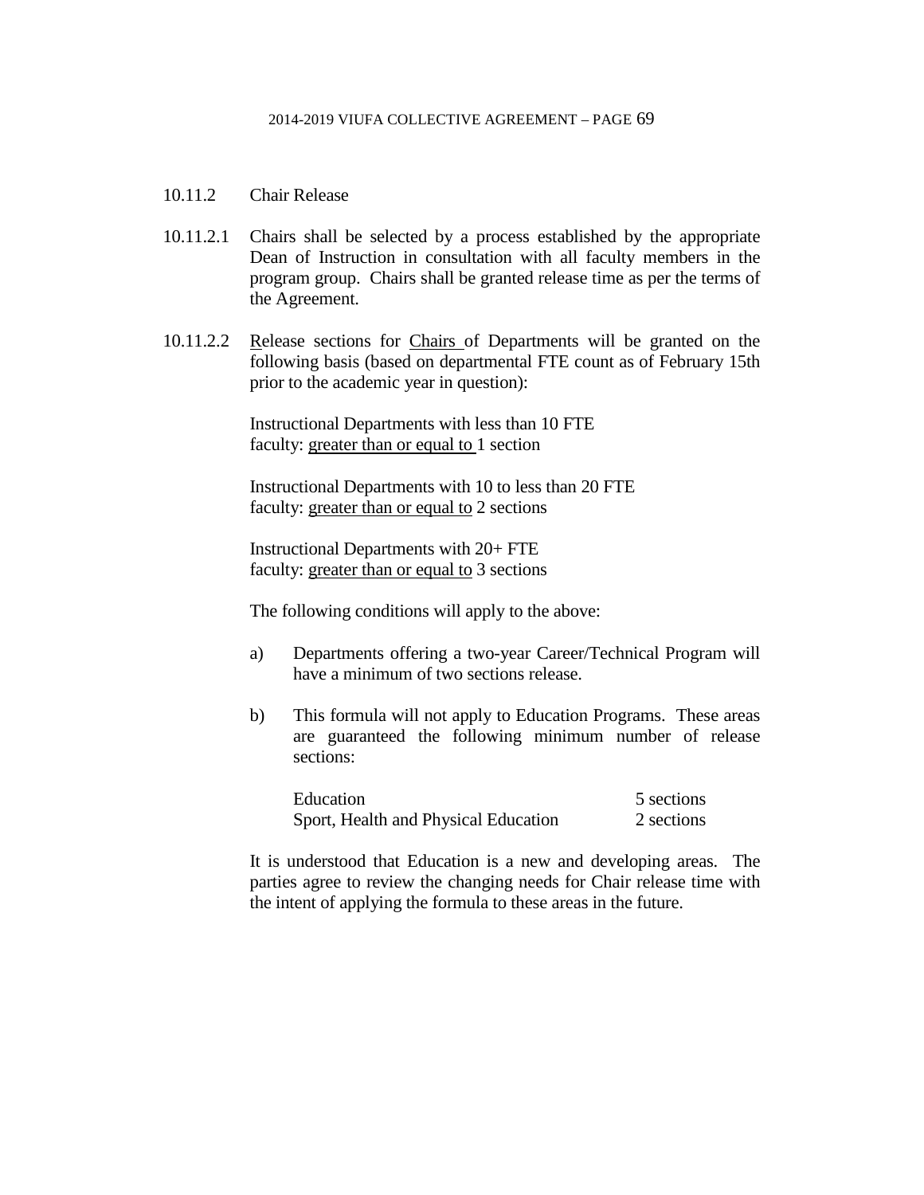10.11.2 Chair Release

10.11.2.1 Chairs shall be selected by a process established by the appropriate Dean of Instruction in consultation with all faculty members in the program group. Chairs shall be granted release time as per the terms of the Agreement.

10.11.2.2 Release sections for Chairs of Departments will be granted on the following basis (based on departmental FTE count as of February 15th prior to the academic year in question):

Instructional Departments with less than 10 FTE faculty: greater than or equal to 1 section

Instructional Departments with 10 to less than 20 FTE faculty: greater than or equal to 2 sections

Instructional Departments with 20+ FTE faculty: greater than or equal to 3 sections

The following conditions will apply to the above:

a) Departments offering a two-year Career/Technical Program will have a minimum of two sections release.

b) This formula will not apply to Education Programs. These areas are guaranteed the following minimum number of release sections:

| | |
|---|---|
| Education | 5 sections |
| Sport, Health and Physical Education | 2 sections |

It is understood that Education is a new and developing areas. The parties agree to review the changing needs for Chair release time with the intent of applying the formula to these areas in the future.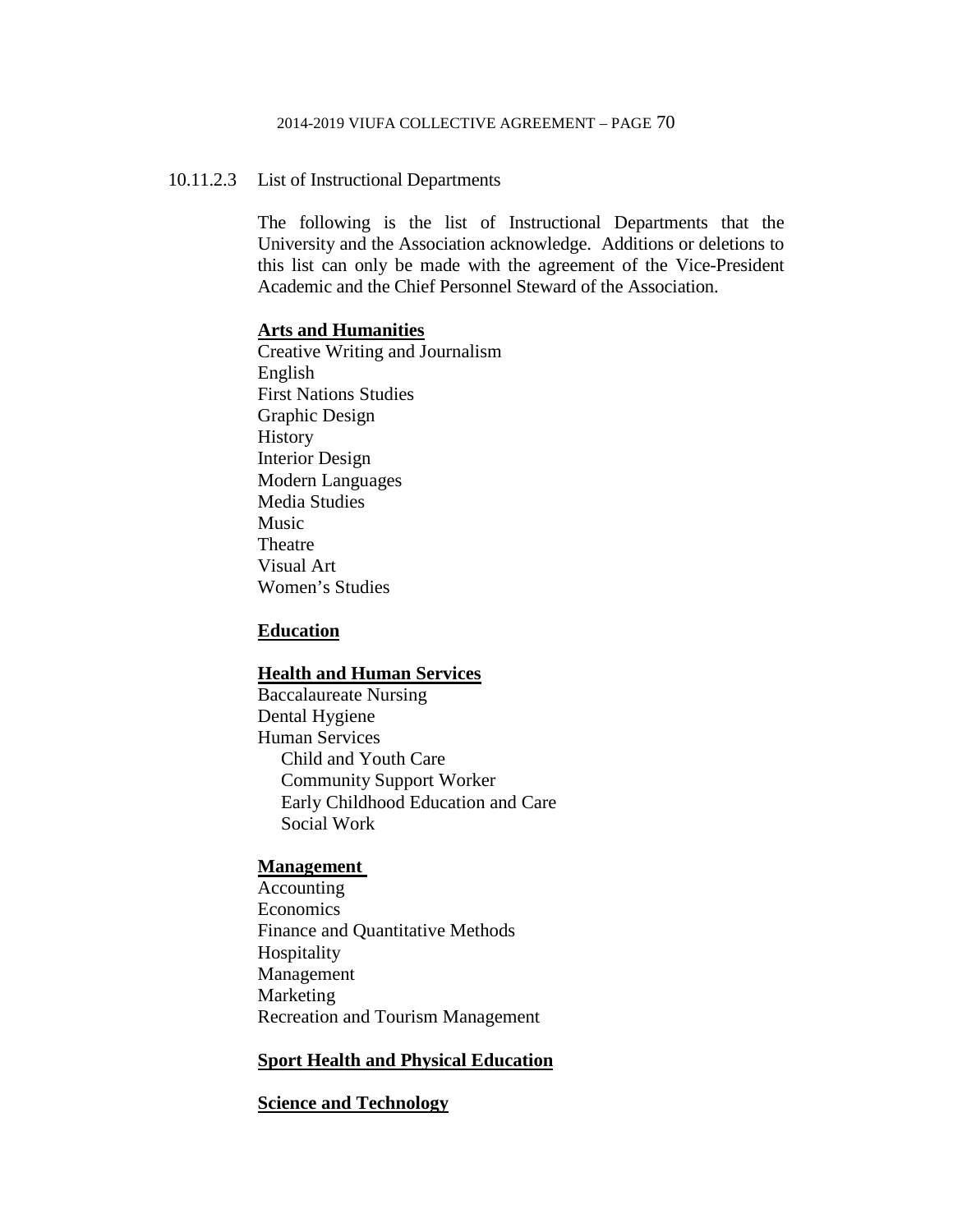10.11.2.3 List of Instructional Departments

The following is the list of Instructional Departments that the University and the Association acknowledge. Additions or deletions to this list can only be made with the agreement of the Vice-President Academic and the Chief Personnel Steward of the Association.

**Arts and Humanities**

Creative Writing and Journalism
English
First Nations Studies
Graphic Design
History
Interior Design
Modern Languages
Media Studies
Music
Theatre
Visual Art
Women's Studies

**Education**

**Health and Human Services**

Baccalaureate Nursing
Dental Hygiene
Human Services
- Child and Youth Care
- Community Support Worker
- Early Childhood Education and Care
- Social Work

**Management**

Accounting
Economics
Finance and Quantitative Methods
Hospitality
Management
Marketing
Recreation and Tourism Management

**Sport Health and Physical Education**

**Science and Technology**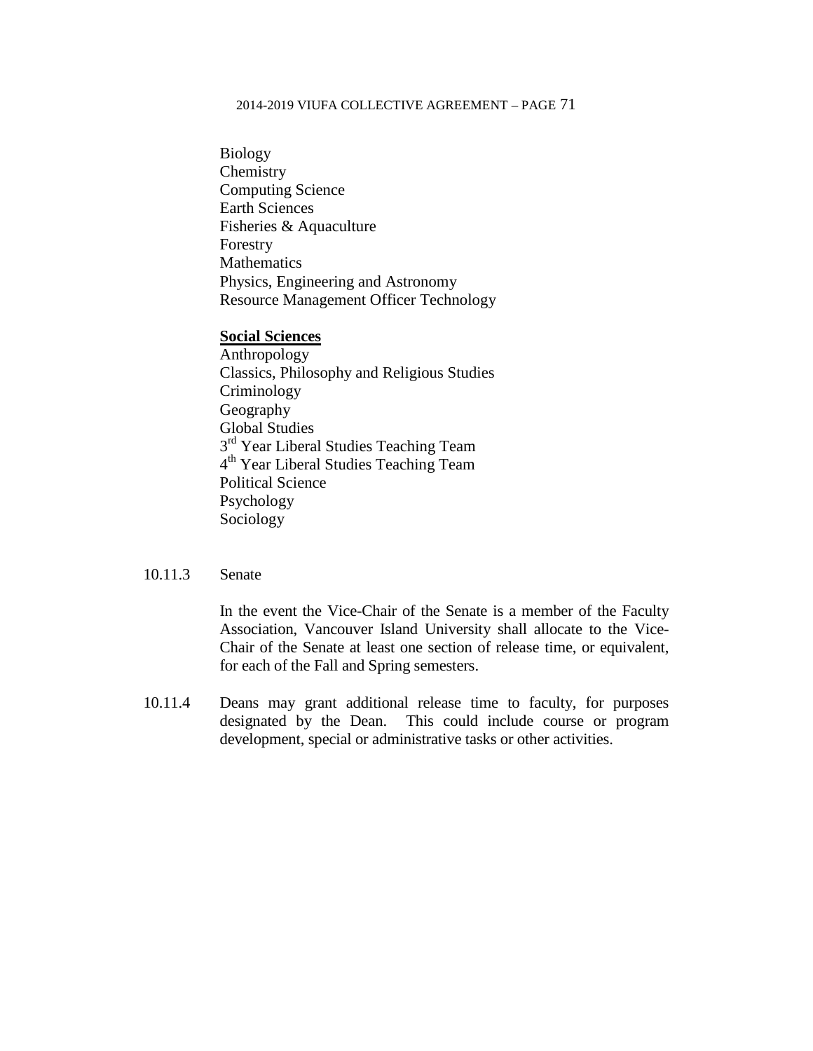Biology
Chemistry
Computing Science
Earth Sciences
Fisheries & Aquaculture
Forestry
Mathematics
Physics, Engineering and Astronomy
Resource Management Officer Technology

**Social Sciences**
Anthropology
Classics, Philosophy and Religious Studies
Criminology
Geography
Global Studies
3rd Year Liberal Studies Teaching Team
4th Year Liberal Studies Teaching Team
Political Science
Psychology
Sociology

10.11.3 Senate

In the event the Vice-Chair of the Senate is a member of the Faculty Association, Vancouver Island University shall allocate to the Vice-Chair of the Senate at least one section of release time, or equivalent, for each of the Fall and Spring semesters.

10.11.4 Deans may grant additional release time to faculty, for purposes designated by the Dean. This could include course or program development, special or administrative tasks or other activities.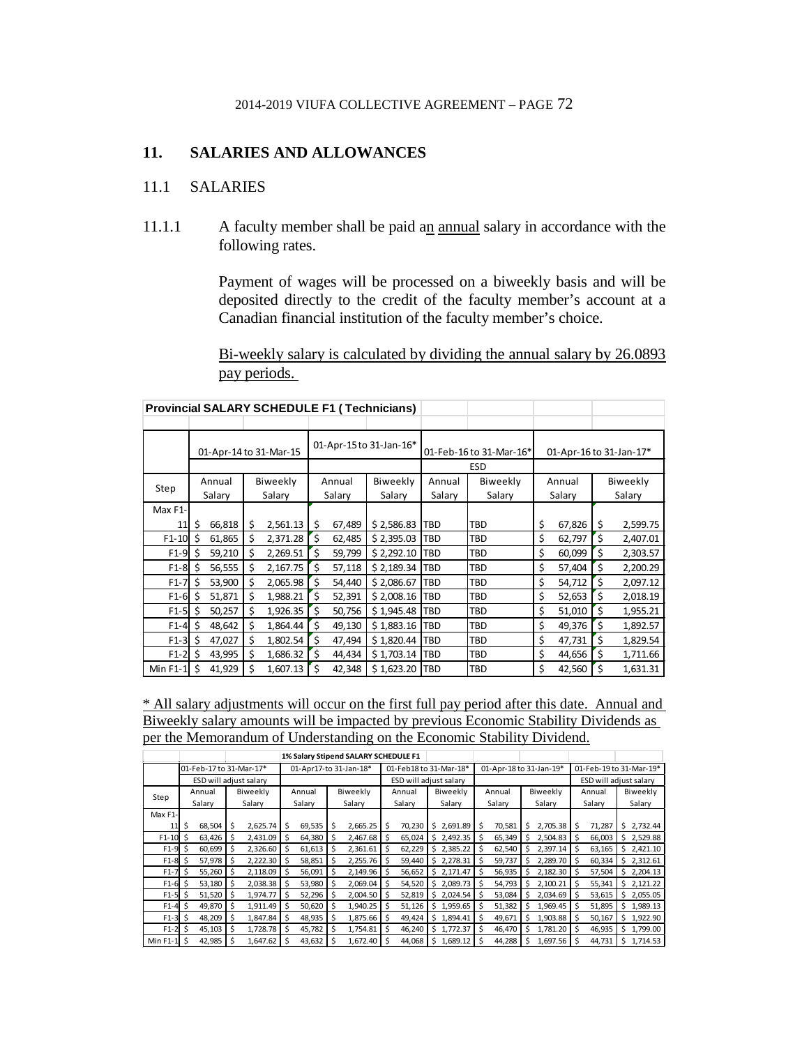## 11. SALARIES AND ALLOWANCES

### 11.1 SALARIES

11.1.1 A faculty member shall be paid an annual salary in accordance with the following rates.

Payment of wages will be processed on a biweekly basis and will be deposited directly to the credit of the faculty member's account at a Canadian financial institution of the faculty member's choice.

Bi-weekly salary is calculated by dividing the annual salary by 26.0893 pay periods.

**Provincial SALARY SCHEDULE F1 ( Technicians)**

| Step | 01-Apr-14 to 31-Mar-15 | | 01-Apr-15 to 31-Jan-16* | | 01-Feb-16 to 31-Mar-16* ESD | | 01-Apr-16 to 31-Jan-17* | |
|---|---|---|---|---|---|---|---|---|
| | Annual Salary | Biweekly Salary | Annual Salary | Biweekly Salary | Annual Salary | Biweekly Salary | Annual Salary | Biweekly Salary |
| Max F1-11 | $ 66,818 | $ 2,561.13 | $ 67,489 | $ 2,586.83 | TBD | TBD | $ 67,826 | $ 2,599.75 |
| F1-10 | $ 61,865 | $ 2,371.28 | $ 62,485 | $ 2,395.03 | TBD | TBD | $ 62,797 | $ 2,407.01 |
| F1-9 | $ 59,210 | $ 2,269.51 | $ 59,799 | $ 2,292.10 | TBD | TBD | $ 60,099 | $ 2,303.57 |
| F1-8 | $ 56,555 | $ 2,167.75 | $ 57,118 | $ 2,189.34 | TBD | TBD | $ 57,404 | $ 2,200.29 |
| F1-7 | $ 53,900 | $ 2,065.98 | $ 54,440 | $ 2,086.67 | TBD | TBD | $ 54,712 | $ 2,097.12 |
| F1-6 | $ 51,871 | $ 1,988.21 | $ 52,391 | $ 2,008.16 | TBD | TBD | $ 52,653 | $ 2,018.19 |
| F1-5 | $ 50,257 | $ 1,926.35 | $ 50,756 | $ 1,945.48 | TBD | TBD | $ 51,010 | $ 1,955.21 |
| F1-4 | $ 48,642 | $ 1,864.44 | $ 49,130 | $ 1,883.16 | TBD | TBD | $ 49,376 | $ 1,892.57 |
| F1-3 | $ 47,027 | $ 1,802.54 | $ 47,494 | $ 1,820.44 | TBD | TBD | $ 47,731 | $ 1,829.54 |
| F1-2 | $ 43,995 | $ 1,686.32 | $ 44,434 | $ 1,703.14 | TBD | TBD | $ 44,656 | $ 1,711.66 |
| Min F1-1 | $ 41,929 | $ 1,607.13 | $ 42,348 | $ 1,623.20 | TBD | TBD | $ 42,560 | $ 1,631.31 |

* All salary adjustments will occur on the first full pay period after this date. Annual and Biweekly salary amounts will be impacted by previous Economic Stability Dividends as per the Memorandum of Understanding on the Economic Stability Dividend.

**1% Salary Stipend SALARY SCHEDULE F1**

| Step | 01-Feb-17 to 31-Mar-17* ESD will adjust salary | | 01-Apr17-to 31-Jan-18* | | 01-Feb18 to 31-Mar-18* ESD will adjust salary | | 01-Apr-18 to 31-Jan-19* | | 01-Feb-19 to 31-Mar-19* ESD will adjust salary | |
|---|---|---|---|---|---|---|---|---|---|---|
| | Annual Salary | Biweekly Salary | Annual Salary | Biweekly Salary | Annual Salary | Biweekly Salary | Annual Salary | Biweekly Salary | Annual Salary | Biweekly Salary |
| Max F1-11 | $ 68,504 | $ 2,625.74 | $ 69,535 | $ 2,665.25 | $ 70,230 | $ 2,691.89 | $ 70,581 | $ 2,705.38 | $ 71,287 | $ 2,732.44 |
| F1-10 | $ 63,426 | $ 2,431.09 | $ 64,380 | $ 2,467.68 | $ 65,024 | $ 2,492.35 | $ 65,349 | $ 2,504.83 | $ 66,003 | $ 2,529.88 |
| F1-9 | $ 60,699 | $ 2,326.60 | $ 61,613 | $ 2,361.61 | $ 62,229 | $ 2,385.22 | $ 62,540 | $ 2,397.14 | $ 63,165 | $ 2,421.10 |
| F1-8 | $ 57,978 | $ 2,222.30 | $ 58,851 | $ 2,255.76 | $ 59,440 | $ 2,278.31 | $ 59,737 | $ 2,289.70 | $ 60,334 | $ 2,312.61 |
| F1-7 | $ 55,260 | $ 2,118.09 | $ 56,091 | $ 2,149.96 | $ 56,652 | $ 2,171.47 | $ 56,935 | $ 2,182.30 | $ 57,504 | $ 2,204.13 |
| F1-6 | $ 53,180 | $ 2,038.38 | $ 53,980 | $ 2,069.04 | $ 54,520 | $ 2,089.73 | $ 54,793 | $ 2,100.21 | $ 55,341 | $ 2,121.22 |
| F1-5 | $ 51,520 | $ 1,974.77 | $ 52,296 | $ 2,004.50 | $ 52,819 | $ 2,024.54 | $ 53,084 | $ 2,034.69 | $ 53,615 | $ 2,055.05 |
| F1-4 | $ 49,870 | $ 1,911.49 | $ 50,620 | $ 1,940.25 | $ 51,126 | $ 1,959.65 | $ 51,382 | $ 1,969.45 | $ 51,895 | $ 1,989.13 |
| F1-3 | $ 48,209 | $ 1,847.84 | $ 48,935 | $ 1,875.66 | $ 49,424 | $ 1,894.41 | $ 49,671 | $ 1,903.88 | $ 50,167 | $ 1,922.90 |
| F1-2 | $ 45,103 | $ 1,728.78 | $ 45,782 | $ 1,754.81 | $ 46,240 | $ 1,772.37 | $ 46,470 | $ 1,781.20 | $ 46,935 | $ 1,799.00 |
| Min F1-1 | $ 42,985 | $ 1,647.62 | $ 43,632 | $ 1,672.40 | $ 44,068 | $ 1,689.12 | $ 44,288 | $ 1,697.56 | $ 44,731 | $ 1,714.53 |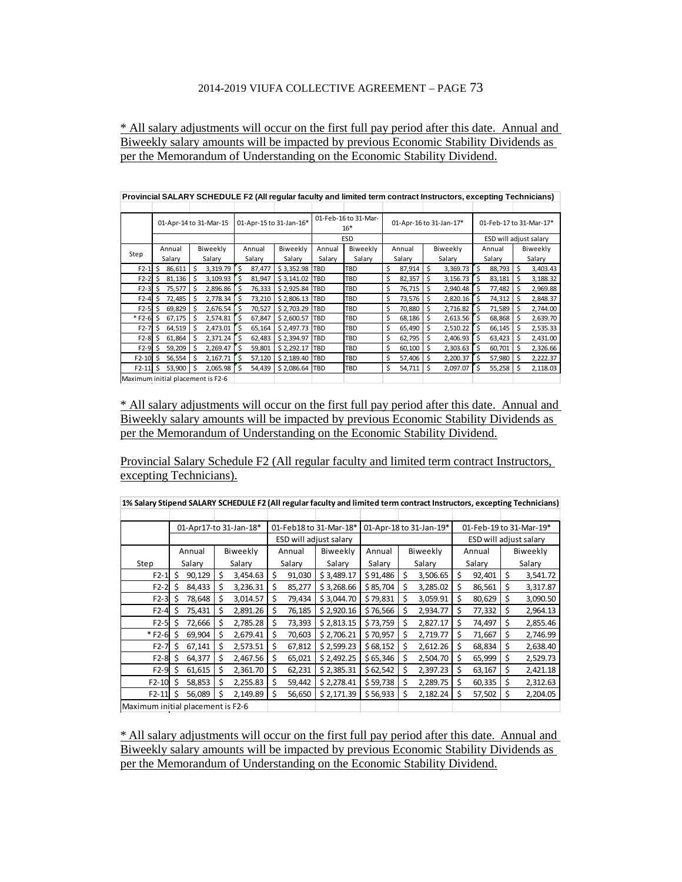* All salary adjustments will occur on the first full pay period after this date. Annual and Biweekly salary amounts will be impacted by previous Economic Stability Dividends as per the Memorandum of Understanding on the Economic Stability Dividend.

**Provincial SALARY SCHEDULE F2 (All regular faculty and limited term contract Instructors, excepting Technicians)**

| | 01-Apr-14 to 31-Mar-15 | | 01-Apr-15 to 31-Jan-16* | | 01-Feb-16 to 31-Mar-16* | | 01-Apr-16 to 31-Jan-17* | | 01-Feb-17 to 31-Mar-17* | |
|---|---|---|---|---|---|---|---|---|---|---|
| | | | | | ESD | | | | ESD will adjust salary | |
| Step | Annual Salary | Biweekly Salary | Annual Salary | Biweekly Salary | Annual Salary | Biweekly Salary | Annual Salary | Biweekly Salary | Annual Salary | Biweekly Salary |
| F2-1 | $ 86,611 | $ 3,319.79 | $ 87,477 | $ 3,352.98 | TBD | TBD | $ 87,914 | $ 3,369.73 | $ 88,793 | $ 3,403.43 |
| F2-2 | $ 81,136 | $ 3,109.93 | $ 81,947 | $ 3,141.02 | TBD | TBD | $ 82,357 | $ 3,156.73 | $ 83,181 | $ 3,188.32 |
| F2-3 | $ 75,577 | $ 2,896.86 | $ 76,333 | $ 2,925.84 | TBD | TBD | $ 76,715 | $ 2,940.48 | $ 77,482 | $ 2,969.88 |
| F2-4 | $ 72,485 | $ 2,778.34 | $ 73,210 | $ 2,806.13 | TBD | TBD | $ 73,576 | $ 2,820.16 | $ 74,312 | $ 2,848.37 |
| F2-5 | $ 69,829 | $ 2,676.54 | $ 70,527 | $ 2,703.29 | TBD | TBD | $ 70,880 | $ 2,716.82 | $ 71,589 | $ 2,744.00 |
| * F2-6 | $ 67,175 | $ 2,574.81 | $ 67,847 | $ 2,600.57 | TBD | TBD | $ 68,186 | $ 2,613.56 | $ 68,868 | $ 2,639.70 |
| F2-7 | $ 64,519 | $ 2,473.01 | $ 65,164 | $ 2,497.73 | TBD | TBD | $ 65,490 | $ 2,510.22 | $ 66,145 | $ 2,535.33 |
| F2-8 | $ 61,864 | $ 2,371.24 | $ 62,483 | $ 2,394.97 | TBD | TBD | $ 62,795 | $ 2,406.93 | $ 63,423 | $ 2,431.00 |
| F2-9 | $ 59,209 | $ 2,269.47 | $ 59,801 | $ 2,292.17 | TBD | TBD | $ 60,100 | $ 2,303.63 | $ 60,701 | $ 2,326.66 |
| F2-10 | $ 56,554 | $ 2,167.71 | $ 57,120 | $ 2,189.40 | TBD | TBD | $ 57,406 | $ 2,200.37 | $ 57,980 | $ 2,222.37 |
| F2-11 | $ 53,900 | $ 2,065.98 | $ 54,439 | $ 2,086.64 | TBD | TBD | $ 54,711 | $ 2,097.07 | $ 55,258 | $ 2,118.03 |
| Maximum initial placement is F2-6 | | | | | | | | | | |

* All salary adjustments will occur on the first full pay period after this date. Annual and Biweekly salary amounts will be impacted by previous Economic Stability Dividends as per the Memorandum of Understanding on the Economic Stability Dividend.

Provincial Salary Schedule F2 (All regular faculty and limited term contract Instructors, excepting Technicians).

**1% Salary Stipend SALARY SCHEDULE F2 (All regular faculty and limited term contract Instructors, excepting Technicians)**

| | 01-Apr17-to 31-Jan-18* | | 01-Feb18 to 31-Mar-18* | | 01-Apr-18 to 31-Jan-19* | | 01-Feb-19 to 31-Mar-19* | |
|---|---|---|---|---|---|---|---|---|
| | | | ESD will adjust salary | | | | ESD will adjust salary | |
| Step | Annual Salary | Biweekly Salary | Annual Salary | Biweekly Salary | Annual Salary | Biweekly Salary | Annual Salary | Biweekly Salary |
| F2-1 | $ 90,129 | $ 3,454.63 | $ 91,030 | $ 3,489.17 | $ 91,486 | $ 3,506.65 | $ 92,401 | $ 3,541.72 |
| F2-2 | $ 84,433 | $ 3,236.31 | $ 85,277 | $ 3,268.66 | $ 85,704 | $ 3,285.02 | $ 86,561 | $ 3,317.87 |
| F2-3 | $ 78,648 | $ 3,014.57 | $ 79,434 | $ 3,044.70 | $ 79,831 | $ 3,059.91 | $ 80,629 | $ 3,090.50 |
| F2-4 | $ 75,431 | $ 2,891.26 | $ 76,185 | $ 2,920.16 | $ 76,566 | $ 2,934.77 | $ 77,332 | $ 2,964.13 |
| F2-5 | $ 72,666 | $ 2,785.28 | $ 73,393 | $ 2,813.15 | $ 73,759 | $ 2,827.17 | $ 74,497 | $ 2,855.46 |
| * F2-6 | $ 69,904 | $ 2,679.41 | $ 70,603 | $ 2,706.21 | $ 70,957 | $ 2,719.77 | $ 71,667 | $ 2,746.99 |
| F2-7 | $ 67,141 | $ 2,573.51 | $ 67,812 | $ 2,599.23 | $ 68,152 | $ 2,612.26 | $ 68,834 | $ 2,638.40 |
| F2-8 | $ 64,377 | $ 2,467.56 | $ 65,021 | $ 2,492.25 | $ 65,346 | $ 2,504.70 | $ 65,999 | $ 2,529.73 |
| F2-9 | $ 61,615 | $ 2,361.70 | $ 62,231 | $ 2,385.31 | $ 62,542 | $ 2,397.23 | $ 63,167 | $ 2,421.18 |
| F2-10 | $ 58,853 | $ 2,255.83 | $ 59,442 | $ 2,278.41 | $ 59,738 | $ 2,289.75 | $ 60,335 | $ 2,312.63 |
| F2-11 | $ 56,089 | $ 2,149.89 | $ 56,650 | $ 2,171.39 | $ 56,933 | $ 2,182.24 | $ 57,502 | $ 2,204.05 |
| Maximum initial placement is F2-6 | | | | | | | | |

* All salary adjustments will occur on the first full pay period after this date. Annual and Biweekly salary amounts will be impacted by previous Economic Stability Dividends as per the Memorandum of Understanding on the Economic Stability Dividend.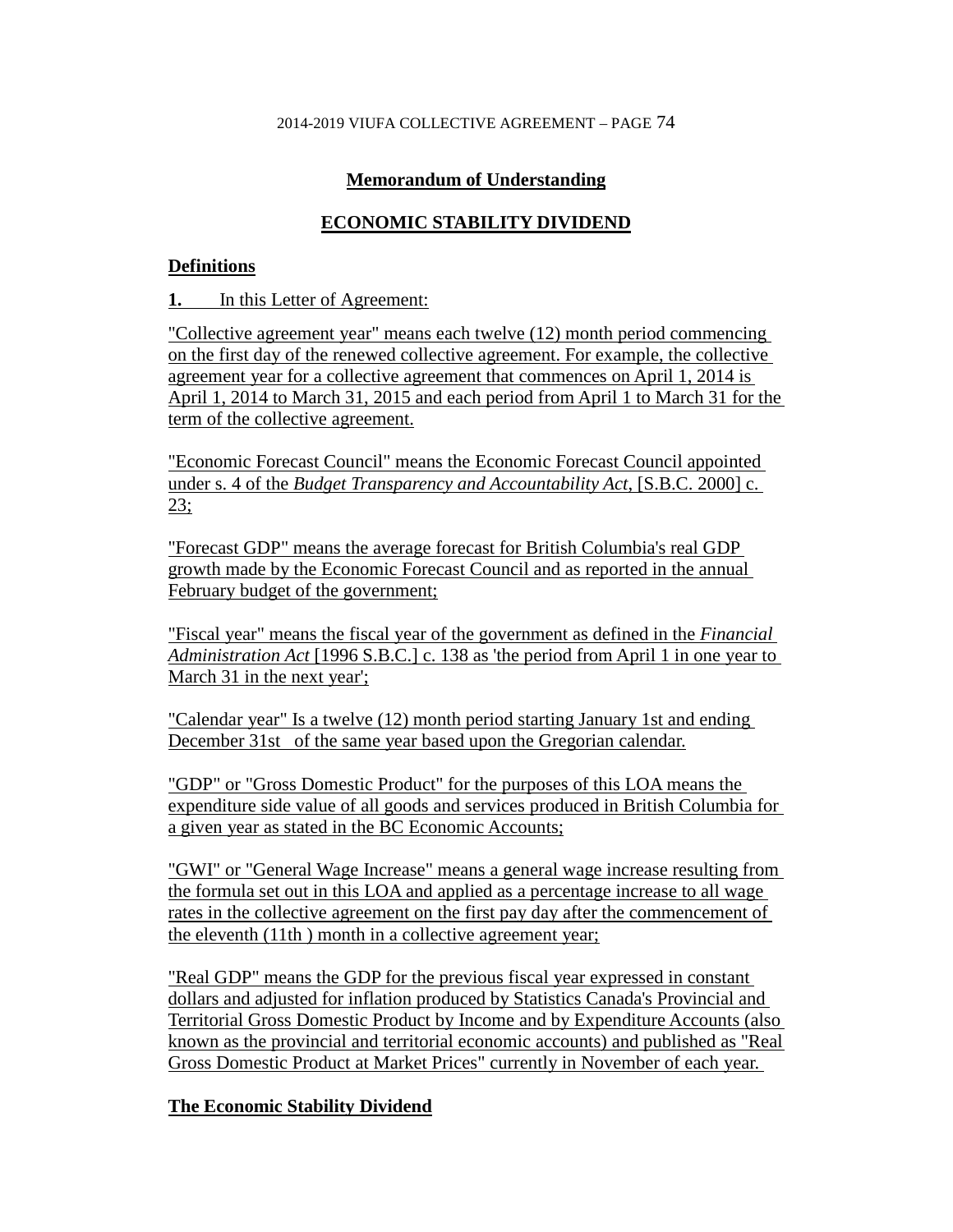## Memorandum of Understanding

## ECONOMIC STABILITY DIVIDEND

### Definitions

**1.** In this Letter of Agreement:

"Collective agreement year" means each twelve (12) month period commencing on the first day of the renewed collective agreement. For example, the collective agreement year for a collective agreement that commences on April 1, 2014 is April 1, 2014 to March 31, 2015 and each period from April 1 to March 31 for the term of the collective agreement.

"Economic Forecast Council" means the Economic Forecast Council appointed under s. 4 of the *Budget Transparency and Accountability Act*, [S.B.C. 2000] c. 23;

"Forecast GDP" means the average forecast for British Columbia's real GDP growth made by the Economic Forecast Council and as reported in the annual February budget of the government;

"Fiscal year" means the fiscal year of the government as defined in the *Financial Administration Act* [1996 S.B.C.] c. 138 as 'the period from April 1 in one year to March 31 in the next year';

"Calendar year" Is a twelve (12) month period starting January 1st and ending December 31st of the same year based upon the Gregorian calendar.

"GDP" or "Gross Domestic Product" for the purposes of this LOA means the expenditure side value of all goods and services produced in British Columbia for a given year as stated in the BC Economic Accounts;

"GWI" or "General Wage Increase" means a general wage increase resulting from the formula set out in this LOA and applied as a percentage increase to all wage rates in the collective agreement on the first pay day after the commencement of the eleventh (11th ) month in a collective agreement year;

"Real GDP" means the GDP for the previous fiscal year expressed in constant dollars and adjusted for inflation produced by Statistics Canada's Provincial and Territorial Gross Domestic Product by Income and by Expenditure Accounts (also known as the provincial and territorial economic accounts) and published as "Real Gross Domestic Product at Market Prices" currently in November of each year.

### The Economic Stability Dividend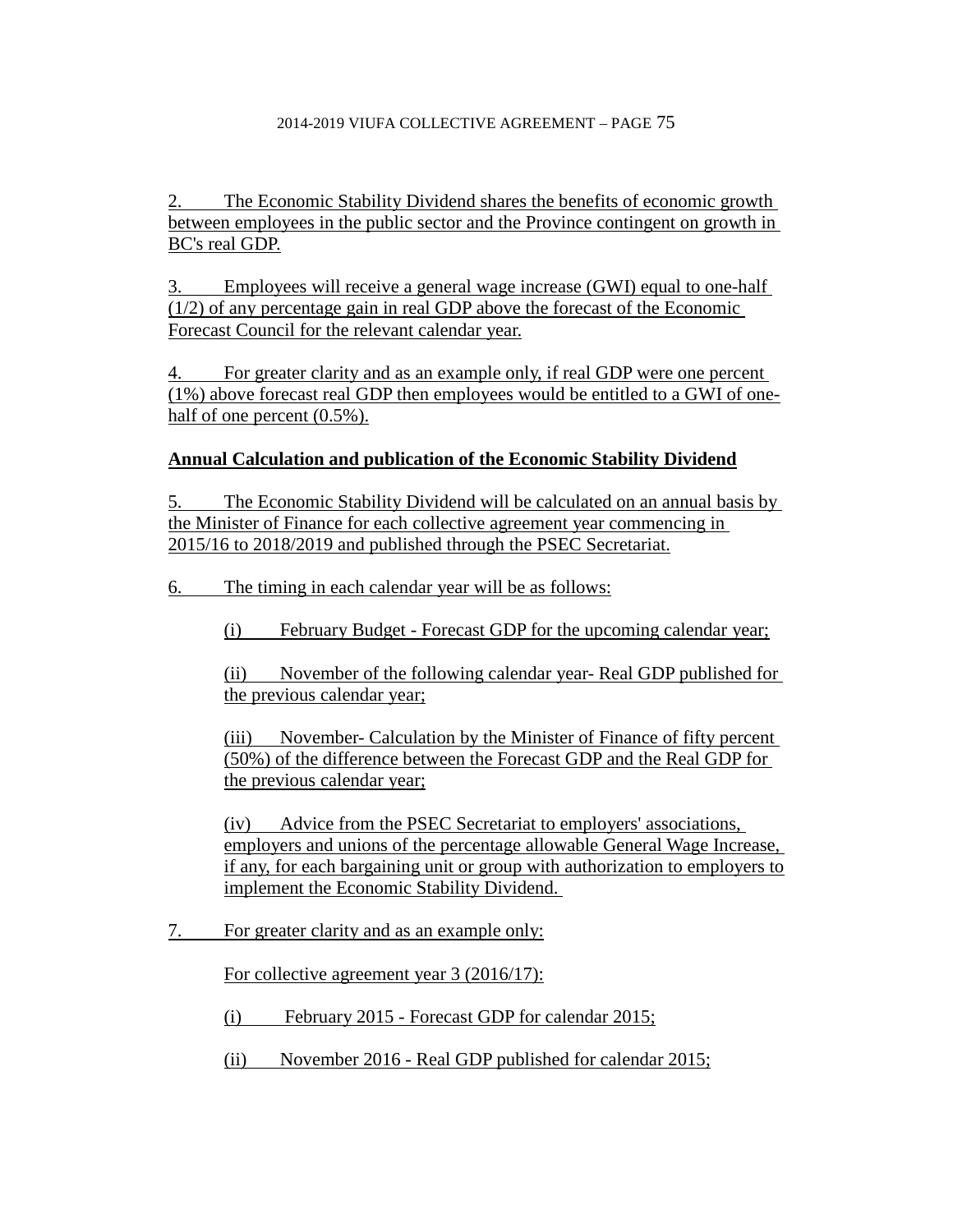2. The Economic Stability Dividend shares the benefits of economic growth between employees in the public sector and the Province contingent on growth in BC's real GDP.

3. Employees will receive a general wage increase (GWI) equal to one-half (1/2) of any percentage gain in real GDP above the forecast of the Economic Forecast Council for the relevant calendar year.

4. For greater clarity and as an example only, if real GDP were one percent (1%) above forecast real GDP then employees would be entitled to a GWI of one-half of one percent (0.5%).

**Annual Calculation and publication of the Economic Stability Dividend**

5. The Economic Stability Dividend will be calculated on an annual basis by the Minister of Finance for each collective agreement year commencing in 2015/16 to 2018/2019 and published through the PSEC Secretariat.

6. The timing in each calendar year will be as follows:

(i) February Budget - Forecast GDP for the upcoming calendar year;

(ii) November of the following calendar year- Real GDP published for the previous calendar year;

(iii) November- Calculation by the Minister of Finance of fifty percent (50%) of the difference between the Forecast GDP and the Real GDP for the previous calendar year;

(iv) Advice from the PSEC Secretariat to employers' associations, employers and unions of the percentage allowable General Wage Increase, if any, for each bargaining unit or group with authorization to employers to implement the Economic Stability Dividend.

7. For greater clarity and as an example only:

For collective agreement year 3 (2016/17):

(i) February 2015 - Forecast GDP for calendar 2015;

(ii) November 2016 - Real GDP published for calendar 2015;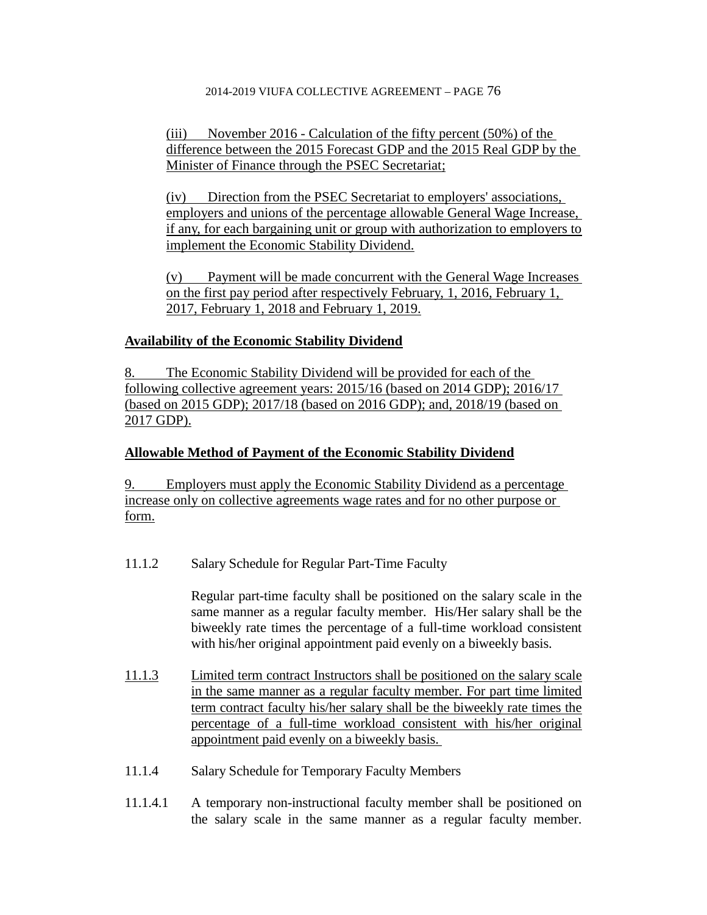(iii) November 2016 - Calculation of the fifty percent (50%) of the difference between the 2015 Forecast GDP and the 2015 Real GDP by the Minister of Finance through the PSEC Secretariat;

(iv) Direction from the PSEC Secretariat to employers' associations, employers and unions of the percentage allowable General Wage Increase, if any, for each bargaining unit or group with authorization to employers to implement the Economic Stability Dividend.

(v) Payment will be made concurrent with the General Wage Increases on the first pay period after respectively February, 1, 2016, February 1, 2017, February 1, 2018 and February 1, 2019.

**Availability of the Economic Stability Dividend**

8. The Economic Stability Dividend will be provided for each of the following collective agreement years: 2015/16 (based on 2014 GDP); 2016/17 (based on 2015 GDP); 2017/18 (based on 2016 GDP); and, 2018/19 (based on 2017 GDP).

**Allowable Method of Payment of the Economic Stability Dividend**

9. Employers must apply the Economic Stability Dividend as a percentage increase only on collective agreements wage rates and for no other purpose or form.

11.1.2 Salary Schedule for Regular Part-Time Faculty

Regular part-time faculty shall be positioned on the salary scale in the same manner as a regular faculty member. His/Her salary shall be the biweekly rate times the percentage of a full-time workload consistent with his/her original appointment paid evenly on a biweekly basis.

11.1.3 Limited term contract Instructors shall be positioned on the salary scale in the same manner as a regular faculty member. For part time limited term contract faculty his/her salary shall be the biweekly rate times the percentage of a full-time workload consistent with his/her original appointment paid evenly on a biweekly basis.

11.1.4 Salary Schedule for Temporary Faculty Members

11.1.4.1 A temporary non-instructional faculty member shall be positioned on the salary scale in the same manner as a regular faculty member.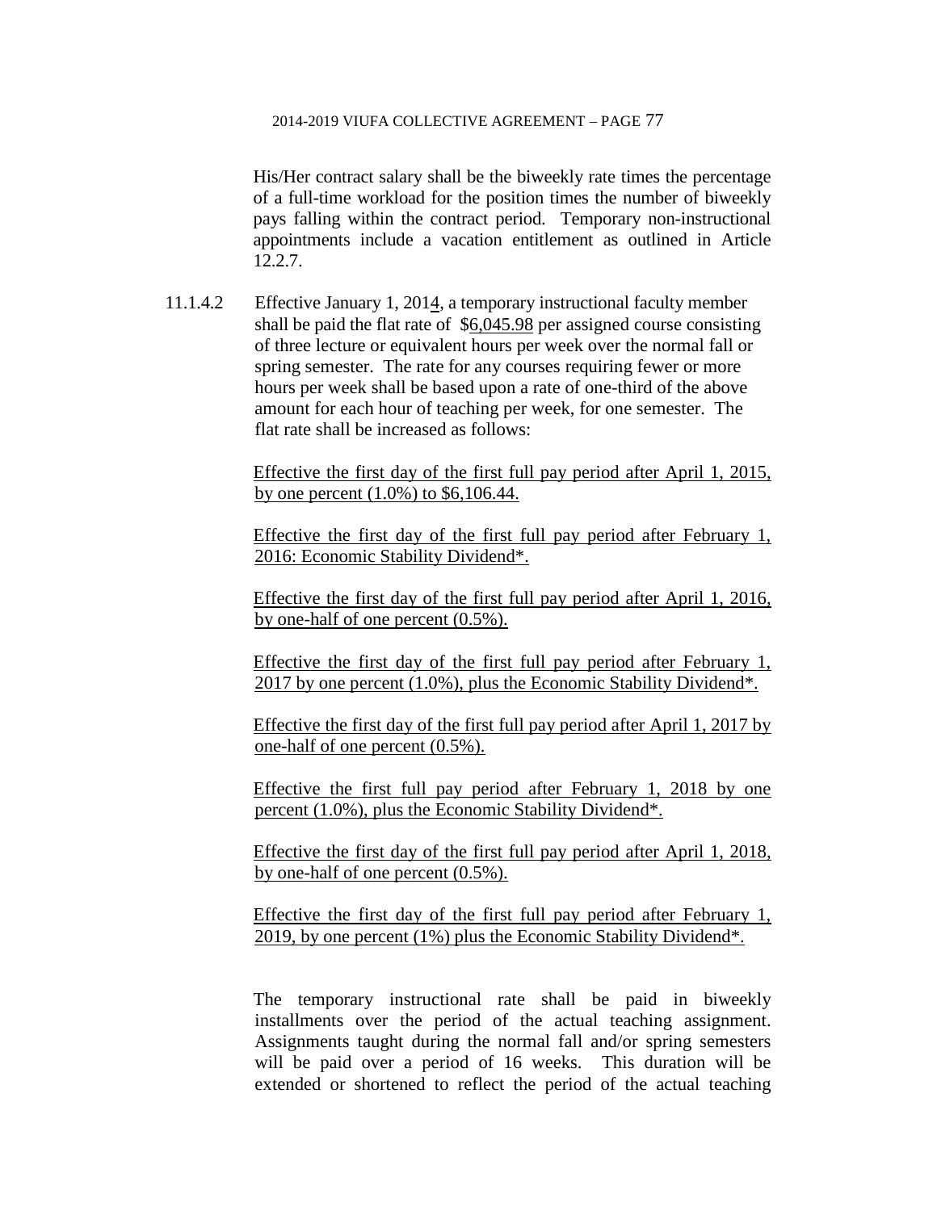His/Her contract salary shall be the biweekly rate times the percentage of a full-time workload for the position times the number of biweekly pays falling within the contract period. Temporary non-instructional appointments include a vacation entitlement as outlined in Article 12.2.7.

11.1.4.2 Effective January 1, 2014, a temporary instructional faculty member shall be paid the flat rate of $6,045.98 per assigned course consisting of three lecture or equivalent hours per week over the normal fall or spring semester. The rate for any courses requiring fewer or more hours per week shall be based upon a rate of one-third of the above amount for each hour of teaching per week, for one semester. The flat rate shall be increased as follows:

Effective the first day of the first full pay period after April 1, 2015, by one percent (1.0%) to $6,106.44.

Effective the first day of the first full pay period after February 1, 2016: Economic Stability Dividend*.

Effective the first day of the first full pay period after April 1, 2016, by one-half of one percent (0.5%).

Effective the first day of the first full pay period after February 1, 2017 by one percent (1.0%), plus the Economic Stability Dividend*.

Effective the first day of the first full pay period after April 1, 2017 by one-half of one percent (0.5%).

Effective the first full pay period after February 1, 2018 by one percent (1.0%), plus the Economic Stability Dividend*.

Effective the first day of the first full pay period after April 1, 2018, by one-half of one percent (0.5%).

Effective the first day of the first full pay period after February 1, 2019, by one percent (1%) plus the Economic Stability Dividend*.

The temporary instructional rate shall be paid in biweekly installments over the period of the actual teaching assignment. Assignments taught during the normal fall and/or spring semesters will be paid over a period of 16 weeks. This duration will be extended or shortened to reflect the period of the actual teaching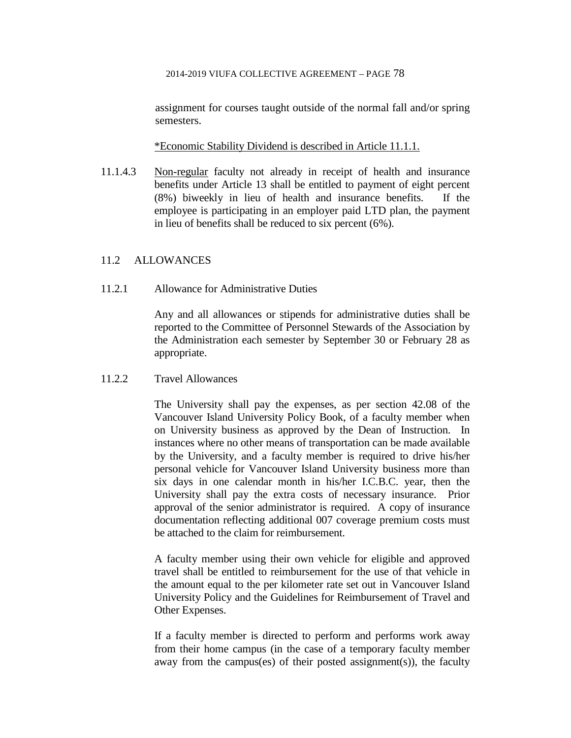assignment for courses taught outside of the normal fall and/or spring semesters.

<u>*Economic Stability Dividend is described in Article 11.1.1.</u>

11.1.4.3 <u>Non-regular</u> faculty not already in receipt of health and insurance benefits under Article 13 shall be entitled to payment of eight percent (8%) biweekly in lieu of health and insurance benefits. If the employee is participating in an employer paid LTD plan, the payment in lieu of benefits shall be reduced to six percent (6%).

## 11.2 ALLOWANCES

### 11.2.1 Allowance for Administrative Duties

Any and all allowances or stipends for administrative duties shall be reported to the Committee of Personnel Stewards of the Association by the Administration each semester by September 30 or February 28 as appropriate.

### 11.2.2 Travel Allowances

The University shall pay the expenses, as per section 42.08 of the Vancouver Island University Policy Book, of a faculty member when on University business as approved by the Dean of Instruction. In instances where no other means of transportation can be made available by the University, and a faculty member is required to drive his/her personal vehicle for Vancouver Island University business more than six days in one calendar month in his/her I.C.B.C. year, then the University shall pay the extra costs of necessary insurance. Prior approval of the senior administrator is required. A copy of insurance documentation reflecting additional 007 coverage premium costs must be attached to the claim for reimbursement.

A faculty member using their own vehicle for eligible and approved travel shall be entitled to reimbursement for the use of that vehicle in the amount equal to the per kilometer rate set out in Vancouver Island University Policy and the Guidelines for Reimbursement of Travel and Other Expenses.

If a faculty member is directed to perform and performs work away from their home campus (in the case of a temporary faculty member away from the campus(es) of their posted assignment(s)), the faculty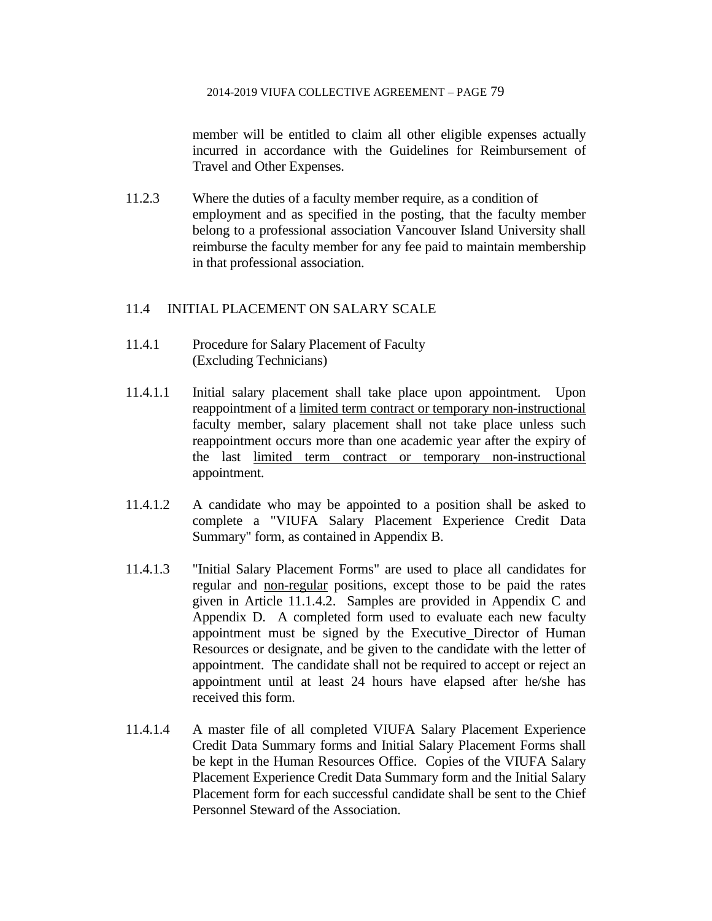member will be entitled to claim all other eligible expenses actually incurred in accordance with the Guidelines for Reimbursement of Travel and Other Expenses.

11.2.3 Where the duties of a faculty member require, as a condition of employment and as specified in the posting, that the faculty member belong to a professional association Vancouver Island University shall reimburse the faculty member for any fee paid to maintain membership in that professional association.

## 11.4 INITIAL PLACEMENT ON SALARY SCALE

11.4.1 Procedure for Salary Placement of Faculty (Excluding Technicians)

11.4.1.1 Initial salary placement shall take place upon appointment. Upon reappointment of a <u>limited term contract or temporary non-instructional</u> faculty member, salary placement shall not take place unless such reappointment occurs more than one academic year after the expiry of the last <u>limited term contract or temporary non-instructional</u> appointment.

11.4.1.2 A candidate who may be appointed to a position shall be asked to complete a "VIUFA Salary Placement Experience Credit Data Summary" form, as contained in Appendix B.

11.4.1.3 "Initial Salary Placement Forms" are used to place all candidates for regular and <u>non-regular</u> positions, except those to be paid the rates given in Article 11.1.4.2. Samples are provided in Appendix C and Appendix D. A completed form used to evaluate each new faculty appointment must be signed by the Executive Director of Human Resources or designate, and be given to the candidate with the letter of appointment. The candidate shall not be required to accept or reject an appointment until at least 24 hours have elapsed after he/she has received this form.

11.4.1.4 A master file of all completed VIUFA Salary Placement Experience Credit Data Summary forms and Initial Salary Placement Forms shall be kept in the Human Resources Office. Copies of the VIUFA Salary Placement Experience Credit Data Summary form and the Initial Salary Placement form for each successful candidate shall be sent to the Chief Personnel Steward of the Association.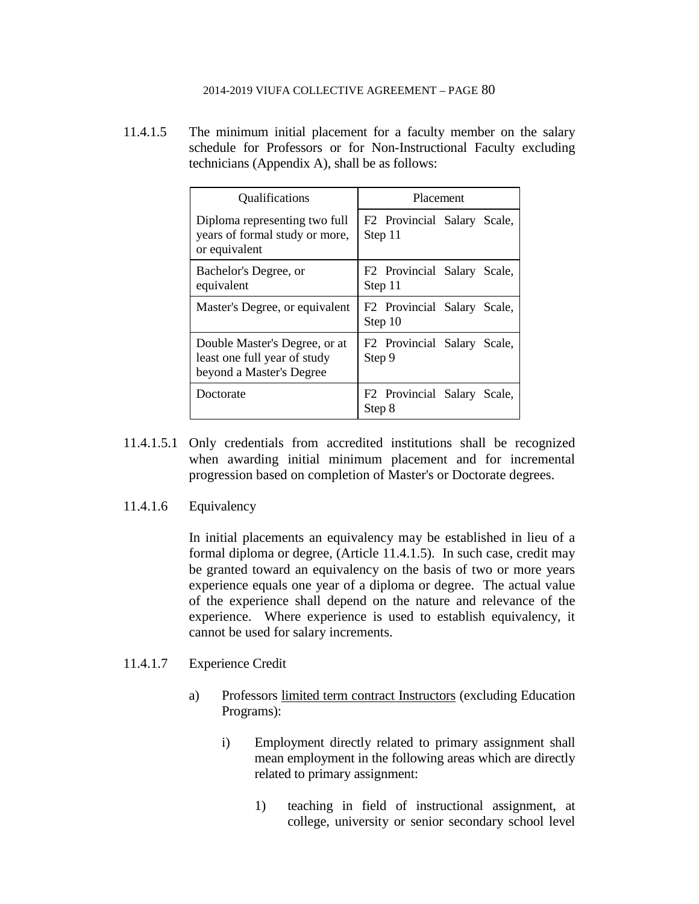11.4.1.5 The minimum initial placement for a faculty member on the salary schedule for Professors or for Non-Instructional Faculty excluding technicians (Appendix A), shall be as follows:

| Qualifications | Placement |
|---|---|
| Diploma representing two full years of formal study or more, or equivalent | F2 Provincial Salary Scale, Step 11 |
| Bachelor's Degree, or equivalent | F2 Provincial Salary Scale, Step 11 |
| Master's Degree, or equivalent | F2 Provincial Salary Scale, Step 10 |
| Double Master's Degree, or at least one full year of study beyond a Master's Degree | F2 Provincial Salary Scale, Step 9 |
| Doctorate | F2 Provincial Salary Scale, Step 8 |

11.4.1.5.1 Only credentials from accredited institutions shall be recognized when awarding initial minimum placement and for incremental progression based on completion of Master's or Doctorate degrees.

11.4.1.6 Equivalency

In initial placements an equivalency may be established in lieu of a formal diploma or degree, (Article 11.4.1.5). In such case, credit may be granted toward an equivalency on the basis of two or more years experience equals one year of a diploma or degree. The actual value of the experience shall depend on the nature and relevance of the experience. Where experience is used to establish equivalency, it cannot be used for salary increments.

11.4.1.7 Experience Credit

a) Professors <u>limited term contract Instructors</u> (excluding Education Programs):

   i) Employment directly related to primary assignment shall mean employment in the following areas which are directly related to primary assignment:

      1) teaching in field of instructional assignment, at college, university or senior secondary school level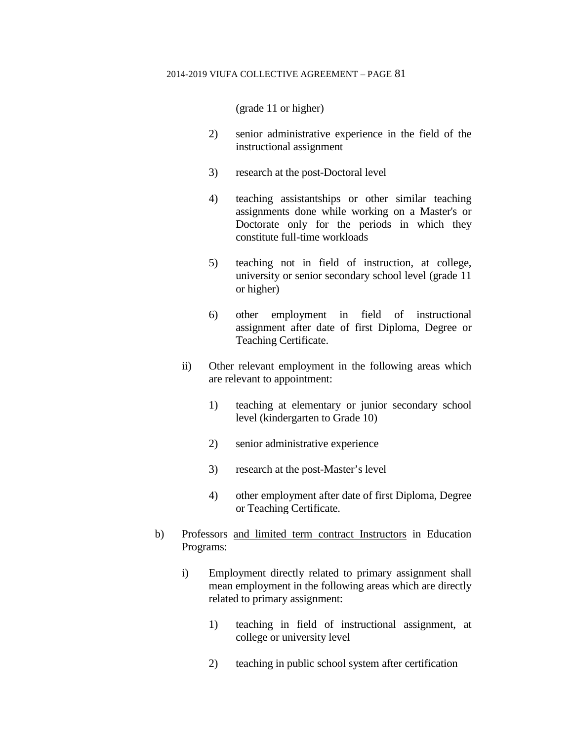(grade 11 or higher)

2) senior administrative experience in the field of the instructional assignment

3) research at the post-Doctoral level

4) teaching assistantships or other similar teaching assignments done while working on a Master's or Doctorate only for the periods in which they constitute full-time workloads

5) teaching not in field of instruction, at college, university or senior secondary school level (grade 11 or higher)

6) other employment in field of instructional assignment after date of first Diploma, Degree or Teaching Certificate.

ii) Other relevant employment in the following areas which are relevant to appointment:

1) teaching at elementary or junior secondary school level (kindergarten to Grade 10)

2) senior administrative experience

3) research at the post-Master's level

4) other employment after date of first Diploma, Degree or Teaching Certificate.

b) Professors <u>and limited term contract Instructors</u> in Education Programs:

i) Employment directly related to primary assignment shall mean employment in the following areas which are directly related to primary assignment:

1) teaching in field of instructional assignment, at college or university level

2) teaching in public school system after certification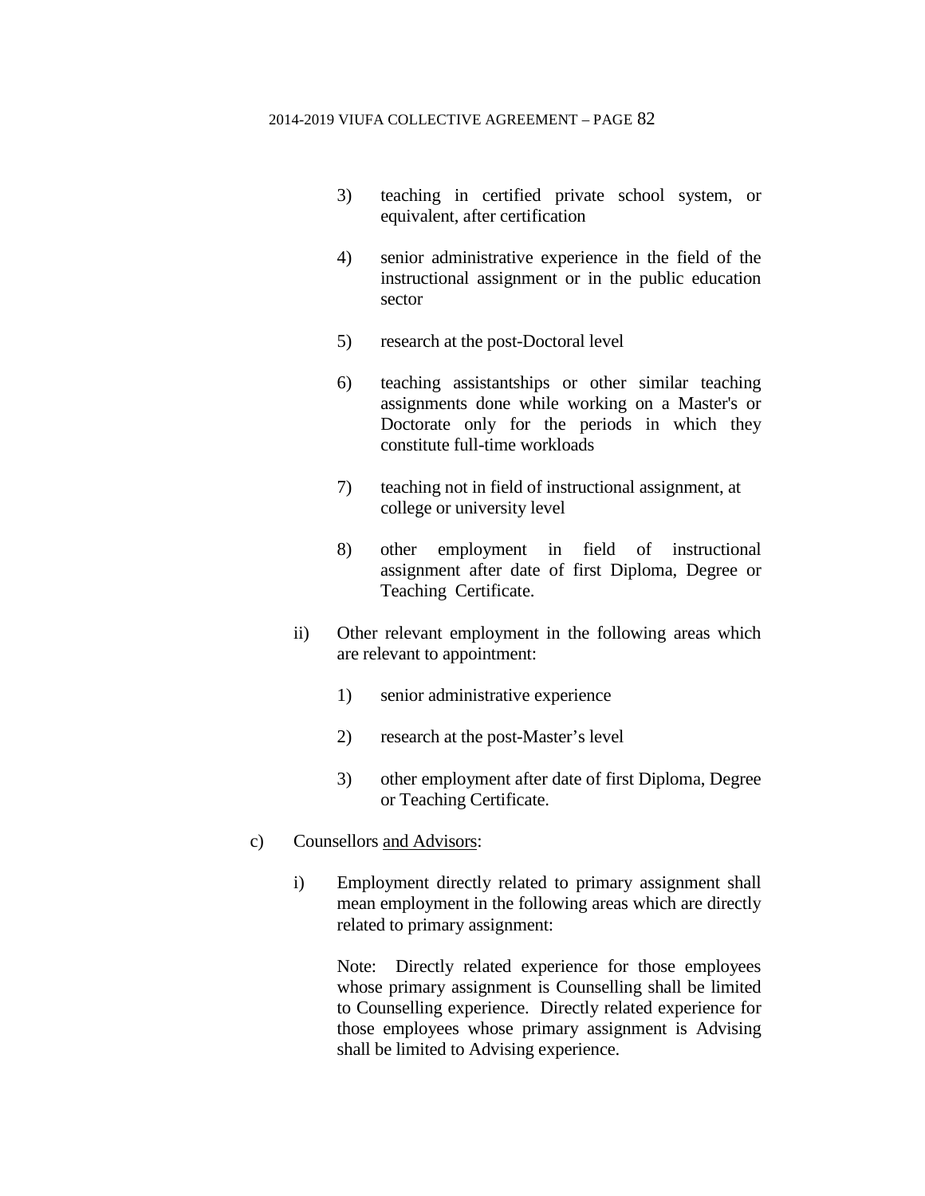3) teaching in certified private school system, or equivalent, after certification

4) senior administrative experience in the field of the instructional assignment or in the public education sector

5) research at the post-Doctoral level

6) teaching assistantships or other similar teaching assignments done while working on a Master's or Doctorate only for the periods in which they constitute full-time workloads

7) teaching not in field of instructional assignment, at college or university level

8) other employment in field of instructional assignment after date of first Diploma, Degree or Teaching Certificate.

ii) Other relevant employment in the following areas which are relevant to appointment:

1) senior administrative experience

2) research at the post-Master's level

3) other employment after date of first Diploma, Degree or Teaching Certificate.

c) Counsellors <u>and Advisors</u>:

i) Employment directly related to primary assignment shall mean employment in the following areas which are directly related to primary assignment:

Note: Directly related experience for those employees whose primary assignment is Counselling shall be limited to Counselling experience. Directly related experience for those employees whose primary assignment is Advising shall be limited to Advising experience.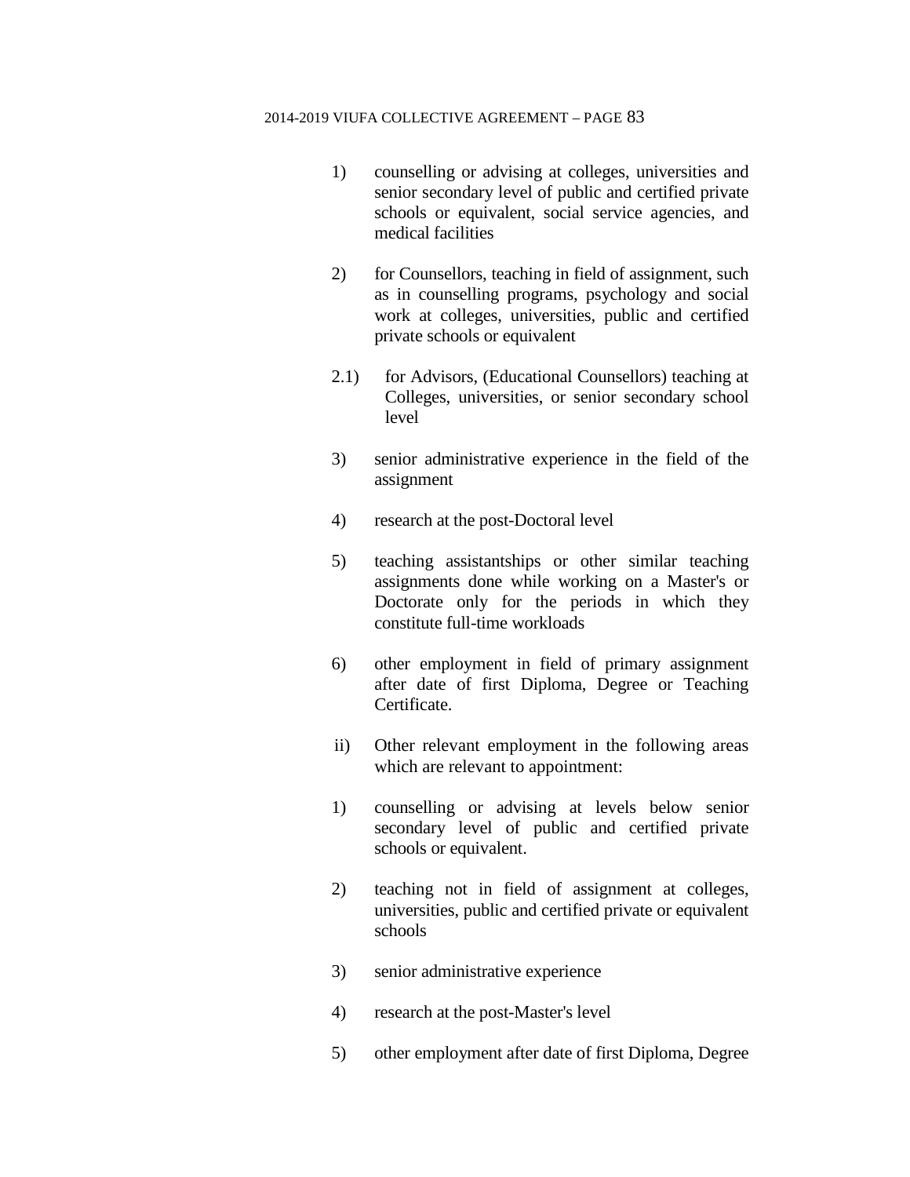1) counselling or advising at colleges, universities and senior secondary level of public and certified private schools or equivalent, social service agencies, and medical facilities

2) for Counsellors, teaching in field of assignment, such as in counselling programs, psychology and social work at colleges, universities, public and certified private schools or equivalent

2.1) for Advisors, (Educational Counsellors) teaching at Colleges, universities, or senior secondary school level

3) senior administrative experience in the field of the assignment

4) research at the post-Doctoral level

5) teaching assistantships or other similar teaching assignments done while working on a Master's or Doctorate only for the periods in which they constitute full-time workloads

6) other employment in field of primary assignment after date of first Diploma, Degree or Teaching Certificate.

ii) Other relevant employment in the following areas which are relevant to appointment:

1) counselling or advising at levels below senior secondary level of public and certified private schools or equivalent.

2) teaching not in field of assignment at colleges, universities, public and certified private or equivalent schools

3) senior administrative experience

4) research at the post-Master's level

5) other employment after date of first Diploma, Degree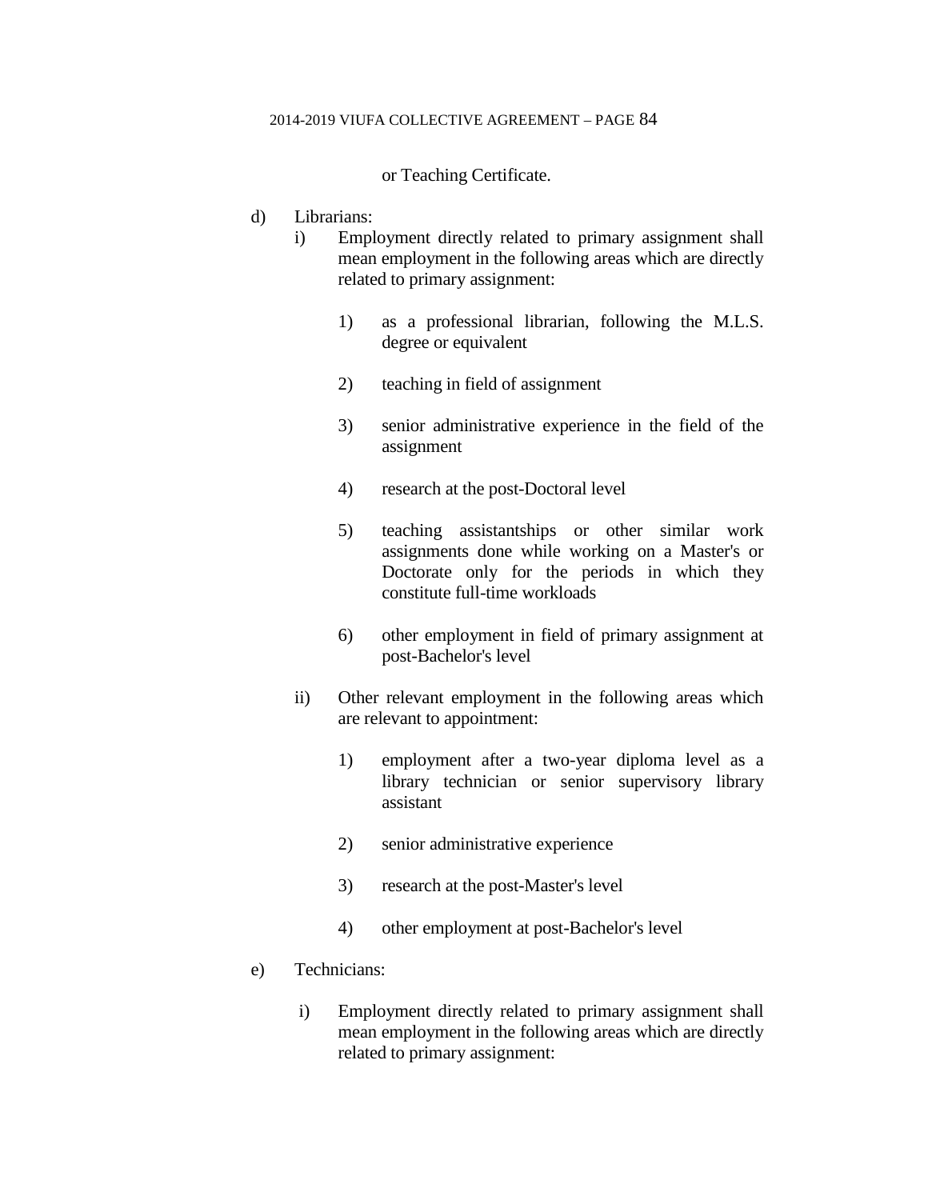or Teaching Certificate.

d) Librarians:

   i) Employment directly related to primary assignment shall mean employment in the following areas which are directly related to primary assignment:

      1) as a professional librarian, following the M.L.S. degree or equivalent

      2) teaching in field of assignment

      3) senior administrative experience in the field of the assignment

      4) research at the post-Doctoral level

      5) teaching assistantships or other similar work assignments done while working on a Master's or Doctorate only for the periods in which they constitute full-time workloads

      6) other employment in field of primary assignment at post-Bachelor's level

   ii) Other relevant employment in the following areas which are relevant to appointment:

      1) employment after a two-year diploma level as a library technician or senior supervisory library assistant

      2) senior administrative experience

      3) research at the post-Master's level

      4) other employment at post-Bachelor's level

e) Technicians:

   i) Employment directly related to primary assignment shall mean employment in the following areas which are directly related to primary assignment: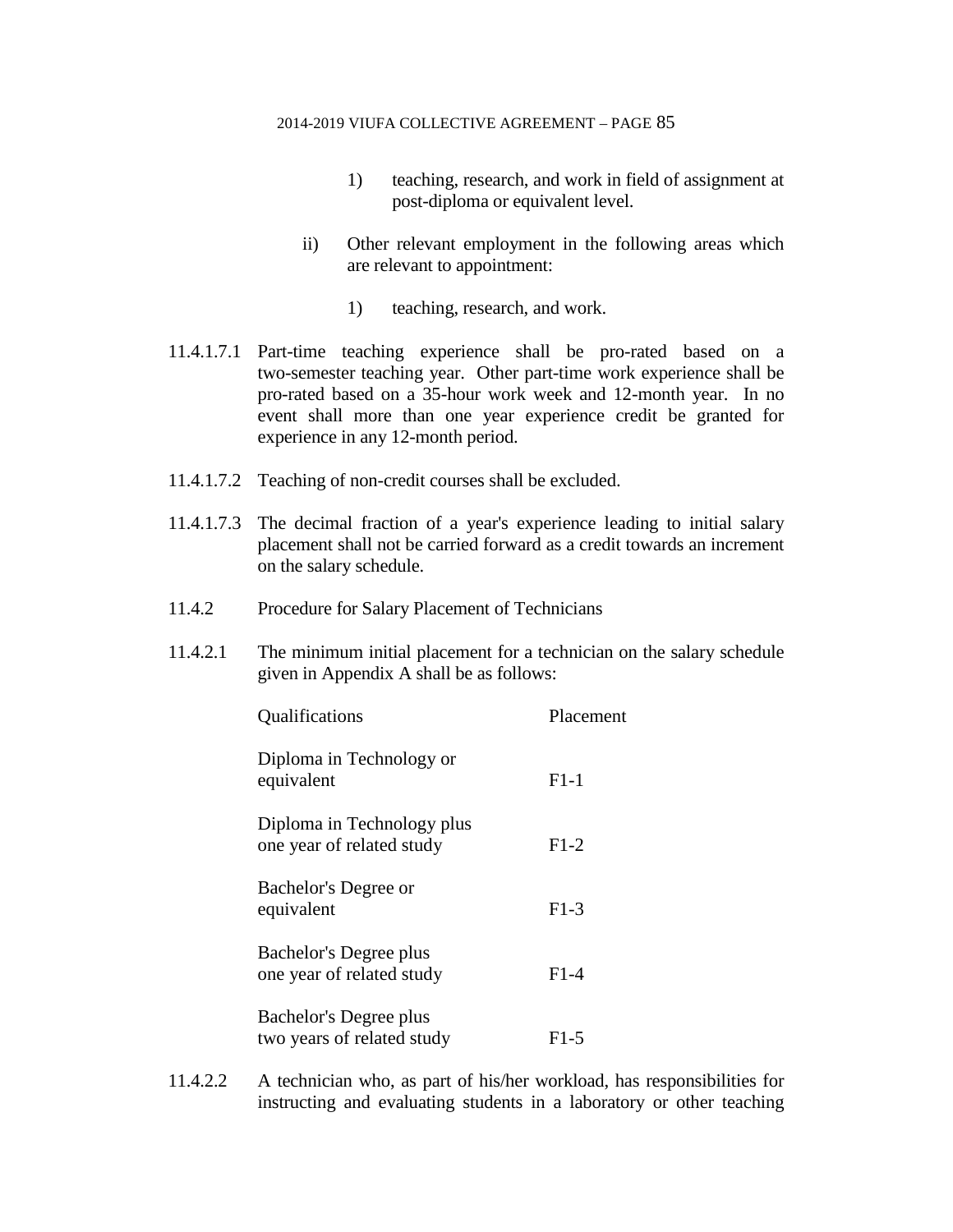1) teaching, research, and work in field of assignment at post-diploma or equivalent level.

ii) Other relevant employment in the following areas which are relevant to appointment:

1) teaching, research, and work.

11.4.1.7.1 Part-time teaching experience shall be pro-rated based on a two-semester teaching year. Other part-time work experience shall be pro-rated based on a 35-hour work week and 12-month year. In no event shall more than one year experience credit be granted for experience in any 12-month period.

11.4.1.7.2 Teaching of non-credit courses shall be excluded.

11.4.1.7.3 The decimal fraction of a year's experience leading to initial salary placement shall not be carried forward as a credit towards an increment on the salary schedule.

11.4.2 Procedure for Salary Placement of Technicians

11.4.2.1 The minimum initial placement for a technician on the salary schedule given in Appendix A shall be as follows:

| Qualifications | Placement |
|---|---|
| Diploma in Technology or equivalent | F1-1 |
| Diploma in Technology plus one year of related study | F1-2 |
| Bachelor's Degree or equivalent | F1-3 |
| Bachelor's Degree plus one year of related study | F1-4 |
| Bachelor's Degree plus two years of related study | F1-5 |

11.4.2.2 A technician who, as part of his/her workload, has responsibilities for instructing and evaluating students in a laboratory or other teaching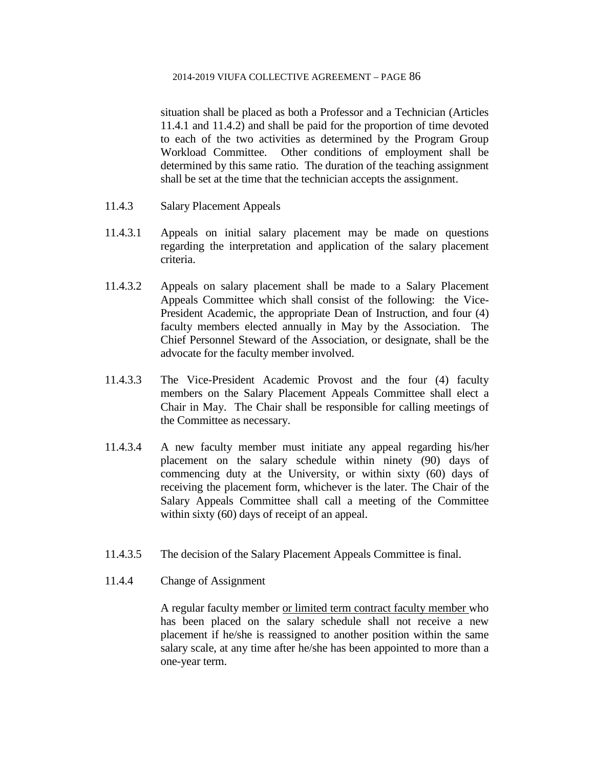situation shall be placed as both a Professor and a Technician (Articles 11.4.1 and 11.4.2) and shall be paid for the proportion of time devoted to each of the two activities as determined by the Program Group Workload Committee. Other conditions of employment shall be determined by this same ratio. The duration of the teaching assignment shall be set at the time that the technician accepts the assignment.

11.4.3 Salary Placement Appeals

11.4.3.1 Appeals on initial salary placement may be made on questions regarding the interpretation and application of the salary placement criteria.

11.4.3.2 Appeals on salary placement shall be made to a Salary Placement Appeals Committee which shall consist of the following: the Vice-President Academic, the appropriate Dean of Instruction, and four (4) faculty members elected annually in May by the Association. The Chief Personnel Steward of the Association, or designate, shall be the advocate for the faculty member involved.

11.4.3.3 The Vice-President Academic Provost and the four (4) faculty members on the Salary Placement Appeals Committee shall elect a Chair in May. The Chair shall be responsible for calling meetings of the Committee as necessary.

11.4.3.4 A new faculty member must initiate any appeal regarding his/her placement on the salary schedule within ninety (90) days of commencing duty at the University, or within sixty (60) days of receiving the placement form, whichever is the later. The Chair of the Salary Appeals Committee shall call a meeting of the Committee within sixty (60) days of receipt of an appeal.

11.4.3.5 The decision of the Salary Placement Appeals Committee is final.

11.4.4 Change of Assignment

A regular faculty member <u>or limited term contract faculty member</u> who has been placed on the salary schedule shall not receive a new placement if he/she is reassigned to another position within the same salary scale, at any time after he/she has been appointed to more than a one-year term.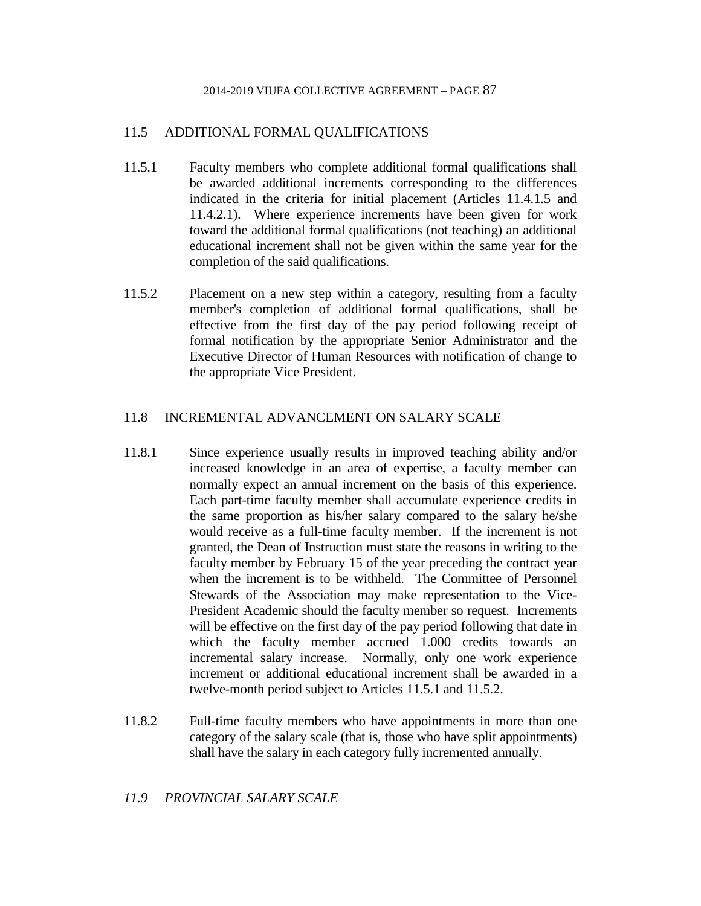## 11.5 ADDITIONAL FORMAL QUALIFICATIONS

11.5.1 Faculty members who complete additional formal qualifications shall be awarded additional increments corresponding to the differences indicated in the criteria for initial placement (Articles 11.4.1.5 and 11.4.2.1). Where experience increments have been given for work toward the additional formal qualifications (not teaching) an additional educational increment shall not be given within the same year for the completion of the said qualifications.

11.5.2 Placement on a new step within a category, resulting from a faculty member's completion of additional formal qualifications, shall be effective from the first day of the pay period following receipt of formal notification by the appropriate Senior Administrator and the Executive Director of Human Resources with notification of change to the appropriate Vice President.

## 11.8 INCREMENTAL ADVANCEMENT ON SALARY SCALE

11.8.1 Since experience usually results in improved teaching ability and/or increased knowledge in an area of expertise, a faculty member can normally expect an annual increment on the basis of this experience. Each part-time faculty member shall accumulate experience credits in the same proportion as his/her salary compared to the salary he/she would receive as a full-time faculty member. If the increment is not granted, the Dean of Instruction must state the reasons in writing to the faculty member by February 15 of the year preceding the contract year when the increment is to be withheld. The Committee of Personnel Stewards of the Association may make representation to the Vice-President Academic should the faculty member so request. Increments will be effective on the first day of the pay period following that date in which the faculty member accrued 1.000 credits towards an incremental salary increase. Normally, only one work experience increment or additional educational increment shall be awarded in a twelve-month period subject to Articles 11.5.1 and 11.5.2.

11.8.2 Full-time faculty members who have appointments in more than one category of the salary scale (that is, those who have split appointments) shall have the salary in each category fully incremented annually.

## *11.9 PROVINCIAL SALARY SCALE*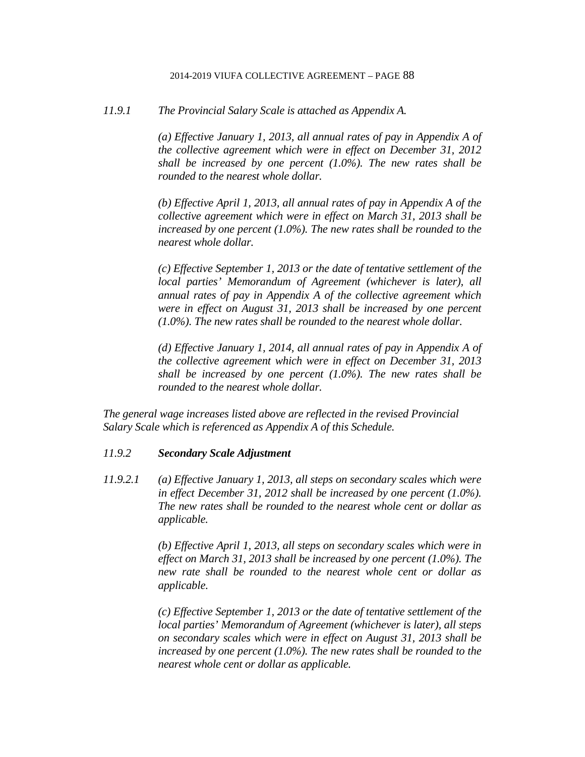*11.9.1 The Provincial Salary Scale is attached as Appendix A.*

*(a) Effective January 1, 2013, all annual rates of pay in Appendix A of the collective agreement which were in effect on December 31, 2012 shall be increased by one percent (1.0%). The new rates shall be rounded to the nearest whole dollar.*

*(b) Effective April 1, 2013, all annual rates of pay in Appendix A of the collective agreement which were in effect on March 31, 2013 shall be increased by one percent (1.0%). The new rates shall be rounded to the nearest whole dollar.*

*(c) Effective September 1, 2013 or the date of tentative settlement of the local parties' Memorandum of Agreement (whichever is later), all annual rates of pay in Appendix A of the collective agreement which were in effect on August 31, 2013 shall be increased by one percent (1.0%). The new rates shall be rounded to the nearest whole dollar.*

*(d) Effective January 1, 2014, all annual rates of pay in Appendix A of the collective agreement which were in effect on December 31, 2013 shall be increased by one percent (1.0%). The new rates shall be rounded to the nearest whole dollar.*

*The general wage increases listed above are reflected in the revised Provincial Salary Scale which is referenced as Appendix A of this Schedule.*

*11.9.2* ***Secondary Scale Adjustment***

*11.9.2.1 (a) Effective January 1, 2013, all steps on secondary scales which were in effect December 31, 2012 shall be increased by one percent (1.0%). The new rates shall be rounded to the nearest whole cent or dollar as applicable.*

*(b) Effective April 1, 2013, all steps on secondary scales which were in effect on March 31, 2013 shall be increased by one percent (1.0%). The new rate shall be rounded to the nearest whole cent or dollar as applicable.*

*(c) Effective September 1, 2013 or the date of tentative settlement of the local parties' Memorandum of Agreement (whichever is later), all steps on secondary scales which were in effect on August 31, 2013 shall be increased by one percent (1.0%). The new rates shall be rounded to the nearest whole cent or dollar as applicable.*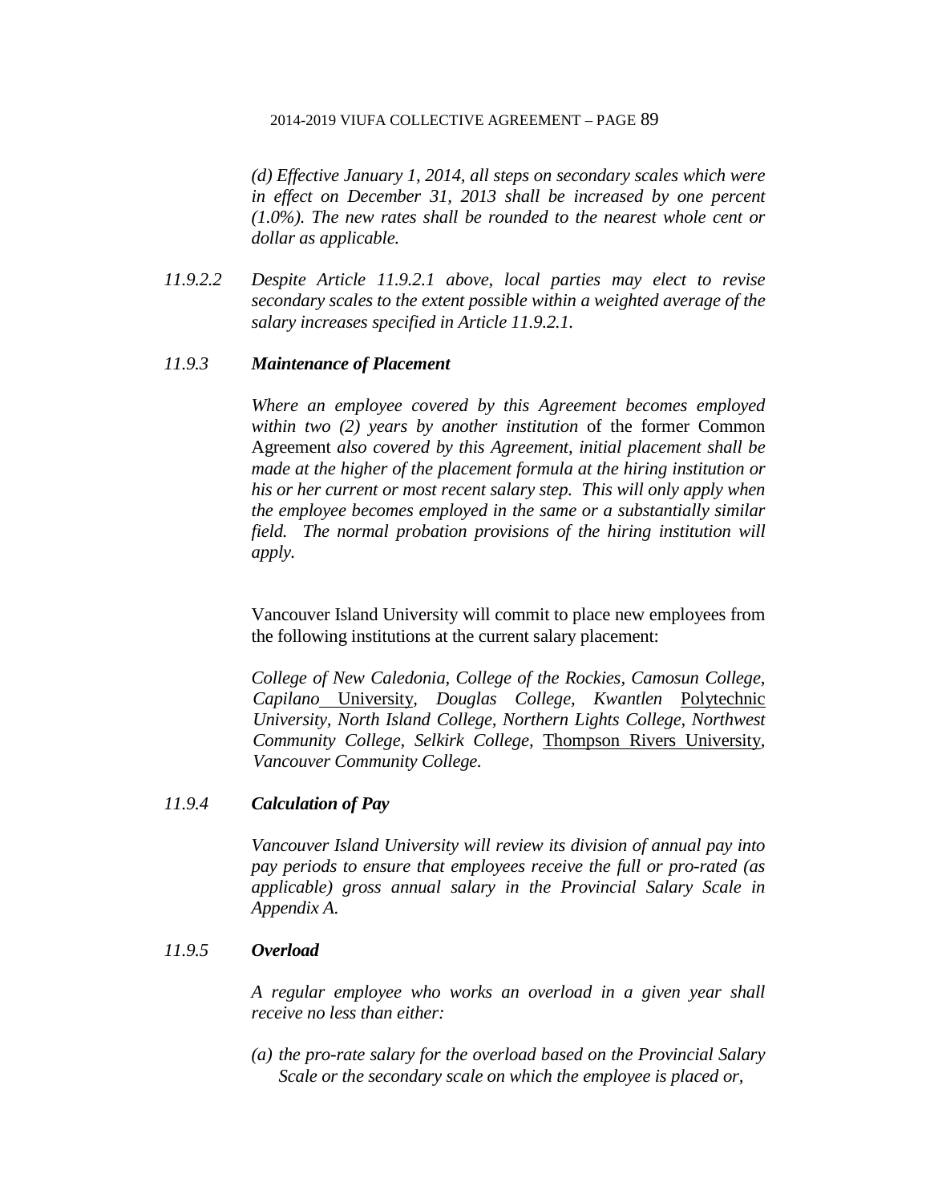*(d) Effective January 1, 2014, all steps on secondary scales which were in effect on December 31, 2013 shall be increased by one percent (1.0%). The new rates shall be rounded to the nearest whole cent or dollar as applicable.*

*11.9.2.2* *Despite Article 11.9.2.1 above, local parties may elect to revise secondary scales to the extent possible within a weighted average of the salary increases specified in Article 11.9.2.1.*

### *11.9.3* ***Maintenance of Placement***

*Where an employee covered by this Agreement becomes employed within two (2) years by another institution* of the former Common Agreement *also covered by this Agreement, initial placement shall be made at the higher of the placement formula at the hiring institution or his or her current or most recent salary step. This will only apply when the employee becomes employed in the same or a substantially similar field. The normal probation provisions of the hiring institution will apply.*

Vancouver Island University will commit to place new employees from the following institutions at the current salary placement:

*College of New Caledonia, College of the Rockies, Camosun College, Capilano* <u>University</u>*, Douglas College, Kwantlen* <u>Polytechnic University</u>*, North Island College, Northern Lights College, Northwest Community College, Selkirk College,* <u>Thompson Rivers University</u>*, Vancouver Community College.*

### *11.9.4* ***Calculation of Pay***

*Vancouver Island University will review its division of annual pay into pay periods to ensure that employees receive the full or pro-rated (as applicable) gross annual salary in the Provincial Salary Scale in Appendix A.*

### *11.9.5* ***Overload***

*A regular employee who works an overload in a given year shall receive no less than either:*

*(a) the pro-rate salary for the overload based on the Provincial Salary Scale or the secondary scale on which the employee is placed or,*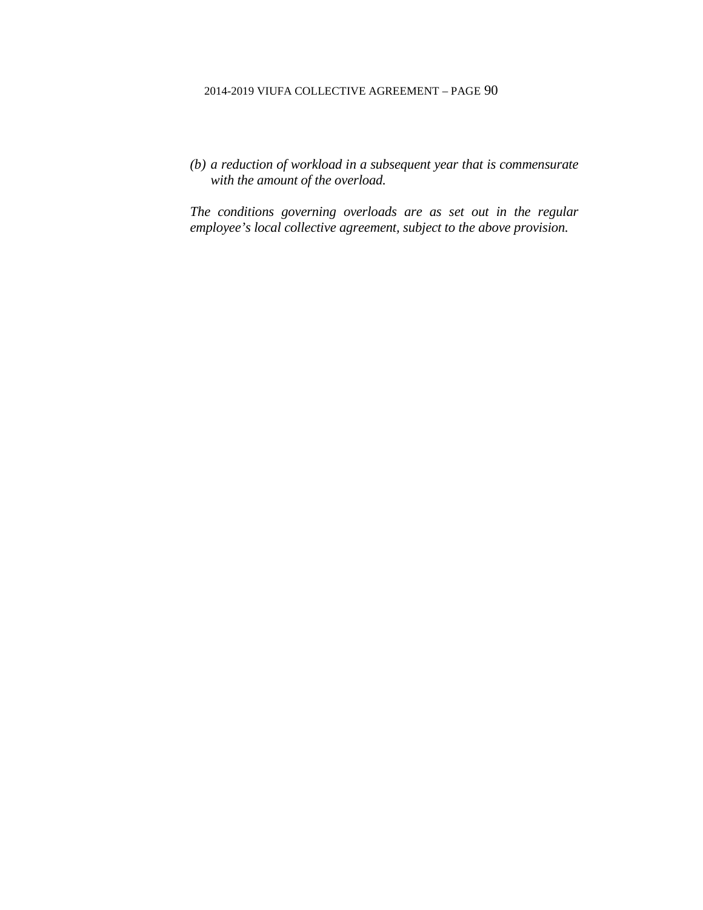*(b) a reduction of workload in a subsequent year that is commensurate with the amount of the overload.*

*The conditions governing overloads are as set out in the regular employee's local collective agreement, subject to the above provision.*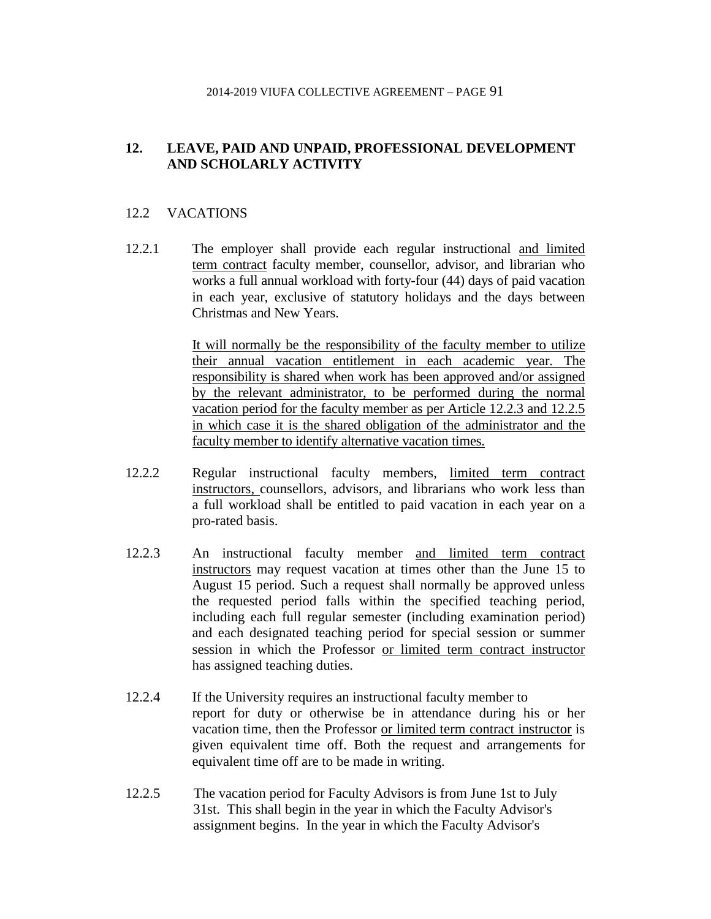## 12. LEAVE, PAID AND UNPAID, PROFESSIONAL DEVELOPMENT AND SCHOLARLY ACTIVITY

### 12.2 VACATIONS

12.2.1 The employer shall provide each regular instructional and limited term contract faculty member, counsellor, advisor, and librarian who works a full annual workload with forty-four (44) days of paid vacation in each year, exclusive of statutory holidays and the days between Christmas and New Years.

It will normally be the responsibility of the faculty member to utilize their annual vacation entitlement in each academic year. The responsibility is shared when work has been approved and/or assigned by the relevant administrator, to be performed during the normal vacation period for the faculty member as per Article 12.2.3 and 12.2.5 in which case it is the shared obligation of the administrator and the faculty member to identify alternative vacation times.

12.2.2 Regular instructional faculty members, limited term contract instructors, counsellors, advisors, and librarians who work less than a full workload shall be entitled to paid vacation in each year on a pro-rated basis.

12.2.3 An instructional faculty member and limited term contract instructors may request vacation at times other than the June 15 to August 15 period. Such a request shall normally be approved unless the requested period falls within the specified teaching period, including each full regular semester (including examination period) and each designated teaching period for special session or summer session in which the Professor or limited term contract instructor has assigned teaching duties.

12.2.4 If the University requires an instructional faculty member to report for duty or otherwise be in attendance during his or her vacation time, then the Professor or limited term contract instructor is given equivalent time off. Both the request and arrangements for equivalent time off are to be made in writing.

12.2.5 The vacation period for Faculty Advisors is from June 1st to July 31st. This shall begin in the year in which the Faculty Advisor's assignment begins. In the year in which the Faculty Advisor's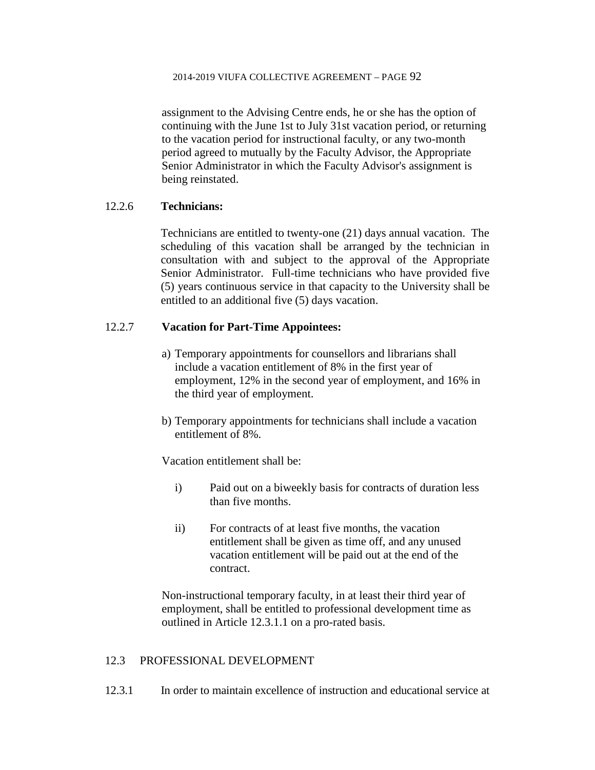assignment to the Advising Centre ends, he or she has the option of continuing with the June 1st to July 31st vacation period, or returning to the vacation period for instructional faculty, or any two-month period agreed to mutually by the Faculty Advisor, the Appropriate Senior Administrator in which the Faculty Advisor's assignment is being reinstated.

12.2.6 **Technicians:**

Technicians are entitled to twenty-one (21) days annual vacation. The scheduling of this vacation shall be arranged by the technician in consultation with and subject to the approval of the Appropriate Senior Administrator. Full-time technicians who have provided five (5) years continuous service in that capacity to the University shall be entitled to an additional five (5) days vacation.

12.2.7 **Vacation for Part-Time Appointees:**

a) Temporary appointments for counsellors and librarians shall include a vacation entitlement of 8% in the first year of employment, 12% in the second year of employment, and 16% in the third year of employment.

b) Temporary appointments for technicians shall include a vacation entitlement of 8%.

Vacation entitlement shall be:

i) Paid out on a biweekly basis for contracts of duration less than five months.

ii) For contracts of at least five months, the vacation entitlement shall be given as time off, and any unused vacation entitlement will be paid out at the end of the contract.

Non-instructional temporary faculty, in at least their third year of employment, shall be entitled to professional development time as outlined in Article 12.3.1.1 on a pro-rated basis.

## 12.3 PROFESSIONAL DEVELOPMENT

12.3.1 In order to maintain excellence of instruction and educational service at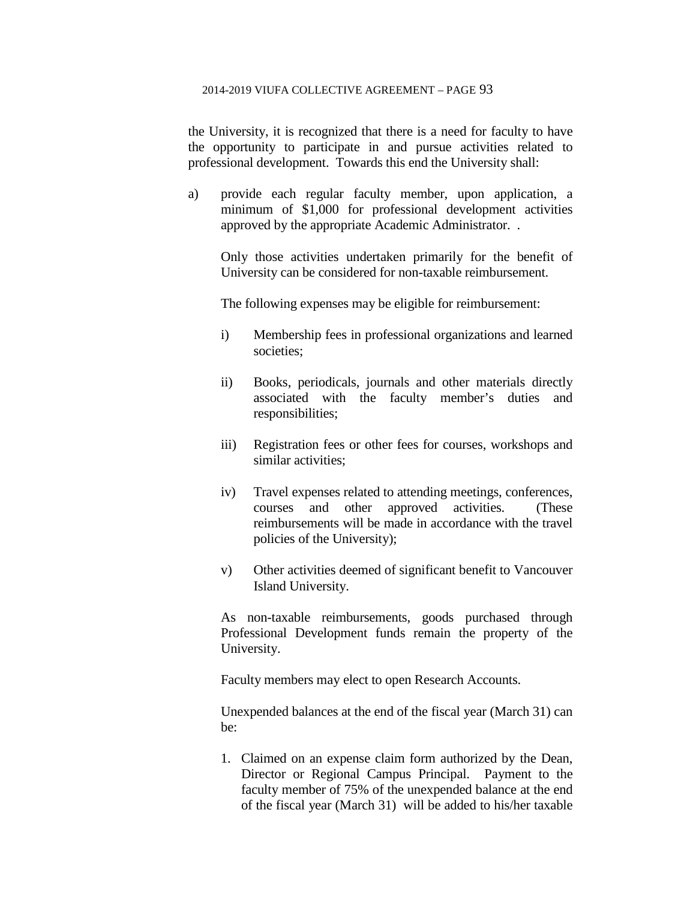the University, it is recognized that there is a need for faculty to have the opportunity to participate in and pursue activities related to professional development. Towards this end the University shall:

a) provide each regular faculty member, upon application, a minimum of $1,000 for professional development activities approved by the appropriate Academic Administrator. .

   Only those activities undertaken primarily for the benefit of University can be considered for non-taxable reimbursement.

   The following expenses may be eligible for reimbursement:

   i) Membership fees in professional organizations and learned societies;

   ii) Books, periodicals, journals and other materials directly associated with the faculty member's duties and responsibilities;

   iii) Registration fees or other fees for courses, workshops and similar activities;

   iv) Travel expenses related to attending meetings, conferences, courses and other approved activities. (These reimbursements will be made in accordance with the travel policies of the University);

   v) Other activities deemed of significant benefit to Vancouver Island University.

   As non-taxable reimbursements, goods purchased through Professional Development funds remain the property of the University.

   Faculty members may elect to open Research Accounts.

   Unexpended balances at the end of the fiscal year (March 31) can be:

   1. Claimed on an expense claim form authorized by the Dean, Director or Regional Campus Principal. Payment to the faculty member of 75% of the unexpended balance at the end of the fiscal year (March 31) will be added to his/her taxable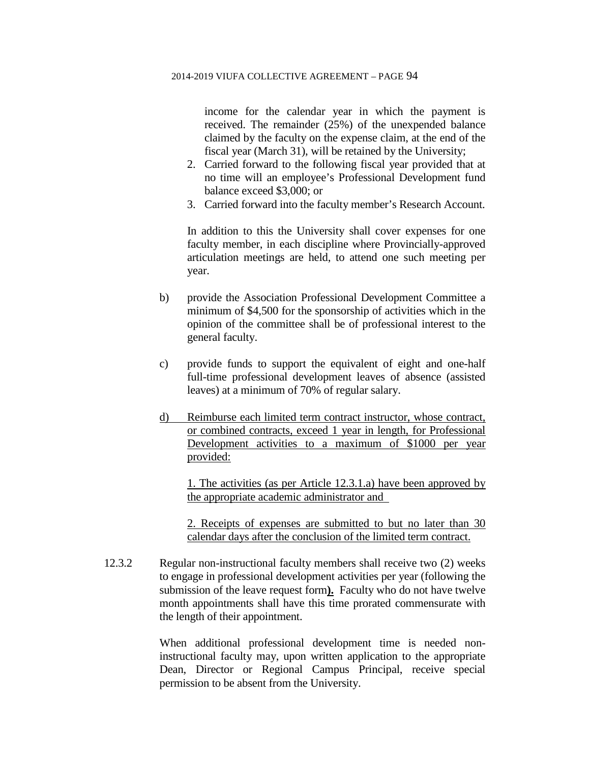income for the calendar year in which the payment is received. The remainder (25%) of the unexpended balance claimed by the faculty on the expense claim, at the end of the fiscal year (March 31), will be retained by the University;

2. Carried forward to the following fiscal year provided that at no time will an employee's Professional Development fund balance exceed $3,000; or
3. Carried forward into the faculty member's Research Account.

In addition to this the University shall cover expenses for one faculty member, in each discipline where Provincially-approved articulation meetings are held, to attend one such meeting per year.

b) provide the Association Professional Development Committee a minimum of $4,500 for the sponsorship of activities which in the opinion of the committee shall be of professional interest to the general faculty.

c) provide funds to support the equivalent of eight and one-half full-time professional development leaves of absence (assisted leaves) at a minimum of 70% of regular salary.

<u>d) Reimburse each limited term contract instructor, whose contract, or combined contracts, exceed 1 year in length, for Professional Development activities to a maximum of $1000 per year provided:</u>

<u>1. The activities (as per Article 12.3.1.a) have been approved by the appropriate academic administrator and</u>

<u>2. Receipts of expenses are submitted to but no later than 30 calendar days after the conclusion of the limited term contract.</u>

12.3.2 Regular non-instructional faculty members shall receive two (2) weeks to engage in professional development activities per year (following the submission of the leave request form**).** Faculty who do not have twelve month appointments shall have this time prorated commensurate with the length of their appointment.

When additional professional development time is needed non-instructional faculty may, upon written application to the appropriate Dean, Director or Regional Campus Principal, receive special permission to be absent from the University.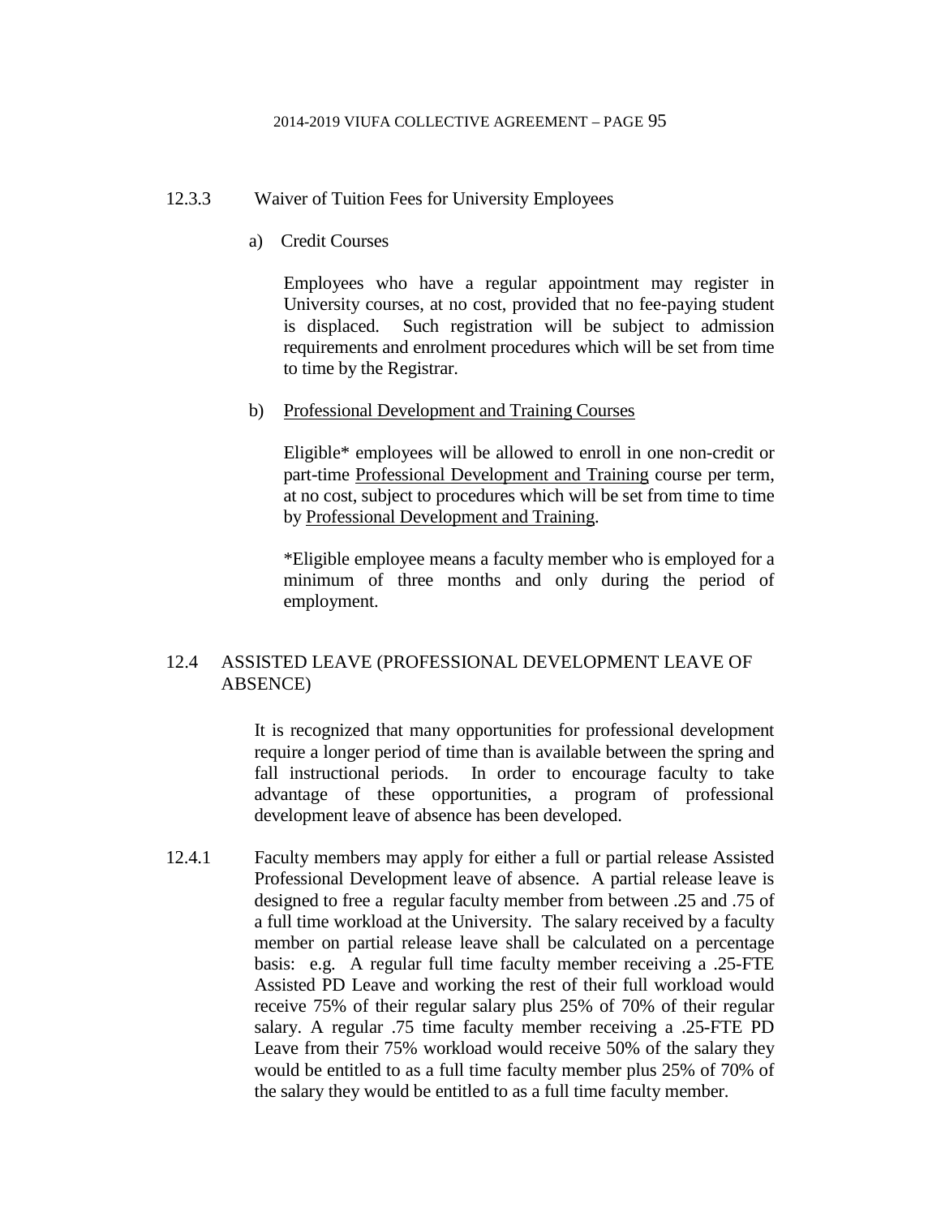12.3.3 Waiver of Tuition Fees for University Employees

a) Credit Courses

Employees who have a regular appointment may register in University courses, at no cost, provided that no fee-paying student is displaced. Such registration will be subject to admission requirements and enrolment procedures which will be set from time to time by the Registrar.

b) <u>Professional Development and Training Courses</u>

Eligible* employees will be allowed to enroll in one non-credit or part-time <u>Professional Development and Training</u> course per term, at no cost, subject to procedures which will be set from time to time by <u>Professional Development and Training</u>.

*Eligible employee means a faculty member who is employed for a minimum of three months and only during the period of employment.

## 12.4 ASSISTED LEAVE (PROFESSIONAL DEVELOPMENT LEAVE OF ABSENCE)

It is recognized that many opportunities for professional development require a longer period of time than is available between the spring and fall instructional periods. In order to encourage faculty to take advantage of these opportunities, a program of professional development leave of absence has been developed.

12.4.1 Faculty members may apply for either a full or partial release Assisted Professional Development leave of absence. A partial release leave is designed to free a regular faculty member from between .25 and .75 of a full time workload at the University. The salary received by a faculty member on partial release leave shall be calculated on a percentage basis: e.g. A regular full time faculty member receiving a .25-FTE Assisted PD Leave and working the rest of their full workload would receive 75% of their regular salary plus 25% of 70% of their regular salary. A regular .75 time faculty member receiving a .25-FTE PD Leave from their 75% workload would receive 50% of the salary they would be entitled to as a full time faculty member plus 25% of 70% of the salary they would be entitled to as a full time faculty member.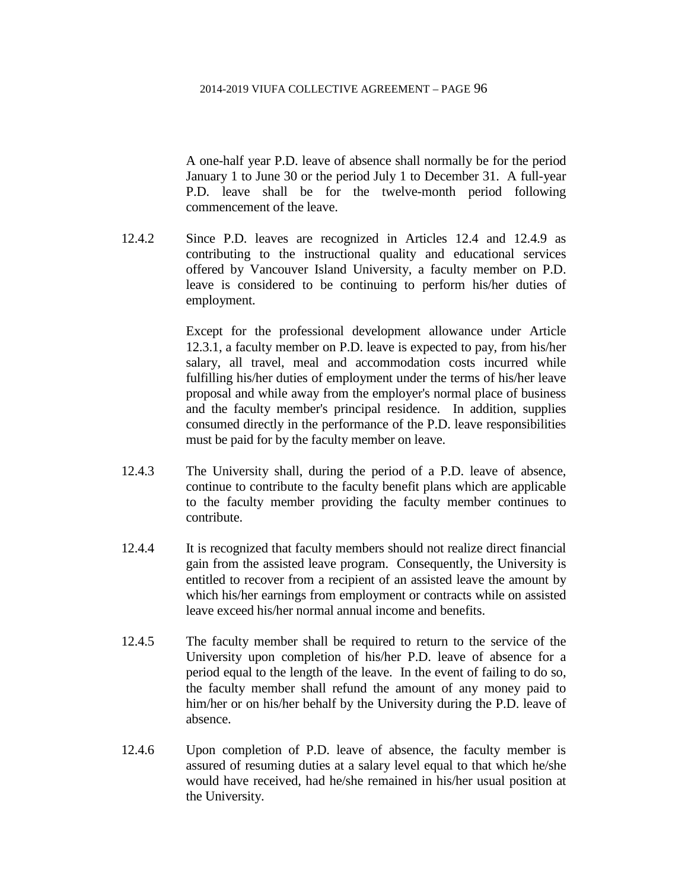A one-half year P.D. leave of absence shall normally be for the period January 1 to June 30 or the period July 1 to December 31. A full-year P.D. leave shall be for the twelve-month period following commencement of the leave.

12.4.2 Since P.D. leaves are recognized in Articles 12.4 and 12.4.9 as contributing to the instructional quality and educational services offered by Vancouver Island University, a faculty member on P.D. leave is considered to be continuing to perform his/her duties of employment.

Except for the professional development allowance under Article 12.3.1, a faculty member on P.D. leave is expected to pay, from his/her salary, all travel, meal and accommodation costs incurred while fulfilling his/her duties of employment under the terms of his/her leave proposal and while away from the employer's normal place of business and the faculty member's principal residence. In addition, supplies consumed directly in the performance of the P.D. leave responsibilities must be paid for by the faculty member on leave.

12.4.3 The University shall, during the period of a P.D. leave of absence, continue to contribute to the faculty benefit plans which are applicable to the faculty member providing the faculty member continues to contribute.

12.4.4 It is recognized that faculty members should not realize direct financial gain from the assisted leave program. Consequently, the University is entitled to recover from a recipient of an assisted leave the amount by which his/her earnings from employment or contracts while on assisted leave exceed his/her normal annual income and benefits.

12.4.5 The faculty member shall be required to return to the service of the University upon completion of his/her P.D. leave of absence for a period equal to the length of the leave. In the event of failing to do so, the faculty member shall refund the amount of any money paid to him/her or on his/her behalf by the University during the P.D. leave of absence.

12.4.6 Upon completion of P.D. leave of absence, the faculty member is assured of resuming duties at a salary level equal to that which he/she would have received, had he/she remained in his/her usual position at the University.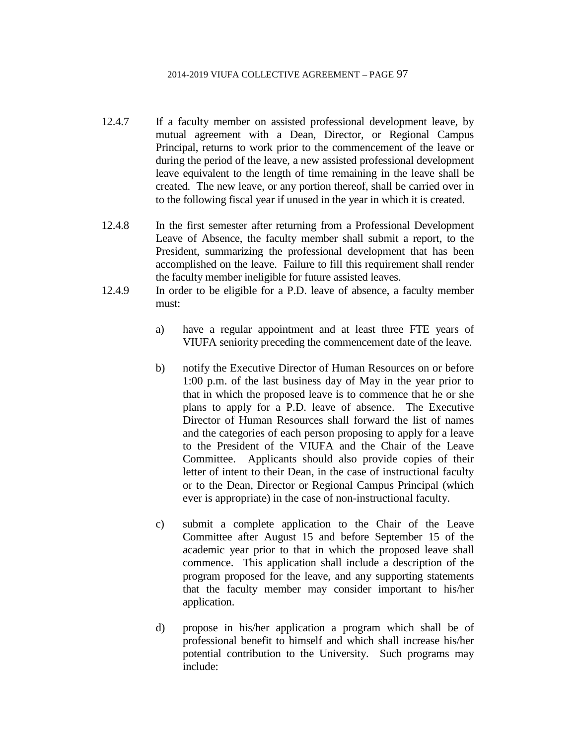12.4.7 If a faculty member on assisted professional development leave, by mutual agreement with a Dean, Director, or Regional Campus Principal, returns to work prior to the commencement of the leave or during the period of the leave, a new assisted professional development leave equivalent to the length of time remaining in the leave shall be created. The new leave, or any portion thereof, shall be carried over in to the following fiscal year if unused in the year in which it is created.

12.4.8 In the first semester after returning from a Professional Development Leave of Absence, the faculty member shall submit a report, to the President, summarizing the professional development that has been accomplished on the leave. Failure to fill this requirement shall render the faculty member ineligible for future assisted leaves.

12.4.9 In order to be eligible for a P.D. leave of absence, a faculty member must:

a) have a regular appointment and at least three FTE years of VIUFA seniority preceding the commencement date of the leave.

b) notify the Executive Director of Human Resources on or before 1:00 p.m. of the last business day of May in the year prior to that in which the proposed leave is to commence that he or she plans to apply for a P.D. leave of absence. The Executive Director of Human Resources shall forward the list of names and the categories of each person proposing to apply for a leave to the President of the VIUFA and the Chair of the Leave Committee. Applicants should also provide copies of their letter of intent to their Dean, in the case of instructional faculty or to the Dean, Director or Regional Campus Principal (which ever is appropriate) in the case of non-instructional faculty.

c) submit a complete application to the Chair of the Leave Committee after August 15 and before September 15 of the academic year prior to that in which the proposed leave shall commence. This application shall include a description of the program proposed for the leave, and any supporting statements that the faculty member may consider important to his/her application.

d) propose in his/her application a program which shall be of professional benefit to himself and which shall increase his/her potential contribution to the University. Such programs may include: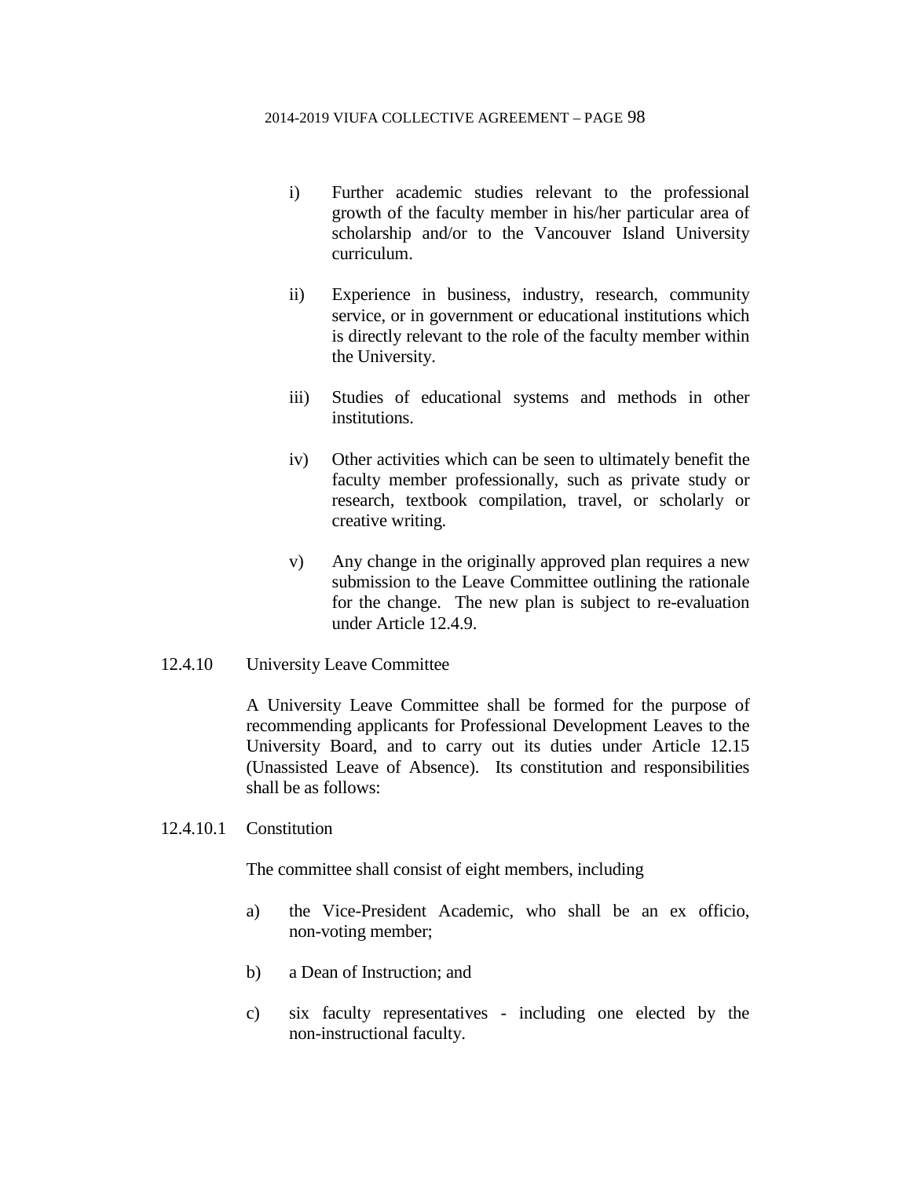i) Further academic studies relevant to the professional growth of the faculty member in his/her particular area of scholarship and/or to the Vancouver Island University curriculum.

ii) Experience in business, industry, research, community service, or in government or educational institutions which is directly relevant to the role of the faculty member within the University.

iii) Studies of educational systems and methods in other institutions.

iv) Other activities which can be seen to ultimately benefit the faculty member professionally, such as private study or research, textbook compilation, travel, or scholarly or creative writing.

v) Any change in the originally approved plan requires a new submission to the Leave Committee outlining the rationale for the change. The new plan is subject to re-evaluation under Article 12.4.9.

12.4.10 University Leave Committee

A University Leave Committee shall be formed for the purpose of recommending applicants for Professional Development Leaves to the University Board, and to carry out its duties under Article 12.15 (Unassisted Leave of Absence). Its constitution and responsibilities shall be as follows:

12.4.10.1 Constitution

The committee shall consist of eight members, including

a) the Vice-President Academic, who shall be an ex officio, non-voting member;

b) a Dean of Instruction; and

c) six faculty representatives - including one elected by the non-instructional faculty.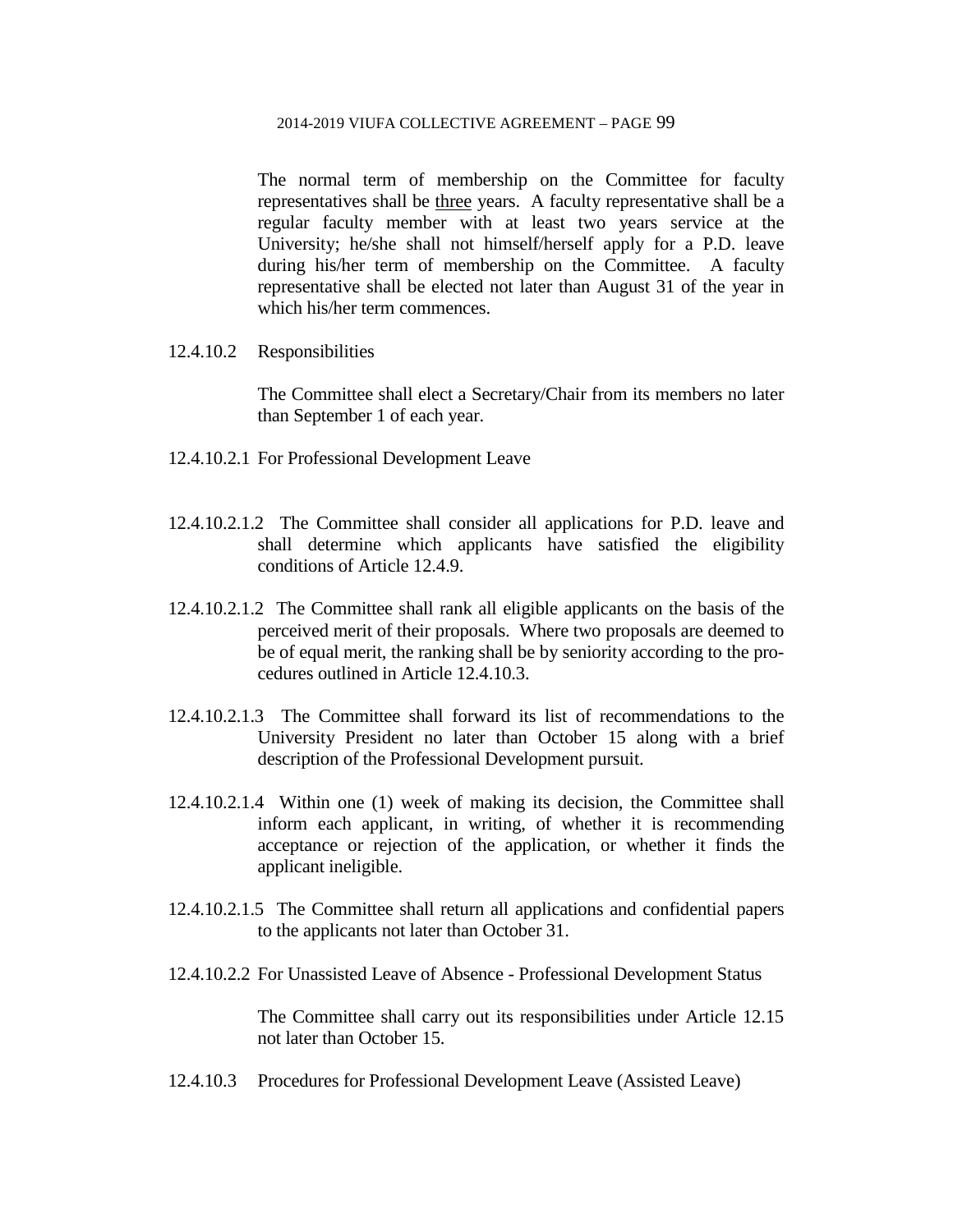The normal term of membership on the Committee for faculty representatives shall be three years. A faculty representative shall be a regular faculty member with at least two years service at the University; he/she shall not himself/herself apply for a P.D. leave during his/her term of membership on the Committee. A faculty representative shall be elected not later than August 31 of the year in which his/her term commences.

12.4.10.2 Responsibilities

The Committee shall elect a Secretary/Chair from its members no later than September 1 of each year.

12.4.10.2.1 For Professional Development Leave

12.4.10.2.1.2 The Committee shall consider all applications for P.D. leave and shall determine which applicants have satisfied the eligibility conditions of Article 12.4.9.

12.4.10.2.1.2 The Committee shall rank all eligible applicants on the basis of the perceived merit of their proposals. Where two proposals are deemed to be of equal merit, the ranking shall be by seniority according to the procedures outlined in Article 12.4.10.3.

12.4.10.2.1.3 The Committee shall forward its list of recommendations to the University President no later than October 15 along with a brief description of the Professional Development pursuit.

12.4.10.2.1.4 Within one (1) week of making its decision, the Committee shall inform each applicant, in writing, of whether it is recommending acceptance or rejection of the application, or whether it finds the applicant ineligible.

12.4.10.2.1.5 The Committee shall return all applications and confidential papers to the applicants not later than October 31.

12.4.10.2.2 For Unassisted Leave of Absence - Professional Development Status

The Committee shall carry out its responsibilities under Article 12.15 not later than October 15.

12.4.10.3 Procedures for Professional Development Leave (Assisted Leave)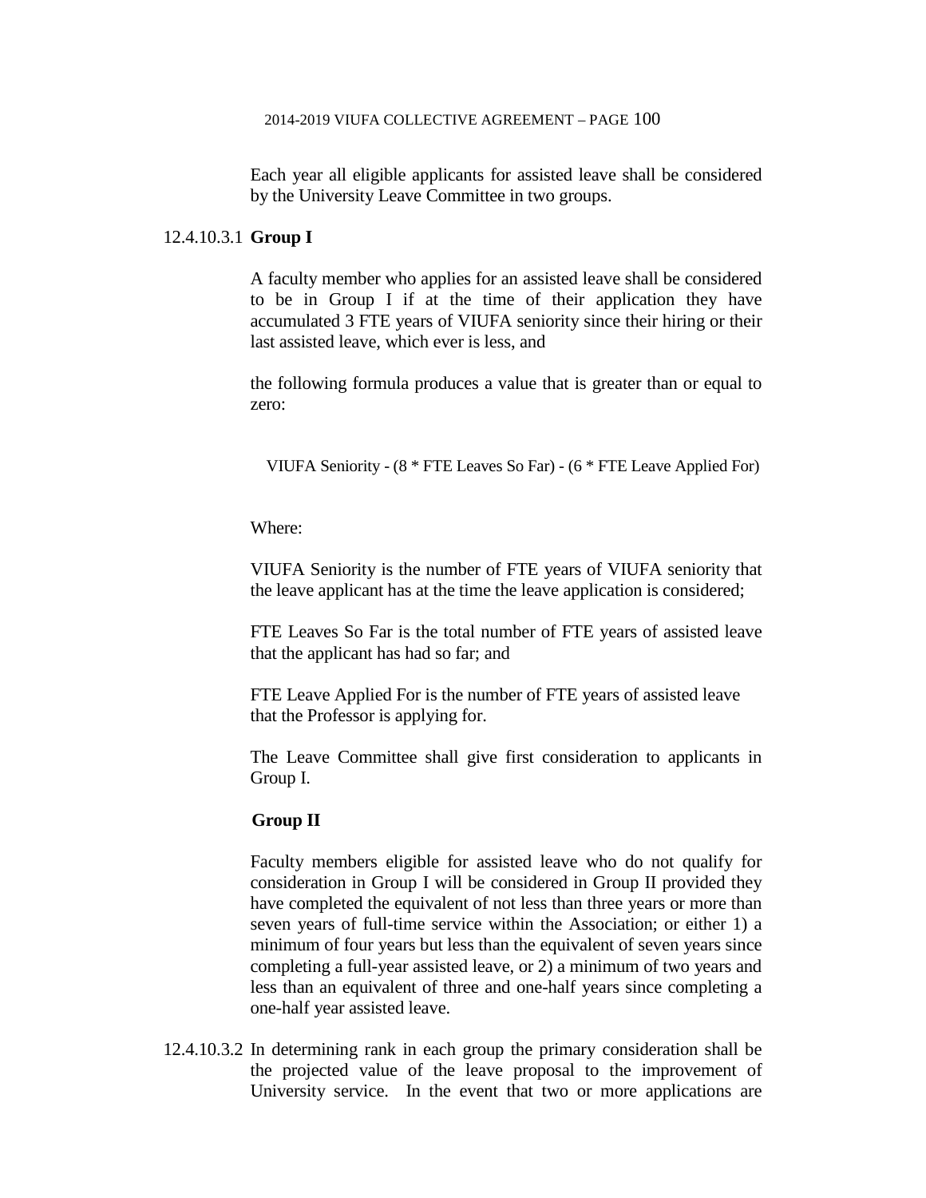Each year all eligible applicants for assisted leave shall be considered by the University Leave Committee in two groups.

12.4.10.3.1 **Group I**

A faculty member who applies for an assisted leave shall be considered to be in Group I if at the time of their application they have accumulated 3 FTE years of VIUFA seniority since their hiring or their last assisted leave, which ever is less, and

the following formula produces a value that is greater than or equal to zero:

VIUFA Seniority - (8 * FTE Leaves So Far) - (6 * FTE Leave Applied For)

Where:

VIUFA Seniority is the number of FTE years of VIUFA seniority that the leave applicant has at the time the leave application is considered;

FTE Leaves So Far is the total number of FTE years of assisted leave that the applicant has had so far; and

FTE Leave Applied For is the number of FTE years of assisted leave that the Professor is applying for.

The Leave Committee shall give first consideration to applicants in Group I.

**Group II**

Faculty members eligible for assisted leave who do not qualify for consideration in Group I will be considered in Group II provided they have completed the equivalent of not less than three years or more than seven years of full-time service within the Association; or either 1) a minimum of four years but less than the equivalent of seven years since completing a full-year assisted leave, or 2) a minimum of two years and less than an equivalent of three and one-half years since completing a one-half year assisted leave.

12.4.10.3.2 In determining rank in each group the primary consideration shall be the projected value of the leave proposal to the improvement of University service. In the event that two or more applications are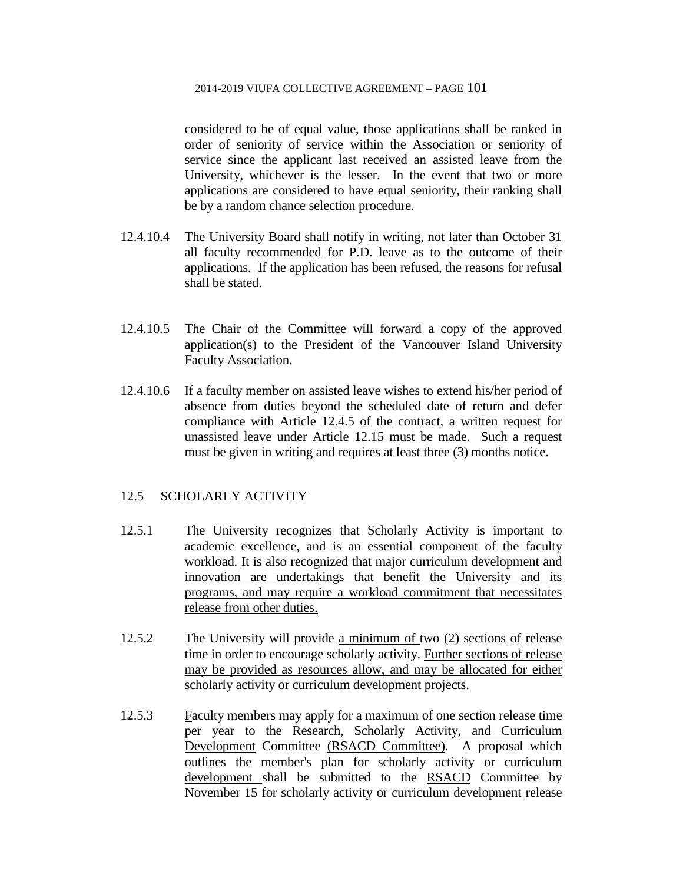considered to be of equal value, those applications shall be ranked in order of seniority of service within the Association or seniority of service since the applicant last received an assisted leave from the University, whichever is the lesser. In the event that two or more applications are considered to have equal seniority, their ranking shall be by a random chance selection procedure.

12.4.10.4 The University Board shall notify in writing, not later than October 31 all faculty recommended for P.D. leave as to the outcome of their applications. If the application has been refused, the reasons for refusal shall be stated.

12.4.10.5 The Chair of the Committee will forward a copy of the approved application(s) to the President of the Vancouver Island University Faculty Association.

12.4.10.6 If a faculty member on assisted leave wishes to extend his/her period of absence from duties beyond the scheduled date of return and defer compliance with Article 12.4.5 of the contract, a written request for unassisted leave under Article 12.15 must be made. Such a request must be given in writing and requires at least three (3) months notice.

## 12.5 SCHOLARLY ACTIVITY

12.5.1 The University recognizes that Scholarly Activity is important to academic excellence, and is an essential component of the faculty workload. <u>It is also recognized that major curriculum development and innovation are undertakings that benefit the University and its programs, and may require a workload commitment that necessitates release from other duties.</u>

12.5.2 The University will provide <u>a minimum of</u> two (2) sections of release time in order to encourage scholarly activity. <u>Further sections of release may be provided as resources allow, and may be allocated for either scholarly activity or curriculum development projects.</u>

12.5.3 <u>F</u>aculty members may apply for a maximum of one section release time per year to the Research, Scholarly Activity<u>, and Curriculum Development</u> Committee <u>(RSACD Committee)</u>. A proposal which outlines the member's plan for scholarly activity <u>or curriculum development</u> shall be submitted to the <u>RSACD</u> Committee by November 15 for scholarly activity <u>or curriculum development</u> release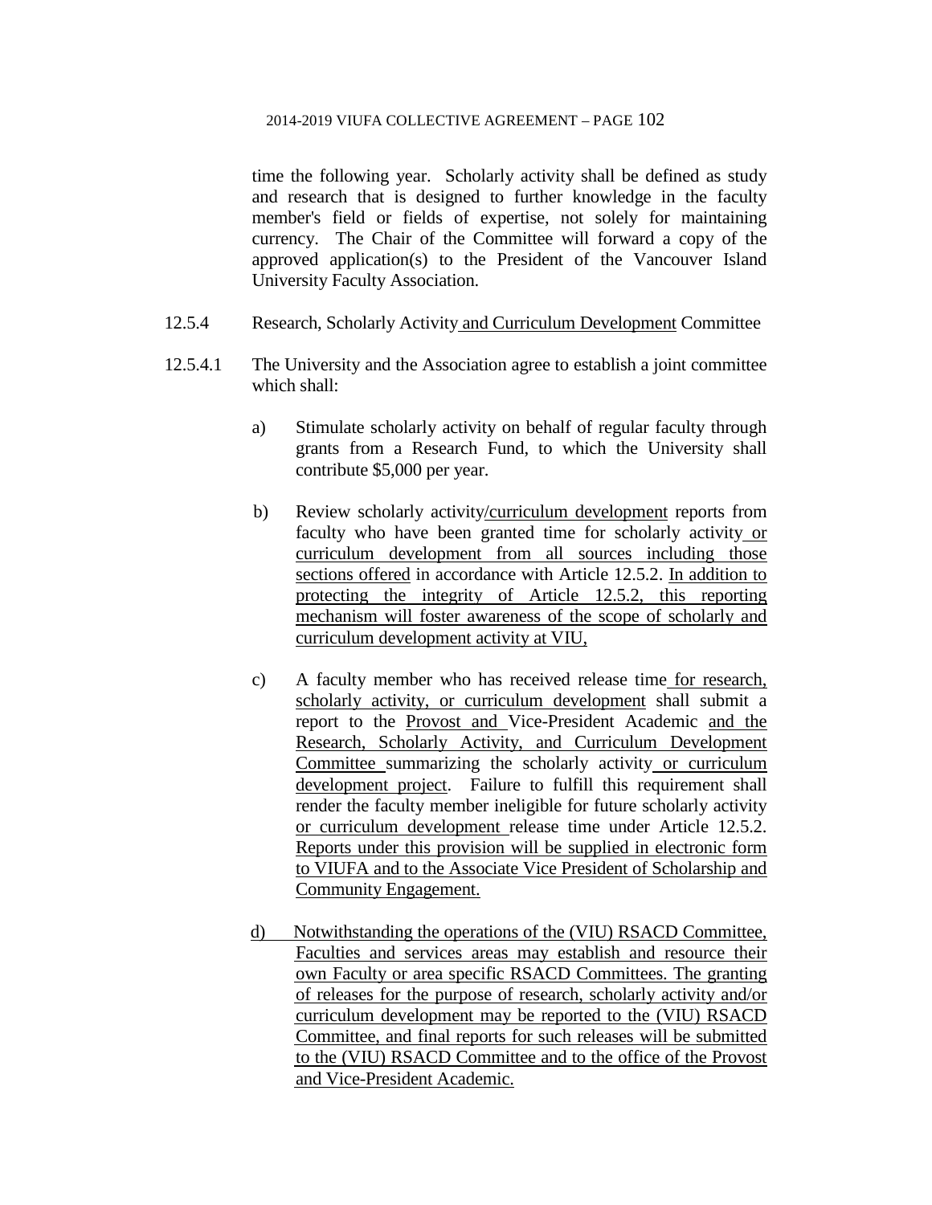time the following year. Scholarly activity shall be defined as study and research that is designed to further knowledge in the faculty member's field or fields of expertise, not solely for maintaining currency. The Chair of the Committee will forward a copy of the approved application(s) to the President of the Vancouver Island University Faculty Association.

12.5.4 Research, Scholarly Activity and Curriculum Development Committee

12.5.4.1 The University and the Association agree to establish a joint committee which shall:

a) Stimulate scholarly activity on behalf of regular faculty through grants from a Research Fund, to which the University shall contribute $5,000 per year.

b) Review scholarly activity/curriculum development reports from faculty who have been granted time for scholarly activity or curriculum development from all sources including those sections offered in accordance with Article 12.5.2. In addition to protecting the integrity of Article 12.5.2, this reporting mechanism will foster awareness of the scope of scholarly and curriculum development activity at VIU,

c) A faculty member who has received release time for research, scholarly activity, or curriculum development shall submit a report to the Provost and Vice-President Academic and the Research, Scholarly Activity, and Curriculum Development Committee summarizing the scholarly activity or curriculum development project. Failure to fulfill this requirement shall render the faculty member ineligible for future scholarly activity or curriculum development release time under Article 12.5.2. Reports under this provision will be supplied in electronic form to VIUFA and to the Associate Vice President of Scholarship and Community Engagement.

d) Notwithstanding the operations of the (VIU) RSACD Committee, Faculties and services areas may establish and resource their own Faculty or area specific RSACD Committees. The granting of releases for the purpose of research, scholarly activity and/or curriculum development may be reported to the (VIU) RSACD Committee, and final reports for such releases will be submitted to the (VIU) RSACD Committee and to the office of the Provost and Vice-President Academic.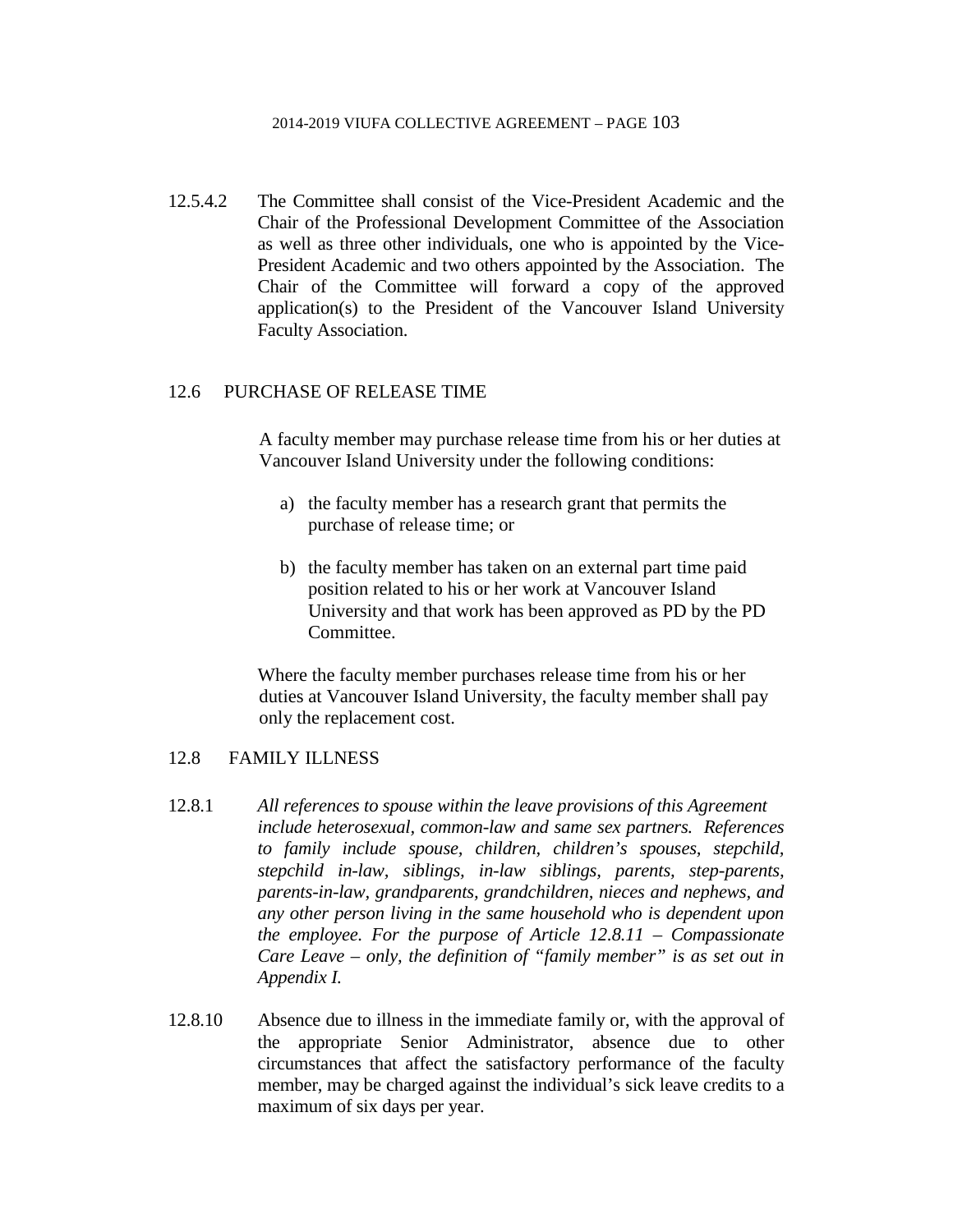12.5.4.2 The Committee shall consist of the Vice-President Academic and the Chair of the Professional Development Committee of the Association as well as three other individuals, one who is appointed by the Vice-President Academic and two others appointed by the Association. The Chair of the Committee will forward a copy of the approved application(s) to the President of the Vancouver Island University Faculty Association.

## 12.6 PURCHASE OF RELEASE TIME

A faculty member may purchase release time from his or her duties at Vancouver Island University under the following conditions:

a) the faculty member has a research grant that permits the purchase of release time; or

b) the faculty member has taken on an external part time paid position related to his or her work at Vancouver Island University and that work has been approved as PD by the PD Committee.

Where the faculty member purchases release time from his or her duties at Vancouver Island University, the faculty member shall pay only the replacement cost.

## 12.8 FAMILY ILLNESS

12.8.1 *All references to spouse within the leave provisions of this Agreement include heterosexual, common-law and same sex partners. References to family include spouse, children, children's spouses, stepchild, stepchild in-law, siblings, in-law siblings, parents, step-parents, parents-in-law, grandparents, grandchildren, nieces and nephews, and any other person living in the same household who is dependent upon the employee. For the purpose of Article 12.8.11 – Compassionate Care Leave – only, the definition of "family member" is as set out in Appendix I.*

12.8.10 Absence due to illness in the immediate family or, with the approval of the appropriate Senior Administrator, absence due to other circumstances that affect the satisfactory performance of the faculty member, may be charged against the individual's sick leave credits to a maximum of six days per year.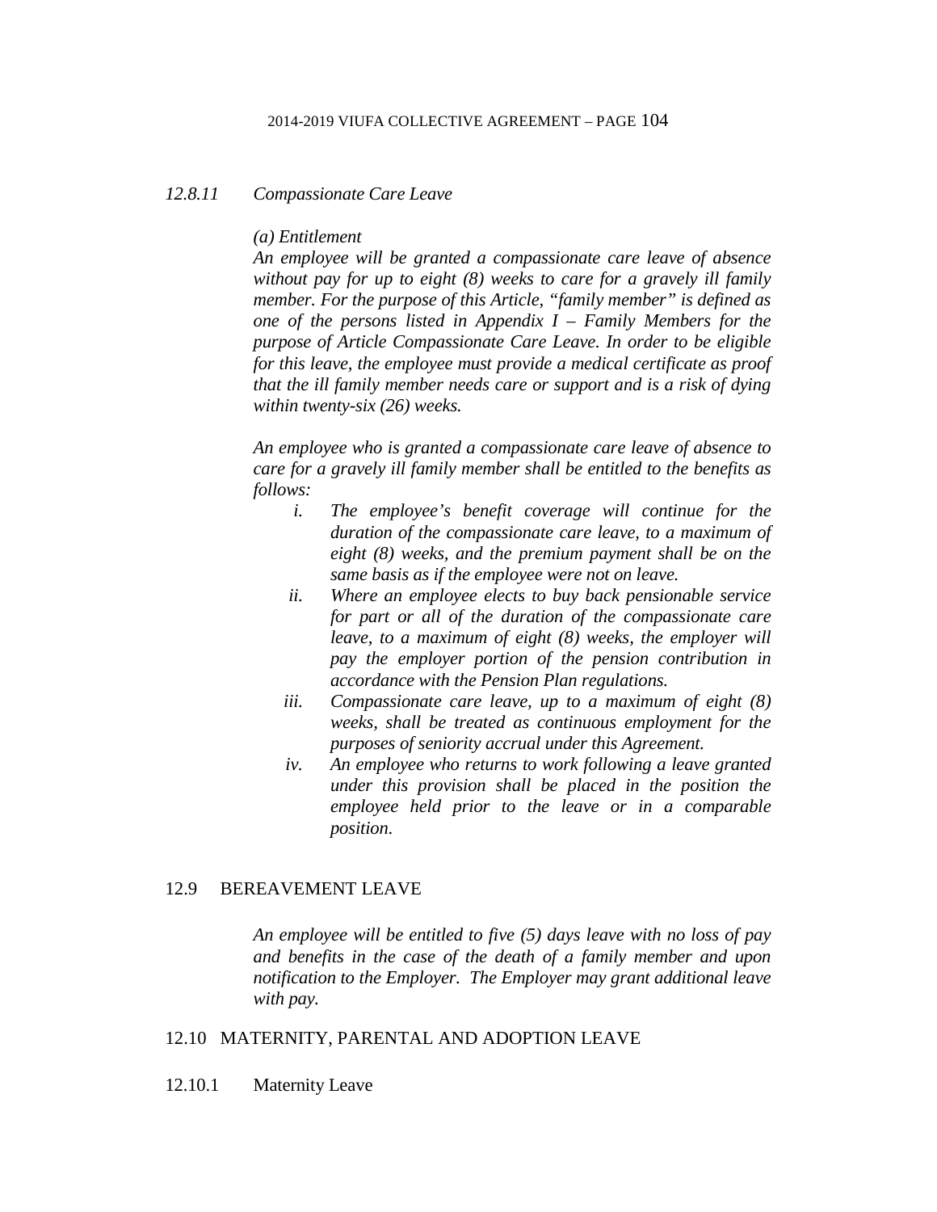*12.8.11 Compassionate Care Leave*

*(a) Entitlement*

*An employee will be granted a compassionate care leave of absence without pay for up to eight (8) weeks to care for a gravely ill family member. For the purpose of this Article, "family member" is defined as one of the persons listed in Appendix I – Family Members for the purpose of Article Compassionate Care Leave. In order to be eligible for this leave, the employee must provide a medical certificate as proof that the ill family member needs care or support and is a risk of dying within twenty-six (26) weeks.*

*An employee who is granted a compassionate care leave of absence to care for a gravely ill family member shall be entitled to the benefits as follows:*

- *i. The employee's benefit coverage will continue for the duration of the compassionate care leave, to a maximum of eight (8) weeks, and the premium payment shall be on the same basis as if the employee were not on leave.*
- *ii. Where an employee elects to buy back pensionable service for part or all of the duration of the compassionate care leave, to a maximum of eight (8) weeks, the employer will pay the employer portion of the pension contribution in accordance with the Pension Plan regulations.*
- *iii. Compassionate care leave, up to a maximum of eight (8) weeks, shall be treated as continuous employment for the purposes of seniority accrual under this Agreement.*
- *iv. An employee who returns to work following a leave granted under this provision shall be placed in the position the employee held prior to the leave or in a comparable position.*

## 12.9 BEREAVEMENT LEAVE

*An employee will be entitled to five (5) days leave with no loss of pay and benefits in the case of the death of a family member and upon notification to the Employer. The Employer may grant additional leave with pay.*

## 12.10 MATERNITY, PARENTAL AND ADOPTION LEAVE

### 12.10.1 Maternity Leave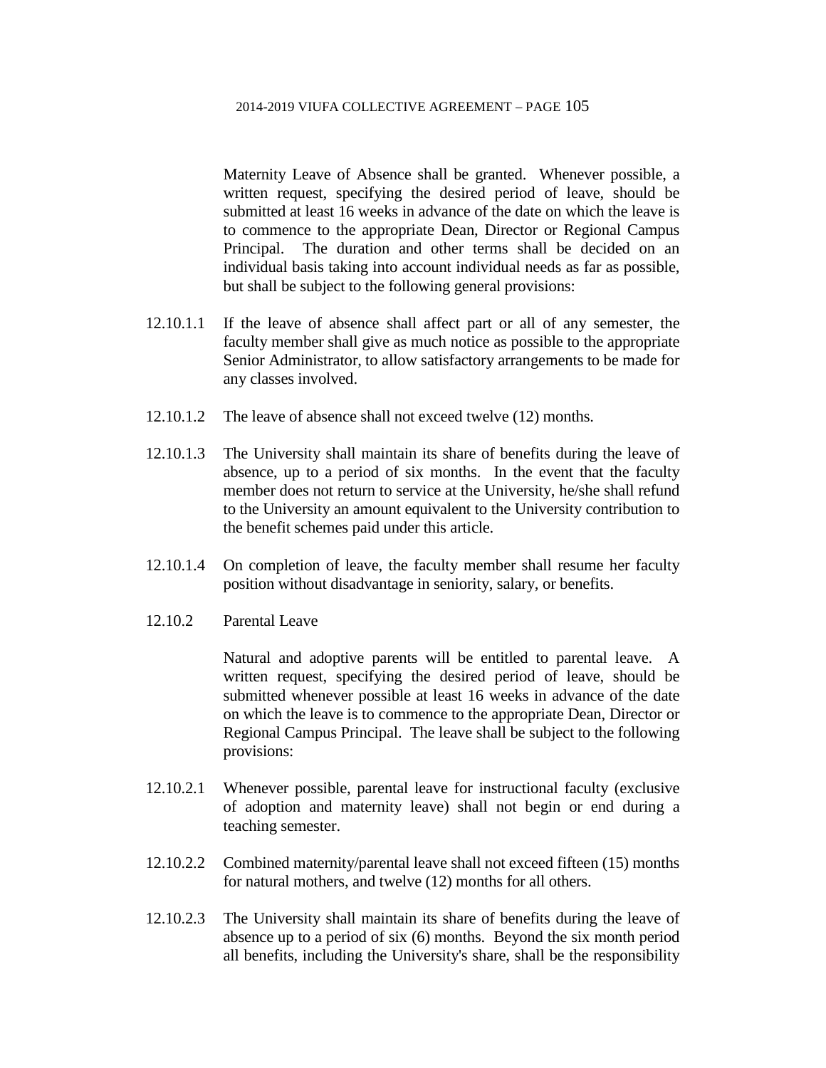Maternity Leave of Absence shall be granted. Whenever possible, a written request, specifying the desired period of leave, should be submitted at least 16 weeks in advance of the date on which the leave is to commence to the appropriate Dean, Director or Regional Campus Principal. The duration and other terms shall be decided on an individual basis taking into account individual needs as far as possible, but shall be subject to the following general provisions:

12.10.1.1 If the leave of absence shall affect part or all of any semester, the faculty member shall give as much notice as possible to the appropriate Senior Administrator, to allow satisfactory arrangements to be made for any classes involved.

12.10.1.2 The leave of absence shall not exceed twelve (12) months.

12.10.1.3 The University shall maintain its share of benefits during the leave of absence, up to a period of six months. In the event that the faculty member does not return to service at the University, he/she shall refund to the University an amount equivalent to the University contribution to the benefit schemes paid under this article.

12.10.1.4 On completion of leave, the faculty member shall resume her faculty position without disadvantage in seniority, salary, or benefits.

12.10.2 Parental Leave

Natural and adoptive parents will be entitled to parental leave. A written request, specifying the desired period of leave, should be submitted whenever possible at least 16 weeks in advance of the date on which the leave is to commence to the appropriate Dean, Director or Regional Campus Principal. The leave shall be subject to the following provisions:

12.10.2.1 Whenever possible, parental leave for instructional faculty (exclusive of adoption and maternity leave) shall not begin or end during a teaching semester.

12.10.2.2 Combined maternity/parental leave shall not exceed fifteen (15) months for natural mothers, and twelve (12) months for all others.

12.10.2.3 The University shall maintain its share of benefits during the leave of absence up to a period of six (6) months. Beyond the six month period all benefits, including the University's share, shall be the responsibility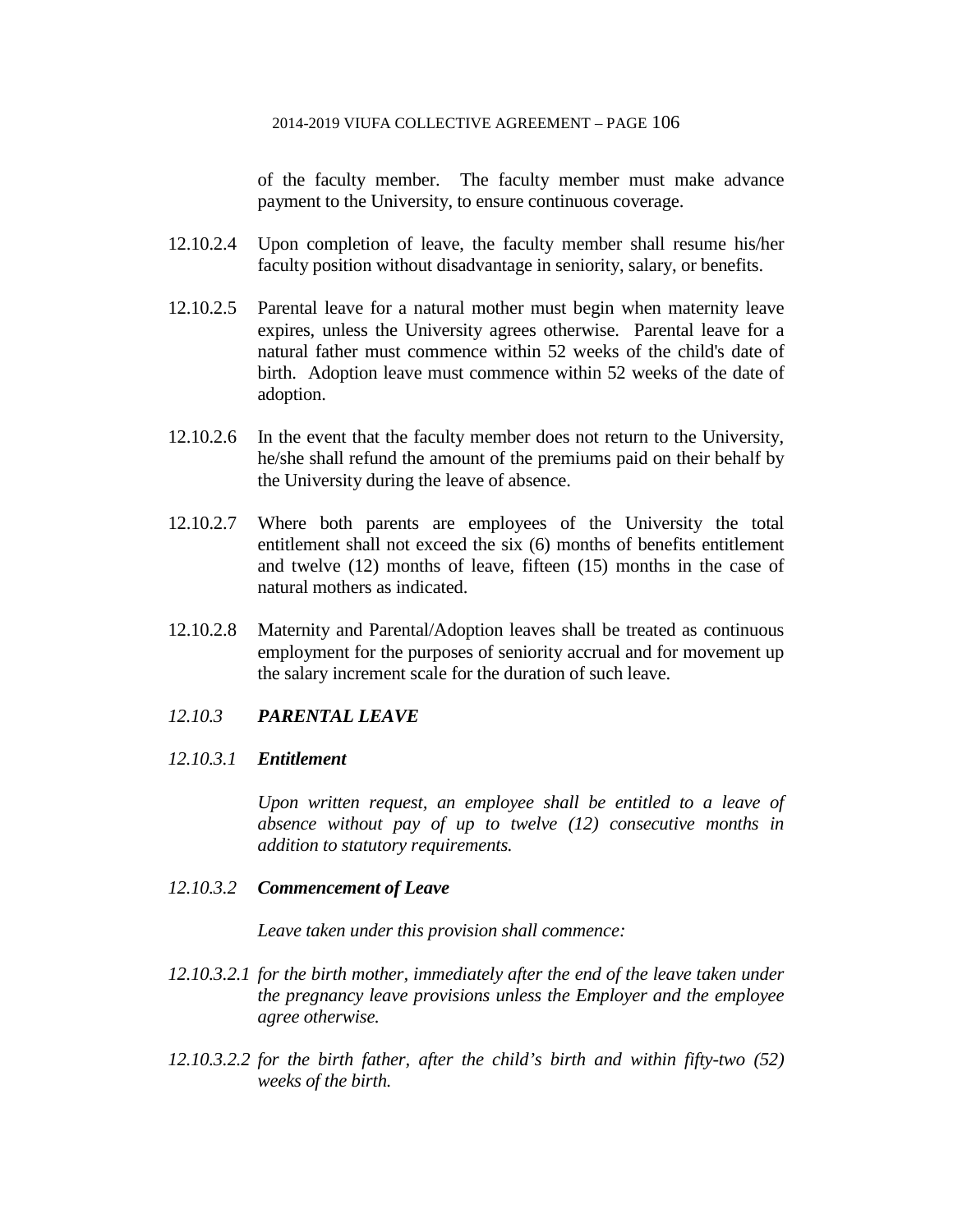of the faculty member. The faculty member must make advance payment to the University, to ensure continuous coverage.

12.10.2.4 Upon completion of leave, the faculty member shall resume his/her faculty position without disadvantage in seniority, salary, or benefits.

12.10.2.5 Parental leave for a natural mother must begin when maternity leave expires, unless the University agrees otherwise. Parental leave for a natural father must commence within 52 weeks of the child's date of birth. Adoption leave must commence within 52 weeks of the date of adoption.

12.10.2.6 In the event that the faculty member does not return to the University, he/she shall refund the amount of the premiums paid on their behalf by the University during the leave of absence.

12.10.2.7 Where both parents are employees of the University the total entitlement shall not exceed the six (6) months of benefits entitlement and twelve (12) months of leave, fifteen (15) months in the case of natural mothers as indicated.

12.10.2.8 Maternity and Parental/Adoption leaves shall be treated as continuous employment for the purposes of seniority accrual and for movement up the salary increment scale for the duration of such leave.

### *12.10.3 PARENTAL LEAVE*

#### *12.10.3.1 Entitlement*

*Upon written request, an employee shall be entitled to a leave of absence without pay of up to twelve (12) consecutive months in addition to statutory requirements.*

#### *12.10.3.2 Commencement of Leave*

*Leave taken under this provision shall commence:*

*12.10.3.2.1 for the birth mother, immediately after the end of the leave taken under the pregnancy leave provisions unless the Employer and the employee agree otherwise.*

*12.10.3.2.2 for the birth father, after the child's birth and within fifty-two (52) weeks of the birth.*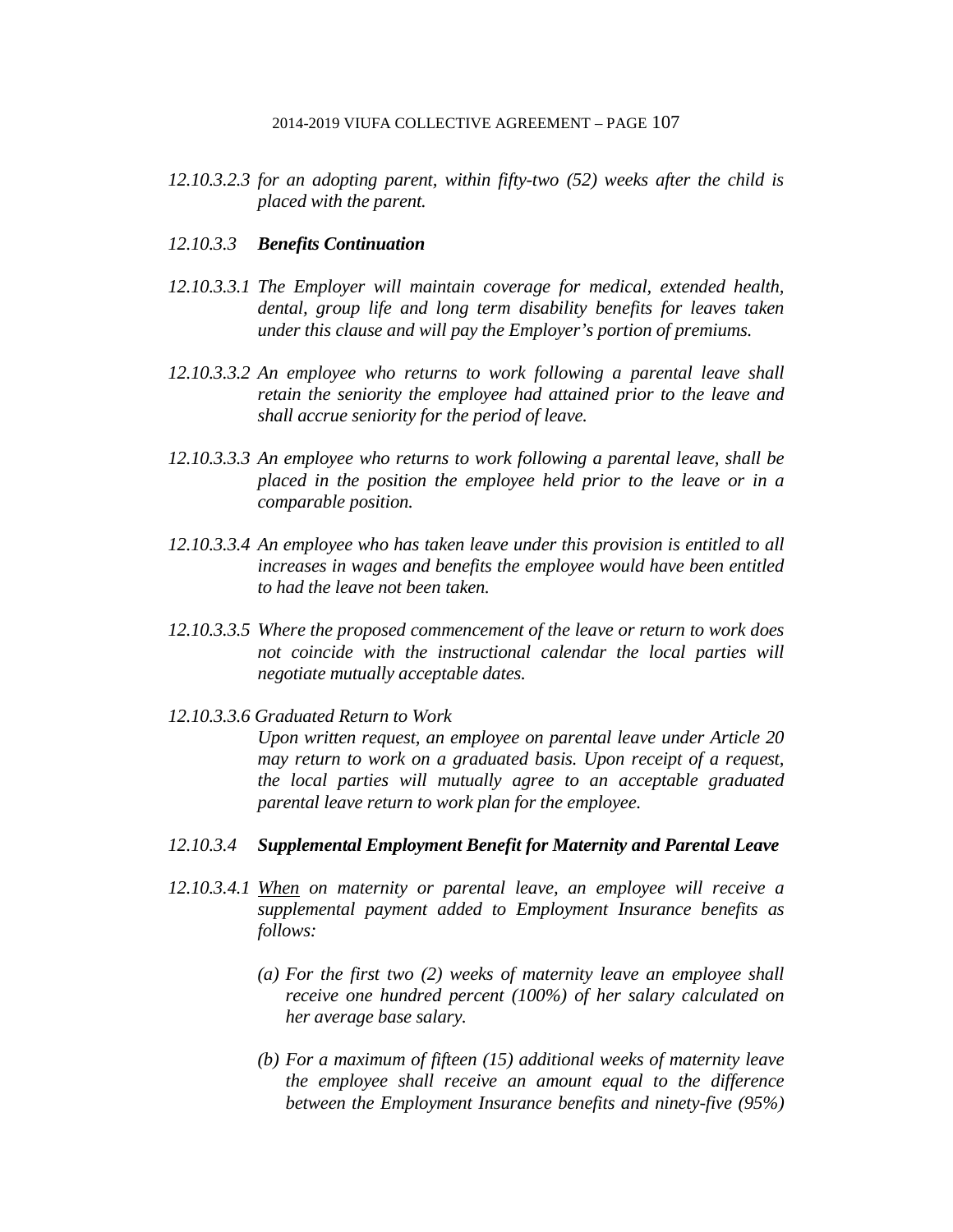*12.10.3.2.3 for an adopting parent, within fifty-two (52) weeks after the child is placed with the parent.*

*12.10.3.3* ***Benefits Continuation***

*12.10.3.3.1 The Employer will maintain coverage for medical, extended health, dental, group life and long term disability benefits for leaves taken under this clause and will pay the Employer's portion of premiums.*

*12.10.3.3.2 An employee who returns to work following a parental leave shall retain the seniority the employee had attained prior to the leave and shall accrue seniority for the period of leave.*

*12.10.3.3.3 An employee who returns to work following a parental leave, shall be placed in the position the employee held prior to the leave or in a comparable position.*

*12.10.3.3.4 An employee who has taken leave under this provision is entitled to all increases in wages and benefits the employee would have been entitled to had the leave not been taken.*

*12.10.3.3.5 Where the proposed commencement of the leave or return to work does not coincide with the instructional calendar the local parties will negotiate mutually acceptable dates.*

*12.10.3.3.6 Graduated Return to Work*
*Upon written request, an employee on parental leave under Article 20 may return to work on a graduated basis. Upon receipt of a request, the local parties will mutually agree to an acceptable graduated parental leave return to work plan for the employee.*

*12.10.3.4* ***Supplemental Employment Benefit for Maternity and Parental Leave***

*12.10.3.4.1 <u>When</u> on maternity or parental leave, an employee will receive a supplemental payment added to Employment Insurance benefits as follows:*

*(a) For the first two (2) weeks of maternity leave an employee shall receive one hundred percent (100%) of her salary calculated on her average base salary.*

*(b) For a maximum of fifteen (15) additional weeks of maternity leave the employee shall receive an amount equal to the difference between the Employment Insurance benefits and ninety-five (95%)*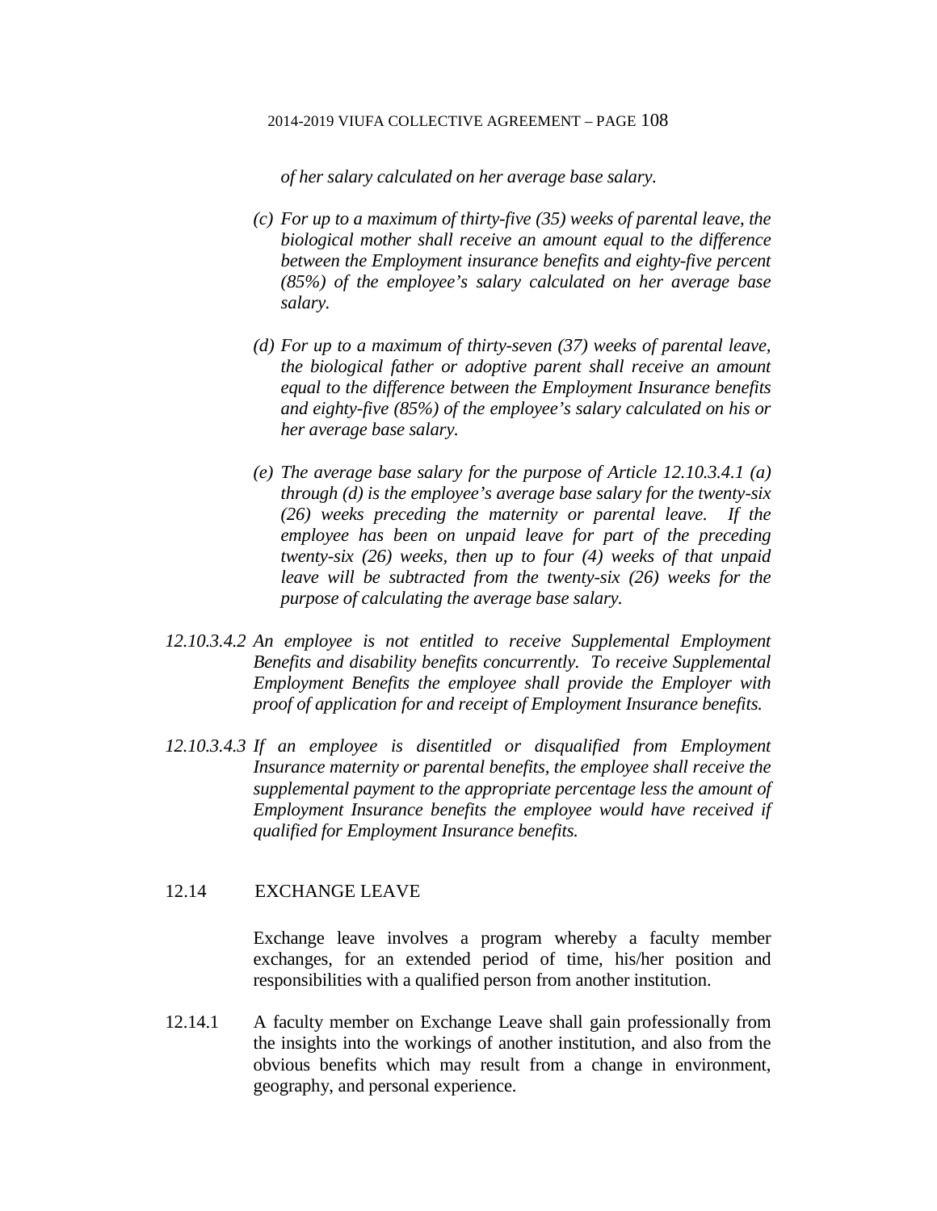*of her salary calculated on her average base salary.*

*(c) For up to a maximum of thirty-five (35) weeks of parental leave, the biological mother shall receive an amount equal to the difference between the Employment insurance benefits and eighty-five percent (85%) of the employee's salary calculated on her average base salary.*

*(d) For up to a maximum of thirty-seven (37) weeks of parental leave, the biological father or adoptive parent shall receive an amount equal to the difference between the Employment Insurance benefits and eighty-five (85%) of the employee's salary calculated on his or her average base salary.*

*(e) The average base salary for the purpose of Article 12.10.3.4.1 (a) through (d) is the employee's average base salary for the twenty-six (26) weeks preceding the maternity or parental leave. If the employee has been on unpaid leave for part of the preceding twenty-six (26) weeks, then up to four (4) weeks of that unpaid leave will be subtracted from the twenty-six (26) weeks for the purpose of calculating the average base salary.*

*12.10.3.4.2 An employee is not entitled to receive Supplemental Employment Benefits and disability benefits concurrently. To receive Supplemental Employment Benefits the employee shall provide the Employer with proof of application for and receipt of Employment Insurance benefits.*

*12.10.3.4.3 If an employee is disentitled or disqualified from Employment Insurance maternity or parental benefits, the employee shall receive the supplemental payment to the appropriate percentage less the amount of Employment Insurance benefits the employee would have received if qualified for Employment Insurance benefits.*

## 12.14 EXCHANGE LEAVE

Exchange leave involves a program whereby a faculty member exchanges, for an extended period of time, his/her position and responsibilities with a qualified person from another institution.

12.14.1 A faculty member on Exchange Leave shall gain professionally from the insights into the workings of another institution, and also from the obvious benefits which may result from a change in environment, geography, and personal experience.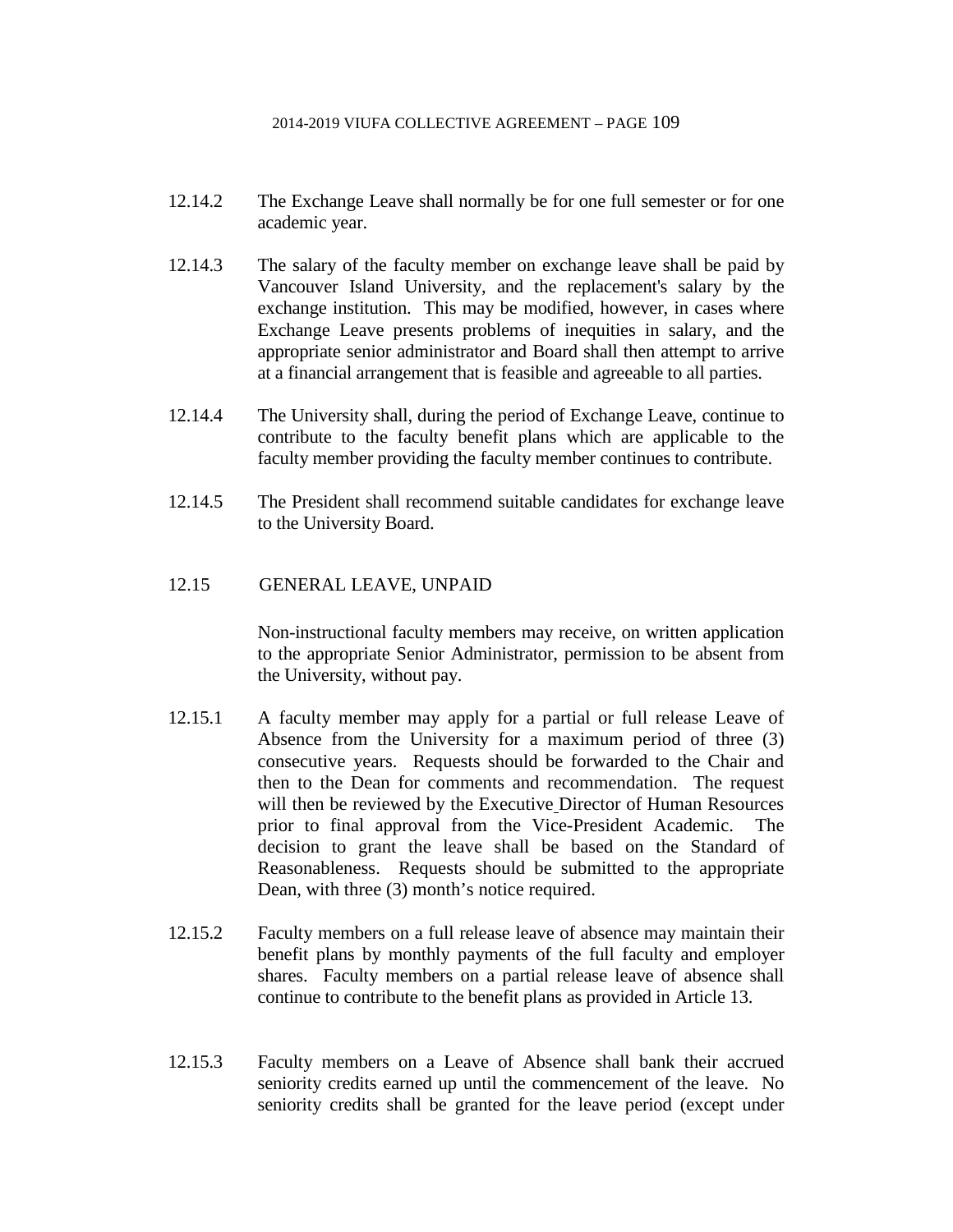12.14.2 The Exchange Leave shall normally be for one full semester or for one academic year.

12.14.3 The salary of the faculty member on exchange leave shall be paid by Vancouver Island University, and the replacement's salary by the exchange institution. This may be modified, however, in cases where Exchange Leave presents problems of inequities in salary, and the appropriate senior administrator and Board shall then attempt to arrive at a financial arrangement that is feasible and agreeable to all parties.

12.14.4 The University shall, during the period of Exchange Leave, continue to contribute to the faculty benefit plans which are applicable to the faculty member providing the faculty member continues to contribute.

12.14.5 The President shall recommend suitable candidates for exchange leave to the University Board.

## 12.15 GENERAL LEAVE, UNPAID

Non-instructional faculty members may receive, on written application to the appropriate Senior Administrator, permission to be absent from the University, without pay.

12.15.1 A faculty member may apply for a partial or full release Leave of Absence from the University for a maximum period of three (3) consecutive years. Requests should be forwarded to the Chair and then to the Dean for comments and recommendation. The request will then be reviewed by the Executive Director of Human Resources prior to final approval from the Vice-President Academic. The decision to grant the leave shall be based on the Standard of Reasonableness. Requests should be submitted to the appropriate Dean, with three (3) month's notice required.

12.15.2 Faculty members on a full release leave of absence may maintain their benefit plans by monthly payments of the full faculty and employer shares. Faculty members on a partial release leave of absence shall continue to contribute to the benefit plans as provided in Article 13.

12.15.3 Faculty members on a Leave of Absence shall bank their accrued seniority credits earned up until the commencement of the leave. No seniority credits shall be granted for the leave period (except under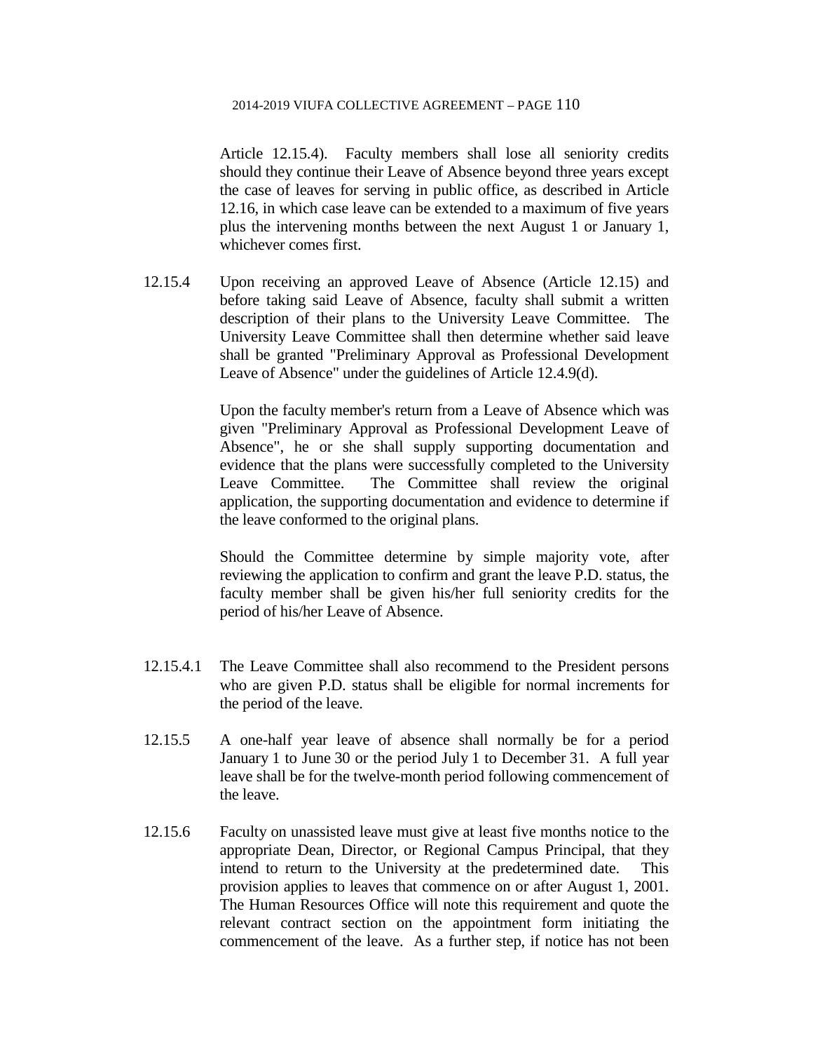Article 12.15.4). Faculty members shall lose all seniority credits should they continue their Leave of Absence beyond three years except the case of leaves for serving in public office, as described in Article 12.16, in which case leave can be extended to a maximum of five years plus the intervening months between the next August 1 or January 1, whichever comes first.

12.15.4 Upon receiving an approved Leave of Absence (Article 12.15) and before taking said Leave of Absence, faculty shall submit a written description of their plans to the University Leave Committee. The University Leave Committee shall then determine whether said leave shall be granted "Preliminary Approval as Professional Development Leave of Absence" under the guidelines of Article 12.4.9(d).

Upon the faculty member's return from a Leave of Absence which was given "Preliminary Approval as Professional Development Leave of Absence", he or she shall supply supporting documentation and evidence that the plans were successfully completed to the University Leave Committee. The Committee shall review the original application, the supporting documentation and evidence to determine if the leave conformed to the original plans.

Should the Committee determine by simple majority vote, after reviewing the application to confirm and grant the leave P.D. status, the faculty member shall be given his/her full seniority credits for the period of his/her Leave of Absence.

12.15.4.1 The Leave Committee shall also recommend to the President persons who are given P.D. status shall be eligible for normal increments for the period of the leave.

12.15.5 A one-half year leave of absence shall normally be for a period January 1 to June 30 or the period July 1 to December 31. A full year leave shall be for the twelve-month period following commencement of the leave.

12.15.6 Faculty on unassisted leave must give at least five months notice to the appropriate Dean, Director, or Regional Campus Principal, that they intend to return to the University at the predetermined date. This provision applies to leaves that commence on or after August 1, 2001. The Human Resources Office will note this requirement and quote the relevant contract section on the appointment form initiating the commencement of the leave. As a further step, if notice has not been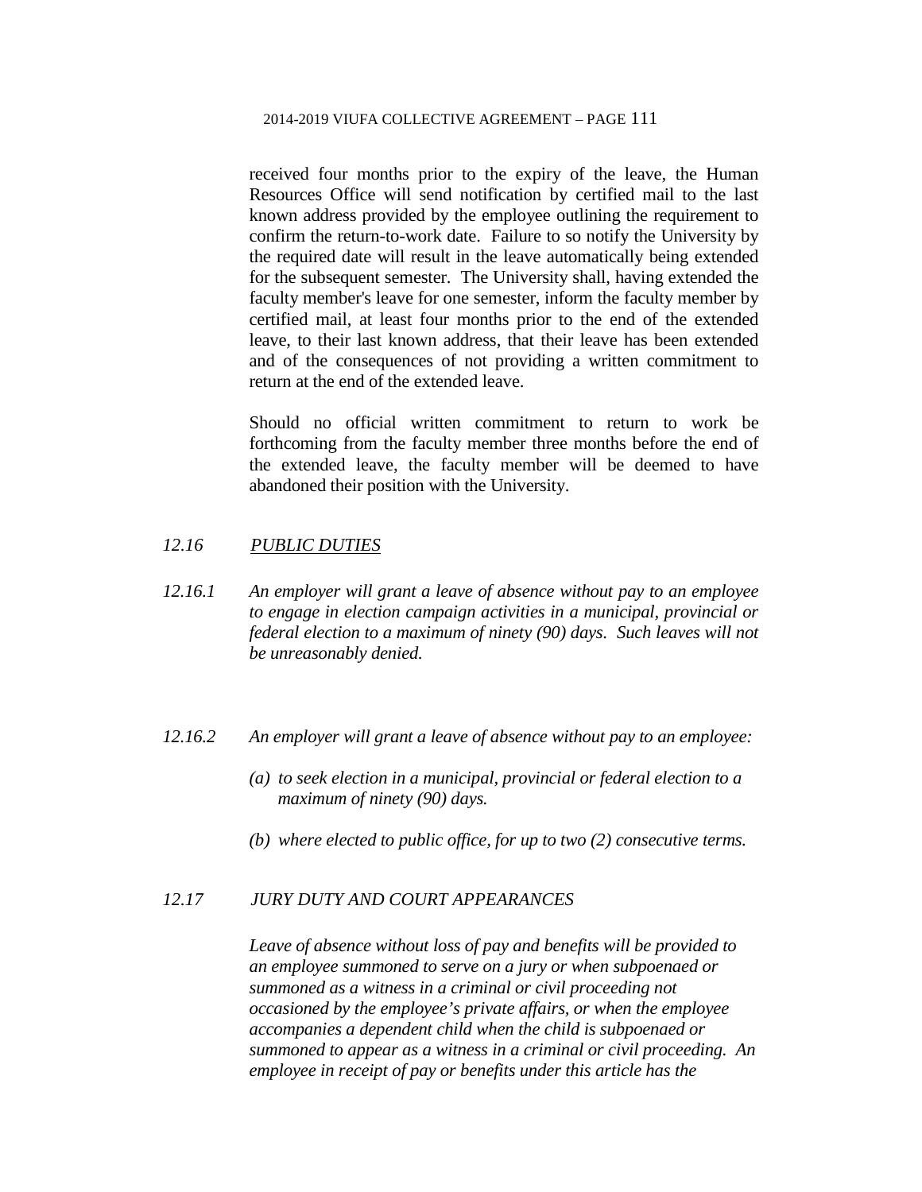received four months prior to the expiry of the leave, the Human Resources Office will send notification by certified mail to the last known address provided by the employee outlining the requirement to confirm the return-to-work date. Failure to so notify the University by the required date will result in the leave automatically being extended for the subsequent semester. The University shall, having extended the faculty member's leave for one semester, inform the faculty member by certified mail, at least four months prior to the end of the extended leave, to their last known address, that their leave has been extended and of the consequences of not providing a written commitment to return at the end of the extended leave.

Should no official written commitment to return to work be forthcoming from the faculty member three months before the end of the extended leave, the faculty member will be deemed to have abandoned their position with the University.

### *12.16 PUBLIC DUTIES*

*12.16.1 An employer will grant a leave of absence without pay to an employee to engage in election campaign activities in a municipal, provincial or federal election to a maximum of ninety (90) days. Such leaves will not be unreasonably denied.*

*12.16.2 An employer will grant a leave of absence without pay to an employee:*

*(a) to seek election in a municipal, provincial or federal election to a maximum of ninety (90) days.*

*(b) where elected to public office, for up to two (2) consecutive terms.*

### *12.17 JURY DUTY AND COURT APPEARANCES*

*Leave of absence without loss of pay and benefits will be provided to an employee summoned to serve on a jury or when subpoenaed or summoned as a witness in a criminal or civil proceeding not occasioned by the employee's private affairs, or when the employee accompanies a dependent child when the child is subpoenaed or summoned to appear as a witness in a criminal or civil proceeding. An employee in receipt of pay or benefits under this article has the*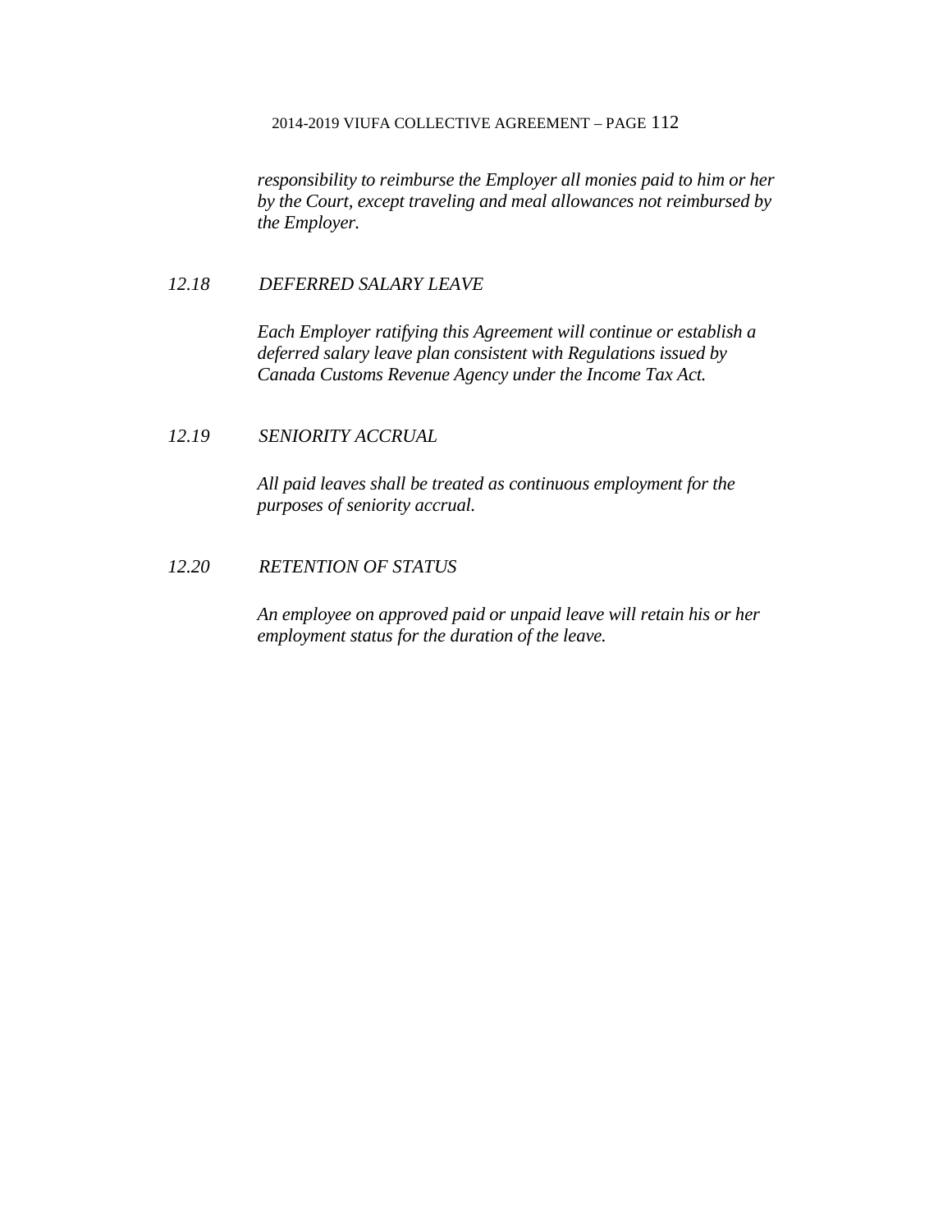*responsibility to reimburse the Employer all monies paid to him or her by the Court, except traveling and meal allowances not reimbursed by the Employer.*

### *12.18 DEFERRED SALARY LEAVE*

*Each Employer ratifying this Agreement will continue or establish a deferred salary leave plan consistent with Regulations issued by Canada Customs Revenue Agency under the Income Tax Act.*

### *12.19 SENIORITY ACCRUAL*

*All paid leaves shall be treated as continuous employment for the purposes of seniority accrual.*

### *12.20 RETENTION OF STATUS*

*An employee on approved paid or unpaid leave will retain his or her employment status for the duration of the leave.*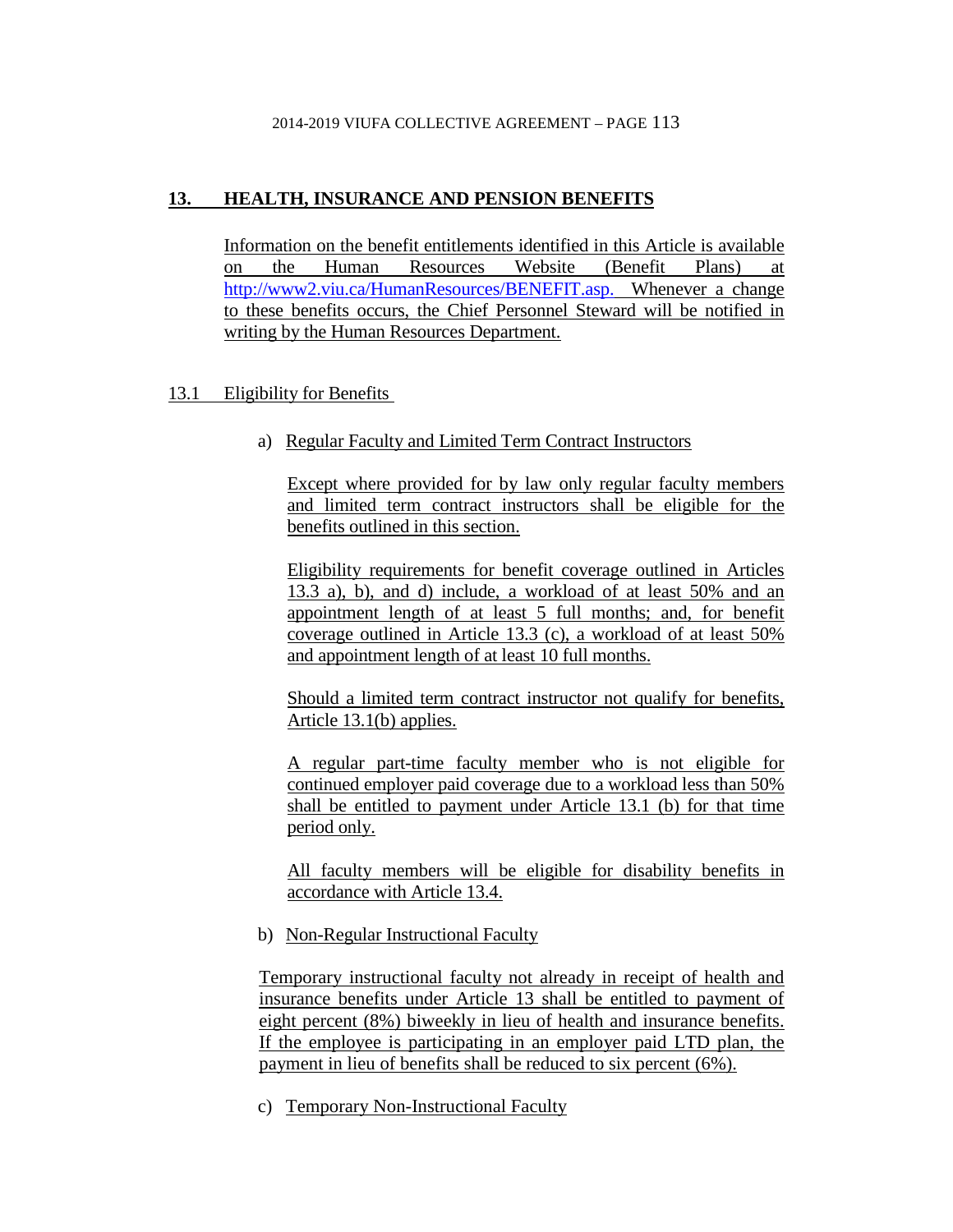## 13. HEALTH, INSURANCE AND PENSION BENEFITS

Information on the benefit entitlements identified in this Article is available on the Human Resources Website (Benefit Plans) at http://www2.viu.ca/HumanResources/BENEFIT.asp. Whenever a change to these benefits occurs, the Chief Personnel Steward will be notified in writing by the Human Resources Department.

### 13.1 Eligibility for Benefits

a) Regular Faculty and Limited Term Contract Instructors

Except where provided for by law only regular faculty members and limited term contract instructors shall be eligible for the benefits outlined in this section.

Eligibility requirements for benefit coverage outlined in Articles 13.3 a), b), and d) include, a workload of at least 50% and an appointment length of at least 5 full months; and, for benefit coverage outlined in Article 13.3 (c), a workload of at least 50% and appointment length of at least 10 full months.

Should a limited term contract instructor not qualify for benefits, Article 13.1(b) applies.

A regular part-time faculty member who is not eligible for continued employer paid coverage due to a workload less than 50% shall be entitled to payment under Article 13.1 (b) for that time period only.

All faculty members will be eligible for disability benefits in accordance with Article 13.4.

b) Non-Regular Instructional Faculty

Temporary instructional faculty not already in receipt of health and insurance benefits under Article 13 shall be entitled to payment of eight percent (8%) biweekly in lieu of health and insurance benefits. If the employee is participating in an employer paid LTD plan, the payment in lieu of benefits shall be reduced to six percent (6%).

c) Temporary Non-Instructional Faculty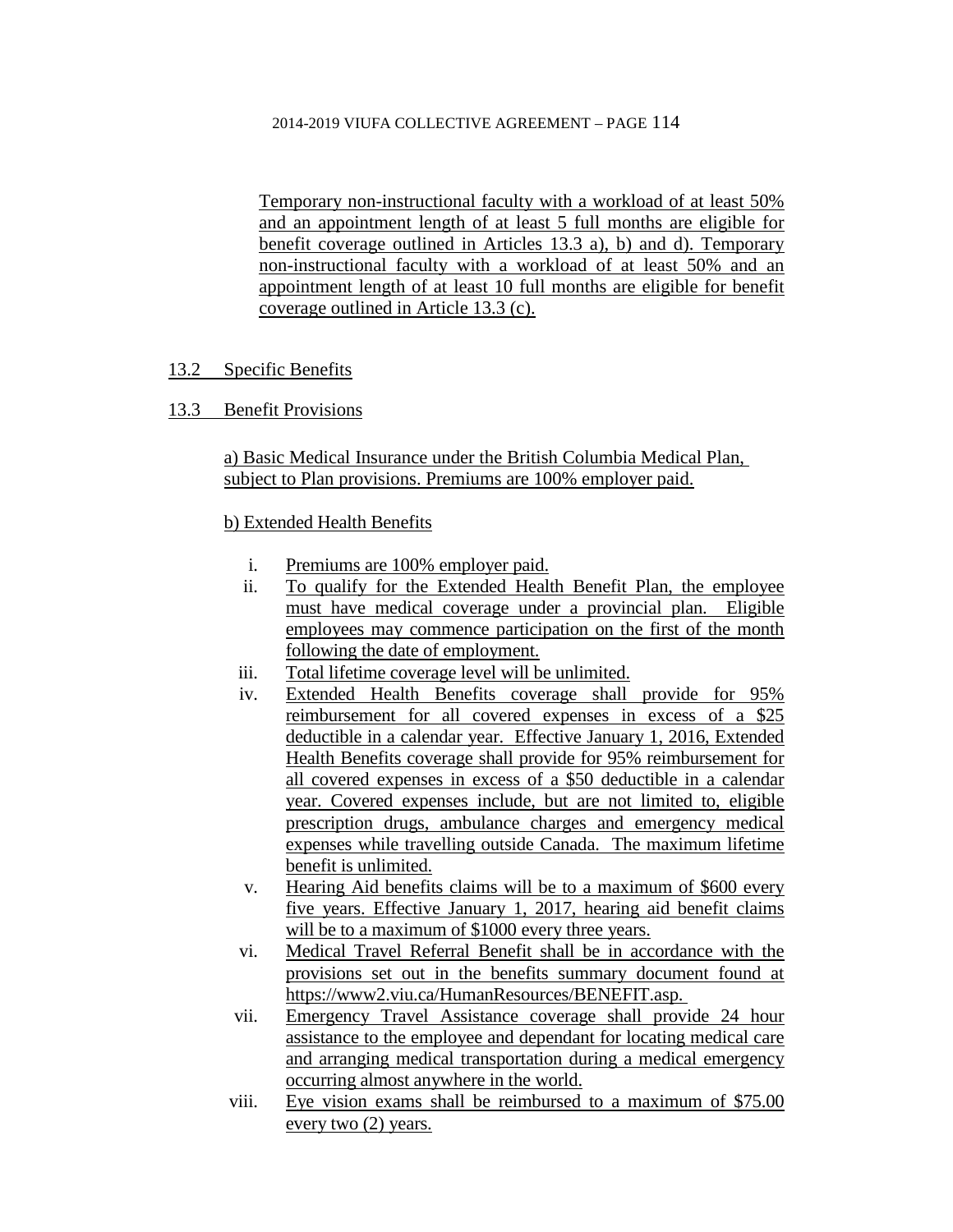Temporary non-instructional faculty with a workload of at least 50% and an appointment length of at least 5 full months are eligible for benefit coverage outlined in Articles 13.3 a), b) and d). Temporary non-instructional faculty with a workload of at least 50% and an appointment length of at least 10 full months are eligible for benefit coverage outlined in Article 13.3 (c).

## 13.2 Specific Benefits

## 13.3 Benefit Provisions

a) Basic Medical Insurance under the British Columbia Medical Plan, subject to Plan provisions. Premiums are 100% employer paid.

b) Extended Health Benefits

i. Premiums are 100% employer paid.

ii. To qualify for the Extended Health Benefit Plan, the employee must have medical coverage under a provincial plan. Eligible employees may commence participation on the first of the month following the date of employment.

iii. Total lifetime coverage level will be unlimited.

iv. Extended Health Benefits coverage shall provide for 95% reimbursement for all covered expenses in excess of a $25 deductible in a calendar year. Effective January 1, 2016, Extended Health Benefits coverage shall provide for 95% reimbursement for all covered expenses in excess of a $50 deductible in a calendar year. Covered expenses include, but are not limited to, eligible prescription drugs, ambulance charges and emergency medical expenses while travelling outside Canada. The maximum lifetime benefit is unlimited.

v. Hearing Aid benefits claims will be to a maximum of $600 every five years. Effective January 1, 2017, hearing aid benefit claims will be to a maximum of $1000 every three years.

vi. Medical Travel Referral Benefit shall be in accordance with the provisions set out in the benefits summary document found at https://www2.viu.ca/HumanResources/BENEFIT.asp.

vii. Emergency Travel Assistance coverage shall provide 24 hour assistance to the employee and dependant for locating medical care and arranging medical transportation during a medical emergency occurring almost anywhere in the world.

viii. Eye vision exams shall be reimbursed to a maximum of $75.00 every two (2) years.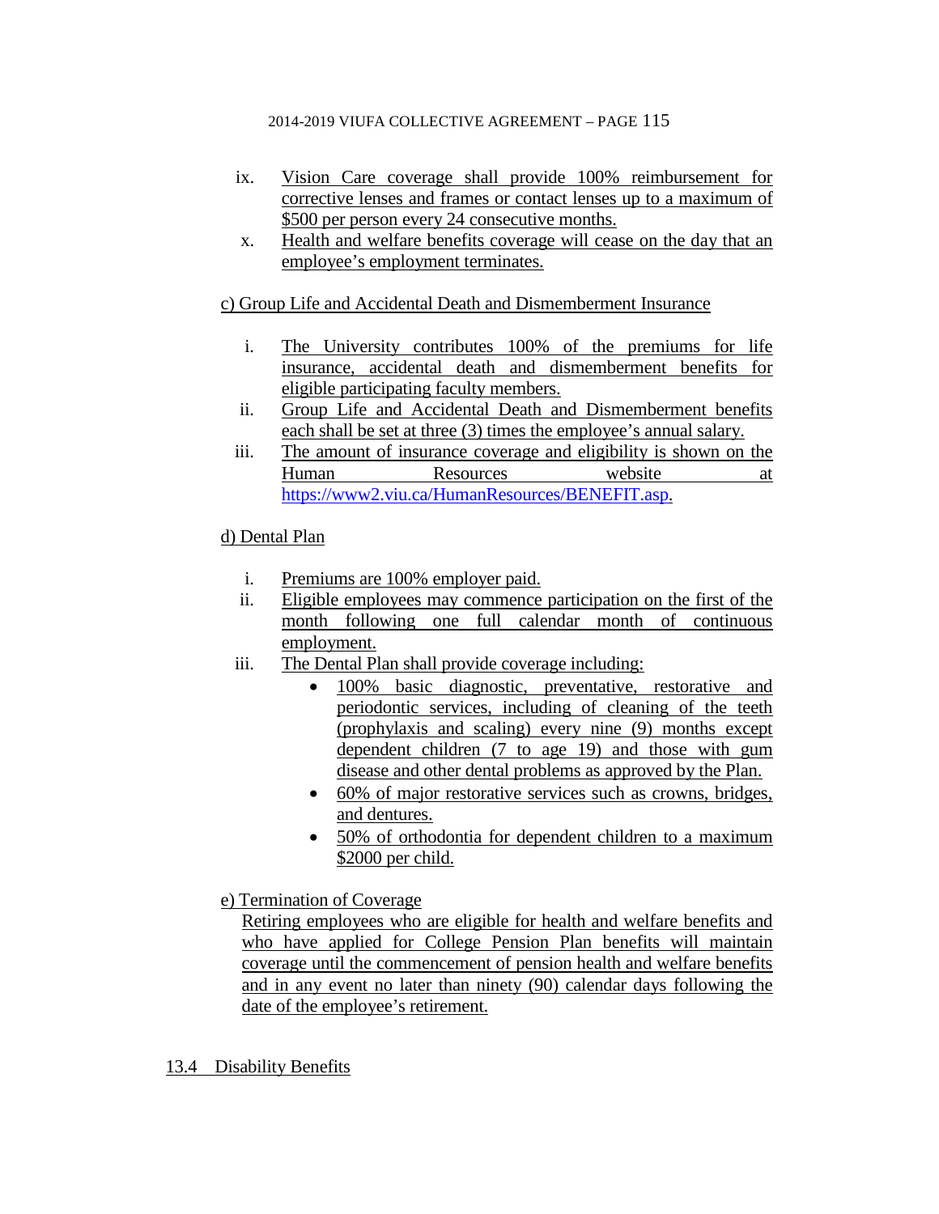ix. Vision Care coverage shall provide 100% reimbursement for corrective lenses and frames or contact lenses up to a maximum of $500 per person every 24 consecutive months.

x. Health and welfare benefits coverage will cease on the day that an employee's employment terminates.

c) Group Life and Accidental Death and Dismemberment Insurance

i. The University contributes 100% of the premiums for life insurance, accidental death and dismemberment benefits for eligible participating faculty members.

ii. Group Life and Accidental Death and Dismemberment benefits each shall be set at three (3) times the employee's annual salary.

iii. The amount of insurance coverage and eligibility is shown on the Human Resources website at https://www2.viu.ca/HumanResources/BENEFIT.asp.

d) Dental Plan

i. Premiums are 100% employer paid.

ii. Eligible employees may commence participation on the first of the month following one full calendar month of continuous employment.

iii. The Dental Plan shall provide coverage including:

- 100% basic diagnostic, preventative, restorative and periodontic services, including of cleaning of the teeth (prophylaxis and scaling) every nine (9) months except dependent children (7 to age 19) and those with gum disease and other dental problems as approved by the Plan.
- 60% of major restorative services such as crowns, bridges, and dentures.
- 50% of orthodontia for dependent children to a maximum $2000 per child.

e) Termination of Coverage

Retiring employees who are eligible for health and welfare benefits and who have applied for College Pension Plan benefits will maintain coverage until the commencement of pension health and welfare benefits and in any event no later than ninety (90) calendar days following the date of the employee's retirement.

## 13.4 Disability Benefits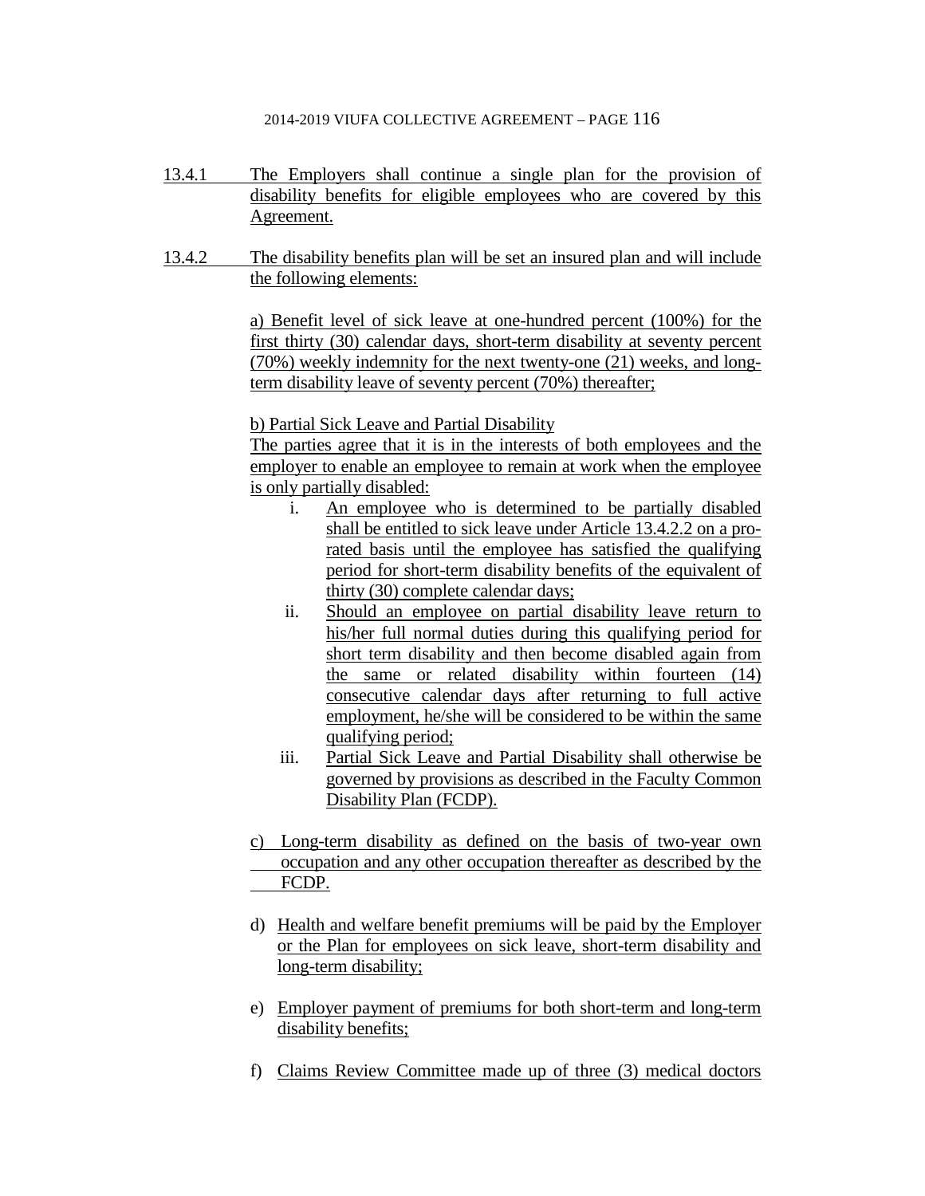13.4.1 The Employers shall continue a single plan for the provision of disability benefits for eligible employees who are covered by this Agreement.

13.4.2 The disability benefits plan will be set an insured plan and will include the following elements:

a) Benefit level of sick leave at one-hundred percent (100%) for the first thirty (30) calendar days, short-term disability at seventy percent (70%) weekly indemnity for the next twenty-one (21) weeks, and long-term disability leave of seventy percent (70%) thereafter;

b) Partial Sick Leave and Partial Disability

The parties agree that it is in the interests of both employees and the employer to enable an employee to remain at work when the employee is only partially disabled:

i. An employee who is determined to be partially disabled shall be entitled to sick leave under Article 13.4.2.2 on a pro-rated basis until the employee has satisfied the qualifying period for short-term disability benefits of the equivalent of thirty (30) complete calendar days;

ii. Should an employee on partial disability leave return to his/her full normal duties during this qualifying period for short term disability and then become disabled again from the same or related disability within fourteen (14) consecutive calendar days after returning to full active employment, he/she will be considered to be within the same qualifying period;

iii. Partial Sick Leave and Partial Disability shall otherwise be governed by provisions as described in the Faculty Common Disability Plan (FCDP).

c) Long-term disability as defined on the basis of two-year own occupation and any other occupation thereafter as described by the FCDP.

d) Health and welfare benefit premiums will be paid by the Employer or the Plan for employees on sick leave, short-term disability and long-term disability;

e) Employer payment of premiums for both short-term and long-term disability benefits;

f) Claims Review Committee made up of three (3) medical doctors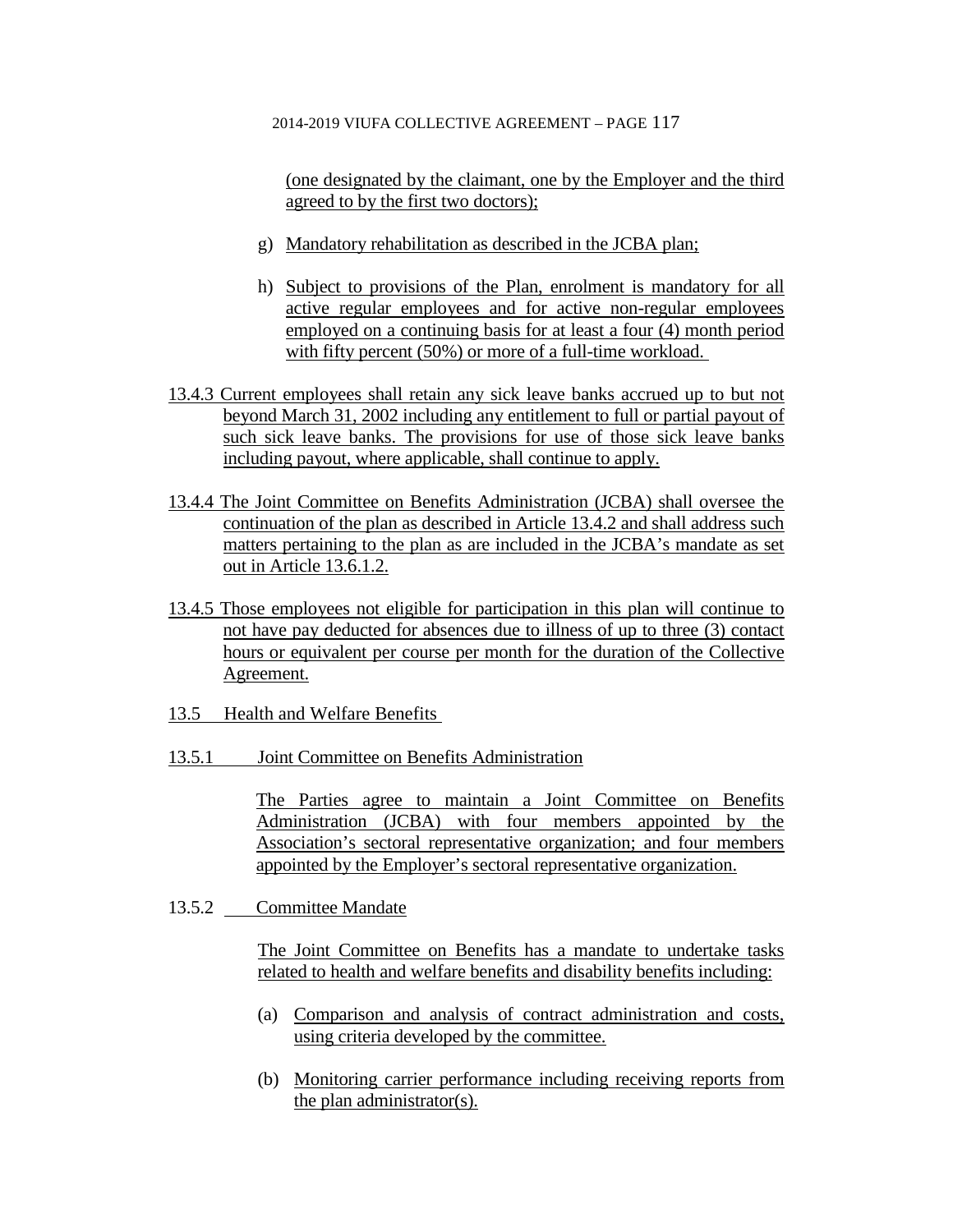(one designated by the claimant, one by the Employer and the third agreed to by the first two doctors);

g) Mandatory rehabilitation as described in the JCBA plan;

h) Subject to provisions of the Plan, enrolment is mandatory for all active regular employees and for active non-regular employees employed on a continuing basis for at least a four (4) month period with fifty percent (50%) or more of a full-time workload.

13.4.3 Current employees shall retain any sick leave banks accrued up to but not beyond March 31, 2002 including any entitlement to full or partial payout of such sick leave banks. The provisions for use of those sick leave banks including payout, where applicable, shall continue to apply.

13.4.4 The Joint Committee on Benefits Administration (JCBA) shall oversee the continuation of the plan as described in Article 13.4.2 and shall address such matters pertaining to the plan as are included in the JCBA's mandate as set out in Article 13.6.1.2.

13.4.5 Those employees not eligible for participation in this plan will continue to not have pay deducted for absences due to illness of up to three (3) contact hours or equivalent per course per month for the duration of the Collective Agreement.

13.5 Health and Welfare Benefits

13.5.1 Joint Committee on Benefits Administration

The Parties agree to maintain a Joint Committee on Benefits Administration (JCBA) with four members appointed by the Association's sectoral representative organization; and four members appointed by the Employer's sectoral representative organization.

13.5.2 Committee Mandate

The Joint Committee on Benefits has a mandate to undertake tasks related to health and welfare benefits and disability benefits including:

(a) Comparison and analysis of contract administration and costs, using criteria developed by the committee.

(b) Monitoring carrier performance including receiving reports from the plan administrator(s).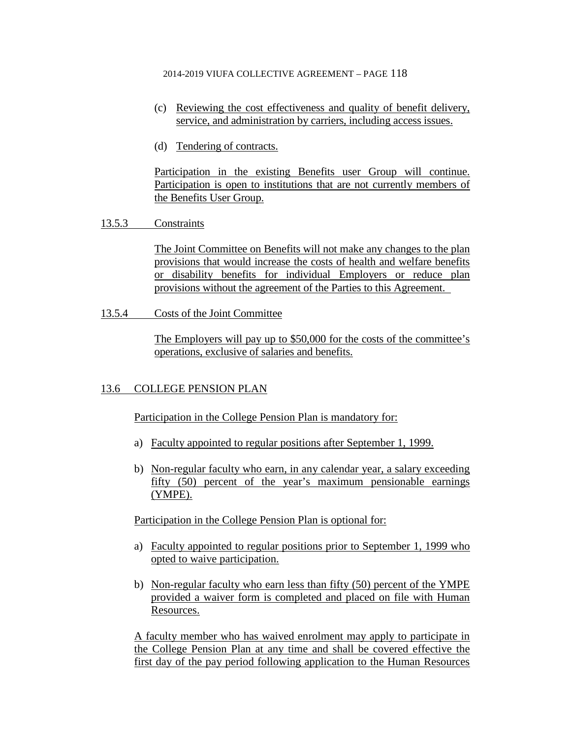(c) Reviewing the cost effectiveness and quality of benefit delivery, service, and administration by carriers, including access issues.

(d) Tendering of contracts.

Participation in the existing Benefits user Group will continue. Participation is open to institutions that are not currently members of the Benefits User Group.

13.5.3 Constraints

The Joint Committee on Benefits will not make any changes to the plan provisions that would increase the costs of health and welfare benefits or disability benefits for individual Employers or reduce plan provisions without the agreement of the Parties to this Agreement.

13.5.4 Costs of the Joint Committee

The Employers will pay up to $50,000 for the costs of the committee's operations, exclusive of salaries and benefits.

## 13.6 COLLEGE PENSION PLAN

Participation in the College Pension Plan is mandatory for:

a) Faculty appointed to regular positions after September 1, 1999.

b) Non-regular faculty who earn, in any calendar year, a salary exceeding fifty (50) percent of the year's maximum pensionable earnings (YMPE).

Participation in the College Pension Plan is optional for:

a) Faculty appointed to regular positions prior to September 1, 1999 who opted to waive participation.

b) Non-regular faculty who earn less than fifty (50) percent of the YMPE provided a waiver form is completed and placed on file with Human Resources.

A faculty member who has waived enrolment may apply to participate in the College Pension Plan at any time and shall be covered effective the first day of the pay period following application to the Human Resources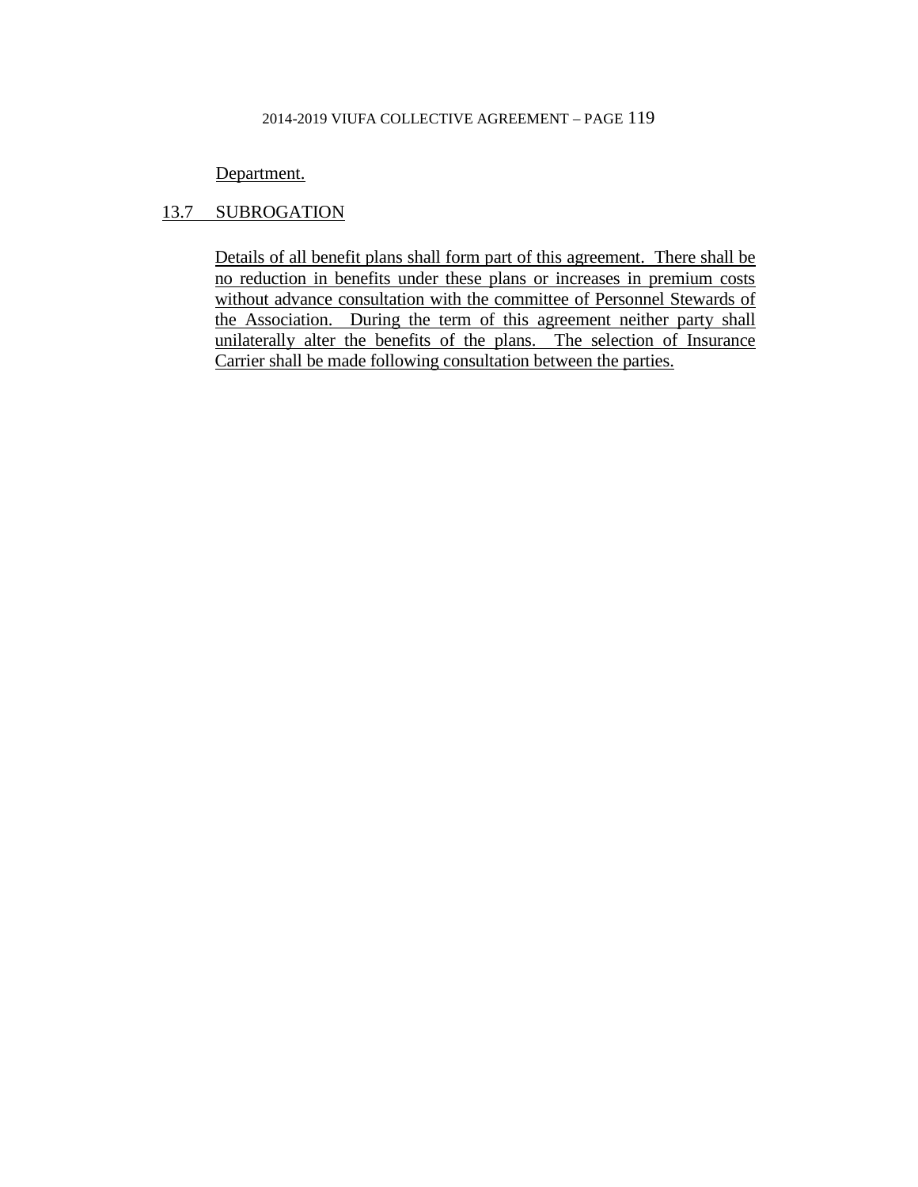Department.

## 13.7 SUBROGATION

Details of all benefit plans shall form part of this agreement. There shall be no reduction in benefits under these plans or increases in premium costs without advance consultation with the committee of Personnel Stewards of the Association. During the term of this agreement neither party shall unilaterally alter the benefits of the plans. The selection of Insurance Carrier shall be made following consultation between the parties.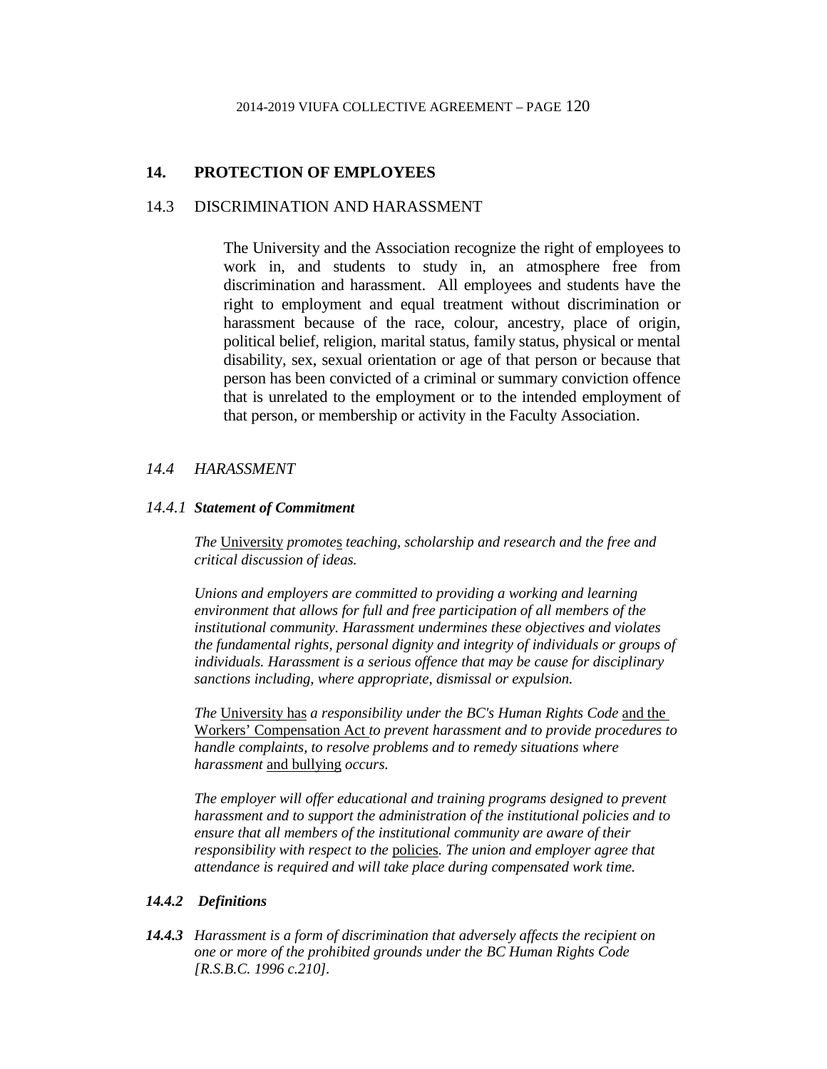## 14. PROTECTION OF EMPLOYEES

### 14.3 DISCRIMINATION AND HARASSMENT

The University and the Association recognize the right of employees to work in, and students to study in, an atmosphere free from discrimination and harassment. All employees and students have the right to employment and equal treatment without discrimination or harassment because of the race, colour, ancestry, place of origin, political belief, religion, marital status, family status, physical or mental disability, sex, sexual orientation or age of that person or because that person has been convicted of a criminal or summary conviction offence that is unrelated to the employment or to the intended employment of that person, or membership or activity in the Faculty Association.

### *14.4 HARASSMENT*

#### *14.4.1* ***Statement of Commitment***

*The* University *promote*s *teaching, scholarship and research and the free and critical discussion of ideas.*

*Unions and employers are committed to providing a working and learning environment that allows for full and free participation of all members of the institutional community. Harassment undermines these objectives and violates the fundamental rights, personal dignity and integrity of individuals or groups of individuals. Harassment is a serious offence that may be cause for disciplinary sanctions including, where appropriate, dismissal or expulsion.*

*The* University has *a responsibility under the BC's Human Rights Code* and the Workers' Compensation Act *to prevent harassment and to provide procedures to handle complaints, to resolve problems and to remedy situations where harassment* and bullying *occurs.*

*The employer will offer educational and training programs designed to prevent harassment and to support the administration of the institutional policies and to ensure that all members of the institutional community are aware of their responsibility with respect to the* policies*. The union and employer agree that attendance is required and will take place during compensated work time.*

#### ***14.4.2 Definitions***

***14.4.3*** *Harassment is a form of discrimination that adversely affects the recipient on one or more of the prohibited grounds under the BC Human Rights Code [R.S.B.C. 1996 c.210].*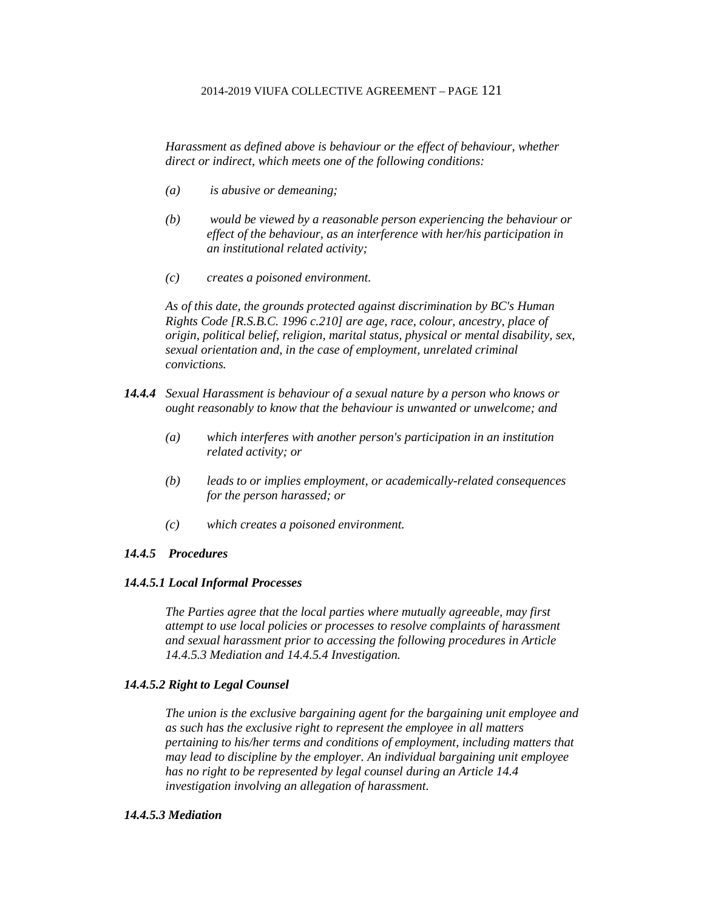*Harassment as defined above is behaviour or the effect of behaviour, whether direct or indirect, which meets one of the following conditions:*

*(a) is abusive or demeaning;*

*(b) would be viewed by a reasonable person experiencing the behaviour or effect of the behaviour, as an interference with her/his participation in an institutional related activity;*

*(c) creates a poisoned environment.*

*As of this date, the grounds protected against discrimination by BC's Human Rights Code [R.S.B.C. 1996 c.210] are age, race, colour, ancestry, place of origin, political belief, religion, marital status, physical or mental disability, sex, sexual orientation and, in the case of employment, unrelated criminal convictions.*

***14.4.4*** *Sexual Harassment is behaviour of a sexual nature by a person who knows or ought reasonably to know that the behaviour is unwanted or unwelcome; and*

*(a) which interferes with another person's participation in an institution related activity; or*

*(b) leads to or implies employment, or academically-related consequences for the person harassed; or*

*(c) which creates a poisoned environment.*

***14.4.5 Procedures***

***14.4.5.1 Local Informal Processes***

*The Parties agree that the local parties where mutually agreeable, may first attempt to use local policies or processes to resolve complaints of harassment and sexual harassment prior to accessing the following procedures in Article 14.4.5.3 Mediation and 14.4.5.4 Investigation.*

***14.4.5.2 Right to Legal Counsel***

*The union is the exclusive bargaining agent for the bargaining unit employee and as such has the exclusive right to represent the employee in all matters pertaining to his/her terms and conditions of employment, including matters that may lead to discipline by the employer. An individual bargaining unit employee has no right to be represented by legal counsel during an Article 14.4 investigation involving an allegation of harassment.*

***14.4.5.3 Mediation***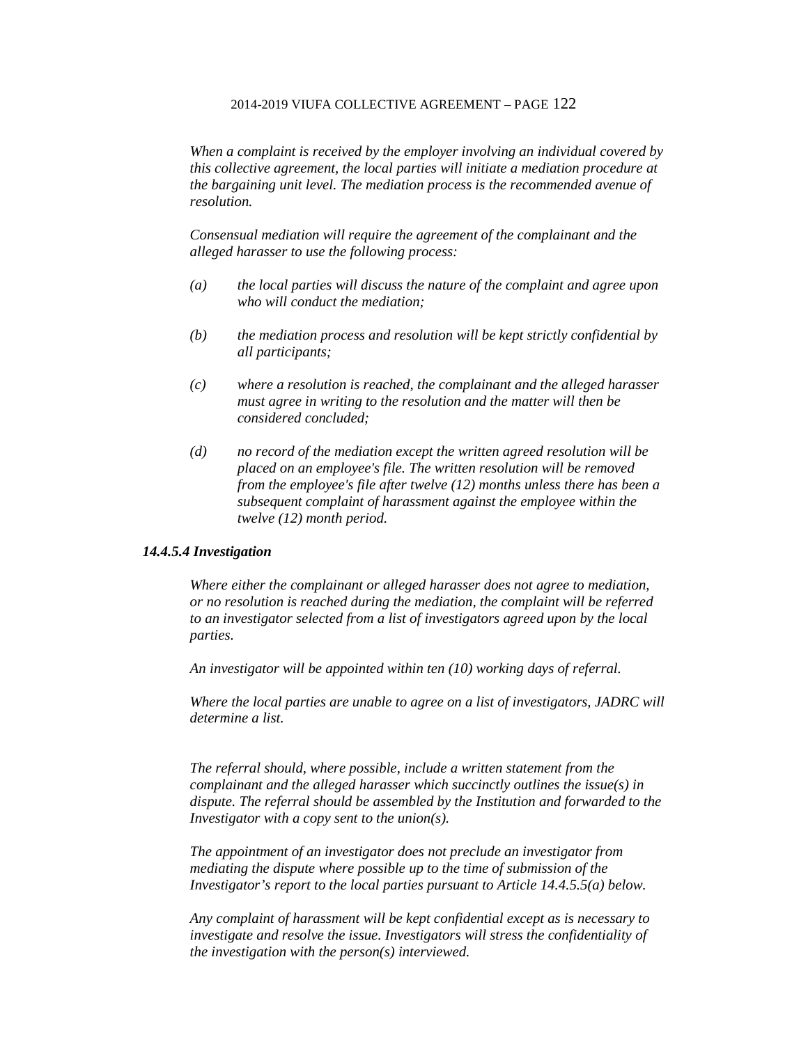*When a complaint is received by the employer involving an individual covered by this collective agreement, the local parties will initiate a mediation procedure at the bargaining unit level. The mediation process is the recommended avenue of resolution.*

*Consensual mediation will require the agreement of the complainant and the alleged harasser to use the following process:*

*(a) the local parties will discuss the nature of the complaint and agree upon who will conduct the mediation;*

*(b) the mediation process and resolution will be kept strictly confidential by all participants;*

*(c) where a resolution is reached, the complainant and the alleged harasser must agree in writing to the resolution and the matter will then be considered concluded;*

*(d) no record of the mediation except the written agreed resolution will be placed on an employee's file. The written resolution will be removed from the employee's file after twelve (12) months unless there has been a subsequent complaint of harassment against the employee within the twelve (12) month period.*

***14.4.5.4 Investigation***

*Where either the complainant or alleged harasser does not agree to mediation, or no resolution is reached during the mediation, the complaint will be referred to an investigator selected from a list of investigators agreed upon by the local parties.*

*An investigator will be appointed within ten (10) working days of referral.*

*Where the local parties are unable to agree on a list of investigators, JADRC will determine a list.*

*The referral should, where possible, include a written statement from the complainant and the alleged harasser which succinctly outlines the issue(s) in dispute. The referral should be assembled by the Institution and forwarded to the Investigator with a copy sent to the union(s).*

*The appointment of an investigator does not preclude an investigator from mediating the dispute where possible up to the time of submission of the Investigator's report to the local parties pursuant to Article 14.4.5.5(a) below.*

*Any complaint of harassment will be kept confidential except as is necessary to investigate and resolve the issue. Investigators will stress the confidentiality of the investigation with the person(s) interviewed.*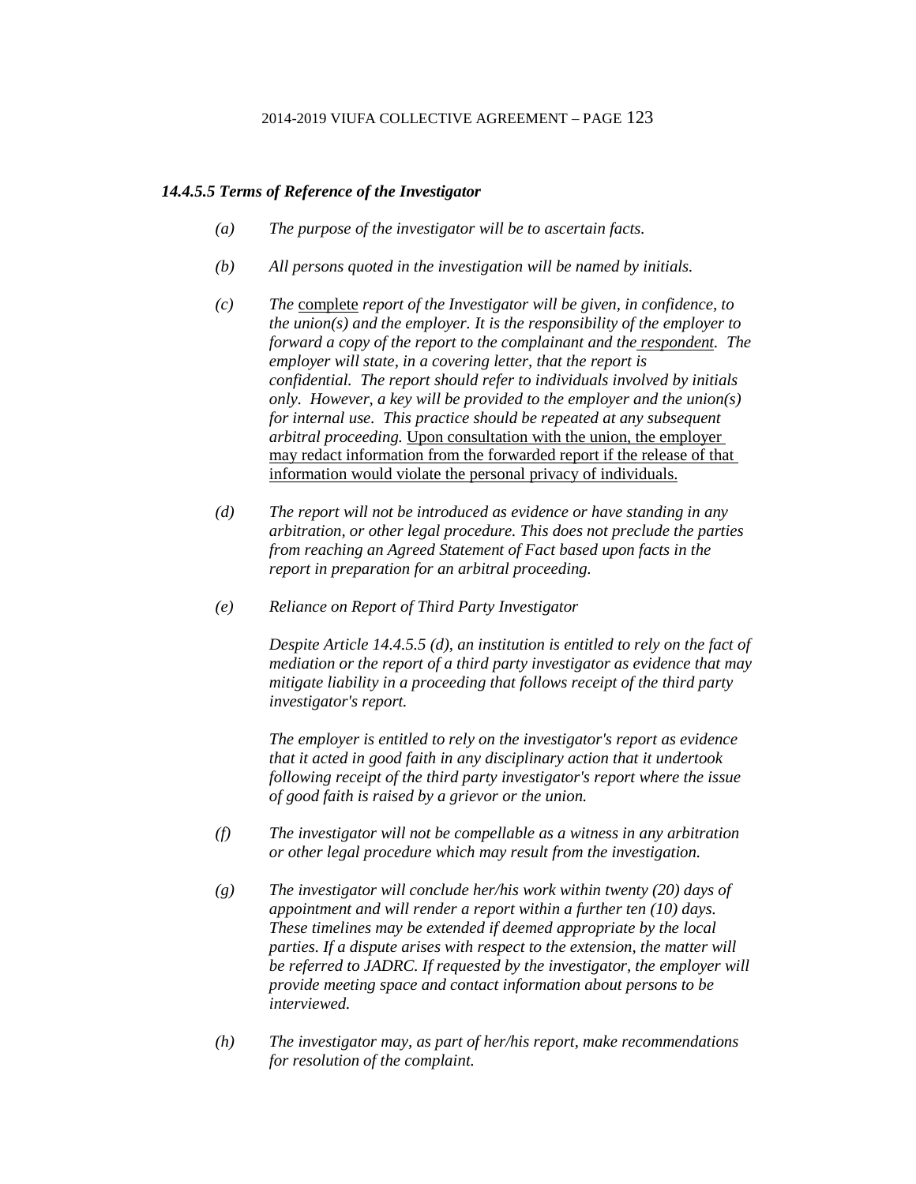### *14.4.5.5 Terms of Reference of the Investigator*

(a) *The purpose of the investigator will be to ascertain facts.*

(b) *All persons quoted in the investigation will be named by initials.*

(c) *The* complete *report of the Investigator will be given, in confidence, to the union(s) and the employer. It is the responsibility of the employer to forward a copy of the report to the complainant and the* respondent*. The employer will state, in a covering letter, that the report is confidential. The report should refer to individuals involved by initials only. However, a key will be provided to the employer and the union(s) for internal use. This practice should be repeated at any subsequent arbitral proceeding.* Upon consultation with the union, the employer may redact information from the forwarded report if the release of that information would violate the personal privacy of individuals.

(d) *The report will not be introduced as evidence or have standing in any arbitration, or other legal procedure. This does not preclude the parties from reaching an Agreed Statement of Fact based upon facts in the report in preparation for an arbitral proceeding.*

(e) *Reliance on Report of Third Party Investigator*

*Despite Article 14.4.5.5 (d), an institution is entitled to rely on the fact of mediation or the report of a third party investigator as evidence that may mitigate liability in a proceeding that follows receipt of the third party investigator's report.*

*The employer is entitled to rely on the investigator's report as evidence that it acted in good faith in any disciplinary action that it undertook following receipt of the third party investigator's report where the issue of good faith is raised by a grievor or the union.*

(f) *The investigator will not be compellable as a witness in any arbitration or other legal procedure which may result from the investigation.*

(g) *The investigator will conclude her/his work within twenty (20) days of appointment and will render a report within a further ten (10) days. These timelines may be extended if deemed appropriate by the local parties. If a dispute arises with respect to the extension, the matter will be referred to JADRC. If requested by the investigator, the employer will provide meeting space and contact information about persons to be interviewed.*

(h) *The investigator may, as part of her/his report, make recommendations for resolution of the complaint.*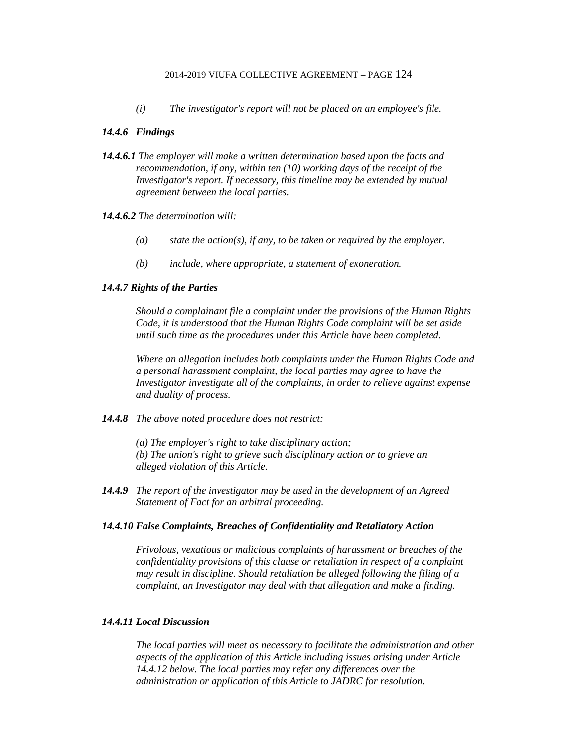*(i) The investigator's report will not be placed on an employee's file.*

***14.4.6 Findings***

***14.4.6.1*** *The employer will make a written determination based upon the facts and recommendation, if any, within ten (10) working days of the receipt of the Investigator's report. If necessary, this timeline may be extended by mutual agreement between the local parties.*

***14.4.6.2*** *The determination will:*

*(a) state the action(s), if any, to be taken or required by the employer.*

*(b) include, where appropriate, a statement of exoneration.*

***14.4.7 Rights of the Parties***

*Should a complainant file a complaint under the provisions of the Human Rights Code, it is understood that the Human Rights Code complaint will be set aside until such time as the procedures under this Article have been completed.*

*Where an allegation includes both complaints under the Human Rights Code and a personal harassment complaint, the local parties may agree to have the Investigator investigate all of the complaints, in order to relieve against expense and duality of process.*

***14.4.8*** *The above noted procedure does not restrict:*

*(a) The employer's right to take disciplinary action;*
*(b) The union's right to grieve such disciplinary action or to grieve an alleged violation of this Article.*

***14.4.9*** *The report of the investigator may be used in the development of an Agreed Statement of Fact for an arbitral proceeding.*

***14.4.10 False Complaints, Breaches of Confidentiality and Retaliatory Action***

*Frivolous, vexatious or malicious complaints of harassment or breaches of the confidentiality provisions of this clause or retaliation in respect of a complaint may result in discipline. Should retaliation be alleged following the filing of a complaint, an Investigator may deal with that allegation and make a finding.*

***14.4.11 Local Discussion***

*The local parties will meet as necessary to facilitate the administration and other aspects of the application of this Article including issues arising under Article 14.4.12 below. The local parties may refer any differences over the administration or application of this Article to JADRC for resolution.*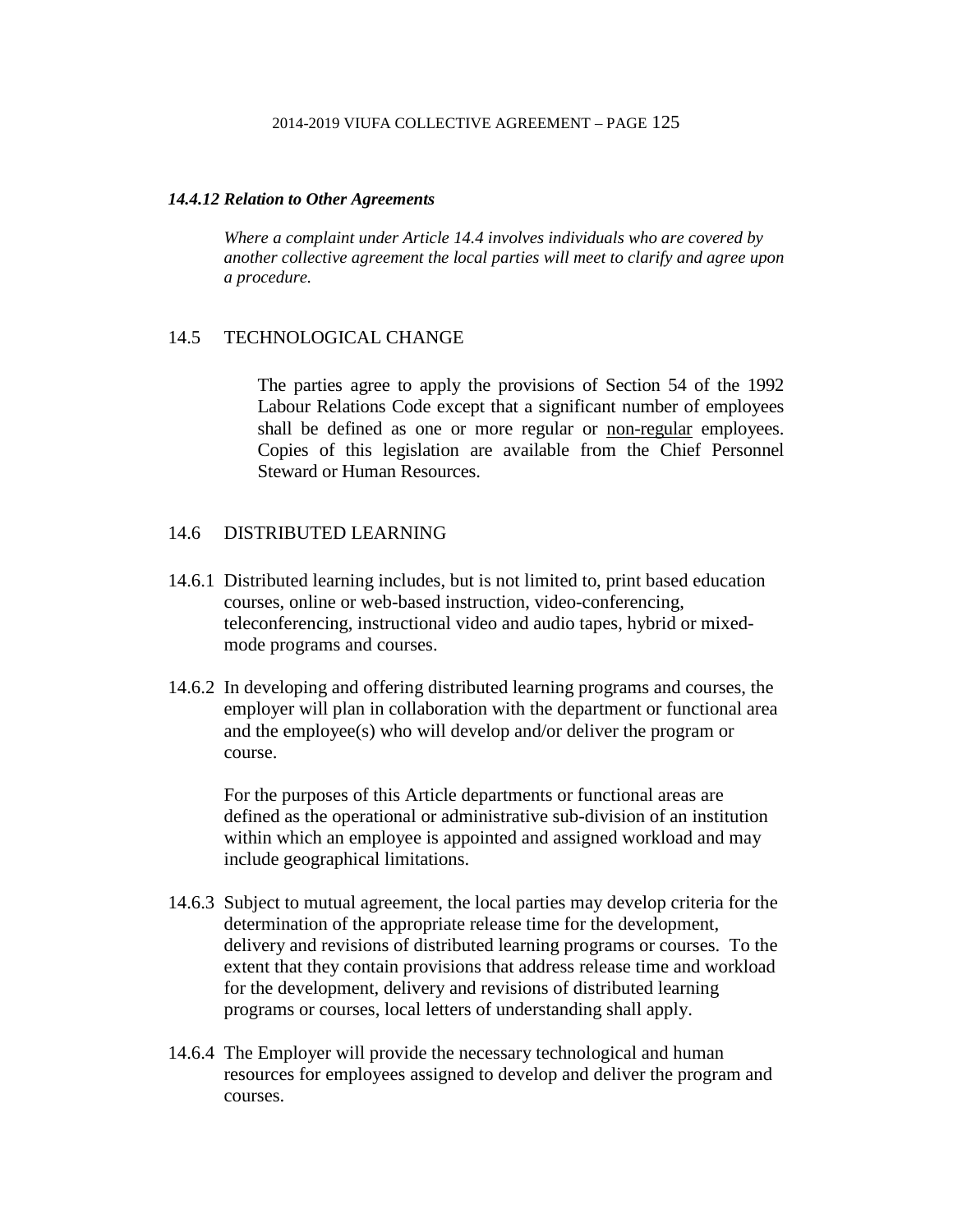#### *14.4.12 Relation to Other Agreements*

*Where a complaint under Article 14.4 involves individuals who are covered by another collective agreement the local parties will meet to clarify and agree upon a procedure.*

## 14.5 TECHNOLOGICAL CHANGE

The parties agree to apply the provisions of Section 54 of the 1992 Labour Relations Code except that a significant number of employees shall be defined as one or more regular or <u>non-regular</u> employees. Copies of this legislation are available from the Chief Personnel Steward or Human Resources.

## 14.6 DISTRIBUTED LEARNING

14.6.1 Distributed learning includes, but is not limited to, print based education courses, online or web-based instruction, video-conferencing, teleconferencing, instructional video and audio tapes, hybrid or mixed-mode programs and courses.

14.6.2 In developing and offering distributed learning programs and courses, the employer will plan in collaboration with the department or functional area and the employee(s) who will develop and/or deliver the program or course.

For the purposes of this Article departments or functional areas are defined as the operational or administrative sub-division of an institution within which an employee is appointed and assigned workload and may include geographical limitations.

14.6.3 Subject to mutual agreement, the local parties may develop criteria for the determination of the appropriate release time for the development, delivery and revisions of distributed learning programs or courses. To the extent that they contain provisions that address release time and workload for the development, delivery and revisions of distributed learning programs or courses, local letters of understanding shall apply.

14.6.4 The Employer will provide the necessary technological and human resources for employees assigned to develop and deliver the program and courses.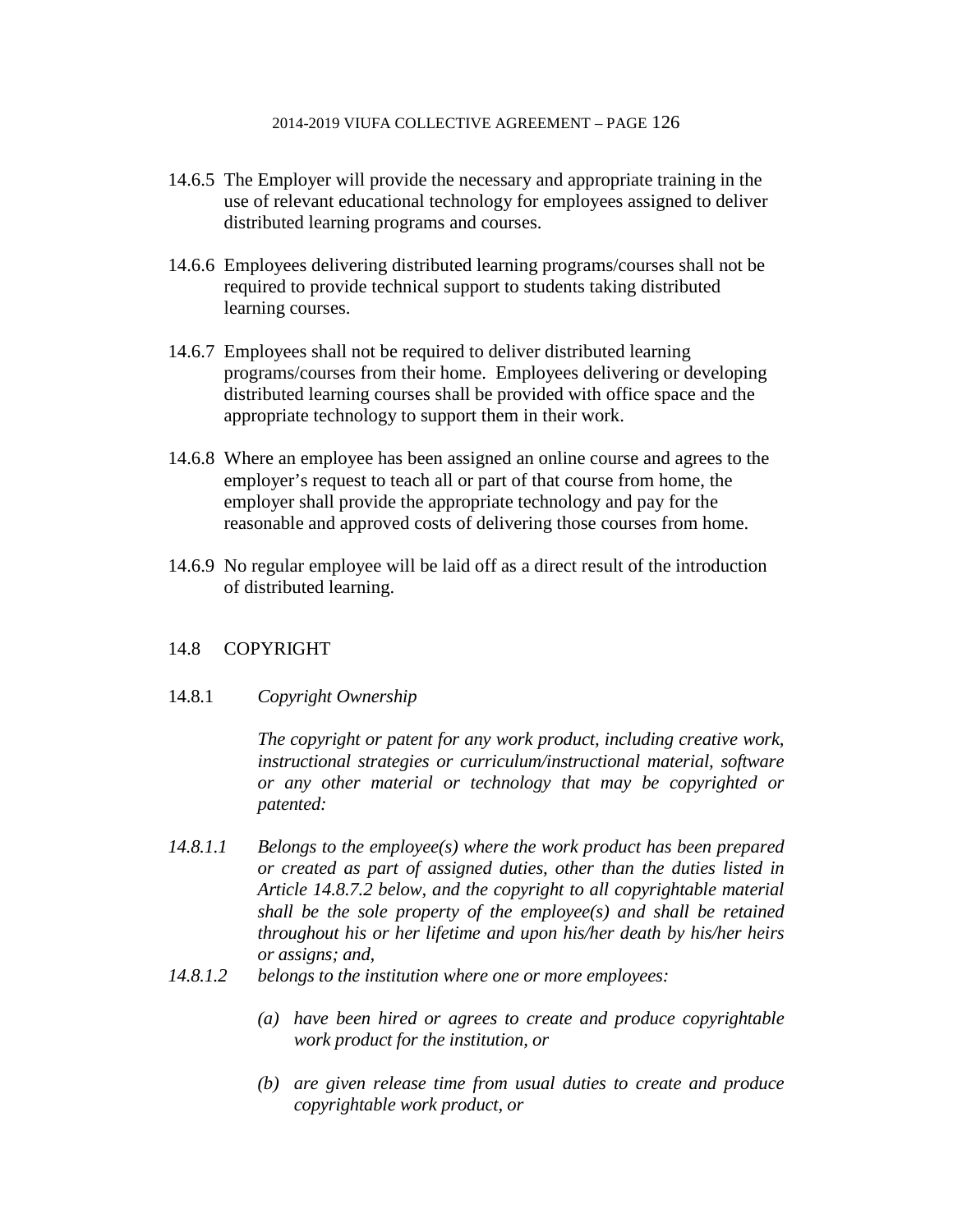14.6.5 The Employer will provide the necessary and appropriate training in the use of relevant educational technology for employees assigned to deliver distributed learning programs and courses.

14.6.6 Employees delivering distributed learning programs/courses shall not be required to provide technical support to students taking distributed learning courses.

14.6.7 Employees shall not be required to deliver distributed learning programs/courses from their home. Employees delivering or developing distributed learning courses shall be provided with office space and the appropriate technology to support them in their work.

14.6.8 Where an employee has been assigned an online course and agrees to the employer's request to teach all or part of that course from home, the employer shall provide the appropriate technology and pay for the reasonable and approved costs of delivering those courses from home.

14.6.9 No regular employee will be laid off as a direct result of the introduction of distributed learning.

## 14.8 COPYRIGHT

14.8.1 *Copyright Ownership*

*The copyright or patent for any work product, including creative work, instructional strategies or curriculum/instructional material, software or any other material or technology that may be copyrighted or patented:*

*14.8.1.1 Belongs to the employee(s) where the work product has been prepared or created as part of assigned duties, other than the duties listed in Article 14.8.7.2 below, and the copyright to all copyrightable material shall be the sole property of the employee(s) and shall be retained throughout his or her lifetime and upon his/her death by his/her heirs or assigns; and,*

*14.8.1.2 belongs to the institution where one or more employees:*

*(a) have been hired or agrees to create and produce copyrightable work product for the institution, or*

*(b) are given release time from usual duties to create and produce copyrightable work product, or*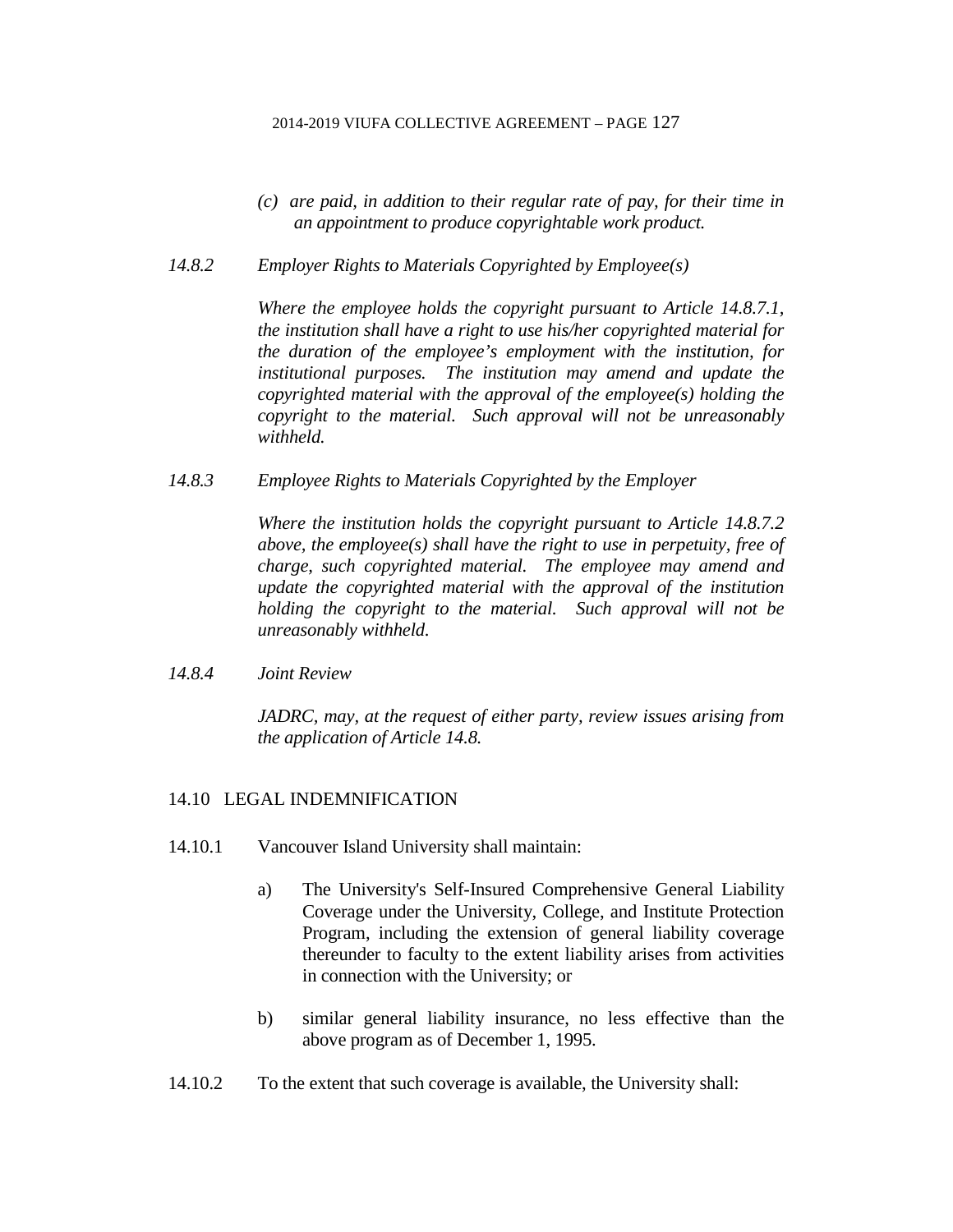*(c) are paid, in addition to their regular rate of pay, for their time in an appointment to produce copyrightable work product.*

*14.8.2 Employer Rights to Materials Copyrighted by Employee(s)*

*Where the employee holds the copyright pursuant to Article 14.8.7.1, the institution shall have a right to use his/her copyrighted material for the duration of the employee's employment with the institution, for institutional purposes. The institution may amend and update the copyrighted material with the approval of the employee(s) holding the copyright to the material. Such approval will not be unreasonably withheld.*

*14.8.3 Employee Rights to Materials Copyrighted by the Employer*

*Where the institution holds the copyright pursuant to Article 14.8.7.2 above, the employee(s) shall have the right to use in perpetuity, free of charge, such copyrighted material. The employee may amend and update the copyrighted material with the approval of the institution holding the copyright to the material. Such approval will not be unreasonably withheld.*

*14.8.4 Joint Review*

*JADRC, may, at the request of either party, review issues arising from the application of Article 14.8.*

## 14.10 LEGAL INDEMNIFICATION

14.10.1 Vancouver Island University shall maintain:

a) The University's Self-Insured Comprehensive General Liability Coverage under the University, College, and Institute Protection Program, including the extension of general liability coverage thereunder to faculty to the extent liability arises from activities in connection with the University; or

b) similar general liability insurance, no less effective than the above program as of December 1, 1995.

14.10.2 To the extent that such coverage is available, the University shall: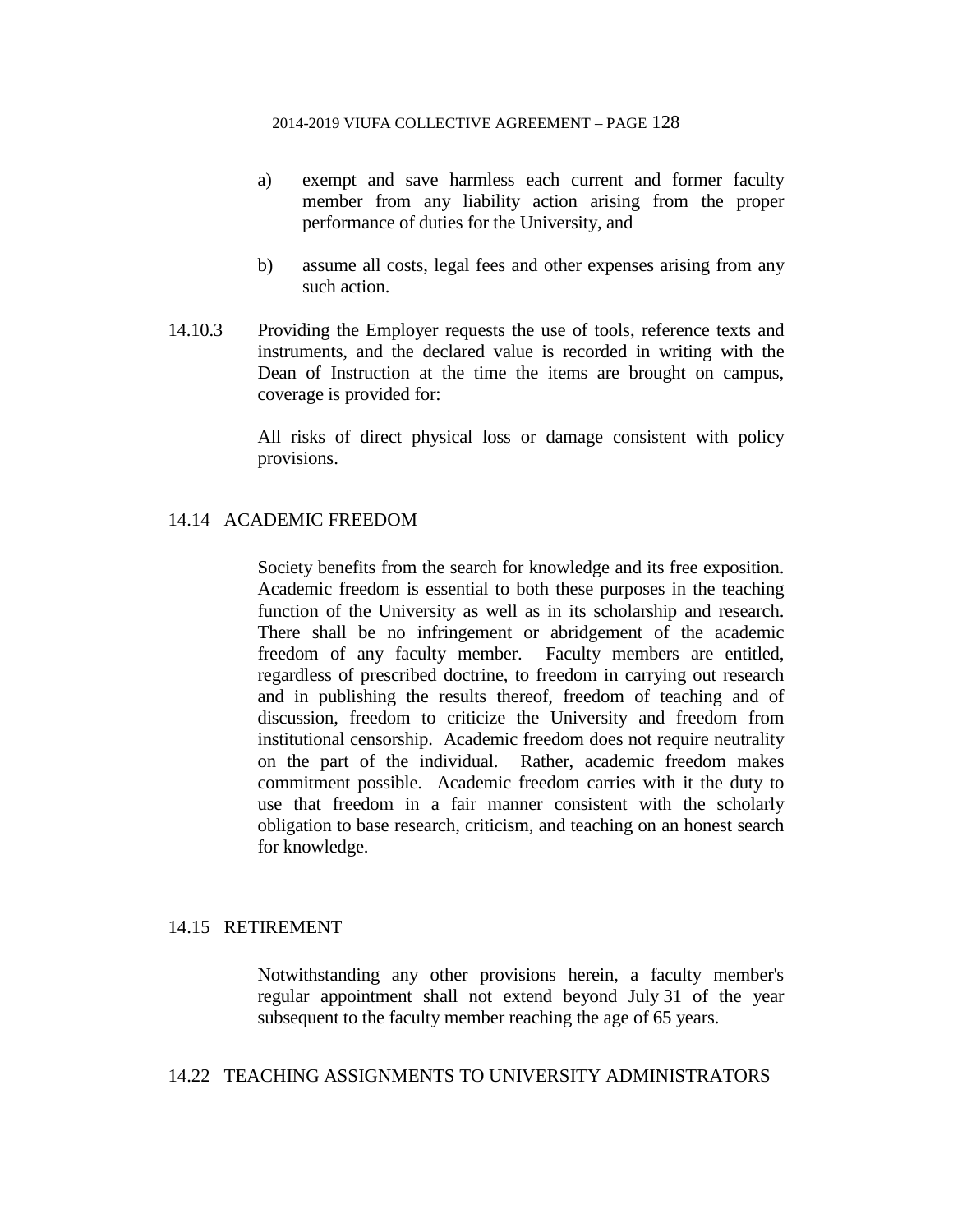a) exempt and save harmless each current and former faculty member from any liability action arising from the proper performance of duties for the University, and

b) assume all costs, legal fees and other expenses arising from any such action.

14.10.3 Providing the Employer requests the use of tools, reference texts and instruments, and the declared value is recorded in writing with the Dean of Instruction at the time the items are brought on campus, coverage is provided for:

All risks of direct physical loss or damage consistent with policy provisions.

## 14.14 ACADEMIC FREEDOM

Society benefits from the search for knowledge and its free exposition. Academic freedom is essential to both these purposes in the teaching function of the University as well as in its scholarship and research. There shall be no infringement or abridgement of the academic freedom of any faculty member. Faculty members are entitled, regardless of prescribed doctrine, to freedom in carrying out research and in publishing the results thereof, freedom of teaching and of discussion, freedom to criticize the University and freedom from institutional censorship. Academic freedom does not require neutrality on the part of the individual. Rather, academic freedom makes commitment possible. Academic freedom carries with it the duty to use that freedom in a fair manner consistent with the scholarly obligation to base research, criticism, and teaching on an honest search for knowledge.

## 14.15 RETIREMENT

Notwithstanding any other provisions herein, a faculty member's regular appointment shall not extend beyond July 31 of the year subsequent to the faculty member reaching the age of 65 years.

## 14.22 TEACHING ASSIGNMENTS TO UNIVERSITY ADMINISTRATORS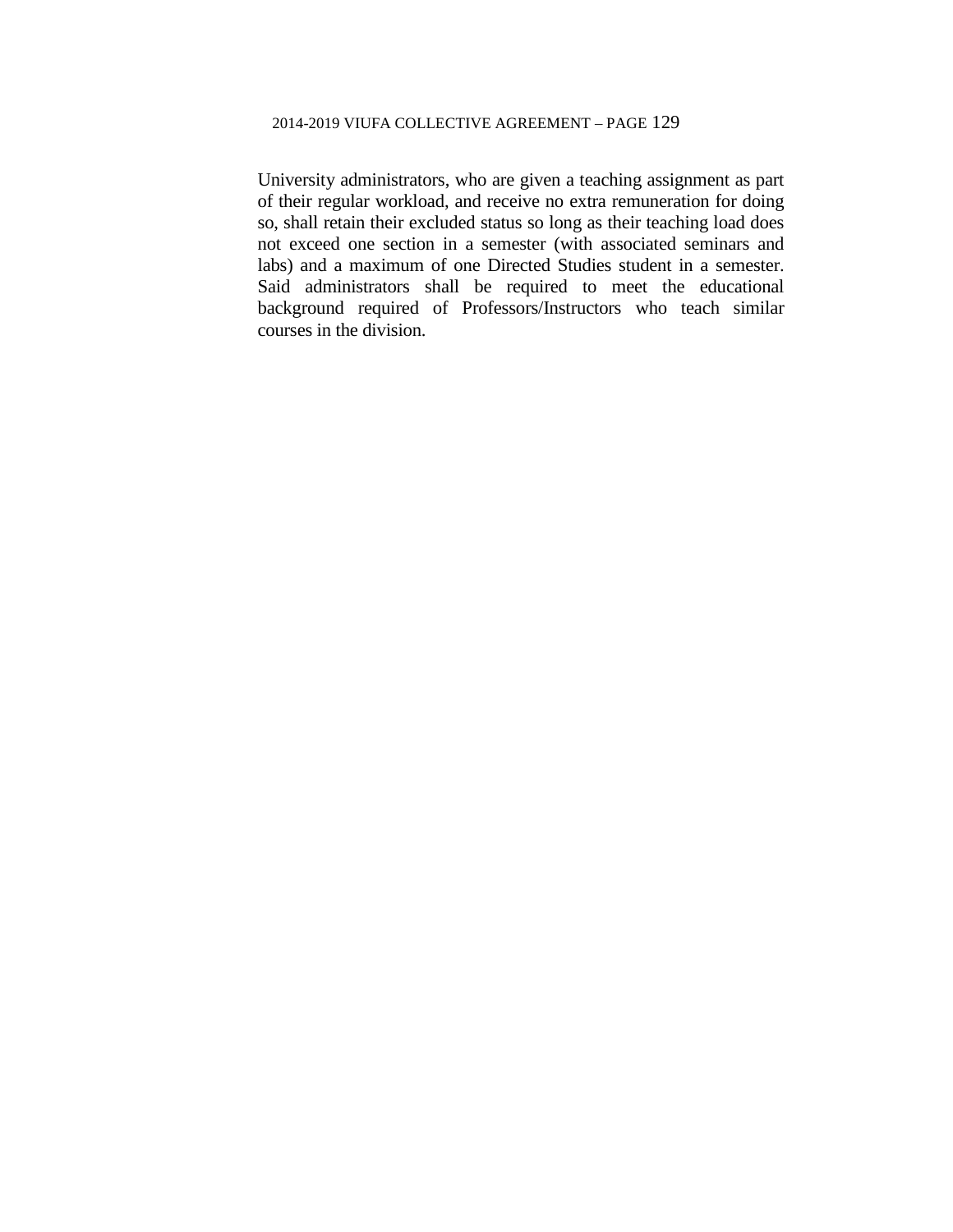University administrators, who are given a teaching assignment as part of their regular workload, and receive no extra remuneration for doing so, shall retain their excluded status so long as their teaching load does not exceed one section in a semester (with associated seminars and labs) and a maximum of one Directed Studies student in a semester. Said administrators shall be required to meet the educational background required of Professors/Instructors who teach similar courses in the division.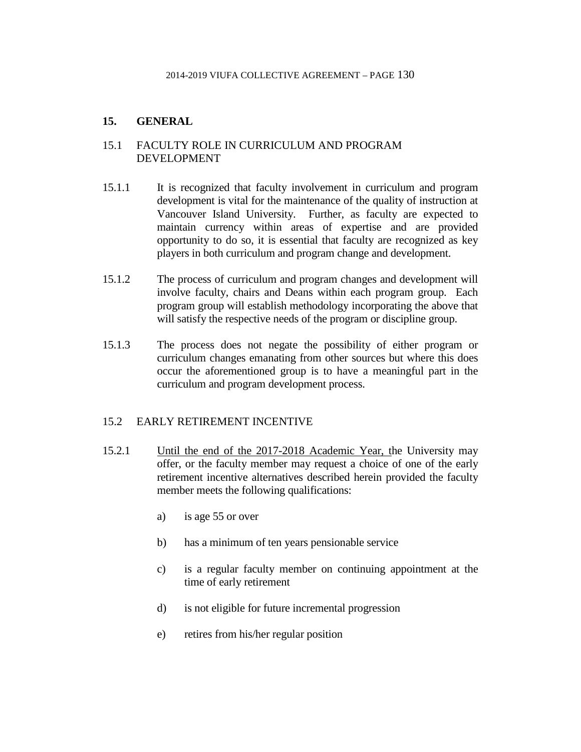## 15. GENERAL

### 15.1 FACULTY ROLE IN CURRICULUM AND PROGRAM DEVELOPMENT

15.1.1 It is recognized that faculty involvement in curriculum and program development is vital for the maintenance of the quality of instruction at Vancouver Island University. Further, as faculty are expected to maintain currency within areas of expertise and are provided opportunity to do so, it is essential that faculty are recognized as key players in both curriculum and program change and development.

15.1.2 The process of curriculum and program changes and development will involve faculty, chairs and Deans within each program group. Each program group will establish methodology incorporating the above that will satisfy the respective needs of the program or discipline group.

15.1.3 The process does not negate the possibility of either program or curriculum changes emanating from other sources but where this does occur the aforementioned group is to have a meaningful part in the curriculum and program development process.

### 15.2 EARLY RETIREMENT INCENTIVE

15.2.1 <u>Until the end of the 2017-2018 Academic Year, t</u>he University may offer, or the faculty member may request a choice of one of the early retirement incentive alternatives described herein provided the faculty member meets the following qualifications:

a) is age 55 or over

b) has a minimum of ten years pensionable service

c) is a regular faculty member on continuing appointment at the time of early retirement

d) is not eligible for future incremental progression

e) retires from his/her regular position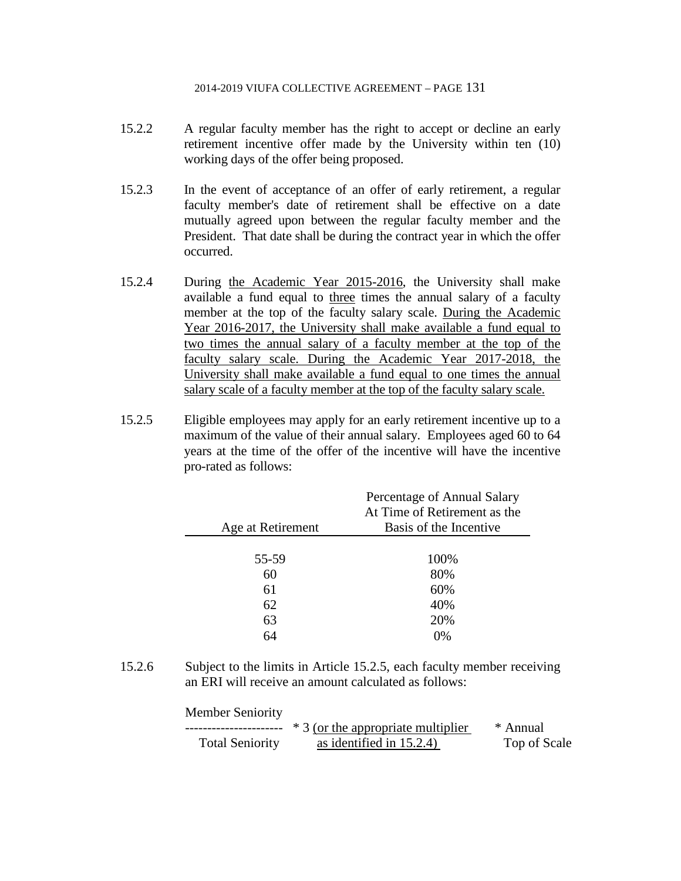15.2.2 A regular faculty member has the right to accept or decline an early retirement incentive offer made by the University within ten (10) working days of the offer being proposed.

15.2.3 In the event of acceptance of an offer of early retirement, a regular faculty member's date of retirement shall be effective on a date mutually agreed upon between the regular faculty member and the President. That date shall be during the contract year in which the offer occurred.

15.2.4 During <u>the Academic Year 2015-2016</u>, the University shall make available a fund equal to <u>three</u> times the annual salary of a faculty member at the top of the faculty salary scale. <u>During the Academic Year 2016-2017, the University shall make available a fund equal to two times the annual salary of a faculty member at the top of the faculty salary scale. During the Academic Year 2017-2018, the University shall make available a fund equal to one times the annual salary scale of a faculty member at the top of the faculty salary scale.</u>

15.2.5 Eligible employees may apply for an early retirement incentive up to a maximum of the value of their annual salary. Employees aged 60 to 64 years at the time of the offer of the incentive will have the incentive pro-rated as follows:

| Age at Retirement | Percentage of Annual Salary At Time of Retirement as the Basis of the Incentive |
|---|---|
| 55-59 | 100% |
| 60 | 80% |
| 61 | 60% |
| 62 | 40% |
| 63 | 20% |
| 64 | 0% |

15.2.6 Subject to the limits in Article 15.2.5, each faculty member receiving an ERI will receive an amount calculated as follows:

$$\frac{\text{Member Seniority}}{\text{Total Seniority}} \times 3 \text{ (or the appropriate multiplier as identified in 15.2.4)} \times \text{Annual Top of Scale}$$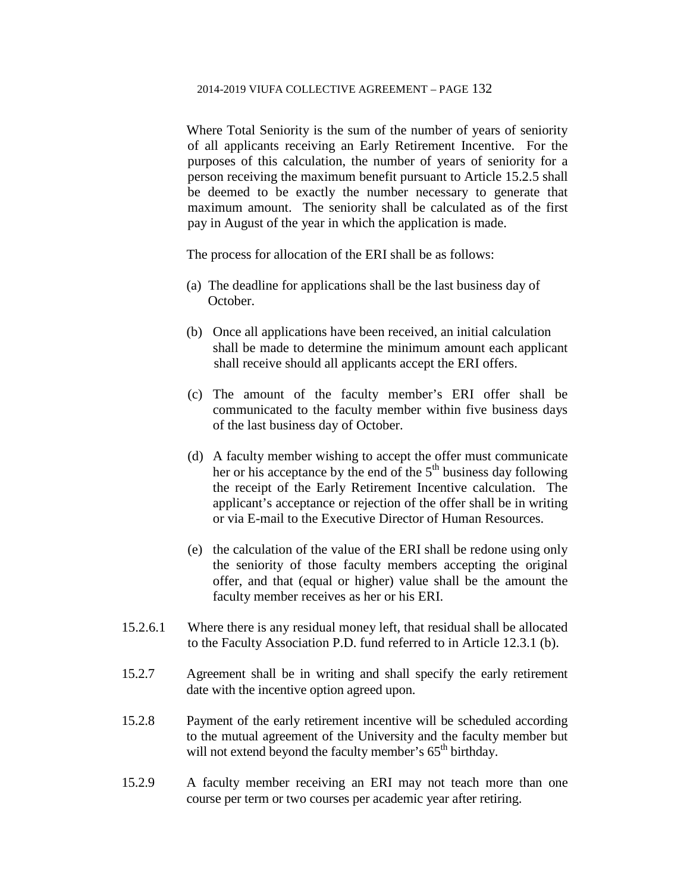Where Total Seniority is the sum of the number of years of seniority of all applicants receiving an Early Retirement Incentive. For the purposes of this calculation, the number of years of seniority for a person receiving the maximum benefit pursuant to Article 15.2.5 shall be deemed to be exactly the number necessary to generate that maximum amount. The seniority shall be calculated as of the first pay in August of the year in which the application is made.

The process for allocation of the ERI shall be as follows:

(a) The deadline for applications shall be the last business day of October.

(b) Once all applications have been received, an initial calculation shall be made to determine the minimum amount each applicant shall receive should all applicants accept the ERI offers.

(c) The amount of the faculty member's ERI offer shall be communicated to the faculty member within five business days of the last business day of October.

(d) A faculty member wishing to accept the offer must communicate her or his acceptance by the end of the 5th business day following the receipt of the Early Retirement Incentive calculation. The applicant's acceptance or rejection of the offer shall be in writing or via E-mail to the Executive Director of Human Resources.

(e) the calculation of the value of the ERI shall be redone using only the seniority of those faculty members accepting the original offer, and that (equal or higher) value shall be the amount the faculty member receives as her or his ERI.

15.2.6.1 Where there is any residual money left, that residual shall be allocated to the Faculty Association P.D. fund referred to in Article 12.3.1 (b).

15.2.7 Agreement shall be in writing and shall specify the early retirement date with the incentive option agreed upon.

15.2.8 Payment of the early retirement incentive will be scheduled according to the mutual agreement of the University and the faculty member but will not extend beyond the faculty member's 65th birthday.

15.2.9 A faculty member receiving an ERI may not teach more than one course per term or two courses per academic year after retiring.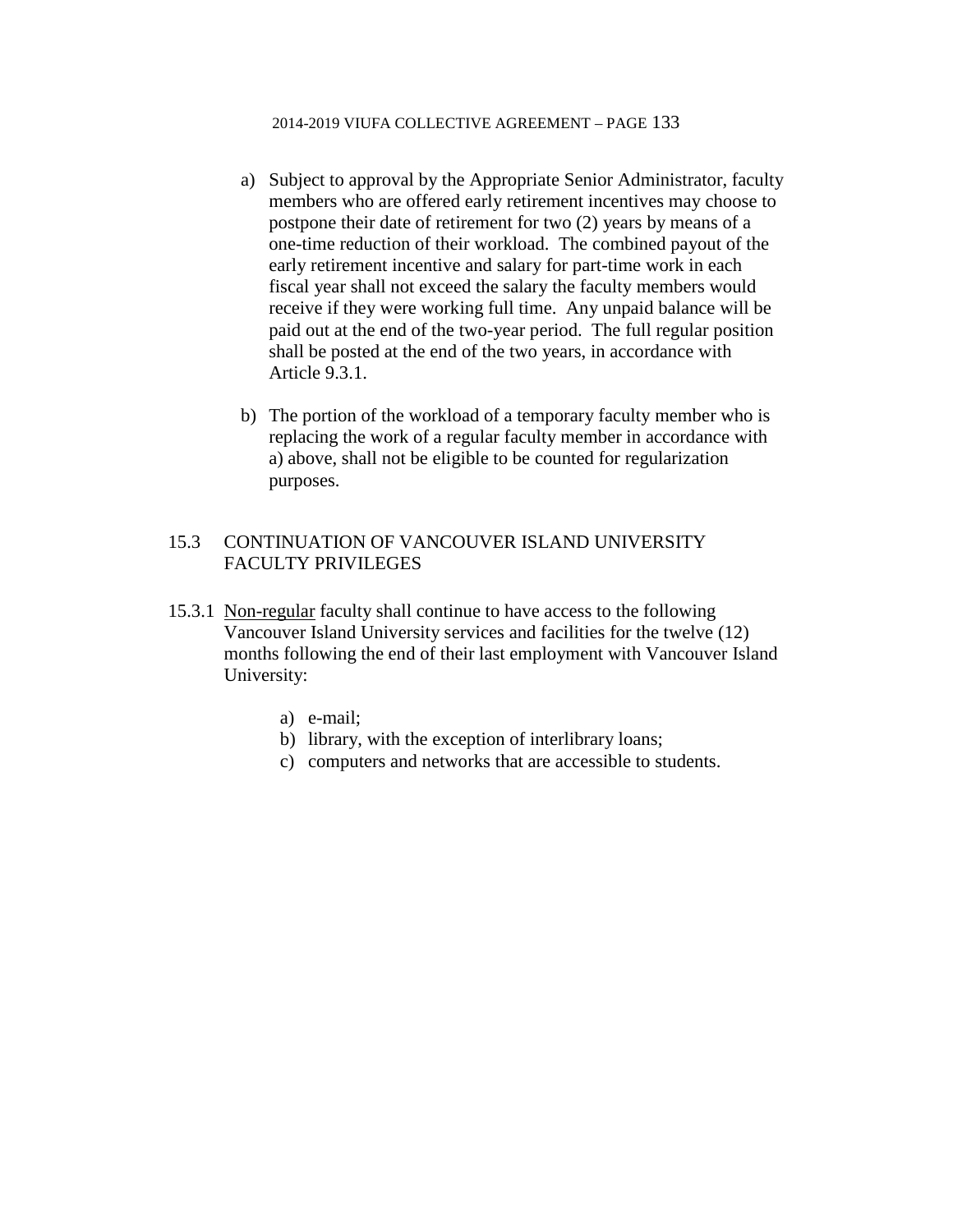a) Subject to approval by the Appropriate Senior Administrator, faculty members who are offered early retirement incentives may choose to postpone their date of retirement for two (2) years by means of a one-time reduction of their workload. The combined payout of the early retirement incentive and salary for part-time work in each fiscal year shall not exceed the salary the faculty members would receive if they were working full time. Any unpaid balance will be paid out at the end of the two-year period. The full regular position shall be posted at the end of the two years, in accordance with Article 9.3.1.

b) The portion of the workload of a temporary faculty member who is replacing the work of a regular faculty member in accordance with a) above, shall not be eligible to be counted for regularization purposes.

## 15.3 CONTINUATION OF VANCOUVER ISLAND UNIVERSITY FACULTY PRIVILEGES

15.3.1 Non-regular faculty shall continue to have access to the following Vancouver Island University services and facilities for the twelve (12) months following the end of their last employment with Vancouver Island University:

a) e-mail;
b) library, with the exception of interlibrary loans;
c) computers and networks that are accessible to students.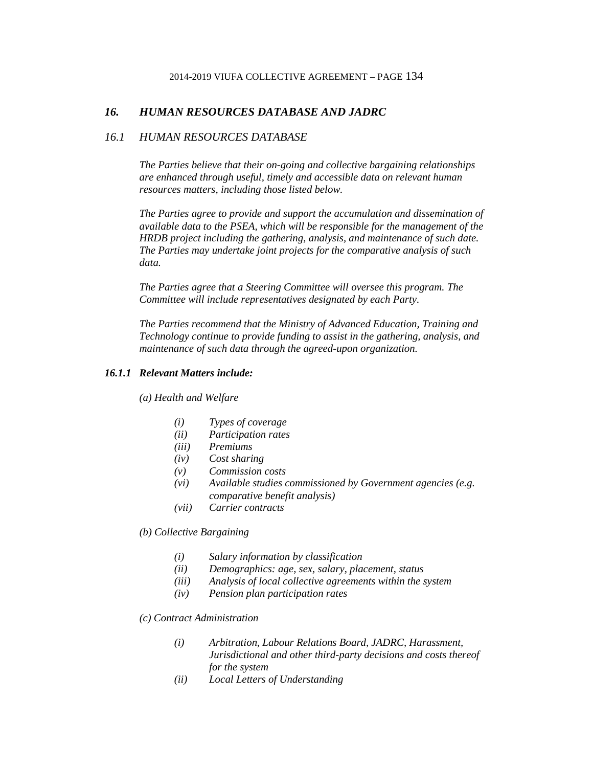## *16. HUMAN RESOURCES DATABASE AND JADRC*

### *16.1 HUMAN RESOURCES DATABASE*

*The Parties believe that their on-going and collective bargaining relationships are enhanced through useful, timely and accessible data on relevant human resources matters, including those listed below.*

*The Parties agree to provide and support the accumulation and dissemination of available data to the PSEA, which will be responsible for the management of the HRDB project including the gathering, analysis, and maintenance of such date. The Parties may undertake joint projects for the comparative analysis of such data.*

*The Parties agree that a Steering Committee will oversee this program. The Committee will include representatives designated by each Party.*

*The Parties recommend that the Ministry of Advanced Education, Training and Technology continue to provide funding to assist in the gathering, analysis, and maintenance of such data through the agreed-upon organization.*

#### ***16.1.1 Relevant Matters include:***

*(a) Health and Welfare*

- *(i) Types of coverage*
- *(ii) Participation rates*
- *(iii) Premiums*
- *(iv) Cost sharing*
- *(v) Commission costs*
- *(vi) Available studies commissioned by Government agencies (e.g. comparative benefit analysis)*
- *(vii) Carrier contracts*

*(b) Collective Bargaining*

- *(i) Salary information by classification*
- *(ii) Demographics: age, sex, salary, placement, status*
- *(iii) Analysis of local collective agreements within the system*
- *(iv) Pension plan participation rates*

*(c) Contract Administration*

- *(i) Arbitration, Labour Relations Board, JADRC, Harassment, Jurisdictional and other third-party decisions and costs thereof for the system*
- *(ii) Local Letters of Understanding*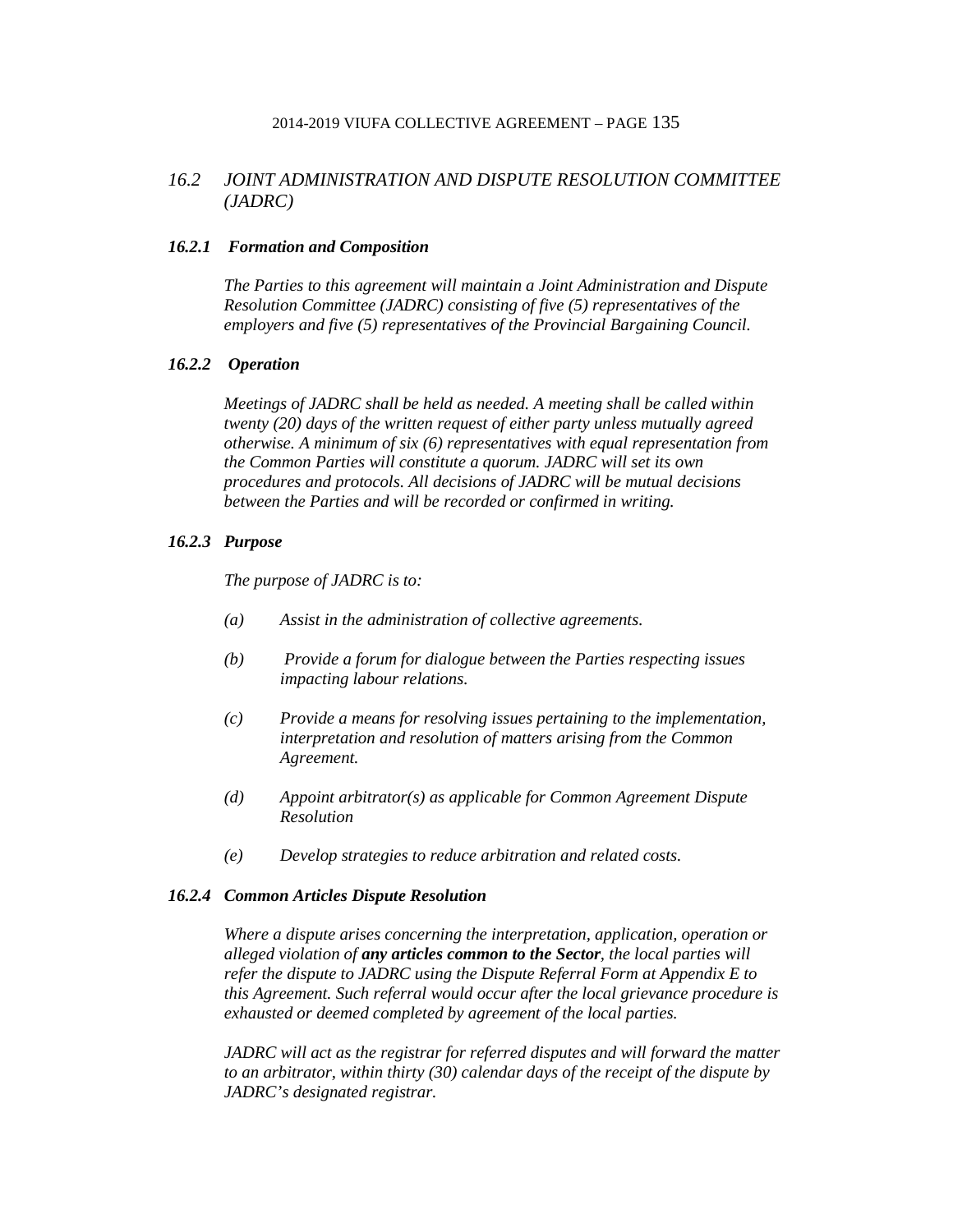## *16.2 JOINT ADMINISTRATION AND DISPUTE RESOLUTION COMMITTEE (JADRC)*

### ***16.2.1 Formation and Composition***

*The Parties to this agreement will maintain a Joint Administration and Dispute Resolution Committee (JADRC) consisting of five (5) representatives of the employers and five (5) representatives of the Provincial Bargaining Council.*

### ***16.2.2 Operation***

*Meetings of JADRC shall be held as needed. A meeting shall be called within twenty (20) days of the written request of either party unless mutually agreed otherwise. A minimum of six (6) representatives with equal representation from the Common Parties will constitute a quorum. JADRC will set its own procedures and protocols. All decisions of JADRC will be mutual decisions between the Parties and will be recorded or confirmed in writing.*

### ***16.2.3 Purpose***

*The purpose of JADRC is to:*

*(a) Assist in the administration of collective agreements.*

*(b) Provide a forum for dialogue between the Parties respecting issues impacting labour relations.*

*(c) Provide a means for resolving issues pertaining to the implementation, interpretation and resolution of matters arising from the Common Agreement.*

*(d) Appoint arbitrator(s) as applicable for Common Agreement Dispute Resolution*

*(e) Develop strategies to reduce arbitration and related costs.*

### ***16.2.4 Common Articles Dispute Resolution***

*Where a dispute arises concerning the interpretation, application, operation or alleged violation of **any articles common to the Sector**, the local parties will refer the dispute to JADRC using the Dispute Referral Form at Appendix E to this Agreement. Such referral would occur after the local grievance procedure is exhausted or deemed completed by agreement of the local parties.*

*JADRC will act as the registrar for referred disputes and will forward the matter to an arbitrator, within thirty (30) calendar days of the receipt of the dispute by JADRC's designated registrar.*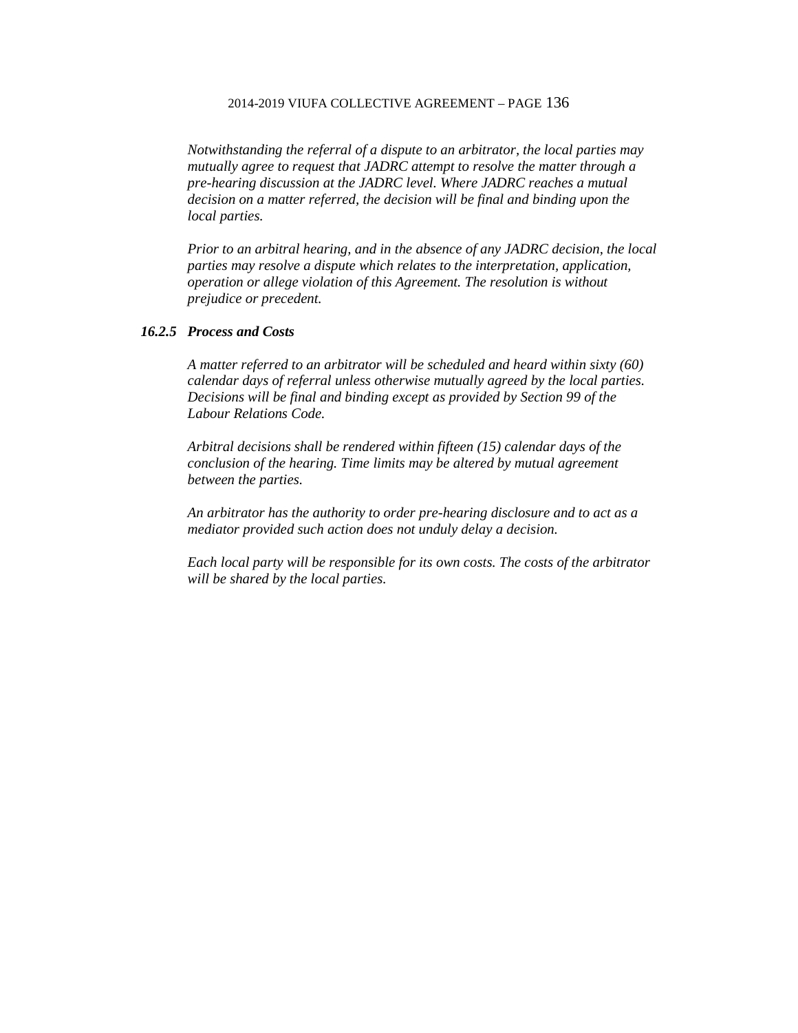*Notwithstanding the referral of a dispute to an arbitrator, the local parties may mutually agree to request that JADRC attempt to resolve the matter through a pre-hearing discussion at the JADRC level. Where JADRC reaches a mutual decision on a matter referred, the decision will be final and binding upon the local parties.*

*Prior to an arbitral hearing, and in the absence of any JADRC decision, the local parties may resolve a dispute which relates to the interpretation, application, operation or allege violation of this Agreement. The resolution is without prejudice or precedent.*

***16.2.5 Process and Costs***

*A matter referred to an arbitrator will be scheduled and heard within sixty (60) calendar days of referral unless otherwise mutually agreed by the local parties. Decisions will be final and binding except as provided by Section 99 of the Labour Relations Code.*

*Arbitral decisions shall be rendered within fifteen (15) calendar days of the conclusion of the hearing. Time limits may be altered by mutual agreement between the parties.*

*An arbitrator has the authority to order pre-hearing disclosure and to act as a mediator provided such action does not unduly delay a decision.*

*Each local party will be responsible for its own costs. The costs of the arbitrator will be shared by the local parties.*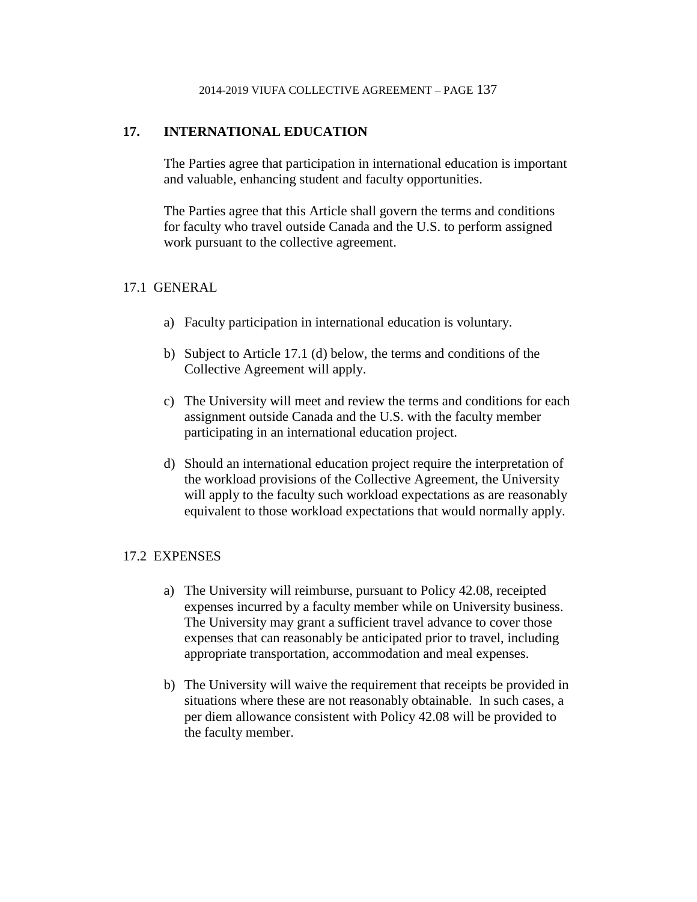## 17. INTERNATIONAL EDUCATION

The Parties agree that participation in international education is important and valuable, enhancing student and faculty opportunities.

The Parties agree that this Article shall govern the terms and conditions for faculty who travel outside Canada and the U.S. to perform assigned work pursuant to the collective agreement.

### 17.1 GENERAL

a) Faculty participation in international education is voluntary.

b) Subject to Article 17.1 (d) below, the terms and conditions of the Collective Agreement will apply.

c) The University will meet and review the terms and conditions for each assignment outside Canada and the U.S. with the faculty member participating in an international education project.

d) Should an international education project require the interpretation of the workload provisions of the Collective Agreement, the University will apply to the faculty such workload expectations as are reasonably equivalent to those workload expectations that would normally apply.

### 17.2 EXPENSES

a) The University will reimburse, pursuant to Policy 42.08, receipted expenses incurred by a faculty member while on University business. The University may grant a sufficient travel advance to cover those expenses that can reasonably be anticipated prior to travel, including appropriate transportation, accommodation and meal expenses.

b) The University will waive the requirement that receipts be provided in situations where these are not reasonably obtainable. In such cases, a per diem allowance consistent with Policy 42.08 will be provided to the faculty member.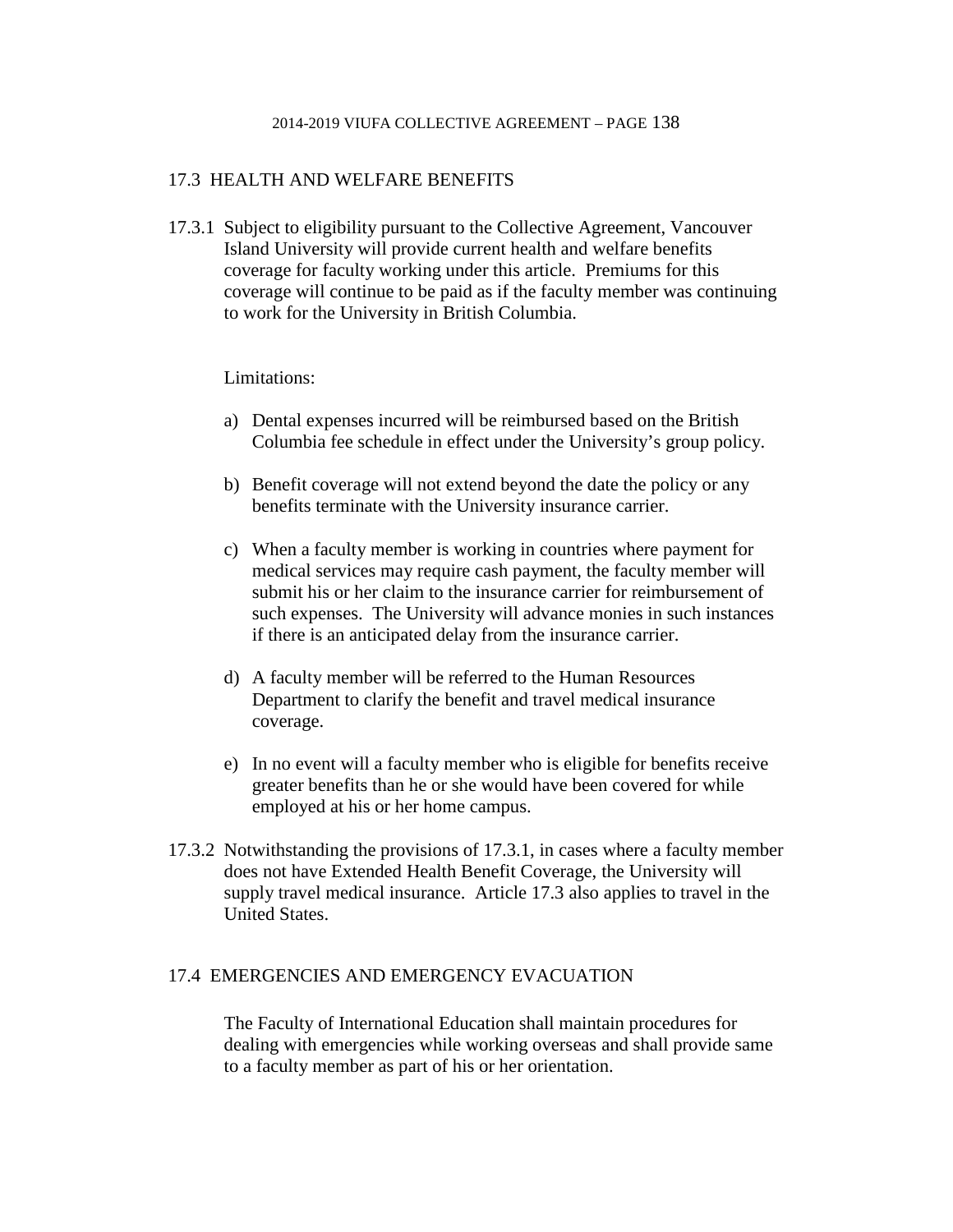## 17.3 HEALTH AND WELFARE BENEFITS

17.3.1 Subject to eligibility pursuant to the Collective Agreement, Vancouver Island University will provide current health and welfare benefits coverage for faculty working under this article. Premiums for this coverage will continue to be paid as if the faculty member was continuing to work for the University in British Columbia.

Limitations:

a) Dental expenses incurred will be reimbursed based on the British Columbia fee schedule in effect under the University's group policy.

b) Benefit coverage will not extend beyond the date the policy or any benefits terminate with the University insurance carrier.

c) When a faculty member is working in countries where payment for medical services may require cash payment, the faculty member will submit his or her claim to the insurance carrier for reimbursement of such expenses. The University will advance monies in such instances if there is an anticipated delay from the insurance carrier.

d) A faculty member will be referred to the Human Resources Department to clarify the benefit and travel medical insurance coverage.

e) In no event will a faculty member who is eligible for benefits receive greater benefits than he or she would have been covered for while employed at his or her home campus.

17.3.2 Notwithstanding the provisions of 17.3.1, in cases where a faculty member does not have Extended Health Benefit Coverage, the University will supply travel medical insurance. Article 17.3 also applies to travel in the United States.

## 17.4 EMERGENCIES AND EMERGENCY EVACUATION

The Faculty of International Education shall maintain procedures for dealing with emergencies while working overseas and shall provide same to a faculty member as part of his or her orientation.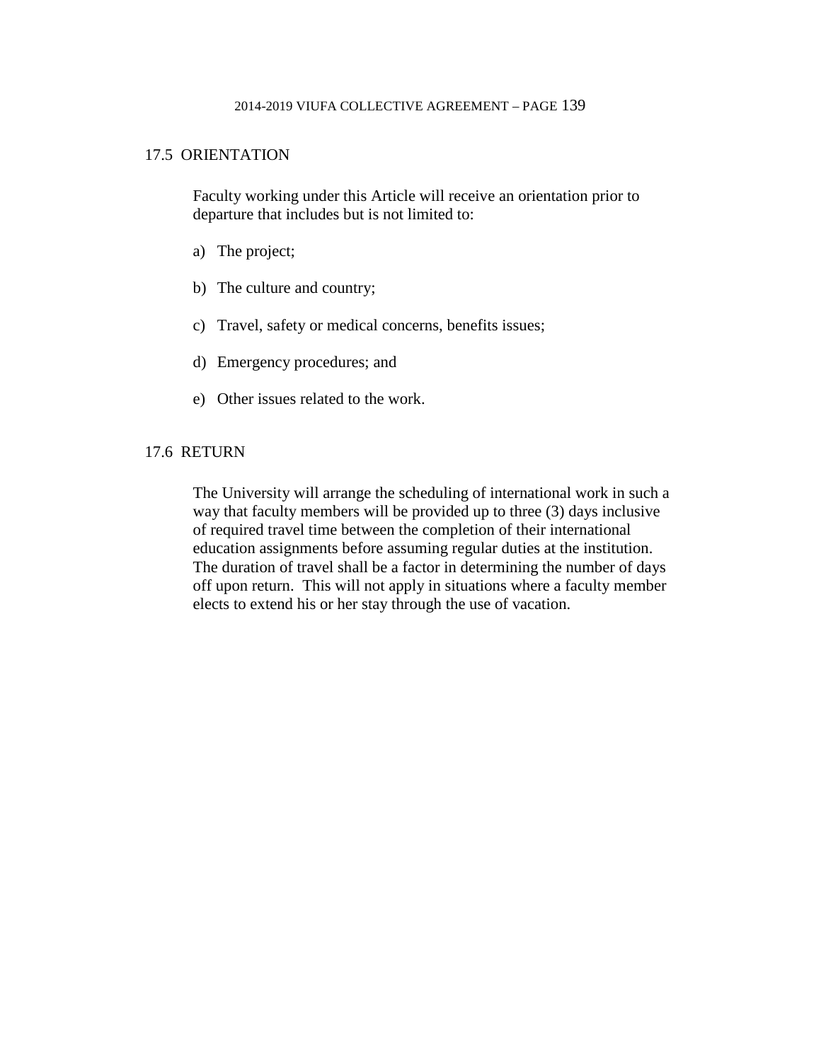## 17.5 ORIENTATION

Faculty working under this Article will receive an orientation prior to departure that includes but is not limited to:

a) The project;

b) The culture and country;

c) Travel, safety or medical concerns, benefits issues;

d) Emergency procedures; and

e) Other issues related to the work.

## 17.6 RETURN

The University will arrange the scheduling of international work in such a way that faculty members will be provided up to three (3) days inclusive of required travel time between the completion of their international education assignments before assuming regular duties at the institution. The duration of travel shall be a factor in determining the number of days off upon return. This will not apply in situations where a faculty member elects to extend his or her stay through the use of vacation.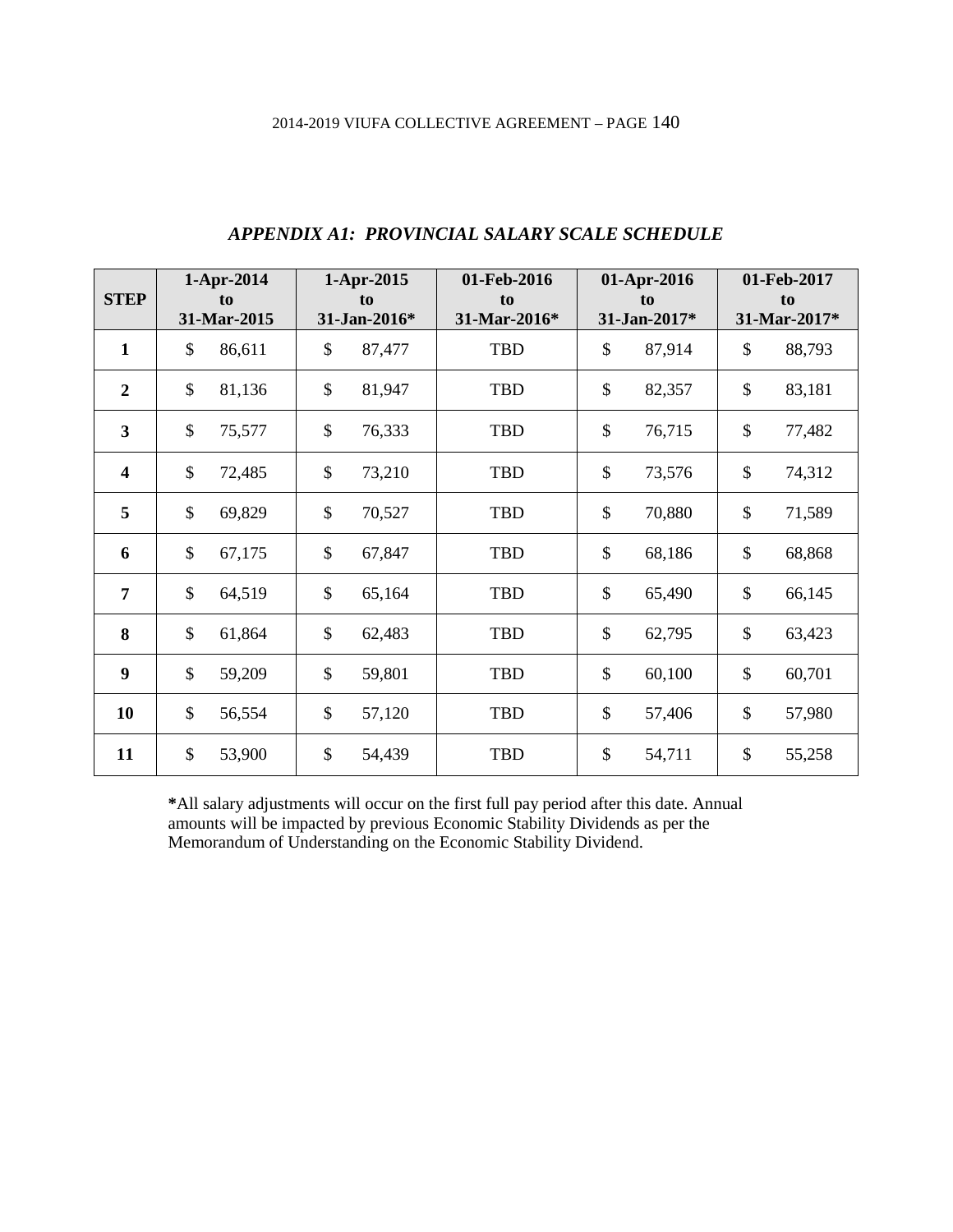## *APPENDIX A1: PROVINCIAL SALARY SCALE SCHEDULE*

| STEP | 1-Apr-2014 to 31-Mar-2015 | 1-Apr-2015 to 31-Jan-2016* | 01-Feb-2016 to 31-Mar-2016* | 01-Apr-2016 to 31-Jan-2017* | 01-Feb-2017 to 31-Mar-2017* |
|---|---|---|---|---|---|
| **1** | $ 86,611 | $ 87,477 | TBD | $ 87,914 | $ 88,793 |
| **2** | $ 81,136 | $ 81,947 | TBD | $ 82,357 | $ 83,181 |
| **3** | $ 75,577 | $ 76,333 | TBD | $ 76,715 | $ 77,482 |
| **4** | $ 72,485 | $ 73,210 | TBD | $ 73,576 | $ 74,312 |
| **5** | $ 69,829 | $ 70,527 | TBD | $ 70,880 | $ 71,589 |
| **6** | $ 67,175 | $ 67,847 | TBD | $ 68,186 | $ 68,868 |
| **7** | $ 64,519 | $ 65,164 | TBD | $ 65,490 | $ 66,145 |
| **8** | $ 61,864 | $ 62,483 | TBD | $ 62,795 | $ 63,423 |
| **9** | $ 59,209 | $ 59,801 | TBD | $ 60,100 | $ 60,701 |
| **10** | $ 56,554 | $ 57,120 | TBD | $ 57,406 | $ 57,980 |
| **11** | $ 53,900 | $ 54,439 | TBD | $ 54,711 | $ 55,258 |

**\***All salary adjustments will occur on the first full pay period after this date. Annual amounts will be impacted by previous Economic Stability Dividends as per the Memorandum of Understanding on the Economic Stability Dividend.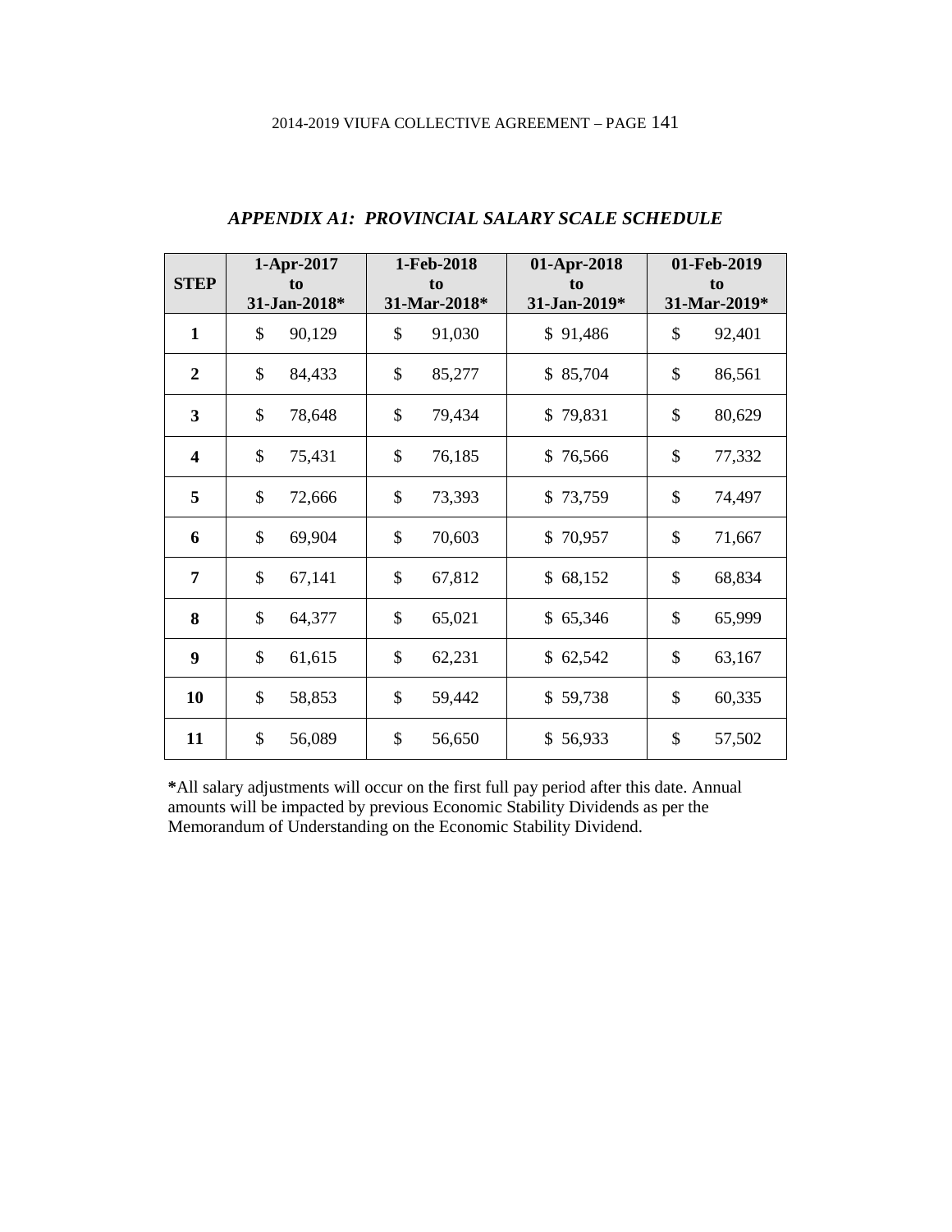## *APPENDIX A1: PROVINCIAL SALARY SCALE SCHEDULE*

| STEP | 1-Apr-2017 to 31-Jan-2018* | 1-Feb-2018 to 31-Mar-2018* | 01-Apr-2018 to 31-Jan-2019* | 01-Feb-2019 to 31-Mar-2019* |
|---|---|---|---|---|
| **1** | $ 90,129 | $ 91,030 | $ 91,486 | $ 92,401 |
| **2** | $ 84,433 | $ 85,277 | $ 85,704 | $ 86,561 |
| **3** | $ 78,648 | $ 79,434 | $ 79,831 | $ 80,629 |
| **4** | $ 75,431 | $ 76,185 | $ 76,566 | $ 77,332 |
| **5** | $ 72,666 | $ 73,393 | $ 73,759 | $ 74,497 |
| **6** | $ 69,904 | $ 70,603 | $ 70,957 | $ 71,667 |
| **7** | $ 67,141 | $ 67,812 | $ 68,152 | $ 68,834 |
| **8** | $ 64,377 | $ 65,021 | $ 65,346 | $ 65,999 |
| **9** | $ 61,615 | $ 62,231 | $ 62,542 | $ 63,167 |
| **10** | $ 58,853 | $ 59,442 | $ 59,738 | $ 60,335 |
| **11** | $ 56,089 | $ 56,650 | $ 56,933 | $ 57,502 |

**\***All salary adjustments will occur on the first full pay period after this date. Annual amounts will be impacted by previous Economic Stability Dividends as per the Memorandum of Understanding on the Economic Stability Dividend.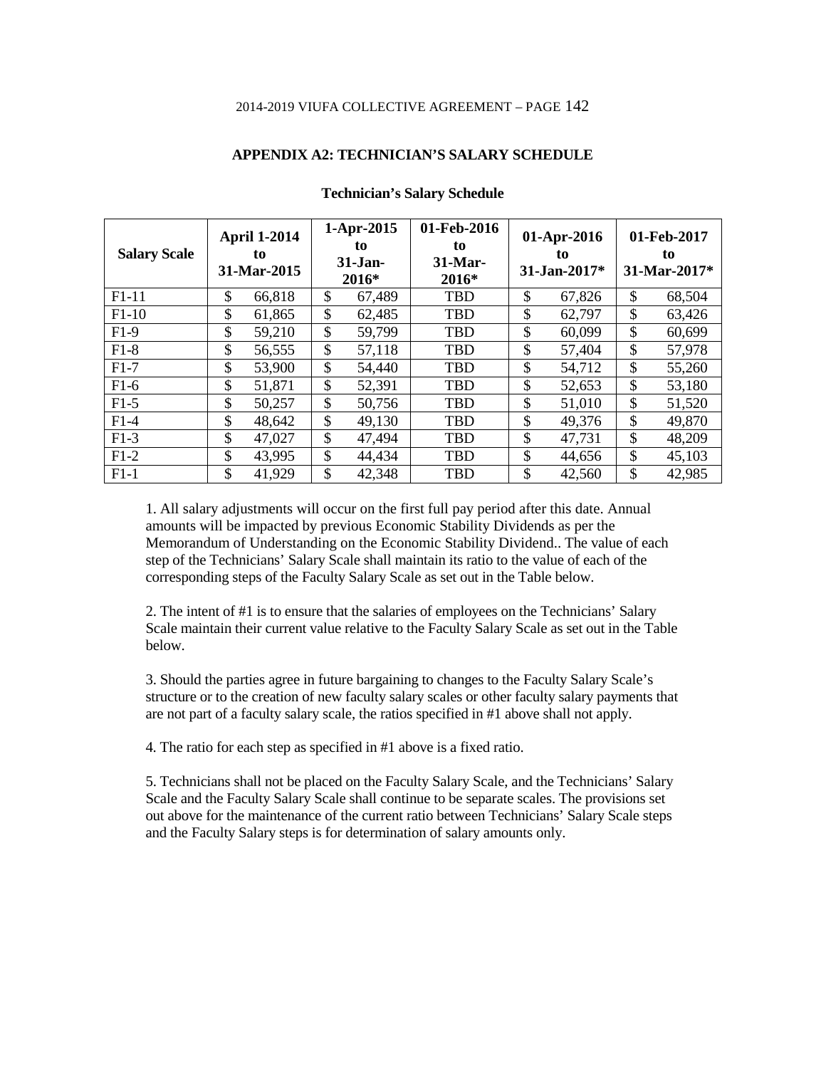## APPENDIX A2: TECHNICIAN'S SALARY SCHEDULE

**Technician's Salary Schedule**

| Salary Scale | April 1-2014 to 31-Mar-2015 | 1-Apr-2015 to 31-Jan-2016* | 01-Feb-2016 to 31-Mar-2016* | 01-Apr-2016 to 31-Jan-2017* | 01-Feb-2017 to 31-Mar-2017* |
|---|---|---|---|---|---|
| F1-11 | $ 66,818 | $ 67,489 | TBD | $ 67,826 | $ 68,504 |
| F1-10 | $ 61,865 | $ 62,485 | TBD | $ 62,797 | $ 63,426 |
| F1-9 | $ 59,210 | $ 59,799 | TBD | $ 60,099 | $ 60,699 |
| F1-8 | $ 56,555 | $ 57,118 | TBD | $ 57,404 | $ 57,978 |
| F1-7 | $ 53,900 | $ 54,440 | TBD | $ 54,712 | $ 55,260 |
| F1-6 | $ 51,871 | $ 52,391 | TBD | $ 52,653 | $ 53,180 |
| F1-5 | $ 50,257 | $ 50,756 | TBD | $ 51,010 | $ 51,520 |
| F1-4 | $ 48,642 | $ 49,130 | TBD | $ 49,376 | $ 49,870 |
| F1-3 | $ 47,027 | $ 47,494 | TBD | $ 47,731 | $ 48,209 |
| F1-2 | $ 43,995 | $ 44,434 | TBD | $ 44,656 | $ 45,103 |
| F1-1 | $ 41,929 | $ 42,348 | TBD | $ 42,560 | $ 42,985 |

1. All salary adjustments will occur on the first full pay period after this date. Annual amounts will be impacted by previous Economic Stability Dividends as per the Memorandum of Understanding on the Economic Stability Dividend.. The value of each step of the Technicians' Salary Scale shall maintain its ratio to the value of each of the corresponding steps of the Faculty Salary Scale as set out in the Table below.

2. The intent of #1 is to ensure that the salaries of employees on the Technicians' Salary Scale maintain their current value relative to the Faculty Salary Scale as set out in the Table below.

3. Should the parties agree in future bargaining to changes to the Faculty Salary Scale's structure or to the creation of new faculty salary scales or other faculty salary payments that are not part of a faculty salary scale, the ratios specified in #1 above shall not apply.

4. The ratio for each step as specified in #1 above is a fixed ratio.

5. Technicians shall not be placed on the Faculty Salary Scale, and the Technicians' Salary Scale and the Faculty Salary Scale shall continue to be separate scales. The provisions set out above for the maintenance of the current ratio between Technicians' Salary Scale steps and the Faculty Salary steps is for determination of salary amounts only.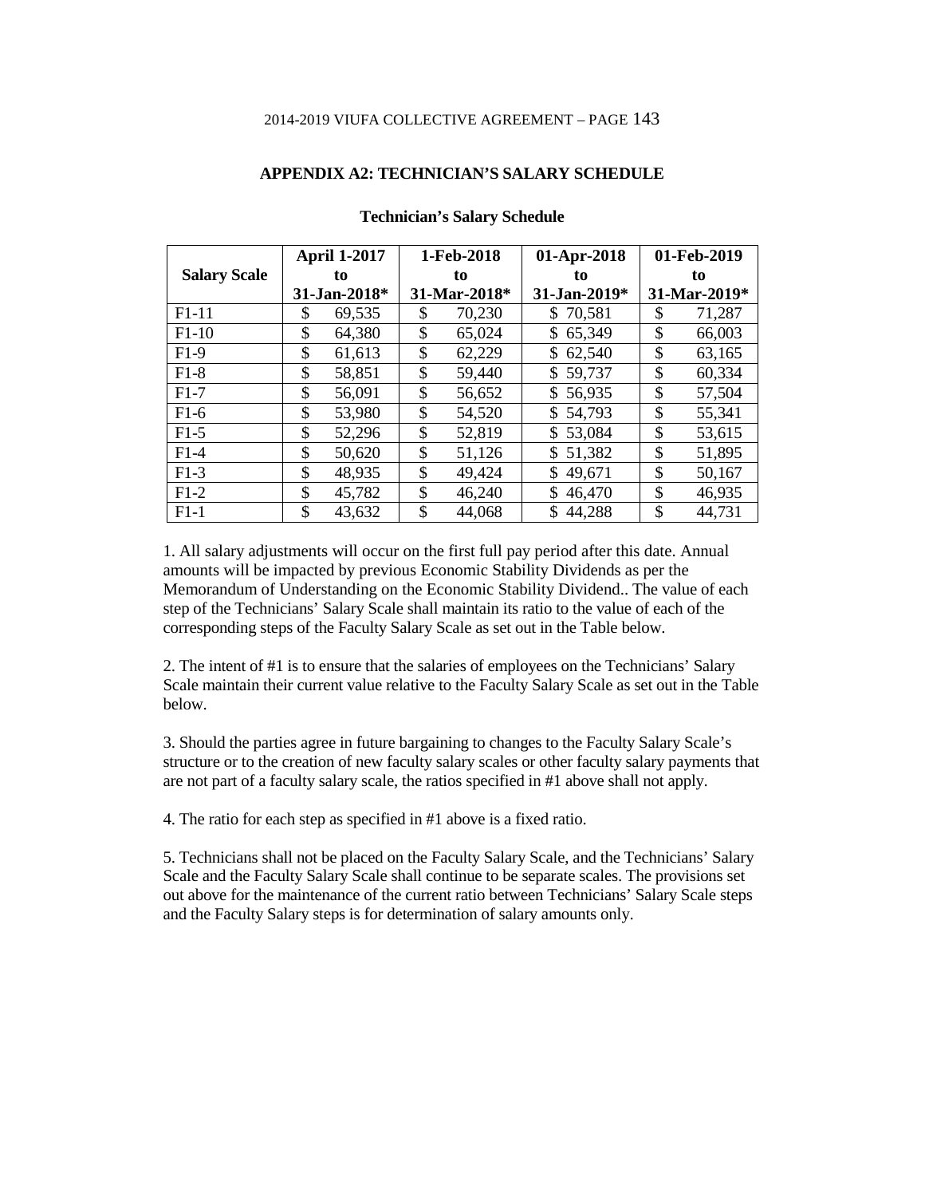## APPENDIX A2: TECHNICIAN'S SALARY SCHEDULE

**Technician's Salary Schedule**

| Salary Scale | April 1-2017 to 31-Jan-2018* | 1-Feb-2018 to 31-Mar-2018* | 01-Apr-2018 to 31-Jan-2019* | 01-Feb-2019 to 31-Mar-2019* |
|---|---|---|---|---|
| F1-11 | $ 69,535 | $ 70,230 | $ 70,581 | $ 71,287 |
| F1-10 | $ 64,380 | $ 65,024 | $ 65,349 | $ 66,003 |
| F1-9 | $ 61,613 | $ 62,229 | $ 62,540 | $ 63,165 |
| F1-8 | $ 58,851 | $ 59,440 | $ 59,737 | $ 60,334 |
| F1-7 | $ 56,091 | $ 56,652 | $ 56,935 | $ 57,504 |
| F1-6 | $ 53,980 | $ 54,520 | $ 54,793 | $ 55,341 |
| F1-5 | $ 52,296 | $ 52,819 | $ 53,084 | $ 53,615 |
| F1-4 | $ 50,620 | $ 51,126 | $ 51,382 | $ 51,895 |
| F1-3 | $ 48,935 | $ 49,424 | $ 49,671 | $ 50,167 |
| F1-2 | $ 45,782 | $ 46,240 | $ 46,470 | $ 46,935 |
| F1-1 | $ 43,632 | $ 44,068 | $ 44,288 | $ 44,731 |

1. All salary adjustments will occur on the first full pay period after this date. Annual amounts will be impacted by previous Economic Stability Dividends as per the Memorandum of Understanding on the Economic Stability Dividend.. The value of each step of the Technicians' Salary Scale shall maintain its ratio to the value of each of the corresponding steps of the Faculty Salary Scale as set out in the Table below.

2. The intent of #1 is to ensure that the salaries of employees on the Technicians' Salary Scale maintain their current value relative to the Faculty Salary Scale as set out in the Table below.

3. Should the parties agree in future bargaining to changes to the Faculty Salary Scale's structure or to the creation of new faculty salary scales or other faculty salary payments that are not part of a faculty salary scale, the ratios specified in #1 above shall not apply.

4. The ratio for each step as specified in #1 above is a fixed ratio.

5. Technicians shall not be placed on the Faculty Salary Scale, and the Technicians' Salary Scale and the Faculty Salary Scale shall continue to be separate scales. The provisions set out above for the maintenance of the current ratio between Technicians' Salary Scale steps and the Faculty Salary steps is for determination of salary amounts only.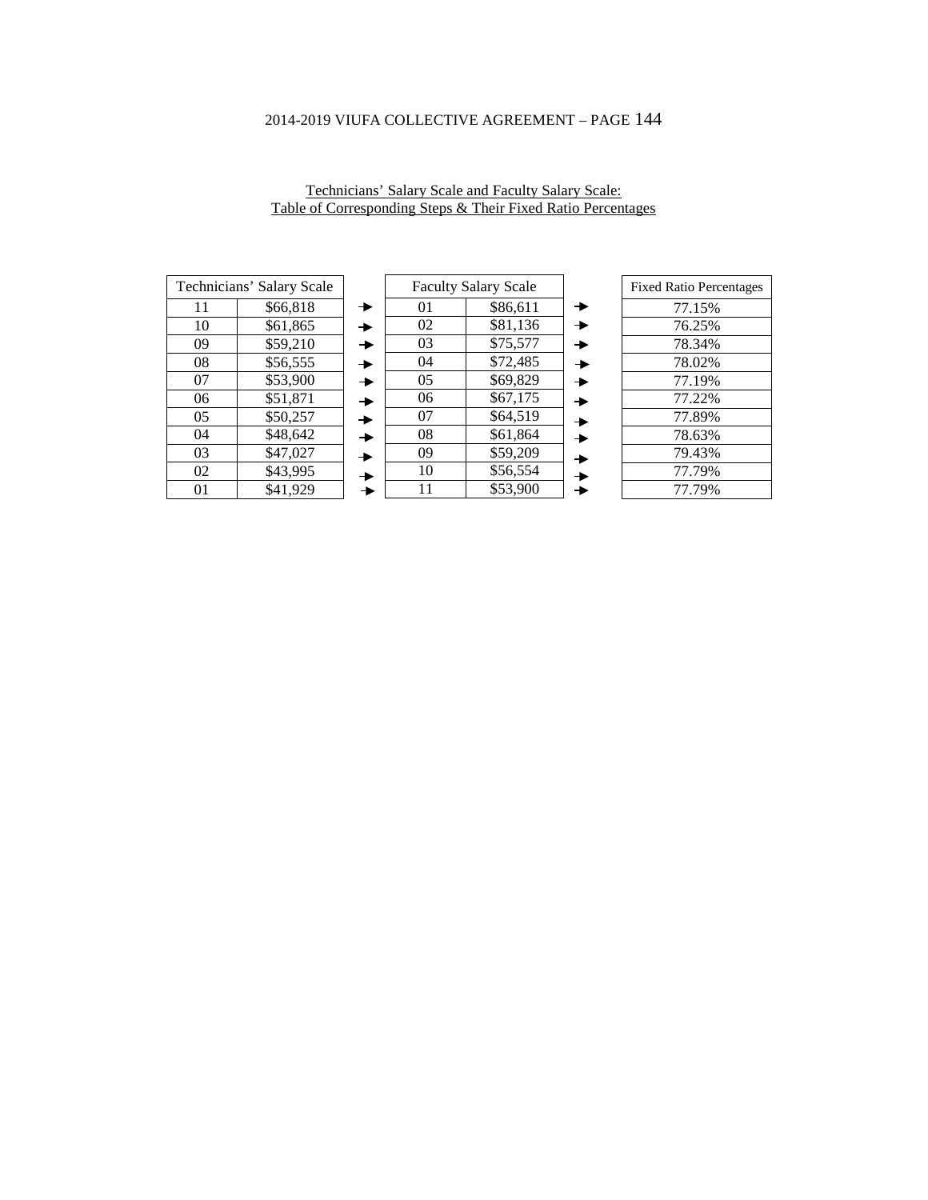Technicians' Salary Scale and Faculty Salary Scale:
Table of Corresponding Steps & Their Fixed Ratio Percentages

| Technicians' Salary Scale | | | Faculty Salary Scale | | | Fixed Ratio Percentages |
|---|---|---|---|---|---|---|
| 11 | $66,818 | → | 01 | $86,611 | → | 77.15% |
| 10 | $61,865 | → | 02 | $81,136 | → | 76.25% |
| 09 | $59,210 | → | 03 | $75,577 | → | 78.34% |
| 08 | $56,555 | → | 04 | $72,485 | → | 78.02% |
| 07 | $53,900 | → | 05 | $69,829 | → | 77.19% |
| 06 | $51,871 | → | 06 | $67,175 | → | 77.22% |
| 05 | $50,257 | → | 07 | $64,519 | → | 77.89% |
| 04 | $48,642 | → | 08 | $61,864 | → | 78.63% |
| 03 | $47,027 | → | 09 | $59,209 | → | 79.43% |
| 02 | $43,995 | → | 10 | $56,554 | → | 77.79% |
| 01 | $41,929 | → | 11 | $53,900 | → | 77.79% |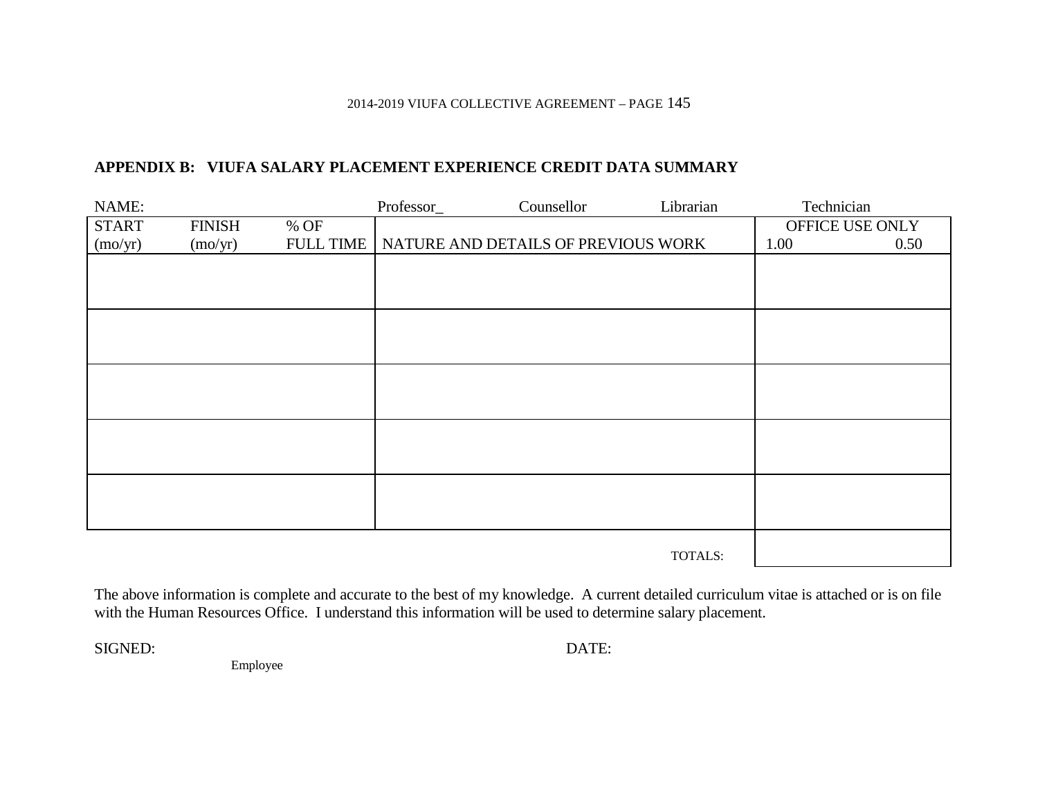## APPENDIX B: VIUFA SALARY PLACEMENT EXPERIENCE CREDIT DATA SUMMARY

NAME: Professor_ Counsellor Librarian Technician

| START (mo/yr) | FINISH (mo/yr) | % OF FULL TIME | NATURE AND DETAILS OF PREVIOUS WORK | OFFICE USE ONLY 1.00 | 0.50 |
|---|---|---|---|---|---|
| | | | | | |
| | | | | | |
| | | | | | |
| | | | | | |
| | | | | | |
| | | | TOTALS: | | |

The above information is complete and accurate to the best of my knowledge. A current detailed curriculum vitae is attached or is on file with the Human Resources Office. I understand this information will be used to determine salary placement.

SIGNED: DATE:

Employee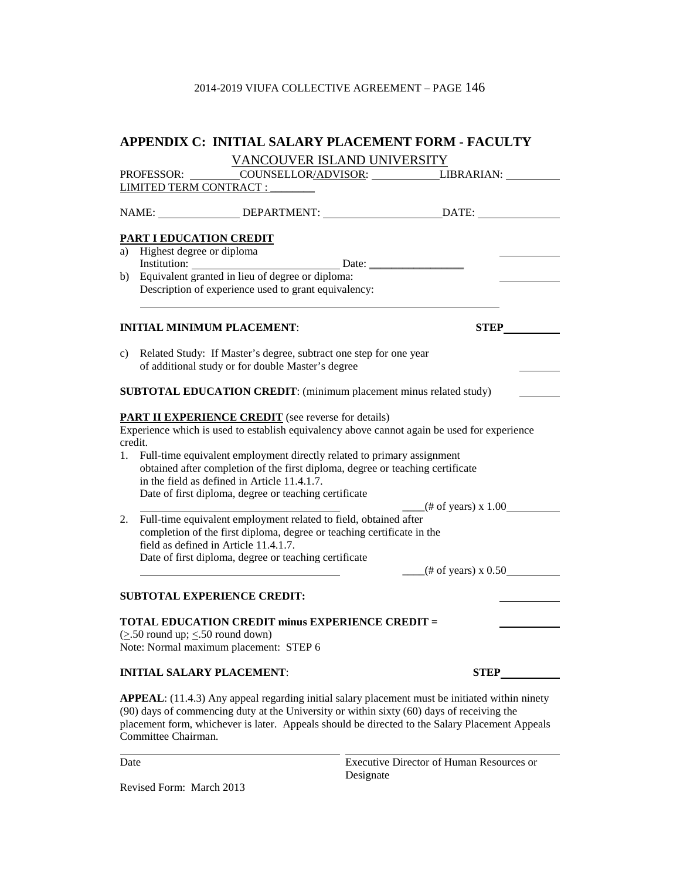## APPENDIX C: INITIAL SALARY PLACEMENT FORM - FACULTY

VANCOUVER ISLAND UNIVERSITY

PROFESSOR: ________ COUNSELLOR/ADVISOR: ____________ LIBRARIAN: __________

LIMITED TERM CONTRACT : ________

NAME: ______________ DEPARTMENT: ____________________ DATE: ______________

**PART I EDUCATION CREDIT**

a) Highest degree or diploma ______________
   Institution: __________________________ Date: ________________

b) Equivalent granted in lieu of degree or diploma: ______________
   Description of experience used to grant equivalency:
   ________________________________________________________________

**INITIAL MINIMUM PLACEMENT**: **STEP** __________

c) Related Study: If Master's degree, subtract one step for one year of additional study or for double Master's degree ________

**SUBTOTAL EDUCATION CREDIT**: (minimum placement minus related study) ________

**PART II EXPERIENCE CREDIT** (see reverse for details)

Experience which is used to establish equivalency above cannot again be used for experience credit.

1. Full-time equivalent employment directly related to primary assignment obtained after completion of the first diploma, degree or teaching certificate in the field as defined in Article 11.4.1.7.
   Date of first diploma, degree or teaching certificate
   ____________________________________ ____(# of years) x 1.00__________

2. Full-time equivalent employment related to field, obtained after completion of the first diploma, degree or teaching certificate in the field as defined in Article 11.4.1.7.
   Date of first diploma, degree or teaching certificate
   ____________________________________ ____(# of years) x 0.50__________

**SUBTOTAL EXPERIENCE CREDIT:** ______________

**TOTAL EDUCATION CREDIT minus EXPERIENCE CREDIT =** ______________

($\geq$.50 round up; $\leq$.50 round down)

Note: Normal maximum placement: STEP 6

**INITIAL SALARY PLACEMENT**: **STEP** __________

**APPEAL**: (11.4.3) Any appeal regarding initial salary placement must be initiated within ninety (90) days of commencing duty at the University or within sixty (60) days of receiving the placement form, whichever is later. Appeals should be directed to the Salary Placement Appeals Committee Chairman.

________________________________________ ________________________________________

Date Executive Director of Human Resources or Designate

Revised Form: March 2013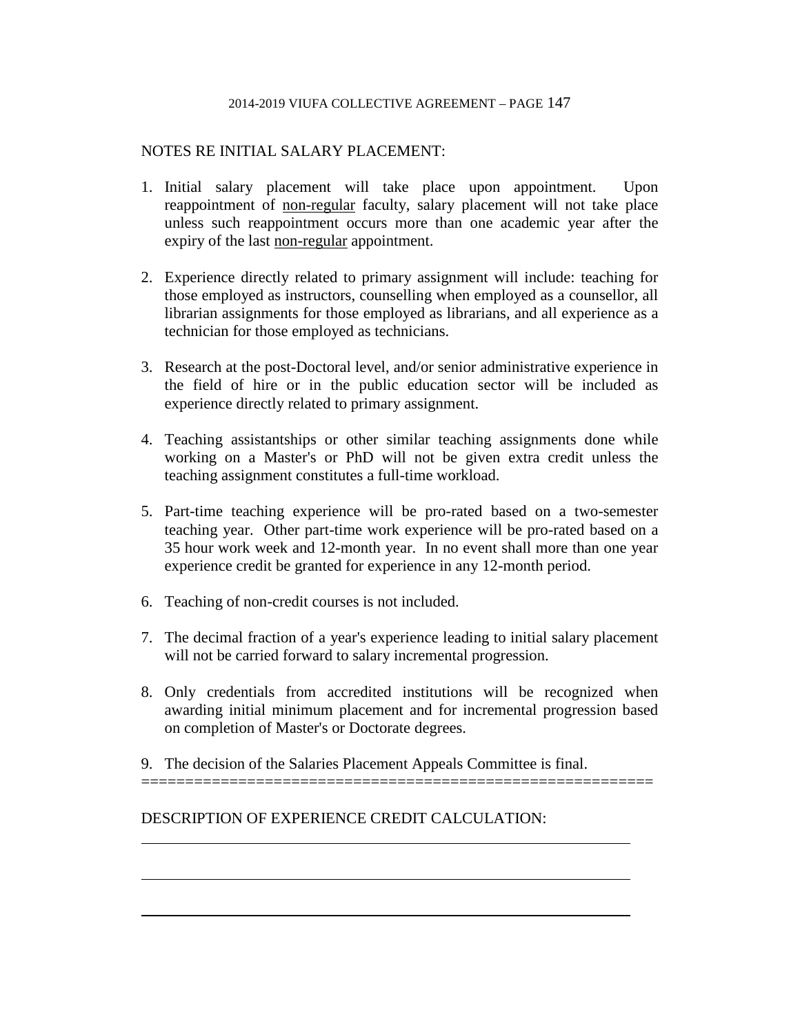NOTES RE INITIAL SALARY PLACEMENT:

1. Initial salary placement will take place upon appointment. Upon reappointment of non-regular faculty, salary placement will not take place unless such reappointment occurs more than one academic year after the expiry of the last non-regular appointment.

2. Experience directly related to primary assignment will include: teaching for those employed as instructors, counselling when employed as a counsellor, all librarian assignments for those employed as librarians, and all experience as a technician for those employed as technicians.

3. Research at the post-Doctoral level, and/or senior administrative experience in the field of hire or in the public education sector will be included as experience directly related to primary assignment.

4. Teaching assistantships or other similar teaching assignments done while working on a Master's or PhD will not be given extra credit unless the teaching assignment constitutes a full-time workload.

5. Part-time teaching experience will be pro-rated based on a two-semester teaching year. Other part-time work experience will be pro-rated based on a 35 hour work week and 12-month year. In no event shall more than one year experience credit be granted for experience in any 12-month period.

6. Teaching of non-credit courses is not included.

7. The decimal fraction of a year's experience leading to initial salary placement will not be carried forward to salary incremental progression.

8. Only credentials from accredited institutions will be recognized when awarding initial minimum placement and for incremental progression based on completion of Master's or Doctorate degrees.

9. The decimal of the Salaries Placement Appeals Committee is final.

==========================================================

DESCRIPTION OF EXPERIENCE CREDIT CALCULATION:

\_\_\_\_\_\_\_\_\_\_\_\_\_\_\_\_\_\_\_\_\_\_\_\_\_\_\_\_\_\_\_\_\_\_\_\_\_\_\_\_\_\_\_\_\_\_\_\_\_\_\_\_\_\_\_\_

\_\_\_\_\_\_\_\_\_\_\_\_\_\_\_\_\_\_\_\_\_\_\_\_\_\_\_\_\_\_\_\_\_\_\_\_\_\_\_\_\_\_\_\_\_\_\_\_\_\_\_\_\_\_\_\_

\_\_\_\_\_\_\_\_\_\_\_\_\_\_\_\_\_\_\_\_\_\_\_\_\_\_\_\_\_\_\_\_\_\_\_\_\_\_\_\_\_\_\_\_\_\_\_\_\_\_\_\_\_\_\_\_

NOTES RE INITIAL SALARY PLACEMENT:

1. Initial salary placement will take place upon appointment. Upon reappointment of non-regular faculty, salary placement will not take place unless such reappointment occurs more than one academic year after the expiry of the last non-regular appointment.

2. Experience directly related to primary assignment will include: teaching for those employed as instructors, counselling when employed as a counsellor, all librarian assignments for those employed as librarians, and all experience as a technician for those employed as technicians.

3. Research at the post-Doctoral level, and/or senior administrative experience in the field of hire or in the public education sector will be included as experience directly related to primary assignment.

4. Teaching assistantships or other similar teaching assignments done while working on a Master's or PhD will not be given extra credit unless the teaching assignment constitutes a full-time workload.

5. Part-time teaching experience will be pro-rated based on a two-semester teaching year. Other part-time work experience will be pro-rated based on a 35 hour work week and 12-month year. In no event shall more than one year experience credit be granted for experience in any 12-month period.

6. Teaching of non-credit courses is not included.

7. The decimal fraction of a year's experience leading to initial salary placement will not be carried forward to salary incremental progression.

8. Only credentials from accredited institutions will be recognized when awarding initial minimum placement and for incremental progression based on completion of Master's or Doctorate degrees.

9. The decision of the Salaries Placement Appeals Committee is final.

==========================================================

DESCRIPTION OF EXPERIENCE CREDIT CALCULATION:

\_\_\_\_\_\_\_\_\_\_\_\_\_\_\_\_\_\_\_\_\_\_\_\_\_\_\_\_\_\_\_\_\_\_\_\_\_\_\_\_\_\_\_\_\_\_\_\_\_\_\_\_\_\_\_\_

\_\_\_\_\_\_\_\_\_\_\_\_\_\_\_\_\_\_\_\_\_\_\_\_\_\_\_\_\_\_\_\_\_\_\_\_\_\_\_\_\_\_\_\_\_\_\_\_\_\_\_\_\_\_\_\_

\_\_\_\_\_\_\_\_\_\_\_\_\_\_\_\_\_\_\_\_\_\_\_\_\_\_\_\_\_\_\_\_\_\_\_\_\_\_\_\_\_\_\_\_\_\_\_\_\_\_\_\_\_\_\_\_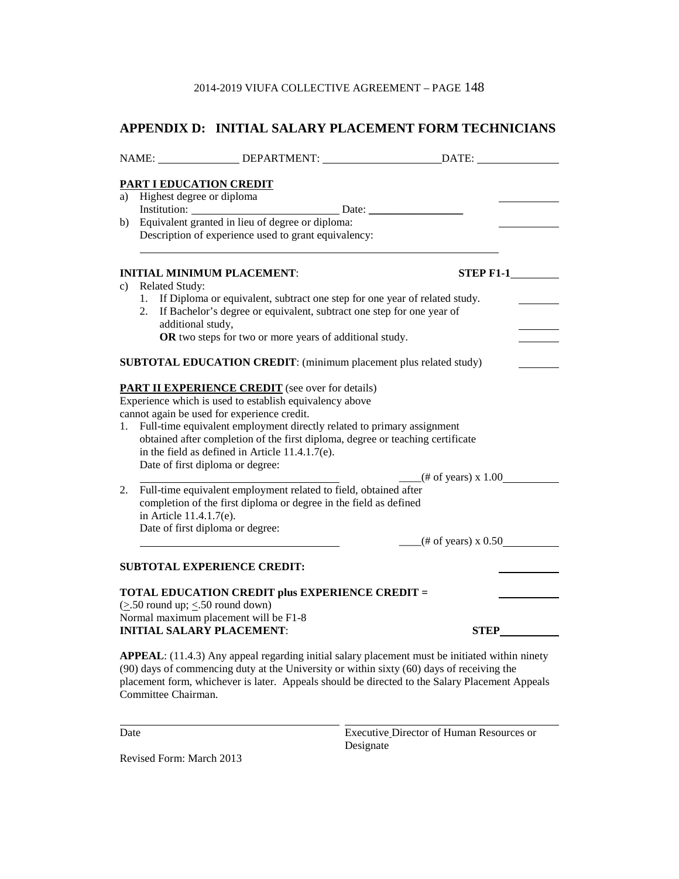## APPENDIX D: INITIAL SALARY PLACEMENT FORM TECHNICIANS

NAME: ______________ DEPARTMENT: ____________________ DATE: ______________

**PART I EDUCATION CREDIT**

a) Highest degree or diploma ____________
   Institution: __________________________ Date: _________________

b) Equivalent granted in lieu of degree or diploma: ____________
   Description of experience used to grant equivalency:
   ____________________________________________________________

**INITIAL MINIMUM PLACEMENT**: **STEP F1-1** ________

c) Related Study:
   1. If Diploma or equivalent, subtract one step for one year of related study. ________
   2. If Bachelor's degree or equivalent, subtract one step for one year of additional study, ________
      **OR** two steps for two or more years of additional study. ________

**SUBTOTAL EDUCATION CREDIT**: (minimum placement plus related study) ________

**PART II EXPERIENCE CREDIT** (see over for details)
Experience which is used to establish equivalency above cannot again be used for experience credit.

1. Full-time equivalent employment directly related to primary assignment obtained after completion of the first diploma, degree or teaching certificate in the field as defined in Article 11.4.1.7(e).
   Date of first diploma or degree:
   ___________________________________ ____(# of years) x 1.00__________

2. Full-time equivalent employment related to field, obtained after completion of the first diploma or degree in the field as defined in Article 11.4.1.7(e).
   Date of first diploma or degree:
   ___________________________________ ____(# of years) x 0.50__________

**SUBTOTAL EXPERIENCE CREDIT:** ___________

**TOTAL EDUCATION CREDIT plus EXPERIENCE CREDIT =** ___________
(≥.50 round up; ≤.50 round down)
Normal maximum placement will be F1-8
**INITIAL SALARY PLACEMENT**: **STEP**___________

**APPEAL**: (11.4.3) Any appeal regarding initial salary placement must be initiated within ninety (90) days of commencing duty at the University or within sixty (60) days of receiving the placement form, whichever is later. Appeals should be directed to the Salary Placement Appeals Committee Chairman.

_________________________________ _________________________________
Date Executive Director of Human Resources or Designate

Revised Form: March 2013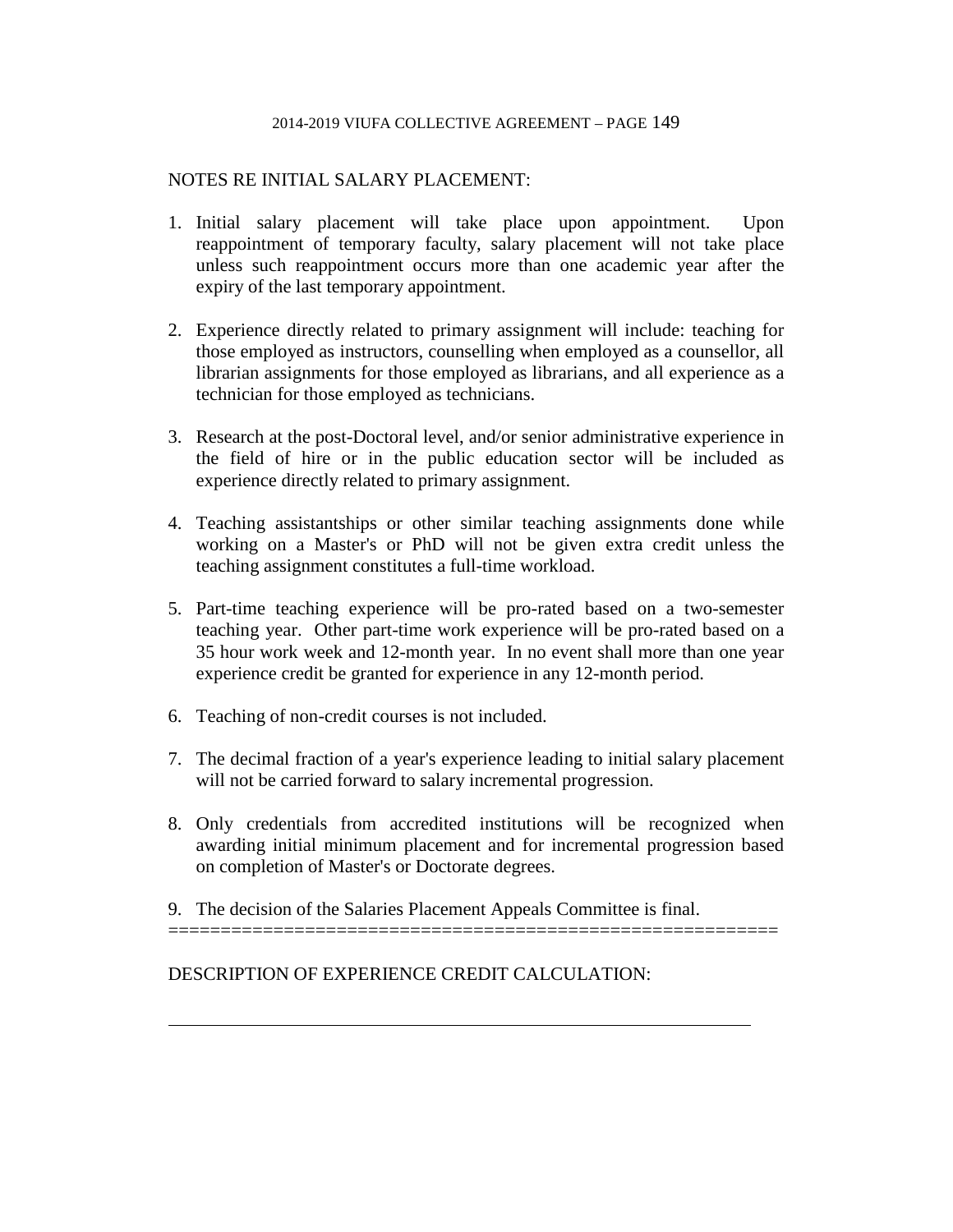NOTES RE INITIAL SALARY PLACEMENT:

1. Initial salary placement will take place upon appointment. Upon reappointment of temporary faculty, salary placement will not take place unless such reappointment occurs more than one academic year after the expiry of the last temporary appointment.

2. Experience directly related to primary assignment will include: teaching for those employed as instructors, counselling when employed as a counsellor, all librarian assignments for those employed as librarians, and all experience as a technician for those employed as technicians.

3. Research at the post-Doctoral level, and/or senior administrative experience in the field of hire or in the public education sector will be included as experience directly related to primary assignment.

4. Teaching assistantships or other similar teaching assignments done while working on a Master's or PhD will not be given extra credit unless the teaching assignment constitutes a full-time workload.

5. Part-time teaching experience will be pro-rated based on a two-semester teaching year. Other part-time work experience will be pro-rated based on a 35 hour work week and 12-month year. In no event shall more than one year experience credit be granted for experience in any 12-month period.

6. Teaching of non-credit courses is not included.

7. The decimal fraction of a year's experience leading to initial salary placement will not be carried forward to salary incremental progression.

8. Only credentials from accredited institutions will be recognized when awarding initial minimum placement and for incremental progression based on completion of Master's or Doctorate degrees.

9. The decision of the Salaries Placement Appeals Committee is final.

==========================================================

DESCRIPTION OF EXPERIENCE CREDIT CALCULATION:

_______________________________________________________________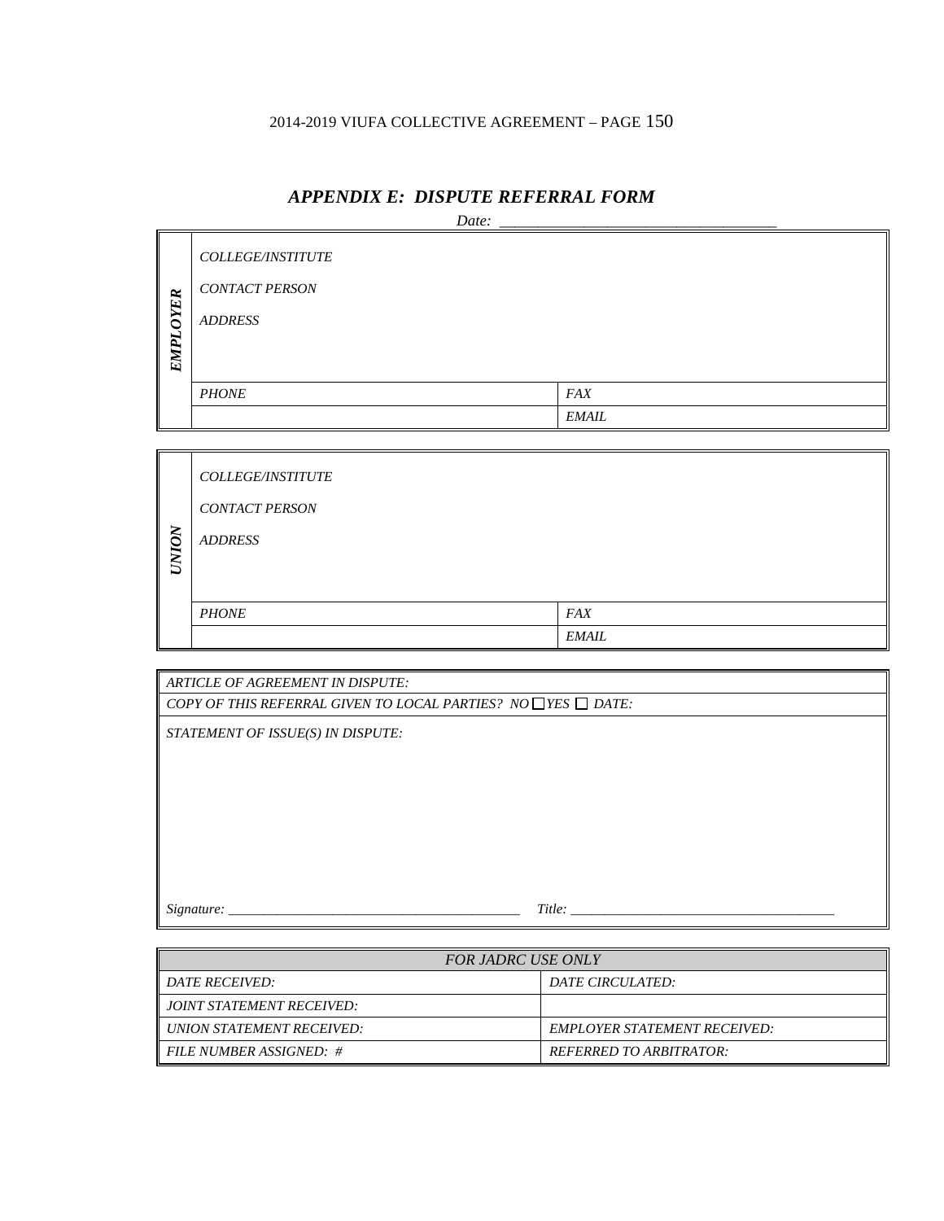## *APPENDIX E: DISPUTE REFERRAL FORM*

*Date: \_\_\_\_\_\_\_\_\_\_\_\_\_\_\_\_\_\_\_\_\_\_\_\_\_\_\_\_\_\_\_\_\_\_*

| ***EMPLOYER*** | | |
|---|---|---|
| | *COLLEGE/INSTITUTE*<br>*CONTACT PERSON*<br>*ADDRESS* | |
| | *PHONE* | *FAX* |
| | | *EMAIL* |

| ***UNION*** | | |
|---|---|---|
| | *COLLEGE/INSTITUTE*<br>*CONTACT PERSON*<br>*ADDRESS* | |
| | *PHONE* | *FAX* |
| | | *EMAIL* |

*ARTICLE OF AGREEMENT IN DISPUTE:*

*COPY OF THIS REFERRAL GIVEN TO LOCAL PARTIES? NO ☐ YES ☐ DATE:*

*STATEMENT OF ISSUE(S) IN DISPUTE:*

*Signature: \_\_\_\_\_\_\_\_\_\_\_\_\_\_\_\_\_\_\_\_\_\_\_\_\_\_\_\_\_\_\_\_\_\_\_\_\_\_\_\_\_\_\_ Title: \_\_\_\_\_\_\_\_\_\_\_\_\_\_\_\_\_\_\_\_\_\_\_\_\_\_\_\_\_\_\_\_\_\_\_\_\_\_\_*

| *FOR JADRC USE ONLY* | |
|---|---|
| *DATE RECEIVED:* | *DATE CIRCULATED:* |
| *JOINT STATEMENT RECEIVED:* | |
| *UNION STATEMENT RECEIVED:* | *EMPLOYER STATEMENT RECEIVED:* |
| *FILE NUMBER ASSIGNED: #* | *REFERRED TO ARBITRATOR:* |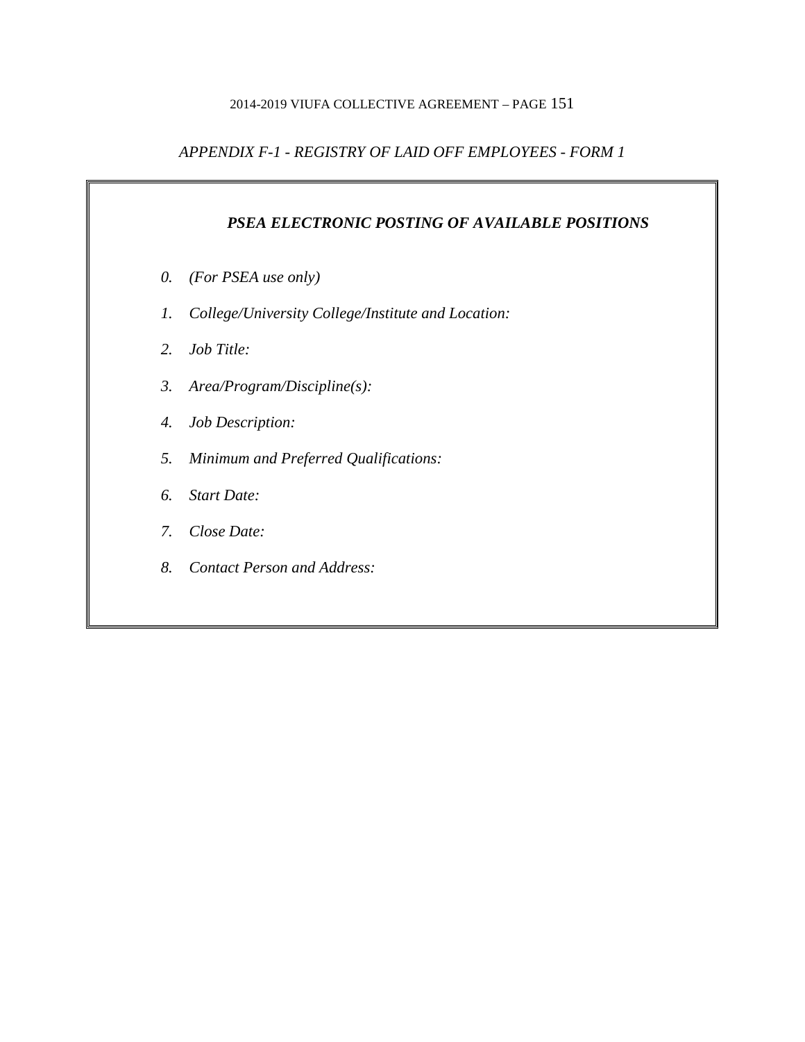*APPENDIX F-1 - REGISTRY OF LAID OFF EMPLOYEES - FORM 1*

## *PSEA ELECTRONIC POSTING OF AVAILABLE POSITIONS*

0. *(For PSEA use only)*
1. *College/University College/Institute and Location:*
2. *Job Title:*
3. *Area/Program/Discipline(s):*
4. *Job Description:*
5. *Minimum and Preferred Qualifications:*
6. *Start Date:*
7. *Close Date:*
8. *Contact Person and Address:*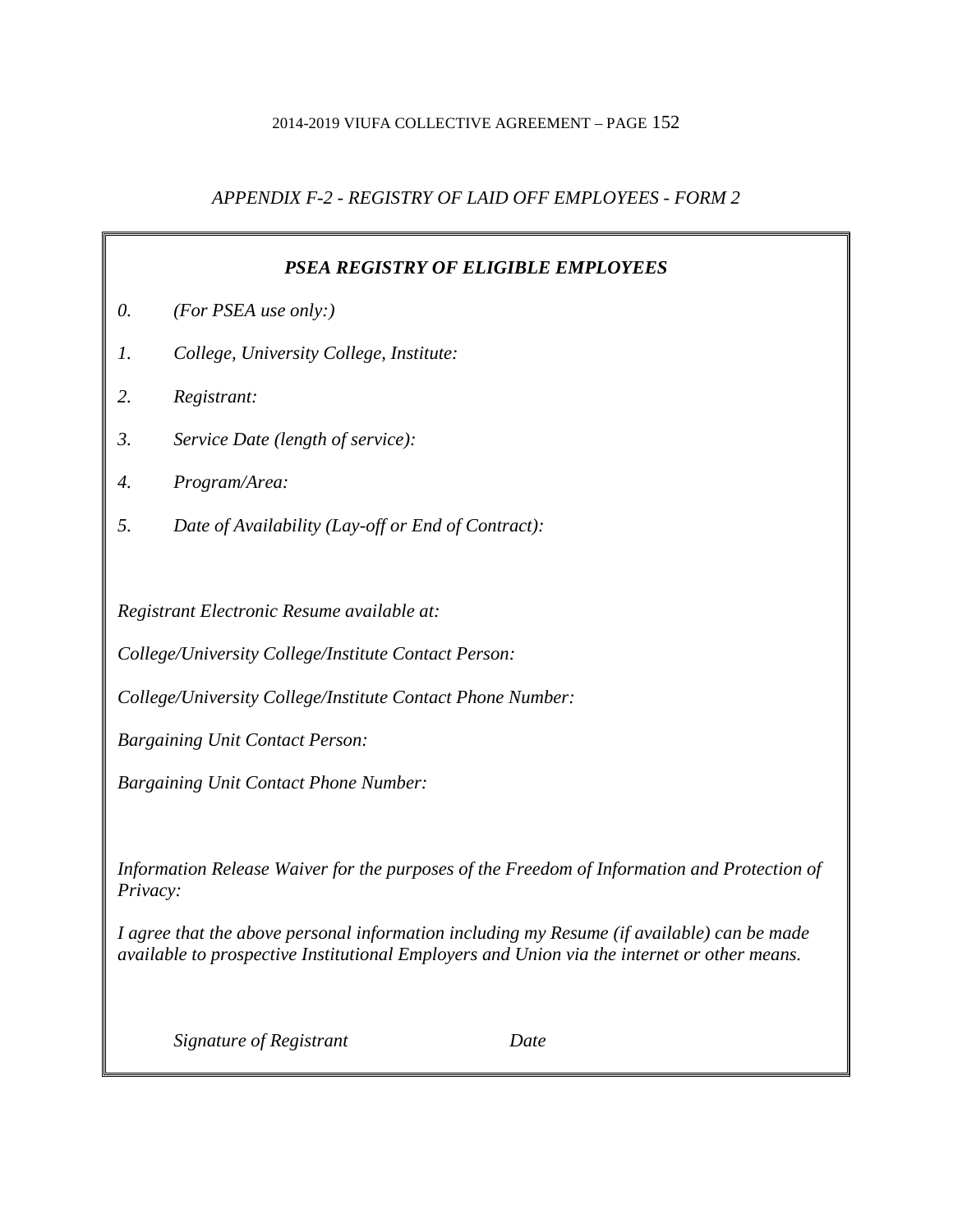*APPENDIX F-2 - REGISTRY OF LAID OFF EMPLOYEES - FORM 2*

***PSEA REGISTRY OF ELIGIBLE EMPLOYEES***

*0. (For PSEA use only:)*

*1. College, University College, Institute:*

*2. Registrant:*

*3. Service Date (length of service):*

*4. Program/Area:*

*5. Date of Availability (Lay-off or End of Contract):*

*Registrant Electronic Resume available at:*

*College/University College/Institute Contact Person:*

*College/University College/Institute Contact Phone Number:*

*Bargaining Unit Contact Person:*

*Bargaining Unit Contact Phone Number:*

*Information Release Waiver for the purposes of the Freedom of Information and Protection of Privacy:*

*I agree that the above personal information including my Resume (if available) can be made available to prospective Institutional Employers and Union via the internet or other means.*

*Signature of Registrant* *Date*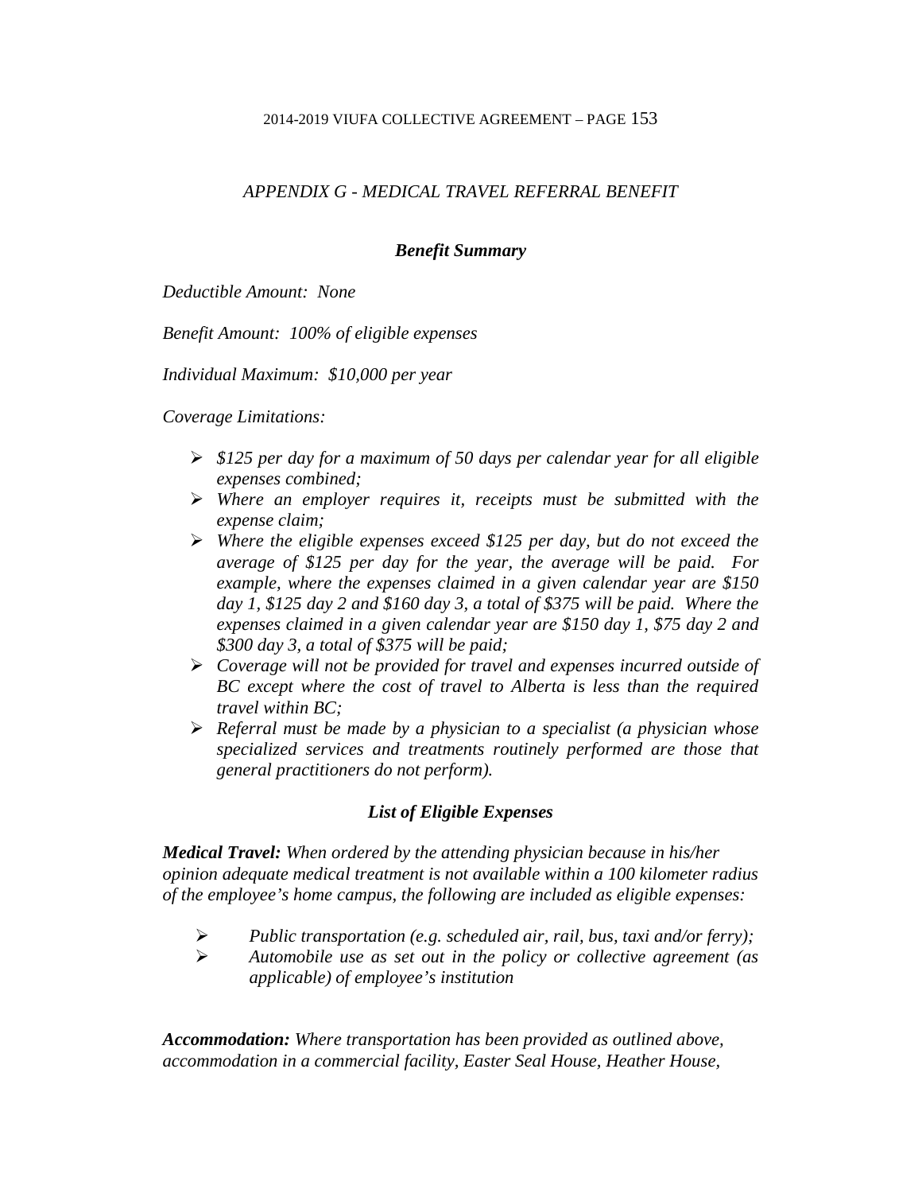## *APPENDIX G - MEDICAL TRAVEL REFERRAL BENEFIT*

### ***Benefit Summary***

*Deductible Amount: None*

*Benefit Amount: 100% of eligible expenses*

*Individual Maximum: $10,000 per year*

*Coverage Limitations:*

- *$125 per day for a maximum of 50 days per calendar year for all eligible expenses combined;*
- *Where an employer requires it, receipts must be submitted with the expense claim;*
- *Where the eligible expenses exceed $125 per day, but do not exceed the average of $125 per day for the year, the average will be paid. For example, where the expenses claimed in a given calendar year are $150 day 1, $125 day 2 and $160 day 3, a total of $375 will be paid. Where the expenses claimed in a given calendar year are $150 day 1, $75 day 2 and $300 day 3, a total of $375 will be paid;*
- *Coverage will not be provided for travel and expenses incurred outside of BC except where the cost of travel to Alberta is less than the required travel within BC;*
- *Referral must be made by a physician to a specialist (a physician whose specialized services and treatments routinely performed are those that general practitioners do not perform).*

### ***List of Eligible Expenses***

***Medical Travel:*** *When ordered by the attending physician because in his/her opinion adequate medical treatment is not available within a 100 kilometer radius of the employee's home campus, the following are included as eligible expenses:*

- *Public transportation (e.g. scheduled air, rail, bus, taxi and/or ferry);*
- *Automobile use as set out in the policy or collective agreement (as applicable) of employee's institution*

***Accommodation:*** *Where transportation has been provided as outlined above, accommodation in a commercial facility, Easter Seal House, Heather House,*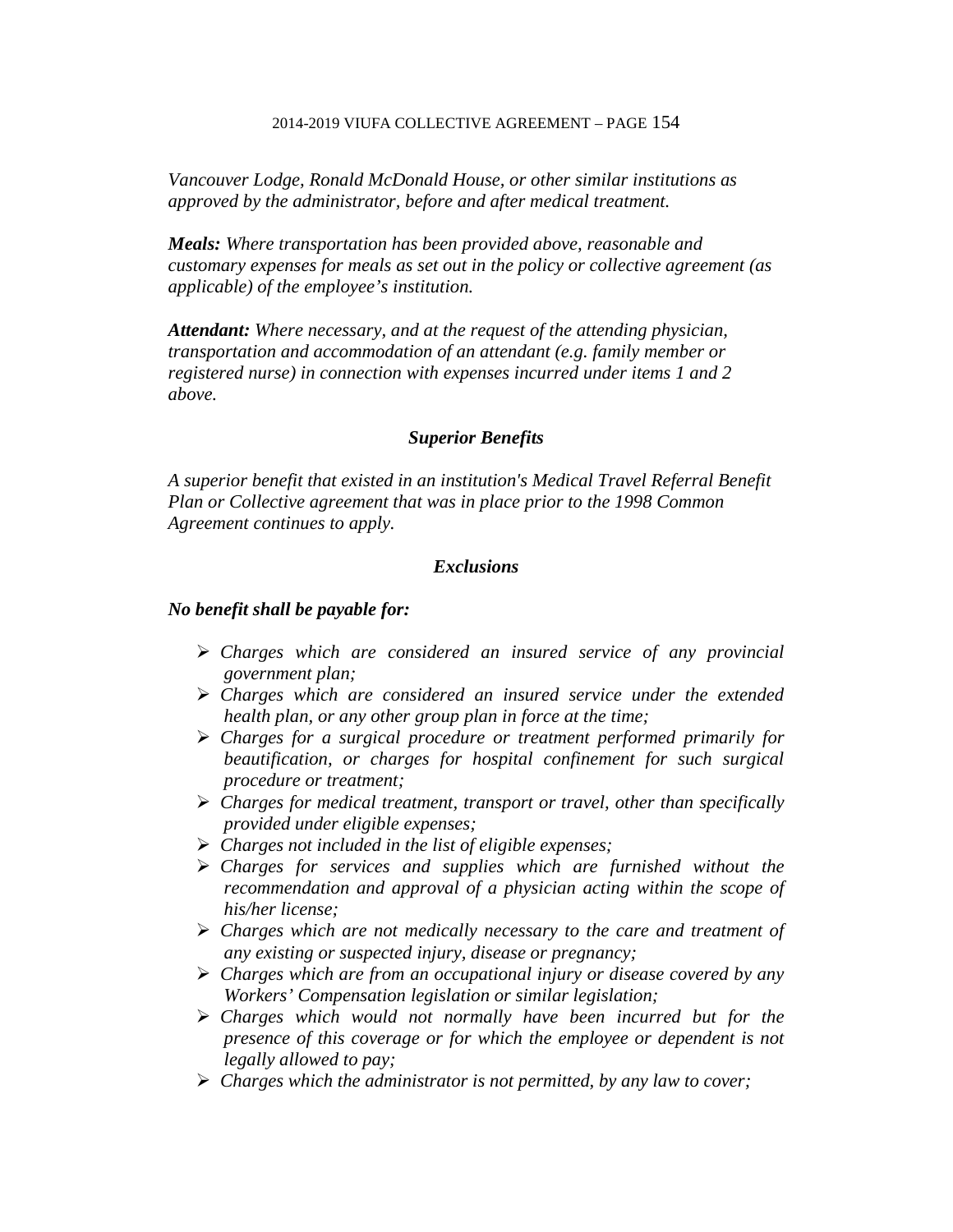*Vancouver Lodge, Ronald McDonald House, or other similar institutions as approved by the administrator, before and after medical treatment.*

***Meals:*** *Where transportation has been provided above, reasonable and customary expenses for meals as set out in the policy or collective agreement (as applicable) of the employee's institution.*

***Attendant:*** *Where necessary, and at the request of the attending physician, transportation and accommodation of an attendant (e.g. family member or registered nurse) in connection with expenses incurred under items 1 and 2 above.*

### *Superior Benefits*

*A superior benefit that existed in an institution's Medical Travel Referral Benefit Plan or Collective agreement that was in place prior to the 1998 Common Agreement continues to apply.*

### *Exclusions*

***No benefit shall be payable for:***

- *Charges which are considered an insured service of any provincial government plan;*
- *Charges which are considered an insured service under the extended health plan, or any other group plan in force at the time;*
- *Charges for a surgical procedure or treatment performed primarily for beautification, or charges for hospital confinement for such surgical procedure or treatment;*
- *Charges for medical treatment, transport or travel, other than specifically provided under eligible expenses;*
- *Charges not included in the list of eligible expenses;*
- *Charges for services and supplies which are furnished without the recommendation and approval of a physician acting within the scope of his/her license;*
- *Charges which are not medically necessary to the care and treatment of any existing or suspected injury, disease or pregnancy;*
- *Charges which are from an occupational injury or disease covered by any Workers' Compensation legislation or similar legislation;*
- *Charges which would not normally have been incurred but for the presence of this coverage or for which the employee or dependent is not legally allowed to pay;*
- *Charges which the administrator is not permitted, by any law to cover;*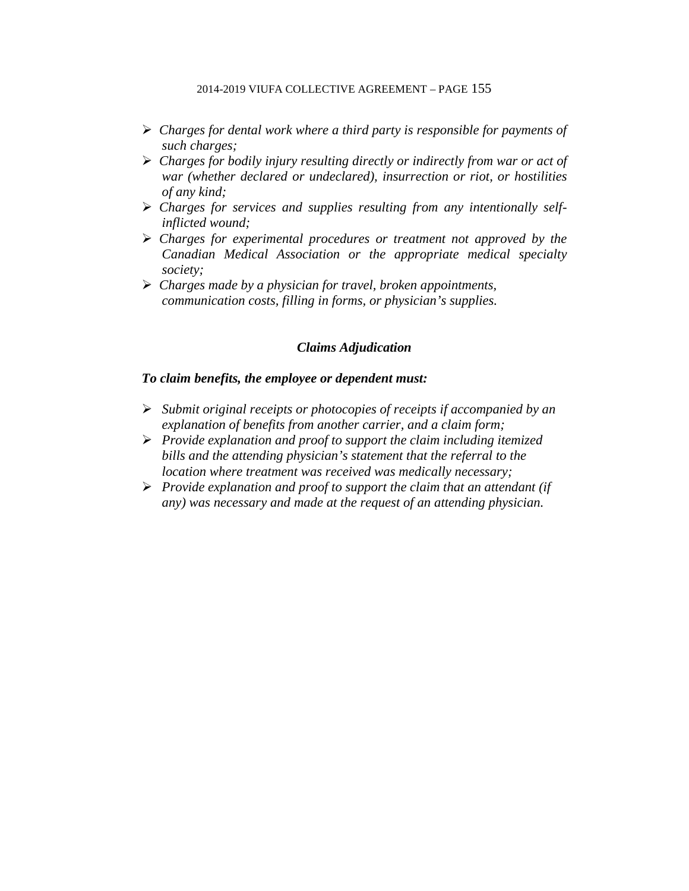- *Charges for dental work where a third party is responsible for payments of such charges;*
- *Charges for bodily injury resulting directly or indirectly from war or act of war (whether declared or undeclared), insurrection or riot, or hostilities of any kind;*
- *Charges for services and supplies resulting from any intentionally self-inflicted wound;*
- *Charges for experimental procedures or treatment not approved by the Canadian Medical Association or the appropriate medical specialty society;*
- *Charges made by a physician for travel, broken appointments, communication costs, filling in forms, or physician's supplies.*

### ***Claims Adjudication***

***To claim benefits, the employee or dependent must:***

- *Submit original receipts or photocopies of receipts if accompanied by an explanation of benefits from another carrier, and a claim form;*
- *Provide explanation and proof to support the claim including itemized bills and the attending physician's statement that the referral to the location where treatment was received was medically necessary;*
- *Provide explanation and proof to support the claim that an attendant (if any) was necessary and made at the request of an attending physician.*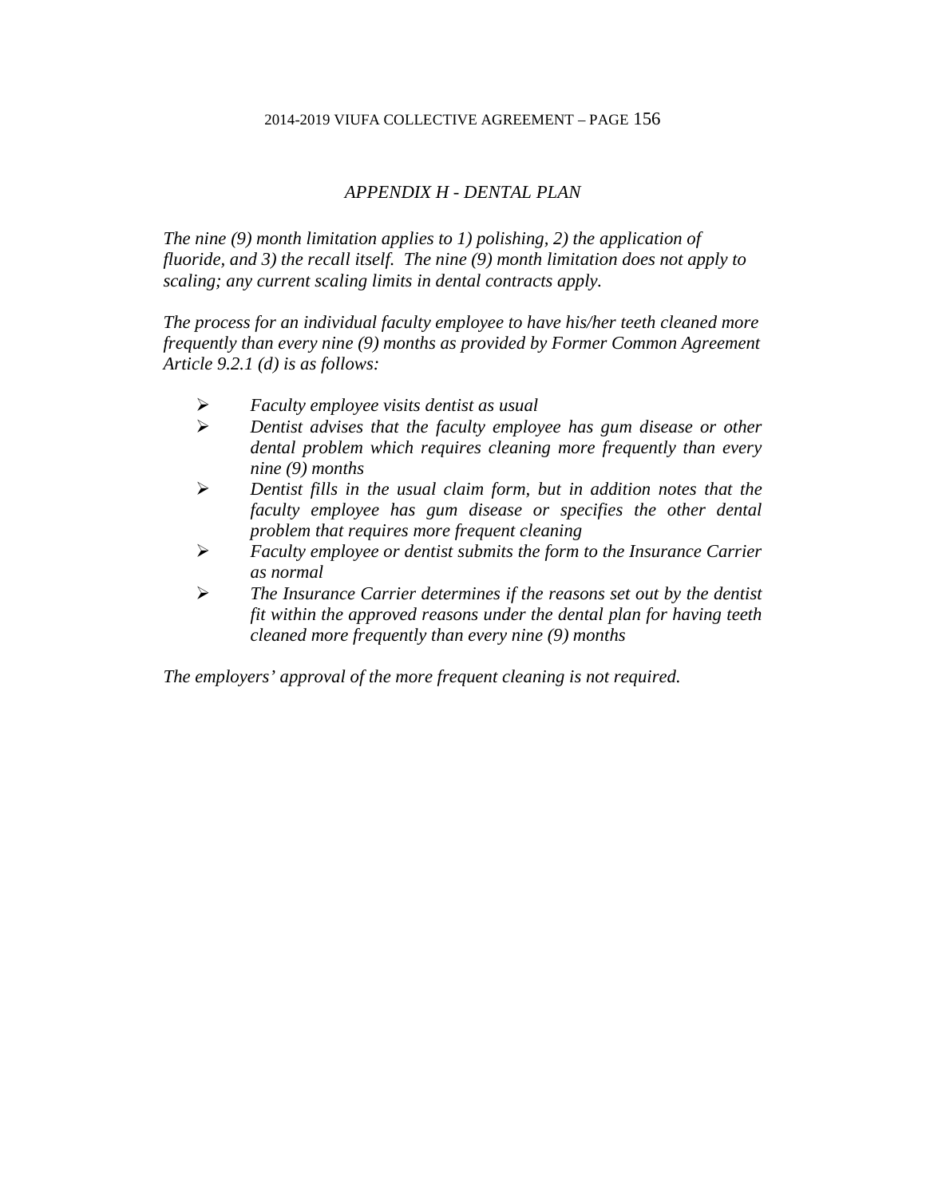## *APPENDIX H - DENTAL PLAN*

*The nine (9) month limitation applies to 1) polishing, 2) the application of fluoride, and 3) the recall itself. The nine (9) month limitation does not apply to scaling; any current scaling limits in dental contracts apply.*

*The process for an individual faculty employee to have his/her teeth cleaned more frequently than every nine (9) months as provided by Former Common Agreement Article 9.2.1 (d) is as follows:*

- *Faculty employee visits dentist as usual*
- *Dentist advises that the faculty employee has gum disease or other dental problem which requires cleaning more frequently than every nine (9) months*
- *Dentist fills in the usual claim form, but in addition notes that the faculty employee has gum disease or specifies the other dental problem that requires more frequent cleaning*
- *Faculty employee or dentist submits the form to the Insurance Carrier as normal*
- *The Insurance Carrier determines if the reasons set out by the dentist fit within the approved reasons under the dental plan for having teeth cleaned more frequently than every nine (9) months*

*The employers' approval of the more frequent cleaning is not required.*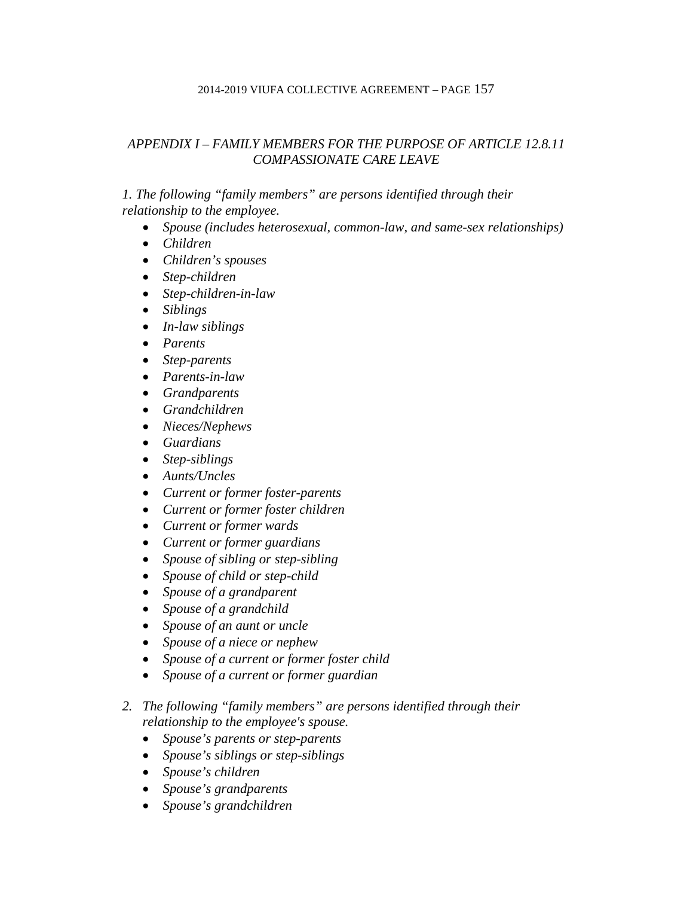## *APPENDIX I – FAMILY MEMBERS FOR THE PURPOSE OF ARTICLE 12.8.11 COMPASSIONATE CARE LEAVE*

*1. The following "family members" are persons identified through their relationship to the employee.*

- *Spouse (includes heterosexual, common-law, and same-sex relationships)*
- *Children*
- *Children's spouses*
- *Step-children*
- *Step-children-in-law*
- *Siblings*
- *In-law siblings*
- *Parents*
- *Step-parents*
- *Parents-in-law*
- *Grandparents*
- *Grandchildren*
- *Nieces/Nephews*
- *Guardians*
- *Step-siblings*
- *Aunts/Uncles*
- *Current or former foster-parents*
- *Current or former foster children*
- *Current or former wards*
- *Current or former guardians*
- *Spouse of sibling or step-sibling*
- *Spouse of child or step-child*
- *Spouse of a grandparent*
- *Spouse of a grandchild*
- *Spouse of an aunt or uncle*
- *Spouse of a niece or nephew*
- *Spouse of a current or former foster child*
- *Spouse of a current or former guardian*

*2. The following "family members" are persons identified through their relationship to the employee's spouse.*

- *Spouse's parents or step-parents*
- *Spouse's siblings or step-siblings*
- *Spouse's children*
- *Spouse's grandparents*
- *Spouse's grandchildren*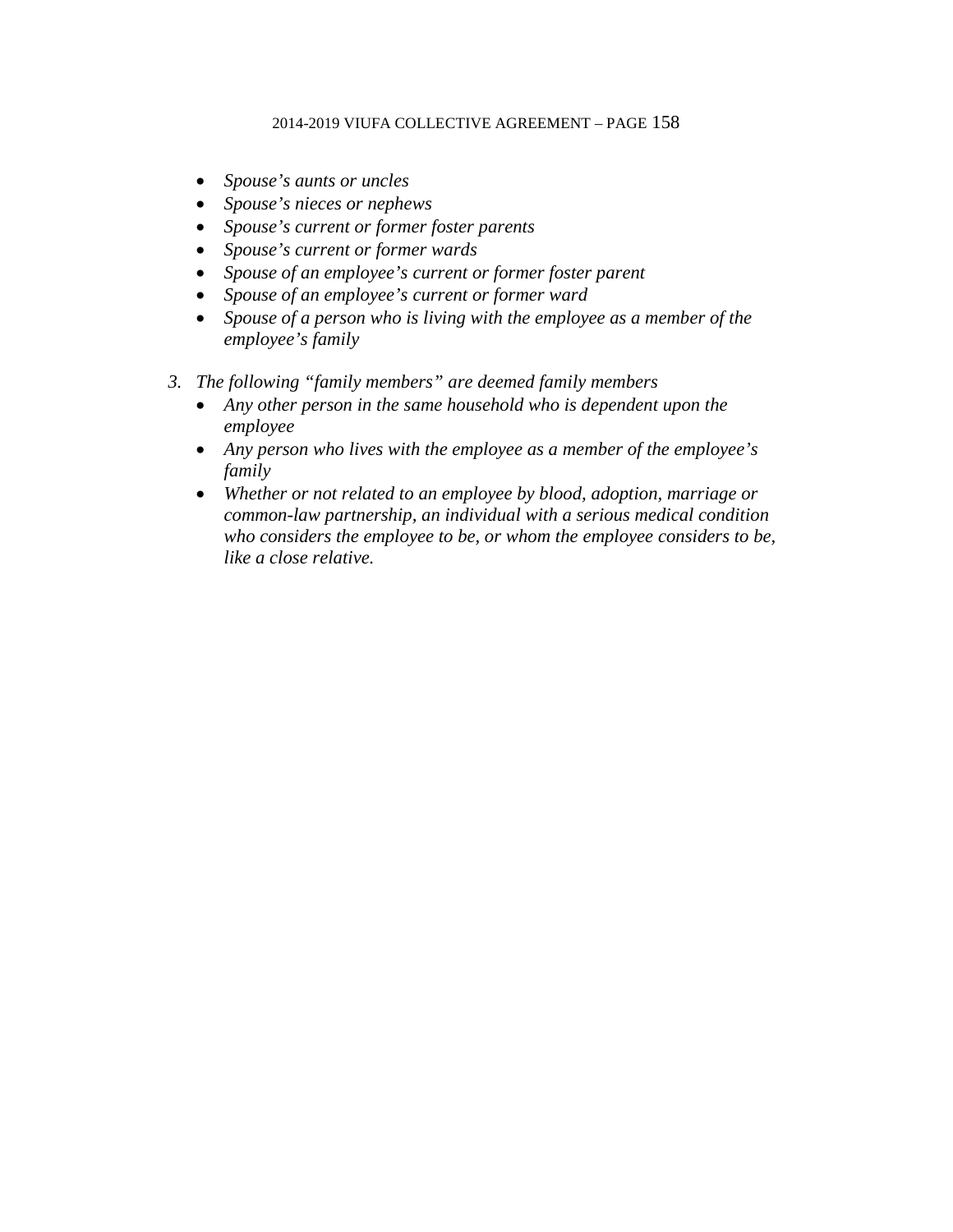- *Spouse's aunts or uncles*
- *Spouse's nieces or nephews*
- *Spouse's current or former foster parents*
- *Spouse's current or former wards*
- *Spouse of an employee's current or former foster parent*
- *Spouse of an employee's current or former ward*
- *Spouse of a person who is living with the employee as a member of the employee's family*

3. *The following "family members" are deemed family members*
   - *Any other person in the same household who is dependent upon the employee*
   - *Any person who lives with the employee as a member of the employee's family*
   - *Whether or not related to an employee by blood, adoption, marriage or common-law partnership, an individual with a serious medical condition who considers the employee to be, or whom the employee considers to be, like a close relative.*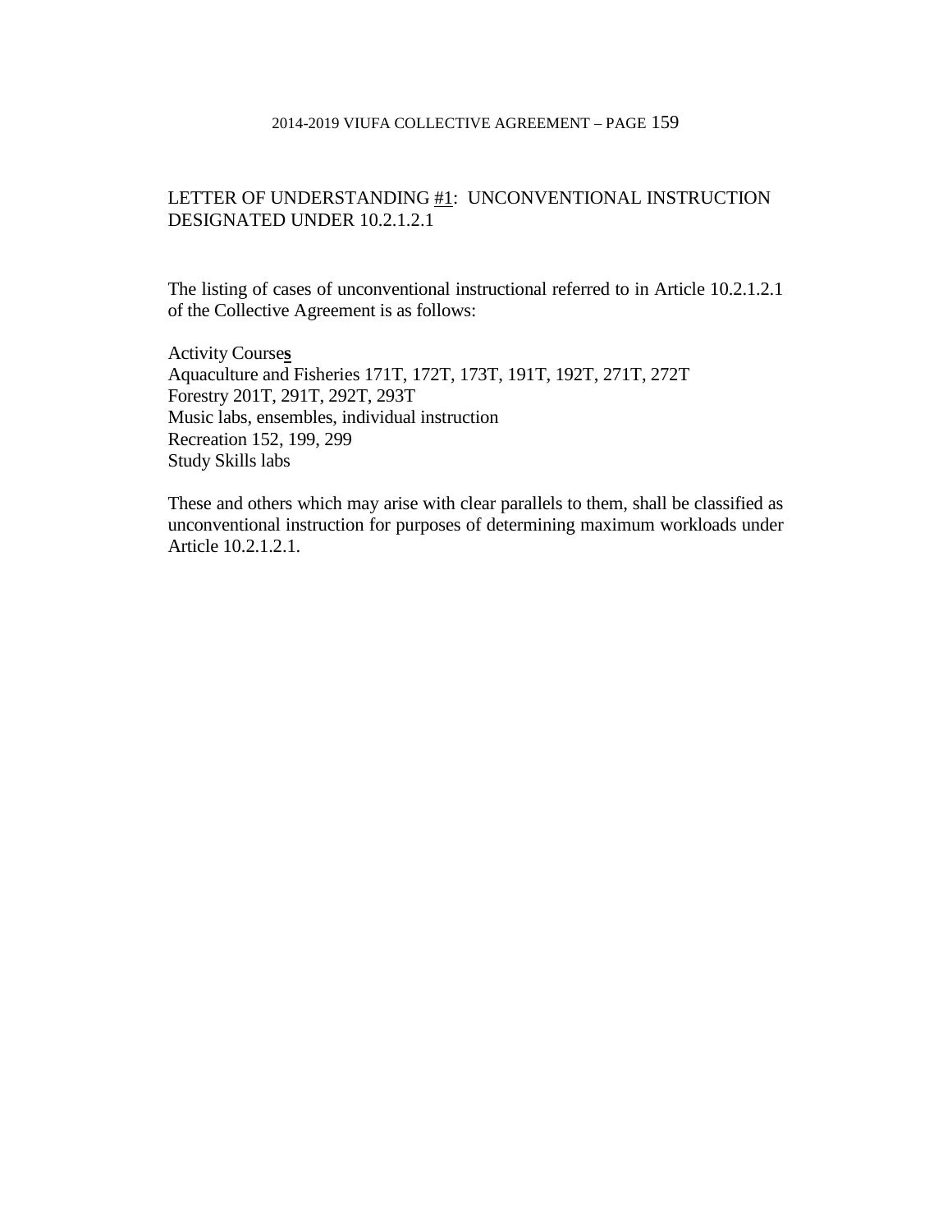## LETTER OF UNDERSTANDING #1: UNCONVENTIONAL INSTRUCTION DESIGNATED UNDER 10.2.1.2.1

The listing of cases of unconventional instructional referred to in Article 10.2.1.2.1 of the Collective Agreement is as follows:

Activity Course**s**
Aquaculture and Fisheries 171T, 172T, 173T, 191T, 192T, 271T, 272T
Forestry 201T, 291T, 292T, 293T
Music labs, ensembles, individual instruction
Recreation 152, 199, 299
Study Skills labs

These and others which may arise with clear parallels to them, shall be classified as unconventional instruction for purposes of determining maximum workloads under Article 10.2.1.2.1.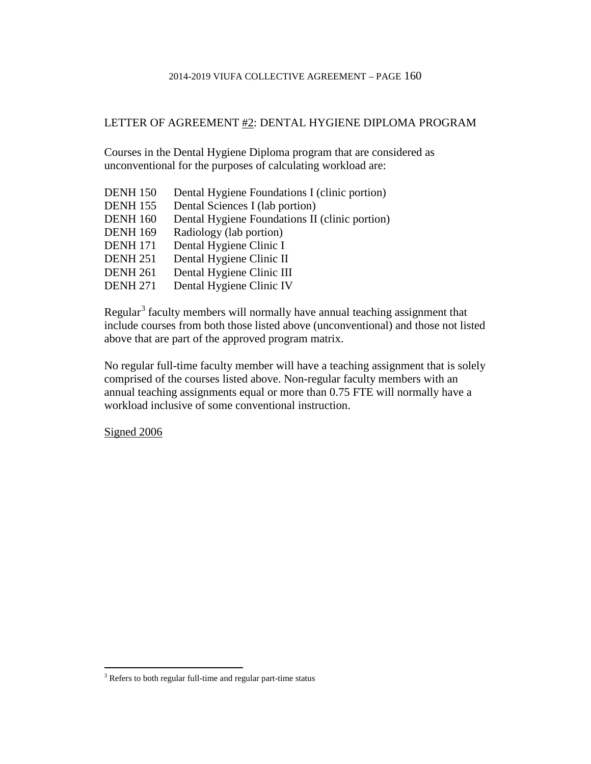## LETTER OF AGREEMENT #2: DENTAL HYGIENE DIPLOMA PROGRAM

Courses in the Dental Hygiene Diploma program that are considered as unconventional for the purposes of calculating workload are:

| | |
|---|---|
| DENH 150 | Dental Hygiene Foundations I (clinic portion) |
| DENH 155 | Dental Sciences I (lab portion) |
| DENH 160 | Dental Hygiene Foundations II (clinic portion) |
| DENH 169 | Radiology (lab portion) |
| DENH 171 | Dental Hygiene Clinic I |
| DENH 251 | Dental Hygiene Clinic II |
| DENH 261 | Dental Hygiene Clinic III |
| DENH 271 | Dental Hygiene Clinic IV |

Regular[3] faculty members will normally have annual teaching assignment that include courses from both those listed above (unconventional) and those not listed above that are part of the approved program matrix.

No regular full-time faculty member will have a teaching assignment that is solely comprised of the courses listed above. Non-regular faculty members with an annual teaching assignments equal or more than 0.75 FTE will normally have a workload inclusive of some conventional instruction.

Signed 2006

[3] Refers to both regular full-time and regular part-time status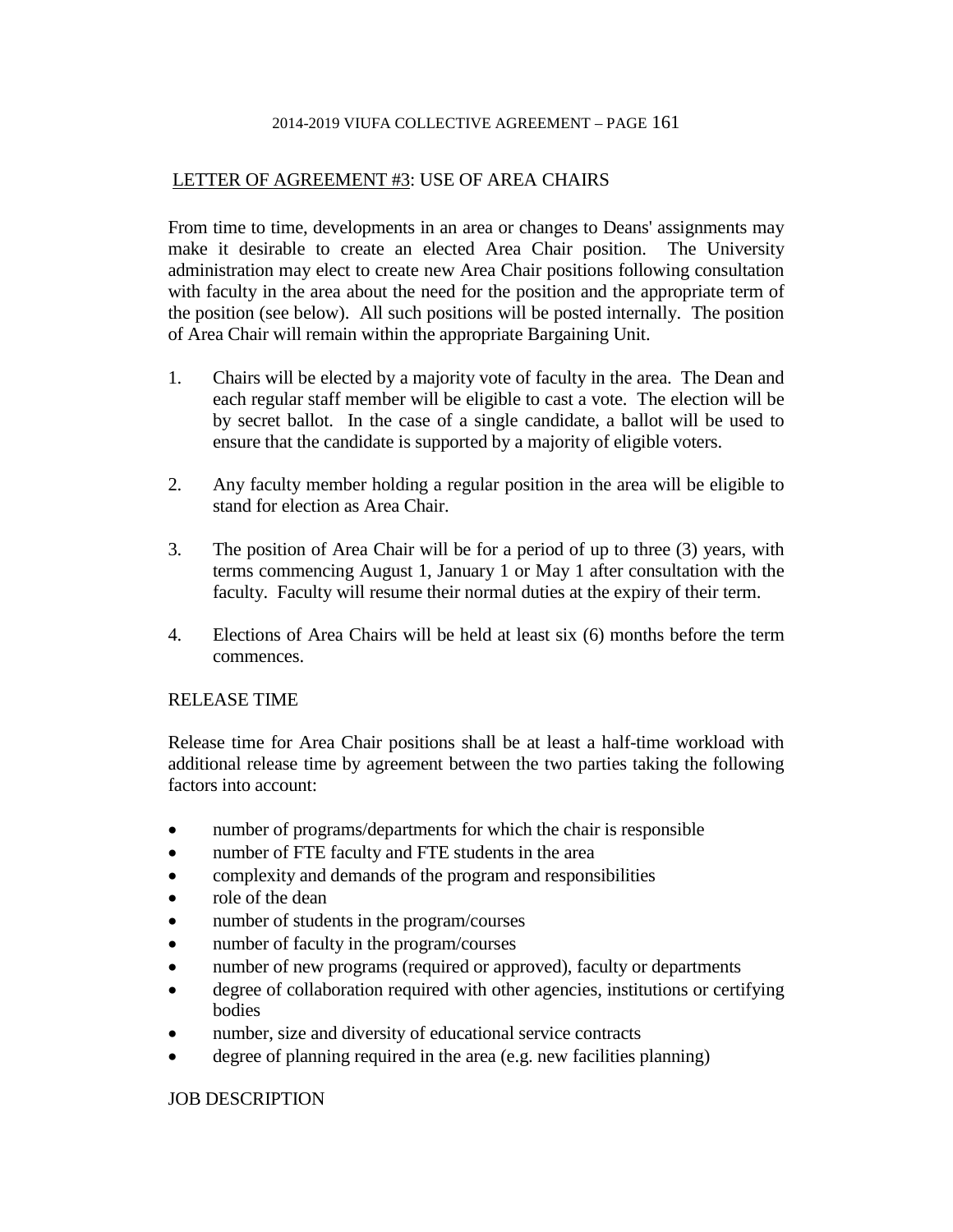## LETTER OF AGREEMENT #3: USE OF AREA CHAIRS

From time to time, developments in an area or changes to Deans' assignments may make it desirable to create an elected Area Chair position. The University administration may elect to create new Area Chair positions following consultation with faculty in the area about the need for the position and the appropriate term of the position (see below). All such positions will be posted internally. The position of Area Chair will remain within the appropriate Bargaining Unit.

1. Chairs will be elected by a majority vote of faculty in the area. The Dean and each regular staff member will be eligible to cast a vote. The election will be by secret ballot. In the case of a single candidate, a ballot will be used to ensure that the candidate is supported by a majority of eligible voters.

2. Any faculty member holding a regular position in the area will be eligible to stand for election as Area Chair.

3. The position of Area Chair will be for a period of up to three (3) years, with terms commencing August 1, January 1 or May 1 after consultation with the faculty. Faculty will resume their normal duties at the expiry of their term.

4. Elections of Area Chairs will be held at least six (6) months before the term commences.

### RELEASE TIME

Release time for Area Chair positions shall be at least a half-time workload with additional release time by agreement between the two parties taking the following factors into account:

- number of programs/departments for which the chair is responsible
- number of FTE faculty and FTE students in the area
- complexity and demands of the program and responsibilities
- role of the dean
- number of students in the program/courses
- number of faculty in the program/courses
- number of new programs (required or approved), faculty or departments
- degree of collaboration required with other agencies, institutions or certifying bodies
- number, size and diversity of educational service contracts
- degree of planning required in the area (e.g. new facilities planning)

### JOB DESCRIPTION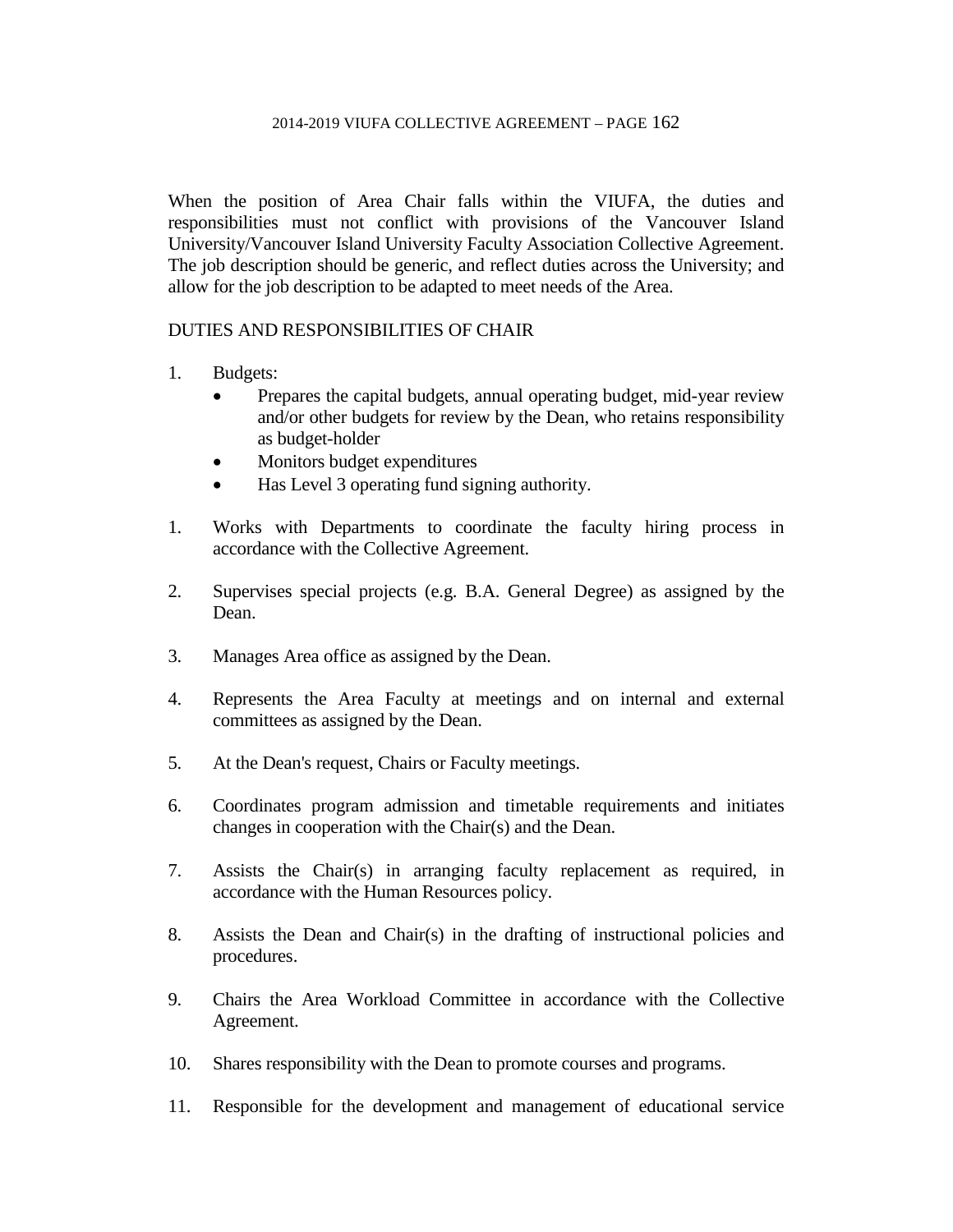When the position of Area Chair falls within the VIUFA, the duties and responsibilities must not conflict with provisions of the Vancouver Island University/Vancouver Island University Faculty Association Collective Agreement. The job description should be generic, and reflect duties across the University; and allow for the job description to be adapted to meet needs of the Area.

DUTIES AND RESPONSIBILITIES OF CHAIR

1. Budgets:
   - Prepares the capital budgets, annual operating budget, mid-year review and/or other budgets for review by the Dean, who retains responsibility as budget-holder
   - Monitors budget expenditures
   - Has Level 3 operating fund signing authority.

1. Works with Departments to coordinate the faculty hiring process in accordance with the Collective Agreement.

2. Supervises special projects (e.g. B.A. General Degree) as assigned by the Dean.

3. Manages Area office as assigned by the Dean.

4. Represents the Area Faculty at meetings and on internal and external committees as assigned by the Dean.

5. At the Dean's request, Chairs or Faculty meetings.

6. Coordinates program admission and timetable requirements and initiates changes in cooperation with the Chair(s) and the Dean.

7. Assists the Chair(s) in arranging faculty replacement as required, in accordance with the Human Resources policy.

8. Assists the Dean and Chair(s) in the drafting of instructional policies and procedures.

9. Chairs the Area Workload Committee in accordance with the Collective Agreement.

10. Shares responsibility with the Dean to promote courses and programs.

11. Responsible for the development and management of educational service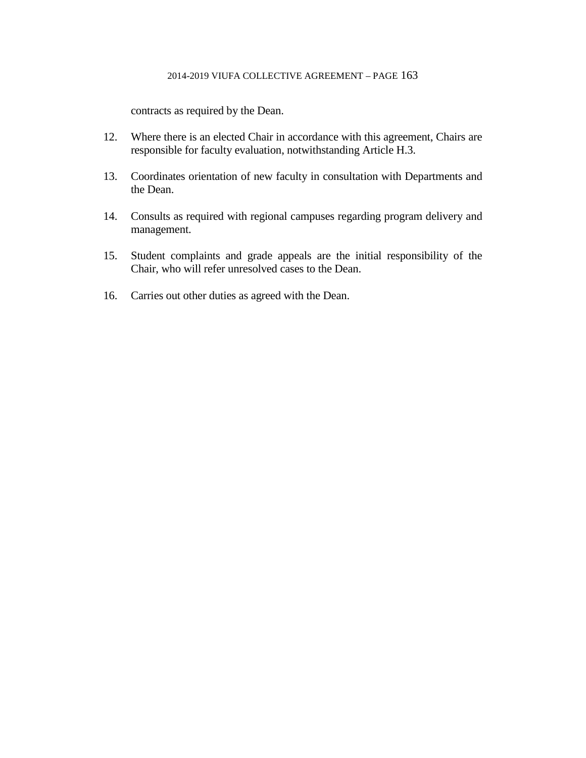contracts as required by the Dean.

12. Where there is an elected Chair in accordance with this agreement, Chairs are responsible for faculty evaluation, notwithstanding Article H.3.

13. Coordinates orientation of new faculty in consultation with Departments and the Dean.

14. Consults as required with regional campuses regarding program delivery and management.

15. Student complaints and grade appeals are the initial responsibility of the Chair, who will refer unresolved cases to the Dean.

16. Carries out other duties as agreed with the Dean.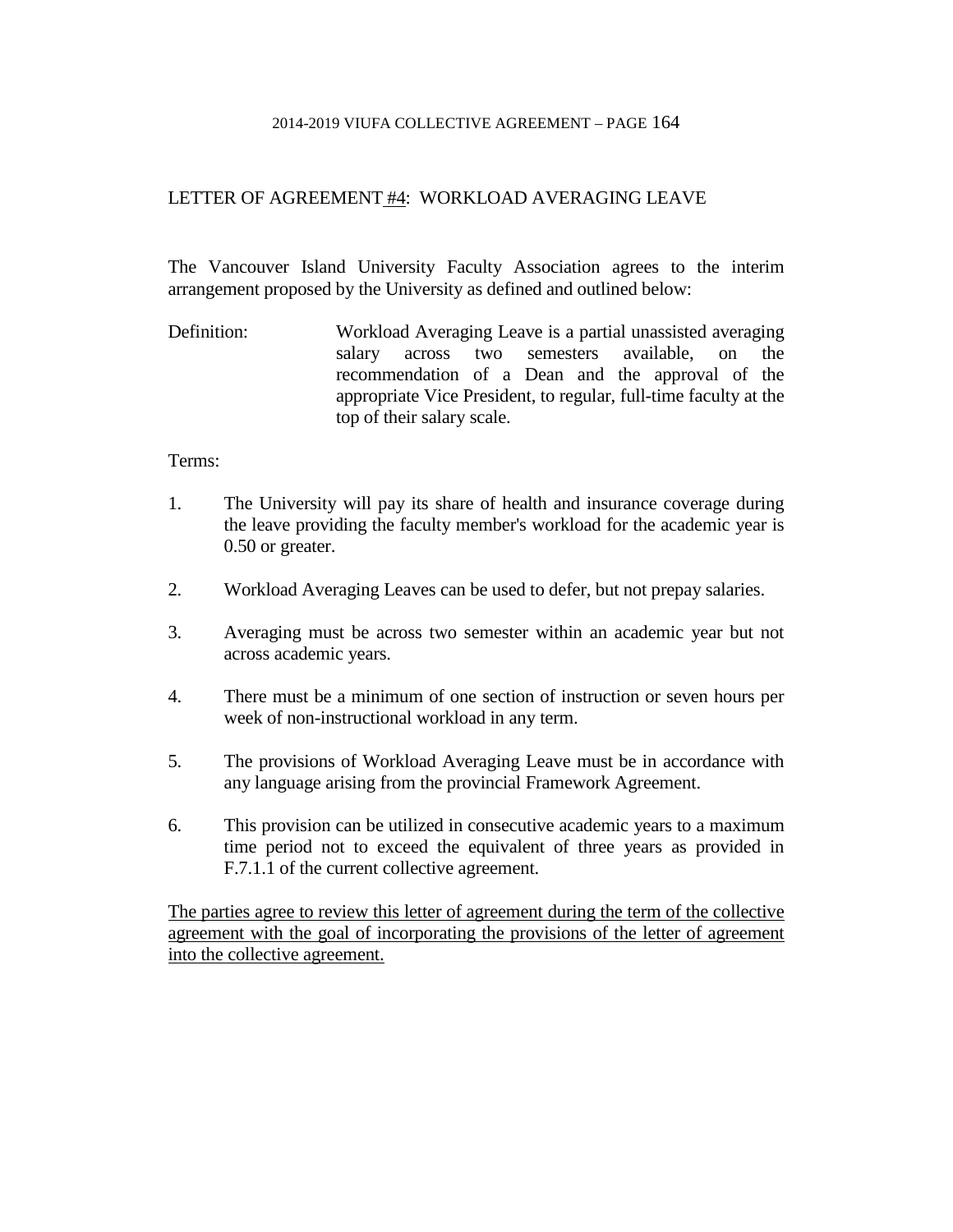## LETTER OF AGREEMENT #4: WORKLOAD AVERAGING LEAVE

The Vancouver Island University Faculty Association agrees to the interim arrangement proposed by the University as defined and outlined below:

Definition: Workload Averaging Leave is a partial unassisted averaging salary across two semesters available, on the recommendation of a Dean and the approval of the appropriate Vice President, to regular, full-time faculty at the top of their salary scale.

Terms:

1. The University will pay its share of health and insurance coverage during the leave providing the faculty member's workload for the academic year is 0.50 or greater.

2. Workload Averaging Leaves can be used to defer, but not prepay salaries.

3. Averaging must be across two semester within an academic year but not across academic years.

4. There must be a minimum of one section of instruction or seven hours per week of non-instructional workload in any term.

5. The provisions of Workload Averaging Leave must be in accordance with any language arising from the provincial Framework Agreement.

6. This provision can be utilized in consecutive academic years to a maximum time period not to exceed the equivalent of three years as provided in F.7.1.1 of the current collective agreement.

<u>The parties agree to review this letter of agreement during the term of the collective agreement with the goal of incorporating the provisions of the letter of agreement into the collective agreement.</u>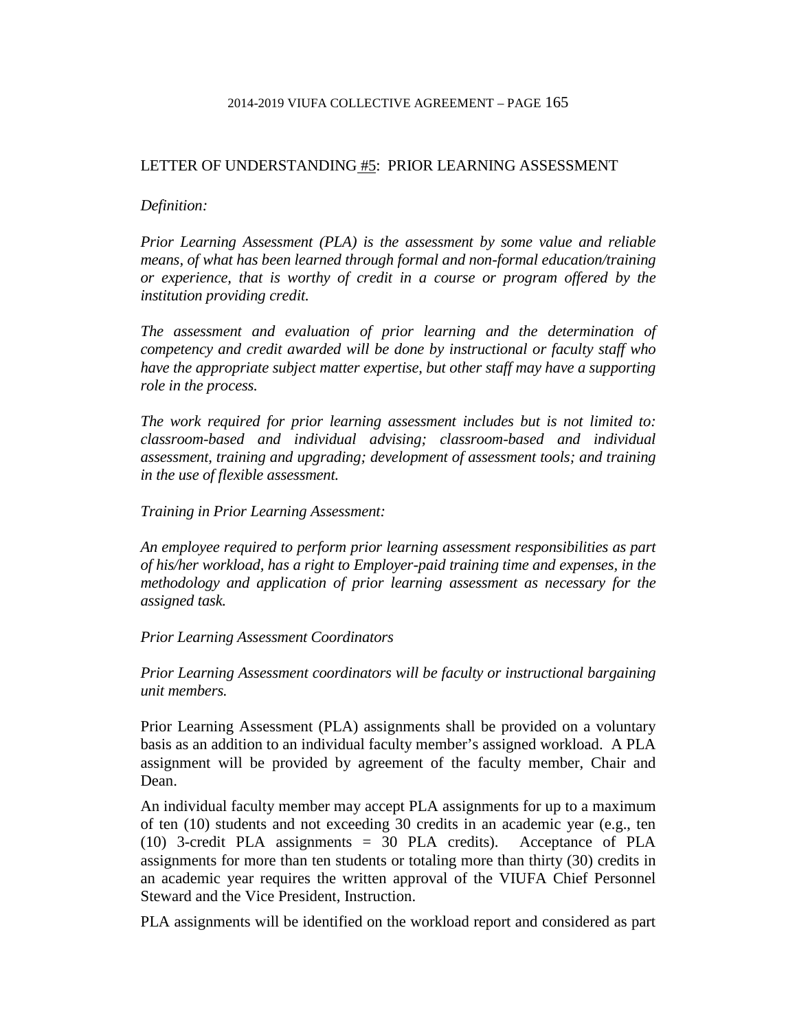## LETTER OF UNDERSTANDING #5: PRIOR LEARNING ASSESSMENT

*Definition:*

*Prior Learning Assessment (PLA) is the assessment by some value and reliable means, of what has been learned through formal and non-formal education/training or experience, that is worthy of credit in a course or program offered by the institution providing credit.*

*The assessment and evaluation of prior learning and the determination of competency and credit awarded will be done by instructional or faculty staff who have the appropriate subject matter expertise, but other staff may have a supporting role in the process.*

*The work required for prior learning assessment includes but is not limited to: classroom-based and individual advising; classroom-based and individual assessment, training and upgrading; development of assessment tools; and training in the use of flexible assessment.*

*Training in Prior Learning Assessment:*

*An employee required to perform prior learning assessment responsibilities as part of his/her workload, has a right to Employer-paid training time and expenses, in the methodology and application of prior learning assessment as necessary for the assigned task.*

*Prior Learning Assessment Coordinators*

*Prior Learning Assessment coordinators will be faculty or instructional bargaining unit members.*

Prior Learning Assessment (PLA) assignments shall be provided on a voluntary basis as an addition to an individual faculty member's assigned workload. A PLA assignment will be provided by agreement of the faculty member, Chair and Dean.

An individual faculty member may accept PLA assignments for up to a maximum of ten (10) students and not exceeding 30 credits in an academic year (e.g., ten (10) 3-credit PLA assignments = 30 PLA credits). Acceptance of PLA assignments for more than ten students or totaling more than thirty (30) credits in an academic year requires the written approval of the VIUFA Chief Personnel Steward and the Vice President, Instruction.

PLA assignments will be identified on the workload report and considered as part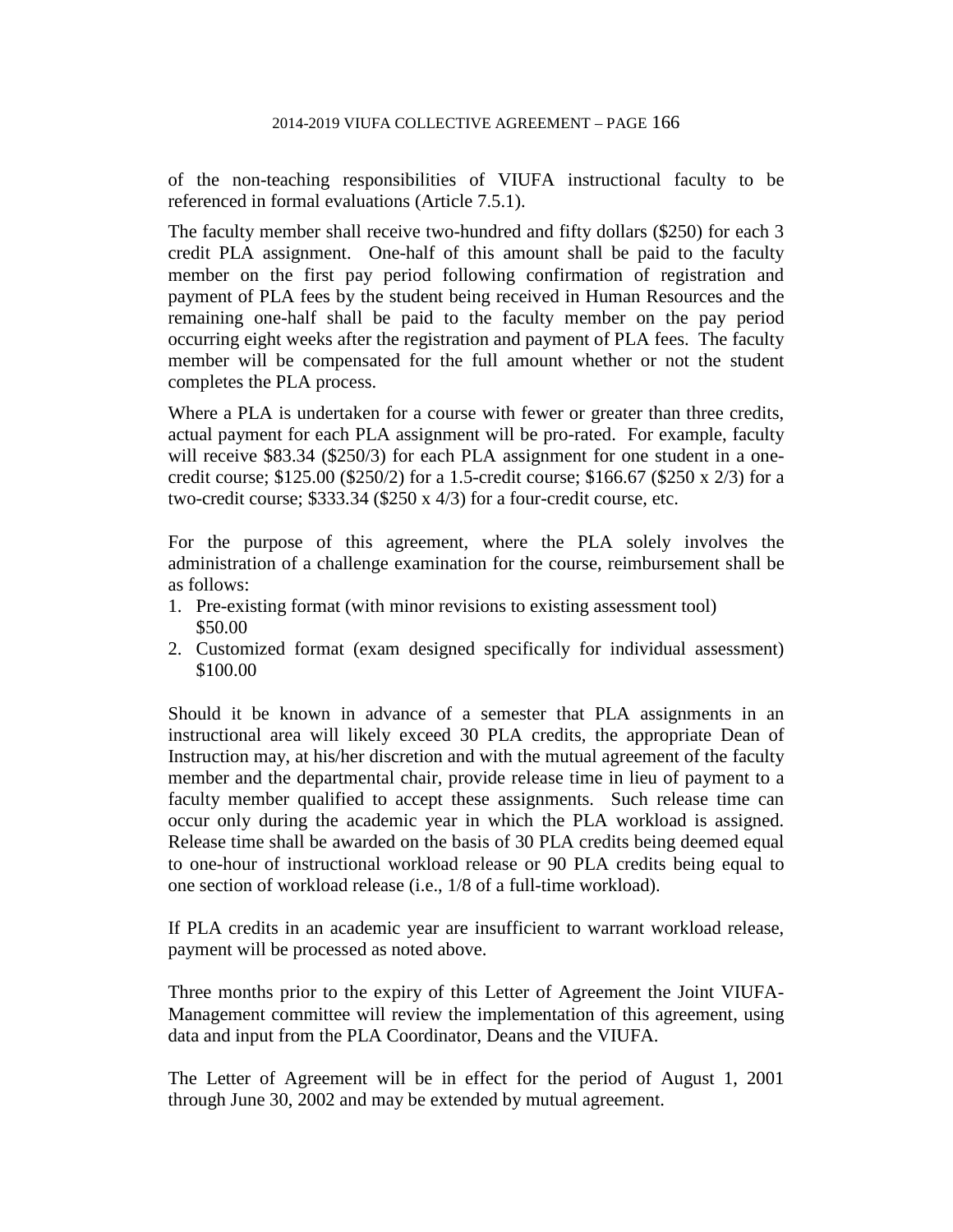of the non-teaching responsibilities of VIUFA instructional faculty to be referenced in formal evaluations (Article 7.5.1).

The faculty member shall receive two-hundred and fifty dollars ($250) for each 3 credit PLA assignment. One-half of this amount shall be paid to the faculty member on the first pay period following confirmation of registration and payment of PLA fees by the student being received in Human Resources and the remaining one-half shall be paid to the faculty member on the pay period occurring eight weeks after the registration and payment of PLA fees. The faculty member will be compensated for the full amount whether or not the student completes the PLA process.

Where a PLA is undertaken for a course with fewer or greater than three credits, actual payment for each PLA assignment will be pro-rated. For example, faculty will receive $83.34 ($250/3) for each PLA assignment for one student in a one-credit course; $125.00 ($250/2) for a 1.5-credit course; $166.67 ($250 x 2/3) for a two-credit course; $333.34 ($250 x 4/3) for a four-credit course, etc.

For the purpose of this agreement, where the PLA solely involves the administration of a challenge examination for the course, reimbursement shall be as follows:

1. Pre-existing format (with minor revisions to existing assessment tool) $50.00
2. Customized format (exam designed specifically for individual assessment) $100.00

Should it be known in advance of a semester that PLA assignments in an instructional area will likely exceed 30 PLA credits, the appropriate Dean of Instruction may, at his/her discretion and with the mutual agreement of the faculty member and the departmental chair, provide release time in lieu of payment to a faculty member qualified to accept these assignments. Such release time can occur only during the academic year in which the PLA workload is assigned. Release time shall be awarded on the basis of 30 PLA credits being deemed equal to one-hour of instructional workload release or 90 PLA credits being equal to one section of workload release (i.e., 1/8 of a full-time workload).

If PLA credits in an academic year are insufficient to warrant workload release, payment will be processed as noted above.

Three months prior to the expiry of this Letter of Agreement the Joint VIUFA-Management committee will review the implementation of this agreement, using data and input from the PLA Coordinator, Deans and the VIUFA.

The Letter of Agreement will be in effect for the period of August 1, 2001 through June 30, 2002 and may be extended by mutual agreement.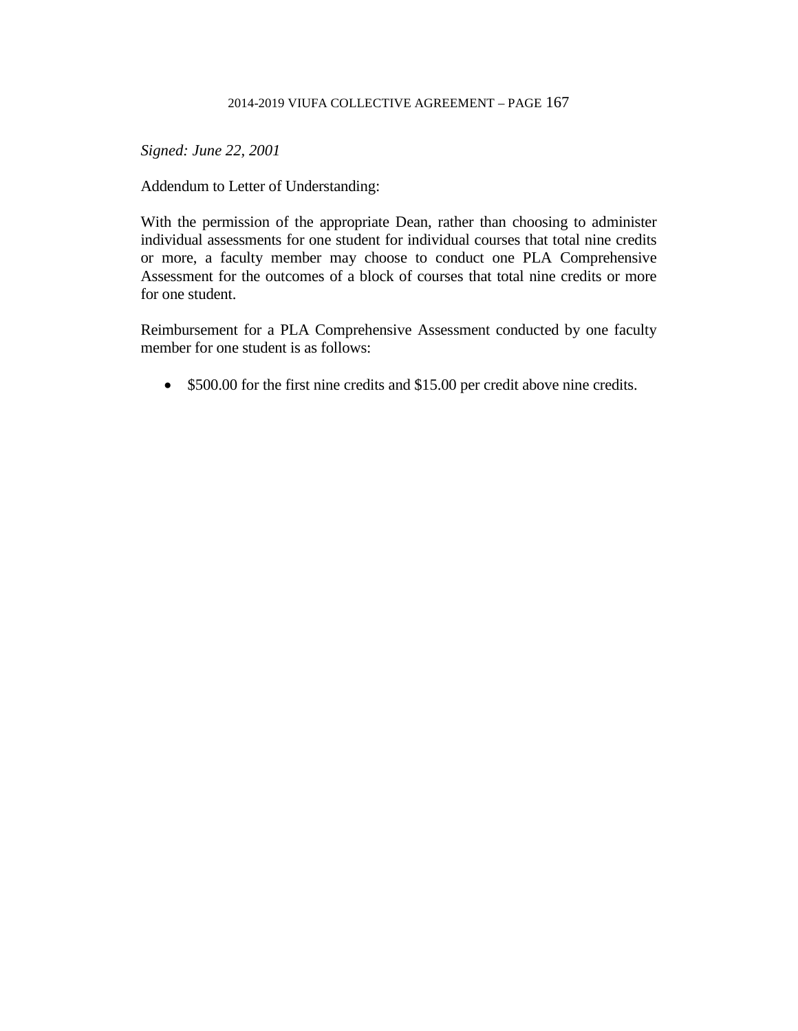*Signed: June 22, 2001*

Addendum to Letter of Understanding:

With the permission of the appropriate Dean, rather than choosing to administer individual assessments for one student for individual courses that total nine credits or more, a faculty member may choose to conduct one PLA Comprehensive Assessment for the outcomes of a block of courses that total nine credits or more for one student.

Reimbursement for a PLA Comprehensive Assessment conducted by one faculty member for one student is as follows:

- $500.00 for the first nine credits and $15.00 per credit above nine credits.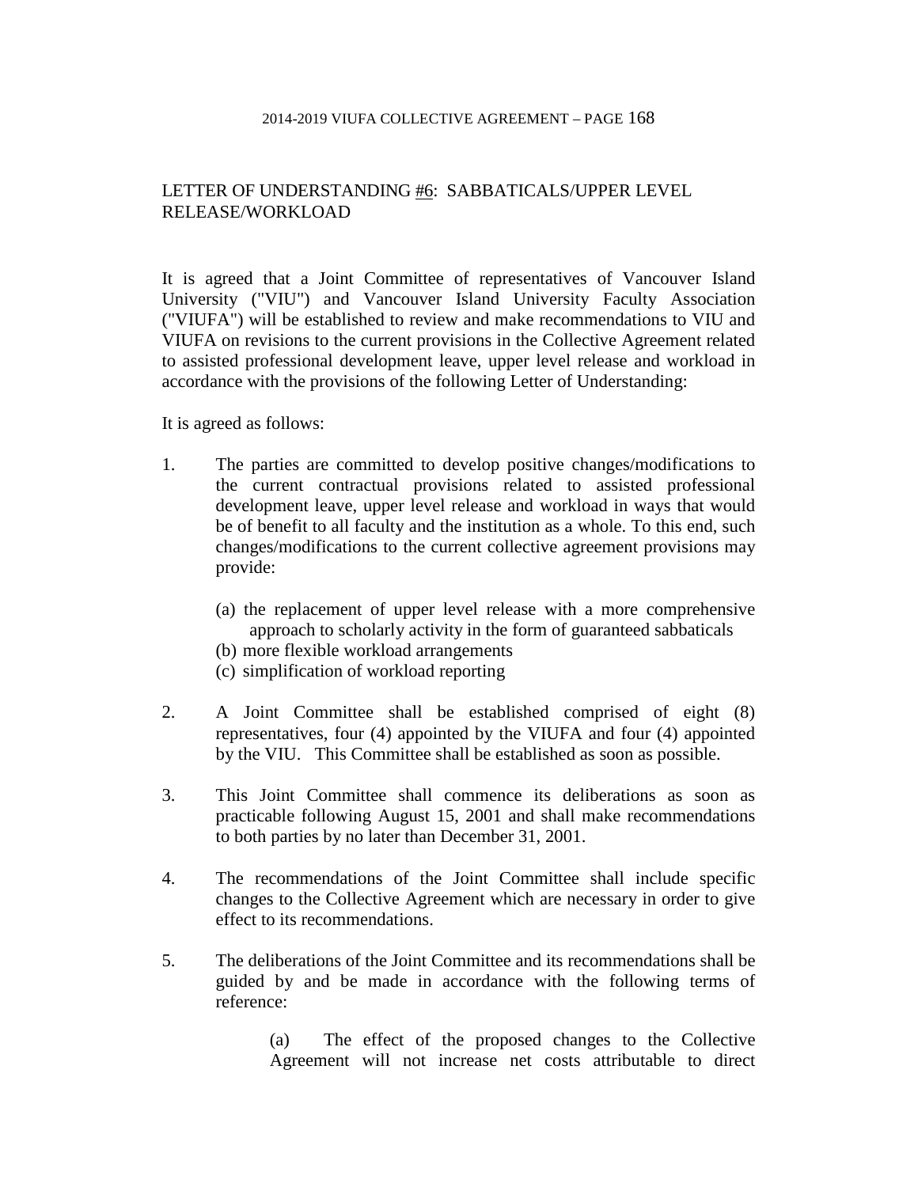## LETTER OF UNDERSTANDING #6: SABBATICALS/UPPER LEVEL RELEASE/WORKLOAD

It is agreed that a Joint Committee of representatives of Vancouver Island University ("VIU") and Vancouver Island University Faculty Association ("VIUFA") will be established to review and make recommendations to VIU and VIUFA on revisions to the current provisions in the Collective Agreement related to assisted professional development leave, upper level release and workload in accordance with the provisions of the following Letter of Understanding:

It is agreed as follows:

1. The parties are committed to develop positive changes/modifications to the current contractual provisions related to assisted professional development leave, upper level release and workload in ways that would be of benefit to all faculty and the institution as a whole. To this end, such changes/modifications to the current collective agreement provisions may provide:

   (a) the replacement of upper level release with a more comprehensive approach to scholarly activity in the form of guaranteed sabbaticals
   (b) more flexible workload arrangements
   (c) simplification of workload reporting

2. A Joint Committee shall be established comprised of eight (8) representatives, four (4) appointed by the VIUFA and four (4) appointed by the VIU. This Committee shall be established as soon as possible.

3. This Joint Committee shall commence its deliberations as soon as practicable following August 15, 2001 and shall make recommendations to both parties by no later than December 31, 2001.

4. The recommendations of the Joint Committee shall include specific changes to the Collective Agreement which are necessary in order to give effect to its recommendations.

5. The deliberations of the Joint Committee and its recommendations shall be guided by and be made in accordance with the following terms of reference:

   (a) The effect of the proposed changes to the Collective Agreement will not increase net costs attributable to direct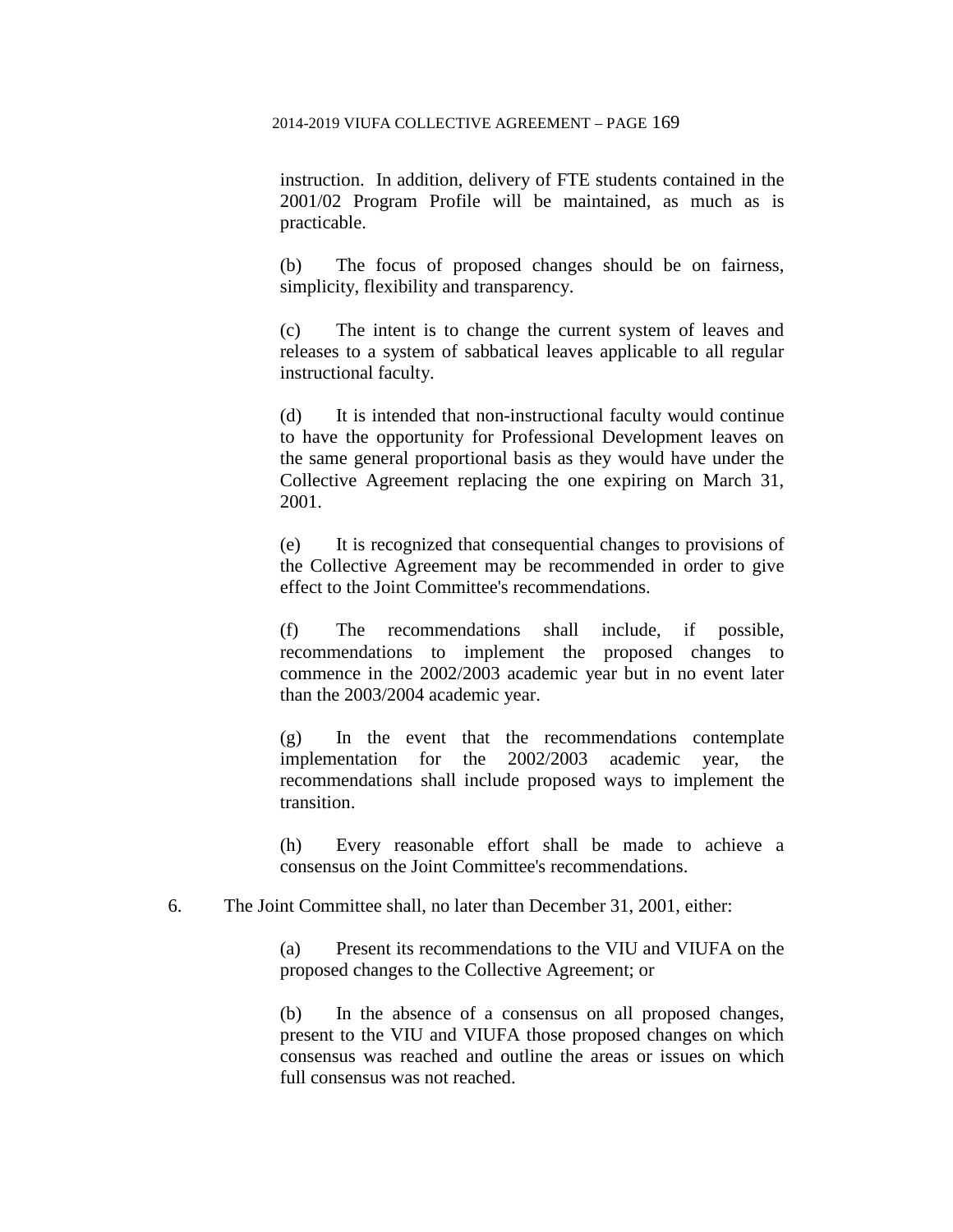instruction. In addition, delivery of FTE students contained in the 2001/02 Program Profile will be maintained, as much as is practicable.

(b) The focus of proposed changes should be on fairness, simplicity, flexibility and transparency.

(c) The intent is to change the current system of leaves and releases to a system of sabbatical leaves applicable to all regular instructional faculty.

(d) It is intended that non-instructional faculty would continue to have the opportunity for Professional Development leaves on the same general proportional basis as they would have under the Collective Agreement replacing the one expiring on March 31, 2001.

(e) It is recognized that consequential changes to provisions of the Collective Agreement may be recommended in order to give effect to the Joint Committee's recommendations.

(f) The recommendations shall include, if possible, recommendations to implement the proposed changes to commence in the 2002/2003 academic year but in no event later than the 2003/2004 academic year.

(g) In the event that the recommendations contemplate implementation for the 2002/2003 academic year, the recommendations shall include proposed ways to implement the transition.

(h) Every reasonable effort shall be made to achieve a consensus on the Joint Committee's recommendations.

6. The Joint Committee shall, no later than December 31, 2001, either:

(a) Present its recommendations to the VIU and VIUFA on the proposed changes to the Collective Agreement; or

(b) In the absence of a consensus on all proposed changes, present to the VIU and VIUFA those proposed changes on which consensus was reached and outline the areas or issues on which full consensus was not reached.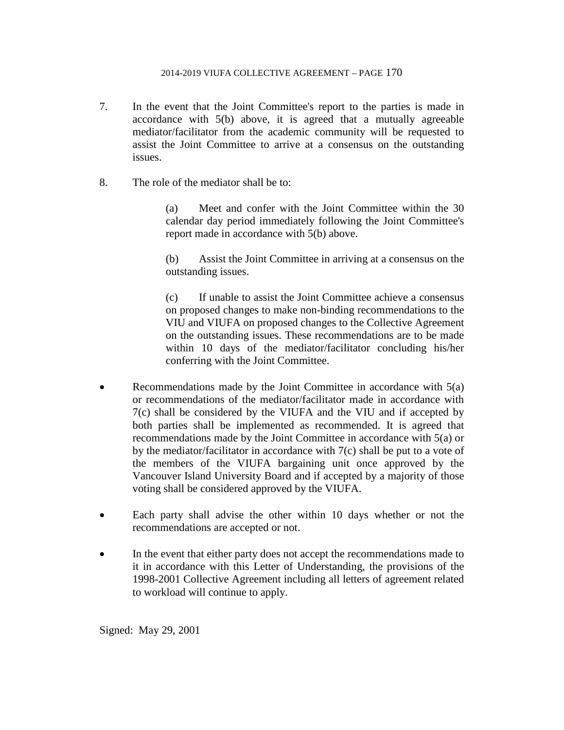7. In the event that the Joint Committee's report to the parties is made in accordance with 5(b) above, it is agreed that a mutually agreeable mediator/facilitator from the academic community will be requested to assist the Joint Committee to arrive at a consensus on the outstanding issues.

8. The role of the mediator shall be to:

   (a) Meet and confer with the Joint Committee within the 30 calendar day period immediately following the Joint Committee's report made in accordance with 5(b) above.

   (b) Assist the Joint Committee in arriving at a consensus on the outstanding issues.

   (c) If unable to assist the Joint Committee achieve a consensus on proposed changes to make non-binding recommendations to the VIU and VIUFA on proposed changes to the Collective Agreement on the outstanding issues. These recommendations are to be made within 10 days of the mediator/facilitator concluding his/her conferring with the Joint Committee.

- Recommendations made by the Joint Committee in accordance with 5(a) or recommendations of the mediator/facilitator made in accordance with 7(c) shall be considered by the VIUFA and the VIU and if accepted by both parties shall be implemented as recommended. It is agreed that recommendations made by the Joint Committee in accordance with 5(a) or by the mediator/facilitator in accordance with 7(c) shall be put to a vote of the members of the VIUFA bargaining unit once approved by the Vancouver Island University Board and if accepted by a majority of those voting shall be considered approved by the VIUFA.

- Each party shall advise the other within 10 days whether or not the recommendations are accepted or not.

- In the event that either party does not accept the recommendations made to it in accordance with this Letter of Understanding, the provisions of the 1998-2001 Collective Agreement including all letters of agreement related to workload will continue to apply.

Signed: May 29, 2001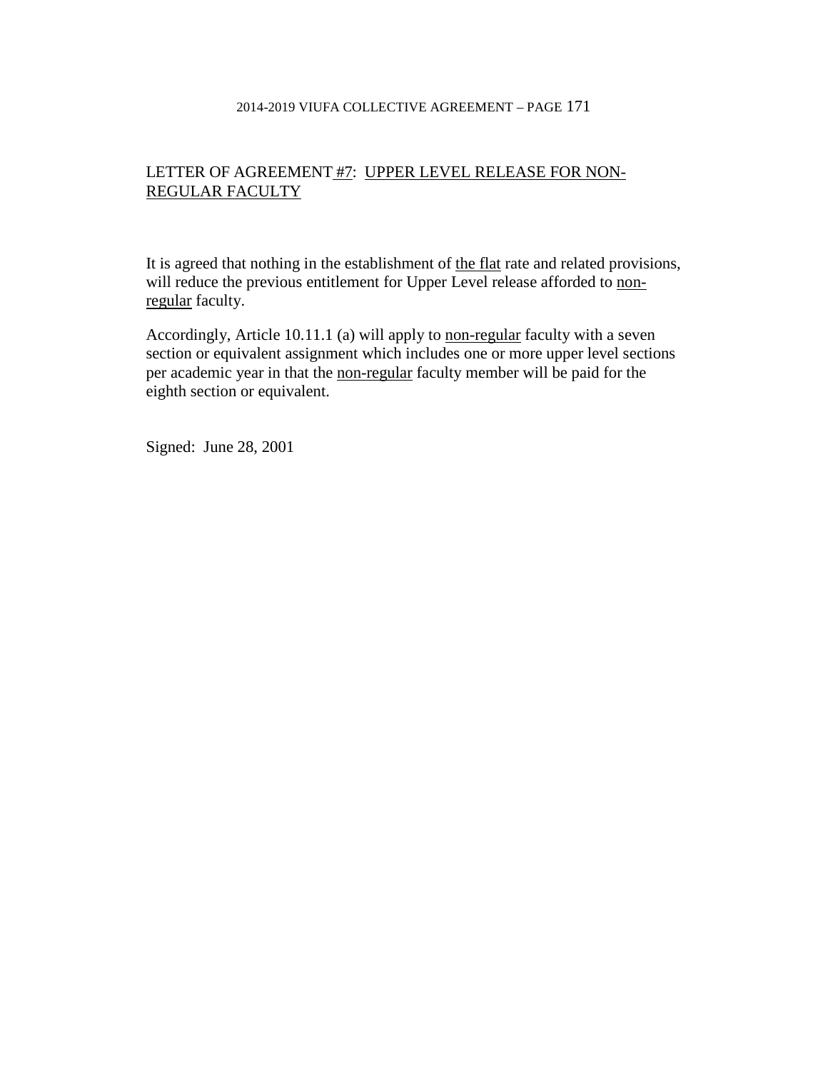## LETTER OF AGREEMENT #7: UPPER LEVEL RELEASE FOR NON-REGULAR FACULTY

It is agreed that nothing in the establishment of the flat rate and related provisions, will reduce the previous entitlement for Upper Level release afforded to non-regular faculty.

Accordingly, Article 10.11.1 (a) will apply to non-regular faculty with a seven section or equivalent assignment which includes one or more upper level sections per academic year in that the non-regular faculty member will be paid for the eighth section or equivalent.

Signed: June 28, 2001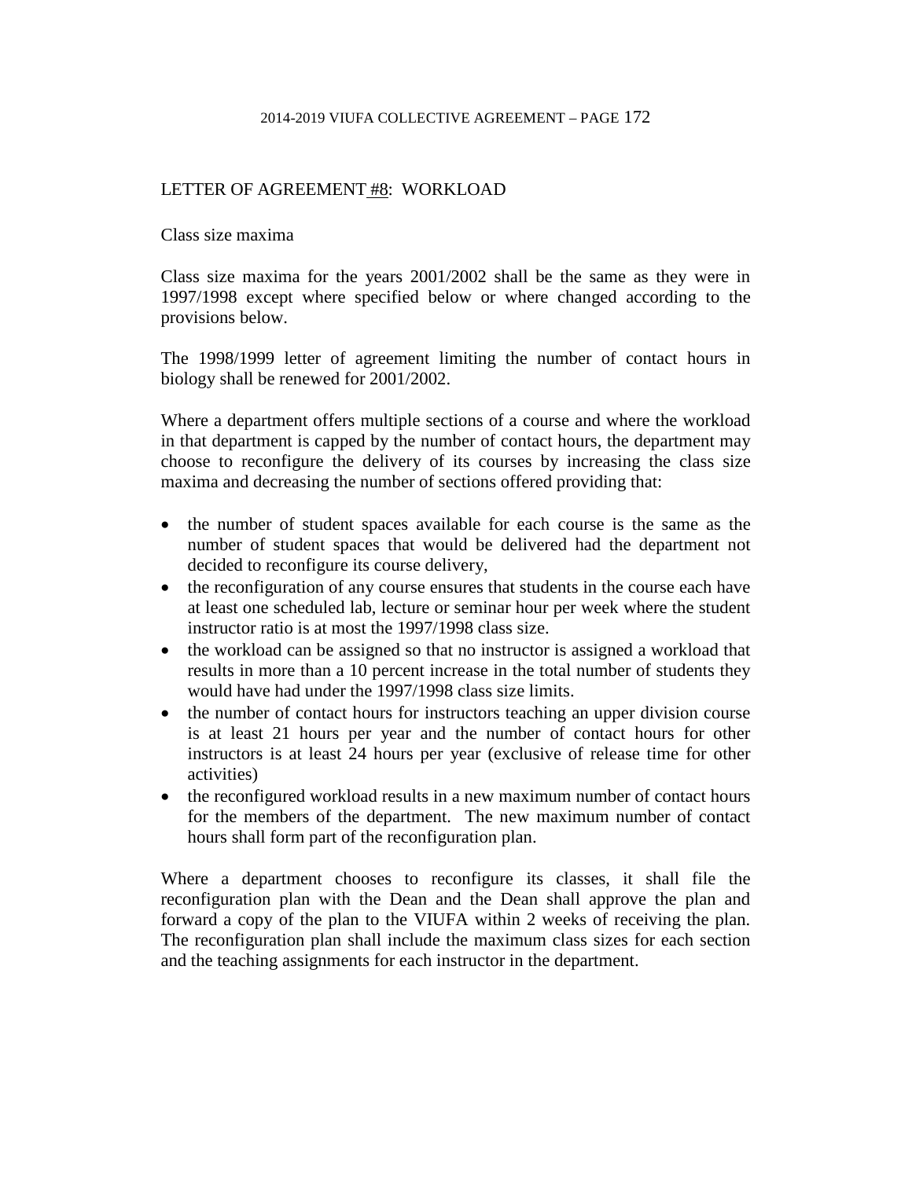## LETTER OF AGREEMENT #8: WORKLOAD

Class size maxima

Class size maxima for the years 2001/2002 shall be the same as they were in 1997/1998 except where specified below or where changed according to the provisions below.

The 1998/1999 letter of agreement limiting the number of contact hours in biology shall be renewed for 2001/2002.

Where a department offers multiple sections of a course and where the workload in that department is capped by the number of contact hours, the department may choose to reconfigure the delivery of its courses by increasing the class size maxima and decreasing the number of sections offered providing that:

- the number of student spaces available for each course is the same as the number of student spaces that would be delivered had the department not decided to reconfigure its course delivery,
- the reconfiguration of any course ensures that students in the course each have at least one scheduled lab, lecture or seminar hour per week where the student instructor ratio is at most the 1997/1998 class size.
- the workload can be assigned so that no instructor is assigned a workload that results in more than a 10 percent increase in the total number of students they would have had under the 1997/1998 class size limits.
- the number of contact hours for instructors teaching an upper division course is at least 21 hours per year and the number of contact hours for other instructors is at least 24 hours per year (exclusive of release time for other activities)
- the reconfigured workload results in a new maximum number of contact hours for the members of the department. The new maximum number of contact hours shall form part of the reconfiguration plan.

Where a department chooses to reconfigure its classes, it shall file the reconfiguration plan with the Dean and the Dean shall approve the plan and forward a copy of the plan to the VIUFA within 2 weeks of receiving the plan. The reconfiguration plan shall include the maximum class sizes for each section and the teaching assignments for each instructor in the department.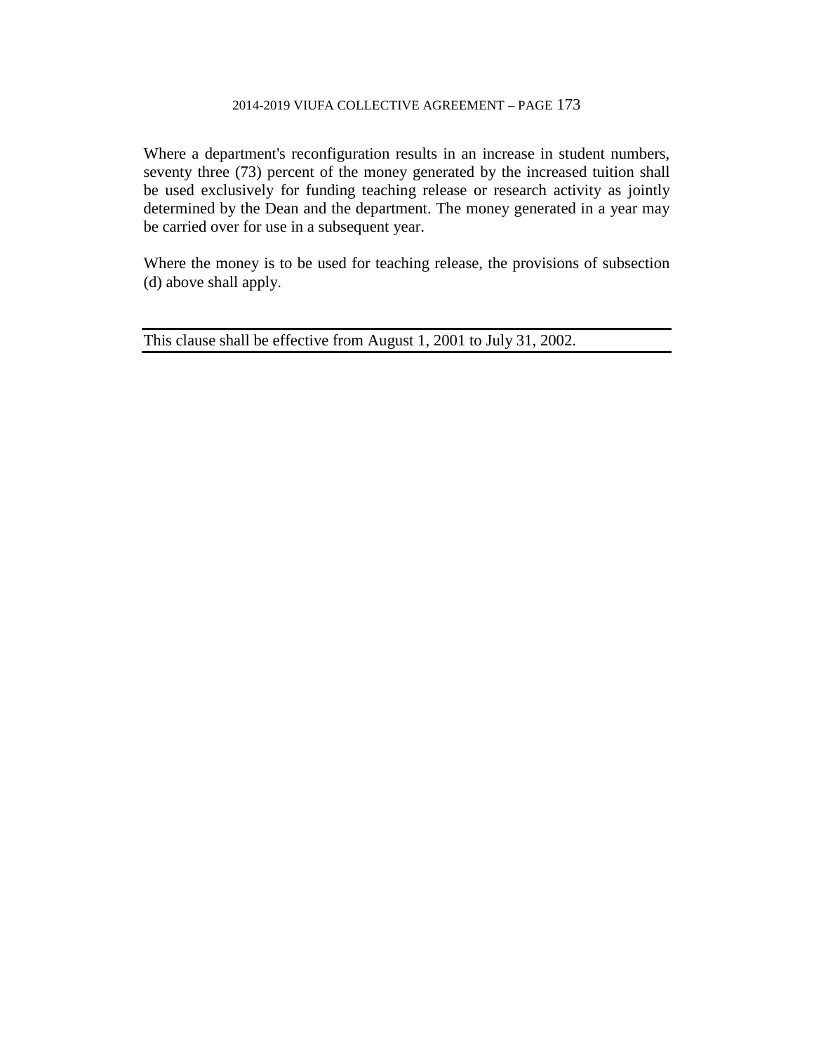Where a department's reconfiguration results in an increase in student numbers, seventy three (73) percent of the money generated by the increased tuition shall be used exclusively for funding teaching release or research activity as jointly determined by the Dean and the department. The money generated in a year may be carried over for use in a subsequent year.

Where the money is to be used for teaching release, the provisions of subsection (d) above shall apply.

---

This clause shall be effective from August 1, 2001 to July 31, 2002.

---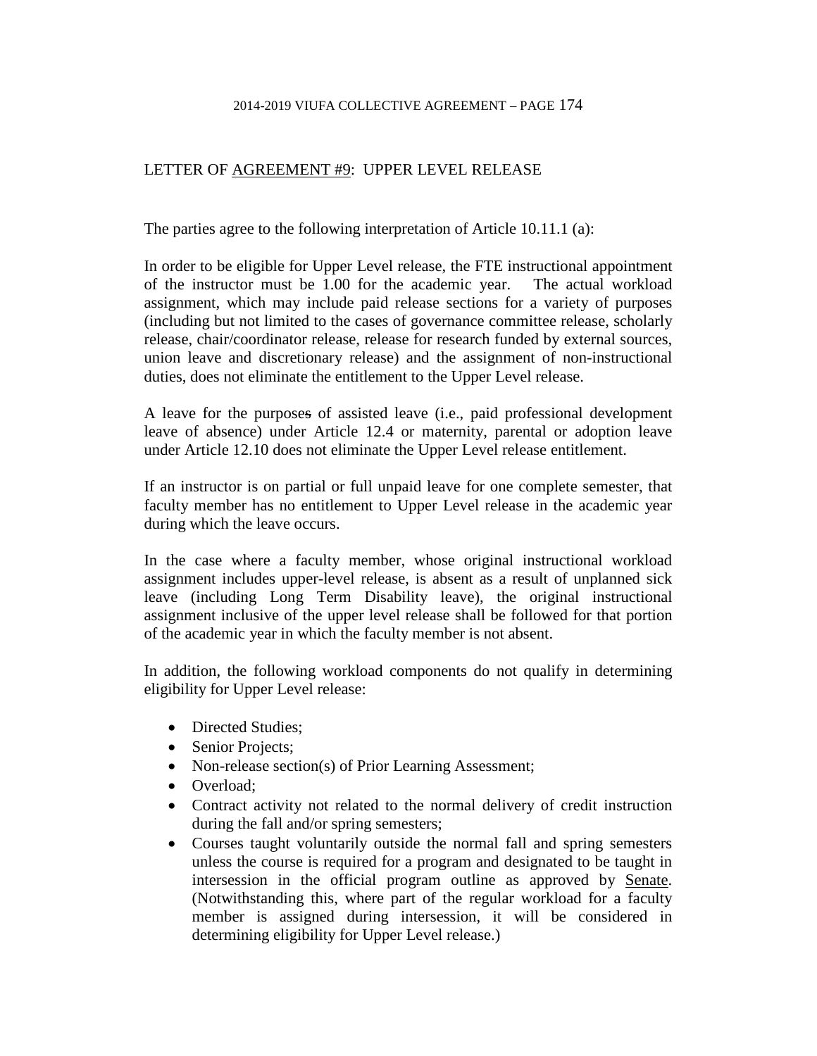## LETTER OF AGREEMENT #9: UPPER LEVEL RELEASE

The parties agree to the following interpretation of Article 10.11.1 (a):

In order to be eligible for Upper Level release, the FTE instructional appointment of the instructor must be 1.00 for the academic year. The actual workload assignment, which may include paid release sections for a variety of purposes (including but not limited to the cases of governance committee release, scholarly release, chair/coordinator release, release for research funded by external sources, union leave and discretionary release) and the assignment of non-instructional duties, does not eliminate the entitlement to the Upper Level release.

A leave for the purposes of assisted leave (i.e., paid professional development leave of absence) under Article 12.4 or maternity, parental or adoption leave under Article 12.10 does not eliminate the Upper Level release entitlement.

If an instructor is on partial or full unpaid leave for one complete semester, that faculty member has no entitlement to Upper Level release in the academic year during which the leave occurs.

In the case where a faculty member, whose original instructional workload assignment includes upper-level release, is absent as a result of unplanned sick leave (including Long Term Disability leave), the original instructional assignment inclusive of the upper level release shall be followed for that portion of the academic year in which the faculty member is not absent.

In addition, the following workload components do not qualify in determining eligibility for Upper Level release:

- Directed Studies;
- Senior Projects;
- Non-release section(s) of Prior Learning Assessment;
- Overload;
- Contract activity not related to the normal delivery of credit instruction during the fall and/or spring semesters;
- Courses taught voluntarily outside the normal fall and spring semesters unless the course is required for a program and designated to be taught in intersession in the official program outline as approved by Senate. (Notwithstanding this, where part of the regular workload for a faculty member is assigned during intersession, it will be considered in determining eligibility for Upper Level release.)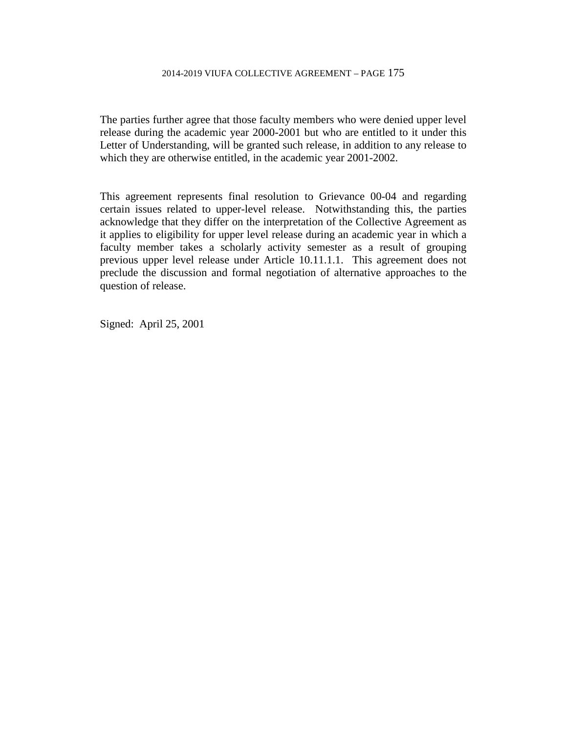The parties further agree that those faculty members who were denied upper level release during the academic year 2000-2001 but who are entitled to it under this Letter of Understanding, will be granted such release, in addition to any release to which they are otherwise entitled, in the academic year 2001-2002.

This agreement represents final resolution to Grievance 00-04 and regarding certain issues related to upper-level release. Notwithstanding this, the parties acknowledge that they differ on the interpretation of the Collective Agreement as it applies to eligibility for upper level release during an academic year in which a faculty member takes a scholarly activity semester as a result of grouping previous upper level release under Article 10.11.1.1. This agreement does not preclude the discussion and formal negotiation of alternative approaches to the question of release.

Signed: April 25, 2001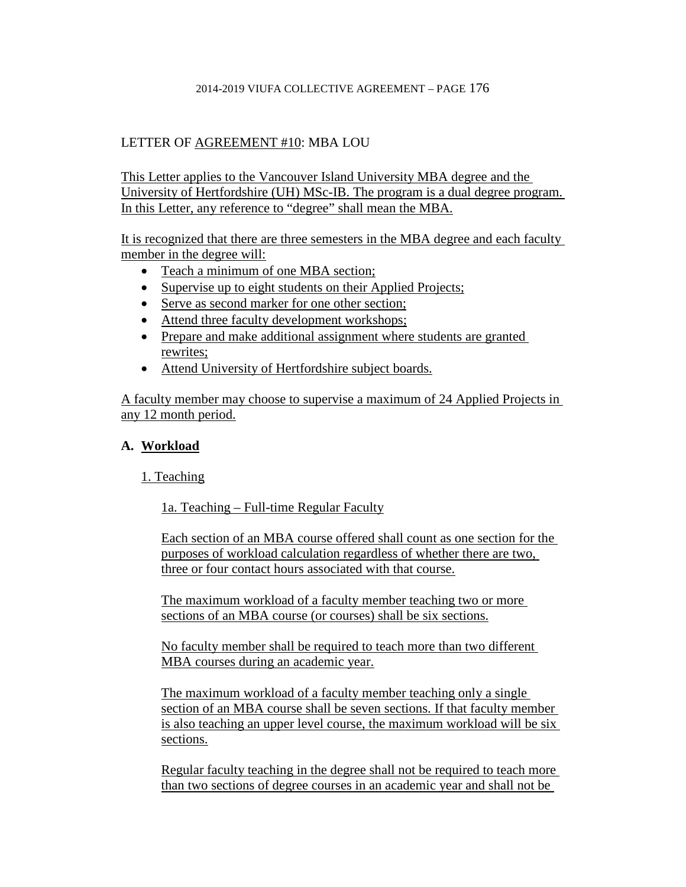LETTER OF AGREEMENT #10: MBA LOU

This Letter applies to the Vancouver Island University MBA degree and the University of Hertfordshire (UH) MSc-IB. The program is a dual degree program. In this Letter, any reference to "degree" shall mean the MBA.

It is recognized that there are three semesters in the MBA degree and each faculty member in the degree will:

- Teach a minimum of one MBA section;
- Supervise up to eight students on their Applied Projects;
- Serve as second marker for one other section;
- Attend three faculty development workshops;
- Prepare and make additional assignment where students are granted rewrites;
- Attend University of Hertfordshire subject boards.

A faculty member may choose to supervise a maximum of 24 Applied Projects in any 12 month period.

## A. Workload

### 1. Teaching

#### 1a. Teaching – Full-time Regular Faculty

Each section of an MBA course offered shall count as one section for the purposes of workload calculation regardless of whether there are two, three or four contact hours associated with that course.

The maximum workload of a faculty member teaching two or more sections of an MBA course (or courses) shall be six sections.

No faculty member shall be required to teach more than two different MBA courses during an academic year.

The maximum workload of a faculty member teaching only a single section of an MBA course shall be seven sections. If that faculty member is also teaching an upper level course, the maximum workload will be six sections.

Regular faculty teaching in the degree shall not be required to teach more than two sections of degree courses in an academic year and shall not be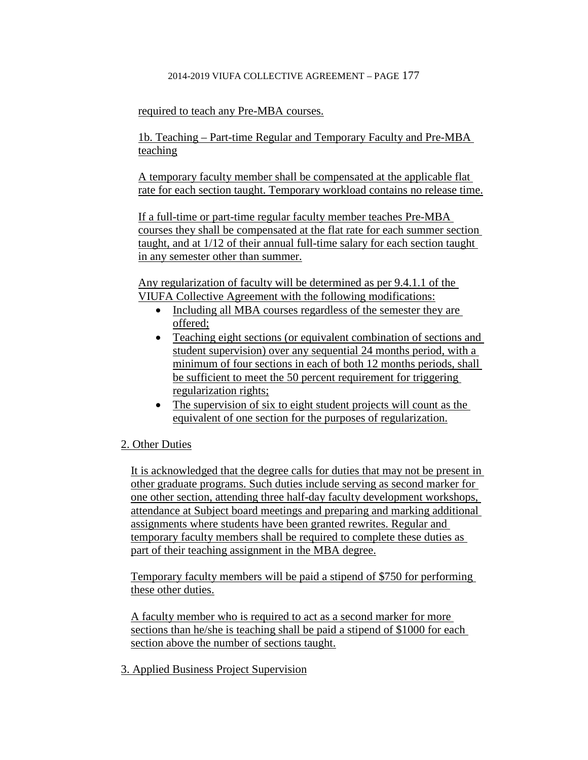required to teach any Pre-MBA courses.

1b. Teaching – Part-time Regular and Temporary Faculty and Pre-MBA teaching

A temporary faculty member shall be compensated at the applicable flat rate for each section taught. Temporary workload contains no release time.

If a full-time or part-time regular faculty member teaches Pre-MBA courses they shall be compensated at the flat rate for each summer section taught, and at 1/12 of their annual full-time salary for each section taught in any semester other than summer.

Any regularization of faculty will be determined as per 9.4.1.1 of the VIUFA Collective Agreement with the following modifications:

- Including all MBA courses regardless of the semester they are offered;
- Teaching eight sections (or equivalent combination of sections and student supervision) over any sequential 24 months period, with a minimum of four sections in each of both 12 months periods, shall be sufficient to meet the 50 percent requirement for triggering regularization rights;
- The supervision of six to eight student projects will count as the equivalent of one section for the purposes of regularization.

2. Other Duties

It is acknowledged that the degree calls for duties that may not be present in other graduate programs. Such duties include serving as second marker for one other section, attending three half-day faculty development workshops, attendance at Subject board meetings and preparing and marking additional assignments where students have been granted rewrites. Regular and temporary faculty members shall be required to complete these duties as part of their teaching assignment in the MBA degree.

Temporary faculty members will be paid a stipend of $750 for performing these other duties.

A faculty member who is required to act as a second marker for more sections than he/she is teaching shall be paid a stipend of $1000 for each section above the number of sections taught.

3. Applied Business Project Supervision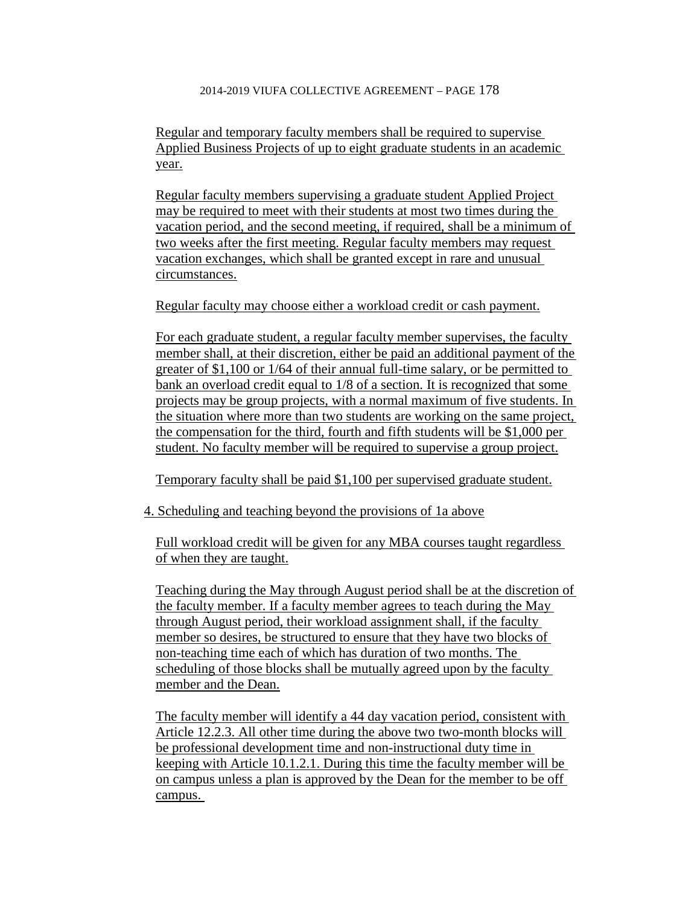Regular and temporary faculty members shall be required to supervise Applied Business Projects of up to eight graduate students in an academic year.

Regular faculty members supervising a graduate student Applied Project may be required to meet with their students at most two times during the vacation period, and the second meeting, if required, shall be a minimum of two weeks after the first meeting. Regular faculty members may request vacation exchanges, which shall be granted except in rare and unusual circumstances.

Regular faculty may choose either a workload credit or cash payment.

For each graduate student, a regular faculty member supervises, the faculty member shall, at their discretion, either be paid an additional payment of the greater of $1,100 or 1/64 of their annual full-time salary, or be permitted to bank an overload credit equal to 1/8 of a section. It is recognized that some projects may be group projects, with a normal maximum of five students. In the situation where more than two students are working on the same project, the compensation for the third, fourth and fifth students will be $1,000 per student. No faculty member will be required to supervise a group project.

Temporary faculty shall be paid $1,100 per supervised graduate student.

4. Scheduling and teaching beyond the provisions of 1a above

Full workload credit will be given for any MBA courses taught regardless of when they are taught.

Teaching during the May through August period shall be at the discretion of the faculty member. If a faculty member agrees to teach during the May through August period, their workload assignment shall, if the faculty member so desires, be structured to ensure that they have two blocks of non-teaching time each of which has duration of two months. The scheduling of those blocks shall be mutually agreed upon by the faculty member and the Dean.

The faculty member will identify a 44 day vacation period, consistent with Article 12.2.3. All other time during the above two two-month blocks will be professional development time and non-instructional duty time in keeping with Article 10.1.2.1. During this time the faculty member will be on campus unless a plan is approved by the Dean for the member to be off campus.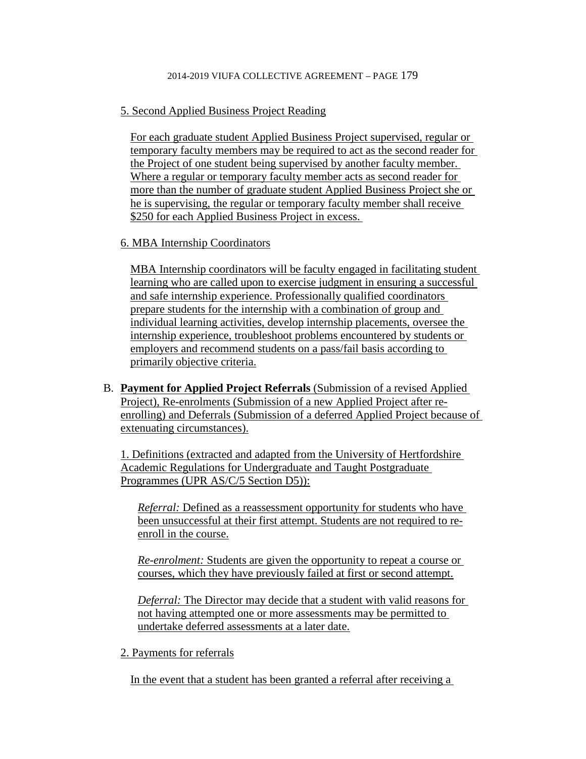5. Second Applied Business Project Reading

For each graduate student Applied Business Project supervised, regular or temporary faculty members may be required to act as the second reader for the Project of one student being supervised by another faculty member. Where a regular or temporary faculty member acts as second reader for more than the number of graduate student Applied Business Project she or he is supervising, the regular or temporary faculty member shall receive $250 for each Applied Business Project in excess.

6. MBA Internship Coordinators

MBA Internship coordinators will be faculty engaged in facilitating student learning who are called upon to exercise judgment in ensuring a successful and safe internship experience. Professionally qualified coordinators prepare students for the internship with a combination of group and individual learning activities, develop internship placements, oversee the internship experience, troubleshoot problems encountered by students or employers and recommend students on a pass/fail basis according to primarily objective criteria.

B. **Payment for Applied Project Referrals** (Submission of a revised Applied Project), Re-enrolments (Submission of a new Applied Project after re-enrolling) and Deferrals (Submission of a deferred Applied Project because of extenuating circumstances).

1. Definitions (extracted and adapted from the University of Hertfordshire Academic Regulations for Undergraduate and Taught Postgraduate Programmes (UPR AS/C/5 Section D5)):

*Referral:* Defined as a reassessment opportunity for students who have been unsuccessful at their first attempt. Students are not required to re-enroll in the course.

*Re-enrolment:* Students are given the opportunity to repeat a course or courses, which they have previously failed at first or second attempt.

*Deferral:* The Director may decide that a student with valid reasons for not having attempted one or more assessments may be permitted to undertake deferred assessments at a later date.

2. Payments for referrals

In the event that a student has been granted a referral after receiving a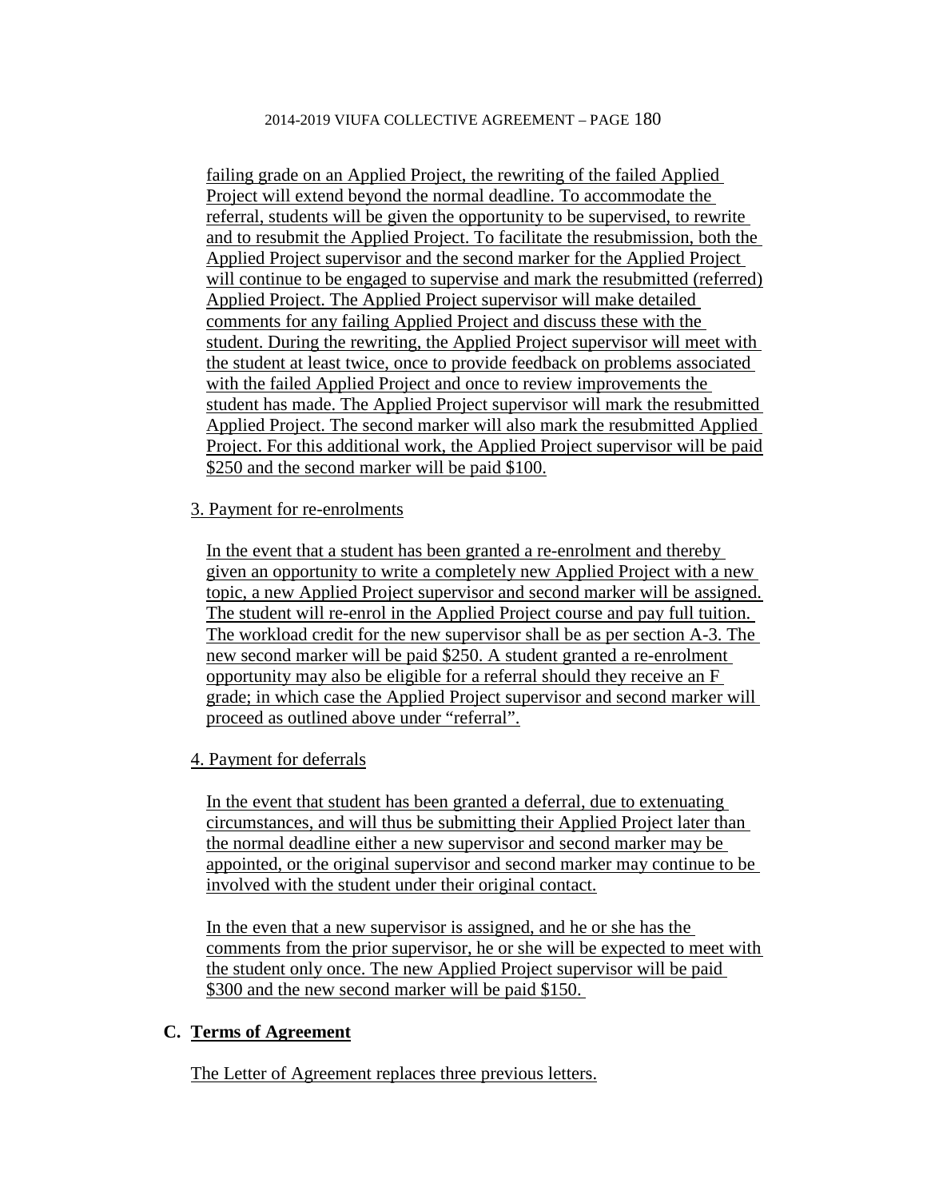failing grade on an Applied Project, the rewriting of the failed Applied Project will extend beyond the normal deadline. To accommodate the referral, students will be given the opportunity to be supervised, to rewrite and to resubmit the Applied Project. To facilitate the resubmission, both the Applied Project supervisor and the second marker for the Applied Project will continue to be engaged to supervise and mark the resubmitted (referred) Applied Project. The Applied Project supervisor will make detailed comments for any failing Applied Project and discuss these with the student. During the rewriting, the Applied Project supervisor will meet with the student at least twice, once to provide feedback on problems associated with the failed Applied Project and once to review improvements the student has made. The Applied Project supervisor will mark the resubmitted Applied Project. The second marker will also mark the resubmitted Applied Project. For this additional work, the Applied Project supervisor will be paid $250 and the second marker will be paid $100.

3. Payment for re-enrolments

In the event that a student has been granted a re-enrolment and thereby given an opportunity to write a completely new Applied Project with a new topic, a new Applied Project supervisor and second marker will be assigned. The student will re-enrol in the Applied Project course and pay full tuition. The workload credit for the new supervisor shall be as per section A-3. The new second marker will be paid $250. A student granted a re-enrolment opportunity may also be eligible for a referral should they receive an F grade; in which case the Applied Project supervisor and second marker will proceed as outlined above under "referral".

4. Payment for deferrals

In the event that student has been granted a deferral, due to extenuating circumstances, and will thus be submitting their Applied Project later than the normal deadline either a new supervisor and second marker may be appointed, or the original supervisor and second marker may continue to be involved with the student under their original contact.

In the even that a new supervisor is assigned, and he or she has the comments from the prior supervisor, he or she will be expected to meet with the student only once. The new Applied Project supervisor will be paid $300 and the new second marker will be paid $150.

## C. Terms of Agreement

The Letter of Agreement replaces three previous letters.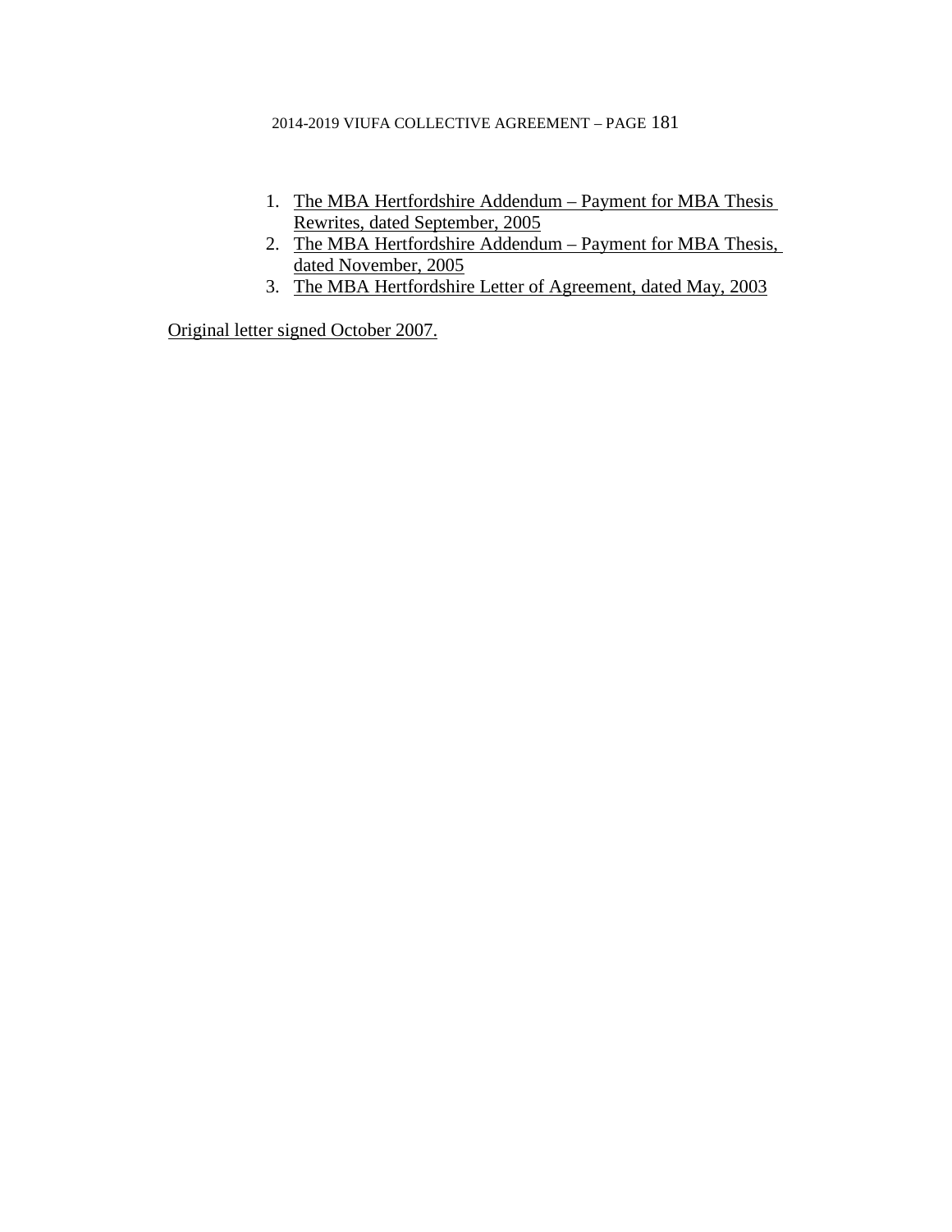1. <u>The MBA Hertfordshire Addendum – Payment for MBA Thesis Rewrites, dated September, 2005</u>
2. <u>The MBA Hertfordshire Addendum – Payment for MBA Thesis, dated November, 2005</u>
3. <u>The MBA Hertfordshire Letter of Agreement, dated May, 2003</u>

<u>Original letter signed October 2007.</u>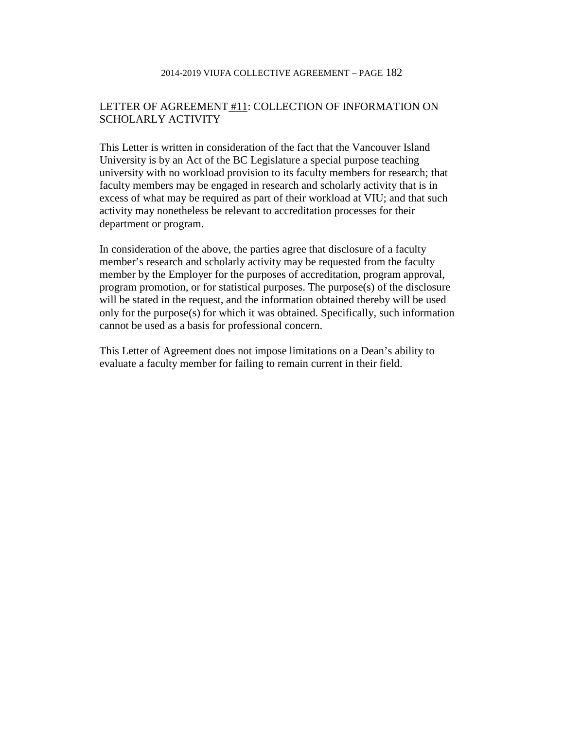## LETTER OF AGREEMENT #11: COLLECTION OF INFORMATION ON SCHOLARLY ACTIVITY

This Letter is written in consideration of the fact that the Vancouver Island University is by an Act of the BC Legislature a special purpose teaching university with no workload provision to its faculty members for research; that faculty members may be engaged in research and scholarly activity that is in excess of what may be required as part of their workload at VIU; and that such activity may nonetheless be relevant to accreditation processes for their department or program.

In consideration of the above, the parties agree that disclosure of a faculty member's research and scholarly activity may be requested from the faculty member by the Employer for the purposes of accreditation, program approval, program promotion, or for statistical purposes. The purpose(s) of the disclosure will be stated in the request, and the information obtained thereby will be used only for the purpose(s) for which it was obtained. Specifically, such information cannot be used as a basis for professional concern.

This Letter of Agreement does not impose limitations on a Dean's ability to evaluate a faculty member for failing to remain current in their field.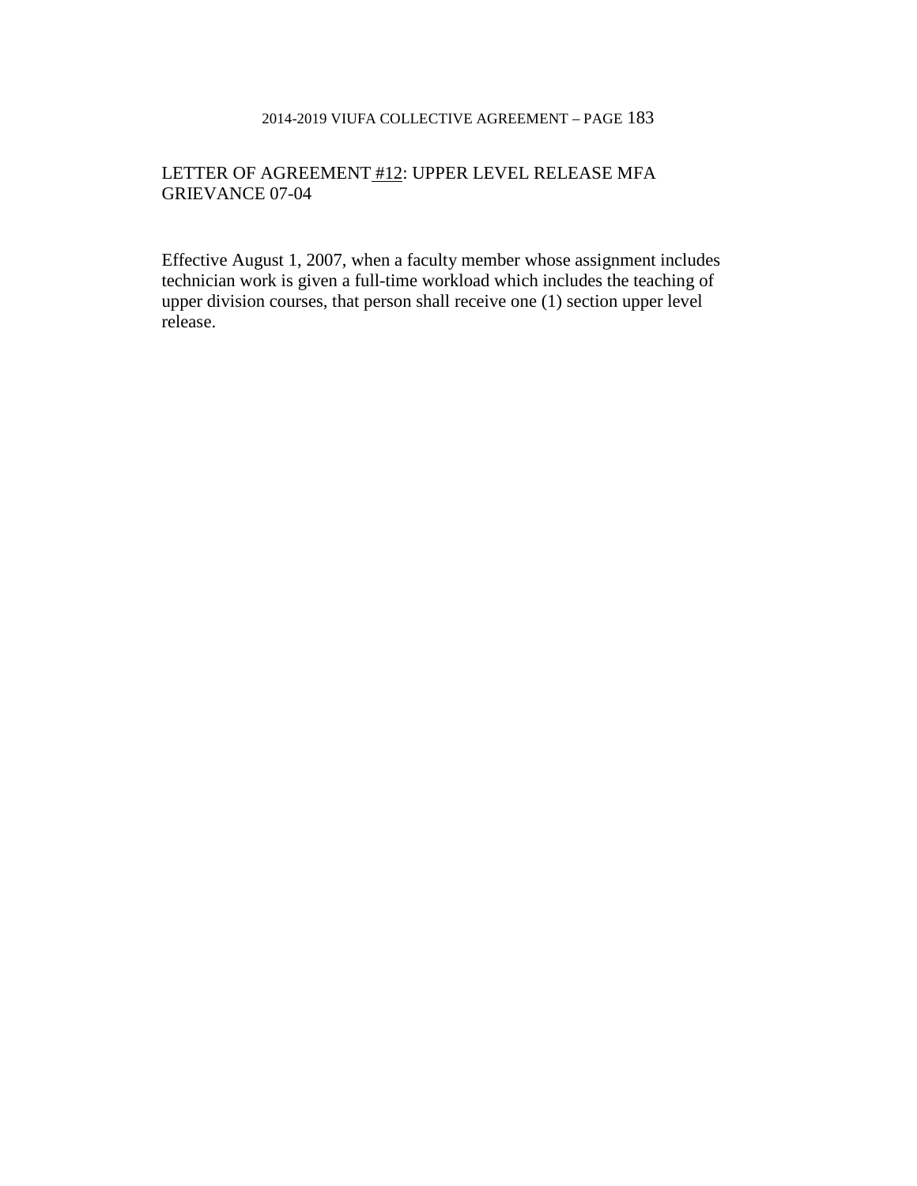## LETTER OF AGREEMENT #12: UPPER LEVEL RELEASE MFA GRIEVANCE 07-04

Effective August 1, 2007, when a faculty member whose assignment includes technician work is given a full-time workload which includes the teaching of upper division courses, that person shall receive one (1) section upper level release.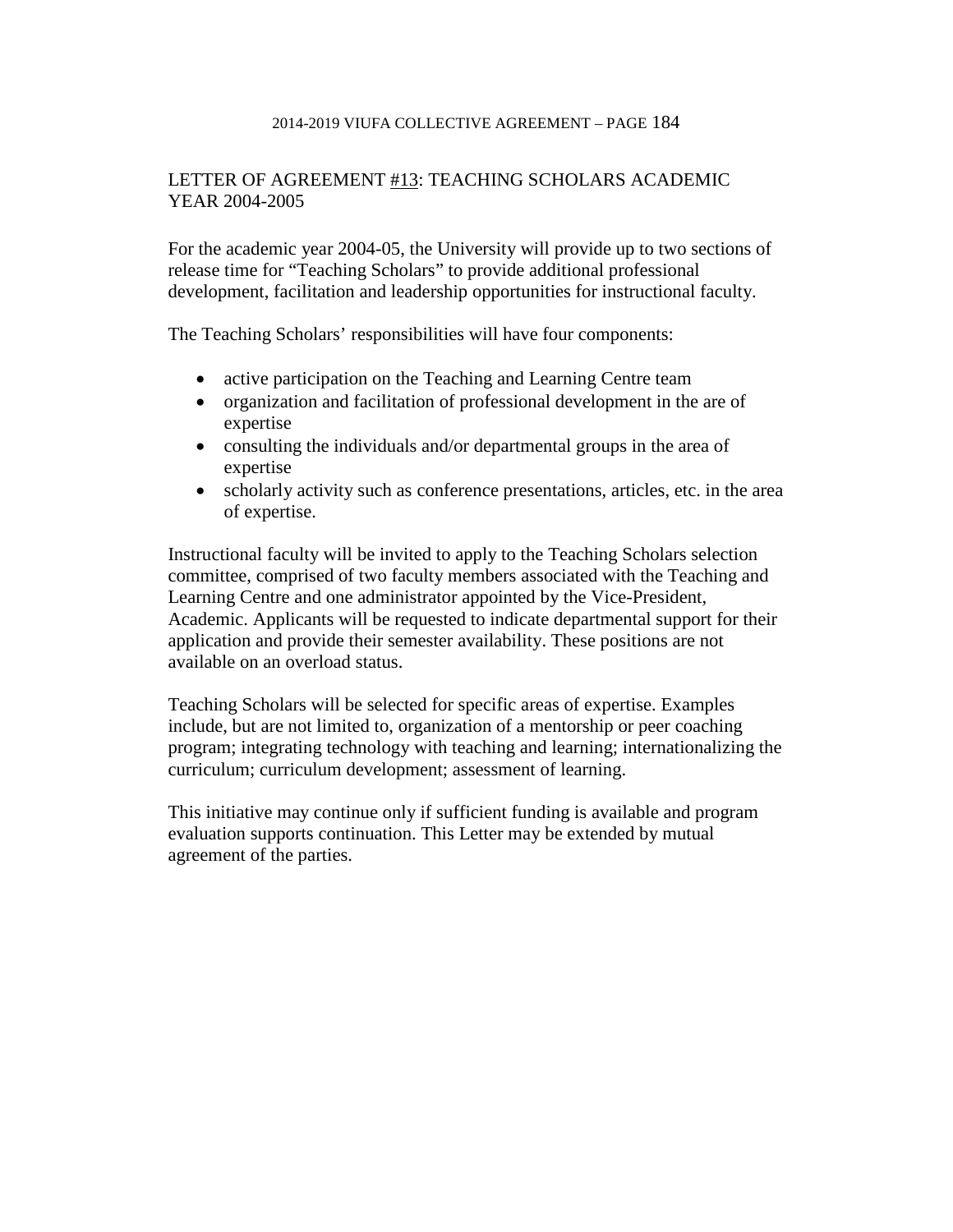## LETTER OF AGREEMENT #13: TEACHING SCHOLARS ACADEMIC YEAR 2004-2005

For the academic year 2004-05, the University will provide up to two sections of release time for "Teaching Scholars" to provide additional professional development, facilitation and leadership opportunities for instructional faculty.

The Teaching Scholars' responsibilities will have four components:

- active participation on the Teaching and Learning Centre team
- organization and facilitation of professional development in the are of expertise
- consulting the individuals and/or departmental groups in the area of expertise
- scholarly activity such as conference presentations, articles, etc. in the area of expertise.

Instructional faculty will be invited to apply to the Teaching Scholars selection committee, comprised of two faculty members associated with the Teaching and Learning Centre and one administrator appointed by the Vice-President, Academic. Applicants will be requested to indicate departmental support for their application and provide their semester availability. These positions are not available on an overload status.

Teaching Scholars will be selected for specific areas of expertise. Examples include, but are not limited to, organization of a mentorship or peer coaching program; integrating technology with teaching and learning; internationalizing the curriculum; curriculum development; assessment of learning.

This initiative may continue only if sufficient funding is available and program evaluation supports continuation. This Letter may be extended by mutual agreement of the parties.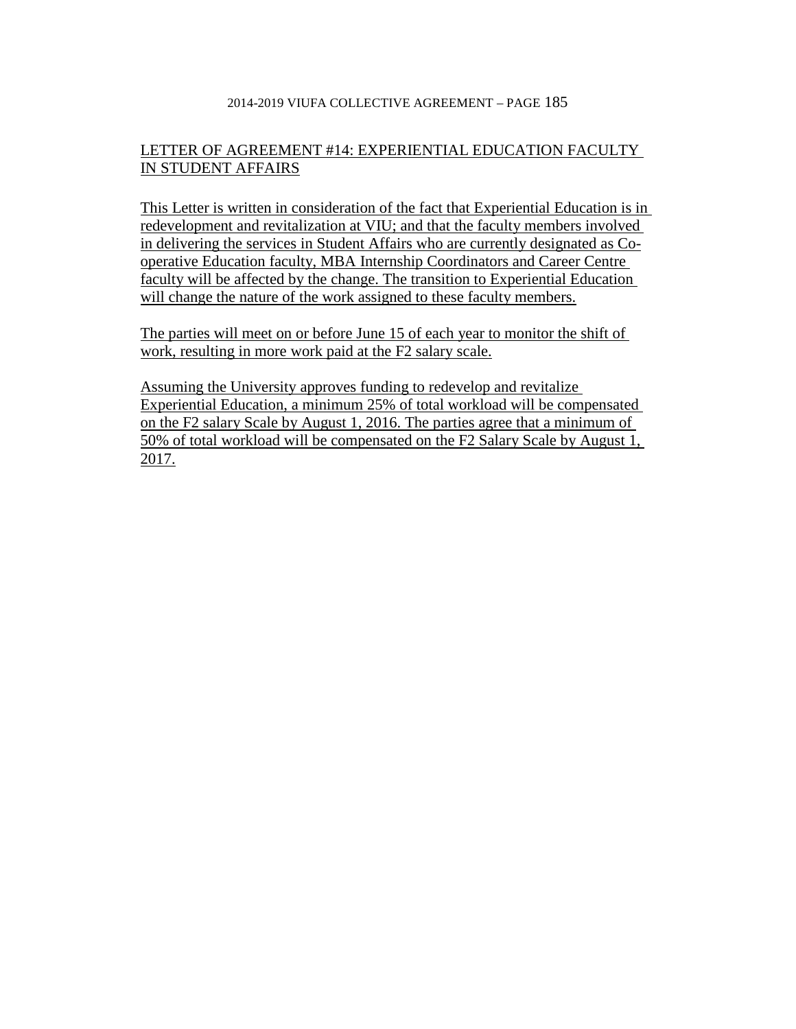## LETTER OF AGREEMENT #14: EXPERIENTIAL EDUCATION FACULTY IN STUDENT AFFAIRS

This Letter is written in consideration of the fact that Experiential Education is in redevelopment and revitalization at VIU; and that the faculty members involved in delivering the services in Student Affairs who are currently designated as Co-operative Education faculty, MBA Internship Coordinators and Career Centre faculty will be affected by the change. The transition to Experiential Education will change the nature of the work assigned to these faculty members.

The parties will meet on or before June 15 of each year to monitor the shift of work, resulting in more work paid at the F2 salary scale.

Assuming the University approves funding to redevelop and revitalize Experiential Education, a minimum 25% of total workload will be compensated on the F2 salary Scale by August 1, 2016. The parties agree that a minimum of 50% of total workload will be compensated on the F2 Salary Scale by August 1, 2017.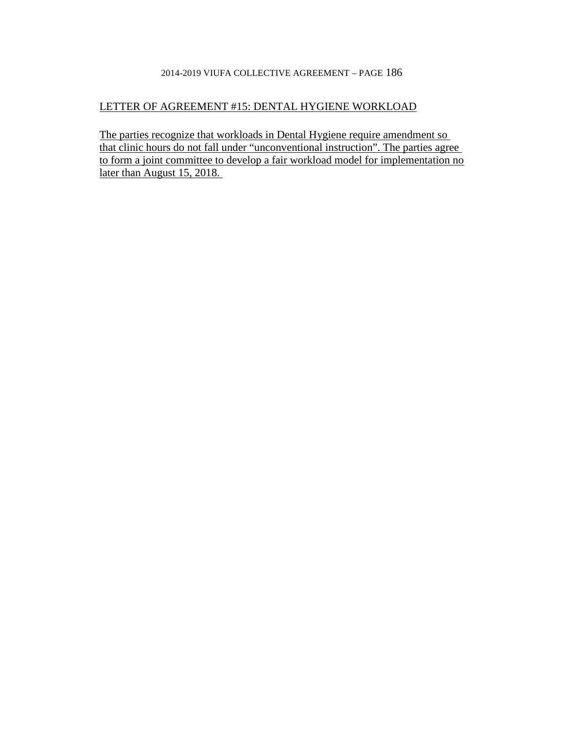## LETTER OF AGREEMENT #15: DENTAL HYGIENE WORKLOAD

The parties recognize that workloads in Dental Hygiene require amendment so that clinic hours do not fall under "unconventional instruction". The parties agree to form a joint committee to develop a fair workload model for implementation no later than August 15, 2018.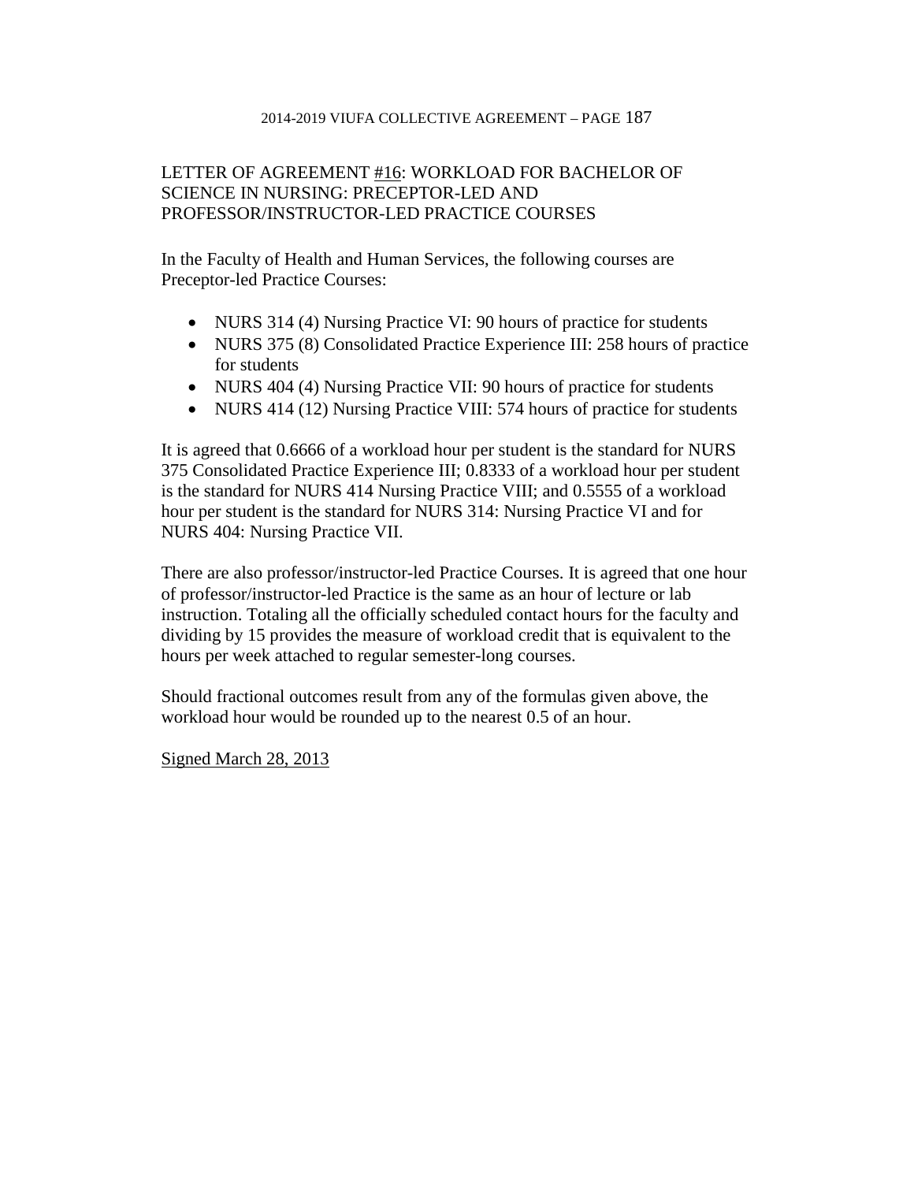## LETTER OF AGREEMENT #16: WORKLOAD FOR BACHELOR OF SCIENCE IN NURSING: PRECEPTOR-LED AND PROFESSOR/INSTRUCTOR-LED PRACTICE COURSES

In the Faculty of Health and Human Services, the following courses are Preceptor-led Practice Courses:

- NURS 314 (4) Nursing Practice VI: 90 hours of practice for students
- NURS 375 (8) Consolidated Practice Experience III: 258 hours of practice for students
- NURS 404 (4) Nursing Practice VII: 90 hours of practice for students
- NURS 414 (12) Nursing Practice VIII: 574 hours of practice for students

It is agreed that 0.6666 of a workload hour per student is the standard for NURS 375 Consolidated Practice Experience III; 0.8333 of a workload hour per student is the standard for NURS 414 Nursing Practice VIII; and 0.5555 of a workload hour per student is the standard for NURS 314: Nursing Practice VI and for NURS 404: Nursing Practice VII.

There are also professor/instructor-led Practice Courses. It is agreed that one hour of professor/instructor-led Practice is the same as an hour of lecture or lab instruction. Totaling all the officially scheduled contact hours for the faculty and dividing by 15 provides the measure of workload credit that is equivalent to the hours per week attached to regular semester-long courses.

Should fractional outcomes result from any of the formulas given above, the workload hour would be rounded up to the nearest 0.5 of an hour.

Signed March 28, 2013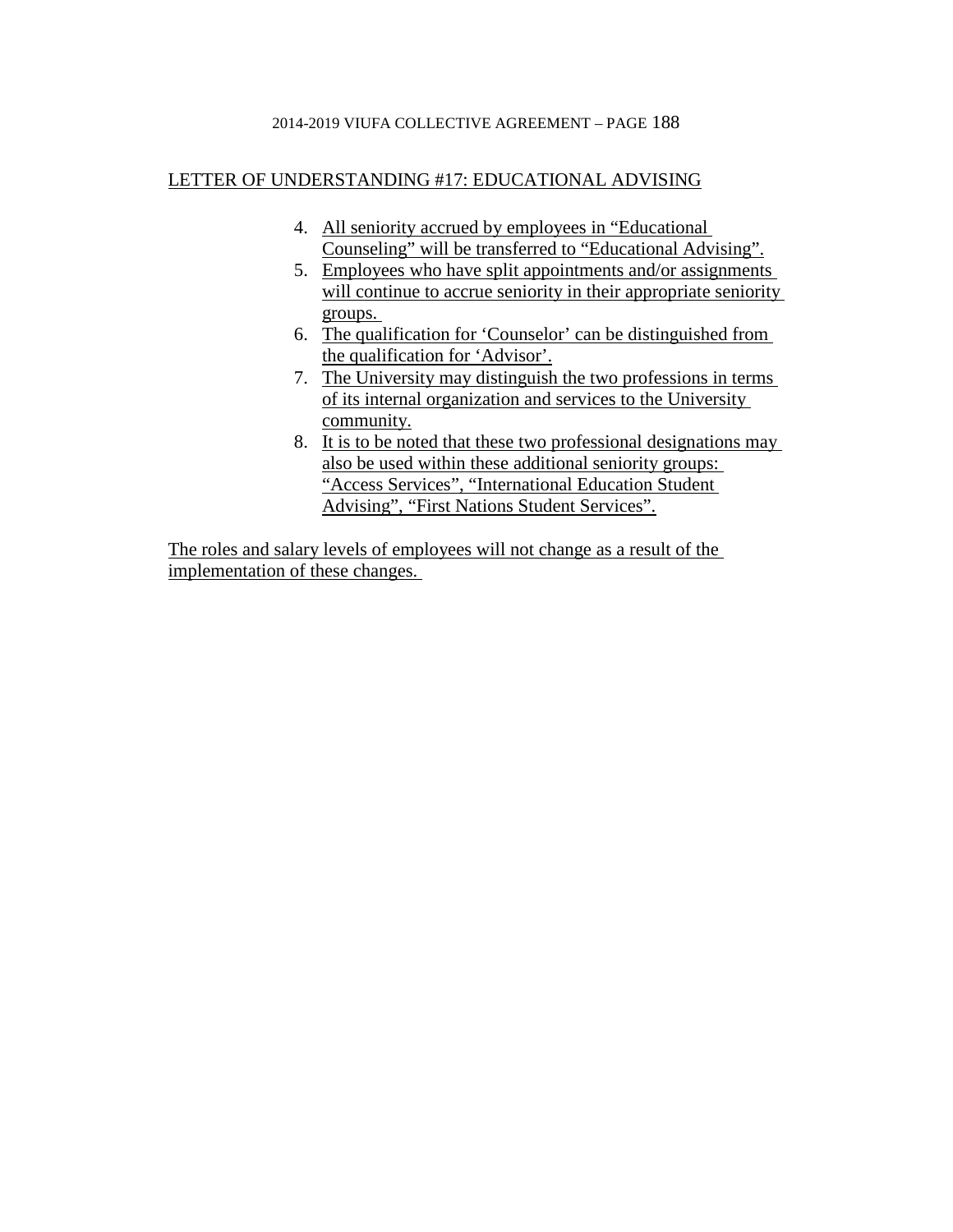## LETTER OF UNDERSTANDING #17: EDUCATIONAL ADVISING

4. All seniority accrued by employees in “Educational Counseling” will be transferred to “Educational Advising”.
5. Employees who have split appointments and/or assignments will continue to accrue seniority in their appropriate seniority groups.
6. The qualification for ‘Counselor’ can be distinguished from the qualification for ‘Advisor’.
7. The University may distinguish the two professions in terms of its internal organization and services to the University community.
8. It is to be noted that these two professional designations may also be used within these additional seniority groups: “Access Services”, “International Education Student Advising”, “First Nations Student Services”.

The roles and salary levels of employees will not change as a result of the implementation of these changes.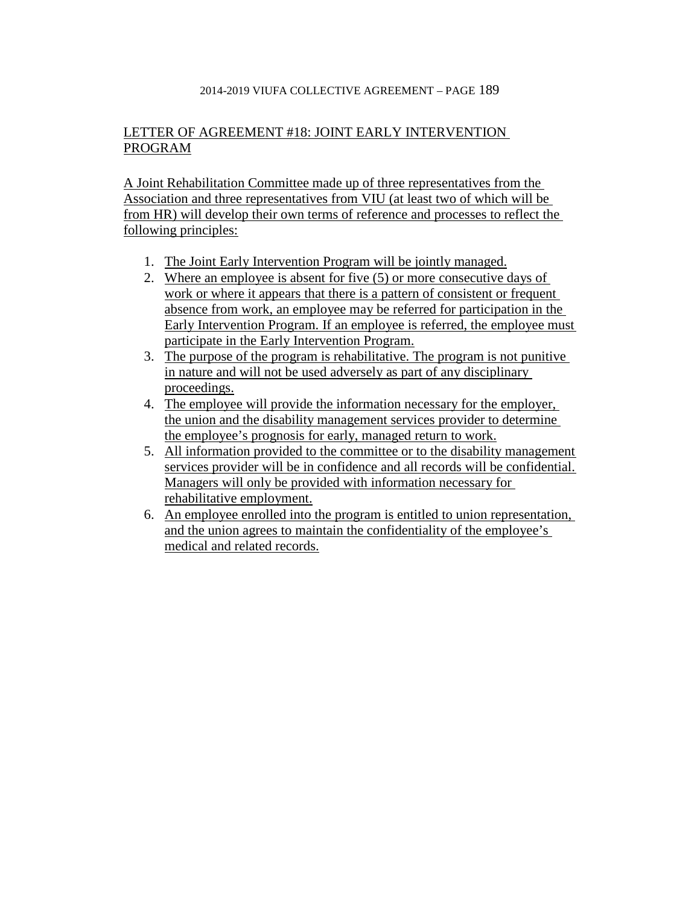## LETTER OF AGREEMENT #18: JOINT EARLY INTERVENTION PROGRAM

A Joint Rehabilitation Committee made up of three representatives from the Association and three representatives from VIU (at least two of which will be from HR) will develop their own terms of reference and processes to reflect the following principles:

1. The Joint Early Intervention Program will be jointly managed.
2. Where an employee is absent for five (5) or more consecutive days of work or where it appears that there is a pattern of consistent or frequent absence from work, an employee may be referred for participation in the Early Intervention Program. If an employee is referred, the employee must participate in the Early Intervention Program.
3. The purpose of the program is rehabilitative. The program is not punitive in nature and will not be used adversely as part of any disciplinary proceedings.
4. The employee will provide the information necessary for the employer, the union and the disability management services provider to determine the employee's prognosis for early, managed return to work.
5. All information provided to the committee or to the disability management services provider will be in confidence and all records will be confidential. Managers will only be provided with information necessary for rehabilitative employment.
6. An employee enrolled into the program is entitled to union representation, and the union agrees to maintain the confidentiality of the employee's medical and related records.